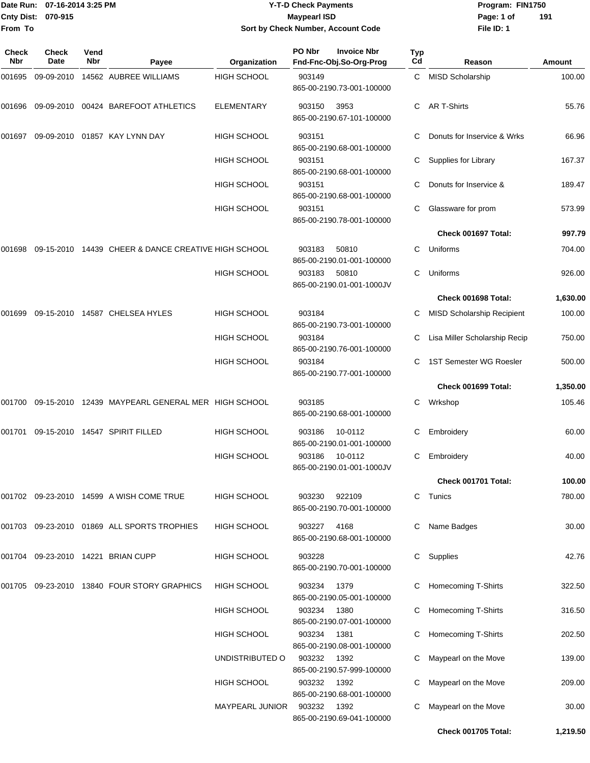Date Run: 07-16-2014 3:25 PM
Cnty Dist: 070-915
From To

# Y-T-D Check Payments
## Maypearl ISD
### Sort by Check Number, Account Code

Program: FIN1750
File ID: 1

| Check Nbr | Check Date | Vend Nbr | Payee | Organization | PO Nbr / Invoice Nbr / Fnd-Fnc-Obj.So-Org-Prog | Typ Cd | Reason | Amount |
|---|---|---|---|---|---|---|---|---|
| 001695 | 09-09-2010 | 14562 | AUBREE WILLIAMS | HIGH SCHOOL | 903149 865-00-2190.73-001-100000 | C | MISD Scholarship | 100.00 |
| 001696 | 09-09-2010 | 00424 | BAREFOOT ATHLETICS | ELEMENTARY | 903150 3953 865-00-2190.67-101-100000 | C | AR T-Shirts | 55.76 |
| 001697 | 09-09-2010 | 01857 | KAY LYNN DAY | HIGH SCHOOL | 903151 865-00-2190.68-001-100000 | C | Donuts for Inservice & Wrks | 66.96 |
| | | | | HIGH SCHOOL | 903151 865-00-2190.68-001-100000 | C | Supplies for Library | 167.37 |
| | | | | HIGH SCHOOL | 903151 865-00-2190.68-001-100000 | C | Donuts for Inservice & | 189.47 |
| | | | | HIGH SCHOOL | 903151 865-00-2190.78-001-100000 | C | Glassware for prom | 573.99 |
| | | | | | | | **Check 001697 Total:** | **997.79** |
| 001698 | 09-15-2010 | 14439 | CHEER & DANCE CREATIVE | HIGH SCHOOL | 903183 50810 865-00-2190.01-001-100000 | C | Uniforms | 704.00 |
| | | | | HIGH SCHOOL | 903183 50810 865-00-2190.01-001-1000JV | C | Uniforms | 926.00 |
| | | | | | | | **Check 001698 Total:** | **1,630.00** |
| 001699 | 09-15-2010 | 14587 | CHELSEA HYLES | HIGH SCHOOL | 903184 865-00-2190.73-001-100000 | C | MISD Scholarship Recipient | 100.00 |
| | | | | HIGH SCHOOL | 903184 865-00-2190.76-001-100000 | C | Lisa Miller Scholarship Recip | 750.00 |
| | | | | HIGH SCHOOL | 903184 865-00-2190.77-001-100000 | C | 1ST Semester WG Roesler | 500.00 |
| | | | | | | | **Check 001699 Total:** | **1,350.00** |
| 001700 | 09-15-2010 | 12439 | MAYPEARL GENERAL MER | HIGH SCHOOL | 903185 865-00-2190.68-001-100000 | C | Wrkshop | 105.46 |
| 001701 | 09-15-2010 | 14547 | SPIRIT FILLED | HIGH SCHOOL | 903186 10-0112 865-00-2190.01-001-100000 | C | Embroidery | 60.00 |
| | | | | HIGH SCHOOL | 903186 10-0112 865-00-2190.01-001-1000JV | C | Embroidery | 40.00 |
| | | | | | | | **Check 001701 Total:** | **100.00** |
| 001702 | 09-23-2010 | 14599 | A WISH COME TRUE | HIGH SCHOOL | 903230 922109 865-00-2190.70-001-100000 | C | Tunics | 780.00 |
| 001703 | 09-23-2010 | 01869 | ALL SPORTS TROPHIES | HIGH SCHOOL | 903227 4168 865-00-2190.68-001-100000 | C | Name Badges | 30.00 |
| 001704 | 09-23-2010 | 14221 | BRIAN CUPP | HIGH SCHOOL | 903228 865-00-2190.70-001-100000 | C | Supplies | 42.76 |
| 001705 | 09-23-2010 | 13840 | FOUR STORY GRAPHICS | HIGH SCHOOL | 903234 1379 865-00-2190.05-001-100000 | C | Homecoming T-Shirts | 322.50 |
| | | | | HIGH SCHOOL | 903234 1380 865-00-2190.07-001-100000 | C | Homecoming T-Shirts | 316.50 |
| | | | | HIGH SCHOOL | 903234 1381 865-00-2190.08-001-100000 | C | Homecoming T-Shirts | 202.50 |
| | | | | UNDISTRIBUTED O | 903232 1392 865-00-2190.57-999-100000 | C | Maypearl on the Move | 139.00 |
| | | | | HIGH SCHOOL | 903232 1392 865-00-2190.68-001-100000 | C | Maypearl on the Move | 209.00 |
| | | | | MAYPEARL JUNIOR | 903232 1392 865-00-2190.69-041-100000 | C | Maypearl on the Move | 30.00 |
| | | | | | | | **Check 001705 Total:** | **1,219.50** |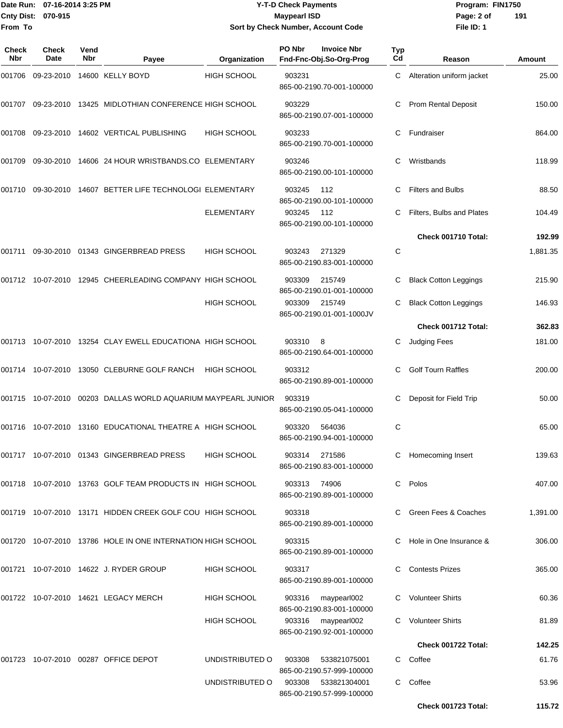Date Run: 07-16-2014 3:25 PM
Cnty Dist: 070-915
From To

**Y-T-D Check Payments**
**Maypearl ISD**
**Sort by Check Number, Account Code**

Program: FIN1750
File ID: 1

| Check Nbr | Check Date | Vend Nbr | Payee | Organization | PO Nbr | Invoice Nbr / Fnd-Fnc-Obj.So-Org-Prog | Typ Cd | Reason | Amount |
|---|---|---|---|---|---|---|---|---|---|
| 001706 | 09-23-2010 | 14600 | KELLY BOYD | HIGH SCHOOL | 903231 | 865-00-2190.70-001-100000 | C | Alteration uniform jacket | 25.00 |
| 001707 | 09-23-2010 | 13425 | MIDLOTHIAN CONFERENCE | HIGH SCHOOL | 903229 | 865-00-2190.07-001-100000 | C | Prom Rental Deposit | 150.00 |
| 001708 | 09-23-2010 | 14602 | VERTICAL PUBLISHING | HIGH SCHOOL | 903233 | 865-00-2190.70-001-100000 | C | Fundraiser | 864.00 |
| 001709 | 09-30-2010 | 14606 | 24 HOUR WRISTBANDS.CO | ELEMENTARY | 903246 | 865-00-2190.00-101-100000 | C | Wristbands | 118.99 |
| 001710 | 09-30-2010 | 14607 | BETTER LIFE TECHNOLOGI | ELEMENTARY | 903245 | 112 / 865-00-2190.00-101-100000 | C | Filters and Bulbs | 88.50 |
| | | | | ELEMENTARY | 903245 | 112 / 865-00-2190.00-101-100000 | C | Filters, Bulbs and Plates | 104.49 |
| | | | | | | | | **Check 001710 Total:** | **192.99** |
| 001711 | 09-30-2010 | 01343 | GINGERBREAD PRESS | HIGH SCHOOL | 903243 | 271329 / 865-00-2190.83-001-100000 | C | | 1,881.35 |
| 001712 | 10-07-2010 | 12945 | CHEERLEADING COMPANY | HIGH SCHOOL | 903309 | 215749 / 865-00-2190.01-001-100000 | C | Black Cotton Leggings | 215.90 |
| | | | | HIGH SCHOOL | 903309 | 215749 / 865-00-2190.01-001-1000JV | C | Black Cotton Leggings | 146.93 |
| | | | | | | | | **Check 001712 Total:** | **362.83** |
| 001713 | 10-07-2010 | 13254 | CLAY EWELL EDUCATIONA | HIGH SCHOOL | 903310 | 8 / 865-00-2190.64-001-100000 | C | Judging Fees | 181.00 |
| 001714 | 10-07-2010 | 13050 | CLEBURNE GOLF RANCH | HIGH SCHOOL | 903312 | 865-00-2190.89-001-100000 | C | Golf Tourn Raffles | 200.00 |
| 001715 | 10-07-2010 | 00203 | DALLAS WORLD AQUARIUM | MAYPEARL JUNIOR | 903319 | 865-00-2190.05-041-100000 | C | Deposit for Field Trip | 50.00 |
| 001716 | 10-07-2010 | 13160 | EDUCATIONAL THEATRE A | HIGH SCHOOL | 903320 | 564036 / 865-00-2190.94-001-100000 | C | | 65.00 |
| 001717 | 10-07-2010 | 01343 | GINGERBREAD PRESS | HIGH SCHOOL | 903314 | 271586 / 865-00-2190.83-001-100000 | C | Homecoming Insert | 139.63 |
| 001718 | 10-07-2010 | 13763 | GOLF TEAM PRODUCTS IN | HIGH SCHOOL | 903313 | 74906 / 865-00-2190.89-001-100000 | C | Polos | 407.00 |
| 001719 | 10-07-2010 | 13171 | HIDDEN CREEK GOLF COU | HIGH SCHOOL | 903318 | 865-00-2190.89-001-100000 | C | Green Fees & Coaches | 1,391.00 |
| 001720 | 10-07-2010 | 13786 | HOLE IN ONE INTERNATION | HIGH SCHOOL | 903315 | 865-00-2190.89-001-100000 | C | Hole in One Insurance & | 306.00 |
| 001721 | 10-07-2010 | 14622 | J. RYDER GROUP | HIGH SCHOOL | 903317 | 865-00-2190.89-001-100000 | C | Contests Prizes | 365.00 |
| 001722 | 10-07-2010 | 14621 | LEGACY MERCH | HIGH SCHOOL | 903316 | maypearl002 / 865-00-2190.83-001-100000 | C | Volunteer Shirts | 60.36 |
| | | | | HIGH SCHOOL | 903316 | maypearl002 / 865-00-2190.92-001-100000 | C | Volunteer Shirts | 81.89 |
| | | | | | | | | **Check 001722 Total:** | **142.25** |
| 001723 | 10-07-2010 | 00287 | OFFICE DEPOT | UNDISTRIBUTED O | 903308 | 533821075001 / 865-00-2190.57-999-100000 | C | Coffee | 61.76 |
| | | | | UNDISTRIBUTED O | 903308 | 533821304001 / 865-00-2190.57-999-100000 | C | Coffee | 53.96 |
| | | | | | | | | **Check 001723 Total:** | **115.72** |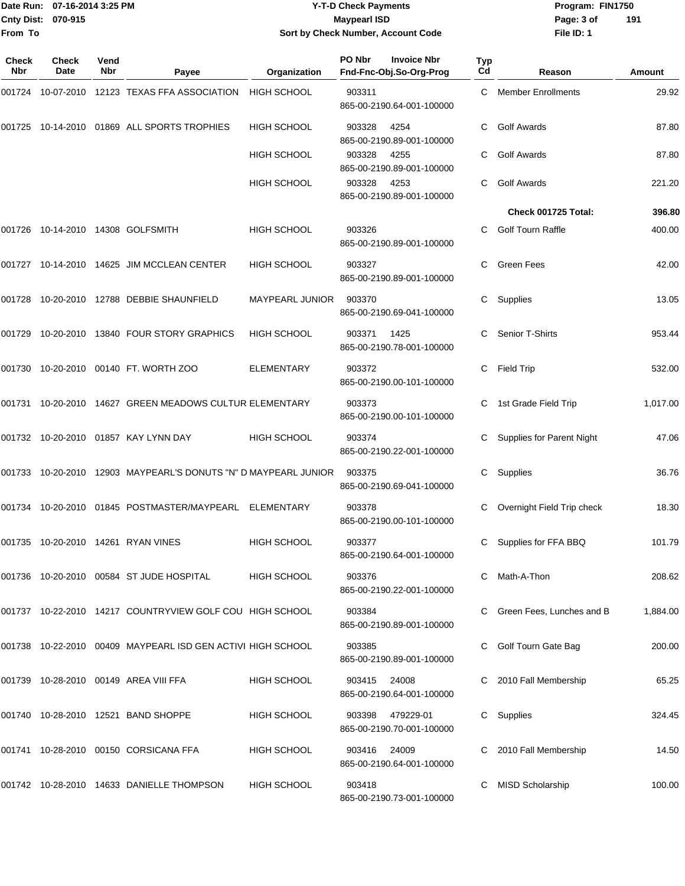# Y-T-D Check Payments

**Maypearl ISD**

**Sort by Check Number, Account Code**

Date Run: 07-16-2014 3:25 PM
Cnty Dist: 070-915
From To

Program: FIN1750
File ID: 1

| Check Nbr | Check Date | Vend Nbr | Payee | Organization | PO Nbr / Invoice Nbr / Fnd-Fnc-Obj.So-Org-Prog | Typ Cd | Reason | Amount |
|---|---|---|---|---|---|---|---|---|
| 001724 | 10-07-2010 | 12123 | TEXAS FFA ASSOCIATION | HIGH SCHOOL | 903311<br>865-00-2190.64-001-100000 | C | Member Enrollments | 29.92 |
| 001725 | 10-14-2010 | 01869 | ALL SPORTS TROPHIES | HIGH SCHOOL | 903328 4254<br>865-00-2190.89-001-100000 | C | Golf Awards | 87.80 |
| | | | | HIGH SCHOOL | 903328 4255<br>865-00-2190.89-001-100000 | C | Golf Awards | 87.80 |
| | | | | HIGH SCHOOL | 903328 4253<br>865-00-2190.89-001-100000 | C | Golf Awards | 221.20 |
| | | | | | | | **Check 001725 Total:** | **396.80** |
| 001726 | 10-14-2010 | 14308 | GOLFSMITH | HIGH SCHOOL | 903326<br>865-00-2190.89-001-100000 | C | Golf Tourn Raffle | 400.00 |
| 001727 | 10-14-2010 | 14625 | JIM MCCLEAN CENTER | HIGH SCHOOL | 903327<br>865-00-2190.89-001-100000 | C | Green Fees | 42.00 |
| 001728 | 10-20-2010 | 12788 | DEBBIE SHAUNFIELD | MAYPEARL JUNIOR | 903370<br>865-00-2190.69-041-100000 | C | Supplies | 13.05 |
| 001729 | 10-20-2010 | 13840 | FOUR STORY GRAPHICS | HIGH SCHOOL | 903371 1425<br>865-00-2190.78-001-100000 | C | Senior T-Shirts | 953.44 |
| 001730 | 10-20-2010 | 00140 | FT. WORTH ZOO | ELEMENTARY | 903372<br>865-00-2190.00-101-100000 | C | Field Trip | 532.00 |
| 001731 | 10-20-2010 | 14627 | GREEN MEADOWS CULTUR | ELEMENTARY | 903373<br>865-00-2190.00-101-100000 | C | 1st Grade Field Trip | 1,017.00 |
| 001732 | 10-20-2010 | 01857 | KAY LYNN DAY | HIGH SCHOOL | 903374<br>865-00-2190.22-001-100000 | C | Supplies for Parent Night | 47.06 |
| 001733 | 10-20-2010 | 12903 | MAYPEARL'S DONUTS "N" D | MAYPEARL JUNIOR | 903375<br>865-00-2190.69-041-100000 | C | Supplies | 36.76 |
| 001734 | 10-20-2010 | 01845 | POSTMASTER/MAYPEARL | ELEMENTARY | 903378<br>865-00-2190.00-101-100000 | C | Overnight Field Trip check | 18.30 |
| 001735 | 10-20-2010 | 14261 | RYAN VINES | HIGH SCHOOL | 903377<br>865-00-2190.64-001-100000 | C | Supplies for FFA BBQ | 101.79 |
| 001736 | 10-20-2010 | 00584 | ST JUDE HOSPITAL | HIGH SCHOOL | 903376<br>865-00-2190.22-001-100000 | C | Math-A-Thon | 208.62 |
| 001737 | 10-22-2010 | 14217 | COUNTRYVIEW GOLF COU | HIGH SCHOOL | 903384<br>865-00-2190.89-001-100000 | C | Green Fees, Lunches and B | 1,884.00 |
| 001738 | 10-22-2010 | 00409 | MAYPEARL ISD GEN ACTIVI | HIGH SCHOOL | 903385<br>865-00-2190.89-001-100000 | C | Golf Tourn Gate Bag | 200.00 |
| 001739 | 10-28-2010 | 00149 | AREA VIII FFA | HIGH SCHOOL | 903415 24008<br>865-00-2190.64-001-100000 | C | 2010 Fall Membership | 65.25 |
| 001740 | 10-28-2010 | 12521 | BAND SHOPPE | HIGH SCHOOL | 903398 479229-01<br>865-00-2190.70-001-100000 | C | Supplies | 324.45 |
| 001741 | 10-28-2010 | 00150 | CORSICANA FFA | HIGH SCHOOL | 903416 24009<br>865-00-2190.64-001-100000 | C | 2010 Fall Membership | 14.50 |
| 001742 | 10-28-2010 | 14633 | DANIELLE THOMPSON | HIGH SCHOOL | 903418<br>865-00-2190.73-001-100000 | C | MISD Scholarship | 100.00 |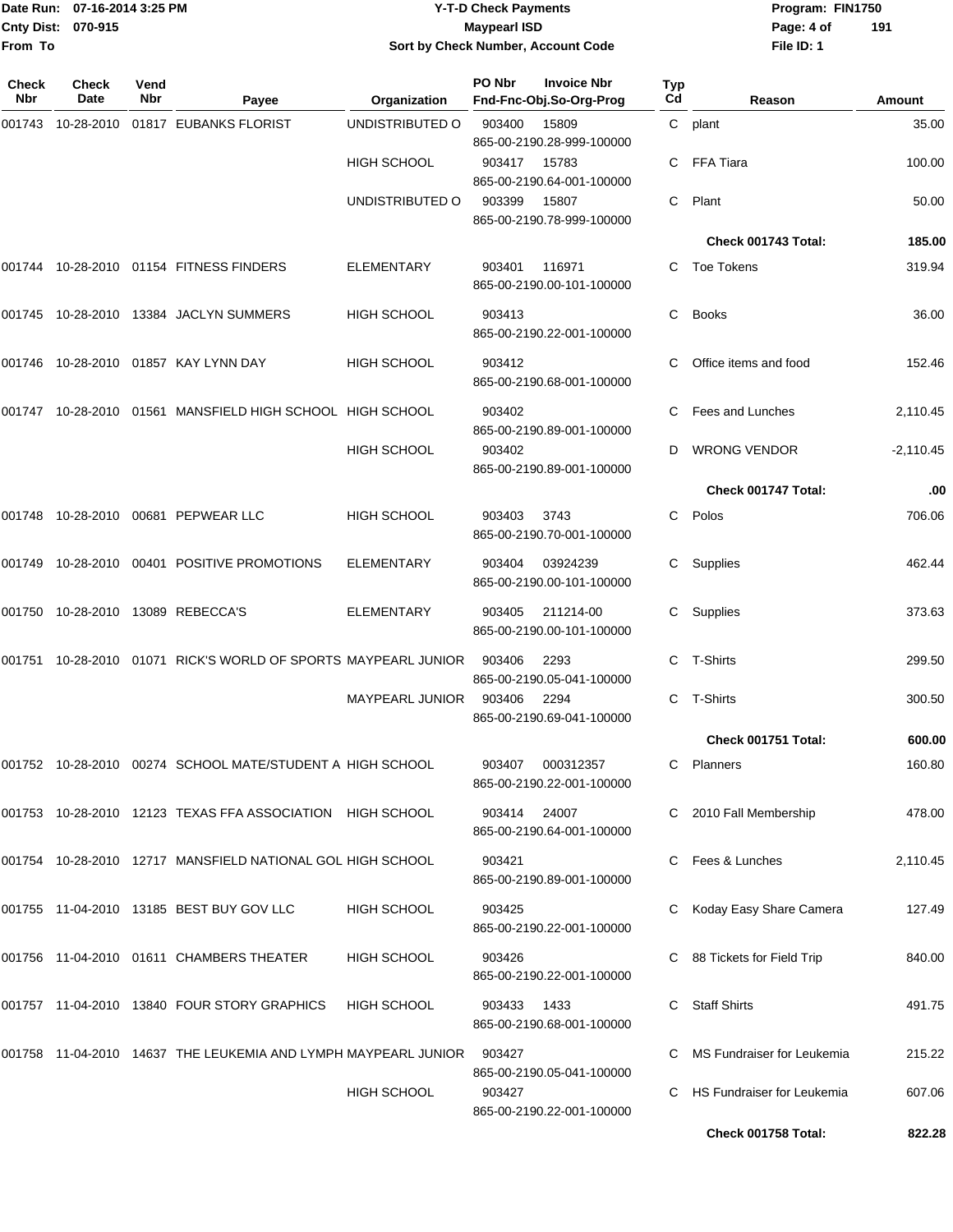# Y-T-D Check Payments

**Maypearl ISD**

**Sort by Check Number, Account Code**

Date Run: 07-16-2014 3:25 PM
Cnty Dist: 070-915
From To

Program: FIN1750
File ID: 1

| Check Nbr | Check Date | Vend Nbr | Payee | Organization | PO Nbr | Invoice Nbr / Fnd-Fnc-Obj.So-Org-Prog | Typ Cd | Reason | Amount |
|---|---|---|---|---|---|---|---|---|---|
| 001743 | 10-28-2010 | 01817 | EUBANKS FLORIST | UNDISTRIBUTED O | 903400 | 15809 865-00-2190.28-999-100000 | C | plant | 35.00 |
| | | | | HIGH SCHOOL | 903417 | 15783 865-00-2190.64-001-100000 | C | FFA Tiara | 100.00 |
| | | | | UNDISTRIBUTED O | 903399 | 15807 865-00-2190.78-999-100000 | C | Plant | 50.00 |
| | | | | | | | | **Check 001743 Total:** | **185.00** |
| 001744 | 10-28-2010 | 01154 | FITNESS FINDERS | ELEMENTARY | 903401 | 116971 865-00-2190.00-101-100000 | C | Toe Tokens | 319.94 |
| 001745 | 10-28-2010 | 13384 | JACLYN SUMMERS | HIGH SCHOOL | 903413 | 865-00-2190.22-001-100000 | C | Books | 36.00 |
| 001746 | 10-28-2010 | 01857 | KAY LYNN DAY | HIGH SCHOOL | 903412 | 865-00-2190.68-001-100000 | C | Office items and food | 152.46 |
| 001747 | 10-28-2010 | 01561 | MANSFIELD HIGH SCHOOL | HIGH SCHOOL | 903402 | 865-00-2190.89-001-100000 | C | Fees and Lunches | 2,110.45 |
| | | | | HIGH SCHOOL | 903402 | 865-00-2190.89-001-100000 | D | WRONG VENDOR | -2,110.45 |
| | | | | | | | | **Check 001747 Total:** | **.00** |
| 001748 | 10-28-2010 | 00681 | PEPWEAR LLC | HIGH SCHOOL | 903403 | 3743 865-00-2190.70-001-100000 | C | Polos | 706.06 |
| 001749 | 10-28-2010 | 00401 | POSITIVE PROMOTIONS | ELEMENTARY | 903404 | 03924239 865-00-2190.00-101-100000 | C | Supplies | 462.44 |
| 001750 | 10-28-2010 | 13089 | REBECCA'S | ELEMENTARY | 903405 | 211214-00 865-00-2190.00-101-100000 | C | Supplies | 373.63 |
| 001751 | 10-28-2010 | 01071 | RICK'S WORLD OF SPORTS | MAYPEARL JUNIOR | 903406 | 2293 865-00-2190.05-041-100000 | C | T-Shirts | 299.50 |
| | | | | MAYPEARL JUNIOR | 903406 | 2294 865-00-2190.69-041-100000 | C | T-Shirts | 300.50 |
| | | | | | | | | **Check 001751 Total:** | **600.00** |
| 001752 | 10-28-2010 | 00274 | SCHOOL MATE/STUDENT A | HIGH SCHOOL | 903407 | 000312357 865-00-2190.22-001-100000 | C | Planners | 160.80 |
| 001753 | 10-28-2010 | 12123 | TEXAS FFA ASSOCIATION | HIGH SCHOOL | 903414 | 24007 865-00-2190.64-001-100000 | C | 2010 Fall Membership | 478.00 |
| 001754 | 10-28-2010 | 12717 | MANSFIELD NATIONAL GOL | HIGH SCHOOL | 903421 | 865-00-2190.89-001-100000 | C | Fees & Lunches | 2,110.45 |
| 001755 | 11-04-2010 | 13185 | BEST BUY GOV LLC | HIGH SCHOOL | 903425 | 865-00-2190.22-001-100000 | C | Koday Easy Share Camera | 127.49 |
| 001756 | 11-04-2010 | 01611 | CHAMBERS THEATER | HIGH SCHOOL | 903426 | 865-00-2190.22-001-100000 | C | 88 Tickets for Field Trip | 840.00 |
| 001757 | 11-04-2010 | 13840 | FOUR STORY GRAPHICS | HIGH SCHOOL | 903433 | 1433 865-00-2190.68-001-100000 | C | Staff Shirts | 491.75 |
| 001758 | 11-04-2010 | 14637 | THE LEUKEMIA AND LYMPH | MAYPEARL JUNIOR | 903427 | 865-00-2190.05-041-100000 | C | MS Fundraiser for Leukemia | 215.22 |
| | | | | HIGH SCHOOL | 903427 | 865-00-2190.22-001-100000 | C | HS Fundraiser for Leukemia | 607.06 |
| | | | | | | | | **Check 001758 Total:** | **822.28** |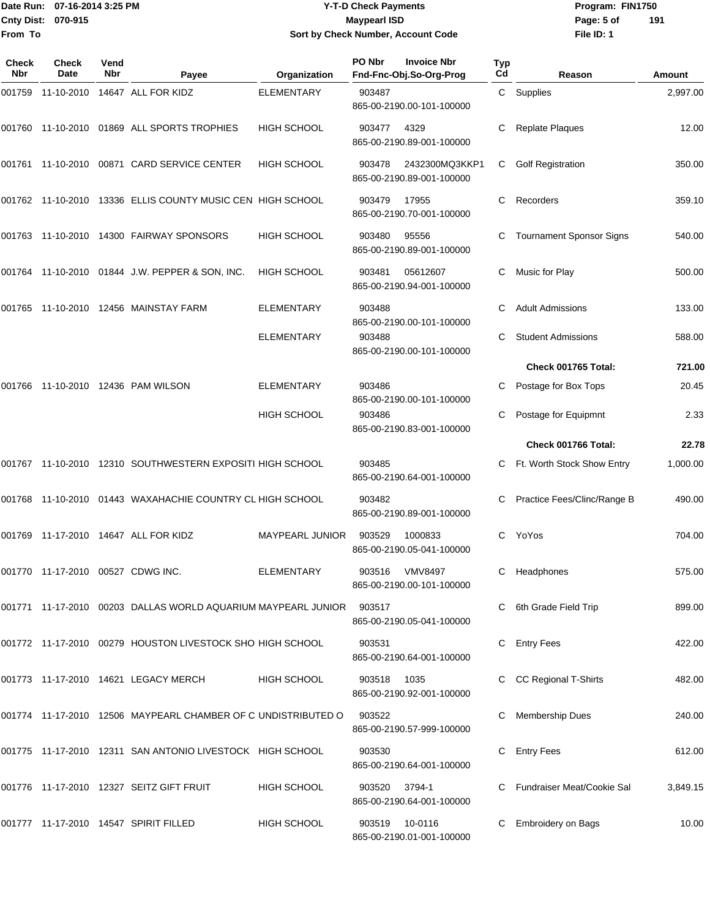Date Run: 07-16-2014 3:25 PM
Cnty Dist: 070-915
From To

# Y-T-D Check Payments
## Maypearl ISD
### Sort by Check Number, Account Code

Program: FIN1750
File ID: 1

| Check Nbr | Check Date | Vend Nbr | Payee | Organization | PO Nbr / Invoice Nbr / Fnd-Fnc-Obj.So-Org-Prog | Typ Cd | Reason | Amount |
|---|---|---|---|---|---|---|---|---|
| 001759 | 11-10-2010 | 14647 | ALL FOR KIDZ | ELEMENTARY | 903487 865-00-2190.00-101-100000 | C | Supplies | 2,997.00 |
| 001760 | 11-10-2010 | 01869 | ALL SPORTS TROPHIES | HIGH SCHOOL | 903477 4329 865-00-2190.89-001-100000 | C | Replate Plaques | 12.00 |
| 001761 | 11-10-2010 | 00871 | CARD SERVICE CENTER | HIGH SCHOOL | 903478 2432300MQ3KKP1 865-00-2190.89-001-100000 | C | Golf Registration | 350.00 |
| 001762 | 11-10-2010 | 13336 | ELLIS COUNTY MUSIC CEN | HIGH SCHOOL | 903479 17955 865-00-2190.70-001-100000 | C | Recorders | 359.10 |
| 001763 | 11-10-2010 | 14300 | FAIRWAY SPONSORS | HIGH SCHOOL | 903480 95556 865-00-2190.89-001-100000 | C | Tournament Sponsor Signs | 540.00 |
| 001764 | 11-10-2010 | 01844 | J.W. PEPPER & SON, INC. | HIGH SCHOOL | 903481 05612607 865-00-2190.94-001-100000 | C | Music for Play | 500.00 |
| 001765 | 11-10-2010 | 12456 | MAINSTAY FARM | ELEMENTARY | 903488 865-00-2190.00-101-100000 | C | Adult Admissions | 133.00 |
| | | | | ELEMENTARY | 903488 865-00-2190.00-101-100000 | C | Student Admissions | 588.00 |
| | | | | | | | **Check 001765 Total:** | **721.00** |
| 001766 | 11-10-2010 | 12436 | PAM WILSON | ELEMENTARY | 903486 865-00-2190.00-101-100000 | C | Postage for Box Tops | 20.45 |
| | | | | HIGH SCHOOL | 903486 865-00-2190.83-001-100000 | C | Postage for Equipmnt | 2.33 |
| | | | | | | | **Check 001766 Total:** | **22.78** |
| 001767 | 11-10-2010 | 12310 | SOUTHWESTERN EXPOSITI | HIGH SCHOOL | 903485 865-00-2190.64-001-100000 | C | Ft. Worth Stock Show Entry | 1,000.00 |
| 001768 | 11-10-2010 | 01443 | WAXAHACHIE COUNTRY CL | HIGH SCHOOL | 903482 865-00-2190.89-001-100000 | C | Practice Fees/Clinc/Range B | 490.00 |
| 001769 | 11-17-2010 | 14647 | ALL FOR KIDZ | MAYPEARL JUNIOR | 903529 1000833 865-00-2190.05-041-100000 | C | YoYos | 704.00 |
| 001770 | 11-17-2010 | 00527 | CDWG INC. | ELEMENTARY | 903516 VMV8497 865-00-2190.00-101-100000 | C | Headphones | 575.00 |
| 001771 | 11-17-2010 | 00203 | DALLAS WORLD AQUARIUM | MAYPEARL JUNIOR | 903517 865-00-2190.05-041-100000 | C | 6th Grade Field Trip | 899.00 |
| 001772 | 11-17-2010 | 00279 | HOUSTON LIVESTOCK SHO | HIGH SCHOOL | 903531 865-00-2190.64-001-100000 | C | Entry Fees | 422.00 |
| 001773 | 11-17-2010 | 14621 | LEGACY MERCH | HIGH SCHOOL | 903518 1035 865-00-2190.92-001-100000 | C | CC Regional T-Shirts | 482.00 |
| 001774 | 11-17-2010 | 12506 | MAYPEARL CHAMBER OF C | UNDISTRIBUTED O | 903522 865-00-2190.57-999-100000 | C | Membership Dues | 240.00 |
| 001775 | 11-17-2010 | 12311 | SAN ANTONIO LIVESTOCK | HIGH SCHOOL | 903530 865-00-2190.64-001-100000 | C | Entry Fees | 612.00 |
| 001776 | 11-17-2010 | 12327 | SEITZ GIFT FRUIT | HIGH SCHOOL | 903520 3794-1 865-00-2190.64-001-100000 | C | Fundraiser Meat/Cookie Sal | 3,849.15 |
| 001777 | 11-17-2010 | 14547 | SPIRIT FILLED | HIGH SCHOOL | 903519 10-0116 865-00-2190.01-001-100000 | C | Embroidery on Bags | 10.00 |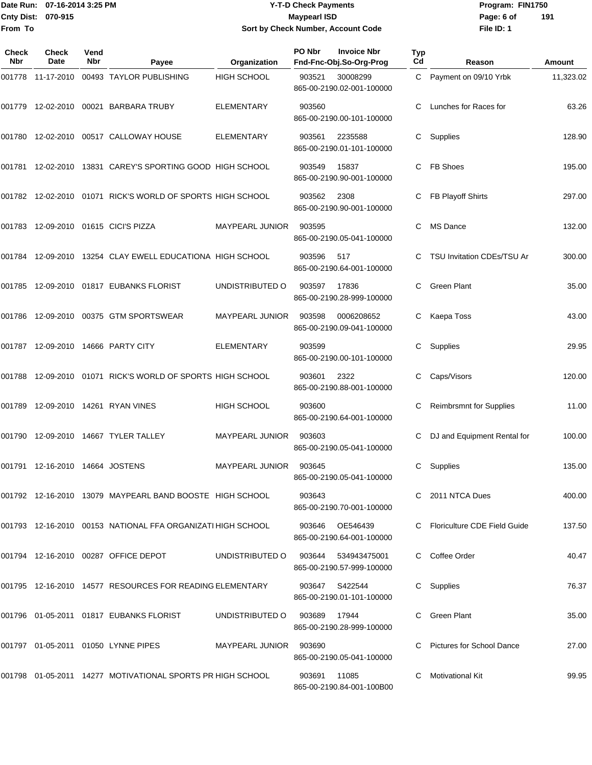Date Run: 07-16-2014 3:25 PM
Cnty Dist: 070-915
From To

# Y-T-D Check Payments
## Maypearl ISD
### Sort by Check Number, Account Code

Program: FIN1750
File ID: 1

| Check Nbr | Check Date | Vend Nbr | Payee | Organization | PO Nbr | Invoice Nbr / Fnd-Fnc-Obj.So-Org-Prog | Typ Cd | Reason | Amount |
|---|---|---|---|---|---|---|---|---|---|
| 001778 | 11-17-2010 | 00493 | TAYLOR PUBLISHING | HIGH SCHOOL | 903521 | 30008299 865-00-2190.02-001-100000 | C | Payment on 09/10 Yrbk | 11,323.02 |
| 001779 | 12-02-2010 | 00021 | BARBARA TRUBY | ELEMENTARY | 903560 | 865-00-2190.00-101-100000 | C | Lunches for Races for | 63.26 |
| 001780 | 12-02-2010 | 00517 | CALLOWAY HOUSE | ELEMENTARY | 903561 | 2235588 865-00-2190.01-101-100000 | C | Supplies | 128.90 |
| 001781 | 12-02-2010 | 13831 | CAREY'S SPORTING GOOD | HIGH SCHOOL | 903549 | 15837 865-00-2190.90-001-100000 | C | FB Shoes | 195.00 |
| 001782 | 12-02-2010 | 01071 | RICK'S WORLD OF SPORTS | HIGH SCHOOL | 903562 | 2308 865-00-2190.90-001-100000 | C | FB Playoff Shirts | 297.00 |
| 001783 | 12-09-2010 | 01615 | CICI'S PIZZA | MAYPEARL JUNIOR | 903595 | 865-00-2190.05-041-100000 | C | MS Dance | 132.00 |
| 001784 | 12-09-2010 | 13254 | CLAY EWELL EDUCATIONA | HIGH SCHOOL | 903596 | 517 865-00-2190.64-001-100000 | C | TSU Invitation CDEs/TSU Ar | 300.00 |
| 001785 | 12-09-2010 | 01817 | EUBANKS FLORIST | UNDISTRIBUTED O | 903597 | 17836 865-00-2190.28-999-100000 | C | Green Plant | 35.00 |
| 001786 | 12-09-2010 | 00375 | GTM SPORTSWEAR | MAYPEARL JUNIOR | 903598 | 0006208652 865-00-2190.09-041-100000 | C | Kaepa Toss | 43.00 |
| 001787 | 12-09-2010 | 14666 | PARTY CITY | ELEMENTARY | 903599 | 865-00-2190.00-101-100000 | C | Supplies | 29.95 |
| 001788 | 12-09-2010 | 01071 | RICK'S WORLD OF SPORTS | HIGH SCHOOL | 903601 | 2322 865-00-2190.88-001-100000 | C | Caps/Visors | 120.00 |
| 001789 | 12-09-2010 | 14261 | RYAN VINES | HIGH SCHOOL | 903600 | 865-00-2190.64-001-100000 | C | Reimbrsmnt for Supplies | 11.00 |
| 001790 | 12-09-2010 | 14667 | TYLER TALLEY | MAYPEARL JUNIOR | 903603 | 865-00-2190.05-041-100000 | C | DJ and Equipment Rental for | 100.00 |
| 001791 | 12-16-2010 | 14664 | JOSTENS | MAYPEARL JUNIOR | 903645 | 865-00-2190.05-041-100000 | C | Supplies | 135.00 |
| 001792 | 12-16-2010 | 13079 | MAYPEARL BAND BOOSTE | HIGH SCHOOL | 903643 | 865-00-2190.70-001-100000 | C | 2011 NTCA Dues | 400.00 |
| 001793 | 12-16-2010 | 00153 | NATIONAL FFA ORGANIZATI | HIGH SCHOOL | 903646 | OE546439 865-00-2190.64-001-100000 | C | Floriculture CDE Field Guide | 137.50 |
| 001794 | 12-16-2010 | 00287 | OFFICE DEPOT | UNDISTRIBUTED O | 903644 | 534943475001 865-00-2190.57-999-100000 | C | Coffee Order | 40.47 |
| 001795 | 12-16-2010 | 14577 | RESOURCES FOR READING | ELEMENTARY | 903647 | S422544 865-00-2190.01-101-100000 | C | Supplies | 76.37 |
| 001796 | 01-05-2011 | 01817 | EUBANKS FLORIST | UNDISTRIBUTED O | 903689 | 17944 865-00-2190.28-999-100000 | C | Green Plant | 35.00 |
| 001797 | 01-05-2011 | 01050 | LYNNE PIPES | MAYPEARL JUNIOR | 903690 | 865-00-2190.05-041-100000 | C | Pictures for School Dance | 27.00 |
| 001798 | 01-05-2011 | 14277 | MOTIVATIONAL SPORTS PR | HIGH SCHOOL | 903691 | 11085 865-00-2190.84-001-100B00 | C | Motivational Kit | 99.95 |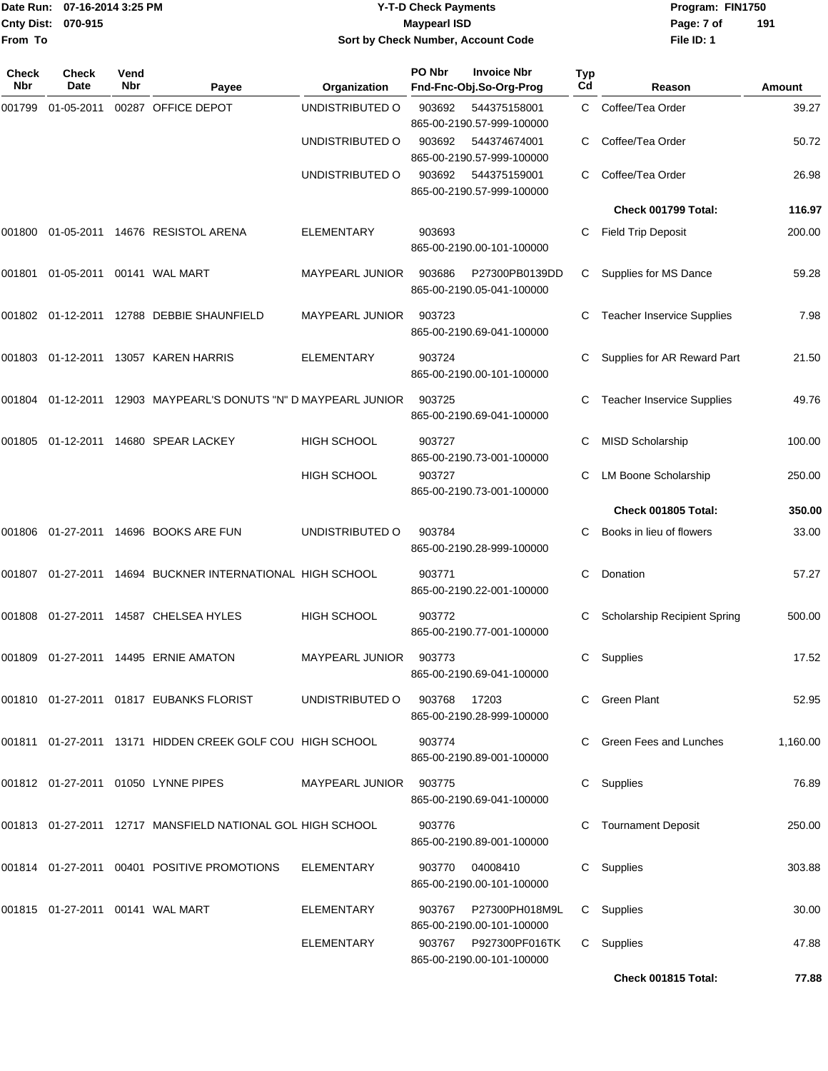Date Run: 07-16-2014 3:25 PM
Cnty Dist: 070-915
From To

# Y-T-D Check Payments
## Maypearl ISD
### Sort by Check Number, Account Code

Program: FIN1750
File ID: 1

| Check Nbr | Check Date | Vend Nbr | Payee | Organization | PO Nbr | Invoice Nbr | Fnd-Fnc-Obj.So-Org-Prog | Typ Cd | Reason | Amount |
|---|---|---|---|---|---|---|---|---|---|---|
| 001799 | 01-05-2011 | 00287 | OFFICE DEPOT | UNDISTRIBUTED O | 903692 | 544375158001 | 865-00-2190.57-999-100000 | C | Coffee/Tea Order | 39.27 |
| | | | | UNDISTRIBUTED O | 903692 | 544374674001 | 865-00-2190.57-999-100000 | C | Coffee/Tea Order | 50.72 |
| | | | | UNDISTRIBUTED O | 903692 | 544375159001 | 865-00-2190.57-999-100000 | C | Coffee/Tea Order | 26.98 |
| | | | | | | | | | **Check 001799 Total:** | **116.97** |
| 001800 | 01-05-2011 | 14676 | RESISTOL ARENA | ELEMENTARY | 903693 | | 865-00-2190.00-101-100000 | C | Field Trip Deposit | 200.00 |
| 001801 | 01-05-2011 | 00141 | WAL MART | MAYPEARL JUNIOR | 903686 | P27300PB0139DD | 865-00-2190.05-041-100000 | C | Supplies for MS Dance | 59.28 |
| 001802 | 01-12-2011 | 12788 | DEBBIE SHAUNFIELD | MAYPEARL JUNIOR | 903723 | | 865-00-2190.69-041-100000 | C | Teacher Inservice Supplies | 7.98 |
| 001803 | 01-12-2011 | 13057 | KAREN HARRIS | ELEMENTARY | 903724 | | 865-00-2190.00-101-100000 | C | Supplies for AR Reward Part | 21.50 |
| 001804 | 01-12-2011 | 12903 | MAYPEARL'S DONUTS "N" D | MAYPEARL JUNIOR | 903725 | | 865-00-2190.69-041-100000 | C | Teacher Inservice Supplies | 49.76 |
| 001805 | 01-12-2011 | 14680 | SPEAR LACKEY | HIGH SCHOOL | 903727 | | 865-00-2190.73-001-100000 | C | MISD Scholarship | 100.00 |
| | | | | HIGH SCHOOL | 903727 | | 865-00-2190.73-001-100000 | C | LM Boone Scholarship | 250.00 |
| | | | | | | | | | **Check 001805 Total:** | **350.00** |
| 001806 | 01-27-2011 | 14696 | BOOKS ARE FUN | UNDISTRIBUTED O | 903784 | | 865-00-2190.28-999-100000 | C | Books in lieu of flowers | 33.00 |
| 001807 | 01-27-2011 | 14694 | BUCKNER INTERNATIONAL | HIGH SCHOOL | 903771 | | 865-00-2190.22-001-100000 | C | Donation | 57.27 |
| 001808 | 01-27-2011 | 14587 | CHELSEA HYLES | HIGH SCHOOL | 903772 | | 865-00-2190.77-001-100000 | C | Scholarship Recipient Spring | 500.00 |
| 001809 | 01-27-2011 | 14495 | ERNIE AMATON | MAYPEARL JUNIOR | 903773 | | 865-00-2190.69-041-100000 | C | Supplies | 17.52 |
| 001810 | 01-27-2011 | 01817 | EUBANKS FLORIST | UNDISTRIBUTED O | 903768 | 17203 | 865-00-2190.28-999-100000 | C | Green Plant | 52.95 |
| 001811 | 01-27-2011 | 13171 | HIDDEN CREEK GOLF COU | HIGH SCHOOL | 903774 | | 865-00-2190.89-001-100000 | C | Green Fees and Lunches | 1,160.00 |
| 001812 | 01-27-2011 | 01050 | LYNNE PIPES | MAYPEARL JUNIOR | 903775 | | 865-00-2190.69-041-100000 | C | Supplies | 76.89 |
| 001813 | 01-27-2011 | 12717 | MANSFIELD NATIONAL GOL | HIGH SCHOOL | 903776 | | 865-00-2190.89-001-100000 | C | Tournament Deposit | 250.00 |
| 001814 | 01-27-2011 | 00401 | POSITIVE PROMOTIONS | ELEMENTARY | 903770 | 04008410 | 865-00-2190.00-101-100000 | C | Supplies | 303.88 |
| 001815 | 01-27-2011 | 00141 | WAL MART | ELEMENTARY | 903767 | P27300PH018M9L | 865-00-2190.00-101-100000 | C | Supplies | 30.00 |
| | | | | ELEMENTARY | 903767 | P927300PF016TK | 865-00-2190.00-101-100000 | C | Supplies | 47.88 |
| | | | | | | | | | **Check 001815 Total:** | **77.88** |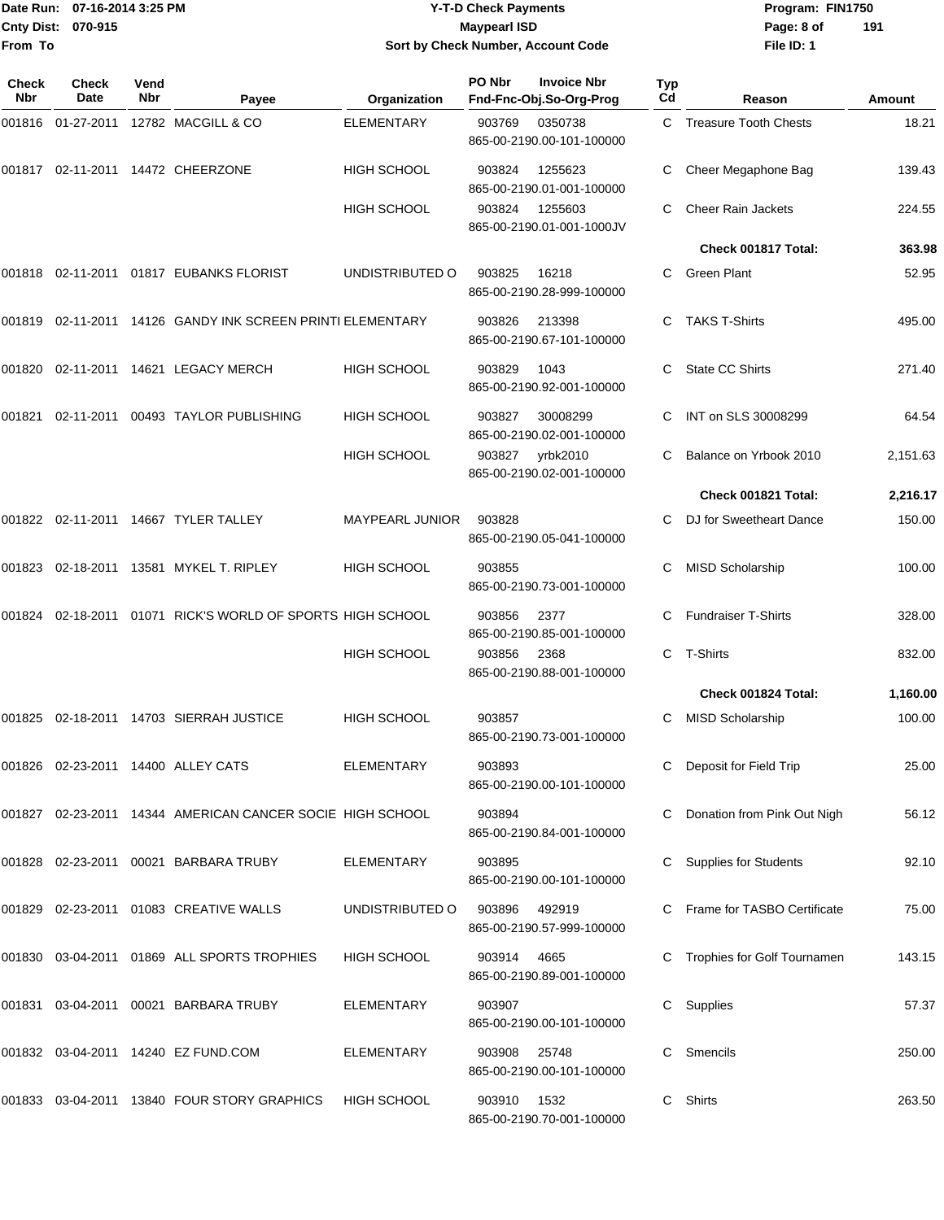| Check Nbr | Check Date | Vend Nbr | Payee | Organization | PO Nbr | Invoice Nbr Fnd-Fnc-Obj.So-Org-Prog | Typ Cd | Reason | Amount |
|---|---|---|---|---|---|---|---|---|---|
| 001816 | 01-27-2011 | 12782 | MACGILL & CO | ELEMENTARY | 903769 | 0350738 865-00-2190.00-101-100000 | C | Treasure Tooth Chests | 18.21 |
| 001817 | 02-11-2011 | 14472 | CHEERZONE | HIGH SCHOOL | 903824 | 1255623 865-00-2190.01-001-100000 | C | Cheer Megaphone Bag | 139.43 |
| | | | | HIGH SCHOOL | 903824 | 1255603 865-00-2190.01-001-1000JV | C | Cheer Rain Jackets | 224.55 |
| | | | | | | | | **Check 001817 Total:** | **363.98** |
| 001818 | 02-11-2011 | 01817 | EUBANKS FLORIST | UNDISTRIBUTED O | 903825 | 16218 865-00-2190.28-999-100000 | C | Green Plant | 52.95 |
| 001819 | 02-11-2011 | 14126 | GANDY INK SCREEN PRINTI | ELEMENTARY | 903826 | 213398 865-00-2190.67-101-100000 | C | TAKS T-Shirts | 495.00 |
| 001820 | 02-11-2011 | 14621 | LEGACY MERCH | HIGH SCHOOL | 903829 | 1043 865-00-2190.92-001-100000 | C | State CC Shirts | 271.40 |
| 001821 | 02-11-2011 | 00493 | TAYLOR PUBLISHING | HIGH SCHOOL | 903827 | 30008299 865-00-2190.02-001-100000 | C | INT on SLS 30008299 | 64.54 |
| | | | | HIGH SCHOOL | 903827 | yrbk2010 865-00-2190.02-001-100000 | C | Balance on Yrbook 2010 | 2,151.63 |
| | | | | | | | | **Check 001821 Total:** | **2,216.17** |
| 001822 | 02-11-2011 | 14667 | TYLER TALLEY | MAYPEARL JUNIOR | 903828 | 865-00-2190.05-041-100000 | C | DJ for Sweetheart Dance | 150.00 |
| 001823 | 02-18-2011 | 13581 | MYKEL T. RIPLEY | HIGH SCHOOL | 903855 | 865-00-2190.73-001-100000 | C | MISD Scholarship | 100.00 |
| 001824 | 02-18-2011 | 01071 | RICK'S WORLD OF SPORTS | HIGH SCHOOL | 903856 | 2377 865-00-2190.85-001-100000 | C | Fundraiser T-Shirts | 328.00 |
| | | | | HIGH SCHOOL | 903856 | 2368 865-00-2190.88-001-100000 | C | T-Shirts | 832.00 |
| | | | | | | | | **Check 001824 Total:** | **1,160.00** |
| 001825 | 02-18-2011 | 14703 | SIERRAH JUSTICE | HIGH SCHOOL | 903857 | 865-00-2190.73-001-100000 | C | MISD Scholarship | 100.00 |
| 001826 | 02-23-2011 | 14400 | ALLEY CATS | ELEMENTARY | 903893 | 865-00-2190.00-101-100000 | C | Deposit for Field Trip | 25.00 |
| 001827 | 02-23-2011 | 14344 | AMERICAN CANCER SOCIE | HIGH SCHOOL | 903894 | 865-00-2190.84-001-100000 | C | Donation from Pink Out Nigh | 56.12 |
| 001828 | 02-23-2011 | 00021 | BARBARA TRUBY | ELEMENTARY | 903895 | 865-00-2190.00-101-100000 | C | Supplies for Students | 92.10 |
| 001829 | 02-23-2011 | 01083 | CREATIVE WALLS | UNDISTRIBUTED O | 903896 | 492919 865-00-2190.57-999-100000 | C | Frame for TASBO Certificate | 75.00 |
| 001830 | 03-04-2011 | 01869 | ALL SPORTS TROPHIES | HIGH SCHOOL | 903914 | 4665 865-00-2190.89-001-100000 | C | Trophies for Golf Tournamen | 143.15 |
| 001831 | 03-04-2011 | 00021 | BARBARA TRUBY | ELEMENTARY | 903907 | 865-00-2190.00-101-100000 | C | Supplies | 57.37 |
| 001832 | 03-04-2011 | 14240 | EZ FUND.COM | ELEMENTARY | 903908 | 25748 865-00-2190.00-101-100000 | C | Smencils | 250.00 |
| 001833 | 03-04-2011 | 13840 | FOUR STORY GRAPHICS | HIGH SCHOOL | 903910 | 1532 865-00-2190.70-001-100000 | C | Shirts | 263.50 |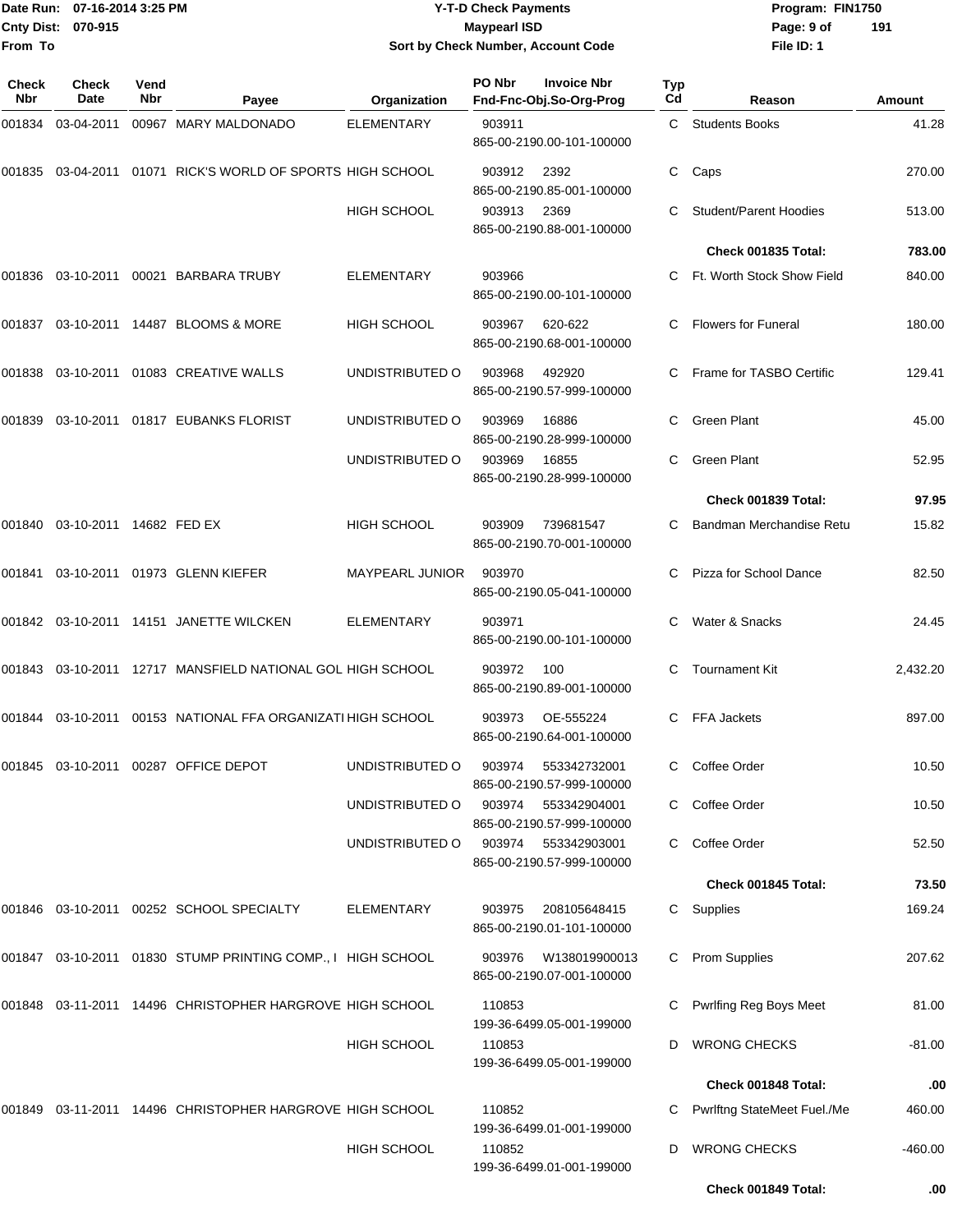Date Run: 07-16-2014 3:25 PM
Cnty Dist: 070-915
From To

**Y-T-D Check Payments**
**Maypearl ISD**
**Sort by Check Number, Account Code**

Program: FIN1750
File ID: 1

| Check Nbr | Check Date | Vend Nbr | Payee | Organization | PO Nbr / Fnd-Fnc-Obj.So-Org-Prog | Invoice Nbr | Typ Cd | Reason | Amount |
|---|---|---|---|---|---|---|---|---|---|
| 001834 | 03-04-2011 | 00967 | MARY MALDONADO | ELEMENTARY | 903911 / 865-00-2190.00-101-100000 | | C | Students Books | 41.28 |
| 001835 | 03-04-2011 | 01071 | RICK'S WORLD OF SPORTS | HIGH SCHOOL | 903912 / 865-00-2190.85-001-100000 | 2392 | C | Caps | 270.00 |
| | | | | HIGH SCHOOL | 903913 / 865-00-2190.88-001-100000 | 2369 | C | Student/Parent Hoodies | 513.00 |
| | | | | | | | | **Check 001835 Total:** | **783.00** |
| 001836 | 03-10-2011 | 00021 | BARBARA TRUBY | ELEMENTARY | 903966 / 865-00-2190.00-101-100000 | | C | Ft. Worth Stock Show Field | 840.00 |
| 001837 | 03-10-2011 | 14487 | BLOOMS & MORE | HIGH SCHOOL | 903967 / 865-00-2190.68-001-100000 | 620-622 | C | Flowers for Funeral | 180.00 |
| 001838 | 03-10-2011 | 01083 | CREATIVE WALLS | UNDISTRIBUTED O | 903968 / 865-00-2190.57-999-100000 | 492920 | C | Frame for TASBO Certific | 129.41 |
| 001839 | 03-10-2011 | 01817 | EUBANKS FLORIST | UNDISTRIBUTED O | 903969 / 865-00-2190.28-999-100000 | 16886 | C | Green Plant | 45.00 |
| | | | | UNDISTRIBUTED O | 903969 / 865-00-2190.28-999-100000 | 16855 | C | Green Plant | 52.95 |
| | | | | | | | | **Check 001839 Total:** | **97.95** |
| 001840 | 03-10-2011 | 14682 | FED EX | HIGH SCHOOL | 903909 / 865-00-2190.70-001-100000 | 739681547 | C | Bandman Merchandise Retu | 15.82 |
| 001841 | 03-10-2011 | 01973 | GLENN KIEFER | MAYPEARL JUNIOR | 903970 / 865-00-2190.05-041-100000 | | C | Pizza for School Dance | 82.50 |
| 001842 | 03-10-2011 | 14151 | JANETTE WILCKEN | ELEMENTARY | 903971 / 865-00-2190.00-101-100000 | | C | Water & Snacks | 24.45 |
| 001843 | 03-10-2011 | 12717 | MANSFIELD NATIONAL GOL | HIGH SCHOOL | 903972 / 865-00-2190.89-001-100000 | 100 | C | Tournament Kit | 2,432.20 |
| 001844 | 03-10-2011 | 00153 | NATIONAL FFA ORGANIZATI | HIGH SCHOOL | 903973 / 865-00-2190.64-001-100000 | OE-555224 | C | FFA Jackets | 897.00 |
| 001845 | 03-10-2011 | 00287 | OFFICE DEPOT | UNDISTRIBUTED O | 903974 / 865-00-2190.57-999-100000 | 553342732001 | C | Coffee Order | 10.50 |
| | | | | UNDISTRIBUTED O | 903974 / 865-00-2190.57-999-100000 | 553342904001 | C | Coffee Order | 10.50 |
| | | | | UNDISTRIBUTED O | 903974 / 865-00-2190.57-999-100000 | 553342903001 | C | Coffee Order | 52.50 |
| | | | | | | | | **Check 001845 Total:** | **73.50** |
| 001846 | 03-10-2011 | 00252 | SCHOOL SPECIALTY | ELEMENTARY | 903975 / 865-00-2190.01-101-100000 | 208105648415 | C | Supplies | 169.24 |
| 001847 | 03-10-2011 | 01830 | STUMP PRINTING COMP., I | HIGH SCHOOL | 903976 / 865-00-2190.07-001-100000 | W138019900013 | C | Prom Supplies | 207.62 |
| 001848 | 03-11-2011 | 14496 | CHRISTOPHER HARGROVE | HIGH SCHOOL | 110853 / 199-36-6499.05-001-199000 | | C | Pwrlfing Reg Boys Meet | 81.00 |
| | | | | HIGH SCHOOL | 110853 / 199-36-6499.05-001-199000 | | D | WRONG CHECKS | -81.00 |
| | | | | | | | | **Check 001848 Total:** | **.00** |
| 001849 | 03-11-2011 | 14496 | CHRISTOPHER HARGROVE | HIGH SCHOOL | 110852 / 199-36-6499.01-001-199000 | | C | Pwrlftng StateMeet Fuel./Me | 460.00 |
| | | | | HIGH SCHOOL | 110852 / 199-36-6499.01-001-199000 | | D | WRONG CHECKS | -460.00 |
| | | | | | | | | **Check 001849 Total:** | **.00** |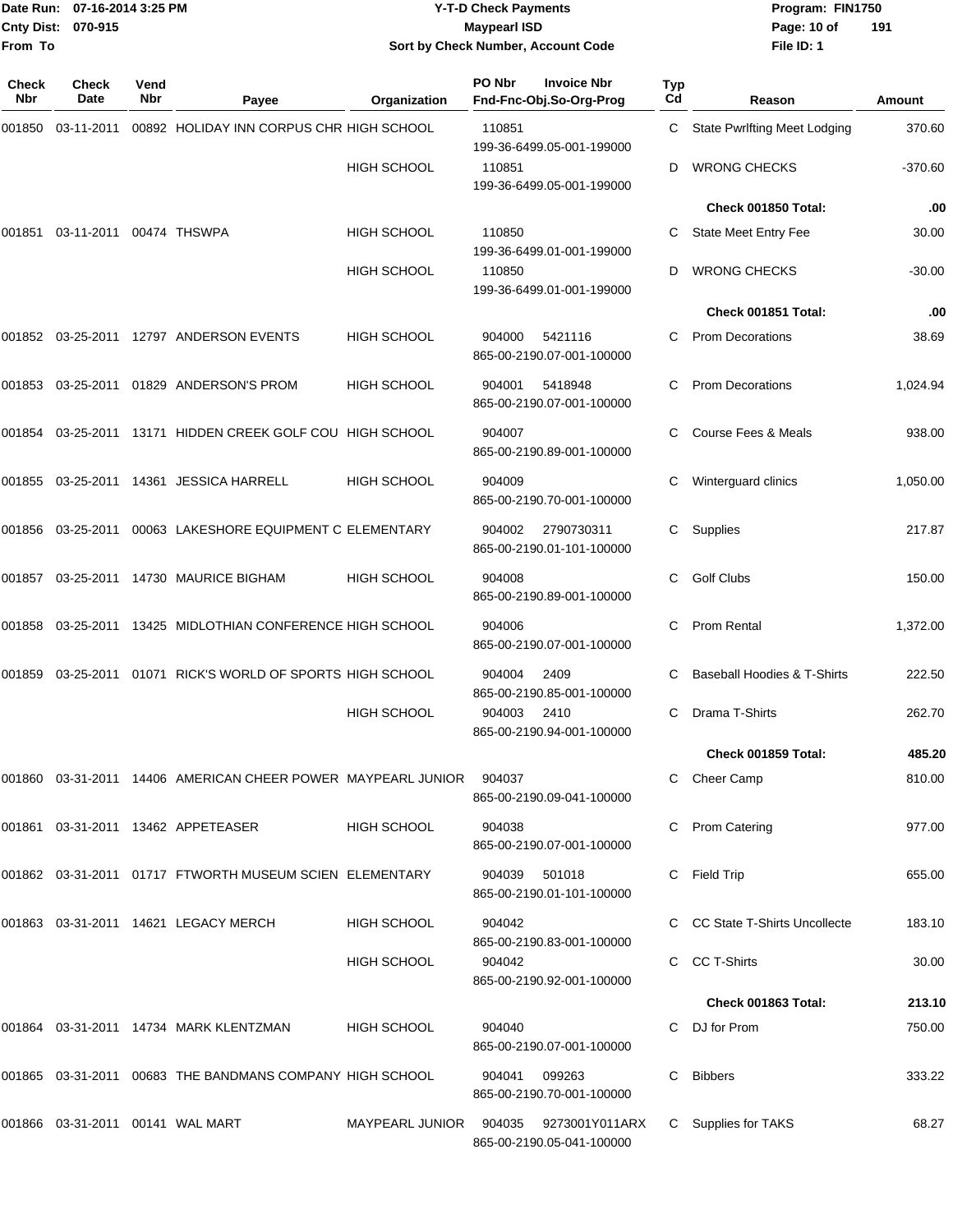Date Run: 07-16-2014 3:25 PM
Cnty Dist: 070-915
From To

**Y-T-D Check Payments**
**Maypearl ISD**
**Sort by Check Number, Account Code**

Program: FIN1750
File ID: 1

| Check Nbr | Check Date | Vend Nbr | Payee | Organization | PO Nbr | Invoice Nbr | Fnd-Fnc-Obj.So-Org-Prog | Typ Cd | Reason | Amount |
|---|---|---|---|---|---|---|---|---|---|---|
| 001850 | 03-11-2011 | 00892 | HOLIDAY INN CORPUS CHR | HIGH SCHOOL | 110851 | | 199-36-6499.05-001-199000 | C | State Pwrlfting Meet Lodging | 370.60 |
| | | | | HIGH SCHOOL | 110851 | | 199-36-6499.05-001-199000 | D | WRONG CHECKS | -370.60 |
| | | | | | | | | | **Check 001850 Total:** | **.00** |
| 001851 | 03-11-2011 | 00474 | THSWPA | HIGH SCHOOL | 110850 | | 199-36-6499.01-001-199000 | C | State Meet Entry Fee | 30.00 |
| | | | | HIGH SCHOOL | 110850 | | 199-36-6499.01-001-199000 | D | WRONG CHECKS | -30.00 |
| | | | | | | | | | **Check 001851 Total:** | **.00** |
| 001852 | 03-25-2011 | 12797 | ANDERSON EVENTS | HIGH SCHOOL | 904000 | 5421116 | 865-00-2190.07-001-100000 | C | Prom Decorations | 38.69 |
| 001853 | 03-25-2011 | 01829 | ANDERSON'S PROM | HIGH SCHOOL | 904001 | 5418948 | 865-00-2190.07-001-100000 | C | Prom Decorations | 1,024.94 |
| 001854 | 03-25-2011 | 13171 | HIDDEN CREEK GOLF COU | HIGH SCHOOL | 904007 | | 865-00-2190.89-001-100000 | C | Course Fees & Meals | 938.00 |
| 001855 | 03-25-2011 | 14361 | JESSICA HARRELL | HIGH SCHOOL | 904009 | | 865-00-2190.70-001-100000 | C | Winterguard clinics | 1,050.00 |
| 001856 | 03-25-2011 | 00063 | LAKESHORE EQUIPMENT C | ELEMENTARY | 904002 | 2790730311 | 865-00-2190.01-101-100000 | C | Supplies | 217.87 |
| 001857 | 03-25-2011 | 14730 | MAURICE BIGHAM | HIGH SCHOOL | 904008 | | 865-00-2190.89-001-100000 | C | Golf Clubs | 150.00 |
| 001858 | 03-25-2011 | 13425 | MIDLOTHIAN CONFERENCE | HIGH SCHOOL | 904006 | | 865-00-2190.07-001-100000 | C | Prom Rental | 1,372.00 |
| 001859 | 03-25-2011 | 01071 | RICK'S WORLD OF SPORTS | HIGH SCHOOL | 904004 | 2409 | 865-00-2190.85-001-100000 | C | Baseball Hoodies & T-Shirts | 222.50 |
| | | | | HIGH SCHOOL | 904003 | 2410 | 865-00-2190.94-001-100000 | C | Drama T-Shirts | 262.70 |
| | | | | | | | | | **Check 001859 Total:** | **485.20** |
| 001860 | 03-31-2011 | 14406 | AMERICAN CHEER POWER | MAYPEARL JUNIOR | 904037 | | 865-00-2190.09-041-100000 | C | Cheer Camp | 810.00 |
| 001861 | 03-31-2011 | 13462 | APPETEASER | HIGH SCHOOL | 904038 | | 865-00-2190.07-001-100000 | C | Prom Catering | 977.00 |
| 001862 | 03-31-2011 | 01717 | FTWORTH MUSEUM SCIEN | ELEMENTARY | 904039 | 501018 | 865-00-2190.01-101-100000 | C | Field Trip | 655.00 |
| 001863 | 03-31-2011 | 14621 | LEGACY MERCH | HIGH SCHOOL | 904042 | | 865-00-2190.83-001-100000 | C | CC State T-Shirts Uncollecte | 183.10 |
| | | | | HIGH SCHOOL | 904042 | | 865-00-2190.92-001-100000 | C | CC T-Shirts | 30.00 |
| | | | | | | | | | **Check 001863 Total:** | **213.10** |
| 001864 | 03-31-2011 | 14734 | MARK KLENTZMAN | HIGH SCHOOL | 904040 | | 865-00-2190.07-001-100000 | C | DJ for Prom | 750.00 |
| 001865 | 03-31-2011 | 00683 | THE BANDMANS COMPANY | HIGH SCHOOL | 904041 | 099263 | 865-00-2190.70-001-100000 | C | Bibbers | 333.22 |
| 001866 | 03-31-2011 | 00141 | WAL MART | MAYPEARL JUNIOR | 904035 | 9273001Y011ARX | 865-00-2190.05-041-100000 | C | Supplies for TAKS | 68.27 |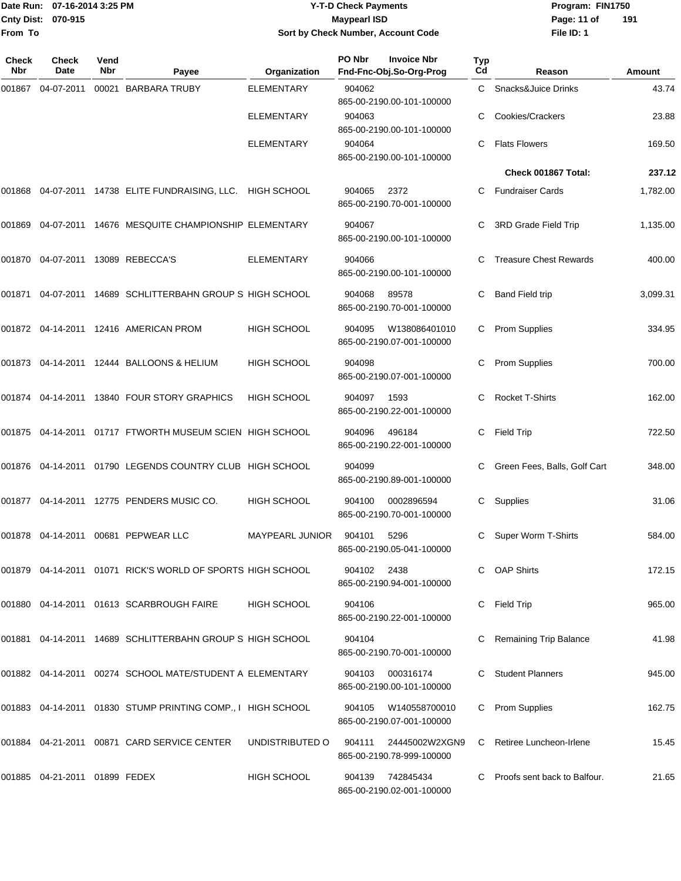Date Run: 07-16-2014 3:25 PM
Cnty Dist: 070-915
From To

# Y-T-D Check Payments
## Maypearl ISD
### Sort by Check Number, Account Code

Program: FIN1750
File ID: 1

| Check Nbr | Check Date | Vend Nbr | Payee | Organization | PO Nbr | Invoice Nbr / Fnd-Fnc-Obj.So-Org-Prog | Typ Cd | Reason | Amount |
|---|---|---|---|---|---|---|---|---|---|
| 001867 | 04-07-2011 | 00021 | BARBARA TRUBY | ELEMENTARY | 904062 | 865-00-2190.00-101-100000 | C | Snacks&Juice Drinks | 43.74 |
| | | | | ELEMENTARY | 904063 | 865-00-2190.00-101-100000 | C | Cookies/Crackers | 23.88 |
| | | | | ELEMENTARY | 904064 | 865-00-2190.00-101-100000 | C | Flats Flowers | 169.50 |
| | | | | | | | | **Check 001867 Total:** | **237.12** |
| 001868 | 04-07-2011 | 14738 | ELITE FUNDRAISING, LLC. | HIGH SCHOOL | 904065 | 2372 865-00-2190.70-001-100000 | C | Fundraiser Cards | 1,782.00 |
| 001869 | 04-07-2011 | 14676 | MESQUITE CHAMPIONSHIP | ELEMENTARY | 904067 | 865-00-2190.00-101-100000 | C | 3RD Grade Field Trip | 1,135.00 |
| 001870 | 04-07-2011 | 13089 | REBECCA'S | ELEMENTARY | 904066 | 865-00-2190.00-101-100000 | C | Treasure Chest Rewards | 400.00 |
| 001871 | 04-07-2011 | 14689 | SCHLITTERBAHN GROUP S | HIGH SCHOOL | 904068 | 89578 865-00-2190.70-001-100000 | C | Band Field trip | 3,099.31 |
| 001872 | 04-14-2011 | 12416 | AMERICAN PROM | HIGH SCHOOL | 904095 | W138086401010 865-00-2190.07-001-100000 | C | Prom Supplies | 334.95 |
| 001873 | 04-14-2011 | 12444 | BALLOONS & HELIUM | HIGH SCHOOL | 904098 | 865-00-2190.07-001-100000 | C | Prom Supplies | 700.00 |
| 001874 | 04-14-2011 | 13840 | FOUR STORY GRAPHICS | HIGH SCHOOL | 904097 | 1593 865-00-2190.22-001-100000 | C | Rocket T-Shirts | 162.00 |
| 001875 | 04-14-2011 | 01717 | FTWORTH MUSEUM SCIEN | HIGH SCHOOL | 904096 | 496184 865-00-2190.22-001-100000 | C | Field Trip | 722.50 |
| 001876 | 04-14-2011 | 01790 | LEGENDS COUNTRY CLUB | HIGH SCHOOL | 904099 | 865-00-2190.89-001-100000 | C | Green Fees, Balls, Golf Cart | 348.00 |
| 001877 | 04-14-2011 | 12775 | PENDERS MUSIC CO. | HIGH SCHOOL | 904100 | 0002896594 865-00-2190.70-001-100000 | C | Supplies | 31.06 |
| 001878 | 04-14-2011 | 00681 | PEPWEAR LLC | MAYPEARL JUNIOR | 904101 | 5296 865-00-2190.05-041-100000 | C | Super Worm T-Shirts | 584.00 |
| 001879 | 04-14-2011 | 01071 | RICK'S WORLD OF SPORTS | HIGH SCHOOL | 904102 | 2438 865-00-2190.94-001-100000 | C | OAP Shirts | 172.15 |
| 001880 | 04-14-2011 | 01613 | SCARBROUGH FAIRE | HIGH SCHOOL | 904106 | 865-00-2190.22-001-100000 | C | Field Trip | 965.00 |
| 001881 | 04-14-2011 | 14689 | SCHLITTERBAHN GROUP S | HIGH SCHOOL | 904104 | 865-00-2190.70-001-100000 | C | Remaining Trip Balance | 41.98 |
| 001882 | 04-14-2011 | 00274 | SCHOOL MATE/STUDENT A | ELEMENTARY | 904103 | 000316174 865-00-2190.00-101-100000 | C | Student Planners | 945.00 |
| 001883 | 04-14-2011 | 01830 | STUMP PRINTING COMP., I | HIGH SCHOOL | 904105 | W140558700010 865-00-2190.07-001-100000 | C | Prom Supplies | 162.75 |
| 001884 | 04-21-2011 | 00871 | CARD SERVICE CENTER | UNDISTRIBUTED O | 904111 | 24445002W2XGN9 865-00-2190.78-999-100000 | C | Retiree Luncheon-Irlene | 15.45 |
| 001885 | 04-21-2011 | 01899 | FEDEX | HIGH SCHOOL | 904139 | 742845434 865-00-2190.02-001-100000 | C | Proofs sent back to Balfour. | 21.65 |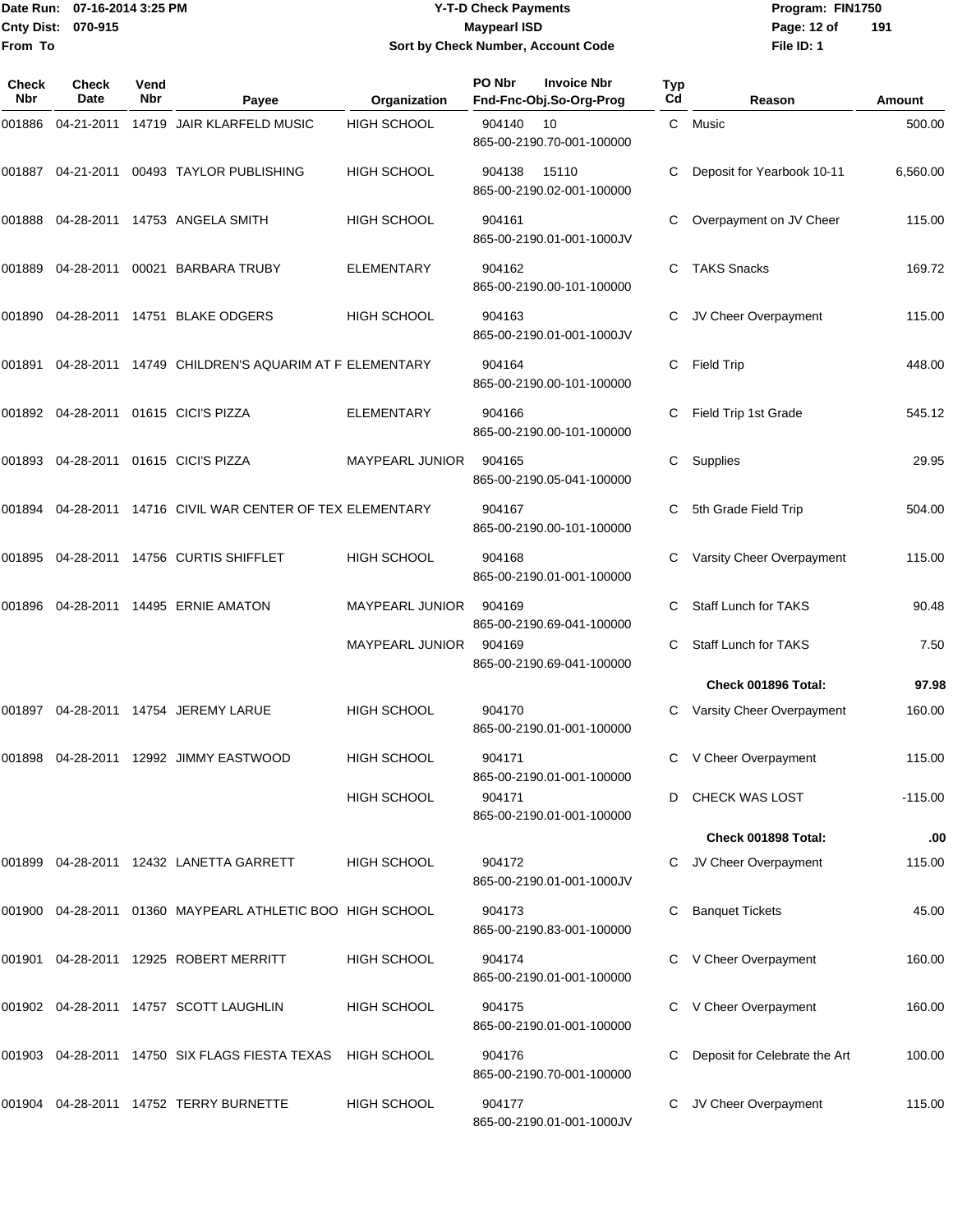Date Run: 07-16-2014 3:25 PM
Cnty Dist: 070-915
From To

# Y-T-D Check Payments
## Maypearl ISD
### Sort by Check Number, Account Code

Program: FIN1750
File ID: 1

| Check Nbr | Check Date | Vend Nbr | Payee | Organization | PO Nbr / Invoice Nbr / Fnd-Fnc-Obj.So-Org-Prog | Typ Cd | Reason | Amount |
|---|---|---|---|---|---|---|---|---|
| 001886 | 04-21-2011 | 14719 | JAIR KLARFELD MUSIC | HIGH SCHOOL | 904140 10 865-00-2190.70-001-100000 | C | Music | 500.00 |
| 001887 | 04-21-2011 | 00493 | TAYLOR PUBLISHING | HIGH SCHOOL | 904138 15110 865-00-2190.02-001-100000 | C | Deposit for Yearbook 10-11 | 6,560.00 |
| 001888 | 04-28-2011 | 14753 | ANGELA SMITH | HIGH SCHOOL | 904161 865-00-2190.01-001-1000JV | C | Overpayment on JV Cheer | 115.00 |
| 001889 | 04-28-2011 | 00021 | BARBARA TRUBY | ELEMENTARY | 904162 865-00-2190.00-101-100000 | C | TAKS Snacks | 169.72 |
| 001890 | 04-28-2011 | 14751 | BLAKE ODGERS | HIGH SCHOOL | 904163 865-00-2190.01-001-1000JV | C | JV Cheer Overpayment | 115.00 |
| 001891 | 04-28-2011 | 14749 | CHILDREN'S AQUARIM AT F | ELEMENTARY | 904164 865-00-2190.00-101-100000 | C | Field Trip | 448.00 |
| 001892 | 04-28-2011 | 01615 | CICI'S PIZZA | ELEMENTARY | 904166 865-00-2190.00-101-100000 | C | Field Trip 1st Grade | 545.12 |
| 001893 | 04-28-2011 | 01615 | CICI'S PIZZA | MAYPEARL JUNIOR | 904165 865-00-2190.05-041-100000 | C | Supplies | 29.95 |
| 001894 | 04-28-2011 | 14716 | CIVIL WAR CENTER OF TEX | ELEMENTARY | 904167 865-00-2190.00-101-100000 | C | 5th Grade Field Trip | 504.00 |
| 001895 | 04-28-2011 | 14756 | CURTIS SHIFFLET | HIGH SCHOOL | 904168 865-00-2190.01-001-100000 | C | Varsity Cheer Overpayment | 115.00 |
| 001896 | 04-28-2011 | 14495 | ERNIE AMATON | MAYPEARL JUNIOR | 904169 865-00-2190.69-041-100000 | C | Staff Lunch for TAKS | 90.48 |
| | | | | MAYPEARL JUNIOR | 904169 865-00-2190.69-041-100000 | C | Staff Lunch for TAKS | 7.50 |
| | | | | | | | **Check 001896 Total:** | **97.98** |
| 001897 | 04-28-2011 | 14754 | JEREMY LARUE | HIGH SCHOOL | 904170 865-00-2190.01-001-100000 | C | Varsity Cheer Overpayment | 160.00 |
| 001898 | 04-28-2011 | 12992 | JIMMY EASTWOOD | HIGH SCHOOL | 904171 865-00-2190.01-001-100000 | C | V Cheer Overpayment | 115.00 |
| | | | | HIGH SCHOOL | 904171 865-00-2190.01-001-100000 | D | CHECK WAS LOST | -115.00 |
| | | | | | | | **Check 001898 Total:** | **.00** |
| 001899 | 04-28-2011 | 12432 | LANETTA GARRETT | HIGH SCHOOL | 904172 865-00-2190.01-001-1000JV | C | JV Cheer Overpayment | 115.00 |
| 001900 | 04-28-2011 | 01360 | MAYPEARL ATHLETIC BOO | HIGH SCHOOL | 904173 865-00-2190.83-001-100000 | C | Banquet Tickets | 45.00 |
| 001901 | 04-28-2011 | 12925 | ROBERT MERRITT | HIGH SCHOOL | 904174 865-00-2190.01-001-100000 | C | V Cheer Overpayment | 160.00 |
| 001902 | 04-28-2011 | 14757 | SCOTT LAUGHLIN | HIGH SCHOOL | 904175 865-00-2190.01-001-100000 | C | V Cheer Overpayment | 160.00 |
| 001903 | 04-28-2011 | 14750 | SIX FLAGS FIESTA TEXAS | HIGH SCHOOL | 904176 865-00-2190.70-001-100000 | C | Deposit for Celebrate the Art | 100.00 |
| 001904 | 04-28-2011 | 14752 | TERRY BURNETTE | HIGH SCHOOL | 904177 865-00-2190.01-001-1000JV | C | JV Cheer Overpayment | 115.00 |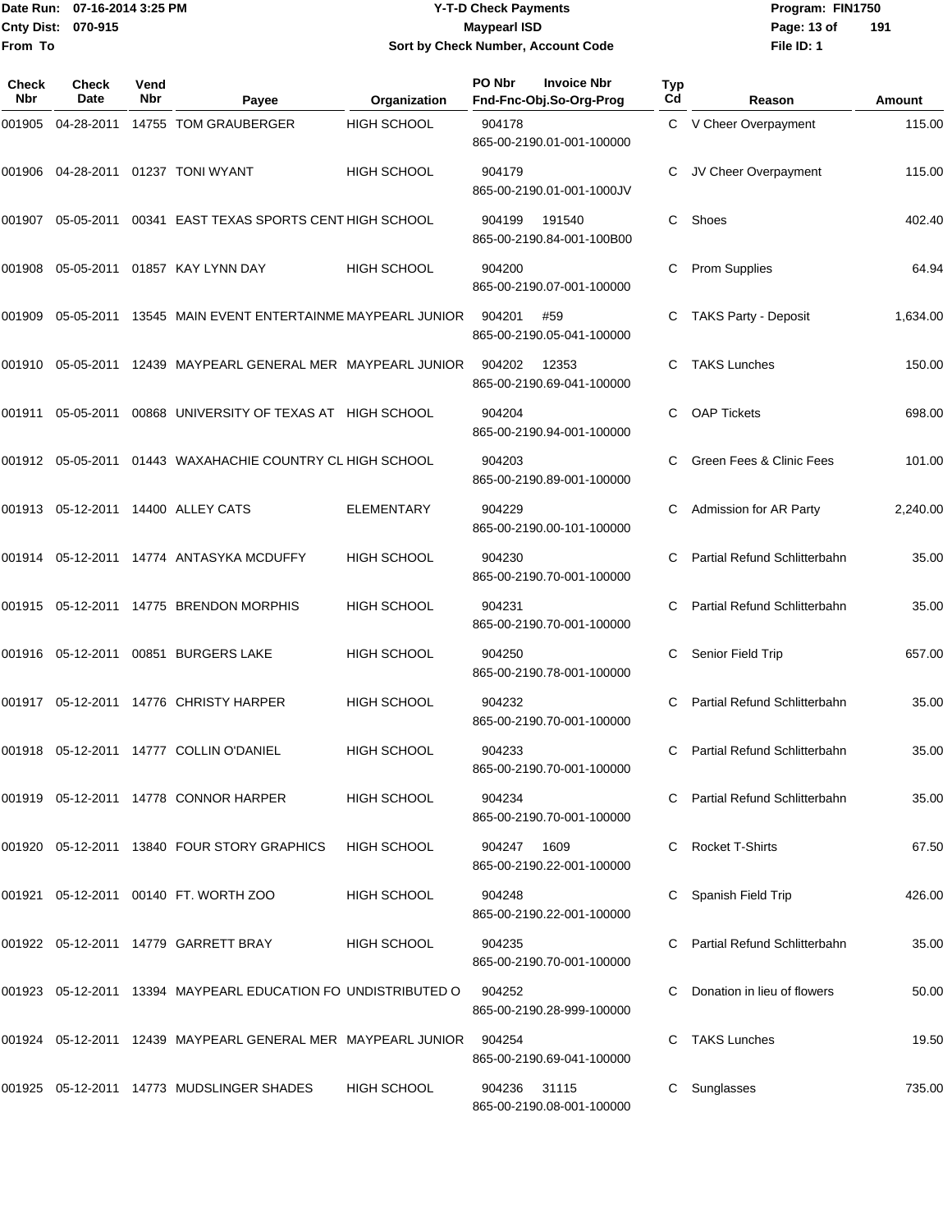Date Run: 07-16-2014 3:25 PM
Cnty Dist: 070-915
From To

# Y-T-D Check Payments
## Maypearl ISD
### Sort by Check Number, Account Code

Program: FIN1750
File ID: 1

| Check Nbr | Check Date | Vend Nbr | Payee | Organization | PO Nbr / Fnd-Fnc-Obj.So-Org-Prog | Invoice Nbr | Typ Cd | Reason | Amount |
|---|---|---|---|---|---|---|---|---|---|
| 001905 | 04-28-2011 | 14755 | TOM GRAUBERGER | HIGH SCHOOL | 904178<br>865-00-2190.01-001-100000 | | C | V Cheer Overpayment | 115.00 |
| 001906 | 04-28-2011 | 01237 | TONI WYANT | HIGH SCHOOL | 904179<br>865-00-2190.01-001-1000JV | | C | JV Cheer Overpayment | 115.00 |
| 001907 | 05-05-2011 | 00341 | EAST TEXAS SPORTS CENT | HIGH SCHOOL | 904199<br>865-00-2190.84-001-100B00 | 191540 | C | Shoes | 402.40 |
| 001908 | 05-05-2011 | 01857 | KAY LYNN DAY | HIGH SCHOOL | 904200<br>865-00-2190.07-001-100000 | | C | Prom Supplies | 64.94 |
| 001909 | 05-05-2011 | 13545 | MAIN EVENT ENTERTAINME | MAYPEARL JUNIOR | 904201<br>865-00-2190.05-041-100000 | #59 | C | TAKS Party - Deposit | 1,634.00 |
| 001910 | 05-05-2011 | 12439 | MAYPEARL GENERAL MER | MAYPEARL JUNIOR | 904202<br>865-00-2190.69-041-100000 | 12353 | C | TAKS Lunches | 150.00 |
| 001911 | 05-05-2011 | 00868 | UNIVERSITY OF TEXAS AT | HIGH SCHOOL | 904204<br>865-00-2190.94-001-100000 | | C | OAP Tickets | 698.00 |
| 001912 | 05-05-2011 | 01443 | WAXAHACHIE COUNTRY CL | HIGH SCHOOL | 904203<br>865-00-2190.89-001-100000 | | C | Green Fees & Clinic Fees | 101.00 |
| 001913 | 05-12-2011 | 14400 | ALLEY CATS | ELEMENTARY | 904229<br>865-00-2190.00-101-100000 | | C | Admission for AR Party | 2,240.00 |
| 001914 | 05-12-2011 | 14774 | ANTASYKA MCDUFFY | HIGH SCHOOL | 904230<br>865-00-2190.70-001-100000 | | C | Partial Refund Schlitterbahn | 35.00 |
| 001915 | 05-12-2011 | 14775 | BRENDON MORPHIS | HIGH SCHOOL | 904231<br>865-00-2190.70-001-100000 | | C | Partial Refund Schlitterbahn | 35.00 |
| 001916 | 05-12-2011 | 00851 | BURGERS LAKE | HIGH SCHOOL | 904250<br>865-00-2190.78-001-100000 | | C | Senior Field Trip | 657.00 |
| 001917 | 05-12-2011 | 14776 | CHRISTY HARPER | HIGH SCHOOL | 904232<br>865-00-2190.70-001-100000 | | C | Partial Refund Schlitterbahn | 35.00 |
| 001918 | 05-12-2011 | 14777 | COLLIN O'DANIEL | HIGH SCHOOL | 904233<br>865-00-2190.70-001-100000 | | C | Partial Refund Schlitterbahn | 35.00 |
| 001919 | 05-12-2011 | 14778 | CONNOR HARPER | HIGH SCHOOL | 904234<br>865-00-2190.70-001-100000 | | C | Partial Refund Schlitterbahn | 35.00 |
| 001920 | 05-12-2011 | 13840 | FOUR STORY GRAPHICS | HIGH SCHOOL | 904247<br>865-00-2190.22-001-100000 | 1609 | C | Rocket T-Shirts | 67.50 |
| 001921 | 05-12-2011 | 00140 | FT. WORTH ZOO | HIGH SCHOOL | 904248<br>865-00-2190.22-001-100000 | | C | Spanish Field Trip | 426.00 |
| 001922 | 05-12-2011 | 14779 | GARRETT BRAY | HIGH SCHOOL | 904235<br>865-00-2190.70-001-100000 | | C | Partial Refund Schlitterbahn | 35.00 |
| 001923 | 05-12-2011 | 13394 | MAYPEARL EDUCATION FO | UNDISTRIBUTED O | 904252<br>865-00-2190.28-999-100000 | | C | Donation in lieu of flowers | 50.00 |
| 001924 | 05-12-2011 | 12439 | MAYPEARL GENERAL MER | MAYPEARL JUNIOR | 904254<br>865-00-2190.69-041-100000 | | C | TAKS Lunches | 19.50 |
| 001925 | 05-12-2011 | 14773 | MUDSLINGER SHADES | HIGH SCHOOL | 904236<br>865-00-2190.08-001-100000 | 31115 | C | Sunglasses | 735.00 |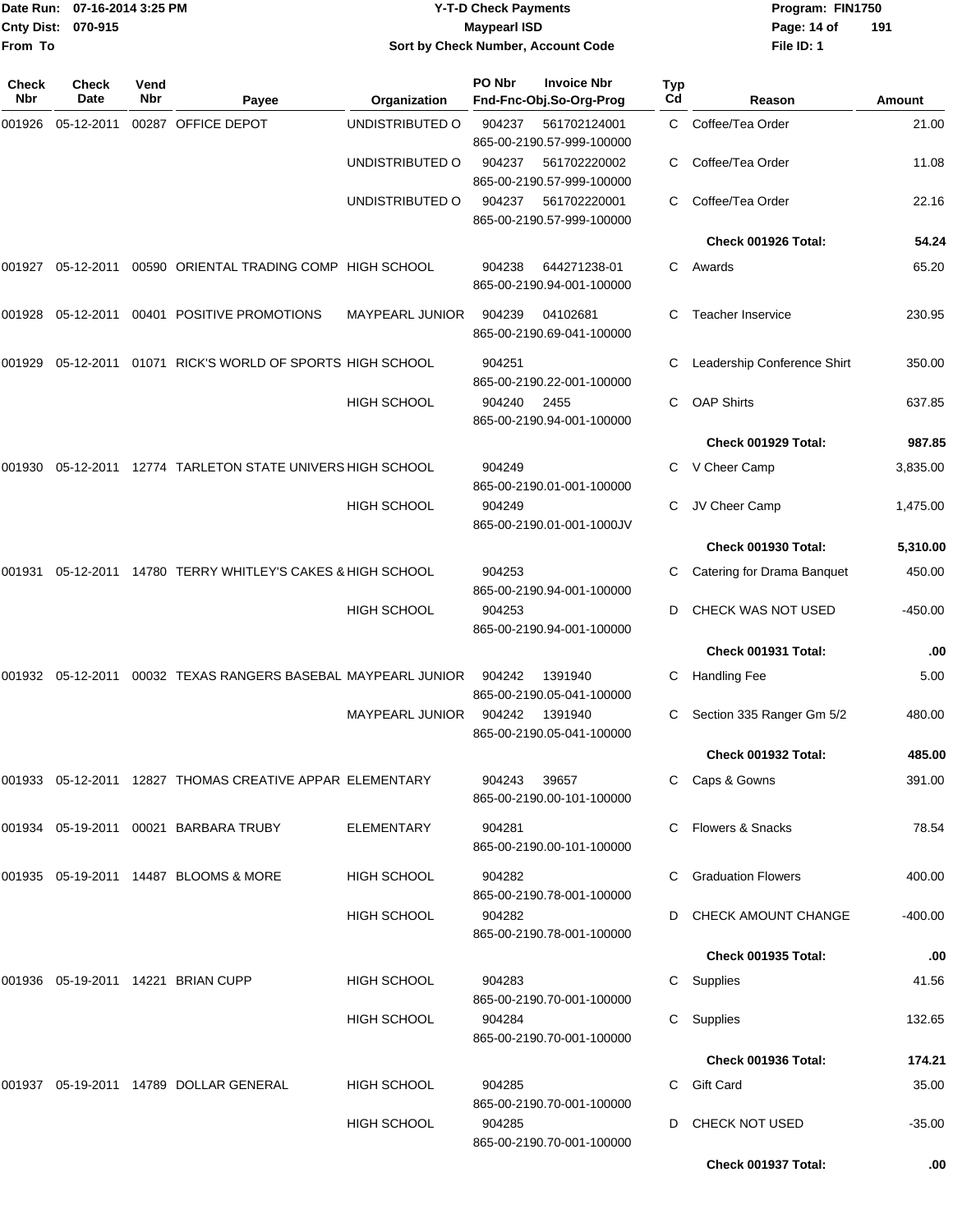Date Run: 07-16-2014 3:25 PM
Cnty Dist: 070-915
From To

# Y-T-D Check Payments
## Maypearl ISD
### Sort by Check Number, Account Code

Program: FIN1750
File ID: 1

| Check Nbr | Check Date | Vend Nbr | Payee | Organization | PO Nbr / Invoice Nbr / Fnd-Fnc-Obj.So-Org-Prog | Typ Cd | Reason | Amount |
|---|---|---|---|---|---|---|---|---|
| 001926 | 05-12-2011 | 00287 | OFFICE DEPOT | UNDISTRIBUTED O | 904237 561702124001 865-00-2190.57-999-100000 | C | Coffee/Tea Order | 21.00 |
| | | | | UNDISTRIBUTED O | 904237 561702220002 865-00-2190.57-999-100000 | C | Coffee/Tea Order | 11.08 |
| | | | | UNDISTRIBUTED O | 904237 561702220001 865-00-2190.57-999-100000 | C | Coffee/Tea Order | 22.16 |
| | | | | | | | **Check 001926 Total:** | **54.24** |
| 001927 | 05-12-2011 | 00590 | ORIENTAL TRADING COMP | HIGH SCHOOL | 904238 644271238-01 865-00-2190.94-001-100000 | C | Awards | 65.20 |
| 001928 | 05-12-2011 | 00401 | POSITIVE PROMOTIONS | MAYPEARL JUNIOR | 904239 04102681 865-00-2190.69-041-100000 | C | Teacher Inservice | 230.95 |
| 001929 | 05-12-2011 | 01071 | RICK'S WORLD OF SPORTS | HIGH SCHOOL | 904251 865-00-2190.22-001-100000 | C | Leadership Conference Shirt | 350.00 |
| | | | | HIGH SCHOOL | 904240 2455 865-00-2190.94-001-100000 | C | OAP Shirts | 637.85 |
| | | | | | | | **Check 001929 Total:** | **987.85** |
| 001930 | 05-12-2011 | 12774 | TARLETON STATE UNIVERS | HIGH SCHOOL | 904249 865-00-2190.01-001-100000 | C | V Cheer Camp | 3,835.00 |
| | | | | HIGH SCHOOL | 904249 865-00-2190.01-001-1000JV | C | JV Cheer Camp | 1,475.00 |
| | | | | | | | **Check 001930 Total:** | **5,310.00** |
| 001931 | 05-12-2011 | 14780 | TERRY WHITLEY'S CAKES & | HIGH SCHOOL | 904253 865-00-2190.94-001-100000 | C | Catering for Drama Banquet | 450.00 |
| | | | | HIGH SCHOOL | 904253 865-00-2190.94-001-100000 | D | CHECK WAS NOT USED | -450.00 |
| | | | | | | | **Check 001931 Total:** | **.00** |
| 001932 | 05-12-2011 | 00032 | TEXAS RANGERS BASEBAL | MAYPEARL JUNIOR | 904242 1391940 865-00-2190.05-041-100000 | C | Handling Fee | 5.00 |
| | | | | MAYPEARL JUNIOR | 904242 1391940 865-00-2190.05-041-100000 | C | Section 335 Ranger Gm 5/2 | 480.00 |
| | | | | | | | **Check 001932 Total:** | **485.00** |
| 001933 | 05-12-2011 | 12827 | THOMAS CREATIVE APPAR | ELEMENTARY | 904243 39657 865-00-2190.00-101-100000 | C | Caps & Gowns | 391.00 |
| 001934 | 05-19-2011 | 00021 | BARBARA TRUBY | ELEMENTARY | 904281 865-00-2190.00-101-100000 | C | Flowers & Snacks | 78.54 |
| 001935 | 05-19-2011 | 14487 | BLOOMS & MORE | HIGH SCHOOL | 904282 865-00-2190.78-001-100000 | C | Graduation Flowers | 400.00 |
| | | | | HIGH SCHOOL | 904282 865-00-2190.78-001-100000 | D | CHECK AMOUNT CHANGE | -400.00 |
| | | | | | | | **Check 001935 Total:** | **.00** |
| 001936 | 05-19-2011 | 14221 | BRIAN CUPP | HIGH SCHOOL | 904283 865-00-2190.70-001-100000 | C | Supplies | 41.56 |
| | | | | HIGH SCHOOL | 904284 865-00-2190.70-001-100000 | C | Supplies | 132.65 |
| | | | | | | | **Check 001936 Total:** | **174.21** |
| 001937 | 05-19-2011 | 14789 | DOLLAR GENERAL | HIGH SCHOOL | 904285 865-00-2190.70-001-100000 | C | Gift Card | 35.00 |
| | | | | HIGH SCHOOL | 904285 865-00-2190.70-001-100000 | D | CHECK NOT USED | -35.00 |
| | | | | | | | **Check 001937 Total:** | **.00** |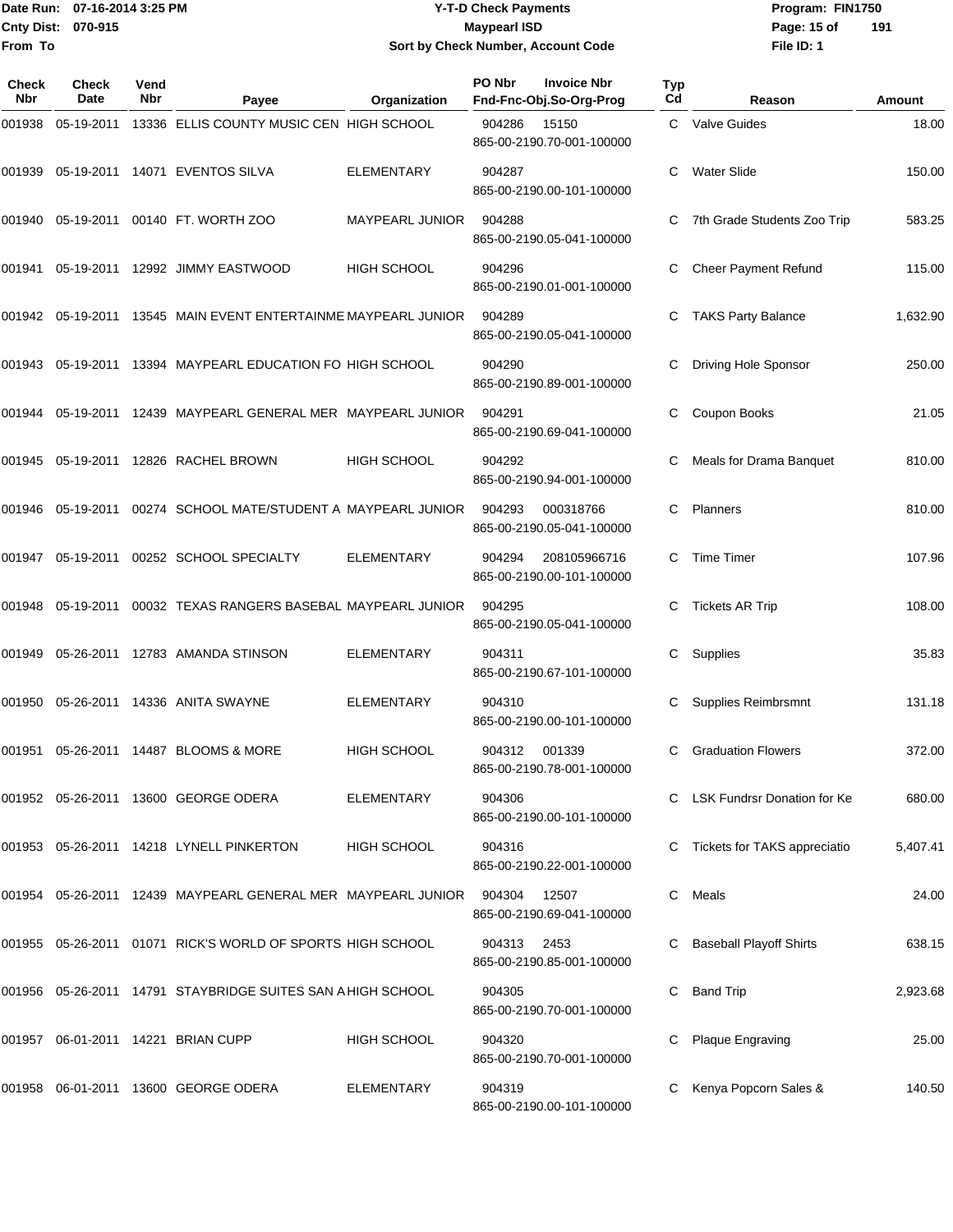# Y-T-D Check Payments
**Maypearl ISD**
**Sort by Check Number, Account Code**

Date Run: 07-16-2014 3:25 PM
Cnty Dist: 070-915
From To

Program: FIN1750
File ID: 1

| Check Nbr | Check Date | Vend Nbr | Payee | Organization | PO Nbr | Invoice Nbr | Fnd-Fnc-Obj.So-Org-Prog | Typ Cd | Reason | Amount |
|---|---|---|---|---|---|---|---|---|---|---|
| 001938 | 05-19-2011 | 13336 | ELLIS COUNTY MUSIC CEN | HIGH SCHOOL | 904286 | 15150 | 865-00-2190.70-001-100000 | C | Valve Guides | 18.00 |
| 001939 | 05-19-2011 | 14071 | EVENTOS SILVA | ELEMENTARY | 904287 | | 865-00-2190.00-101-100000 | C | Water Slide | 150.00 |
| 001940 | 05-19-2011 | 00140 | FT. WORTH ZOO | MAYPEARL JUNIOR | 904288 | | 865-00-2190.05-041-100000 | C | 7th Grade Students Zoo Trip | 583.25 |
| 001941 | 05-19-2011 | 12992 | JIMMY EASTWOOD | HIGH SCHOOL | 904296 | | 865-00-2190.01-001-100000 | C | Cheer Payment Refund | 115.00 |
| 001942 | 05-19-2011 | 13545 | MAIN EVENT ENTERTAINME | MAYPEARL JUNIOR | 904289 | | 865-00-2190.05-041-100000 | C | TAKS Party Balance | 1,632.90 |
| 001943 | 05-19-2011 | 13394 | MAYPEARL EDUCATION FO | HIGH SCHOOL | 904290 | | 865-00-2190.89-001-100000 | C | Driving Hole Sponsor | 250.00 |
| 001944 | 05-19-2011 | 12439 | MAYPEARL GENERAL MER | MAYPEARL JUNIOR | 904291 | | 865-00-2190.69-041-100000 | C | Coupon Books | 21.05 |
| 001945 | 05-19-2011 | 12826 | RACHEL BROWN | HIGH SCHOOL | 904292 | | 865-00-2190.94-001-100000 | C | Meals for Drama Banquet | 810.00 |
| 001946 | 05-19-2011 | 00274 | SCHOOL MATE/STUDENT A | MAYPEARL JUNIOR | 904293 | 000318766 | 865-00-2190.05-041-100000 | C | Planners | 810.00 |
| 001947 | 05-19-2011 | 00252 | SCHOOL SPECIALTY | ELEMENTARY | 904294 | 208105966716 | 865-00-2190.00-101-100000 | C | Time Timer | 107.96 |
| 001948 | 05-19-2011 | 00032 | TEXAS RANGERS BASEBAL | MAYPEARL JUNIOR | 904295 | | 865-00-2190.05-041-100000 | C | Tickets AR Trip | 108.00 |
| 001949 | 05-26-2011 | 12783 | AMANDA STINSON | ELEMENTARY | 904311 | | 865-00-2190.67-101-100000 | C | Supplies | 35.83 |
| 001950 | 05-26-2011 | 14336 | ANITA SWAYNE | ELEMENTARY | 904310 | | 865-00-2190.00-101-100000 | C | Supplies Reimbrsmnt | 131.18 |
| 001951 | 05-26-2011 | 14487 | BLOOMS & MORE | HIGH SCHOOL | 904312 | 001339 | 865-00-2190.78-001-100000 | C | Graduation Flowers | 372.00 |
| 001952 | 05-26-2011 | 13600 | GEORGE ODERA | ELEMENTARY | 904306 | | 865-00-2190.00-101-100000 | C | LSK Fundrsr Donation for Ke | 680.00 |
| 001953 | 05-26-2011 | 14218 | LYNELL PINKERTON | HIGH SCHOOL | 904316 | | 865-00-2190.22-001-100000 | C | Tickets for TAKS appreciatio | 5,407.41 |
| 001954 | 05-26-2011 | 12439 | MAYPEARL GENERAL MER | MAYPEARL JUNIOR | 904304 | 12507 | 865-00-2190.69-041-100000 | C | Meals | 24.00 |
| 001955 | 05-26-2011 | 01071 | RICK'S WORLD OF SPORTS | HIGH SCHOOL | 904313 | 2453 | 865-00-2190.85-001-100000 | C | Baseball Playoff Shirts | 638.15 |
| 001956 | 05-26-2011 | 14791 | STAYBRIDGE SUITES SAN A | HIGH SCHOOL | 904305 | | 865-00-2190.70-001-100000 | C | Band Trip | 2,923.68 |
| 001957 | 06-01-2011 | 14221 | BRIAN CUPP | HIGH SCHOOL | 904320 | | 865-00-2190.70-001-100000 | C | Plaque Engraving | 25.00 |
| 001958 | 06-01-2011 | 13600 | GEORGE ODERA | ELEMENTARY | 904319 | | 865-00-2190.00-101-100000 | C | Kenya Popcorn Sales & | 140.50 |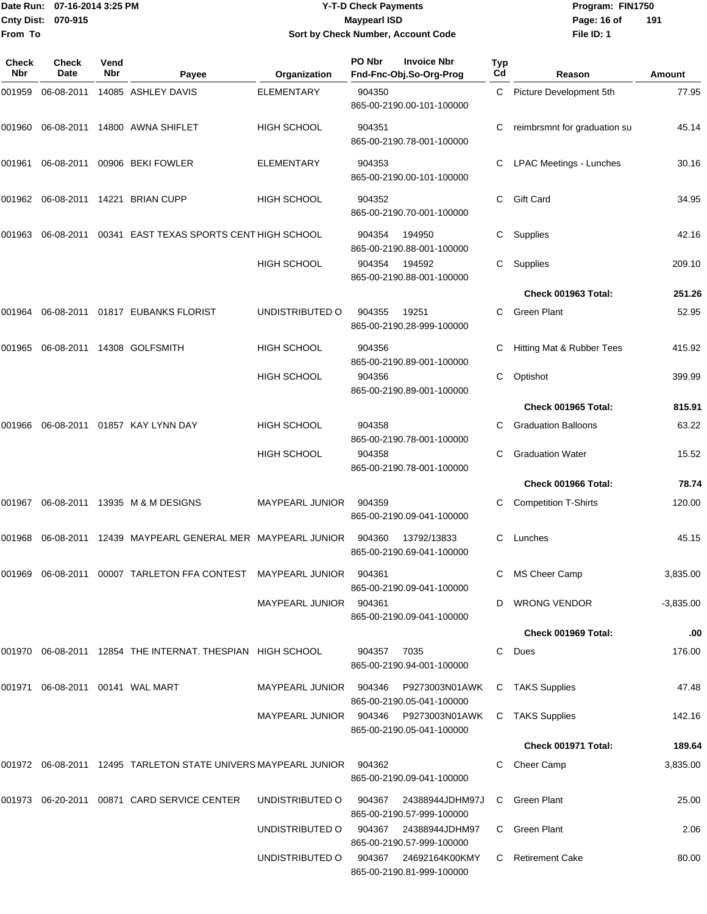# Y-T-D Check Payments

**Maypearl ISD**

**Sort by Check Number, Account Code**

Date Run: 07-16-2014 3:25 PM
Cnty Dist: 070-915
From To

Program: FIN1750
File ID: 1

| Check Nbr | Check Date | Vend Nbr | Payee | Organization | PO Nbr / Invoice Nbr / Fnd-Fnc-Obj.So-Org-Prog | Typ Cd | Reason | Amount |
|---|---|---|---|---|---|---|---|---|
| 001959 | 06-08-2011 | 14085 | ASHLEY DAVIS | ELEMENTARY | 904350 865-00-2190.00-101-100000 | C | Picture Development 5th | 77.95 |
| 001960 | 06-08-2011 | 14800 | AWNA SHIFLET | HIGH SCHOOL | 904351 865-00-2190.78-001-100000 | C | reimbrsmnt for graduation su | 45.14 |
| 001961 | 06-08-2011 | 00906 | BEKI FOWLER | ELEMENTARY | 904353 865-00-2190.00-101-100000 | C | LPAC Meetings - Lunches | 30.16 |
| 001962 | 06-08-2011 | 14221 | BRIAN CUPP | HIGH SCHOOL | 904352 865-00-2190.70-001-100000 | C | Gift Card | 34.95 |
| 001963 | 06-08-2011 | 00341 | EAST TEXAS SPORTS CENT | HIGH SCHOOL | 904354 194950 865-00-2190.88-001-100000 | C | Supplies | 42.16 |
| | | | | HIGH SCHOOL | 904354 194592 865-00-2190.88-001-100000 | C | Supplies | 209.10 |
| | | | | | | | **Check 001963 Total:** | **251.26** |
| 001964 | 06-08-2011 | 01817 | EUBANKS FLORIST | UNDISTRIBUTED O | 904355 19251 865-00-2190.28-999-100000 | C | Green Plant | 52.95 |
| 001965 | 06-08-2011 | 14308 | GOLFSMITH | HIGH SCHOOL | 904356 865-00-2190.89-001-100000 | C | Hitting Mat & Rubber Tees | 415.92 |
| | | | | HIGH SCHOOL | 904356 865-00-2190.89-001-100000 | C | Optishot | 399.99 |
| | | | | | | | **Check 001965 Total:** | **815.91** |
| 001966 | 06-08-2011 | 01857 | KAY LYNN DAY | HIGH SCHOOL | 904358 865-00-2190.78-001-100000 | C | Graduation Balloons | 63.22 |
| | | | | HIGH SCHOOL | 904358 865-00-2190.78-001-100000 | C | Graduation Water | 15.52 |
| | | | | | | | **Check 001966 Total:** | **78.74** |
| 001967 | 06-08-2011 | 13935 | M & M DESIGNS | MAYPEARL JUNIOR | 904359 865-00-2190.09-041-100000 | C | Competition T-Shirts | 120.00 |
| 001968 | 06-08-2011 | 12439 | MAYPEARL GENERAL MER | MAYPEARL JUNIOR | 904360 13792/13833 865-00-2190.69-041-100000 | C | Lunches | 45.15 |
| 001969 | 06-08-2011 | 00007 | TARLETON FFA CONTEST | MAYPEARL JUNIOR | 904361 865-00-2190.09-041-100000 | C | MS Cheer Camp | 3,835.00 |
| | | | | MAYPEARL JUNIOR | 904361 865-00-2190.09-041-100000 | D | WRONG VENDOR | -3,835.00 |
| | | | | | | | **Check 001969 Total:** | **.00** |
| 001970 | 06-08-2011 | 12854 | THE INTERNAT. THESPIAN | HIGH SCHOOL | 904357 7035 865-00-2190.94-001-100000 | C | Dues | 176.00 |
| 001971 | 06-08-2011 | 00141 | WAL MART | MAYPEARL JUNIOR | 904346 P9273003N01AWK 865-00-2190.05-041-100000 | C | TAKS Supplies | 47.48 |
| | | | | MAYPEARL JUNIOR | 904346 P9273003N01AWK 865-00-2190.05-041-100000 | C | TAKS Supplies | 142.16 |
| | | | | | | | **Check 001971 Total:** | **189.64** |
| 001972 | 06-08-2011 | 12495 | TARLETON STATE UNIVERS | MAYPEARL JUNIOR | 904362 865-00-2190.09-041-100000 | C | Cheer Camp | 3,835.00 |
| 001973 | 06-20-2011 | 00871 | CARD SERVICE CENTER | UNDISTRIBUTED O | 904367 24388944JDHM97J 865-00-2190.57-999-100000 | C | Green Plant | 25.00 |
| | | | | UNDISTRIBUTED O | 904367 24388944JDHM97 865-00-2190.57-999-100000 | C | Green Plant | 2.06 |
| | | | | UNDISTRIBUTED O | 904367 24692164K00KMY 865-00-2190.81-999-100000 | C | Retirement Cake | 80.00 |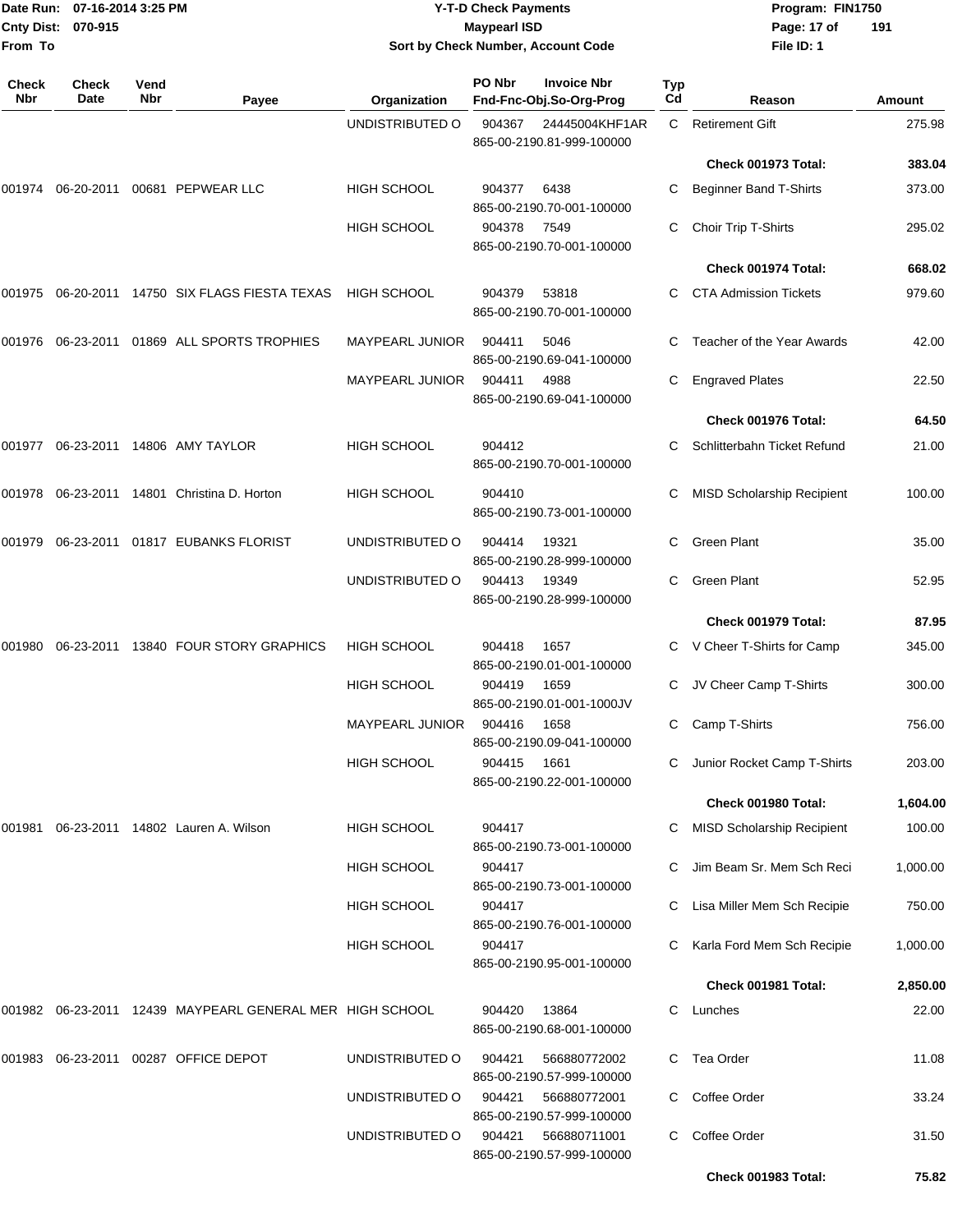| Check Nbr | Check Date | Vend Nbr | Payee | Organization | PO Nbr / Invoice Nbr / Fnd-Fnc-Obj.So-Org-Prog | Typ Cd | Reason | Amount |
|---|---|---|---|---|---|---|---|---|
| | | | | UNDISTRIBUTED O | 904367 24445004KHF1AR 865-00-2190.81-999-100000 | C | Retirement Gift | 275.98 |
| | | | | | | | **Check 001973 Total:** | **383.04** |
| 001974 | 06-20-2011 | 00681 | PEPWEAR LLC | HIGH SCHOOL | 904377 6438 865-00-2190.70-001-100000 | C | Beginner Band T-Shirts | 373.00 |
| | | | | HIGH SCHOOL | 904378 7549 865-00-2190.70-001-100000 | C | Choir Trip T-Shirts | 295.02 |
| | | | | | | | **Check 001974 Total:** | **668.02** |
| 001975 | 06-20-2011 | 14750 | SIX FLAGS FIESTA TEXAS | HIGH SCHOOL | 904379 53818 865-00-2190.70-001-100000 | C | CTA Admission Tickets | 979.60 |
| 001976 | 06-23-2011 | 01869 | ALL SPORTS TROPHIES | MAYPEARL JUNIOR | 904411 5046 865-00-2190.69-041-100000 | C | Teacher of the Year Awards | 42.00 |
| | | | | MAYPEARL JUNIOR | 904411 4988 865-00-2190.69-041-100000 | C | Engraved Plates | 22.50 |
| | | | | | | | **Check 001976 Total:** | **64.50** |
| 001977 | 06-23-2011 | 14806 | AMY TAYLOR | HIGH SCHOOL | 904412 865-00-2190.70-001-100000 | C | Schlitterbahn Ticket Refund | 21.00 |
| 001978 | 06-23-2011 | 14801 | Christina D. Horton | HIGH SCHOOL | 904410 865-00-2190.73-001-100000 | C | MISD Scholarship Recipient | 100.00 |
| 001979 | 06-23-2011 | 01817 | EUBANKS FLORIST | UNDISTRIBUTED O | 904414 19321 865-00-2190.28-999-100000 | C | Green Plant | 35.00 |
| | | | | UNDISTRIBUTED O | 904413 19349 865-00-2190.28-999-100000 | C | Green Plant | 52.95 |
| | | | | | | | **Check 001979 Total:** | **87.95** |
| 001980 | 06-23-2011 | 13840 | FOUR STORY GRAPHICS | HIGH SCHOOL | 904418 1657 865-00-2190.01-001-100000 | C | V Cheer T-Shirts for Camp | 345.00 |
| | | | | HIGH SCHOOL | 904419 1659 865-00-2190.01-001-1000JV | C | JV Cheer Camp T-Shirts | 300.00 |
| | | | | MAYPEARL JUNIOR | 904416 1658 865-00-2190.09-041-100000 | C | Camp T-Shirts | 756.00 |
| | | | | HIGH SCHOOL | 904415 1661 865-00-2190.22-001-100000 | C | Junior Rocket Camp T-Shirts | 203.00 |
| | | | | | | | **Check 001980 Total:** | **1,604.00** |
| 001981 | 06-23-2011 | 14802 | Lauren A. Wilson | HIGH SCHOOL | 904417 865-00-2190.73-001-100000 | C | MISD Scholarship Recipient | 100.00 |
| | | | | HIGH SCHOOL | 904417 865-00-2190.73-001-100000 | C | Jim Beam Sr. Mem Sch Reci | 1,000.00 |
| | | | | HIGH SCHOOL | 904417 865-00-2190.76-001-100000 | C | Lisa Miller Mem Sch Recipie | 750.00 |
| | | | | HIGH SCHOOL | 904417 865-00-2190.95-001-100000 | C | Karla Ford Mem Sch Recipie | 1,000.00 |
| | | | | | | | **Check 001981 Total:** | **2,850.00** |
| 001982 | 06-23-2011 | 12439 | MAYPEARL GENERAL MER | HIGH SCHOOL | 904420 13864 865-00-2190.68-001-100000 | C | Lunches | 22.00 |
| 001983 | 06-23-2011 | 00287 | OFFICE DEPOT | UNDISTRIBUTED O | 904421 566880772002 865-00-2190.57-999-100000 | C | Tea Order | 11.08 |
| | | | | UNDISTRIBUTED O | 904421 566880772001 865-00-2190.57-999-100000 | C | Coffee Order | 33.24 |
| | | | | UNDISTRIBUTED O | 904421 566880711001 865-00-2190.57-999-100000 | C | Coffee Order | 31.50 |
| | | | | | | | **Check 001983 Total:** | **75.82** |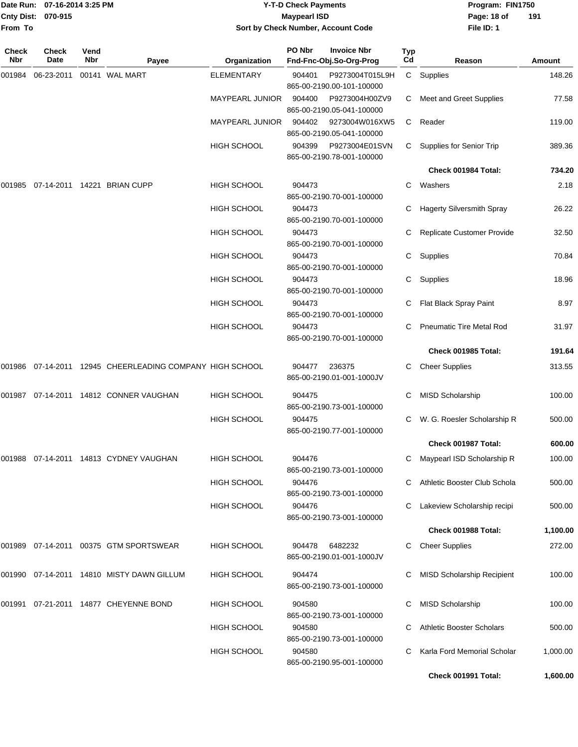# Y-T-D Check Payments

**Maypearl ISD**

**Sort by Check Number, Account Code**

Date Run: 07-16-2014 3:25 PM
Cnty Dist: 070-915
From To

Program: FIN1750
File ID: 1

| Check Nbr | Check Date | Vend Nbr | Payee | Organization | PO Nbr / Invoice Nbr / Fnd-Fnc-Obj.So-Org-Prog | Typ Cd | Reason | Amount |
|---|---|---|---|---|---|---|---|---|
| 001984 | 06-23-2011 | 00141 | WAL MART | ELEMENTARY | 904401 P9273004T015L9H 865-00-2190.00-101-100000 | C | Supplies | 148.26 |
| | | | | MAYPEARL JUNIOR | 904400 P9273004H00ZV9 865-00-2190.05-041-100000 | C | Meet and Greet Supplies | 77.58 |
| | | | | MAYPEARL JUNIOR | 904402 9273004W016XW5 865-00-2190.05-041-100000 | C | Reader | 119.00 |
| | | | | HIGH SCHOOL | 904399 P9273004E01SVN 865-00-2190.78-001-100000 | C | Supplies for Senior Trip | 389.36 |
| | | | | | | | **Check 001984 Total:** | **734.20** |
| 001985 | 07-14-2011 | 14221 | BRIAN CUPP | HIGH SCHOOL | 904473 865-00-2190.70-001-100000 | C | Washers | 2.18 |
| | | | | HIGH SCHOOL | 904473 865-00-2190.70-001-100000 | C | Hagerty Silversmith Spray | 26.22 |
| | | | | HIGH SCHOOL | 904473 865-00-2190.70-001-100000 | C | Replicate Customer Provide | 32.50 |
| | | | | HIGH SCHOOL | 904473 865-00-2190.70-001-100000 | C | Supplies | 70.84 |
| | | | | HIGH SCHOOL | 904473 865-00-2190.70-001-100000 | C | Supplies | 18.96 |
| | | | | HIGH SCHOOL | 904473 865-00-2190.70-001-100000 | C | Flat Black Spray Paint | 8.97 |
| | | | | HIGH SCHOOL | 904473 865-00-2190.70-001-100000 | C | Pneumatic Tire Metal Rod | 31.97 |
| | | | | | | | **Check 001985 Total:** | **191.64** |
| 001986 | 07-14-2011 | 12945 | CHEERLEADING COMPANY | HIGH SCHOOL | 904477 236375 865-00-2190.01-001-1000JV | C | Cheer Supplies | 313.55 |
| 001987 | 07-14-2011 | 14812 | CONNER VAUGHAN | HIGH SCHOOL | 904475 865-00-2190.73-001-100000 | C | MISD Scholarship | 100.00 |
| | | | | HIGH SCHOOL | 904475 865-00-2190.77-001-100000 | C | W. G. Roesler Scholarship R | 500.00 |
| | | | | | | | **Check 001987 Total:** | **600.00** |
| 001988 | 07-14-2011 | 14813 | CYDNEY VAUGHAN | HIGH SCHOOL | 904476 865-00-2190.73-001-100000 | C | Maypearl ISD Scholarship R | 100.00 |
| | | | | HIGH SCHOOL | 904476 865-00-2190.73-001-100000 | C | Athletic Booster Club Schola | 500.00 |
| | | | | HIGH SCHOOL | 904476 865-00-2190.73-001-100000 | C | Lakeview Scholarship recipi | 500.00 |
| | | | | | | | **Check 001988 Total:** | **1,100.00** |
| 001989 | 07-14-2011 | 00375 | GTM SPORTSWEAR | HIGH SCHOOL | 904478 6482232 865-00-2190.01-001-1000JV | C | Cheer Supplies | 272.00 |
| 001990 | 07-14-2011 | 14810 | MISTY DAWN GILLUM | HIGH SCHOOL | 904474 865-00-2190.73-001-100000 | C | MISD Scholarship Recipient | 100.00 |
| 001991 | 07-21-2011 | 14877 | CHEYENNE BOND | HIGH SCHOOL | 904580 865-00-2190.73-001-100000 | C | MISD Scholarship | 100.00 |
| | | | | HIGH SCHOOL | 904580 865-00-2190.73-001-100000 | C | Athletic Booster Scholars | 500.00 |
| | | | | HIGH SCHOOL | 904580 865-00-2190.95-001-100000 | C | Karla Ford Memorial Scholar | 1,000.00 |
| | | | | | | | **Check 001991 Total:** | **1,600.00** |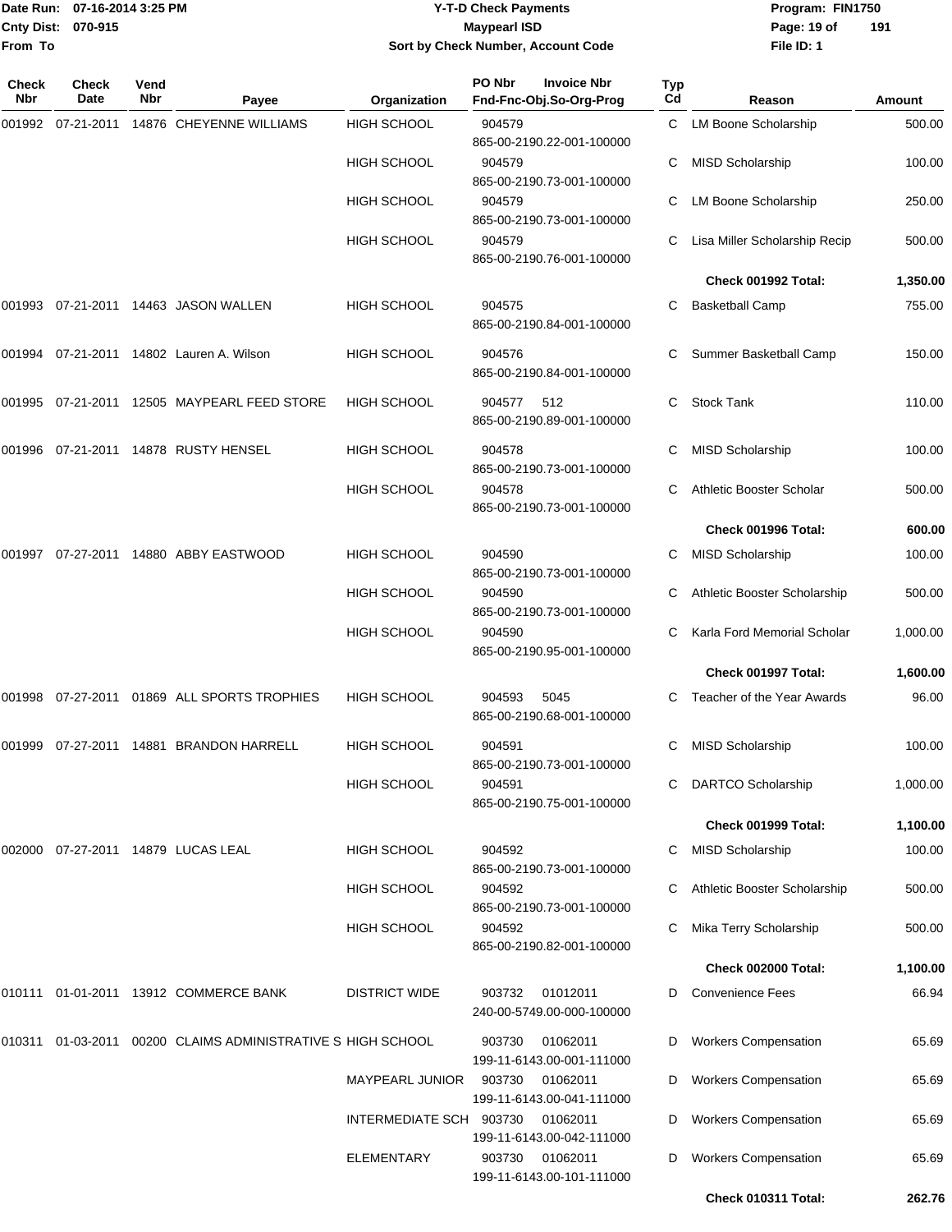| Check Nbr | Check Date | Vend Nbr | Payee | Organization | PO Nbr | Invoice Nbr Fnd-Fnc-Obj.So-Org-Prog | Typ Cd | Reason | Amount |
|---|---|---|---|---|---|---|---|---|---|
| 001992 | 07-21-2011 | 14876 | CHEYENNE WILLIAMS | HIGH SCHOOL | 904579 | 865-00-2190.22-001-100000 | C | LM Boone Scholarship | 500.00 |
| | | | | HIGH SCHOOL | 904579 | 865-00-2190.73-001-100000 | C | MISD Scholarship | 100.00 |
| | | | | HIGH SCHOOL | 904579 | 865-00-2190.73-001-100000 | C | LM Boone Scholarship | 250.00 |
| | | | | HIGH SCHOOL | 904579 | 865-00-2190.76-001-100000 | C | Lisa Miller Scholarship Recip | 500.00 |
| | | | | | | | | **Check 001992 Total:** | **1,350.00** |
| 001993 | 07-21-2011 | 14463 | JASON WALLEN | HIGH SCHOOL | 904575 | 865-00-2190.84-001-100000 | C | Basketball Camp | 755.00 |
| 001994 | 07-21-2011 | 14802 | Lauren A. Wilson | HIGH SCHOOL | 904576 | 865-00-2190.84-001-100000 | C | Summer Basketball Camp | 150.00 |
| 001995 | 07-21-2011 | 12505 | MAYPEARL FEED STORE | HIGH SCHOOL | 904577 | 512 865-00-2190.89-001-100000 | C | Stock Tank | 110.00 |
| 001996 | 07-21-2011 | 14878 | RUSTY HENSEL | HIGH SCHOOL | 904578 | 865-00-2190.73-001-100000 | C | MISD Scholarship | 100.00 |
| | | | | HIGH SCHOOL | 904578 | 865-00-2190.73-001-100000 | C | Athletic Booster Scholar | 500.00 |
| | | | | | | | | **Check 001996 Total:** | **600.00** |
| 001997 | 07-27-2011 | 14880 | ABBY EASTWOOD | HIGH SCHOOL | 904590 | 865-00-2190.73-001-100000 | C | MISD Scholarship | 100.00 |
| | | | | HIGH SCHOOL | 904590 | 865-00-2190.73-001-100000 | C | Athletic Booster Scholarship | 500.00 |
| | | | | HIGH SCHOOL | 904590 | 865-00-2190.95-001-100000 | C | Karla Ford Memorial Scholar | 1,000.00 |
| | | | | | | | | **Check 001997 Total:** | **1,600.00** |
| 001998 | 07-27-2011 | 01869 | ALL SPORTS TROPHIES | HIGH SCHOOL | 904593 | 5045 865-00-2190.68-001-100000 | C | Teacher of the Year Awards | 96.00 |
| 001999 | 07-27-2011 | 14881 | BRANDON HARRELL | HIGH SCHOOL | 904591 | 865-00-2190.73-001-100000 | C | MISD Scholarship | 100.00 |
| | | | | HIGH SCHOOL | 904591 | 865-00-2190.75-001-100000 | C | DARTCO Scholarship | 1,000.00 |
| | | | | | | | | **Check 001999 Total:** | **1,100.00** |
| 002000 | 07-27-2011 | 14879 | LUCAS LEAL | HIGH SCHOOL | 904592 | 865-00-2190.73-001-100000 | C | MISD Scholarship | 100.00 |
| | | | | HIGH SCHOOL | 904592 | 865-00-2190.73-001-100000 | C | Athletic Booster Scholarship | 500.00 |
| | | | | HIGH SCHOOL | 904592 | 865-00-2190.82-001-100000 | C | Mika Terry Scholarship | 500.00 |
| | | | | | | | | **Check 002000 Total:** | **1,100.00** |
| 010111 | 01-01-2011 | 13912 | COMMERCE BANK | DISTRICT WIDE | 903732 | 01012011 240-00-5749.00-000-100000 | D | Convenience Fees | 66.94 |
| 010311 | 01-03-2011 | 00200 | CLAIMS ADMINISTRATIVE S | HIGH SCHOOL | 903730 | 01062011 199-11-6143.00-001-111000 | D | Workers Compensation | 65.69 |
| | | | | MAYPEARL JUNIOR | 903730 | 01062011 199-11-6143.00-041-111000 | D | Workers Compensation | 65.69 |
| | | | | INTERMEDIATE SCH | 903730 | 01062011 199-11-6143.00-042-111000 | D | Workers Compensation | 65.69 |
| | | | | ELEMENTARY | 903730 | 01062011 199-11-6143.00-101-111000 | D | Workers Compensation | 65.69 |
| | | | | | | | | **Check 010311 Total:** | **262.76** |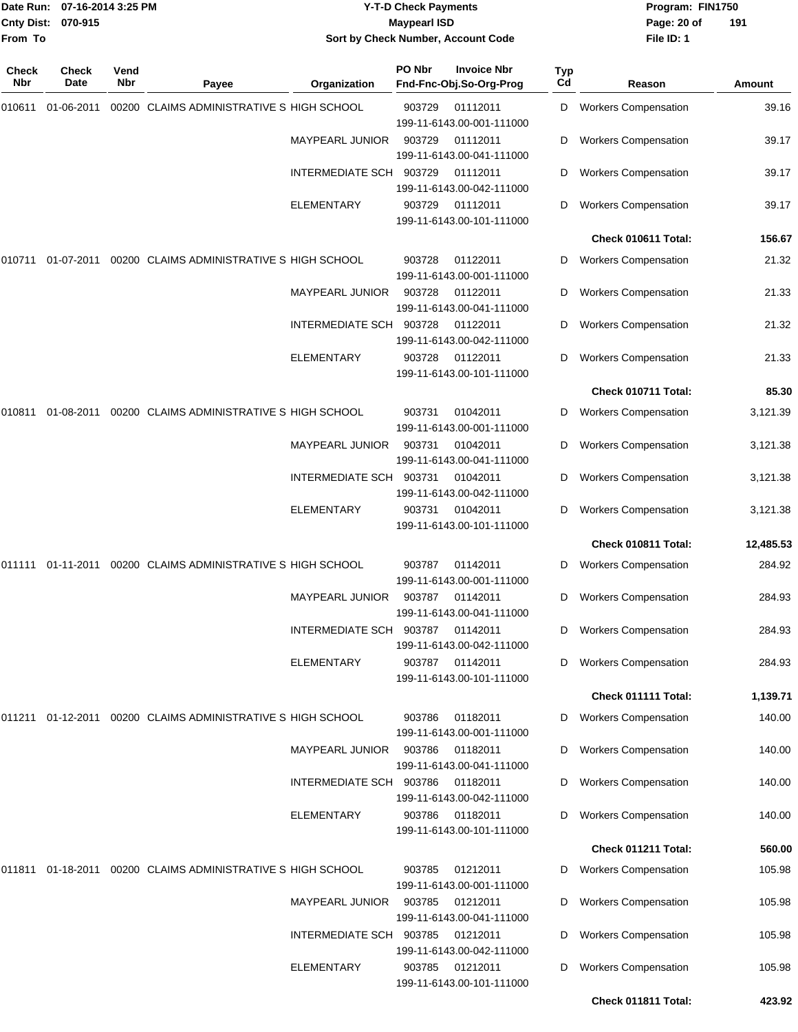Date Run: 07-16-2014 3:25 PM
Cnty Dist: 070-915
From To

# Y-T-D Check Payments

## Maypearl ISD

### Sort by Check Number, Account Code

Program: FIN1750
File ID: 1

| Check Nbr | Check Date | Vend Nbr | Payee | Organization | PO Nbr / Fnd-Fnc-Obj.So-Org-Prog | Invoice Nbr | Typ Cd | Reason | Amount |
|---|---|---|---|---|---|---|---|---|---|
| 010611 | 01-06-2011 | 00200 | CLAIMS ADMINISTRATIVE S | HIGH SCHOOL | 903729 199-11-6143.00-001-111000 | 01112011 | D | Workers Compensation | 39.16 |
| | | | | MAYPEARL JUNIOR | 903729 199-11-6143.00-041-111000 | 01112011 | D | Workers Compensation | 39.17 |
| | | | | INTERMEDIATE SCH | 903729 199-11-6143.00-042-111000 | 01112011 | D | Workers Compensation | 39.17 |
| | | | | ELEMENTARY | 903729 199-11-6143.00-101-111000 | 01112011 | D | Workers Compensation | 39.17 |
| | | | | | | | | **Check 010611 Total:** | **156.67** |
| 010711 | 01-07-2011 | 00200 | CLAIMS ADMINISTRATIVE S | HIGH SCHOOL | 903728 199-11-6143.00-001-111000 | 01122011 | D | Workers Compensation | 21.32 |
| | | | | MAYPEARL JUNIOR | 903728 199-11-6143.00-041-111000 | 01122011 | D | Workers Compensation | 21.33 |
| | | | | INTERMEDIATE SCH | 903728 199-11-6143.00-042-111000 | 01122011 | D | Workers Compensation | 21.32 |
| | | | | ELEMENTARY | 903728 199-11-6143.00-101-111000 | 01122011 | D | Workers Compensation | 21.33 |
| | | | | | | | | **Check 010711 Total:** | **85.30** |
| 010811 | 01-08-2011 | 00200 | CLAIMS ADMINISTRATIVE S | HIGH SCHOOL | 903731 199-11-6143.00-001-111000 | 01042011 | D | Workers Compensation | 3,121.39 |
| | | | | MAYPEARL JUNIOR | 903731 199-11-6143.00-041-111000 | 01042011 | D | Workers Compensation | 3,121.38 |
| | | | | INTERMEDIATE SCH | 903731 199-11-6143.00-042-111000 | 01042011 | D | Workers Compensation | 3,121.38 |
| | | | | ELEMENTARY | 903731 199-11-6143.00-101-111000 | 01042011 | D | Workers Compensation | 3,121.38 |
| | | | | | | | | **Check 010811 Total:** | **12,485.53** |
| 011111 | 01-11-2011 | 00200 | CLAIMS ADMINISTRATIVE S | HIGH SCHOOL | 903787 199-11-6143.00-001-111000 | 01142011 | D | Workers Compensation | 284.92 |
| | | | | MAYPEARL JUNIOR | 903787 199-11-6143.00-041-111000 | 01142011 | D | Workers Compensation | 284.93 |
| | | | | INTERMEDIATE SCH | 903787 199-11-6143.00-042-111000 | 01142011 | D | Workers Compensation | 284.93 |
| | | | | ELEMENTARY | 903787 199-11-6143.00-101-111000 | 01142011 | D | Workers Compensation | 284.93 |
| | | | | | | | | **Check 011111 Total:** | **1,139.71** |
| 011211 | 01-12-2011 | 00200 | CLAIMS ADMINISTRATIVE S | HIGH SCHOOL | 903786 199-11-6143.00-001-111000 | 01182011 | D | Workers Compensation | 140.00 |
| | | | | MAYPEARL JUNIOR | 903786 199-11-6143.00-041-111000 | 01182011 | D | Workers Compensation | 140.00 |
| | | | | INTERMEDIATE SCH | 903786 199-11-6143.00-042-111000 | 01182011 | D | Workers Compensation | 140.00 |
| | | | | ELEMENTARY | 903786 199-11-6143.00-101-111000 | 01182011 | D | Workers Compensation | 140.00 |
| | | | | | | | | **Check 011211 Total:** | **560.00** |
| 011811 | 01-18-2011 | 00200 | CLAIMS ADMINISTRATIVE S | HIGH SCHOOL | 903785 199-11-6143.00-001-111000 | 01212011 | D | Workers Compensation | 105.98 |
| | | | | MAYPEARL JUNIOR | 903785 199-11-6143.00-041-111000 | 01212011 | D | Workers Compensation | 105.98 |
| | | | | INTERMEDIATE SCH | 903785 199-11-6143.00-042-111000 | 01212011 | D | Workers Compensation | 105.98 |
| | | | | ELEMENTARY | 903785 199-11-6143.00-101-111000 | 01212011 | D | Workers Compensation | 105.98 |
| | | | | | | | | **Check 011811 Total:** | **423.92** |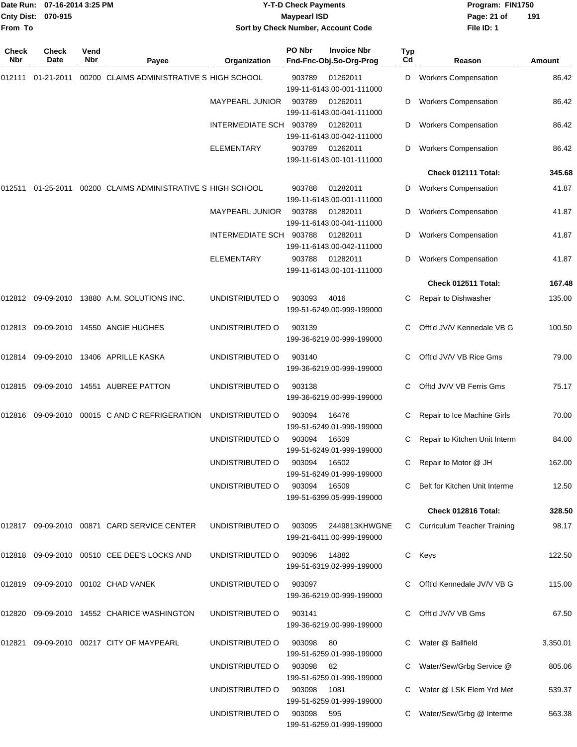Date Run: 07-16-2014 3:25 PM
Cnty Dist: 070-915
From To

**Y-T-D Check Payments**
**Maypearl ISD**
**Sort by Check Number, Account Code**

Program: FIN1750
File ID: 1

| Check Nbr | Check Date | Vend Nbr | Payee | Organization | PO Nbr / Invoice Nbr / Fnd-Fnc-Obj.So-Org-Prog | Typ Cd | Reason | Amount |
|---|---|---|---|---|---|---|---|---|
| 012111 | 01-21-2011 | 00200 | CLAIMS ADMINISTRATIVE S | HIGH SCHOOL | 903789 01262011 199-11-6143.00-001-111000 | D | Workers Compensation | 86.42 |
| | | | | MAYPEARL JUNIOR | 903789 01262011 199-11-6143.00-041-111000 | D | Workers Compensation | 86.42 |
| | | | | INTERMEDIATE SCH | 903789 01262011 199-11-6143.00-042-111000 | D | Workers Compensation | 86.42 |
| | | | | ELEMENTARY | 903789 01262011 199-11-6143.00-101-111000 | D | Workers Compensation | 86.42 |
| | | | | | | | **Check 012111 Total:** | **345.68** |
| 012511 | 01-25-2011 | 00200 | CLAIMS ADMINISTRATIVE S | HIGH SCHOOL | 903788 01282011 199-11-6143.00-001-111000 | D | Workers Compensation | 41.87 |
| | | | | MAYPEARL JUNIOR | 903788 01282011 199-11-6143.00-041-111000 | D | Workers Compensation | 41.87 |
| | | | | INTERMEDIATE SCH | 903788 01282011 199-11-6143.00-042-111000 | D | Workers Compensation | 41.87 |
| | | | | ELEMENTARY | 903788 01282011 199-11-6143.00-101-111000 | D | Workers Compensation | 41.87 |
| | | | | | | | **Check 012511 Total:** | **167.48** |
| 012812 | 09-09-2010 | 13880 | A.M. SOLUTIONS INC. | UNDISTRIBUTED O | 903093 4016 199-51-6249.00-999-199000 | C | Repair to Dishwasher | 135.00 |
| 012813 | 09-09-2010 | 14550 | ANGIE HUGHES | UNDISTRIBUTED O | 903139 199-36-6219.00-999-199000 | C | Offt'd JV/V Kennedale VB G | 100.50 |
| 012814 | 09-09-2010 | 13406 | APRILLE KASKA | UNDISTRIBUTED O | 903140 199-36-6219.00-999-199000 | C | Offt'd JV/V VB Rice Gms | 79.00 |
| 012815 | 09-09-2010 | 14551 | AUBREE PATTON | UNDISTRIBUTED O | 903138 199-36-6219.00-999-199000 | C | Offtd JV/V VB Ferris Gms | 75.17 |
| 012816 | 09-09-2010 | 00015 | C AND C REFRIGERATION | UNDISTRIBUTED O | 903094 16476 199-51-6249.01-999-199000 | C | Repair to Ice Machine Girls | 70.00 |
| | | | | UNDISTRIBUTED O | 903094 16509 199-51-6249.01-999-199000 | C | Repair to Kitchen Unit Interm | 84.00 |
| | | | | UNDISTRIBUTED O | 903094 16502 199-51-6249.01-999-199000 | C | Repair to Motor @ JH | 162.00 |
| | | | | UNDISTRIBUTED O | 903094 16509 199-51-6399.05-999-199000 | C | Belt for Kitchen Unit Interme | 12.50 |
| | | | | | | | **Check 012816 Total:** | **328.50** |
| 012817 | 09-09-2010 | 00871 | CARD SERVICE CENTER | UNDISTRIBUTED O | 903095 2449813KHWGNE 199-21-6411.00-999-199000 | C | Curriculum Teacher Training | 98.17 |
| 012818 | 09-09-2010 | 00510 | CEE DEE'S LOCKS AND | UNDISTRIBUTED O | 903096 14882 199-51-6319.02-999-199000 | C | Keys | 122.50 |
| 012819 | 09-09-2010 | 00102 | CHAD VANEK | UNDISTRIBUTED O | 903097 199-36-6219.00-999-199000 | C | Offt'd Kennedale JV/V VB G | 115.00 |
| 012820 | 09-09-2010 | 14552 | CHARICE WASHINGTON | UNDISTRIBUTED O | 903141 199-36-6219.00-999-199000 | C | Offt'd JV/V VB Gms | 67.50 |
| 012821 | 09-09-2010 | 00217 | CITY OF MAYPEARL | UNDISTRIBUTED O | 903098 80 199-51-6259.01-999-199000 | C | Water @ Ballfield | 3,350.01 |
| | | | | UNDISTRIBUTED O | 903098 82 199-51-6259.01-999-199000 | C | Water/Sew/Grbg Service @ | 805.06 |
| | | | | UNDISTRIBUTED O | 903098 1081 199-51-6259.01-999-199000 | C | Water @ LSK Elem Yrd Met | 539.37 |
| | | | | UNDISTRIBUTED O | 903098 595 199-51-6259.01-999-199000 | C | Water/Sew/Grbg @ Interme | 563.38 |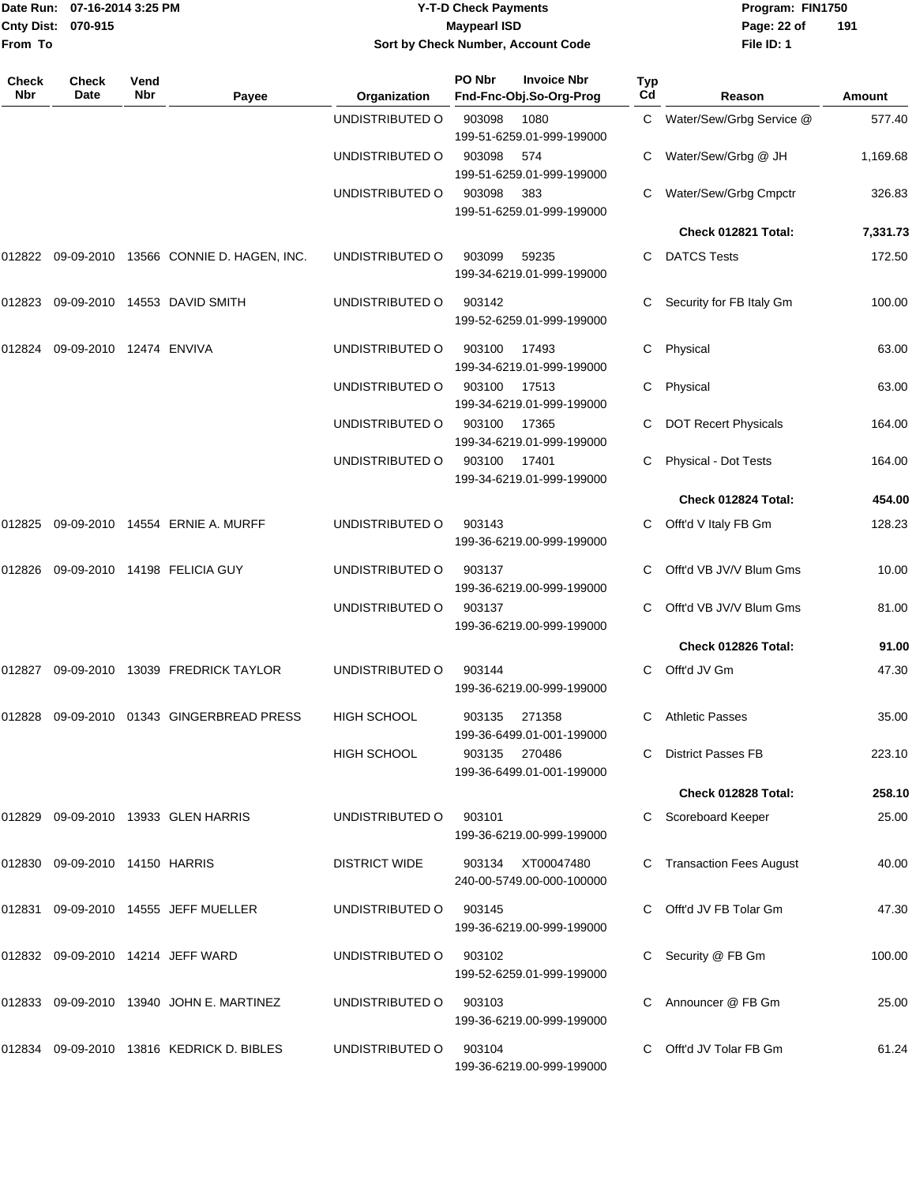# Y-T-D Check Payments

**Maypearl ISD**

**Sort by Check Number, Account Code**

Date Run: 07-16-2014 3:25 PM
Cnty Dist: 070-915
From To

Program: FIN1750
File ID: 1

| Check Nbr | Check Date | Vend Nbr | Payee | Organization | PO Nbr / Invoice Nbr / Fnd-Fnc-Obj.So-Org-Prog | Typ Cd | Reason | Amount |
|---|---|---|---|---|---|---|---|---|
| | | | | UNDISTRIBUTED O | 903098 1080 199-51-6259.01-999-199000 | C | Water/Sew/Grbg Service @ | 577.40 |
| | | | | UNDISTRIBUTED O | 903098 574 199-51-6259.01-999-199000 | C | Water/Sew/Grbg @ JH | 1,169.68 |
| | | | | UNDISTRIBUTED O | 903098 383 199-51-6259.01-999-199000 | C | Water/Sew/Grbg Cmpctr | 326.83 |
| | | | | | | | **Check 012821 Total:** | **7,331.73** |
| 012822 | 09-09-2010 | 13566 | CONNIE D. HAGEN, INC. | UNDISTRIBUTED O | 903099 59235 199-34-6219.01-999-199000 | C | DATCS Tests | 172.50 |
| 012823 | 09-09-2010 | 14553 | DAVID SMITH | UNDISTRIBUTED O | 903142 199-52-6259.01-999-199000 | C | Security for FB Italy Gm | 100.00 |
| 012824 | 09-09-2010 | 12474 | ENVIVA | UNDISTRIBUTED O | 903100 17493 199-34-6219.01-999-199000 | C | Physical | 63.00 |
| | | | | UNDISTRIBUTED O | 903100 17513 199-34-6219.01-999-199000 | C | Physical | 63.00 |
| | | | | UNDISTRIBUTED O | 903100 17365 199-34-6219.01-999-199000 | C | DOT Recert Physicals | 164.00 |
| | | | | UNDISTRIBUTED O | 903100 17401 199-34-6219.01-999-199000 | C | Physical - Dot Tests | 164.00 |
| | | | | | | | **Check 012824 Total:** | **454.00** |
| 012825 | 09-09-2010 | 14554 | ERNIE A. MURFF | UNDISTRIBUTED O | 903143 199-36-6219.00-999-199000 | C | Offt'd V Italy FB Gm | 128.23 |
| 012826 | 09-09-2010 | 14198 | FELICIA GUY | UNDISTRIBUTED O | 903137 199-36-6219.00-999-199000 | C | Offt'd VB JV/V Blum Gms | 10.00 |
| | | | | UNDISTRIBUTED O | 903137 199-36-6219.00-999-199000 | C | Offt'd VB JV/V Blum Gms | 81.00 |
| | | | | | | | **Check 012826 Total:** | **91.00** |
| 012827 | 09-09-2010 | 13039 | FREDRICK TAYLOR | UNDISTRIBUTED O | 903144 199-36-6219.00-999-199000 | C | Offt'd JV Gm | 47.30 |
| 012828 | 09-09-2010 | 01343 | GINGERBREAD PRESS | HIGH SCHOOL | 903135 271358 199-36-6499.01-001-199000 | C | Athletic Passes | 35.00 |
| | | | | HIGH SCHOOL | 903135 270486 199-36-6499.01-001-199000 | C | District Passes FB | 223.10 |
| | | | | | | | **Check 012828 Total:** | **258.10** |
| 012829 | 09-09-2010 | 13933 | GLEN HARRIS | UNDISTRIBUTED O | 903101 199-36-6219.00-999-199000 | C | Scoreboard Keeper | 25.00 |
| 012830 | 09-09-2010 | 14150 | HARRIS | DISTRICT WIDE | 903134 XT00047480 240-00-5749.00-000-100000 | C | Transaction Fees August | 40.00 |
| 012831 | 09-09-2010 | 14555 | JEFF MUELLER | UNDISTRIBUTED O | 903145 199-36-6219.00-999-199000 | C | Offt'd JV FB Tolar Gm | 47.30 |
| 012832 | 09-09-2010 | 14214 | JEFF WARD | UNDISTRIBUTED O | 903102 199-52-6259.01-999-199000 | C | Security @ FB Gm | 100.00 |
| 012833 | 09-09-2010 | 13940 | JOHN E. MARTINEZ | UNDISTRIBUTED O | 903103 199-36-6219.00-999-199000 | C | Announcer @ FB Gm | 25.00 |
| 012834 | 09-09-2010 | 13816 | KEDRICK D. BIBLES | UNDISTRIBUTED O | 903104 199-36-6219.00-999-199000 | C | Offt'd JV Tolar FB Gm | 61.24 |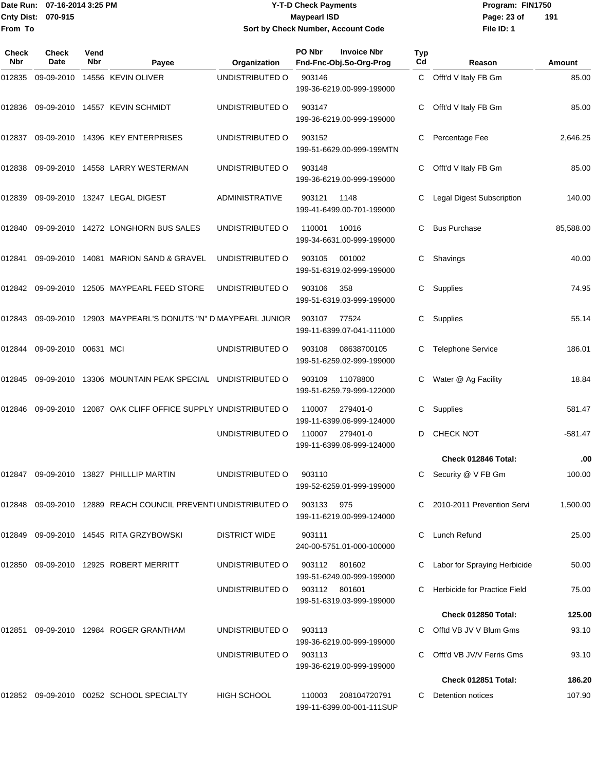| Check Nbr | Check Date | Vend Nbr | Payee | Organization | PO Nbr | Invoice Nbr / Fnd-Fnc-Obj.So-Org-Prog | Typ Cd | Reason | Amount |
|---|---|---|---|---|---|---|---|---|---|
| 012835 | 09-09-2010 | 14556 | KEVIN OLIVER | UNDISTRIBUTED O | 903146 | 199-36-6219.00-999-199000 | C | Offt'd V Italy FB Gm | 85.00 |
| 012836 | 09-09-2010 | 14557 | KEVIN SCHMIDT | UNDISTRIBUTED O | 903147 | 199-36-6219.00-999-199000 | C | Offt'd V Italy FB Gm | 85.00 |
| 012837 | 09-09-2010 | 14396 | KEY ENTERPRISES | UNDISTRIBUTED O | 903152 | 199-51-6629.00-999-199MTN | C | Percentage Fee | 2,646.25 |
| 012838 | 09-09-2010 | 14558 | LARRY WESTERMAN | UNDISTRIBUTED O | 903148 | 199-36-6219.00-999-199000 | C | Offt'd V Italy FB Gm | 85.00 |
| 012839 | 09-09-2010 | 13247 | LEGAL DIGEST | ADMINISTRATIVE | 903121 | 1148 199-41-6499.00-701-199000 | C | Legal Digest Subscription | 140.00 |
| 012840 | 09-09-2010 | 14272 | LONGHORN BUS SALES | UNDISTRIBUTED O | 110001 | 10016 199-34-6631.00-999-199000 | C | Bus Purchase | 85,588.00 |
| 012841 | 09-09-2010 | 14081 | MARION SAND & GRAVEL | UNDISTRIBUTED O | 903105 | 001002 199-51-6319.02-999-199000 | C | Shavings | 40.00 |
| 012842 | 09-09-2010 | 12505 | MAYPEARL FEED STORE | UNDISTRIBUTED O | 903106 | 358 199-51-6319.03-999-199000 | C | Supplies | 74.95 |
| 012843 | 09-09-2010 | 12903 | MAYPEARL'S DONUTS "N" D | MAYPEARL JUNIOR | 903107 | 77524 199-11-6399.07-041-111000 | C | Supplies | 55.14 |
| 012844 | 09-09-2010 | 00631 | MCI | UNDISTRIBUTED O | 903108 | 08638700105 199-51-6259.02-999-199000 | C | Telephone Service | 186.01 |
| 012845 | 09-09-2010 | 13306 | MOUNTAIN PEAK SPECIAL | UNDISTRIBUTED O | 903109 | 11078800 199-51-6259.79-999-122000 | C | Water @ Ag Facility | 18.84 |
| 012846 | 09-09-2010 | 12087 | OAK CLIFF OFFICE SUPPLY | UNDISTRIBUTED O | 110007 | 279401-0 199-11-6399.06-999-124000 | C | Supplies | 581.47 |
| | | | | UNDISTRIBUTED O | 110007 | 279401-0 199-11-6399.06-999-124000 | D | CHECK NOT | -581.47 |
| | | | | | | | | **Check 012846 Total:** | **.00** |
| 012847 | 09-09-2010 | 13827 | PHILLLIP MARTIN | UNDISTRIBUTED O | 903110 | 199-52-6259.01-999-199000 | C | Security @ V FB Gm | 100.00 |
| 012848 | 09-09-2010 | 12889 | REACH COUNCIL PREVENTI | UNDISTRIBUTED O | 903133 | 975 199-11-6219.00-999-124000 | C | 2010-2011 Prevention Servi | 1,500.00 |
| 012849 | 09-09-2010 | 14545 | RITA GRZYBOWSKI | DISTRICT WIDE | 903111 | 240-00-5751.01-000-100000 | C | Lunch Refund | 25.00 |
| 012850 | 09-09-2010 | 12925 | ROBERT MERRITT | UNDISTRIBUTED O | 903112 | 801602 199-51-6249.00-999-199000 | C | Labor for Spraying Herbicide | 50.00 |
| | | | | UNDISTRIBUTED O | 903112 | 801601 199-51-6319.03-999-199000 | C | Herbicide for Practice Field | 75.00 |
| | | | | | | | | **Check 012850 Total:** | **125.00** |
| 012851 | 09-09-2010 | 12984 | ROGER GRANTHAM | UNDISTRIBUTED O | 903113 | 199-36-6219.00-999-199000 | C | Offtd VB JV V Blum Gms | 93.10 |
| | | | | UNDISTRIBUTED O | 903113 | 199-36-6219.00-999-199000 | C | Offt'd VB JV/V Ferris Gms | 93.10 |
| | | | | | | | | **Check 012851 Total:** | **186.20** |
| 012852 | 09-09-2010 | 00252 | SCHOOL SPECIALTY | HIGH SCHOOL | 110003 | 208104720791 199-11-6399.00-001-111SUP | C | Detention notices | 107.90 |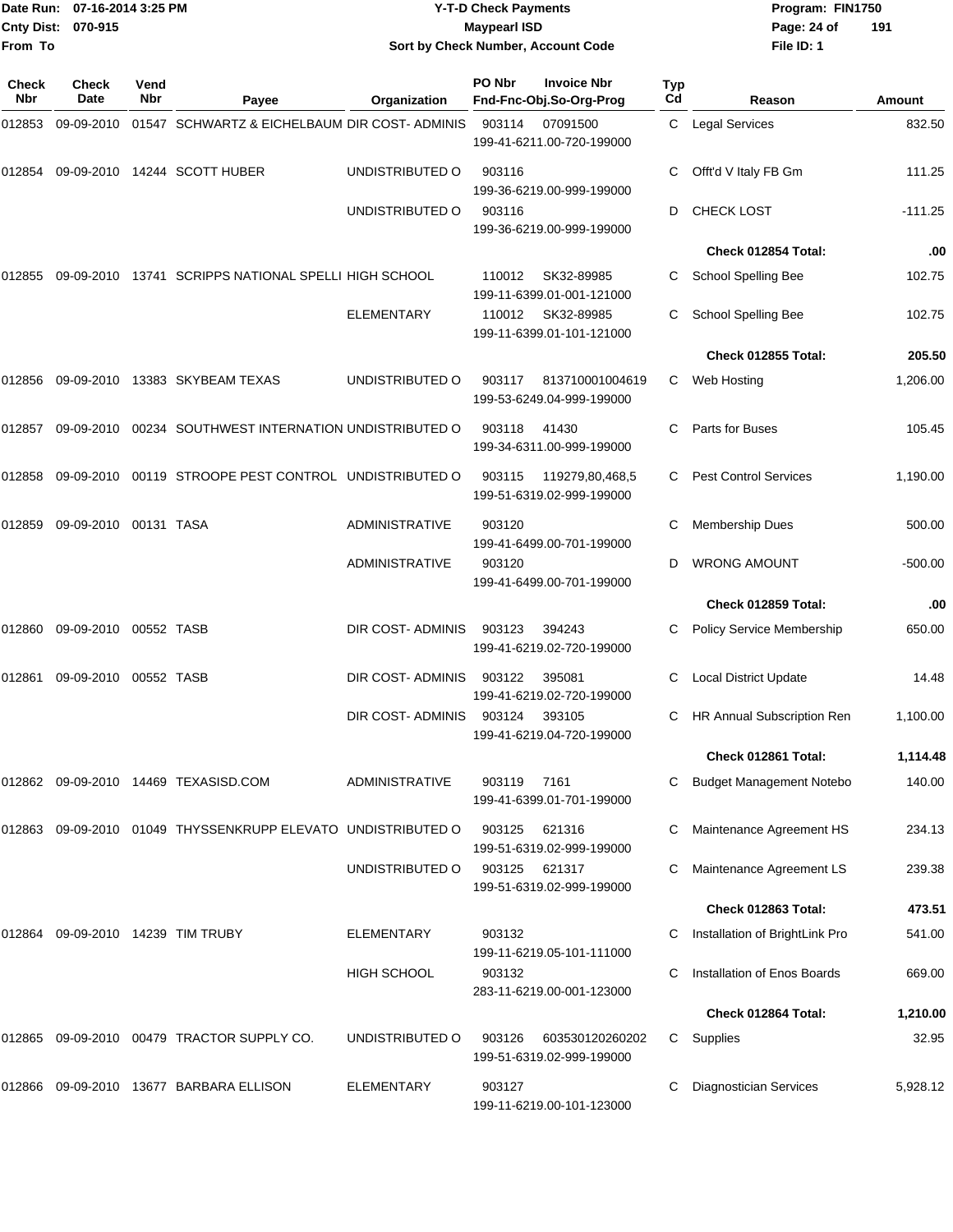**Date Run:** 07-16-2014 3:25 PM
**Cnty Dist:** 070-915
**From To**

# Y-T-D Check Payments
## Maypearl ISD
### Sort by Check Number, Account Code

**Program:** FIN1750
**File ID:** 1

| Check Nbr | Check Date | Vend Nbr | Payee | Organization | PO Nbr | Invoice Nbr / Fnd-Fnc-Obj.So-Org-Prog | Typ Cd | Reason | Amount |
|---|---|---|---|---|---|---|---|---|---|
| 012853 | 09-09-2010 | 01547 | SCHWARTZ & EICHELBAUM | DIR COST- ADMINIS | 903114 | 07091500 199-41-6211.00-720-199000 | C | Legal Services | 832.50 |
| 012854 | 09-09-2010 | 14244 | SCOTT HUBER | UNDISTRIBUTED O | 903116 | 199-36-6219.00-999-199000 | C | Offt'd V Italy FB Gm | 111.25 |
| | | | | UNDISTRIBUTED O | 903116 | 199-36-6219.00-999-199000 | D | CHECK LOST | -111.25 |
| | | | | | | | | **Check 012854 Total:** | **.00** |
| 012855 | 09-09-2010 | 13741 | SCRIPPS NATIONAL SPELLI | HIGH SCHOOL | 110012 | SK32-89985 199-11-6399.01-001-121000 | C | School Spelling Bee | 102.75 |
| | | | | ELEMENTARY | 110012 | SK32-89985 199-11-6399.01-101-121000 | C | School Spelling Bee | 102.75 |
| | | | | | | | | **Check 012855 Total:** | **205.50** |
| 012856 | 09-09-2010 | 13383 | SKYBEAM TEXAS | UNDISTRIBUTED O | 903117 | 813710001004619 199-53-6249.04-999-199000 | C | Web Hosting | 1,206.00 |
| 012857 | 09-09-2010 | 00234 | SOUTHWEST INTERNATION | UNDISTRIBUTED O | 903118 | 41430 199-34-6311.00-999-199000 | C | Parts for Buses | 105.45 |
| 012858 | 09-09-2010 | 00119 | STROOPE PEST CONTROL | UNDISTRIBUTED O | 903115 | 119279,80,468,5 199-51-6319.02-999-199000 | C | Pest Control Services | 1,190.00 |
| 012859 | 09-09-2010 | 00131 | TASA | ADMINISTRATIVE | 903120 | 199-41-6499.00-701-199000 | C | Membership Dues | 500.00 |
| | | | | ADMINISTRATIVE | 903120 | 199-41-6499.00-701-199000 | D | WRONG AMOUNT | -500.00 |
| | | | | | | | | **Check 012859 Total:** | **.00** |
| 012860 | 09-09-2010 | 00552 | TASB | DIR COST- ADMINIS | 903123 | 394243 199-41-6219.02-720-199000 | C | Policy Service Membership | 650.00 |
| 012861 | 09-09-2010 | 00552 | TASB | DIR COST- ADMINIS | 903122 | 395081 199-41-6219.02-720-199000 | C | Local District Update | 14.48 |
| | | | | DIR COST- ADMINIS | 903124 | 393105 199-41-6219.04-720-199000 | C | HR Annual Subscription Ren | 1,100.00 |
| | | | | | | | | **Check 012861 Total:** | **1,114.48** |
| 012862 | 09-09-2010 | 14469 | TEXASISD.COM | ADMINISTRATIVE | 903119 | 7161 199-41-6399.01-701-199000 | C | Budget Management Notebo | 140.00 |
| 012863 | 09-09-2010 | 01049 | THYSSENKRUPP ELEVATO | UNDISTRIBUTED O | 903125 | 621316 199-51-6319.02-999-199000 | C | Maintenance Agreement HS | 234.13 |
| | | | | UNDISTRIBUTED O | 903125 | 621317 199-51-6319.02-999-199000 | C | Maintenance Agreement LS | 239.38 |
| | | | | | | | | **Check 012863 Total:** | **473.51** |
| 012864 | 09-09-2010 | 14239 | TIM TRUBY | ELEMENTARY | 903132 | 199-11-6219.05-101-111000 | C | Installation of BrightLink Pro | 541.00 |
| | | | | HIGH SCHOOL | 903132 | 283-11-6219.00-001-123000 | C | Installation of Enos Boards | 669.00 |
| | | | | | | | | **Check 012864 Total:** | **1,210.00** |
| 012865 | 09-09-2010 | 00479 | TRACTOR SUPPLY CO. | UNDISTRIBUTED O | 903126 | 603530120260202 199-51-6319.02-999-199000 | C | Supplies | 32.95 |
| 012866 | 09-09-2010 | 13677 | BARBARA ELLISON | ELEMENTARY | 903127 | 199-11-6219.00-101-123000 | C | Diagnostician Services | 5,928.12 |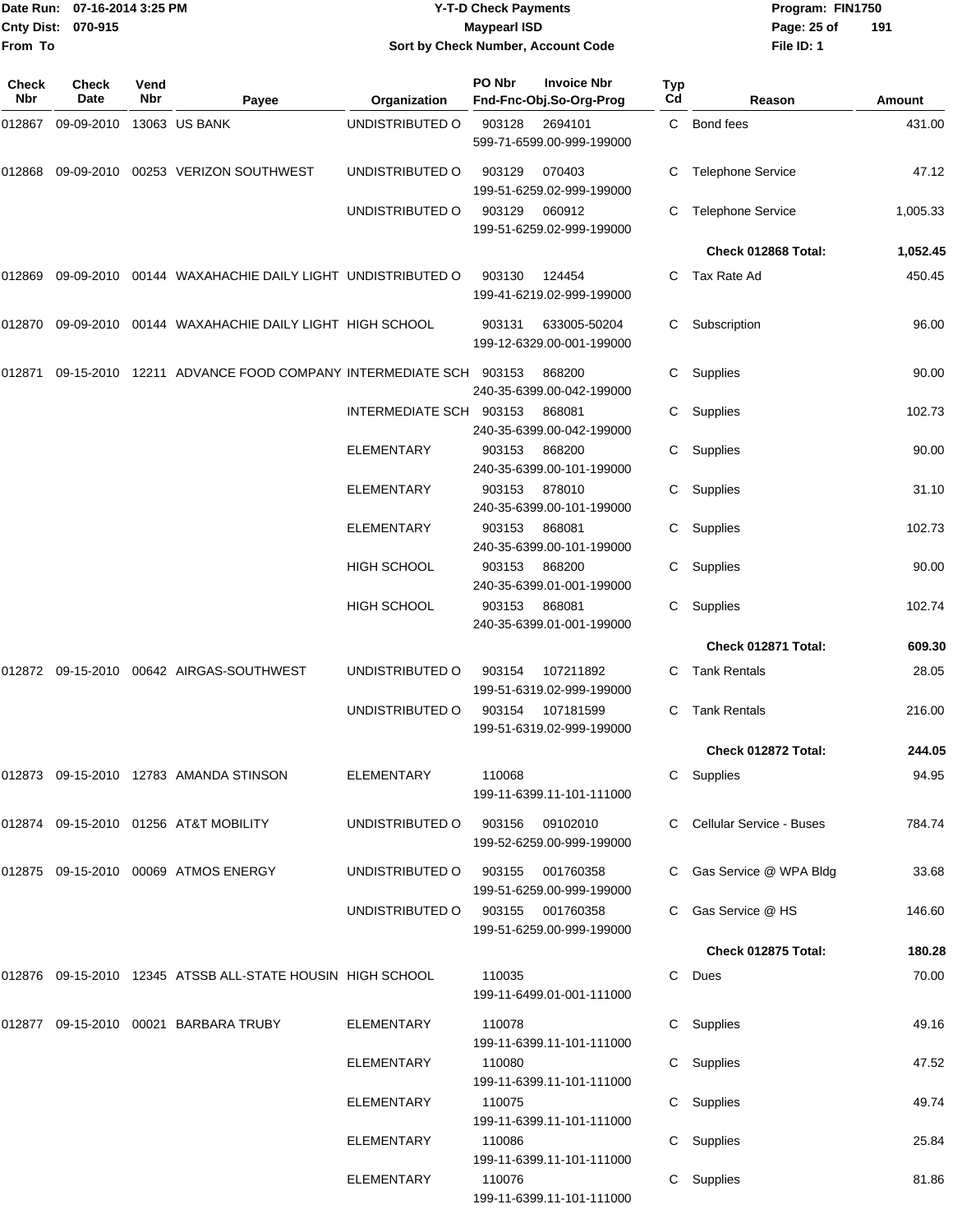Date Run: 07-16-2014 3:25 PM
Cnty Dist: 070-915
From To

**Y-T-D Check Payments**
**Maypearl ISD**
**Sort by Check Number, Account Code**

Program: FIN1750
File ID: 1

| Check Nbr | Check Date | Vend Nbr | Payee | Organization | PO Nbr / Fnd-Fnc-Obj.So-Org-Prog | Invoice Nbr | Typ Cd | Reason | Amount |
|---|---|---|---|---|---|---|---|---|---|
| 012867 | 09-09-2010 | 13063 | US BANK | UNDISTRIBUTED O | 903128 / 599-71-6599.00-999-199000 | 2694101 | C | Bond fees | 431.00 |
| 012868 | 09-09-2010 | 00253 | VERIZON SOUTHWEST | UNDISTRIBUTED O | 903129 / 199-51-6259.02-999-199000 | 070403 | C | Telephone Service | 47.12 |
| | | | | UNDISTRIBUTED O | 903129 / 199-51-6259.02-999-199000 | 060912 | C | Telephone Service | 1,005.33 |
| | | | | | | | | **Check 012868 Total:** | **1,052.45** |
| 012869 | 09-09-2010 | 00144 | WAXAHACHIE DAILY LIGHT | UNDISTRIBUTED O | 903130 / 199-41-6219.02-999-199000 | 124454 | C | Tax Rate Ad | 450.45 |
| 012870 | 09-09-2010 | 00144 | WAXAHACHIE DAILY LIGHT | HIGH SCHOOL | 903131 / 199-12-6329.00-001-199000 | 633005-50204 | C | Subscription | 96.00 |
| 012871 | 09-15-2010 | 12211 | ADVANCE FOOD COMPANY | INTERMEDIATE SCH | 903153 / 240-35-6399.00-042-199000 | 868200 | C | Supplies | 90.00 |
| | | | | INTERMEDIATE SCH | 903153 / 240-35-6399.00-042-199000 | 868081 | C | Supplies | 102.73 |
| | | | | ELEMENTARY | 903153 / 240-35-6399.00-101-199000 | 868200 | C | Supplies | 90.00 |
| | | | | ELEMENTARY | 903153 / 240-35-6399.00-101-199000 | 878010 | C | Supplies | 31.10 |
| | | | | ELEMENTARY | 903153 / 240-35-6399.00-101-199000 | 868081 | C | Supplies | 102.73 |
| | | | | HIGH SCHOOL | 903153 / 240-35-6399.01-001-199000 | 868200 | C | Supplies | 90.00 |
| | | | | HIGH SCHOOL | 903153 / 240-35-6399.01-001-199000 | 868081 | C | Supplies | 102.74 |
| | | | | | | | | **Check 012871 Total:** | **609.30** |
| 012872 | 09-15-2010 | 00642 | AIRGAS-SOUTHWEST | UNDISTRIBUTED O | 903154 / 199-51-6319.02-999-199000 | 107211892 | C | Tank Rentals | 28.05 |
| | | | | UNDISTRIBUTED O | 903154 / 199-51-6319.02-999-199000 | 107181599 | C | Tank Rentals | 216.00 |
| | | | | | | | | **Check 012872 Total:** | **244.05** |
| 012873 | 09-15-2010 | 12783 | AMANDA STINSON | ELEMENTARY | 110068 / 199-11-6399.11-101-111000 | | C | Supplies | 94.95 |
| 012874 | 09-15-2010 | 01256 | AT&T MOBILITY | UNDISTRIBUTED O | 903156 / 199-52-6259.00-999-199000 | 09102010 | C | Cellular Service - Buses | 784.74 |
| 012875 | 09-15-2010 | 00069 | ATMOS ENERGY | UNDISTRIBUTED O | 903155 / 199-51-6259.00-999-199000 | 001760358 | C | Gas Service @ WPA Bldg | 33.68 |
| | | | | UNDISTRIBUTED O | 903155 / 199-51-6259.00-999-199000 | 001760358 | C | Gas Service @ HS | 146.60 |
| | | | | | | | | **Check 012875 Total:** | **180.28** |
| 012876 | 09-15-2010 | 12345 | ATSSB ALL-STATE HOUSIN | HIGH SCHOOL | 110035 / 199-11-6499.01-001-111000 | | C | Dues | 70.00 |
| 012877 | 09-15-2010 | 00021 | BARBARA TRUBY | ELEMENTARY | 110078 / 199-11-6399.11-101-111000 | | C | Supplies | 49.16 |
| | | | | ELEMENTARY | 110080 / 199-11-6399.11-101-111000 | | C | Supplies | 47.52 |
| | | | | ELEMENTARY | 110075 / 199-11-6399.11-101-111000 | | C | Supplies | 49.74 |
| | | | | ELEMENTARY | 110086 / 199-11-6399.11-101-111000 | | C | Supplies | 25.84 |
| | | | | ELEMENTARY | 110076 / 199-11-6399.11-101-111000 | | C | Supplies | 81.86 |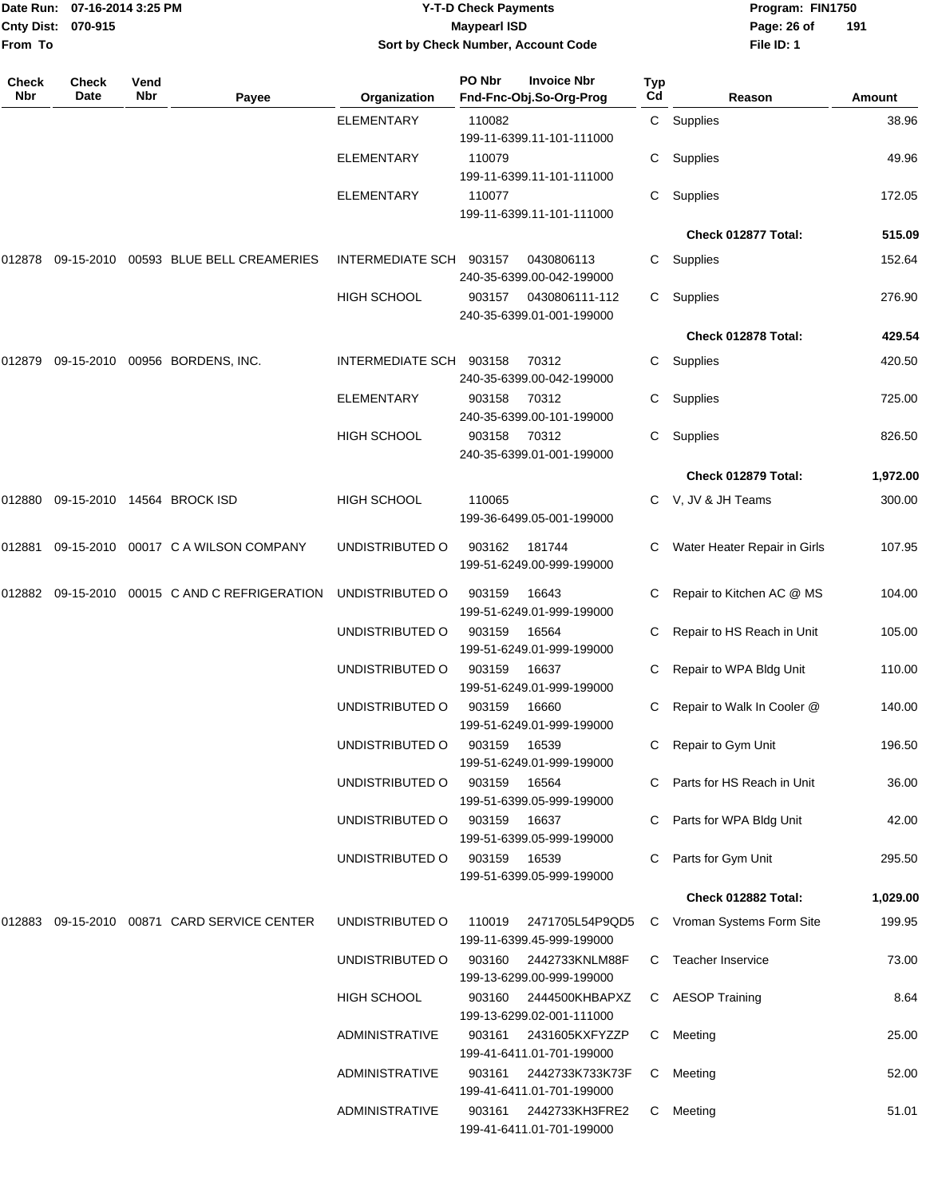# Y-T-D Check Payments

**Maypearl ISD**

**Sort by Check Number, Account Code**

Date Run: 07-16-2014 3:25 PM
Cnty Dist: 070-915
From To

Program: FIN1750
File ID: 1

| Check Nbr | Check Date | Vend Nbr | Payee | Organization | PO Nbr / Fnd-Fnc-Obj.So-Org-Prog | Invoice Nbr | Typ Cd | Reason | Amount |
|---|---|---|---|---|---|---|---|---|---|
| | | | | ELEMENTARY | 110082 / 199-11-6399.11-101-111000 | | C | Supplies | 38.96 |
| | | | | ELEMENTARY | 110079 / 199-11-6399.11-101-111000 | | C | Supplies | 49.96 |
| | | | | ELEMENTARY | 110077 / 199-11-6399.11-101-111000 | | C | Supplies | 172.05 |
| | | | | | | | | **Check 012877 Total:** | **515.09** |
| 012878 | 09-15-2010 | 00593 | BLUE BELL CREAMERIES | INTERMEDIATE SCH | 903157 / 240-35-6399.00-042-199000 | 0430806113 | C | Supplies | 152.64 |
| | | | | HIGH SCHOOL | 903157 / 240-35-6399.01-001-199000 | 0430806111-112 | C | Supplies | 276.90 |
| | | | | | | | | **Check 012878 Total:** | **429.54** |
| 012879 | 09-15-2010 | 00956 | BORDENS, INC. | INTERMEDIATE SCH | 903158 / 240-35-6399.00-042-199000 | 70312 | C | Supplies | 420.50 |
| | | | | ELEMENTARY | 903158 / 240-35-6399.00-101-199000 | 70312 | C | Supplies | 725.00 |
| | | | | HIGH SCHOOL | 903158 / 240-35-6399.01-001-199000 | 70312 | C | Supplies | 826.50 |
| | | | | | | | | **Check 012879 Total:** | **1,972.00** |
| 012880 | 09-15-2010 | 14564 | BROCK ISD | HIGH SCHOOL | 110065 / 199-36-6499.05-001-199000 | | C | V, JV & JH Teams | 300.00 |
| 012881 | 09-15-2010 | 00017 | C A WILSON COMPANY | UNDISTRIBUTED O | 903162 / 199-51-6249.00-999-199000 | 181744 | C | Water Heater Repair in Girls | 107.95 |
| 012882 | 09-15-2010 | 00015 | C AND C REFRIGERATION | UNDISTRIBUTED O | 903159 / 199-51-6249.01-999-199000 | 16643 | C | Repair to Kitchen AC @ MS | 104.00 |
| | | | | UNDISTRIBUTED O | 903159 / 199-51-6249.01-999-199000 | 16564 | C | Repair to HS Reach in Unit | 105.00 |
| | | | | UNDISTRIBUTED O | 903159 / 199-51-6249.01-999-199000 | 16637 | C | Repair to WPA Bldg Unit | 110.00 |
| | | | | UNDISTRIBUTED O | 903159 / 199-51-6249.01-999-199000 | 16660 | C | Repair to Walk In Cooler @ | 140.00 |
| | | | | UNDISTRIBUTED O | 903159 / 199-51-6249.01-999-199000 | 16539 | C | Repair to Gym Unit | 196.50 |
| | | | | UNDISTRIBUTED O | 903159 / 199-51-6399.05-999-199000 | 16564 | C | Parts for HS Reach in Unit | 36.00 |
| | | | | UNDISTRIBUTED O | 903159 / 199-51-6399.05-999-199000 | 16637 | C | Parts for WPA Bldg Unit | 42.00 |
| | | | | UNDISTRIBUTED O | 903159 / 199-51-6399.05-999-199000 | 16539 | C | Parts for Gym Unit | 295.50 |
| | | | | | | | | **Check 012882 Total:** | **1,029.00** |
| 012883 | 09-15-2010 | 00871 | CARD SERVICE CENTER | UNDISTRIBUTED O | 110019 / 199-11-6399.45-999-199000 | 2471705L54P9QD5 | C | Vroman Systems Form Site | 199.95 |
| | | | | UNDISTRIBUTED O | 903160 / 199-13-6299.00-999-199000 | 2442733KNLM88F | C | Teacher Inservice | 73.00 |
| | | | | HIGH SCHOOL | 903160 / 199-13-6299.02-001-111000 | 2444500KHBAPXZ | C | AESOP Training | 8.64 |
| | | | | ADMINISTRATIVE | 903161 / 199-41-6411.01-701-199000 | 2431605KXFYZZP | C | Meeting | 25.00 |
| | | | | ADMINISTRATIVE | 903161 / 199-41-6411.01-701-199000 | 2442733K733K73F | C | Meeting | 52.00 |
| | | | | ADMINISTRATIVE | 903161 / 199-41-6411.01-701-199000 | 2442733KH3FRE2 | C | Meeting | 51.01 |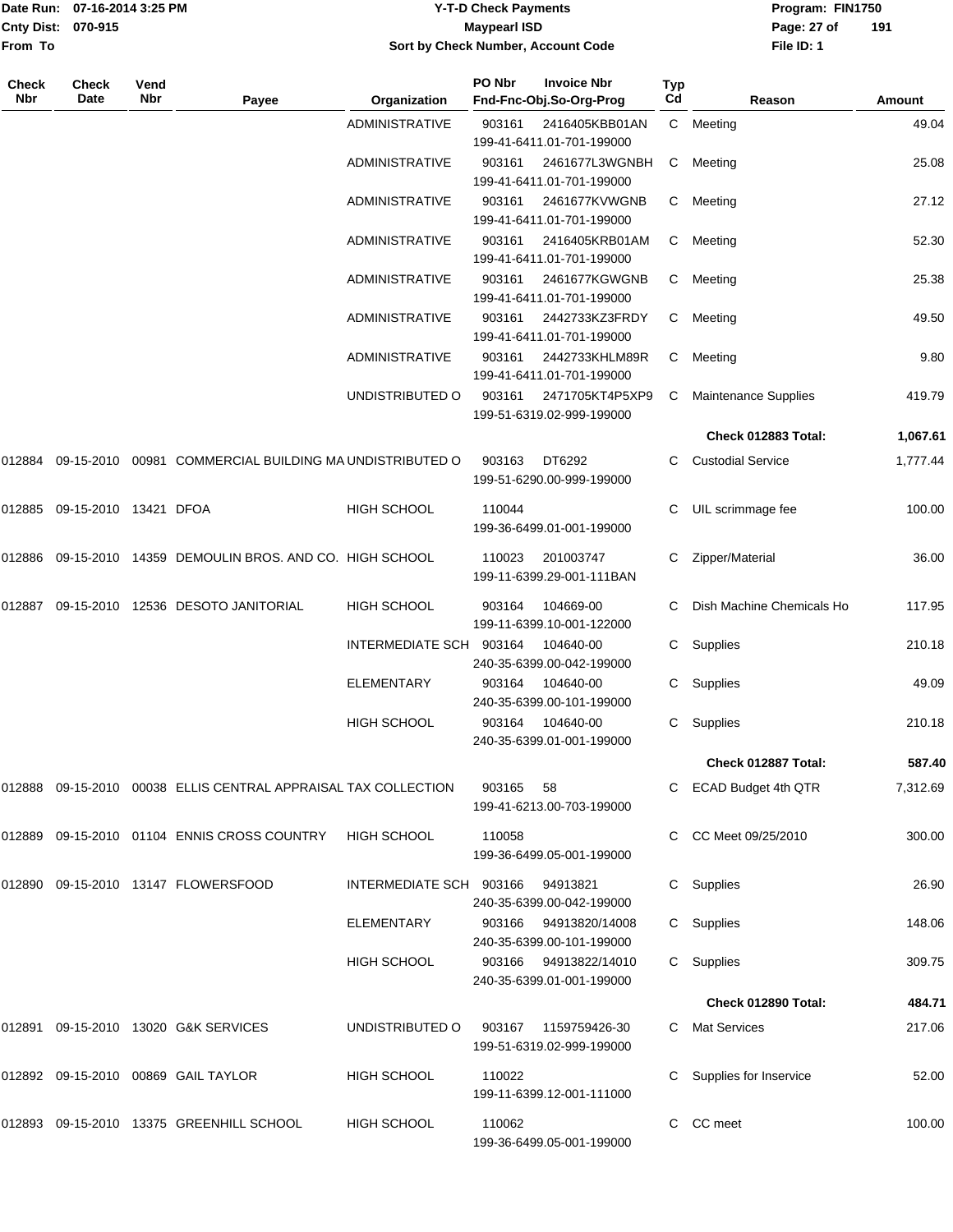| Check Nbr | Check Date | Vend Nbr | Payee | Organization | PO Nbr | Invoice Nbr Fnd-Fnc-Obj.So-Org-Prog | Typ Cd | Reason | Amount |
|---|---|---|---|---|---|---|---|---|---|
| | | | | ADMINISTRATIVE | 903161 | 2416405KBB01AN 199-41-6411.01-701-199000 | C | Meeting | 49.04 |
| | | | | ADMINISTRATIVE | 903161 | 2461677L3WGNBH 199-41-6411.01-701-199000 | C | Meeting | 25.08 |
| | | | | ADMINISTRATIVE | 903161 | 2461677KVWGNB 199-41-6411.01-701-199000 | C | Meeting | 27.12 |
| | | | | ADMINISTRATIVE | 903161 | 2416405KRB01AM 199-41-6411.01-701-199000 | C | Meeting | 52.30 |
| | | | | ADMINISTRATIVE | 903161 | 2461677KGWGNB 199-41-6411.01-701-199000 | C | Meeting | 25.38 |
| | | | | ADMINISTRATIVE | 903161 | 2442733KZ3FRDY 199-41-6411.01-701-199000 | C | Meeting | 49.50 |
| | | | | ADMINISTRATIVE | 903161 | 2442733KHLM89R 199-41-6411.01-701-199000 | C | Meeting | 9.80 |
| | | | | UNDISTRIBUTED O | 903161 | 2471705KT4P5XP9 199-51-6319.02-999-199000 | C | Maintenance Supplies | 419.79 |
| | | | | | | | | **Check 012883 Total:** | **1,067.61** |
| 012884 | 09-15-2010 | 00981 | COMMERCIAL BUILDING MA | UNDISTRIBUTED O | 903163 | DT6292 199-51-6290.00-999-199000 | C | Custodial Service | 1,777.44 |
| 012885 | 09-15-2010 | 13421 | DFOA | HIGH SCHOOL | 110044 | 199-36-6499.01-001-199000 | C | UIL scrimmage fee | 100.00 |
| 012886 | 09-15-2010 | 14359 | DEMOULIN BROS. AND CO. | HIGH SCHOOL | 110023 | 201003747 199-11-6399.29-001-111BAN | C | Zipper/Material | 36.00 |
| 012887 | 09-15-2010 | 12536 | DESOTO JANITORIAL | HIGH SCHOOL | 903164 | 104669-00 199-11-6399.10-001-122000 | C | Dish Machine Chemicals Ho | 117.95 |
| | | | | INTERMEDIATE SCH | 903164 | 104640-00 240-35-6399.00-042-199000 | C | Supplies | 210.18 |
| | | | | ELEMENTARY | 903164 | 104640-00 240-35-6399.00-101-199000 | C | Supplies | 49.09 |
| | | | | HIGH SCHOOL | 903164 | 104640-00 240-35-6399.01-001-199000 | C | Supplies | 210.18 |
| | | | | | | | | **Check 012887 Total:** | **587.40** |
| 012888 | 09-15-2010 | 00038 | ELLIS CENTRAL APPRAISAL | TAX COLLECTION | 903165 | 58 199-41-6213.00-703-199000 | C | ECAD Budget 4th QTR | 7,312.69 |
| 012889 | 09-15-2010 | 01104 | ENNIS CROSS COUNTRY | HIGH SCHOOL | 110058 | 199-36-6499.05-001-199000 | C | CC Meet 09/25/2010 | 300.00 |
| 012890 | 09-15-2010 | 13147 | FLOWERSFOOD | INTERMEDIATE SCH | 903166 | 94913821 240-35-6399.00-042-199000 | C | Supplies | 26.90 |
| | | | | ELEMENTARY | 903166 | 94913820/14008 240-35-6399.00-101-199000 | C | Supplies | 148.06 |
| | | | | HIGH SCHOOL | 903166 | 94913822/14010 240-35-6399.01-001-199000 | C | Supplies | 309.75 |
| | | | | | | | | **Check 012890 Total:** | **484.71** |
| 012891 | 09-15-2010 | 13020 | G&K SERVICES | UNDISTRIBUTED O | 903167 | 1159759426-30 199-51-6319.02-999-199000 | C | Mat Services | 217.06 |
| 012892 | 09-15-2010 | 00869 | GAIL TAYLOR | HIGH SCHOOL | 110022 | 199-11-6399.12-001-111000 | C | Supplies for Inservice | 52.00 |
| 012893 | 09-15-2010 | 13375 | GREENHILL SCHOOL | HIGH SCHOOL | 110062 | 199-36-6499.05-001-199000 | C | CC meet | 100.00 |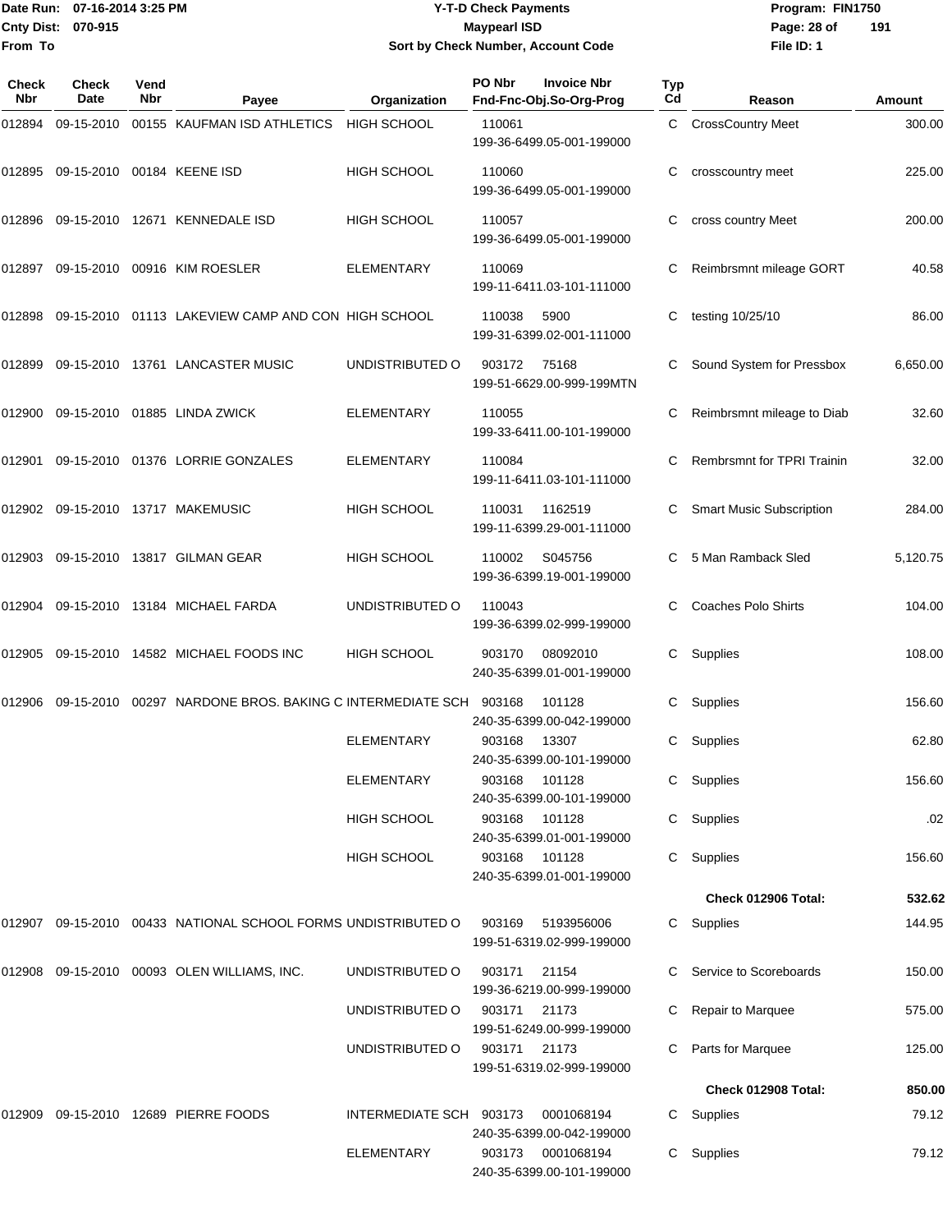# Y-T-D Check Payments

**Maypearl ISD**

**Sort by Check Number, Account Code**

Date Run: 07-16-2014 3:25 PM
Cnty Dist: 070-915
From To

Program: FIN1750
File ID: 1

| Check Nbr | Check Date | Vend Nbr | Payee | Organization | PO Nbr | Invoice Nbr | Fnd-Fnc-Obj.So-Org-Prog | Typ Cd | Reason | Amount |
|---|---|---|---|---|---|---|---|---|---|---|
| 012894 | 09-15-2010 | 00155 | KAUFMAN ISD ATHLETICS | HIGH SCHOOL | 110061 | | 199-36-6499.05-001-199000 | C | CrossCountry Meet | 300.00 |
| 012895 | 09-15-2010 | 00184 | KEENE ISD | HIGH SCHOOL | 110060 | | 199-36-6499.05-001-199000 | C | crosscountry meet | 225.00 |
| 012896 | 09-15-2010 | 12671 | KENNEDALE ISD | HIGH SCHOOL | 110057 | | 199-36-6499.05-001-199000 | C | cross country Meet | 200.00 |
| 012897 | 09-15-2010 | 00916 | KIM ROESLER | ELEMENTARY | 110069 | | 199-11-6411.03-101-111000 | C | Reimbrsmnt mileage GORT | 40.58 |
| 012898 | 09-15-2010 | 01113 | LAKEVIEW CAMP AND CON | HIGH SCHOOL | 110038 | 5900 | 199-31-6399.02-001-111000 | C | testing 10/25/10 | 86.00 |
| 012899 | 09-15-2010 | 13761 | LANCASTER MUSIC | UNDISTRIBUTED O | 903172 | 75168 | 199-51-6629.00-999-199MTN | C | Sound System for Pressbox | 6,650.00 |
| 012900 | 09-15-2010 | 01885 | LINDA ZWICK | ELEMENTARY | 110055 | | 199-33-6411.00-101-199000 | C | Reimbrsmnt mileage to Diab | 32.60 |
| 012901 | 09-15-2010 | 01376 | LORRIE GONZALES | ELEMENTARY | 110084 | | 199-11-6411.03-101-111000 | C | Rembrsmnt for TPRI Trainin | 32.00 |
| 012902 | 09-15-2010 | 13717 | MAKEMUSIC | HIGH SCHOOL | 110031 | 1162519 | 199-11-6399.29-001-111000 | C | Smart Music Subscription | 284.00 |
| 012903 | 09-15-2010 | 13817 | GILMAN GEAR | HIGH SCHOOL | 110002 | S045756 | 199-36-6399.19-001-199000 | C | 5 Man Ramback Sled | 5,120.75 |
| 012904 | 09-15-2010 | 13184 | MICHAEL FARDA | UNDISTRIBUTED O | 110043 | | 199-36-6399.02-999-199000 | C | Coaches Polo Shirts | 104.00 |
| 012905 | 09-15-2010 | 14582 | MICHAEL FOODS INC | HIGH SCHOOL | 903170 | 08092010 | 240-35-6399.01-001-199000 | C | Supplies | 108.00 |
| 012906 | 09-15-2010 | 00297 | NARDONE BROS. BAKING C | INTERMEDIATE SCH | 903168 | 101128 | 240-35-6399.00-042-199000 | C | Supplies | 156.60 |
| | | | | ELEMENTARY | 903168 | 13307 | 240-35-6399.00-101-199000 | C | Supplies | 62.80 |
| | | | | ELEMENTARY | 903168 | 101128 | 240-35-6399.00-101-199000 | C | Supplies | 156.60 |
| | | | | HIGH SCHOOL | 903168 | 101128 | 240-35-6399.01-001-199000 | C | Supplies | .02 |
| | | | | HIGH SCHOOL | 903168 | 101128 | 240-35-6399.01-001-199000 | C | Supplies | 156.60 |
| | | | | | | | | | **Check 012906 Total:** | **532.62** |
| 012907 | 09-15-2010 | 00433 | NATIONAL SCHOOL FORMS | UNDISTRIBUTED O | 903169 | 5193956006 | 199-51-6319.02-999-199000 | C | Supplies | 144.95 |
| 012908 | 09-15-2010 | 00093 | OLEN WILLIAMS, INC. | UNDISTRIBUTED O | 903171 | 21154 | 199-36-6219.00-999-199000 | C | Service to Scoreboards | 150.00 |
| | | | | UNDISTRIBUTED O | 903171 | 21173 | 199-51-6249.00-999-199000 | C | Repair to Marquee | 575.00 |
| | | | | UNDISTRIBUTED O | 903171 | 21173 | 199-51-6319.02-999-199000 | C | Parts for Marquee | 125.00 |
| | | | | | | | | | **Check 012908 Total:** | **850.00** |
| 012909 | 09-15-2010 | 12689 | PIERRE FOODS | INTERMEDIATE SCH | 903173 | 0001068194 | 240-35-6399.00-042-199000 | C | Supplies | 79.12 |
| | | | | ELEMENTARY | 903173 | 0001068194 | 240-35-6399.00-101-199000 | C | Supplies | 79.12 |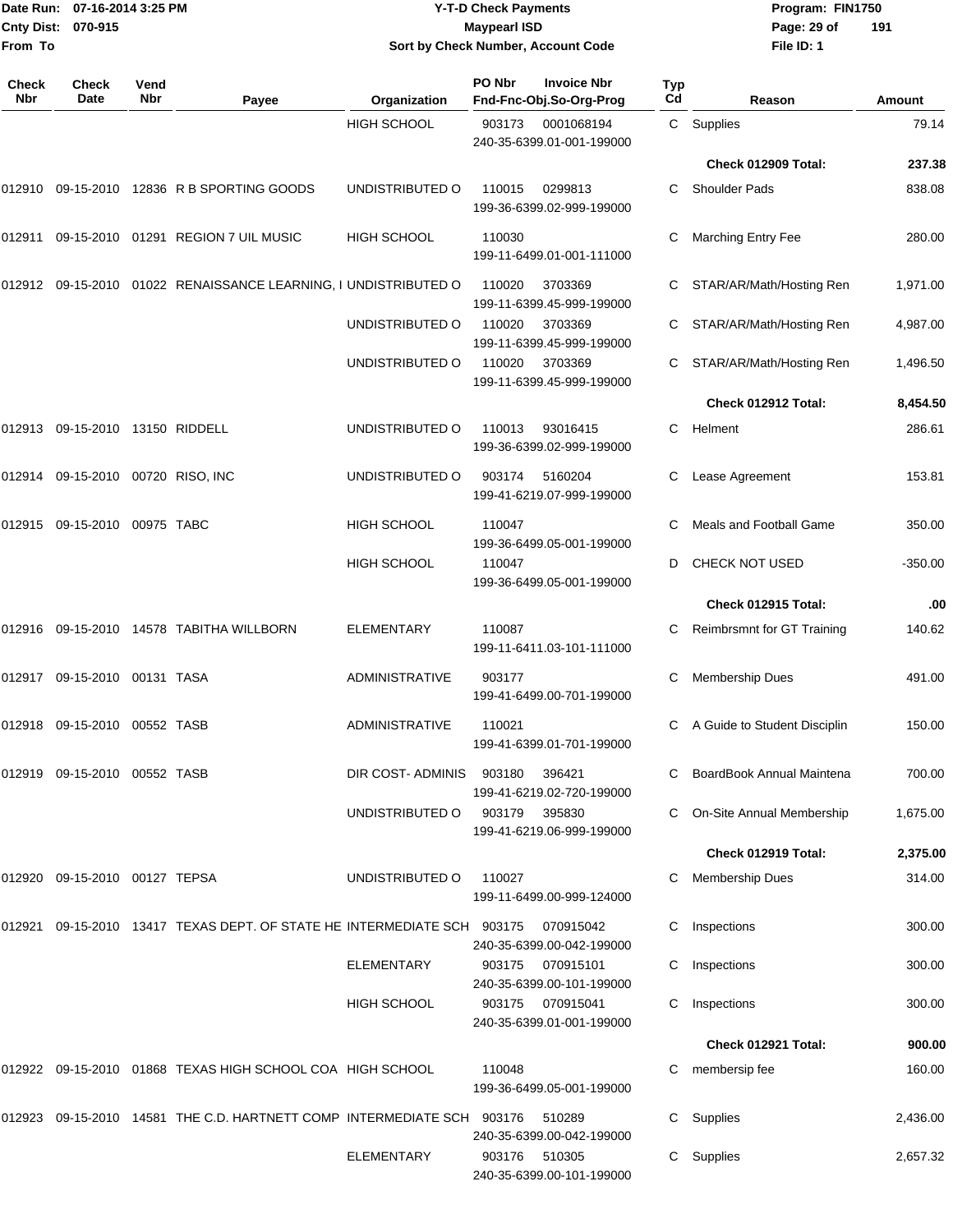Date Run: 07-16-2014 3:25 PM
Cnty Dist: 070-915
From To

**Y-T-D Check Payments**
**Maypearl ISD**
**Sort by Check Number, Account Code**

Program: FIN1750
File ID: 1

| Check Nbr | Check Date | Vend Nbr | Payee | Organization | PO Nbr / Invoice Nbr / Fnd-Fnc-Obj.So-Org-Prog | Typ Cd | Reason | Amount |
|---|---|---|---|---|---|---|---|---|
| | | | | HIGH SCHOOL | 903173 0001068194 240-35-6399.01-001-199000 | C | Supplies | 79.14 |
| | | | | | | | **Check 012909 Total:** | **237.38** |
| 012910 | 09-15-2010 | 12836 | R B SPORTING GOODS | UNDISTRIBUTED O | 110015 0299813 199-36-6399.02-999-199000 | C | Shoulder Pads | 838.08 |
| 012911 | 09-15-2010 | 01291 | REGION 7 UIL MUSIC | HIGH SCHOOL | 110030 199-11-6499.01-001-111000 | C | Marching Entry Fee | 280.00 |
| 012912 | 09-15-2010 | 01022 | RENAISSANCE LEARNING, I | UNDISTRIBUTED O | 110020 3703369 199-11-6399.45-999-199000 | C | STAR/AR/Math/Hosting Ren | 1,971.00 |
| | | | | UNDISTRIBUTED O | 110020 3703369 199-11-6399.45-999-199000 | C | STAR/AR/Math/Hosting Ren | 4,987.00 |
| | | | | UNDISTRIBUTED O | 110020 3703369 199-11-6399.45-999-199000 | C | STAR/AR/Math/Hosting Ren | 1,496.50 |
| | | | | | | | **Check 012912 Total:** | **8,454.50** |
| 012913 | 09-15-2010 | 13150 | RIDDELL | UNDISTRIBUTED O | 110013 93016415 199-36-6399.02-999-199000 | C | Helment | 286.61 |
| 012914 | 09-15-2010 | 00720 | RISO, INC | UNDISTRIBUTED O | 903174 5160204 199-41-6219.07-999-199000 | C | Lease Agreement | 153.81 |
| 012915 | 09-15-2010 | 00975 | TABC | HIGH SCHOOL | 110047 199-36-6499.05-001-199000 | C | Meals and Football Game | 350.00 |
| | | | | HIGH SCHOOL | 110047 199-36-6499.05-001-199000 | D | CHECK NOT USED | -350.00 |
| | | | | | | | **Check 012915 Total:** | **.00** |
| 012916 | 09-15-2010 | 14578 | TABITHA WILLBORN | ELEMENTARY | 110087 199-11-6411.03-101-111000 | C | Reimbrsmnt for GT Training | 140.62 |
| 012917 | 09-15-2010 | 00131 | TASA | ADMINISTRATIVE | 903177 199-41-6499.00-701-199000 | C | Membership Dues | 491.00 |
| 012918 | 09-15-2010 | 00552 | TASB | ADMINISTRATIVE | 110021 199-41-6399.01-701-199000 | C | A Guide to Student Disciplin | 150.00 |
| 012919 | 09-15-2010 | 00552 | TASB | DIR COST- ADMINIS | 903180 396421 199-41-6219.02-720-199000 | C | BoardBook Annual Maintena | 700.00 |
| | | | | UNDISTRIBUTED O | 903179 395830 199-41-6219.06-999-199000 | C | On-Site Annual Membership | 1,675.00 |
| | | | | | | | **Check 012919 Total:** | **2,375.00** |
| 012920 | 09-15-2010 | 00127 | TEPSA | UNDISTRIBUTED O | 110027 199-11-6499.00-999-124000 | C | Membership Dues | 314.00 |
| 012921 | 09-15-2010 | 13417 | TEXAS DEPT. OF STATE HE | INTERMEDIATE SCH | 903175 070915042 240-35-6399.00-042-199000 | C | Inspections | 300.00 |
| | | | | ELEMENTARY | 903175 070915101 240-35-6399.00-101-199000 | C | Inspections | 300.00 |
| | | | | HIGH SCHOOL | 903175 070915041 240-35-6399.01-001-199000 | C | Inspections | 300.00 |
| | | | | | | | **Check 012921 Total:** | **900.00** |
| 012922 | 09-15-2010 | 01868 | TEXAS HIGH SCHOOL COA | HIGH SCHOOL | 110048 199-36-6499.05-001-199000 | C | membersip fee | 160.00 |
| 012923 | 09-15-2010 | 14581 | THE C.D. HARTNETT COMP | INTERMEDIATE SCH | 903176 510289 240-35-6399.00-042-199000 | C | Supplies | 2,436.00 |
| | | | | ELEMENTARY | 903176 510305 240-35-6399.00-101-199000 | C | Supplies | 2,657.32 |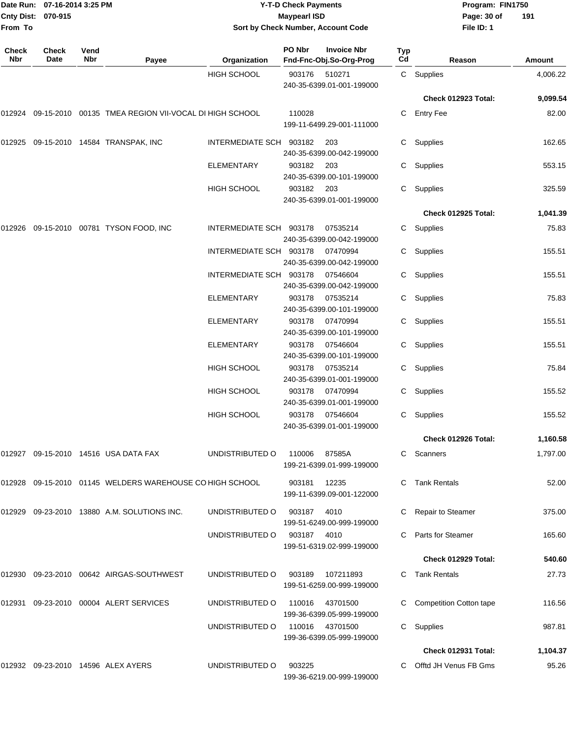| Check Nbr | Check Date | Vend Nbr | Payee | Organization | PO Nbr | Invoice Nbr / Fnd-Fnc-Obj.So-Org-Prog | Typ Cd | Reason | Amount |
|---|---|---|---|---|---|---|---|---|---|
| | | | | HIGH SCHOOL | 903176 | 510271 240-35-6399.01-001-199000 | C | Supplies | 4,006.22 |
| | | | | | | | | **Check 012923 Total:** | **9,099.54** |
| 012924 | 09-15-2010 | 00135 | TMEA REGION VII-VOCAL DI | HIGH SCHOOL | 110028 | 199-11-6499.29-001-111000 | C | Entry Fee | 82.00 |
| 012925 | 09-15-2010 | 14584 | TRANSPAK, INC | INTERMEDIATE SCH | 903182 | 203 240-35-6399.00-042-199000 | C | Supplies | 162.65 |
| | | | | ELEMENTARY | 903182 | 203 240-35-6399.00-101-199000 | C | Supplies | 553.15 |
| | | | | HIGH SCHOOL | 903182 | 203 240-35-6399.01-001-199000 | C | Supplies | 325.59 |
| | | | | | | | | **Check 012925 Total:** | **1,041.39** |
| 012926 | 09-15-2010 | 00781 | TYSON FOOD, INC | INTERMEDIATE SCH | 903178 | 07535214 240-35-6399.00-042-199000 | C | Supplies | 75.83 |
| | | | | INTERMEDIATE SCH | 903178 | 07470994 240-35-6399.00-042-199000 | C | Supplies | 155.51 |
| | | | | INTERMEDIATE SCH | 903178 | 07546604 240-35-6399.00-042-199000 | C | Supplies | 155.51 |
| | | | | ELEMENTARY | 903178 | 07535214 240-35-6399.00-101-199000 | C | Supplies | 75.83 |
| | | | | ELEMENTARY | 903178 | 07470994 240-35-6399.00-101-199000 | C | Supplies | 155.51 |
| | | | | ELEMENTARY | 903178 | 07546604 240-35-6399.00-101-199000 | C | Supplies | 155.51 |
| | | | | HIGH SCHOOL | 903178 | 07535214 240-35-6399.01-001-199000 | C | Supplies | 75.84 |
| | | | | HIGH SCHOOL | 903178 | 07470994 240-35-6399.01-001-199000 | C | Supplies | 155.52 |
| | | | | HIGH SCHOOL | 903178 | 07546604 240-35-6399.01-001-199000 | C | Supplies | 155.52 |
| | | | | | | | | **Check 012926 Total:** | **1,160.58** |
| 012927 | 09-15-2010 | 14516 | USA DATA FAX | UNDISTRIBUTED O | 110006 | 87585A 199-21-6399.01-999-199000 | C | Scanners | 1,797.00 |
| 012928 | 09-15-2010 | 01145 | WELDERS WAREHOUSE CO | HIGH SCHOOL | 903181 | 12235 199-11-6399.09-001-122000 | C | Tank Rentals | 52.00 |
| 012929 | 09-23-2010 | 13880 | A.M. SOLUTIONS INC. | UNDISTRIBUTED O | 903187 | 4010 199-51-6249.00-999-199000 | C | Repair to Steamer | 375.00 |
| | | | | UNDISTRIBUTED O | 903187 | 4010 199-51-6319.02-999-199000 | C | Parts for Steamer | 165.60 |
| | | | | | | | | **Check 012929 Total:** | **540.60** |
| 012930 | 09-23-2010 | 00642 | AIRGAS-SOUTHWEST | UNDISTRIBUTED O | 903189 | 107211893 199-51-6259.00-999-199000 | C | Tank Rentals | 27.73 |
| 012931 | 09-23-2010 | 00004 | ALERT SERVICES | UNDISTRIBUTED O | 110016 | 43701500 199-36-6399.05-999-199000 | C | Competition Cotton tape | 116.56 |
| | | | | UNDISTRIBUTED O | 110016 | 43701500 199-36-6399.05-999-199000 | C | Supplies | 987.81 |
| | | | | | | | | **Check 012931 Total:** | **1,104.37** |
| 012932 | 09-23-2010 | 14596 | ALEX AYERS | UNDISTRIBUTED O | 903225 | 199-36-6219.00-999-199000 | C | Offtd JH Venus FB Gms | 95.26 |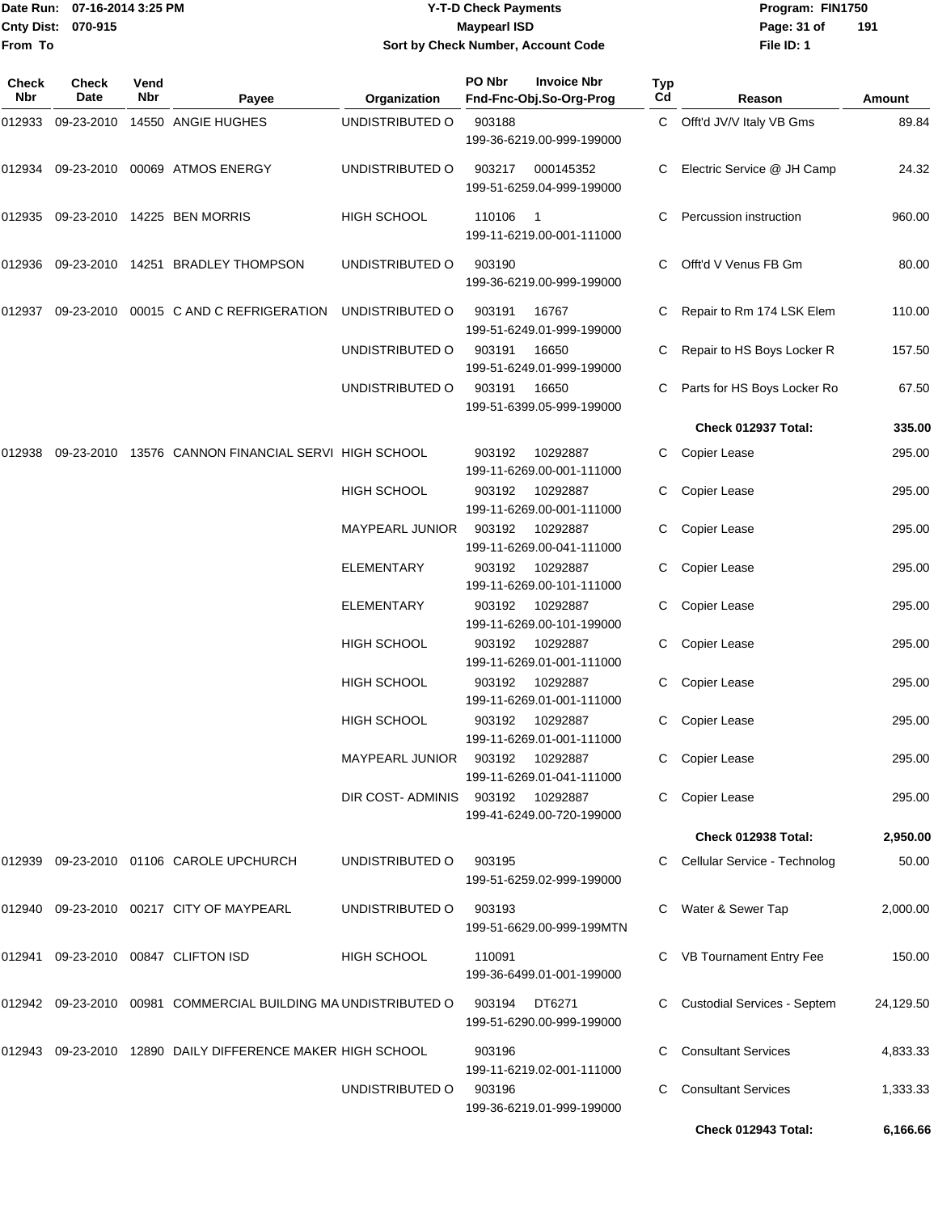**Date Run:** 07-16-2014 3:25 PM
**Cnty Dist:** 070-915
**From To**

# Y-T-D Check Payments
## Maypearl ISD
### Sort by Check Number, Account Code

**Program:** FIN1750
**File ID:** 1

| Check Nbr | Check Date | Vend Nbr | Payee | Organization | PO Nbr / Invoice Nbr / Fnd-Fnc-Obj.So-Org-Prog | Typ Cd | Reason | Amount |
|---|---|---|---|---|---|---|---|---|
| 012933 | 09-23-2010 | 14550 | ANGIE HUGHES | UNDISTRIBUTED O | 903188 199-36-6219.00-999-199000 | C | Offt'd JV/V Italy VB Gms | 89.84 |
| 012934 | 09-23-2010 | 00069 | ATMOS ENERGY | UNDISTRIBUTED O | 903217 000145352 199-51-6259.04-999-199000 | C | Electric Service @ JH Camp | 24.32 |
| 012935 | 09-23-2010 | 14225 | BEN MORRIS | HIGH SCHOOL | 110106 1 199-11-6219.00-001-111000 | C | Percussion instruction | 960.00 |
| 012936 | 09-23-2010 | 14251 | BRADLEY THOMPSON | UNDISTRIBUTED O | 903190 199-36-6219.00-999-199000 | C | Offt'd V Venus FB Gm | 80.00 |
| 012937 | 09-23-2010 | 00015 | C AND C REFRIGERATION | UNDISTRIBUTED O | 903191 16767 199-51-6249.01-999-199000 | C | Repair to Rm 174 LSK Elem | 110.00 |
| | | | | UNDISTRIBUTED O | 903191 16650 199-51-6249.01-999-199000 | C | Repair to HS Boys Locker R | 157.50 |
| | | | | UNDISTRIBUTED O | 903191 16650 199-51-6399.05-999-199000 | C | Parts for HS Boys Locker Ro | 67.50 |
| | | | | | | | **Check 012937 Total:** | **335.00** |
| 012938 | 09-23-2010 | 13576 | CANNON FINANCIAL SERVI | HIGH SCHOOL | 903192 10292887 199-11-6269.00-001-111000 | C | Copier Lease | 295.00 |
| | | | | HIGH SCHOOL | 903192 10292887 199-11-6269.00-001-111000 | C | Copier Lease | 295.00 |
| | | | | MAYPEARL JUNIOR | 903192 10292887 199-11-6269.00-041-111000 | C | Copier Lease | 295.00 |
| | | | | ELEMENTARY | 903192 10292887 199-11-6269.00-101-111000 | C | Copier Lease | 295.00 |
| | | | | ELEMENTARY | 903192 10292887 199-11-6269.00-101-199000 | C | Copier Lease | 295.00 |
| | | | | HIGH SCHOOL | 903192 10292887 199-11-6269.01-001-111000 | C | Copier Lease | 295.00 |
| | | | | HIGH SCHOOL | 903192 10292887 199-11-6269.01-001-111000 | C | Copier Lease | 295.00 |
| | | | | HIGH SCHOOL | 903192 10292887 199-11-6269.01-001-111000 | C | Copier Lease | 295.00 |
| | | | | MAYPEARL JUNIOR | 903192 10292887 199-11-6269.01-041-111000 | C | Copier Lease | 295.00 |
| | | | | DIR COST- ADMINIS | 903192 10292887 199-41-6249.00-720-199000 | C | Copier Lease | 295.00 |
| | | | | | | | **Check 012938 Total:** | **2,950.00** |
| 012939 | 09-23-2010 | 01106 | CAROLE UPCHURCH | UNDISTRIBUTED O | 903195 199-51-6259.02-999-199000 | C | Cellular Service - Technolog | 50.00 |
| 012940 | 09-23-2010 | 00217 | CITY OF MAYPEARL | UNDISTRIBUTED O | 903193 199-51-6629.00-999-199MTN | C | Water & Sewer Tap | 2,000.00 |
| 012941 | 09-23-2010 | 00847 | CLIFTON ISD | HIGH SCHOOL | 110091 199-36-6499.01-001-199000 | C | VB Tournament Entry Fee | 150.00 |
| 012942 | 09-23-2010 | 00981 | COMMERCIAL BUILDING MA | UNDISTRIBUTED O | 903194 DT6271 199-51-6290.00-999-199000 | C | Custodial Services - Septem | 24,129.50 |
| 012943 | 09-23-2010 | 12890 | DAILY DIFFERENCE MAKER | HIGH SCHOOL | 903196 199-11-6219.02-001-111000 | C | Consultant Services | 4,833.33 |
| | | | | UNDISTRIBUTED O | 903196 199-36-6219.01-999-199000 | C | Consultant Services | 1,333.33 |
| | | | | | | | **Check 012943 Total:** | **6,166.66** |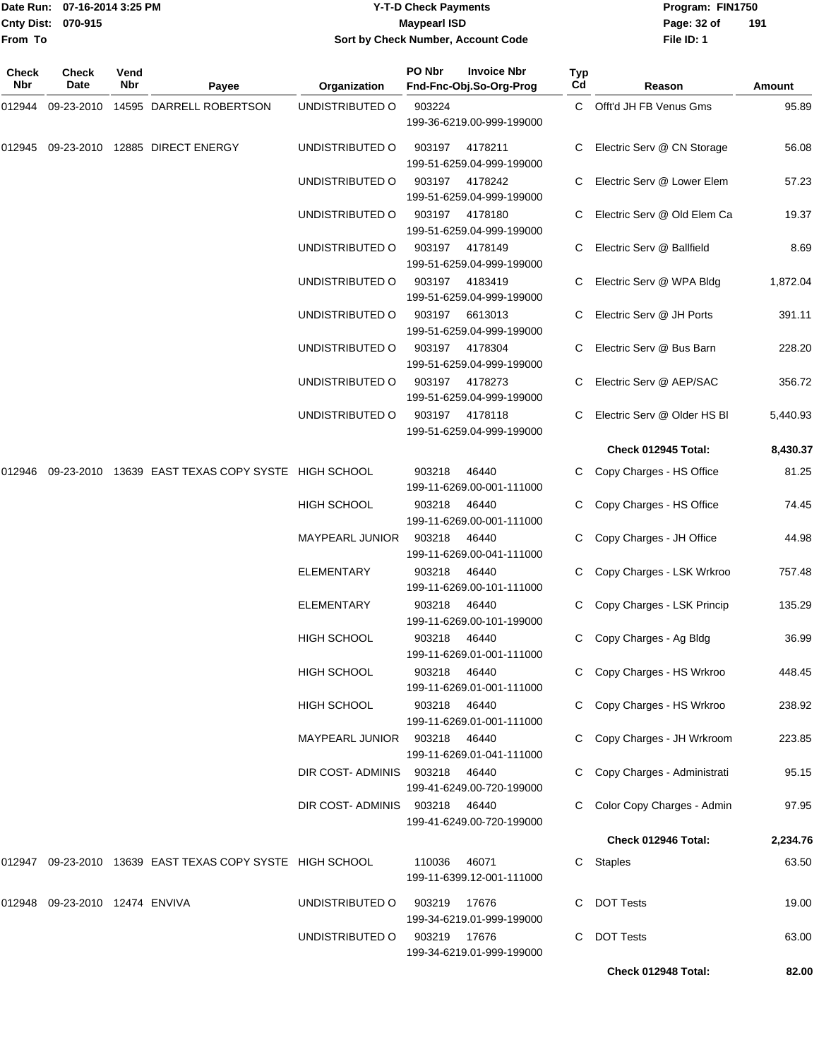**Y-T-D Check Payments**
**Maypearl ISD**
**Sort by Check Number, Account Code**

Date Run: 07-16-2014 3:25 PM
Cnty Dist: 070-915
From To

Program: FIN1750
File ID: 1

| Check Nbr | Check Date | Vend Nbr | Payee | Organization | PO Nbr / Invoice Nbr / Fnd-Fnc-Obj.So-Org-Prog | Typ Cd | Reason | Amount |
|---|---|---|---|---|---|---|---|---|
| 012944 | 09-23-2010 | 14595 | DARRELL ROBERTSON | UNDISTRIBUTED O | 903224<br>199-36-6219.00-999-199000 | C | Offt'd JH FB Venus Gms | 95.89 |
| 012945 | 09-23-2010 | 12885 | DIRECT ENERGY | UNDISTRIBUTED O | 903197 4178211<br>199-51-6259.04-999-199000 | C | Electric Serv @ CN Storage | 56.08 |
| | | | | UNDISTRIBUTED O | 903197 4178242<br>199-51-6259.04-999-199000 | C | Electric Serv @ Lower Elem | 57.23 |
| | | | | UNDISTRIBUTED O | 903197 4178180<br>199-51-6259.04-999-199000 | C | Electric Serv @ Old Elem Ca | 19.37 |
| | | | | UNDISTRIBUTED O | 903197 4178149<br>199-51-6259.04-999-199000 | C | Electric Serv @ Ballfield | 8.69 |
| | | | | UNDISTRIBUTED O | 903197 4183419<br>199-51-6259.04-999-199000 | C | Electric Serv @ WPA Bldg | 1,872.04 |
| | | | | UNDISTRIBUTED O | 903197 6613013<br>199-51-6259.04-999-199000 | C | Electric Serv @ JH Ports | 391.11 |
| | | | | UNDISTRIBUTED O | 903197 4178304<br>199-51-6259.04-999-199000 | C | Electric Serv @ Bus Barn | 228.20 |
| | | | | UNDISTRIBUTED O | 903197 4178273<br>199-51-6259.04-999-199000 | C | Electric Serv @ AEP/SAC | 356.72 |
| | | | | UNDISTRIBUTED O | 903197 4178118<br>199-51-6259.04-999-199000 | C | Electric Serv @ Older HS Bl | 5,440.93 |
| | | | | | | | **Check 012945 Total:** | **8,430.37** |
| 012946 | 09-23-2010 | 13639 | EAST TEXAS COPY SYSTE | HIGH SCHOOL | 903218 46440<br>199-11-6269.00-001-111000 | C | Copy Charges - HS Office | 81.25 |
| | | | | HIGH SCHOOL | 903218 46440<br>199-11-6269.00-001-111000 | C | Copy Charges - HS Office | 74.45 |
| | | | | MAYPEARL JUNIOR | 903218 46440<br>199-11-6269.00-041-111000 | C | Copy Charges - JH Office | 44.98 |
| | | | | ELEMENTARY | 903218 46440<br>199-11-6269.00-101-111000 | C | Copy Charges - LSK Wrkroo | 757.48 |
| | | | | ELEMENTARY | 903218 46440<br>199-11-6269.00-101-199000 | C | Copy Charges - LSK Princip | 135.29 |
| | | | | HIGH SCHOOL | 903218 46440<br>199-11-6269.01-001-111000 | C | Copy Charges - Ag Bldg | 36.99 |
| | | | | HIGH SCHOOL | 903218 46440<br>199-11-6269.01-001-111000 | C | Copy Charges - HS Wrkroo | 448.45 |
| | | | | HIGH SCHOOL | 903218 46440<br>199-11-6269.01-001-111000 | C | Copy Charges - HS Wrkroo | 238.92 |
| | | | | MAYPEARL JUNIOR | 903218 46440<br>199-11-6269.01-041-111000 | C | Copy Charges - JH Wrkroom | 223.85 |
| | | | | DIR COST- ADMINIS | 903218 46440<br>199-41-6249.00-720-199000 | C | Copy Charges - Administrati | 95.15 |
| | | | | DIR COST- ADMINIS | 903218 46440<br>199-41-6249.00-720-199000 | C | Color Copy Charges - Admin | 97.95 |
| | | | | | | | **Check 012946 Total:** | **2,234.76** |
| 012947 | 09-23-2010 | 13639 | EAST TEXAS COPY SYSTE | HIGH SCHOOL | 110036 46071<br>199-11-6399.12-001-111000 | C | Staples | 63.50 |
| 012948 | 09-23-2010 | 12474 | ENVIVA | UNDISTRIBUTED O | 903219 17676<br>199-34-6219.01-999-199000 | C | DOT Tests | 19.00 |
| | | | | UNDISTRIBUTED O | 903219 17676<br>199-34-6219.01-999-199000 | C | DOT Tests | 63.00 |
| | | | | | | | **Check 012948 Total:** | **82.00** |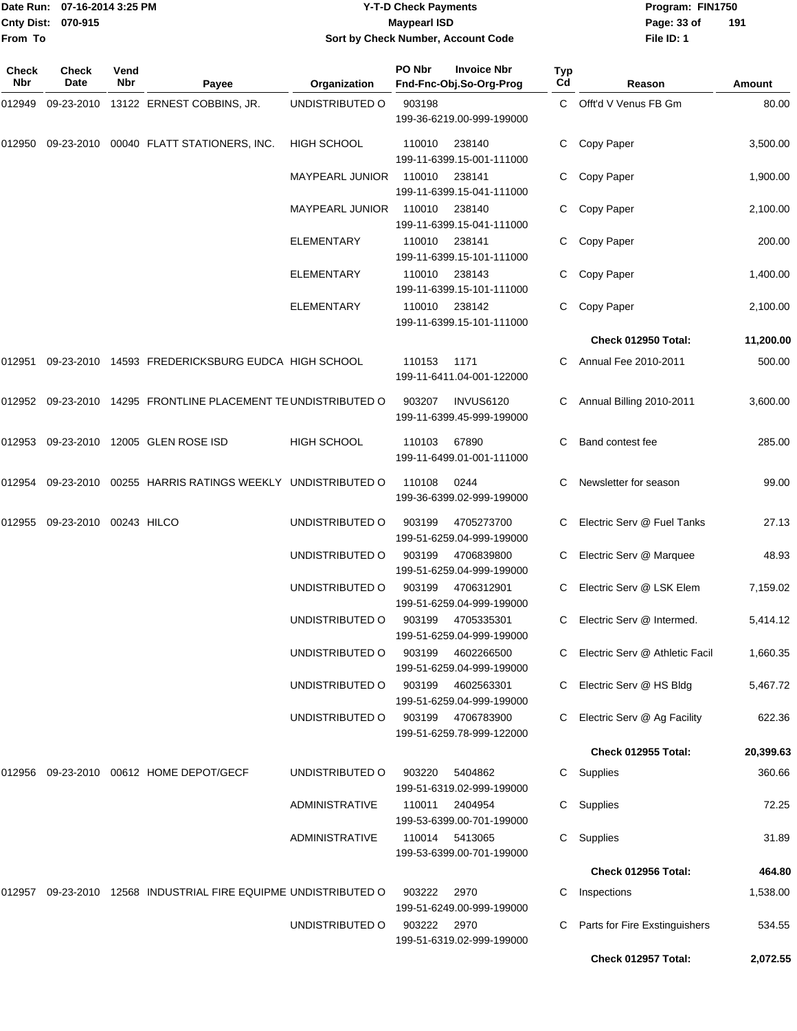# Y-T-D Check Payments

**Maypearl ISD**

**Sort by Check Number, Account Code**

Date Run: 07-16-2014 3:25 PM
Cnty Dist: 070-915
From To

Program: FIN1750
File ID: 1

| Check Nbr | Check Date | Vend Nbr | Payee | Organization | PO Nbr | Invoice Nbr / Fnd-Fnc-Obj.So-Org-Prog | Typ Cd | Reason | Amount |
|---|---|---|---|---|---|---|---|---|---|
| 012949 | 09-23-2010 | 13122 | ERNEST COBBINS, JR. | UNDISTRIBUTED O | 903198 | 199-36-6219.00-999-199000 | C | Offt'd V Venus FB Gm | 80.00 |
| 012950 | 09-23-2010 | 00040 | FLATT STATIONERS, INC. | HIGH SCHOOL | 110010 | 238140 199-11-6399.15-001-111000 | C | Copy Paper | 3,500.00 |
| | | | | MAYPEARL JUNIOR | 110010 | 238141 199-11-6399.15-041-111000 | C | Copy Paper | 1,900.00 |
| | | | | MAYPEARL JUNIOR | 110010 | 238140 199-11-6399.15-041-111000 | C | Copy Paper | 2,100.00 |
| | | | | ELEMENTARY | 110010 | 238141 199-11-6399.15-101-111000 | C | Copy Paper | 200.00 |
| | | | | ELEMENTARY | 110010 | 238143 199-11-6399.15-101-111000 | C | Copy Paper | 1,400.00 |
| | | | | ELEMENTARY | 110010 | 238142 199-11-6399.15-101-111000 | C | Copy Paper | 2,100.00 |
| | | | | | | | | **Check 012950 Total:** | **11,200.00** |
| 012951 | 09-23-2010 | 14593 | FREDERICKSBURG EUDCA | HIGH SCHOOL | 110153 | 1171 199-11-6411.04-001-122000 | C | Annual Fee 2010-2011 | 500.00 |
| 012952 | 09-23-2010 | 14295 | FRONTLINE PLACEMENT TE | UNDISTRIBUTED O | 903207 | INVUS6120 199-11-6399.45-999-199000 | C | Annual Billing 2010-2011 | 3,600.00 |
| 012953 | 09-23-2010 | 12005 | GLEN ROSE ISD | HIGH SCHOOL | 110103 | 67890 199-11-6499.01-001-111000 | C | Band contest fee | 285.00 |
| 012954 | 09-23-2010 | 00255 | HARRIS RATINGS WEEKLY | UNDISTRIBUTED O | 110108 | 0244 199-36-6399.02-999-199000 | C | Newsletter for season | 99.00 |
| 012955 | 09-23-2010 | 00243 | HILCO | UNDISTRIBUTED O | 903199 | 4705273700 199-51-6259.04-999-199000 | C | Electric Serv @ Fuel Tanks | 27.13 |
| | | | | UNDISTRIBUTED O | 903199 | 4706839800 199-51-6259.04-999-199000 | C | Electric Serv @ Marquee | 48.93 |
| | | | | UNDISTRIBUTED O | 903199 | 4706312901 199-51-6259.04-999-199000 | C | Electric Serv @ LSK Elem | 7,159.02 |
| | | | | UNDISTRIBUTED O | 903199 | 4705335301 199-51-6259.04-999-199000 | C | Electric Serv @ Intermed. | 5,414.12 |
| | | | | UNDISTRIBUTED O | 903199 | 4602266500 199-51-6259.04-999-199000 | C | Electric Serv @ Athletic Facil | 1,660.35 |
| | | | | UNDISTRIBUTED O | 903199 | 4602563301 199-51-6259.04-999-199000 | C | Electric Serv @ HS Bldg | 5,467.72 |
| | | | | UNDISTRIBUTED O | 903199 | 4706783900 199-51-6259.78-999-122000 | C | Electric Serv @ Ag Facility | 622.36 |
| | | | | | | | | **Check 012955 Total:** | **20,399.63** |
| 012956 | 09-23-2010 | 00612 | HOME DEPOT/GECF | UNDISTRIBUTED O | 903220 | 5404862 199-51-6319.02-999-199000 | C | Supplies | 360.66 |
| | | | | ADMINISTRATIVE | 110011 | 2404954 199-53-6399.00-701-199000 | C | Supplies | 72.25 |
| | | | | ADMINISTRATIVE | 110014 | 5413065 199-53-6399.00-701-199000 | C | Supplies | 31.89 |
| | | | | | | | | **Check 012956 Total:** | **464.80** |
| 012957 | 09-23-2010 | 12568 | INDUSTRIAL FIRE EQUIPME | UNDISTRIBUTED O | 903222 | 2970 199-51-6249.00-999-199000 | C | Inspections | 1,538.00 |
| | | | | UNDISTRIBUTED O | 903222 | 2970 199-51-6319.02-999-199000 | C | Parts for Fire Exstinguishers | 534.55 |
| | | | | | | | | **Check 012957 Total:** | **2,072.55** |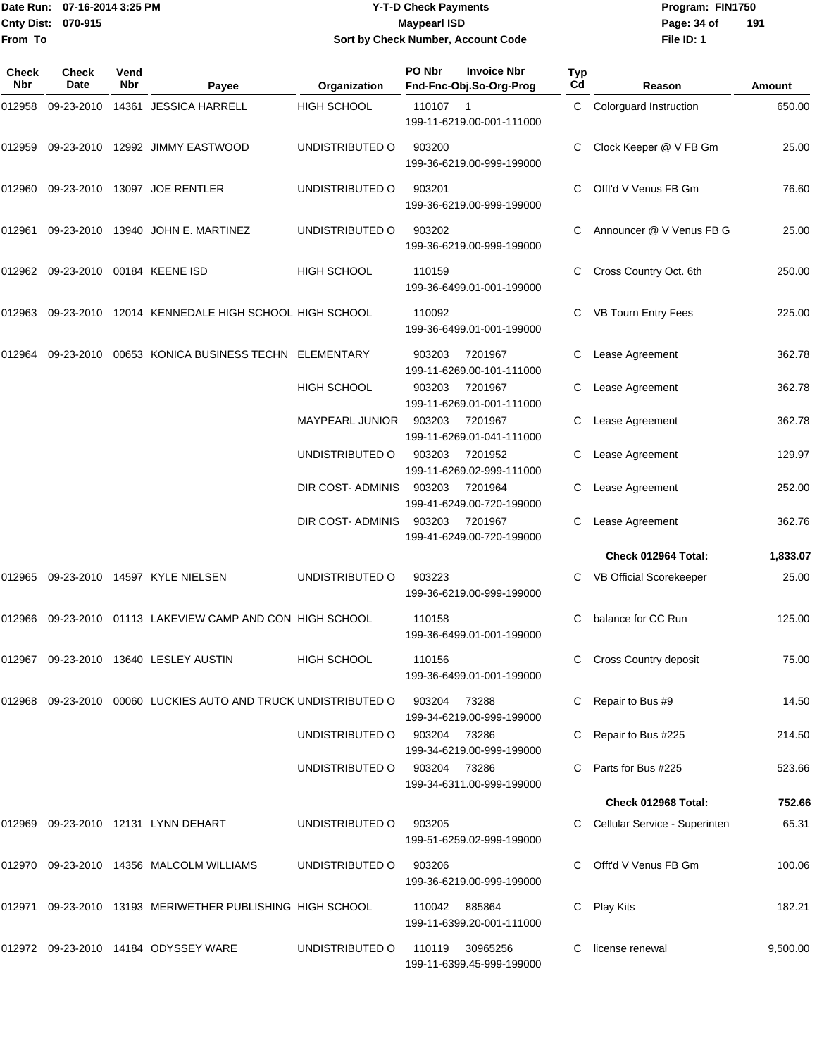**Date Run:** 07-16-2014 3:25 PM
**Cnty Dist:** 070-915
**From To**

# Y-T-D Check Payments
## Maypearl ISD
### Sort by Check Number, Account Code

**Program:** FIN1750
**File ID:** 1

| Check Nbr | Check Date | Vend Nbr | Payee | Organization | PO Nbr / Invoice Nbr / Fnd-Fnc-Obj.So-Org-Prog | Typ Cd | Reason | Amount |
|---|---|---|---|---|---|---|---|---|
| 012958 | 09-23-2010 | 14361 | JESSICA HARRELL | HIGH SCHOOL | 110107 1 / 199-11-6219.00-001-111000 | C | Colorguard Instruction | 650.00 |
| 012959 | 09-23-2010 | 12992 | JIMMY EASTWOOD | UNDISTRIBUTED O | 903200 / 199-36-6219.00-999-199000 | C | Clock Keeper @ V FB Gm | 25.00 |
| 012960 | 09-23-2010 | 13097 | JOE RENTLER | UNDISTRIBUTED O | 903201 / 199-36-6219.00-999-199000 | C | Offt'd V Venus FB Gm | 76.60 |
| 012961 | 09-23-2010 | 13940 | JOHN E. MARTINEZ | UNDISTRIBUTED O | 903202 / 199-36-6219.00-999-199000 | C | Announcer @ V Venus FB G | 25.00 |
| 012962 | 09-23-2010 | 00184 | KEENE ISD | HIGH SCHOOL | 110159 / 199-36-6499.01-001-199000 | C | Cross Country Oct. 6th | 250.00 |
| 012963 | 09-23-2010 | 12014 | KENNEDALE HIGH SCHOOL | HIGH SCHOOL | 110092 / 199-36-6499.01-001-199000 | C | VB Tourn Entry Fees | 225.00 |
| 012964 | 09-23-2010 | 00653 | KONICA BUSINESS TECHN | ELEMENTARY | 903203 7201967 / 199-11-6269.00-101-111000 | C | Lease Agreement | 362.78 |
| | | | | HIGH SCHOOL | 903203 7201967 / 199-11-6269.01-001-111000 | C | Lease Agreement | 362.78 |
| | | | | MAYPEARL JUNIOR | 903203 7201967 / 199-11-6269.01-041-111000 | C | Lease Agreement | 362.78 |
| | | | | UNDISTRIBUTED O | 903203 7201952 / 199-11-6269.02-999-111000 | C | Lease Agreement | 129.97 |
| | | | | DIR COST- ADMINIS | 903203 7201964 / 199-41-6249.00-720-199000 | C | Lease Agreement | 252.00 |
| | | | | DIR COST- ADMINIS | 903203 7201967 / 199-41-6249.00-720-199000 | C | Lease Agreement | 362.76 |
| | | | | | | | **Check 012964 Total:** | **1,833.07** |
| 012965 | 09-23-2010 | 14597 | KYLE NIELSEN | UNDISTRIBUTED O | 903223 / 199-36-6219.00-999-199000 | C | VB Official Scorekeeper | 25.00 |
| 012966 | 09-23-2010 | 01113 | LAKEVIEW CAMP AND CON | HIGH SCHOOL | 110158 / 199-36-6499.01-001-199000 | C | balance for CC Run | 125.00 |
| 012967 | 09-23-2010 | 13640 | LESLEY AUSTIN | HIGH SCHOOL | 110156 / 199-36-6499.01-001-199000 | C | Cross Country deposit | 75.00 |
| 012968 | 09-23-2010 | 00060 | LUCKIES AUTO AND TRUCK | UNDISTRIBUTED O | 903204 73288 / 199-34-6219.00-999-199000 | C | Repair to Bus #9 | 14.50 |
| | | | | UNDISTRIBUTED O | 903204 73286 / 199-34-6219.00-999-199000 | C | Repair to Bus #225 | 214.50 |
| | | | | UNDISTRIBUTED O | 903204 73286 / 199-34-6311.00-999-199000 | C | Parts for Bus #225 | 523.66 |
| | | | | | | | **Check 012968 Total:** | **752.66** |
| 012969 | 09-23-2010 | 12131 | LYNN DEHART | UNDISTRIBUTED O | 903205 / 199-51-6259.02-999-199000 | C | Cellular Service - Superinten | 65.31 |
| 012970 | 09-23-2010 | 14356 | MALCOLM WILLIAMS | UNDISTRIBUTED O | 903206 / 199-36-6219.00-999-199000 | C | Offt'd V Venus FB Gm | 100.06 |
| 012971 | 09-23-2010 | 13193 | MERIWETHER PUBLISHING | HIGH SCHOOL | 110042 885864 / 199-11-6399.20-001-111000 | C | Play Kits | 182.21 |
| 012972 | 09-23-2010 | 14184 | ODYSSEY WARE | UNDISTRIBUTED O | 110119 30965256 / 199-11-6399.45-999-199000 | C | license renewal | 9,500.00 |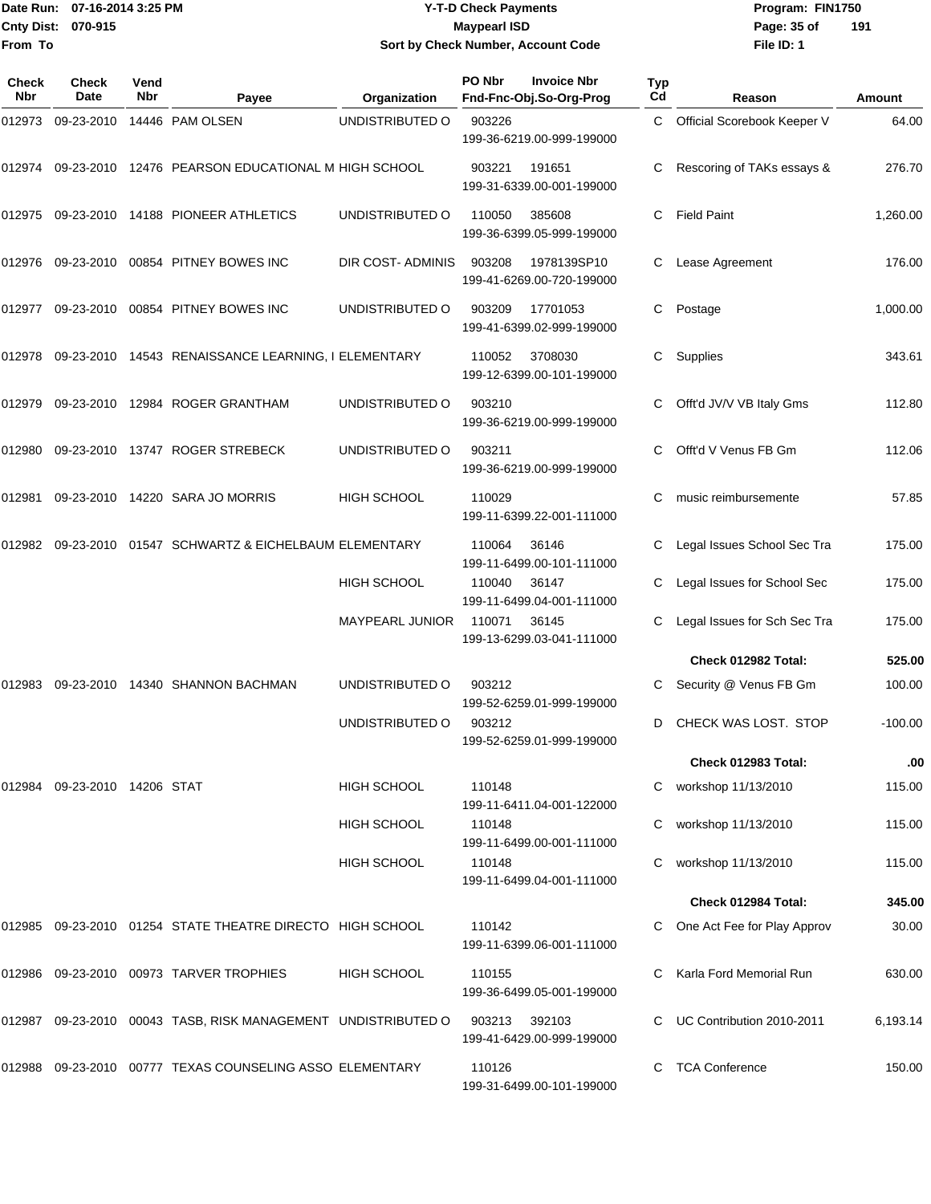# Y-T-D Check Payments

**Maypearl ISD**

**Sort by Check Number, Account Code**

Date Run: 07-16-2014 3:25 PM
Cnty Dist: 070-915
From To

Program: FIN1750
File ID: 1

| Check Nbr | Check Date | Vend Nbr | Payee | Organization | PO Nbr | Invoice Nbr / Fnd-Fnc-Obj.So-Org-Prog | Typ Cd | Reason | Amount |
|---|---|---|---|---|---|---|---|---|---|
| 012973 | 09-23-2010 | 14446 | PAM OLSEN | UNDISTRIBUTED O | 903226 | 199-36-6219.00-999-199000 | C | Official Scorebook Keeper V | 64.00 |
| 012974 | 09-23-2010 | 12476 | PEARSON EDUCATIONAL M | HIGH SCHOOL | 903221 | 191651 199-31-6339.00-001-199000 | C | Rescoring of TAKs essays & | 276.70 |
| 012975 | 09-23-2010 | 14188 | PIONEER ATHLETICS | UNDISTRIBUTED O | 110050 | 385608 199-36-6399.05-999-199000 | C | Field Paint | 1,260.00 |
| 012976 | 09-23-2010 | 00854 | PITNEY BOWES INC | DIR COST- ADMINIS | 903208 | 1978139SP10 199-41-6269.00-720-199000 | C | Lease Agreement | 176.00 |
| 012977 | 09-23-2010 | 00854 | PITNEY BOWES INC | UNDISTRIBUTED O | 903209 | 17701053 199-41-6399.02-999-199000 | C | Postage | 1,000.00 |
| 012978 | 09-23-2010 | 14543 | RENAISSANCE LEARNING, I | ELEMENTARY | 110052 | 3708030 199-12-6399.00-101-199000 | C | Supplies | 343.61 |
| 012979 | 09-23-2010 | 12984 | ROGER GRANTHAM | UNDISTRIBUTED O | 903210 | 199-36-6219.00-999-199000 | C | Offt'd JV/V VB Italy Gms | 112.80 |
| 012980 | 09-23-2010 | 13747 | ROGER STREBECK | UNDISTRIBUTED O | 903211 | 199-36-6219.00-999-199000 | C | Offt'd V Venus FB Gm | 112.06 |
| 012981 | 09-23-2010 | 14220 | SARA JO MORRIS | HIGH SCHOOL | 110029 | 199-11-6399.22-001-111000 | C | music reimbursemente | 57.85 |
| 012982 | 09-23-2010 | 01547 | SCHWARTZ & EICHELBAUM | ELEMENTARY | 110064 | 36146 199-11-6499.00-101-111000 | C | Legal Issues School Sec Tra | 175.00 |
| | | | | HIGH SCHOOL | 110040 | 36147 199-11-6499.04-001-111000 | C | Legal Issues for School Sec | 175.00 |
| | | | | MAYPEARL JUNIOR | 110071 | 36145 199-13-6299.03-041-111000 | C | Legal Issues for Sch Sec Tra | 175.00 |
| | | | | | | | | **Check 012982 Total:** | **525.00** |
| 012983 | 09-23-2010 | 14340 | SHANNON BACHMAN | UNDISTRIBUTED O | 903212 | 199-52-6259.01-999-199000 | C | Security @ Venus FB Gm | 100.00 |
| | | | | UNDISTRIBUTED O | 903212 | 199-52-6259.01-999-199000 | D | CHECK WAS LOST. STOP | -100.00 |
| | | | | | | | | **Check 012983 Total:** | **.00** |
| 012984 | 09-23-2010 | 14206 | STAT | HIGH SCHOOL | 110148 | 199-11-6411.04-001-122000 | C | workshop 11/13/2010 | 115.00 |
| | | | | HIGH SCHOOL | 110148 | 199-11-6499.00-001-111000 | C | workshop 11/13/2010 | 115.00 |
| | | | | HIGH SCHOOL | 110148 | 199-11-6499.04-001-111000 | C | workshop 11/13/2010 | 115.00 |
| | | | | | | | | **Check 012984 Total:** | **345.00** |
| 012985 | 09-23-2010 | 01254 | STATE THEATRE DIRECTO | HIGH SCHOOL | 110142 | 199-11-6399.06-001-111000 | C | One Act Fee for Play Approv | 30.00 |
| 012986 | 09-23-2010 | 00973 | TARVER TROPHIES | HIGH SCHOOL | 110155 | 199-36-6499.05-001-199000 | C | Karla Ford Memorial Run | 630.00 |
| 012987 | 09-23-2010 | 00043 | TASB, RISK MANAGEMENT | UNDISTRIBUTED O | 903213 | 392103 199-41-6429.00-999-199000 | C | UC Contribution 2010-2011 | 6,193.14 |
| 012988 | 09-23-2010 | 00777 | TEXAS COUNSELING ASSO | ELEMENTARY | 110126 | 199-31-6499.00-101-199000 | C | TCA Conference | 150.00 |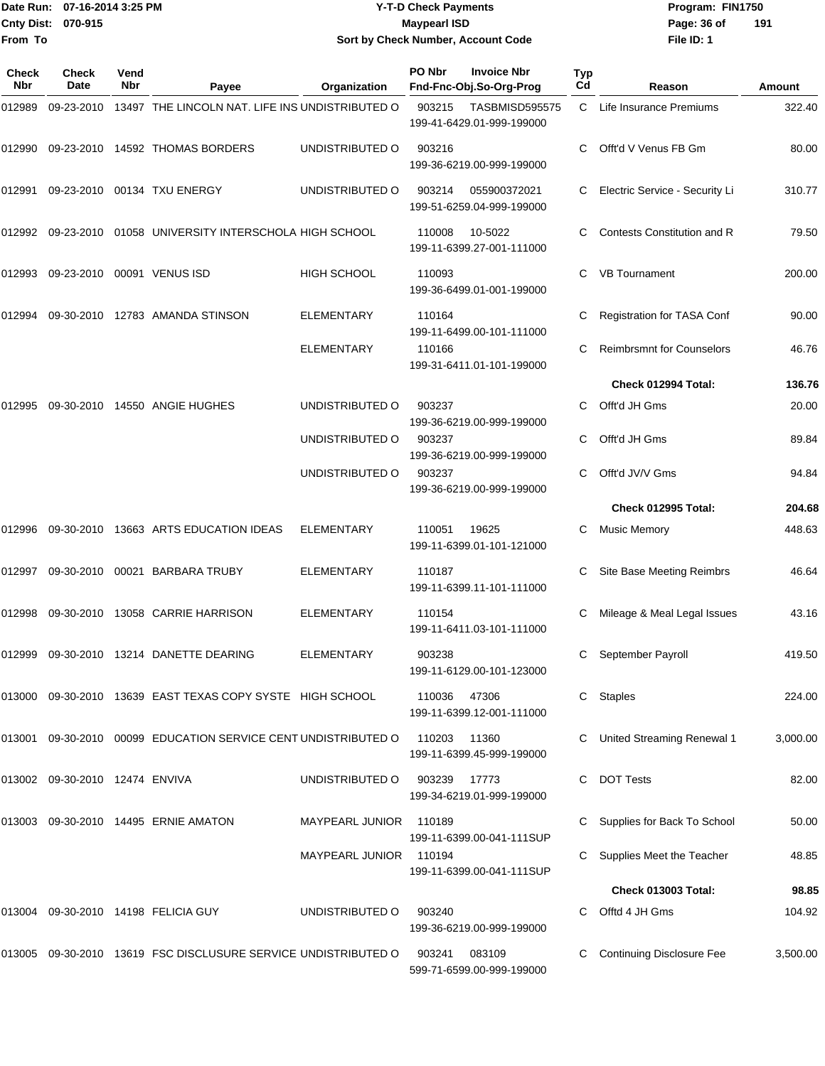Date Run: 07-16-2014 3:25 PM
Cnty Dist: 070-915
From To

# Y-T-D Check Payments
## Maypearl ISD
### Sort by Check Number, Account Code

Program: FIN1750
File ID: 1

| Check Nbr | Check Date | Vend Nbr | Payee | Organization | PO Nbr | Invoice Nbr / Fnd-Fnc-Obj.So-Org-Prog | Typ Cd | Reason | Amount |
|---|---|---|---|---|---|---|---|---|---|
| 012989 | 09-23-2010 | 13497 | THE LINCOLN NAT. LIFE INS | UNDISTRIBUTED O | 903215 | TASBMISD595575 199-41-6429.01-999-199000 | C | Life Insurance Premiums | 322.40 |
| 012990 | 09-23-2010 | 14592 | THOMAS BORDERS | UNDISTRIBUTED O | 903216 | 199-36-6219.00-999-199000 | C | Offt'd V Venus FB Gm | 80.00 |
| 012991 | 09-23-2010 | 00134 | TXU ENERGY | UNDISTRIBUTED O | 903214 | 055900372021 199-51-6259.04-999-199000 | C | Electric Service - Security Li | 310.77 |
| 012992 | 09-23-2010 | 01058 | UNIVERSITY INTERSCHOLA | HIGH SCHOOL | 110008 | 10-5022 199-11-6399.27-001-111000 | C | Contests Constitution and R | 79.50 |
| 012993 | 09-23-2010 | 00091 | VENUS ISD | HIGH SCHOOL | 110093 | 199-36-6499.01-001-199000 | C | VB Tournament | 200.00 |
| 012994 | 09-30-2010 | 12783 | AMANDA STINSON | ELEMENTARY | 110164 | 199-11-6499.00-101-111000 | C | Registration for TASA Conf | 90.00 |
| | | | | ELEMENTARY | 110166 | 199-31-6411.01-101-199000 | C | Reimbrsmnt for Counselors | 46.76 |
| | | | | | | | | **Check 012994 Total:** | **136.76** |
| 012995 | 09-30-2010 | 14550 | ANGIE HUGHES | UNDISTRIBUTED O | 903237 | 199-36-6219.00-999-199000 | C | Offt'd JH Gms | 20.00 |
| | | | | UNDISTRIBUTED O | 903237 | 199-36-6219.00-999-199000 | C | Offt'd JH Gms | 89.84 |
| | | | | UNDISTRIBUTED O | 903237 | 199-36-6219.00-999-199000 | C | Offt'd JV/V Gms | 94.84 |
| | | | | | | | | **Check 012995 Total:** | **204.68** |
| 012996 | 09-30-2010 | 13663 | ARTS EDUCATION IDEAS | ELEMENTARY | 110051 | 19625 199-11-6399.01-101-121000 | C | Music Memory | 448.63 |
| 012997 | 09-30-2010 | 00021 | BARBARA TRUBY | ELEMENTARY | 110187 | 199-11-6399.11-101-111000 | C | Site Base Meeting Reimbrs | 46.64 |
| 012998 | 09-30-2010 | 13058 | CARRIE HARRISON | ELEMENTARY | 110154 | 199-11-6411.03-101-111000 | C | Mileage & Meal Legal Issues | 43.16 |
| 012999 | 09-30-2010 | 13214 | DANETTE DEARING | ELEMENTARY | 903238 | 199-11-6129.00-101-123000 | C | September Payroll | 419.50 |
| 013000 | 09-30-2010 | 13639 | EAST TEXAS COPY SYSTE | HIGH SCHOOL | 110036 | 47306 199-11-6399.12-001-111000 | C | Staples | 224.00 |
| 013001 | 09-30-2010 | 00099 | EDUCATION SERVICE CENT | UNDISTRIBUTED O | 110203 | 11360 199-11-6399.45-999-199000 | C | United Streaming Renewal 1 | 3,000.00 |
| 013002 | 09-30-2010 | 12474 | ENVIVA | UNDISTRIBUTED O | 903239 | 17773 199-34-6219.01-999-199000 | C | DOT Tests | 82.00 |
| 013003 | 09-30-2010 | 14495 | ERNIE AMATON | MAYPEARL JUNIOR | 110189 | 199-11-6399.00-041-111SUP | C | Supplies for Back To School | 50.00 |
| | | | | MAYPEARL JUNIOR | 110194 | 199-11-6399.00-041-111SUP | C | Supplies Meet the Teacher | 48.85 |
| | | | | | | | | **Check 013003 Total:** | **98.85** |
| 013004 | 09-30-2010 | 14198 | FELICIA GUY | UNDISTRIBUTED O | 903240 | 199-36-6219.00-999-199000 | C | Offtd 4 JH Gms | 104.92 |
| 013005 | 09-30-2010 | 13619 | FSC DISCLUSURE SERVICE | UNDISTRIBUTED O | 903241 | 083109 599-71-6599.00-999-199000 | C | Continuing Disclosure Fee | 3,500.00 |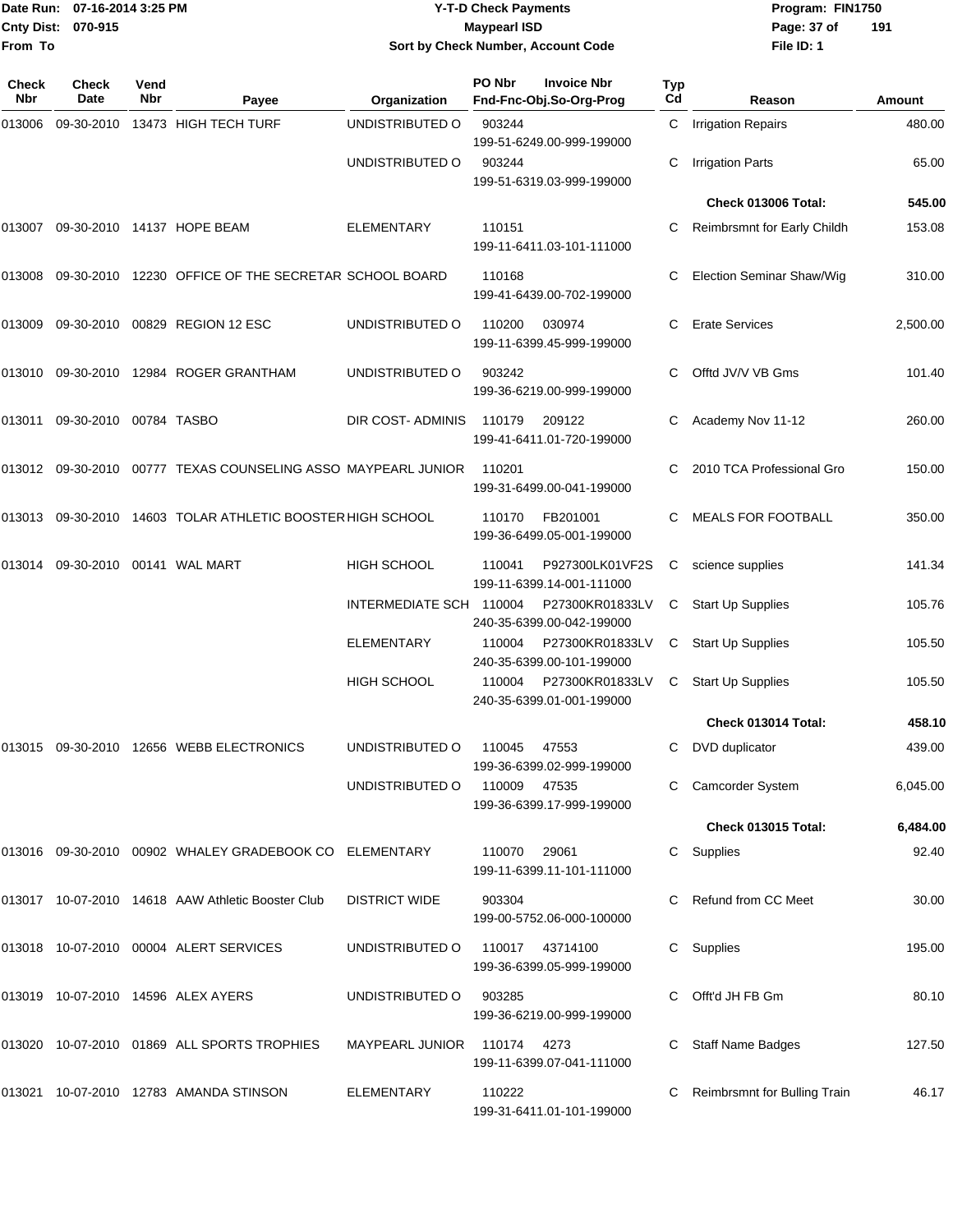Date Run: 07-16-2014 3:25 PM
Cnty Dist: 070-915
From To

# Y-T-D Check Payments
## Maypearl ISD
### Sort by Check Number, Account Code

Program: FIN1750
File ID: 1

| Check Nbr | Check Date | Vend Nbr | Payee | Organization | PO Nbr | Invoice Nbr / Fnd-Fnc-Obj.So-Org-Prog | Typ Cd | Reason | Amount |
|---|---|---|---|---|---|---|---|---|---|
| 013006 | 09-30-2010 | 13473 | HIGH TECH TURF | UNDISTRIBUTED O | 903244 | 199-51-6249.00-999-199000 | C | Irrigation Repairs | 480.00 |
| | | | | UNDISTRIBUTED O | 903244 | 199-51-6319.03-999-199000 | C | Irrigation Parts | 65.00 |
| | | | | | | | | **Check 013006 Total:** | **545.00** |
| 013007 | 09-30-2010 | 14137 | HOPE BEAM | ELEMENTARY | 110151 | 199-11-6411.03-101-111000 | C | Reimbrsmnt for Early Childh | 153.08 |
| 013008 | 09-30-2010 | 12230 | OFFICE OF THE SECRETAR | SCHOOL BOARD | 110168 | 199-41-6439.00-702-199000 | C | Election Seminar Shaw/Wig | 310.00 |
| 013009 | 09-30-2010 | 00829 | REGION 12 ESC | UNDISTRIBUTED O | 110200 | 030974 199-11-6399.45-999-199000 | C | Erate Services | 2,500.00 |
| 013010 | 09-30-2010 | 12984 | ROGER GRANTHAM | UNDISTRIBUTED O | 903242 | 199-36-6219.00-999-199000 | C | Offtd JV/V VB Gms | 101.40 |
| 013011 | 09-30-2010 | 00784 | TASBO | DIR COST- ADMINIS | 110179 | 209122 199-41-6411.01-720-199000 | C | Academy Nov 11-12 | 260.00 |
| 013012 | 09-30-2010 | 00777 | TEXAS COUNSELING ASSO | MAYPEARL JUNIOR | 110201 | 199-31-6499.00-041-199000 | C | 2010 TCA Professional Gro | 150.00 |
| 013013 | 09-30-2010 | 14603 | TOLAR ATHLETIC BOOSTER | HIGH SCHOOL | 110170 | FB201001 199-36-6499.05-001-199000 | C | MEALS FOR FOOTBALL | 350.00 |
| 013014 | 09-30-2010 | 00141 | WAL MART | HIGH SCHOOL | 110041 | P927300LK01VF2S 199-11-6399.14-001-111000 | C | science supplies | 141.34 |
| | | | | INTERMEDIATE SCH | 110004 | P27300KR01833LV 240-35-6399.00-042-199000 | C | Start Up Supplies | 105.76 |
| | | | | ELEMENTARY | 110004 | P27300KR01833LV 240-35-6399.00-101-199000 | C | Start Up Supplies | 105.50 |
| | | | | HIGH SCHOOL | 110004 | P27300KR01833LV 240-35-6399.01-001-199000 | C | Start Up Supplies | 105.50 |
| | | | | | | | | **Check 013014 Total:** | **458.10** |
| 013015 | 09-30-2010 | 12656 | WEBB ELECTRONICS | UNDISTRIBUTED O | 110045 | 47553 199-36-6399.02-999-199000 | C | DVD duplicator | 439.00 |
| | | | | UNDISTRIBUTED O | 110009 | 47535 199-36-6399.17-999-199000 | C | Camcorder System | 6,045.00 |
| | | | | | | | | **Check 013015 Total:** | **6,484.00** |
| 013016 | 09-30-2010 | 00902 | WHALEY GRADEBOOK CO | ELEMENTARY | 110070 | 29061 199-11-6399.11-101-111000 | C | Supplies | 92.40 |
| 013017 | 10-07-2010 | 14618 | AAW Athletic Booster Club | DISTRICT WIDE | 903304 | 199-00-5752.06-000-100000 | C | Refund from CC Meet | 30.00 |
| 013018 | 10-07-2010 | 00004 | ALERT SERVICES | UNDISTRIBUTED O | 110017 | 43714100 199-36-6399.05-999-199000 | C | Supplies | 195.00 |
| 013019 | 10-07-2010 | 14596 | ALEX AYERS | UNDISTRIBUTED O | 903285 | 199-36-6219.00-999-199000 | C | Offt'd JH FB Gm | 80.10 |
| 013020 | 10-07-2010 | 01869 | ALL SPORTS TROPHIES | MAYPEARL JUNIOR | 110174 | 4273 199-11-6399.07-041-111000 | C | Staff Name Badges | 127.50 |
| 013021 | 10-07-2010 | 12783 | AMANDA STINSON | ELEMENTARY | 110222 | 199-31-6411.01-101-199000 | C | Reimbrsmnt for Bulling Train | 46.17 |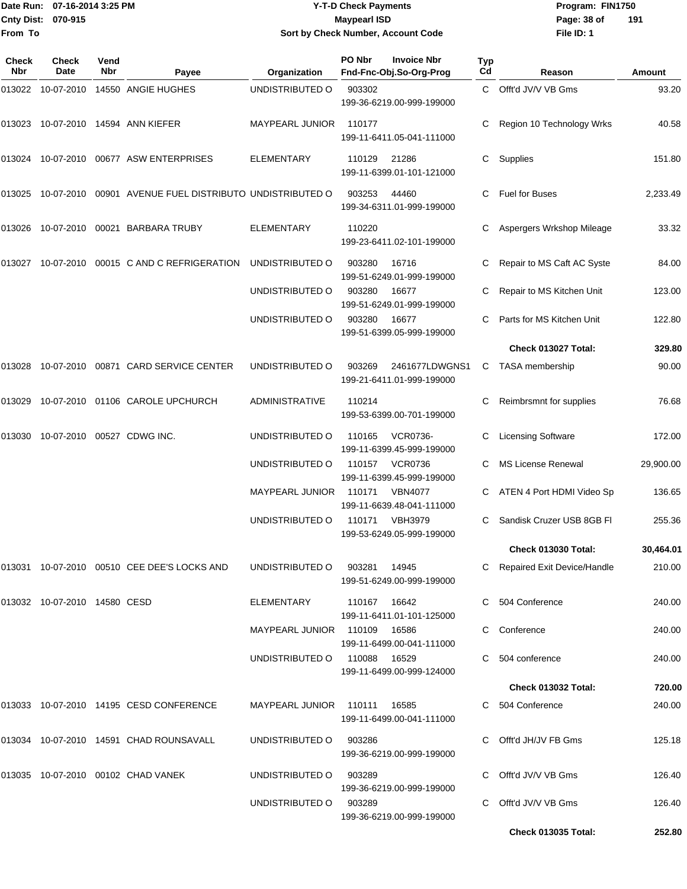Date Run: 07-16-2014 3:25 PM
Cnty Dist: 070-915
From To

# Y-T-D Check Payments
## Maypearl ISD
### Sort by Check Number, Account Code

Program: FIN1750
File ID: 1

| Check Nbr | Check Date | Vend Nbr | Payee | Organization | PO Nbr / Invoice Nbr / Fnd-Fnc-Obj.So-Org-Prog | Typ Cd | Reason | Amount |
|---|---|---|---|---|---|---|---|---|
| 013022 | 10-07-2010 | 14550 | ANGIE HUGHES | UNDISTRIBUTED O | 903302 199-36-6219.00-999-199000 | C | Offt'd JV/V VB Gms | 93.20 |
| 013023 | 10-07-2010 | 14594 | ANN KIEFER | MAYPEARL JUNIOR | 110177 199-11-6411.05-041-111000 | C | Region 10 Technology Wrks | 40.58 |
| 013024 | 10-07-2010 | 00677 | ASW ENTERPRISES | ELEMENTARY | 110129 21286 199-11-6399.01-101-121000 | C | Supplies | 151.80 |
| 013025 | 10-07-2010 | 00901 | AVENUE FUEL DISTRIBUTO | UNDISTRIBUTED O | 903253 44460 199-34-6311.01-999-199000 | C | Fuel for Buses | 2,233.49 |
| 013026 | 10-07-2010 | 00021 | BARBARA TRUBY | ELEMENTARY | 110220 199-23-6411.02-101-199000 | C | Aspergers Wrkshop Mileage | 33.32 |
| 013027 | 10-07-2010 | 00015 | C AND C REFRIGERATION | UNDISTRIBUTED O | 903280 16716 199-51-6249.01-999-199000 | C | Repair to MS Caft AC Syste | 84.00 |
| | | | | UNDISTRIBUTED O | 903280 16677 199-51-6249.01-999-199000 | C | Repair to MS Kitchen Unit | 123.00 |
| | | | | UNDISTRIBUTED O | 903280 16677 199-51-6399.05-999-199000 | C | Parts for MS Kitchen Unit | 122.80 |
| | | | | | | | **Check 013027 Total:** | **329.80** |
| 013028 | 10-07-2010 | 00871 | CARD SERVICE CENTER | UNDISTRIBUTED O | 903269 2461677LDWGNS1 199-21-6411.01-999-199000 | C | TASA membership | 90.00 |
| 013029 | 10-07-2010 | 01106 | CAROLE UPCHURCH | ADMINISTRATIVE | 110214 199-53-6399.00-701-199000 | C | Reimbrsmnt for supplies | 76.68 |
| 013030 | 10-07-2010 | 00527 | CDWG INC. | UNDISTRIBUTED O | 110165 VCR0736- 199-11-6399.45-999-199000 | C | Licensing Software | 172.00 |
| | | | | UNDISTRIBUTED O | 110157 VCR0736 199-11-6399.45-999-199000 | C | MS License Renewal | 29,900.00 |
| | | | | MAYPEARL JUNIOR | 110171 VBN4077 199-11-6639.48-041-111000 | C | ATEN 4 Port HDMI Video Sp | 136.65 |
| | | | | UNDISTRIBUTED O | 110171 VBH3979 199-53-6249.05-999-199000 | C | Sandisk Cruzer USB 8GB Fl | 255.36 |
| | | | | | | | **Check 013030 Total:** | **30,464.01** |
| 013031 | 10-07-2010 | 00510 | CEE DEE'S LOCKS AND | UNDISTRIBUTED O | 903281 14945 199-51-6249.00-999-199000 | C | Repaired Exit Device/Handle | 210.00 |
| 013032 | 10-07-2010 | 14580 | CESD | ELEMENTARY | 110167 16642 199-11-6411.01-101-125000 | C | 504 Conference | 240.00 |
| | | | | MAYPEARL JUNIOR | 110109 16586 199-11-6499.00-041-111000 | C | Conference | 240.00 |
| | | | | UNDISTRIBUTED O | 110088 16529 199-11-6499.00-999-124000 | C | 504 conference | 240.00 |
| | | | | | | | **Check 013032 Total:** | **720.00** |
| 013033 | 10-07-2010 | 14195 | CESD CONFERENCE | MAYPEARL JUNIOR | 110111 16585 199-11-6499.00-041-111000 | C | 504 Conference | 240.00 |
| 013034 | 10-07-2010 | 14591 | CHAD ROUNSAVALL | UNDISTRIBUTED O | 903286 199-36-6219.00-999-199000 | C | Offt'd JH/JV FB Gms | 125.18 |
| 013035 | 10-07-2010 | 00102 | CHAD VANEK | UNDISTRIBUTED O | 903289 199-36-6219.00-999-199000 | C | Offt'd JV/V VB Gms | 126.40 |
| | | | | UNDISTRIBUTED O | 903289 199-36-6219.00-999-199000 | C | Offt'd JV/V VB Gms | 126.40 |
| | | | | | | | **Check 013035 Total:** | **252.80** |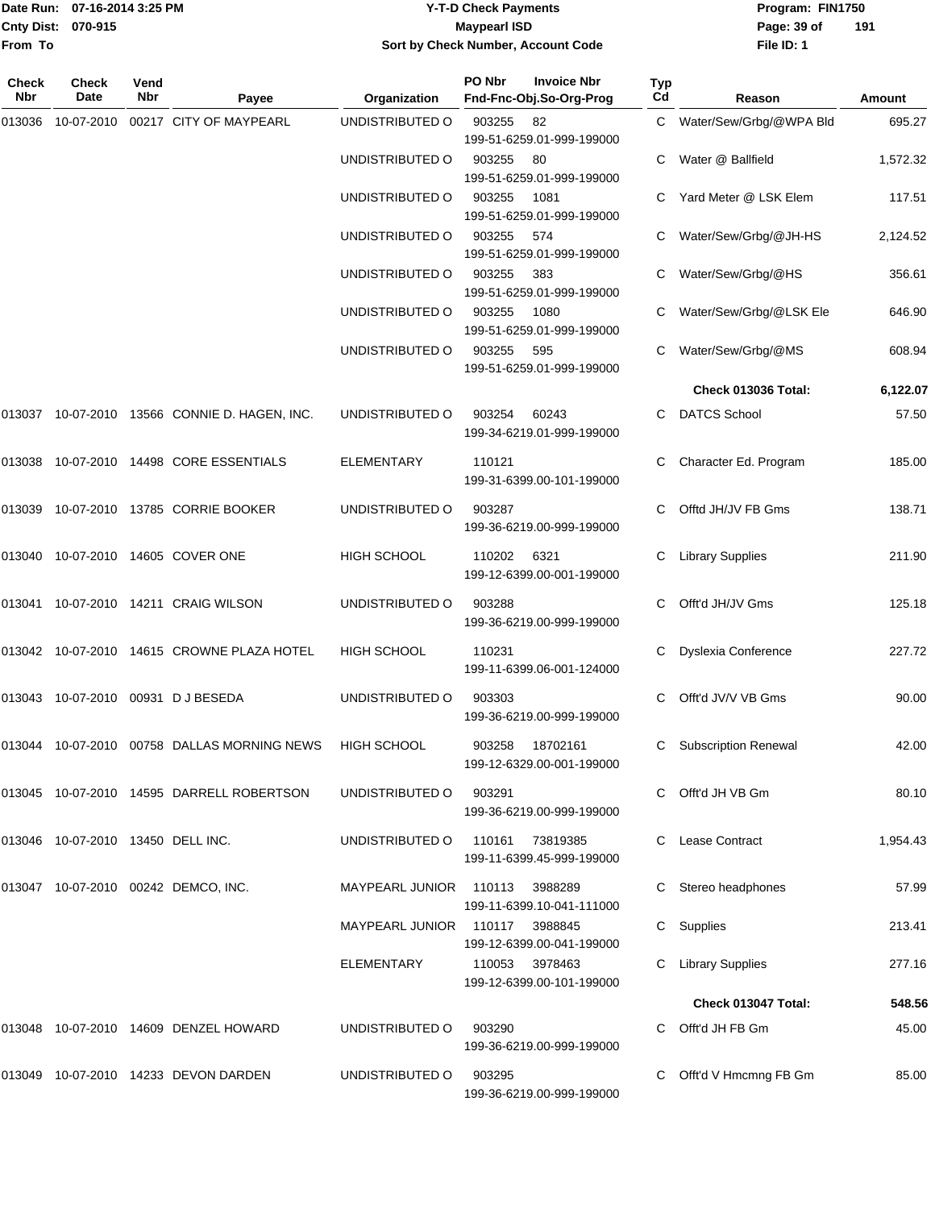Date Run: 07-16-2014 3:25 PM
Cnty Dist: 070-915
From To

# Y-T-D Check Payments
## Maypearl ISD
### Sort by Check Number, Account Code

Program: FIN1750
File ID: 1

| Check Nbr | Check Date | Vend Nbr | Payee | Organization | PO Nbr / Fnd-Fnc-Obj.So-Org-Prog | Invoice Nbr | Typ Cd | Reason | Amount |
|---|---|---|---|---|---|---|---|---|---|
| 013036 | 10-07-2010 | 00217 | CITY OF MAYPEARL | UNDISTRIBUTED O | 903255 199-51-6259.01-999-199000 | 82 | C | Water/Sew/Grbg/@WPA Bld | 695.27 |
| | | | | UNDISTRIBUTED O | 903255 199-51-6259.01-999-199000 | 80 | C | Water @ Ballfield | 1,572.32 |
| | | | | UNDISTRIBUTED O | 903255 199-51-6259.01-999-199000 | 1081 | C | Yard Meter @ LSK Elem | 117.51 |
| | | | | UNDISTRIBUTED O | 903255 199-51-6259.01-999-199000 | 574 | C | Water/Sew/Grbg/@JH-HS | 2,124.52 |
| | | | | UNDISTRIBUTED O | 903255 199-51-6259.01-999-199000 | 383 | C | Water/Sew/Grbg/@HS | 356.61 |
| | | | | UNDISTRIBUTED O | 903255 199-51-6259.01-999-199000 | 1080 | C | Water/Sew/Grbg/@LSK Ele | 646.90 |
| | | | | UNDISTRIBUTED O | 903255 199-51-6259.01-999-199000 | 595 | C | Water/Sew/Grbg/@MS | 608.94 |
| | | | | | | | | **Check 013036 Total:** | **6,122.07** |
| 013037 | 10-07-2010 | 13566 | CONNIE D. HAGEN, INC. | UNDISTRIBUTED O | 903254 199-34-6219.01-999-199000 | 60243 | C | DATCS School | 57.50 |
| 013038 | 10-07-2010 | 14498 | CORE ESSENTIALS | ELEMENTARY | 110121 199-31-6399.00-101-199000 | | C | Character Ed. Program | 185.00 |
| 013039 | 10-07-2010 | 13785 | CORRIE BOOKER | UNDISTRIBUTED O | 903287 199-36-6219.00-999-199000 | | C | Offtd JH/JV FB Gms | 138.71 |
| 013040 | 10-07-2010 | 14605 | COVER ONE | HIGH SCHOOL | 110202 199-12-6399.00-001-199000 | 6321 | C | Library Supplies | 211.90 |
| 013041 | 10-07-2010 | 14211 | CRAIG WILSON | UNDISTRIBUTED O | 903288 199-36-6219.00-999-199000 | | C | Offt'd JH/JV Gms | 125.18 |
| 013042 | 10-07-2010 | 14615 | CROWNE PLAZA HOTEL | HIGH SCHOOL | 110231 199-11-6399.06-001-124000 | | C | Dyslexia Conference | 227.72 |
| 013043 | 10-07-2010 | 00931 | D J BESEDA | UNDISTRIBUTED O | 903303 199-36-6219.00-999-199000 | | C | Offt'd JV/V VB Gms | 90.00 |
| 013044 | 10-07-2010 | 00758 | DALLAS MORNING NEWS | HIGH SCHOOL | 903258 199-12-6329.00-001-199000 | 18702161 | C | Subscription Renewal | 42.00 |
| 013045 | 10-07-2010 | 14595 | DARRELL ROBERTSON | UNDISTRIBUTED O | 903291 199-36-6219.00-999-199000 | | C | Offt'd JH VB Gm | 80.10 |
| 013046 | 10-07-2010 | 13450 | DELL INC. | UNDISTRIBUTED O | 110161 199-11-6399.45-999-199000 | 73819385 | C | Lease Contract | 1,954.43 |
| 013047 | 10-07-2010 | 00242 | DEMCO, INC. | MAYPEARL JUNIOR | 110113 199-11-6399.10-041-111000 | 3988289 | C | Stereo headphones | 57.99 |
| | | | | MAYPEARL JUNIOR | 110117 199-12-6399.00-041-199000 | 3988845 | C | Supplies | 213.41 |
| | | | | ELEMENTARY | 110053 199-12-6399.00-101-199000 | 3978463 | C | Library Supplies | 277.16 |
| | | | | | | | | **Check 013047 Total:** | **548.56** |
| 013048 | 10-07-2010 | 14609 | DENZEL HOWARD | UNDISTRIBUTED O | 903290 199-36-6219.00-999-199000 | | C | Offt'd JH FB Gm | 45.00 |
| 013049 | 10-07-2010 | 14233 | DEVON DARDEN | UNDISTRIBUTED O | 903295 199-36-6219.00-999-199000 | | C | Offt'd V Hmcmng FB Gm | 85.00 |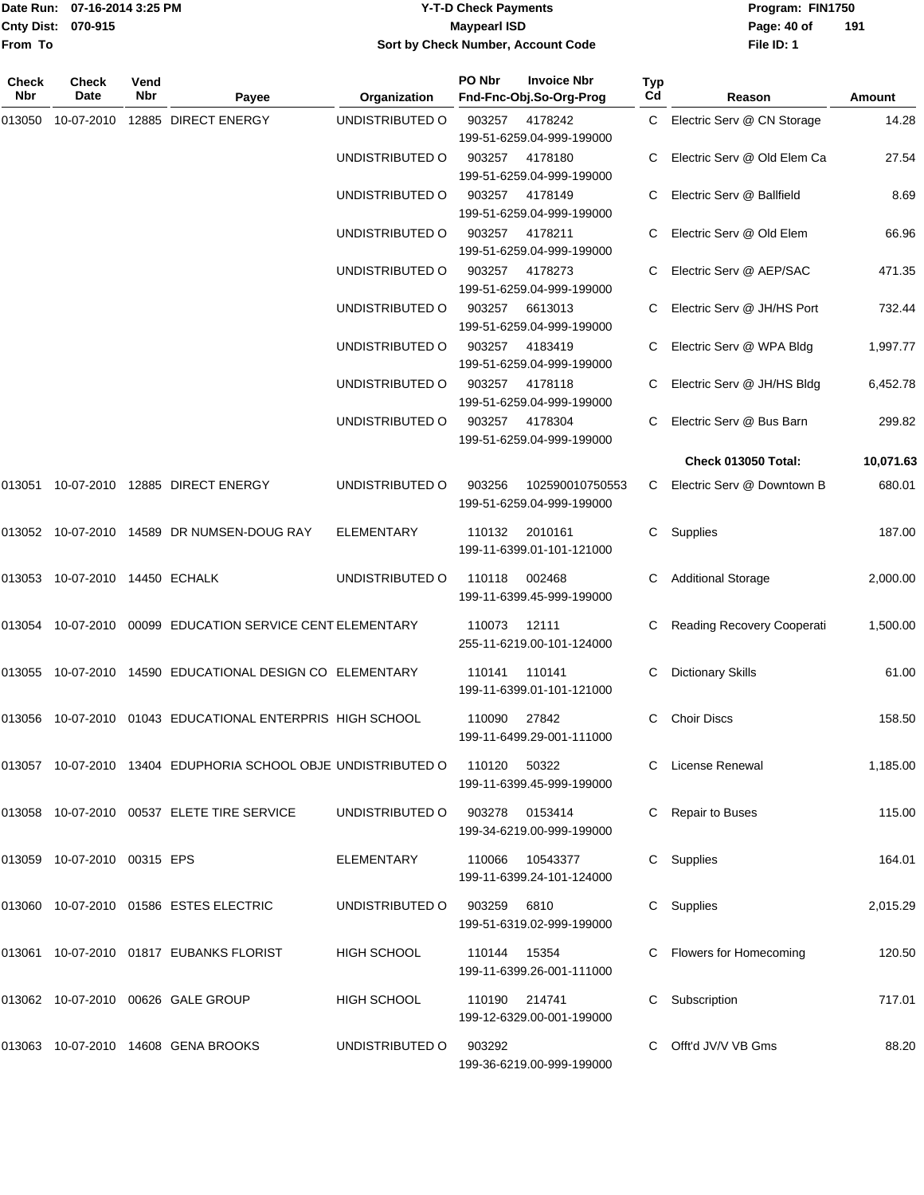Date Run: 07-16-2014 3:25 PM
Cnty Dist: 070-915
From To

# Y-T-D Check Payments
## Maypearl ISD
### Sort by Check Number, Account Code

Program: FIN1750
File ID: 1

| Check Nbr | Check Date | Vend Nbr | Payee | Organization | PO Nbr / Invoice Nbr / Fnd-Fnc-Obj.So-Org-Prog | Typ Cd | Reason | Amount |
|---|---|---|---|---|---|---|---|---|
| 013050 | 10-07-2010 | 12885 | DIRECT ENERGY | UNDISTRIBUTED O | 903257 4178242 199-51-6259.04-999-199000 | C | Electric Serv @ CN Storage | 14.28 |
| | | | | UNDISTRIBUTED O | 903257 4178180 199-51-6259.04-999-199000 | C | Electric Serv @ Old Elem Ca | 27.54 |
| | | | | UNDISTRIBUTED O | 903257 4178149 199-51-6259.04-999-199000 | C | Electric Serv @ Ballfield | 8.69 |
| | | | | UNDISTRIBUTED O | 903257 4178211 199-51-6259.04-999-199000 | C | Electric Serv @ Old Elem | 66.96 |
| | | | | UNDISTRIBUTED O | 903257 4178273 199-51-6259.04-999-199000 | C | Electric Serv @ AEP/SAC | 471.35 |
| | | | | UNDISTRIBUTED O | 903257 6613013 199-51-6259.04-999-199000 | C | Electric Serv @ JH/HS Port | 732.44 |
| | | | | UNDISTRIBUTED O | 903257 4183419 199-51-6259.04-999-199000 | C | Electric Serv @ WPA Bldg | 1,997.77 |
| | | | | UNDISTRIBUTED O | 903257 4178118 199-51-6259.04-999-199000 | C | Electric Serv @ JH/HS Bldg | 6,452.78 |
| | | | | UNDISTRIBUTED O | 903257 4178304 199-51-6259.04-999-199000 | C | Electric Serv @ Bus Barn | 299.82 |
| | | | | | | | **Check 013050 Total:** | **10,071.63** |
| 013051 | 10-07-2010 | 12885 | DIRECT ENERGY | UNDISTRIBUTED O | 903256 102590010750553 199-51-6259.04-999-199000 | C | Electric Serv @ Downtown B | 680.01 |
| 013052 | 10-07-2010 | 14589 | DR NUMSEN-DOUG RAY | ELEMENTARY | 110132 2010161 199-11-6399.01-101-121000 | C | Supplies | 187.00 |
| 013053 | 10-07-2010 | 14450 | ECHALK | UNDISTRIBUTED O | 110118 002468 199-11-6399.45-999-199000 | C | Additional Storage | 2,000.00 |
| 013054 | 10-07-2010 | 00099 | EDUCATION SERVICE CENT | ELEMENTARY | 110073 12111 255-11-6219.00-101-124000 | C | Reading Recovery Cooperati | 1,500.00 |
| 013055 | 10-07-2010 | 14590 | EDUCATIONAL DESIGN CO | ELEMENTARY | 110141 110141 199-11-6399.01-101-121000 | C | Dictionary Skills | 61.00 |
| 013056 | 10-07-2010 | 01043 | EDUCATIONAL ENTERPRIS | HIGH SCHOOL | 110090 27842 199-11-6499.29-001-111000 | C | Choir Discs | 158.50 |
| 013057 | 10-07-2010 | 13404 | EDUPHORIA SCHOOL OBJE | UNDISTRIBUTED O | 110120 50322 199-11-6399.45-999-199000 | C | License Renewal | 1,185.00 |
| 013058 | 10-07-2010 | 00537 | ELETE TIRE SERVICE | UNDISTRIBUTED O | 903278 0153414 199-34-6219.00-999-199000 | C | Repair to Buses | 115.00 |
| 013059 | 10-07-2010 | 00315 | EPS | ELEMENTARY | 110066 10543377 199-11-6399.24-101-124000 | C | Supplies | 164.01 |
| 013060 | 10-07-2010 | 01586 | ESTES ELECTRIC | UNDISTRIBUTED O | 903259 6810 199-51-6319.02-999-199000 | C | Supplies | 2,015.29 |
| 013061 | 10-07-2010 | 01817 | EUBANKS FLORIST | HIGH SCHOOL | 110144 15354 199-11-6399.26-001-111000 | C | Flowers for Homecoming | 120.50 |
| 013062 | 10-07-2010 | 00626 | GALE GROUP | HIGH SCHOOL | 110190 214741 199-12-6329.00-001-199000 | C | Subscription | 717.01 |
| 013063 | 10-07-2010 | 14608 | GENA BROOKS | UNDISTRIBUTED O | 903292 199-36-6219.00-999-199000 | C | Offt'd JV/V VB Gms | 88.20 |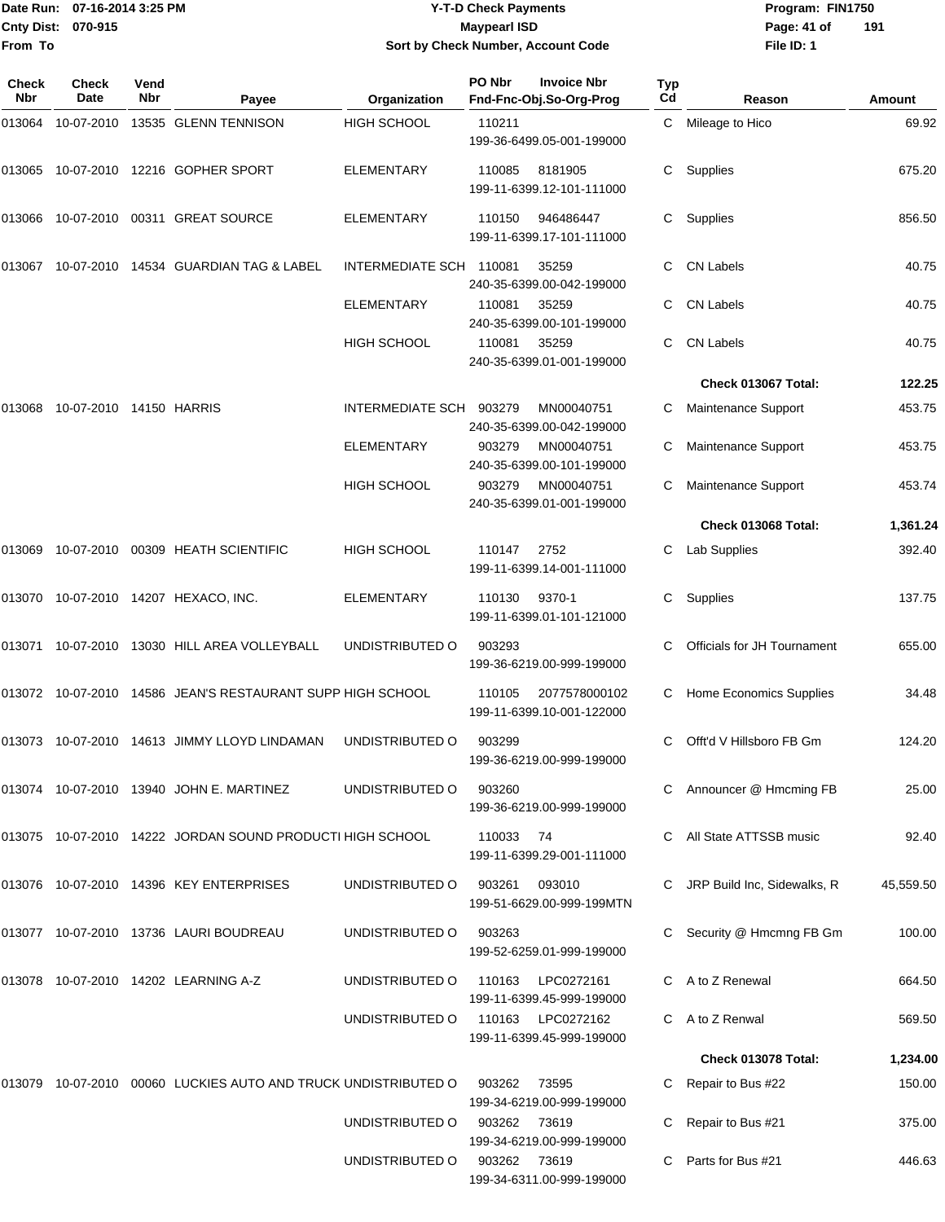Date Run: 07-16-2014 3:25 PM
Cnty Dist: 070-915
From To

# Y-T-D Check Payments
## Maypearl ISD
### Sort by Check Number, Account Code

Program: FIN1750
File ID: 1

| Check Nbr | Check Date | Vend Nbr | Payee | Organization | PO Nbr | Invoice Nbr / Fnd-Fnc-Obj.So-Org-Prog | Typ Cd | Reason | Amount |
|---|---|---|---|---|---|---|---|---|---|
| 013064 | 10-07-2010 | 13535 | GLENN TENNISON | HIGH SCHOOL | 110211 | 199-36-6499.05-001-199000 | C | Mileage to Hico | 69.92 |
| 013065 | 10-07-2010 | 12216 | GOPHER SPORT | ELEMENTARY | 110085 | 8181905 199-11-6399.12-101-111000 | C | Supplies | 675.20 |
| 013066 | 10-07-2010 | 00311 | GREAT SOURCE | ELEMENTARY | 110150 | 946486447 199-11-6399.17-101-111000 | C | Supplies | 856.50 |
| 013067 | 10-07-2010 | 14534 | GUARDIAN TAG & LABEL | INTERMEDIATE SCH | 110081 | 35259 240-35-6399.00-042-199000 | C | CN Labels | 40.75 |
| | | | | ELEMENTARY | 110081 | 35259 240-35-6399.00-101-199000 | C | CN Labels | 40.75 |
| | | | | HIGH SCHOOL | 110081 | 35259 240-35-6399.01-001-199000 | C | CN Labels | 40.75 |
| | | | | | | | | **Check 013067 Total:** | **122.25** |
| 013068 | 10-07-2010 | 14150 | HARRIS | INTERMEDIATE SCH | 903279 | MN00040751 240-35-6399.00-042-199000 | C | Maintenance Support | 453.75 |
| | | | | ELEMENTARY | 903279 | MN00040751 240-35-6399.00-101-199000 | C | Maintenance Support | 453.75 |
| | | | | HIGH SCHOOL | 903279 | MN00040751 240-35-6399.01-001-199000 | C | Maintenance Support | 453.74 |
| | | | | | | | | **Check 013068 Total:** | **1,361.24** |
| 013069 | 10-07-2010 | 00309 | HEATH SCIENTIFIC | HIGH SCHOOL | 110147 | 2752 199-11-6399.14-001-111000 | C | Lab Supplies | 392.40 |
| 013070 | 10-07-2010 | 14207 | HEXACO, INC. | ELEMENTARY | 110130 | 9370-1 199-11-6399.01-101-121000 | C | Supplies | 137.75 |
| 013071 | 10-07-2010 | 13030 | HILL AREA VOLLEYBALL | UNDISTRIBUTED O | 903293 | 199-36-6219.00-999-199000 | C | Officials for JH Tournament | 655.00 |
| 013072 | 10-07-2010 | 14586 | JEAN'S RESTAURANT SUPP | HIGH SCHOOL | 110105 | 2077578000102 199-11-6399.10-001-122000 | C | Home Economics Supplies | 34.48 |
| 013073 | 10-07-2010 | 14613 | JIMMY LLOYD LINDAMAN | UNDISTRIBUTED O | 903299 | 199-36-6219.00-999-199000 | C | Offt'd V Hillsboro FB Gm | 124.20 |
| 013074 | 10-07-2010 | 13940 | JOHN E. MARTINEZ | UNDISTRIBUTED O | 903260 | 199-36-6219.00-999-199000 | C | Announcer @ Hmcming FB | 25.00 |
| 013075 | 10-07-2010 | 14222 | JORDAN SOUND PRODUCTI | HIGH SCHOOL | 110033 | 74 199-11-6399.29-001-111000 | C | All State ATTSSB music | 92.40 |
| 013076 | 10-07-2010 | 14396 | KEY ENTERPRISES | UNDISTRIBUTED O | 903261 | 093010 199-51-6629.00-999-199MTN | C | JRP Build Inc, Sidewalks, R | 45,559.50 |
| 013077 | 10-07-2010 | 13736 | LAURI BOUDREAU | UNDISTRIBUTED O | 903263 | 199-52-6259.01-999-199000 | C | Security @ Hmcmng FB Gm | 100.00 |
| 013078 | 10-07-2010 | 14202 | LEARNING A-Z | UNDISTRIBUTED O | 110163 | LPC0272161 199-11-6399.45-999-199000 | C | A to Z Renewal | 664.50 |
| | | | | UNDISTRIBUTED O | 110163 | LPC0272162 199-11-6399.45-999-199000 | C | A to Z Renwal | 569.50 |
| | | | | | | | | **Check 013078 Total:** | **1,234.00** |
| 013079 | 10-07-2010 | 00060 | LUCKIES AUTO AND TRUCK | UNDISTRIBUTED O | 903262 | 73595 199-34-6219.00-999-199000 | C | Repair to Bus #22 | 150.00 |
| | | | | UNDISTRIBUTED O | 903262 | 73619 199-34-6219.00-999-199000 | C | Repair to Bus #21 | 375.00 |
| | | | | UNDISTRIBUTED O | 903262 | 73619 199-34-6311.00-999-199000 | C | Parts for Bus #21 | 446.63 |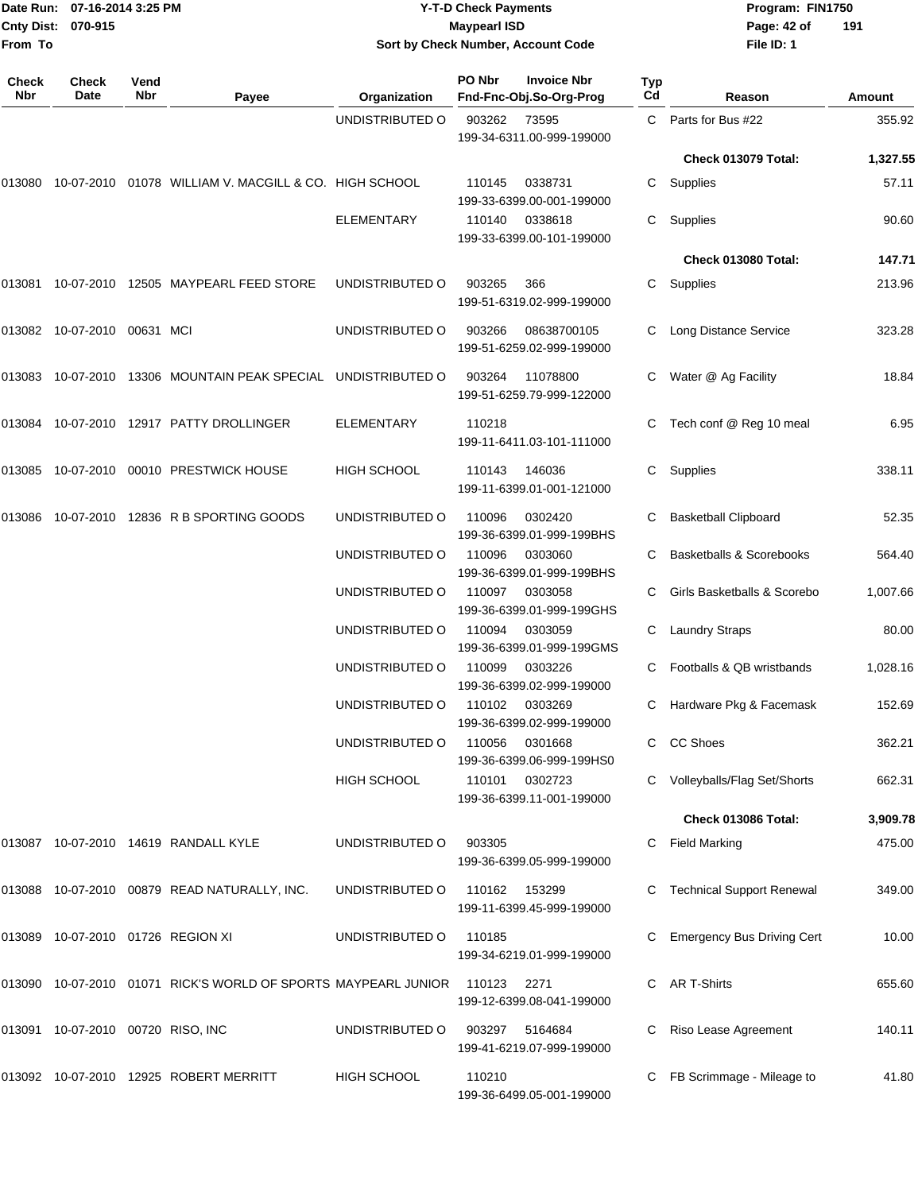| Check Nbr | Check Date | Vend Nbr | Payee | Organization | PO Nbr | Invoice Nbr / Fnd-Fnc-Obj.So-Org-Prog | Typ Cd | Reason | Amount |
|---|---|---|---|---|---|---|---|---|---|
| | | | | UNDISTRIBUTED O | 903262 | 73595 / 199-34-6311.00-999-199000 | C | Parts for Bus #22 | 355.92 |
| | | | | | | | | **Check 013079 Total:** | **1,327.55** |
| 013080 | 10-07-2010 | 01078 | WILLIAM V. MACGILL & CO. | HIGH SCHOOL | 110145 | 0338731 / 199-33-6399.00-001-199000 | C | Supplies | 57.11 |
| | | | | ELEMENTARY | 110140 | 0338618 / 199-33-6399.00-101-199000 | C | Supplies | 90.60 |
| | | | | | | | | **Check 013080 Total:** | **147.71** |
| 013081 | 10-07-2010 | 12505 | MAYPEARL FEED STORE | UNDISTRIBUTED O | 903265 | 366 / 199-51-6319.02-999-199000 | C | Supplies | 213.96 |
| 013082 | 10-07-2010 | 00631 | MCI | UNDISTRIBUTED O | 903266 | 08638700105 / 199-51-6259.02-999-199000 | C | Long Distance Service | 323.28 |
| 013083 | 10-07-2010 | 13306 | MOUNTAIN PEAK SPECIAL | UNDISTRIBUTED O | 903264 | 11078800 / 199-51-6259.79-999-122000 | C | Water @ Ag Facility | 18.84 |
| 013084 | 10-07-2010 | 12917 | PATTY DROLLINGER | ELEMENTARY | 110218 | 199-11-6411.03-101-111000 | C | Tech conf @ Reg 10 meal | 6.95 |
| 013085 | 10-07-2010 | 00010 | PRESTWICK HOUSE | HIGH SCHOOL | 110143 | 146036 / 199-11-6399.01-001-121000 | C | Supplies | 338.11 |
| 013086 | 10-07-2010 | 12836 | R B SPORTING GOODS | UNDISTRIBUTED O | 110096 | 0302420 / 199-36-6399.01-999-199BHS | C | Basketball Clipboard | 52.35 |
| | | | | UNDISTRIBUTED O | 110096 | 0303060 / 199-36-6399.01-999-199BHS | C | Basketballs & Scorebooks | 564.40 |
| | | | | UNDISTRIBUTED O | 110097 | 0303058 / 199-36-6399.01-999-199GHS | C | Girls Basketballs & Scorebo | 1,007.66 |
| | | | | UNDISTRIBUTED O | 110094 | 0303059 / 199-36-6399.01-999-199GMS | C | Laundry Straps | 80.00 |
| | | | | UNDISTRIBUTED O | 110099 | 0303226 / 199-36-6399.02-999-199000 | C | Footballs & QB wristbands | 1,028.16 |
| | | | | UNDISTRIBUTED O | 110102 | 0303269 / 199-36-6399.02-999-199000 | C | Hardware Pkg & Facemask | 152.69 |
| | | | | UNDISTRIBUTED O | 110056 | 0301668 / 199-36-6399.06-999-199HS0 | C | CC Shoes | 362.21 |
| | | | | HIGH SCHOOL | 110101 | 0302723 / 199-36-6399.11-001-199000 | C | Volleyballs/Flag Set/Shorts | 662.31 |
| | | | | | | | | **Check 013086 Total:** | **3,909.78** |
| 013087 | 10-07-2010 | 14619 | RANDALL KYLE | UNDISTRIBUTED O | 903305 | 199-36-6399.05-999-199000 | C | Field Marking | 475.00 |
| 013088 | 10-07-2010 | 00879 | READ NATURALLY, INC. | UNDISTRIBUTED O | 110162 | 153299 / 199-11-6399.45-999-199000 | C | Technical Support Renewal | 349.00 |
| 013089 | 10-07-2010 | 01726 | REGION XI | UNDISTRIBUTED O | 110185 | 199-34-6219.01-999-199000 | C | Emergency Bus Driving Cert | 10.00 |
| 013090 | 10-07-2010 | 01071 | RICK'S WORLD OF SPORTS | MAYPEARL JUNIOR | 110123 | 2271 / 199-12-6399.08-041-199000 | C | AR T-Shirts | 655.60 |
| 013091 | 10-07-2010 | 00720 | RISO, INC | UNDISTRIBUTED O | 903297 | 5164684 / 199-41-6219.07-999-199000 | C | Riso Lease Agreement | 140.11 |
| 013092 | 10-07-2010 | 12925 | ROBERT MERRITT | HIGH SCHOOL | 110210 | 199-36-6499.05-001-199000 | C | FB Scrimmage - Mileage to | 41.80 |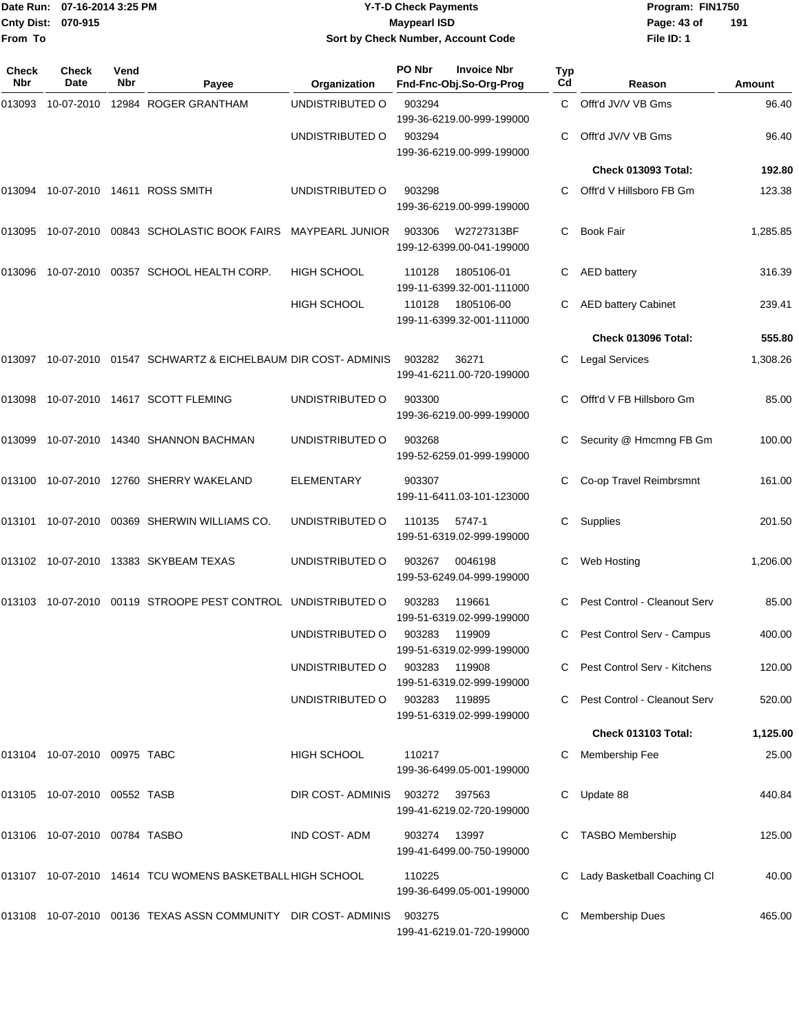# Y-T-D Check Payments

**Maypearl ISD**

**Sort by Check Number, Account Code**

Date Run: 07-16-2014 3:25 PM
Cnty Dist: 070-915
From To

Program: FIN1750
File ID: 1

| Check Nbr | Check Date | Vend Nbr | Payee | Organization | PO Nbr | Invoice Nbr / Fnd-Fnc-Obj.So-Org-Prog | Typ Cd | Reason | Amount |
|---|---|---|---|---|---|---|---|---|---|
| 013093 | 10-07-2010 | 12984 | ROGER GRANTHAM | UNDISTRIBUTED O | 903294 | 199-36-6219.00-999-199000 | C | Offt'd JV/V VB Gms | 96.40 |
| | | | | UNDISTRIBUTED O | 903294 | 199-36-6219.00-999-199000 | C | Offt'd JV/V VB Gms | 96.40 |
| | | | | | | | | **Check 013093 Total:** | **192.80** |
| 013094 | 10-07-2010 | 14611 | ROSS SMITH | UNDISTRIBUTED O | 903298 | 199-36-6219.00-999-199000 | C | Offt'd V Hillsboro FB Gm | 123.38 |
| 013095 | 10-07-2010 | 00843 | SCHOLASTIC BOOK FAIRS | MAYPEARL JUNIOR | 903306 | W2727313BF 199-12-6399.00-041-199000 | C | Book Fair | 1,285.85 |
| 013096 | 10-07-2010 | 00357 | SCHOOL HEALTH CORP. | HIGH SCHOOL | 110128 | 1805106-01 199-11-6399.32-001-111000 | C | AED battery | 316.39 |
| | | | | HIGH SCHOOL | 110128 | 1805106-00 199-11-6399.32-001-111000 | C | AED battery Cabinet | 239.41 |
| | | | | | | | | **Check 013096 Total:** | **555.80** |
| 013097 | 10-07-2010 | 01547 | SCHWARTZ & EICHELBAUM | DIR COST- ADMINIS | 903282 | 36271 199-41-6211.00-720-199000 | C | Legal Services | 1,308.26 |
| 013098 | 10-07-2010 | 14617 | SCOTT FLEMING | UNDISTRIBUTED O | 903300 | 199-36-6219.00-999-199000 | C | Offt'd V FB Hillsboro Gm | 85.00 |
| 013099 | 10-07-2010 | 14340 | SHANNON BACHMAN | UNDISTRIBUTED O | 903268 | 199-52-6259.01-999-199000 | C | Security @ Hmcmng FB Gm | 100.00 |
| 013100 | 10-07-2010 | 12760 | SHERRY WAKELAND | ELEMENTARY | 903307 | 199-11-6411.03-101-123000 | C | Co-op Travel Reimbrsmnt | 161.00 |
| 013101 | 10-07-2010 | 00369 | SHERWIN WILLIAMS CO. | UNDISTRIBUTED O | 110135 | 5747-1 199-51-6319.02-999-199000 | C | Supplies | 201.50 |
| 013102 | 10-07-2010 | 13383 | SKYBEAM TEXAS | UNDISTRIBUTED O | 903267 | 0046198 199-53-6249.04-999-199000 | C | Web Hosting | 1,206.00 |
| 013103 | 10-07-2010 | 00119 | STROOPE PEST CONTROL | UNDISTRIBUTED O | 903283 | 119661 199-51-6319.02-999-199000 | C | Pest Control - Cleanout Serv | 85.00 |
| | | | | UNDISTRIBUTED O | 903283 | 119909 199-51-6319.02-999-199000 | C | Pest Control Serv - Campus | 400.00 |
| | | | | UNDISTRIBUTED O | 903283 | 119908 199-51-6319.02-999-199000 | C | Pest Control Serv - Kitchens | 120.00 |
| | | | | UNDISTRIBUTED O | 903283 | 119895 199-51-6319.02-999-199000 | C | Pest Control - Cleanout Serv | 520.00 |
| | | | | | | | | **Check 013103 Total:** | **1,125.00** |
| 013104 | 10-07-2010 | 00975 | TABC | HIGH SCHOOL | 110217 | 199-36-6499.05-001-199000 | C | Membership Fee | 25.00 |
| 013105 | 10-07-2010 | 00552 | TASB | DIR COST- ADMINIS | 903272 | 397563 199-41-6219.02-720-199000 | C | Update 88 | 440.84 |
| 013106 | 10-07-2010 | 00784 | TASBO | IND COST- ADM | 903274 | 13997 199-41-6499.00-750-199000 | C | TASBO Membership | 125.00 |
| 013107 | 10-07-2010 | 14614 | TCU WOMENS BASKETBALL | HIGH SCHOOL | 110225 | 199-36-6499.05-001-199000 | C | Lady Basketball Coaching Cl | 40.00 |
| 013108 | 10-07-2010 | 00136 | TEXAS ASSN COMMUNITY | DIR COST- ADMINIS | 903275 | 199-41-6219.01-720-199000 | C | Membership Dues | 465.00 |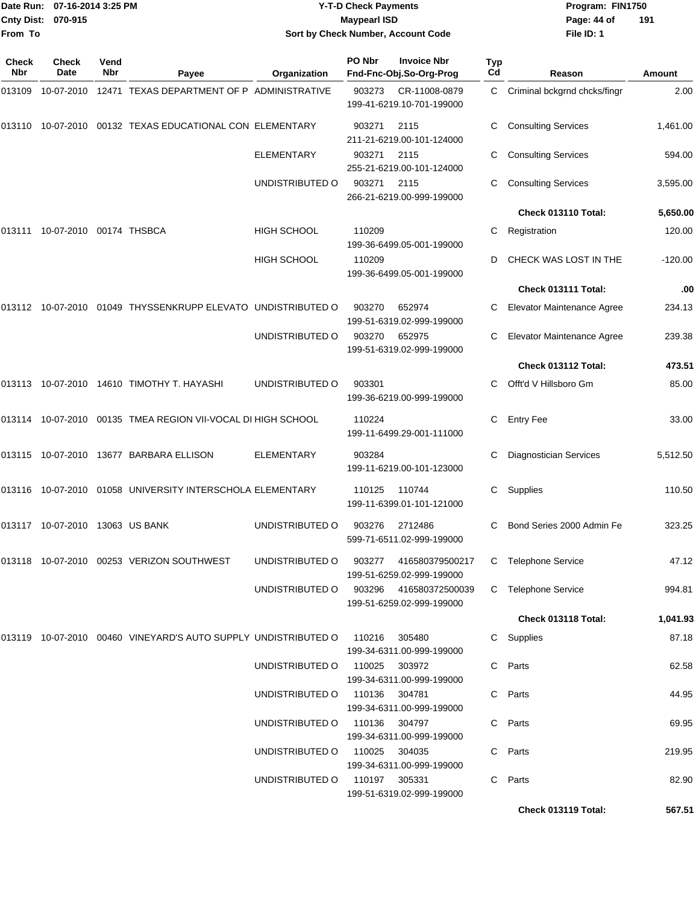Date Run: 07-16-2014 3:25 PM
Cnty Dist: 070-915
From To

# Y-T-D Check Payments
## Maypearl ISD
### Sort by Check Number, Account Code

Program: FIN1750
File ID: 1

| Check Nbr | Check Date | Vend Nbr | Payee | Organization | PO Nbr | Invoice Nbr / Fnd-Fnc-Obj.So-Org-Prog | Typ Cd | Reason | Amount |
|---|---|---|---|---|---|---|---|---|---|
| 013109 | 10-07-2010 | 12471 | TEXAS DEPARTMENT OF P | ADMINISTRATIVE | 903273 | CR-11008-0879 199-41-6219.10-701-199000 | C | Criminal bckgrnd chcks/fingr | 2.00 |
| 013110 | 10-07-2010 | 00132 | TEXAS EDUCATIONAL CON | ELEMENTARY | 903271 | 2115 211-21-6219.00-101-124000 | C | Consulting Services | 1,461.00 |
| | | | | ELEMENTARY | 903271 | 2115 255-21-6219.00-101-124000 | C | Consulting Services | 594.00 |
| | | | | UNDISTRIBUTED O | 903271 | 2115 266-21-6219.00-999-199000 | C | Consulting Services | 3,595.00 |
| | | | | | | | | **Check 013110 Total:** | **5,650.00** |
| 013111 | 10-07-2010 | 00174 | THSBCA | HIGH SCHOOL | 110209 | 199-36-6499.05-001-199000 | C | Registration | 120.00 |
| | | | | HIGH SCHOOL | 110209 | 199-36-6499.05-001-199000 | D | CHECK WAS LOST IN THE | -120.00 |
| | | | | | | | | **Check 013111 Total:** | **.00** |
| 013112 | 10-07-2010 | 01049 | THYSSENKRUPP ELEVATO | UNDISTRIBUTED O | 903270 | 652974 199-51-6319.02-999-199000 | C | Elevator Maintenance Agree | 234.13 |
| | | | | UNDISTRIBUTED O | 903270 | 652975 199-51-6319.02-999-199000 | C | Elevator Maintenance Agree | 239.38 |
| | | | | | | | | **Check 013112 Total:** | **473.51** |
| 013113 | 10-07-2010 | 14610 | TIMOTHY T. HAYASHI | UNDISTRIBUTED O | 903301 | 199-36-6219.00-999-199000 | C | Offt'd V Hillsboro Gm | 85.00 |
| 013114 | 10-07-2010 | 00135 | TMEA REGION VII-VOCAL DI | HIGH SCHOOL | 110224 | 199-11-6499.29-001-111000 | C | Entry Fee | 33.00 |
| 013115 | 10-07-2010 | 13677 | BARBARA ELLISON | ELEMENTARY | 903284 | 199-11-6219.00-101-123000 | C | Diagnostician Services | 5,512.50 |
| 013116 | 10-07-2010 | 01058 | UNIVERSITY INTERSCHOLA | ELEMENTARY | 110125 | 110744 199-11-6399.01-101-121000 | C | Supplies | 110.50 |
| 013117 | 10-07-2010 | 13063 | US BANK | UNDISTRIBUTED O | 903276 | 2712486 599-71-6511.02-999-199000 | C | Bond Series 2000 Admin Fe | 323.25 |
| 013118 | 10-07-2010 | 00253 | VERIZON SOUTHWEST | UNDISTRIBUTED O | 903277 | 416580379500217 199-51-6259.02-999-199000 | C | Telephone Service | 47.12 |
| | | | | UNDISTRIBUTED O | 903296 | 416580372500039 199-51-6259.02-999-199000 | C | Telephone Service | 994.81 |
| | | | | | | | | **Check 013118 Total:** | **1,041.93** |
| 013119 | 10-07-2010 | 00460 | VINEYARD'S AUTO SUPPLY | UNDISTRIBUTED O | 110216 | 305480 199-34-6311.00-999-199000 | C | Supplies | 87.18 |
| | | | | UNDISTRIBUTED O | 110025 | 303972 199-34-6311.00-999-199000 | C | Parts | 62.58 |
| | | | | UNDISTRIBUTED O | 110136 | 304781 199-34-6311.00-999-199000 | C | Parts | 44.95 |
| | | | | UNDISTRIBUTED O | 110136 | 304797 199-34-6311.00-999-199000 | C | Parts | 69.95 |
| | | | | UNDISTRIBUTED O | 110025 | 304035 199-34-6311.00-999-199000 | C | Parts | 219.95 |
| | | | | UNDISTRIBUTED O | 110197 | 305331 199-51-6319.02-999-199000 | C | Parts | 82.90 |
| | | | | | | | | **Check 013119 Total:** | **567.51** |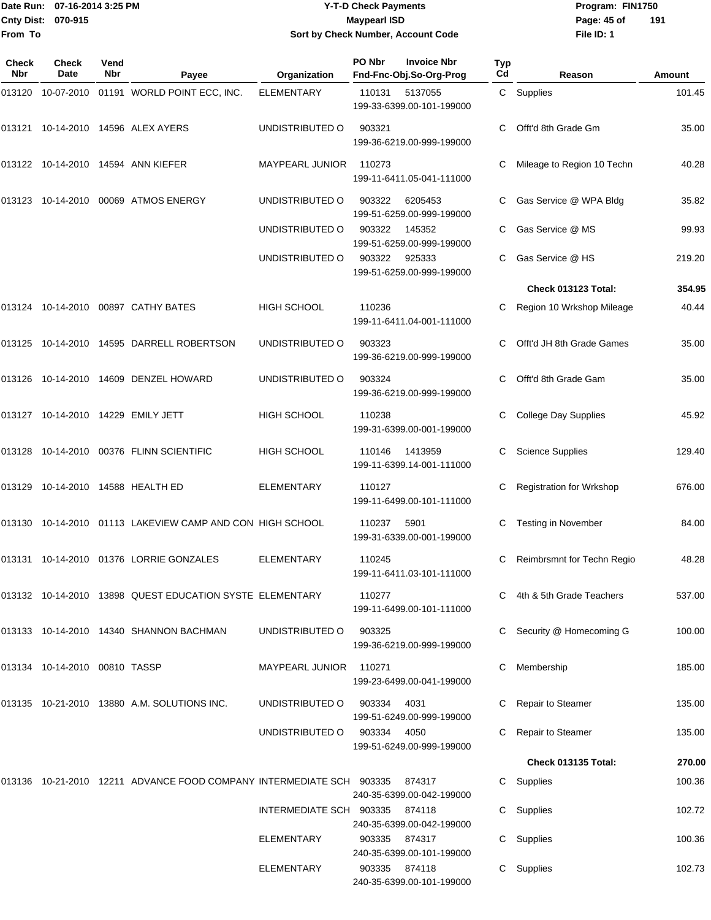Date Run: 07-16-2014 3:25 PM
Cnty Dist: 070-915
From To

# Y-T-D Check Payments
## Maypearl ISD
### Sort by Check Number, Account Code

Program: FIN1750
File ID: 1

| Check Nbr | Check Date | Vend Nbr | Payee | Organization | PO Nbr / Invoice Nbr / Fnd-Fnc-Obj.So-Org-Prog | Typ Cd | Reason | Amount |
|---|---|---|---|---|---|---|---|---|
| 013120 | 10-07-2010 | 01191 | WORLD POINT ECC, INC. | ELEMENTARY | 110131 5137055 199-33-6399.00-101-199000 | C | Supplies | 101.45 |
| 013121 | 10-14-2010 | 14596 | ALEX AYERS | UNDISTRIBUTED O | 903321 199-36-6219.00-999-199000 | C | Offt'd 8th Grade Gm | 35.00 |
| 013122 | 10-14-2010 | 14594 | ANN KIEFER | MAYPEARL JUNIOR | 110273 199-11-6411.05-041-111000 | C | Mileage to Region 10 Techn | 40.28 |
| 013123 | 10-14-2010 | 00069 | ATMOS ENERGY | UNDISTRIBUTED O | 903322 6205453 199-51-6259.00-999-199000 | C | Gas Service @ WPA Bldg | 35.82 |
| | | | | UNDISTRIBUTED O | 903322 145352 199-51-6259.00-999-199000 | C | Gas Service @ MS | 99.93 |
| | | | | UNDISTRIBUTED O | 903322 925333 199-51-6259.00-999-199000 | C | Gas Service @ HS | 219.20 |
| | | | | | | | **Check 013123 Total:** | **354.95** |
| 013124 | 10-14-2010 | 00897 | CATHY BATES | HIGH SCHOOL | 110236 199-11-6411.04-001-111000 | C | Region 10 Wrkshop Mileage | 40.44 |
| 013125 | 10-14-2010 | 14595 | DARRELL ROBERTSON | UNDISTRIBUTED O | 903323 199-36-6219.00-999-199000 | C | Offt'd JH 8th Grade Games | 35.00 |
| 013126 | 10-14-2010 | 14609 | DENZEL HOWARD | UNDISTRIBUTED O | 903324 199-36-6219.00-999-199000 | C | Offt'd 8th Grade Gam | 35.00 |
| 013127 | 10-14-2010 | 14229 | EMILY JETT | HIGH SCHOOL | 110238 199-31-6399.00-001-199000 | C | College Day Supplies | 45.92 |
| 013128 | 10-14-2010 | 00376 | FLINN SCIENTIFIC | HIGH SCHOOL | 110146 1413959 199-11-6399.14-001-111000 | C | Science Supplies | 129.40 |
| 013129 | 10-14-2010 | 14588 | HEALTH ED | ELEMENTARY | 110127 199-11-6499.00-101-111000 | C | Registration for Wrkshop | 676.00 |
| 013130 | 10-14-2010 | 01113 | LAKEVIEW CAMP AND CON | HIGH SCHOOL | 110237 5901 199-31-6339.00-001-199000 | C | Testing in November | 84.00 |
| 013131 | 10-14-2010 | 01376 | LORRIE GONZALES | ELEMENTARY | 110245 199-11-6411.03-101-111000 | C | Reimbrsmnt for Techn Regio | 48.28 |
| 013132 | 10-14-2010 | 13898 | QUEST EDUCATION SYSTE | ELEMENTARY | 110277 199-11-6499.00-101-111000 | C | 4th & 5th Grade Teachers | 537.00 |
| 013133 | 10-14-2010 | 14340 | SHANNON BACHMAN | UNDISTRIBUTED O | 903325 199-36-6219.00-999-199000 | C | Security @ Homecoming G | 100.00 |
| 013134 | 10-14-2010 | 00810 | TASSP | MAYPEARL JUNIOR | 110271 199-23-6499.00-041-199000 | C | Membership | 185.00 |
| 013135 | 10-21-2010 | 13880 | A.M. SOLUTIONS INC. | UNDISTRIBUTED O | 903334 4031 199-51-6249.00-999-199000 | C | Repair to Steamer | 135.00 |
| | | | | UNDISTRIBUTED O | 903334 4050 199-51-6249.00-999-199000 | C | Repair to Steamer | 135.00 |
| | | | | | | | **Check 013135 Total:** | **270.00** |
| 013136 | 10-21-2010 | 12211 | ADVANCE FOOD COMPANY | INTERMEDIATE SCH | 903335 874317 240-35-6399.00-042-199000 | C | Supplies | 100.36 |
| | | | | INTERMEDIATE SCH | 903335 874118 240-35-6399.00-042-199000 | C | Supplies | 102.72 |
| | | | | ELEMENTARY | 903335 874317 240-35-6399.00-101-199000 | C | Supplies | 100.36 |
| | | | | ELEMENTARY | 903335 874118 240-35-6399.00-101-199000 | C | Supplies | 102.73 |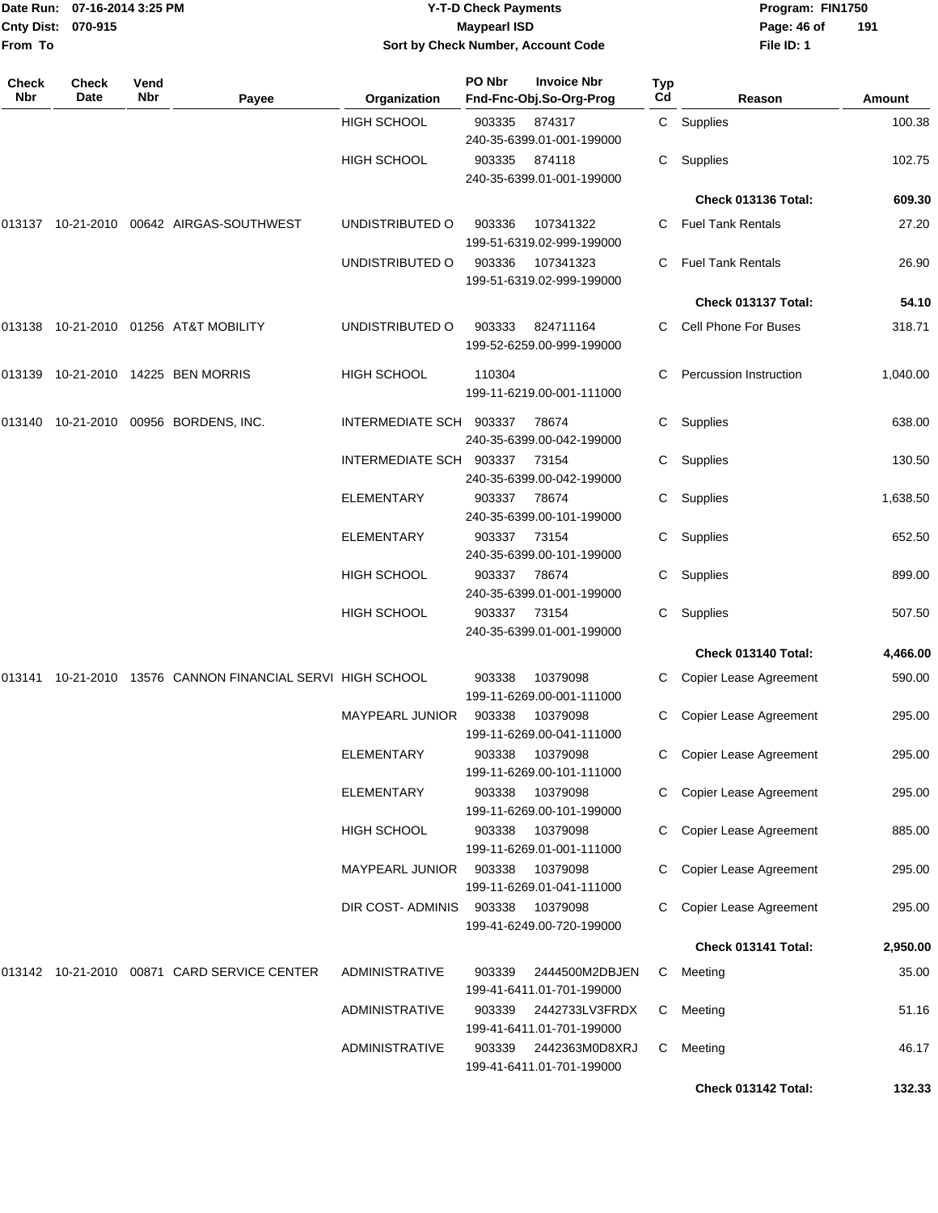# Y-T-D Check Payments

**Maypearl ISD**

**Sort by Check Number, Account Code**

Date Run: 07-16-2014 3:25 PM
Cnty Dist: 070-915
From To

Program: FIN1750
File ID: 1

| Check Nbr | Check Date | Vend Nbr | Payee | Organization | PO Nbr / Invoice Nbr / Fnd-Fnc-Obj.So-Org-Prog | Typ Cd | Reason | Amount |
|---|---|---|---|---|---|---|---|---|
| | | | | HIGH SCHOOL | 903335 874317 240-35-6399.01-001-199000 | C | Supplies | 100.38 |
| | | | | HIGH SCHOOL | 903335 874118 240-35-6399.01-001-199000 | C | Supplies | 102.75 |
| | | | | | | | **Check 013136 Total:** | **609.30** |
| 013137 | 10-21-2010 | 00642 | AIRGAS-SOUTHWEST | UNDISTRIBUTED O | 903336 107341322 199-51-6319.02-999-199000 | C | Fuel Tank Rentals | 27.20 |
| | | | | UNDISTRIBUTED O | 903336 107341323 199-51-6319.02-999-199000 | C | Fuel Tank Rentals | 26.90 |
| | | | | | | | **Check 013137 Total:** | **54.10** |
| 013138 | 10-21-2010 | 01256 | AT&T MOBILITY | UNDISTRIBUTED O | 903333 824711164 199-52-6259.00-999-199000 | C | Cell Phone For Buses | 318.71 |
| 013139 | 10-21-2010 | 14225 | BEN MORRIS | HIGH SCHOOL | 110304 199-11-6219.00-001-111000 | C | Percussion Instruction | 1,040.00 |
| 013140 | 10-21-2010 | 00956 | BORDENS, INC. | INTERMEDIATE SCH | 903337 78674 240-35-6399.00-042-199000 | C | Supplies | 638.00 |
| | | | | INTERMEDIATE SCH | 903337 73154 240-35-6399.00-042-199000 | C | Supplies | 130.50 |
| | | | | ELEMENTARY | 903337 78674 240-35-6399.00-101-199000 | C | Supplies | 1,638.50 |
| | | | | ELEMENTARY | 903337 73154 240-35-6399.00-101-199000 | C | Supplies | 652.50 |
| | | | | HIGH SCHOOL | 903337 78674 240-35-6399.01-001-199000 | C | Supplies | 899.00 |
| | | | | HIGH SCHOOL | 903337 73154 240-35-6399.01-001-199000 | C | Supplies | 507.50 |
| | | | | | | | **Check 013140 Total:** | **4,466.00** |
| 013141 | 10-21-2010 | 13576 | CANNON FINANCIAL SERVI | HIGH SCHOOL | 903338 10379098 199-11-6269.00-001-111000 | C | Copier Lease Agreement | 590.00 |
| | | | | MAYPEARL JUNIOR | 903338 10379098 199-11-6269.00-041-111000 | C | Copier Lease Agreement | 295.00 |
| | | | | ELEMENTARY | 903338 10379098 199-11-6269.00-101-111000 | C | Copier Lease Agreement | 295.00 |
| | | | | ELEMENTARY | 903338 10379098 199-11-6269.00-101-199000 | C | Copier Lease Agreement | 295.00 |
| | | | | HIGH SCHOOL | 903338 10379098 199-11-6269.01-001-111000 | C | Copier Lease Agreement | 885.00 |
| | | | | MAYPEARL JUNIOR | 903338 10379098 199-11-6269.01-041-111000 | C | Copier Lease Agreement | 295.00 |
| | | | | DIR COST- ADMINIS | 903338 10379098 199-41-6249.00-720-199000 | C | Copier Lease Agreement | 295.00 |
| | | | | | | | **Check 013141 Total:** | **2,950.00** |
| 013142 | 10-21-2010 | 00871 | CARD SERVICE CENTER | ADMINISTRATIVE | 903339 2444500M2DBJEN 199-41-6411.01-701-199000 | C | Meeting | 35.00 |
| | | | | ADMINISTRATIVE | 903339 2442733LV3FRDX 199-41-6411.01-701-199000 | C | Meeting | 51.16 |
| | | | | ADMINISTRATIVE | 903339 2442363M0D8XRJ 199-41-6411.01-701-199000 | C | Meeting | 46.17 |
| | | | | | | | **Check 013142 Total:** | **132.33** |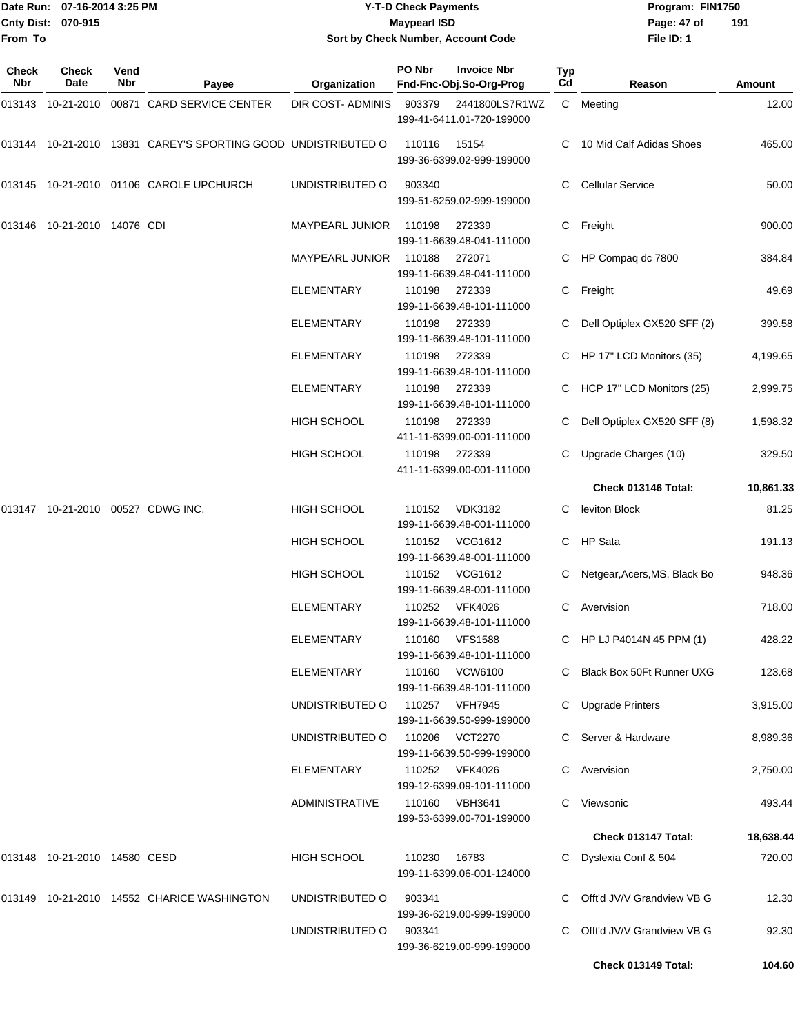# Y-T-D Check Payments

**Maypearl ISD**

**Sort by Check Number, Account Code**

Date Run: 07-16-2014 3:25 PM
Cnty Dist: 070-915
From To

Program: FIN1750
File ID: 1

| Check Nbr | Check Date | Vend Nbr | Payee | Organization | PO Nbr | Invoice Nbr / Fnd-Fnc-Obj.So-Org-Prog | Typ Cd | Reason | Amount |
|---|---|---|---|---|---|---|---|---|---|
| 013143 | 10-21-2010 | 00871 | CARD SERVICE CENTER | DIR COST- ADMINIS | 903379 | 2441800LS7R1WZ 199-41-6411.01-720-199000 | C | Meeting | 12.00 |
| 013144 | 10-21-2010 | 13831 | CAREY'S SPORTING GOOD | UNDISTRIBUTED O | 110116 | 15154 199-36-6399.02-999-199000 | C | 10 Mid Calf Adidas Shoes | 465.00 |
| 013145 | 10-21-2010 | 01106 | CAROLE UPCHURCH | UNDISTRIBUTED O | 903340 | 199-51-6259.02-999-199000 | C | Cellular Service | 50.00 |
| 013146 | 10-21-2010 | 14076 | CDI | MAYPEARL JUNIOR | 110198 | 272339 199-11-6639.48-041-111000 | C | Freight | 900.00 |
| | | | | MAYPEARL JUNIOR | 110188 | 272071 199-11-6639.48-041-111000 | C | HP Compaq dc 7800 | 384.84 |
| | | | | ELEMENTARY | 110198 | 272339 199-11-6639.48-101-111000 | C | Freight | 49.69 |
| | | | | ELEMENTARY | 110198 | 272339 199-11-6639.48-101-111000 | C | Dell Optiplex GX520 SFF (2) | 399.58 |
| | | | | ELEMENTARY | 110198 | 272339 199-11-6639.48-101-111000 | C | HP 17" LCD Monitors (35) | 4,199.65 |
| | | | | ELEMENTARY | 110198 | 272339 199-11-6639.48-101-111000 | C | HCP 17" LCD Monitors (25) | 2,999.75 |
| | | | | HIGH SCHOOL | 110198 | 272339 411-11-6399.00-001-111000 | C | Dell Optiplex GX520 SFF (8) | 1,598.32 |
| | | | | HIGH SCHOOL | 110198 | 272339 411-11-6399.00-001-111000 | C | Upgrade Charges (10) | 329.50 |
| | | | | | | | | **Check 013146 Total:** | **10,861.33** |
| 013147 | 10-21-2010 | 00527 | CDWG INC. | HIGH SCHOOL | 110152 | VDK3182 199-11-6639.48-001-111000 | C | leviton Block | 81.25 |
| | | | | HIGH SCHOOL | 110152 | VCG1612 199-11-6639.48-001-111000 | C | HP Sata | 191.13 |
| | | | | HIGH SCHOOL | 110152 | VCG1612 199-11-6639.48-001-111000 | C | Netgear,Acers,MS, Black Bo | 948.36 |
| | | | | ELEMENTARY | 110252 | VFK4026 199-11-6639.48-101-111000 | C | Avervision | 718.00 |
| | | | | ELEMENTARY | 110160 | VFS1588 199-11-6639.48-101-111000 | C | HP LJ P4014N 45 PPM (1) | 428.22 |
| | | | | ELEMENTARY | 110160 | VCW6100 199-11-6639.48-101-111000 | C | Black Box 50Ft Runner UXG | 123.68 |
| | | | | UNDISTRIBUTED O | 110257 | VFH7945 199-11-6639.50-999-199000 | C | Upgrade Printers | 3,915.00 |
| | | | | UNDISTRIBUTED O | 110206 | VCT2270 199-11-6639.50-999-199000 | C | Server & Hardware | 8,989.36 |
| | | | | ELEMENTARY | 110252 | VFK4026 199-12-6399.09-101-111000 | C | Avervision | 2,750.00 |
| | | | | ADMINISTRATIVE | 110160 | VBH3641 199-53-6399.00-701-199000 | C | Viewsonic | 493.44 |
| | | | | | | | | **Check 013147 Total:** | **18,638.44** |
| 013148 | 10-21-2010 | 14580 | CESD | HIGH SCHOOL | 110230 | 16783 199-11-6399.06-001-124000 | C | Dyslexia Conf & 504 | 720.00 |
| 013149 | 10-21-2010 | 14552 | CHARICE WASHINGTON | UNDISTRIBUTED O | 903341 | 199-36-6219.00-999-199000 | C | Offt'd JV/V Grandview VB G | 12.30 |
| | | | | UNDISTRIBUTED O | 903341 | 199-36-6219.00-999-199000 | C | Offt'd JV/V Grandview VB G | 92.30 |
| | | | | | | | | **Check 013149 Total:** | **104.60** |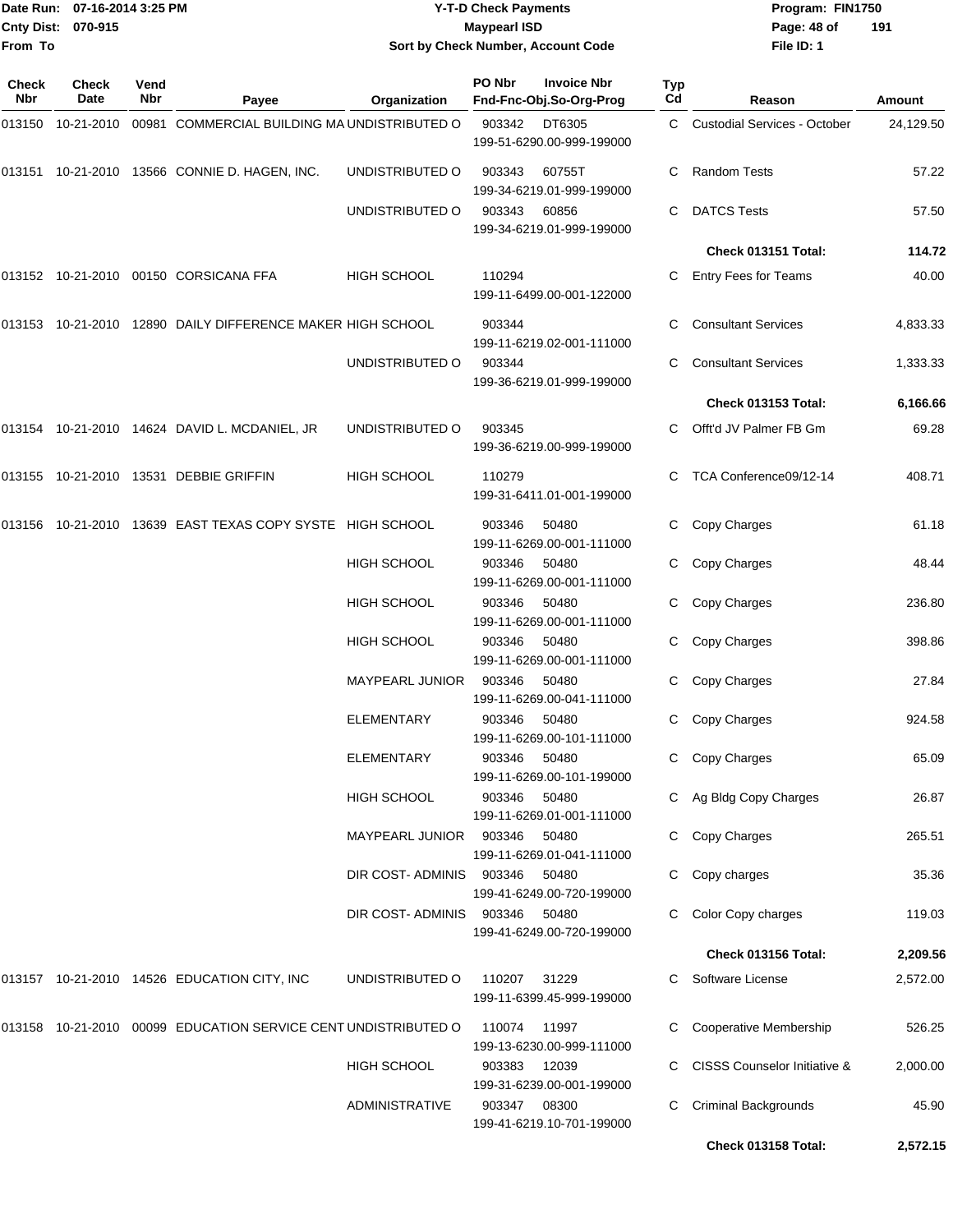# Y-T-D Check Payments

**Maypearl ISD**

**Sort by Check Number, Account Code**

Date Run: 07-16-2014 3:25 PM
Cnty Dist: 070-915
From To

Program: FIN1750
File ID: 1

| Check Nbr | Check Date | Vend Nbr | Payee | Organization | PO Nbr | Invoice Nbr / Fnd-Fnc-Obj.So-Org-Prog | Typ Cd | Reason | Amount |
|---|---|---|---|---|---|---|---|---|---|
| 013150 | 10-21-2010 | 00981 | COMMERCIAL BUILDING MA | UNDISTRIBUTED O | 903342 | DT6305 199-51-6290.00-999-199000 | C | Custodial Services - October | 24,129.50 |
| 013151 | 10-21-2010 | 13566 | CONNIE D. HAGEN, INC. | UNDISTRIBUTED O | 903343 | 60755T 199-34-6219.01-999-199000 | C | Random Tests | 57.22 |
| | | | | UNDISTRIBUTED O | 903343 | 60856 199-34-6219.01-999-199000 | C | DATCS Tests | 57.50 |
| | | | | | | | | **Check 013151 Total:** | **114.72** |
| 013152 | 10-21-2010 | 00150 | CORSICANA FFA | HIGH SCHOOL | 110294 | 199-11-6499.00-001-122000 | C | Entry Fees for Teams | 40.00 |
| 013153 | 10-21-2010 | 12890 | DAILY DIFFERENCE MAKER | HIGH SCHOOL | 903344 | 199-11-6219.02-001-111000 | C | Consultant Services | 4,833.33 |
| | | | | UNDISTRIBUTED O | 903344 | 199-36-6219.01-999-199000 | C | Consultant Services | 1,333.33 |
| | | | | | | | | **Check 013153 Total:** | **6,166.66** |
| 013154 | 10-21-2010 | 14624 | DAVID L. MCDANIEL, JR | UNDISTRIBUTED O | 903345 | 199-36-6219.00-999-199000 | C | Offt'd JV Palmer FB Gm | 69.28 |
| 013155 | 10-21-2010 | 13531 | DEBBIE GRIFFIN | HIGH SCHOOL | 110279 | 199-31-6411.01-001-199000 | C | TCA Conference09/12-14 | 408.71 |
| 013156 | 10-21-2010 | 13639 | EAST TEXAS COPY SYSTE | HIGH SCHOOL | 903346 | 50480 199-11-6269.00-001-111000 | C | Copy Charges | 61.18 |
| | | | | HIGH SCHOOL | 903346 | 50480 199-11-6269.00-001-111000 | C | Copy Charges | 48.44 |
| | | | | HIGH SCHOOL | 903346 | 50480 199-11-6269.00-001-111000 | C | Copy Charges | 236.80 |
| | | | | HIGH SCHOOL | 903346 | 50480 199-11-6269.00-001-111000 | C | Copy Charges | 398.86 |
| | | | | MAYPEARL JUNIOR | 903346 | 50480 199-11-6269.00-041-111000 | C | Copy Charges | 27.84 |
| | | | | ELEMENTARY | 903346 | 50480 199-11-6269.00-101-111000 | C | Copy Charges | 924.58 |
| | | | | ELEMENTARY | 903346 | 50480 199-11-6269.00-101-199000 | C | Copy Charges | 65.09 |
| | | | | HIGH SCHOOL | 903346 | 50480 199-11-6269.01-001-111000 | C | Ag Bldg Copy Charges | 26.87 |
| | | | | MAYPEARL JUNIOR | 903346 | 50480 199-11-6269.01-041-111000 | C | Copy Charges | 265.51 |
| | | | | DIR COST- ADMINIS | 903346 | 50480 199-41-6249.00-720-199000 | C | Copy charges | 35.36 |
| | | | | DIR COST- ADMINIS | 903346 | 50480 199-41-6249.00-720-199000 | C | Color Copy charges | 119.03 |
| | | | | | | | | **Check 013156 Total:** | **2,209.56** |
| 013157 | 10-21-2010 | 14526 | EDUCATION CITY, INC | UNDISTRIBUTED O | 110207 | 31229 199-11-6399.45-999-199000 | C | Software License | 2,572.00 |
| 013158 | 10-21-2010 | 00099 | EDUCATION SERVICE CENT | UNDISTRIBUTED O | 110074 | 11997 199-13-6230.00-999-111000 | C | Cooperative Membership | 526.25 |
| | | | | HIGH SCHOOL | 903383 | 12039 199-31-6239.00-001-199000 | C | CISSS Counselor Initiative & | 2,000.00 |
| | | | | ADMINISTRATIVE | 903347 | 08300 199-41-6219.10-701-199000 | C | Criminal Backgrounds | 45.90 |
| | | | | | | | | **Check 013158 Total:** | **2,572.15** |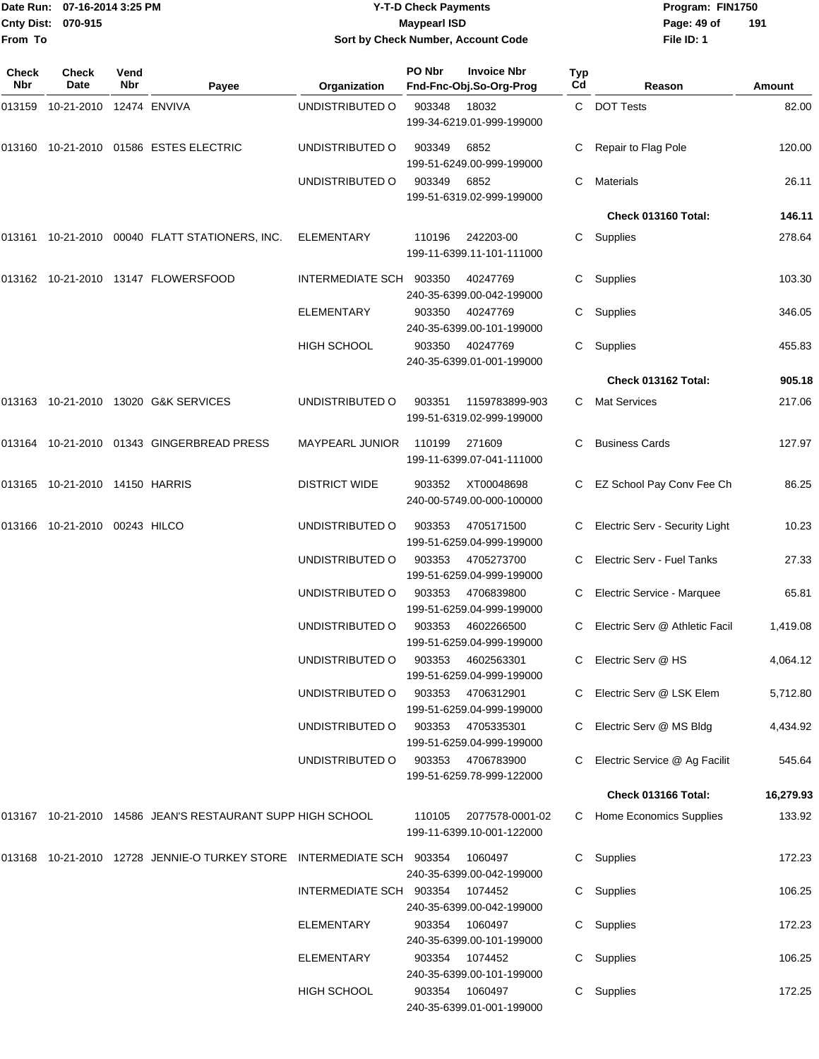Date Run: 07-16-2014 3:25 PM
Cnty Dist: 070-915
From To

# Y-T-D Check Payments
## Maypearl ISD
### Sort by Check Number, Account Code

Program: FIN1750
File ID: 1

| Check Nbr | Check Date | Vend Nbr | Payee | Organization | PO Nbr / Invoice Nbr / Fnd-Fnc-Obj.So-Org-Prog | Typ Cd | Reason | Amount |
|---|---|---|---|---|---|---|---|---|
| 013159 | 10-21-2010 | 12474 | ENVIVA | UNDISTRIBUTED O | 903348 18032 199-34-6219.01-999-199000 | C | DOT Tests | 82.00 |
| 013160 | 10-21-2010 | 01586 | ESTES ELECTRIC | UNDISTRIBUTED O | 903349 6852 199-51-6249.00-999-199000 | C | Repair to Flag Pole | 120.00 |
| | | | | UNDISTRIBUTED O | 903349 6852 199-51-6319.02-999-199000 | C | Materials | 26.11 |
| | | | | | | | **Check 013160 Total:** | **146.11** |
| 013161 | 10-21-2010 | 00040 | FLATT STATIONERS, INC. | ELEMENTARY | 110196 242203-00 199-11-6399.11-101-111000 | C | Supplies | 278.64 |
| 013162 | 10-21-2010 | 13147 | FLOWERSFOOD | INTERMEDIATE SCH | 903350 40247769 240-35-6399.00-042-199000 | C | Supplies | 103.30 |
| | | | | ELEMENTARY | 903350 40247769 240-35-6399.00-101-199000 | C | Supplies | 346.05 |
| | | | | HIGH SCHOOL | 903350 40247769 240-35-6399.01-001-199000 | C | Supplies | 455.83 |
| | | | | | | | **Check 013162 Total:** | **905.18** |
| 013163 | 10-21-2010 | 13020 | G&K SERVICES | UNDISTRIBUTED O | 903351 1159783899-903 199-51-6319.02-999-199000 | C | Mat Services | 217.06 |
| 013164 | 10-21-2010 | 01343 | GINGERBREAD PRESS | MAYPEARL JUNIOR | 110199 271609 199-11-6399.07-041-111000 | C | Business Cards | 127.97 |
| 013165 | 10-21-2010 | 14150 | HARRIS | DISTRICT WIDE | 903352 XT00048698 240-00-5749.00-000-100000 | C | EZ School Pay Conv Fee Ch | 86.25 |
| 013166 | 10-21-2010 | 00243 | HILCO | UNDISTRIBUTED O | 903353 4705171500 199-51-6259.04-999-199000 | C | Electric Serv - Security Light | 10.23 |
| | | | | UNDISTRIBUTED O | 903353 4705273700 199-51-6259.04-999-199000 | C | Electric Serv - Fuel Tanks | 27.33 |
| | | | | UNDISTRIBUTED O | 903353 4706839800 199-51-6259.04-999-199000 | C | Electric Service - Marquee | 65.81 |
| | | | | UNDISTRIBUTED O | 903353 4602266500 199-51-6259.04-999-199000 | C | Electric Serv @ Athletic Facil | 1,419.08 |
| | | | | UNDISTRIBUTED O | 903353 4602563301 199-51-6259.04-999-199000 | C | Electric Serv @ HS | 4,064.12 |
| | | | | UNDISTRIBUTED O | 903353 4706312901 199-51-6259.04-999-199000 | C | Electric Serv @ LSK Elem | 5,712.80 |
| | | | | UNDISTRIBUTED O | 903353 4705335301 199-51-6259.04-999-199000 | C | Electric Serv @ MS Bldg | 4,434.92 |
| | | | | UNDISTRIBUTED O | 903353 4706783900 199-51-6259.78-999-122000 | C | Electric Service @ Ag Facilit | 545.64 |
| | | | | | | | **Check 013166 Total:** | **16,279.93** |
| 013167 | 10-21-2010 | 14586 | JEAN'S RESTAURANT SUPP | HIGH SCHOOL | 110105 2077578-0001-02 199-11-6399.10-001-122000 | C | Home Economics Supplies | 133.92 |
| 013168 | 10-21-2010 | 12728 | JENNIE-O TURKEY STORE | INTERMEDIATE SCH | 903354 1060497 240-35-6399.00-042-199000 | C | Supplies | 172.23 |
| | | | | INTERMEDIATE SCH | 903354 1074452 240-35-6399.00-042-199000 | C | Supplies | 106.25 |
| | | | | ELEMENTARY | 903354 1060497 240-35-6399.00-101-199000 | C | Supplies | 172.23 |
| | | | | ELEMENTARY | 903354 1074452 240-35-6399.00-101-199000 | C | Supplies | 106.25 |
| | | | | HIGH SCHOOL | 903354 1060497 240-35-6399.01-001-199000 | C | Supplies | 172.25 |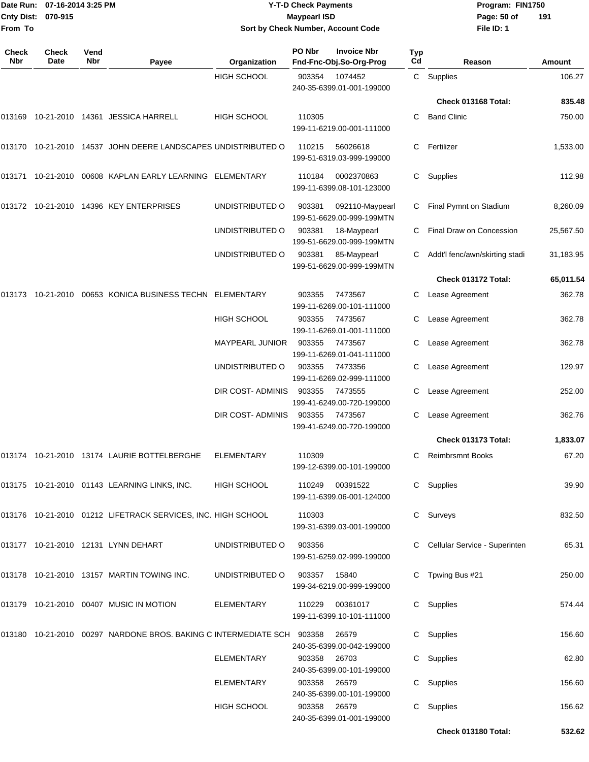# Y-T-D Check Payments

**Maypearl ISD**

**Sort by Check Number, Account Code**

Date Run: 07-16-2014 3:25 PM
Cnty Dist: 070-915
From To

Program: FIN1750
File ID: 1

| Check Nbr | Check Date | Vend Nbr | Payee | Organization | PO Nbr / Invoice Nbr / Fnd-Fnc-Obj.So-Org-Prog | Typ Cd | Reason | Amount |
|---|---|---|---|---|---|---|---|---|
| | | | | HIGH SCHOOL | 903354 1074452 240-35-6399.01-001-199000 | C | Supplies | 106.27 |
| | | | | | | | **Check 013168 Total:** | **835.48** |
| 013169 | 10-21-2010 | 14361 | JESSICA HARRELL | HIGH SCHOOL | 110305 199-11-6219.00-001-111000 | C | Band Clinic | 750.00 |
| 013170 | 10-21-2010 | 14537 | JOHN DEERE LANDSCAPES | UNDISTRIBUTED O | 110215 56026618 199-51-6319.03-999-199000 | C | Fertilizer | 1,533.00 |
| 013171 | 10-21-2010 | 00608 | KAPLAN EARLY LEARNING | ELEMENTARY | 110184 0002370863 199-11-6399.08-101-123000 | C | Supplies | 112.98 |
| 013172 | 10-21-2010 | 14396 | KEY ENTERPRISES | UNDISTRIBUTED O | 903381 092110-Maypearl 199-51-6629.00-999-199MTN | C | Final Pymnt on Stadium | 8,260.09 |
| | | | | UNDISTRIBUTED O | 903381 18-Maypearl 199-51-6629.00-999-199MTN | C | Final Draw on Concession | 25,567.50 |
| | | | | UNDISTRIBUTED O | 903381 85-Maypearl 199-51-6629.00-999-199MTN | C | Addt'l fenc/awn/skirting stadi | 31,183.95 |
| | | | | | | | **Check 013172 Total:** | **65,011.54** |
| 013173 | 10-21-2010 | 00653 | KONICA BUSINESS TECHN | ELEMENTARY | 903355 7473567 199-11-6269.00-101-111000 | C | Lease Agreement | 362.78 |
| | | | | HIGH SCHOOL | 903355 7473567 199-11-6269.01-001-111000 | C | Lease Agreement | 362.78 |
| | | | | MAYPEARL JUNIOR | 903355 7473567 199-11-6269.01-041-111000 | C | Lease Agreement | 362.78 |
| | | | | UNDISTRIBUTED O | 903355 7473356 199-11-6269.02-999-111000 | C | Lease Agreement | 129.97 |
| | | | | DIR COST- ADMINIS | 903355 7473555 199-41-6249.00-720-199000 | C | Lease Agreement | 252.00 |
| | | | | DIR COST- ADMINIS | 903355 7473567 199-41-6249.00-720-199000 | C | Lease Agreement | 362.76 |
| | | | | | | | **Check 013173 Total:** | **1,833.07** |
| 013174 | 10-21-2010 | 13174 | LAURIE BOTTELBERGHE | ELEMENTARY | 110309 199-12-6399.00-101-199000 | C | Reimbrsmnt Books | 67.20 |
| 013175 | 10-21-2010 | 01143 | LEARNING LINKS, INC. | HIGH SCHOOL | 110249 00391522 199-11-6399.06-001-124000 | C | Supplies | 39.90 |
| 013176 | 10-21-2010 | 01212 | LIFETRACK SERVICES, INC. | HIGH SCHOOL | 110303 199-31-6399.03-001-199000 | C | Surveys | 832.50 |
| 013177 | 10-21-2010 | 12131 | LYNN DEHART | UNDISTRIBUTED O | 903356 199-51-6259.02-999-199000 | C | Cellular Service - Superinten | 65.31 |
| 013178 | 10-21-2010 | 13157 | MARTIN TOWING INC. | UNDISTRIBUTED O | 903357 15840 199-34-6219.00-999-199000 | C | Tpwing Bus #21 | 250.00 |
| 013179 | 10-21-2010 | 00407 | MUSIC IN MOTION | ELEMENTARY | 110229 00361017 199-11-6399.10-101-111000 | C | Supplies | 574.44 |
| 013180 | 10-21-2010 | 00297 | NARDONE BROS. BAKING C | INTERMEDIATE SCH | 903358 26579 240-35-6399.00-042-199000 | C | Supplies | 156.60 |
| | | | | ELEMENTARY | 903358 26703 240-35-6399.00-101-199000 | C | Supplies | 62.80 |
| | | | | ELEMENTARY | 903358 26579 240-35-6399.00-101-199000 | C | Supplies | 156.60 |
| | | | | HIGH SCHOOL | 903358 26579 240-35-6399.01-001-199000 | C | Supplies | 156.62 |
| | | | | | | | **Check 013180 Total:** | **532.62** |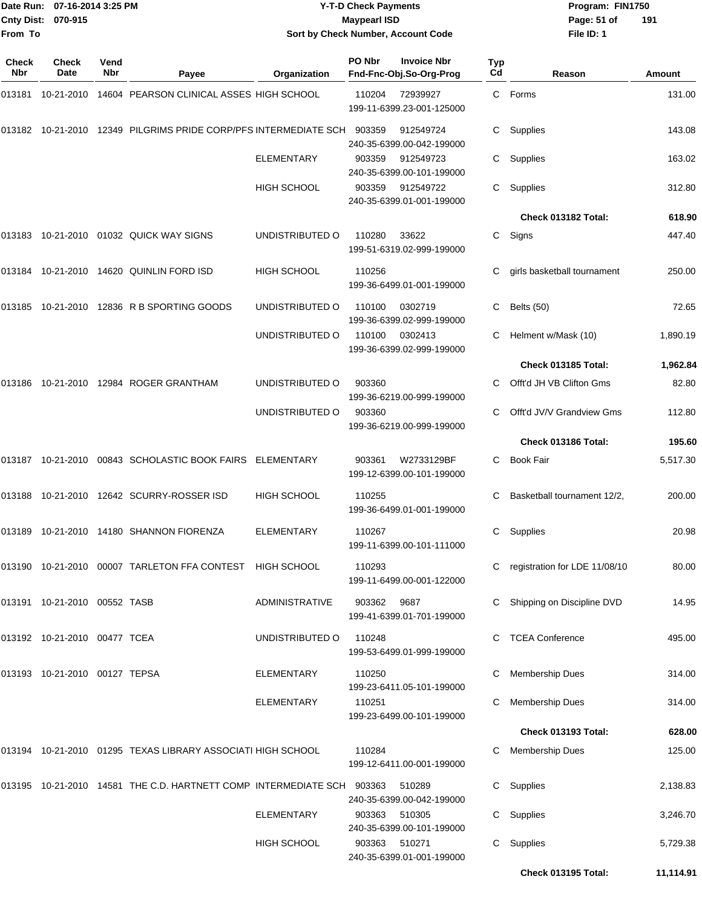Date Run: 07-16-2014 3:25 PM
Cnty Dist: 070-915
From To

# Y-T-D Check Payments
## Maypearl ISD
### Sort by Check Number, Account Code

Program: FIN1750
File ID: 1

| Check Nbr | Check Date | Vend Nbr | Payee | Organization | PO Nbr / Fnd-Fnc-Obj.So-Org-Prog | Invoice Nbr | Typ Cd | Reason | Amount |
|---|---|---|---|---|---|---|---|---|---|
| 013181 | 10-21-2010 | 14604 | PEARSON CLINICAL ASSES | HIGH SCHOOL | 110204 199-11-6399.23-001-125000 | 72939927 | C | Forms | 131.00 |
| 013182 | 10-21-2010 | 12349 | PILGRIMS PRIDE CORP/PFS | INTERMEDIATE SCH | 903359 240-35-6399.00-042-199000 | 912549724 | C | Supplies | 143.08 |
| | | | | ELEMENTARY | 903359 240-35-6399.00-101-199000 | 912549723 | C | Supplies | 163.02 |
| | | | | HIGH SCHOOL | 903359 240-35-6399.01-001-199000 | 912549722 | C | Supplies | 312.80 |
| | | | | | | | | **Check 013182 Total:** | **618.90** |
| 013183 | 10-21-2010 | 01032 | QUICK WAY SIGNS | UNDISTRIBUTED O | 110280 199-51-6319.02-999-199000 | 33622 | C | Signs | 447.40 |
| 013184 | 10-21-2010 | 14620 | QUINLIN FORD ISD | HIGH SCHOOL | 110256 199-36-6499.01-001-199000 | | C | girls basketball tournament | 250.00 |
| 013185 | 10-21-2010 | 12836 | R B SPORTING GOODS | UNDISTRIBUTED O | 110100 199-36-6399.02-999-199000 | 0302719 | C | Belts (50) | 72.65 |
| | | | | UNDISTRIBUTED O | 110100 199-36-6399.02-999-199000 | 0302413 | C | Helment w/Mask (10) | 1,890.19 |
| | | | | | | | | **Check 013185 Total:** | **1,962.84** |
| 013186 | 10-21-2010 | 12984 | ROGER GRANTHAM | UNDISTRIBUTED O | 903360 199-36-6219.00-999-199000 | | C | Offt'd JH VB Clifton Gms | 82.80 |
| | | | | UNDISTRIBUTED O | 903360 199-36-6219.00-999-199000 | | C | Offt'd JV/V Grandview Gms | 112.80 |
| | | | | | | | | **Check 013186 Total:** | **195.60** |
| 013187 | 10-21-2010 | 00843 | SCHOLASTIC BOOK FAIRS | ELEMENTARY | 903361 199-12-6399.00-101-199000 | W2733129BF | C | Book Fair | 5,517.30 |
| 013188 | 10-21-2010 | 12642 | SCURRY-ROSSER ISD | HIGH SCHOOL | 110255 199-36-6499.01-001-199000 | | C | Basketball tournament 12/2, | 200.00 |
| 013189 | 10-21-2010 | 14180 | SHANNON FIORENZA | ELEMENTARY | 110267 199-11-6399.00-101-111000 | | C | Supplies | 20.98 |
| 013190 | 10-21-2010 | 00007 | TARLETON FFA CONTEST | HIGH SCHOOL | 110293 199-11-6499.00-001-122000 | | C | registration for LDE 11/08/10 | 80.00 |
| 013191 | 10-21-2010 | 00552 | TASB | ADMINISTRATIVE | 903362 199-41-6399.01-701-199000 | 9687 | C | Shipping on Discipline DVD | 14.95 |
| 013192 | 10-21-2010 | 00477 | TCEA | UNDISTRIBUTED O | 110248 199-53-6499.01-999-199000 | | C | TCEA Conference | 495.00 |
| 013193 | 10-21-2010 | 00127 | TEPSA | ELEMENTARY | 110250 199-23-6411.05-101-199000 | | C | Membership Dues | 314.00 |
| | | | | ELEMENTARY | 110251 199-23-6499.00-101-199000 | | C | Membership Dues | 314.00 |
| | | | | | | | | **Check 013193 Total:** | **628.00** |
| 013194 | 10-21-2010 | 01295 | TEXAS LIBRARY ASSOCIATI | HIGH SCHOOL | 110284 199-12-6411.00-001-199000 | | C | Membership Dues | 125.00 |
| 013195 | 10-21-2010 | 14581 | THE C.D. HARTNETT COMP | INTERMEDIATE SCH | 903363 240-35-6399.00-042-199000 | 510289 | C | Supplies | 2,138.83 |
| | | | | ELEMENTARY | 903363 240-35-6399.00-101-199000 | 510305 | C | Supplies | 3,246.70 |
| | | | | HIGH SCHOOL | 903363 240-35-6399.01-001-199000 | 510271 | C | Supplies | 5,729.38 |
| | | | | | | | | **Check 013195 Total:** | **11,114.91** |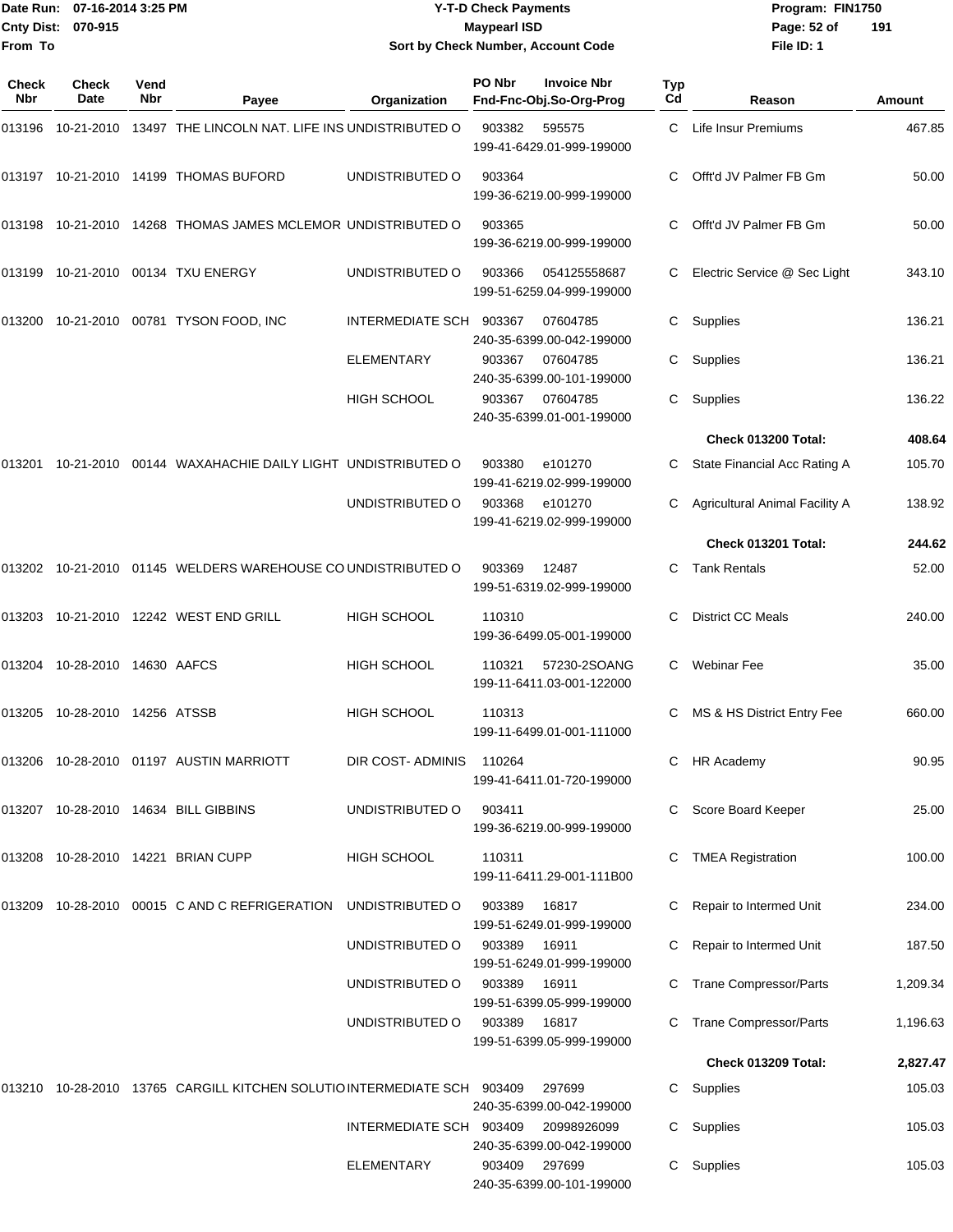Date Run: 07-16-2014 3:25 PM
Cnty Dist: 070-915
From To

**Y-T-D Check Payments**
**Maypearl ISD**
**Sort by Check Number, Account Code**

Program: FIN1750
File ID: 1

| Check Nbr | Check Date | Vend Nbr | Payee | Organization | PO Nbr | Invoice Nbr / Fnd-Fnc-Obj.So-Org-Prog | Typ Cd | Reason | Amount |
|---|---|---|---|---|---|---|---|---|---|
| 013196 | 10-21-2010 | 13497 | THE LINCOLN NAT. LIFE INS | UNDISTRIBUTED O | 903382 | 595575 199-41-6429.01-999-199000 | C | Life Insur Premiums | 467.85 |
| 013197 | 10-21-2010 | 14199 | THOMAS BUFORD | UNDISTRIBUTED O | 903364 | 199-36-6219.00-999-199000 | C | Offt'd JV Palmer FB Gm | 50.00 |
| 013198 | 10-21-2010 | 14268 | THOMAS JAMES MCLEMOR | UNDISTRIBUTED O | 903365 | 199-36-6219.00-999-199000 | C | Offt'd JV Palmer FB Gm | 50.00 |
| 013199 | 10-21-2010 | 00134 | TXU ENERGY | UNDISTRIBUTED O | 903366 | 054125558687 199-51-6259.04-999-199000 | C | Electric Service @ Sec Light | 343.10 |
| 013200 | 10-21-2010 | 00781 | TYSON FOOD, INC | INTERMEDIATE SCH | 903367 | 07604785 240-35-6399.00-042-199000 | C | Supplies | 136.21 |
| | | | | ELEMENTARY | 903367 | 07604785 240-35-6399.00-101-199000 | C | Supplies | 136.21 |
| | | | | HIGH SCHOOL | 903367 | 07604785 240-35-6399.01-001-199000 | C | Supplies | 136.22 |
| | | | | | | | | **Check 013200 Total:** | **408.64** |
| 013201 | 10-21-2010 | 00144 | WAXAHACHIE DAILY LIGHT | UNDISTRIBUTED O | 903380 | e101270 199-41-6219.02-999-199000 | C | State Financial Acc Rating A | 105.70 |
| | | | | UNDISTRIBUTED O | 903368 | e101270 199-41-6219.02-999-199000 | C | Agricultural Animal Facility A | 138.92 |
| | | | | | | | | **Check 013201 Total:** | **244.62** |
| 013202 | 10-21-2010 | 01145 | WELDERS WAREHOUSE CO | UNDISTRIBUTED O | 903369 | 12487 199-51-6319.02-999-199000 | C | Tank Rentals | 52.00 |
| 013203 | 10-21-2010 | 12242 | WEST END GRILL | HIGH SCHOOL | 110310 | 199-36-6499.05-001-199000 | C | District CC Meals | 240.00 |
| 013204 | 10-28-2010 | 14630 | AAFCS | HIGH SCHOOL | 110321 | 57230-2SOANG 199-11-6411.03-001-122000 | C | Webinar Fee | 35.00 |
| 013205 | 10-28-2010 | 14256 | ATSSB | HIGH SCHOOL | 110313 | 199-11-6499.01-001-111000 | C | MS & HS District Entry Fee | 660.00 |
| 013206 | 10-28-2010 | 01197 | AUSTIN MARRIOTT | DIR COST- ADMINIS | 110264 | 199-41-6411.01-720-199000 | C | HR Academy | 90.95 |
| 013207 | 10-28-2010 | 14634 | BILL GIBBINS | UNDISTRIBUTED O | 903411 | 199-36-6219.00-999-199000 | C | Score Board Keeper | 25.00 |
| 013208 | 10-28-2010 | 14221 | BRIAN CUPP | HIGH SCHOOL | 110311 | 199-11-6411.29-001-111B00 | C | TMEA Registration | 100.00 |
| 013209 | 10-28-2010 | 00015 | C AND C REFRIGERATION | UNDISTRIBUTED O | 903389 | 16817 199-51-6249.01-999-199000 | C | Repair to Intermed Unit | 234.00 |
| | | | | UNDISTRIBUTED O | 903389 | 16911 199-51-6249.01-999-199000 | C | Repair to Intermed Unit | 187.50 |
| | | | | UNDISTRIBUTED O | 903389 | 16911 199-51-6399.05-999-199000 | C | Trane Compressor/Parts | 1,209.34 |
| | | | | UNDISTRIBUTED O | 903389 | 16817 199-51-6399.05-999-199000 | C | Trane Compressor/Parts | 1,196.63 |
| | | | | | | | | **Check 013209 Total:** | **2,827.47** |
| 013210 | 10-28-2010 | 13765 | CARGILL KITCHEN SOLUTIO | INTERMEDIATE SCH | 903409 | 297699 240-35-6399.00-042-199000 | C | Supplies | 105.03 |
| | | | | INTERMEDIATE SCH | 903409 | 20998926099 240-35-6399.00-042-199000 | C | Supplies | 105.03 |
| | | | | ELEMENTARY | 903409 | 297699 240-35-6399.00-101-199000 | C | Supplies | 105.03 |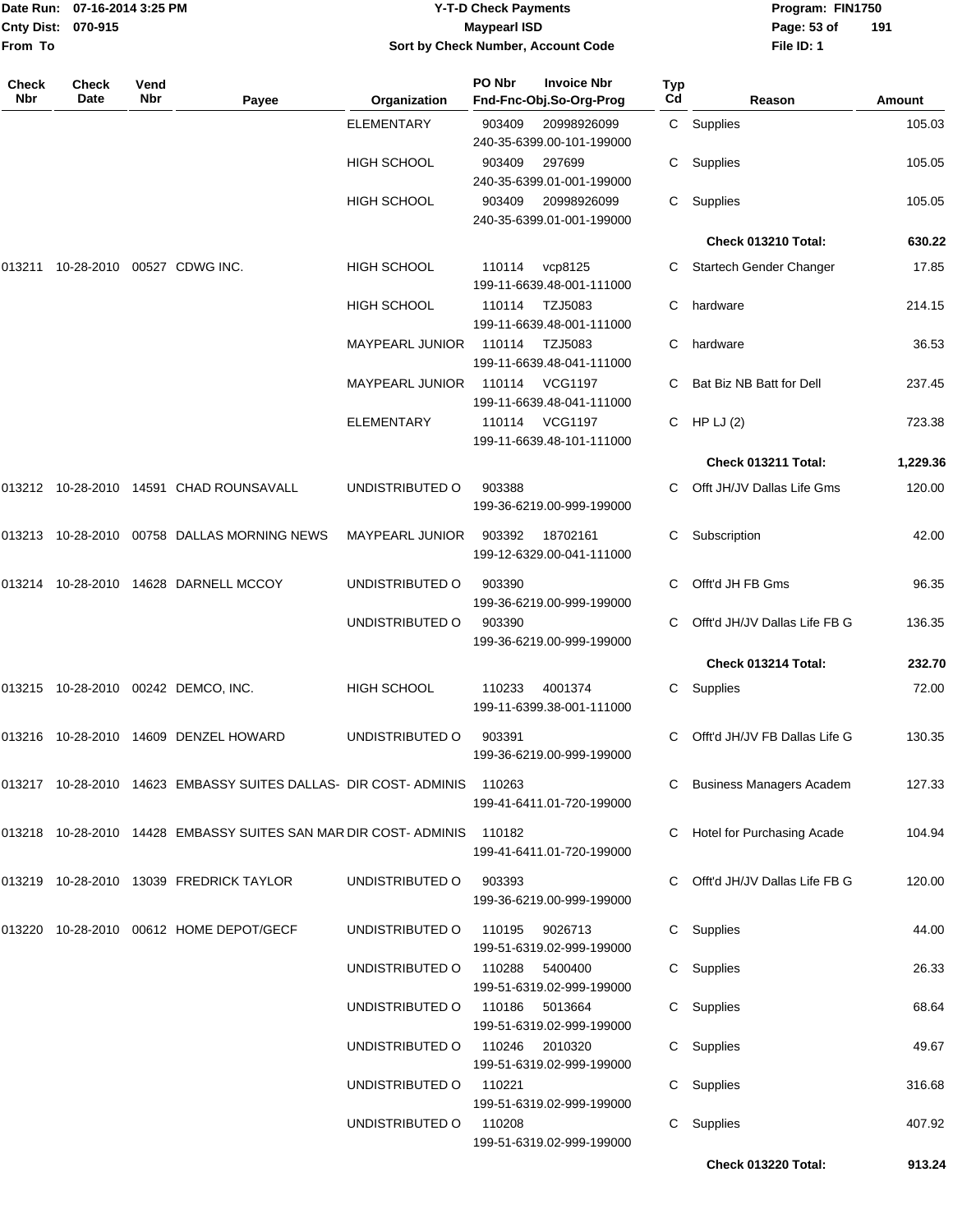| Check Nbr | Check Date | Vend Nbr | Payee | Organization | PO Nbr Invoice Nbr Fnd-Fnc-Obj.So-Org-Prog | Typ Cd | Reason | Amount |
|---|---|---|---|---|---|---|---|---|
| | | | | ELEMENTARY | 903409 20998926099 240-35-6399.00-101-199000 | C | Supplies | 105.03 |
| | | | | HIGH SCHOOL | 903409 297699 240-35-6399.01-001-199000 | C | Supplies | 105.05 |
| | | | | HIGH SCHOOL | 903409 20998926099 240-35-6399.01-001-199000 | C | Supplies | 105.05 |
| | | | | | | | **Check 013210 Total:** | **630.22** |
| 013211 | 10-28-2010 | 00527 | CDWG INC. | HIGH SCHOOL | 110114 vcp8125 199-11-6639.48-001-111000 | C | Startech Gender Changer | 17.85 |
| | | | | HIGH SCHOOL | 110114 TZJ5083 199-11-6639.48-001-111000 | C | hardware | 214.15 |
| | | | | MAYPEARL JUNIOR | 110114 TZJ5083 199-11-6639.48-041-111000 | C | hardware | 36.53 |
| | | | | MAYPEARL JUNIOR | 110114 VCG1197 199-11-6639.48-041-111000 | C | Bat Biz NB Batt for Dell | 237.45 |
| | | | | ELEMENTARY | 110114 VCG1197 199-11-6639.48-101-111000 | C | HP LJ (2) | 723.38 |
| | | | | | | | **Check 013211 Total:** | **1,229.36** |
| 013212 | 10-28-2010 | 14591 | CHAD ROUNSAVALL | UNDISTRIBUTED O | 903388 199-36-6219.00-999-199000 | C | Offt JH/JV Dallas Life Gms | 120.00 |
| 013213 | 10-28-2010 | 00758 | DALLAS MORNING NEWS | MAYPEARL JUNIOR | 903392 18702161 199-12-6329.00-041-111000 | C | Subscription | 42.00 |
| 013214 | 10-28-2010 | 14628 | DARNELL MCCOY | UNDISTRIBUTED O | 903390 199-36-6219.00-999-199000 | C | Offt'd JH FB Gms | 96.35 |
| | | | | UNDISTRIBUTED O | 903390 199-36-6219.00-999-199000 | C | Offt'd JH/JV Dallas Life FB G | 136.35 |
| | | | | | | | **Check 013214 Total:** | **232.70** |
| 013215 | 10-28-2010 | 00242 | DEMCO, INC. | HIGH SCHOOL | 110233 4001374 199-11-6399.38-001-111000 | C | Supplies | 72.00 |
| 013216 | 10-28-2010 | 14609 | DENZEL HOWARD | UNDISTRIBUTED O | 903391 199-36-6219.00-999-199000 | C | Offt'd JH/JV FB Dallas Life G | 130.35 |
| 013217 | 10-28-2010 | 14623 | EMBASSY SUITES DALLAS- | DIR COST- ADMINIS | 110263 199-41-6411.01-720-199000 | C | Business Managers Academ | 127.33 |
| 013218 | 10-28-2010 | 14428 | EMBASSY SUITES SAN MAR | DIR COST- ADMINIS | 110182 199-41-6411.01-720-199000 | C | Hotel for Purchasing Acade | 104.94 |
| 013219 | 10-28-2010 | 13039 | FREDRICK TAYLOR | UNDISTRIBUTED O | 903393 199-36-6219.00-999-199000 | C | Offt'd JH/JV Dallas Life FB G | 120.00 |
| 013220 | 10-28-2010 | 00612 | HOME DEPOT/GECF | UNDISTRIBUTED O | 110195 9026713 199-51-6319.02-999-199000 | C | Supplies | 44.00 |
| | | | | UNDISTRIBUTED O | 110288 5400400 199-51-6319.02-999-199000 | C | Supplies | 26.33 |
| | | | | UNDISTRIBUTED O | 110186 5013664 199-51-6319.02-999-199000 | C | Supplies | 68.64 |
| | | | | UNDISTRIBUTED O | 110246 2010320 199-51-6319.02-999-199000 | C | Supplies | 49.67 |
| | | | | UNDISTRIBUTED O | 110221 199-51-6319.02-999-199000 | C | Supplies | 316.68 |
| | | | | UNDISTRIBUTED O | 110208 199-51-6319.02-999-199000 | C | Supplies | 407.92 |
| | | | | | | | **Check 013220 Total:** | **913.24** |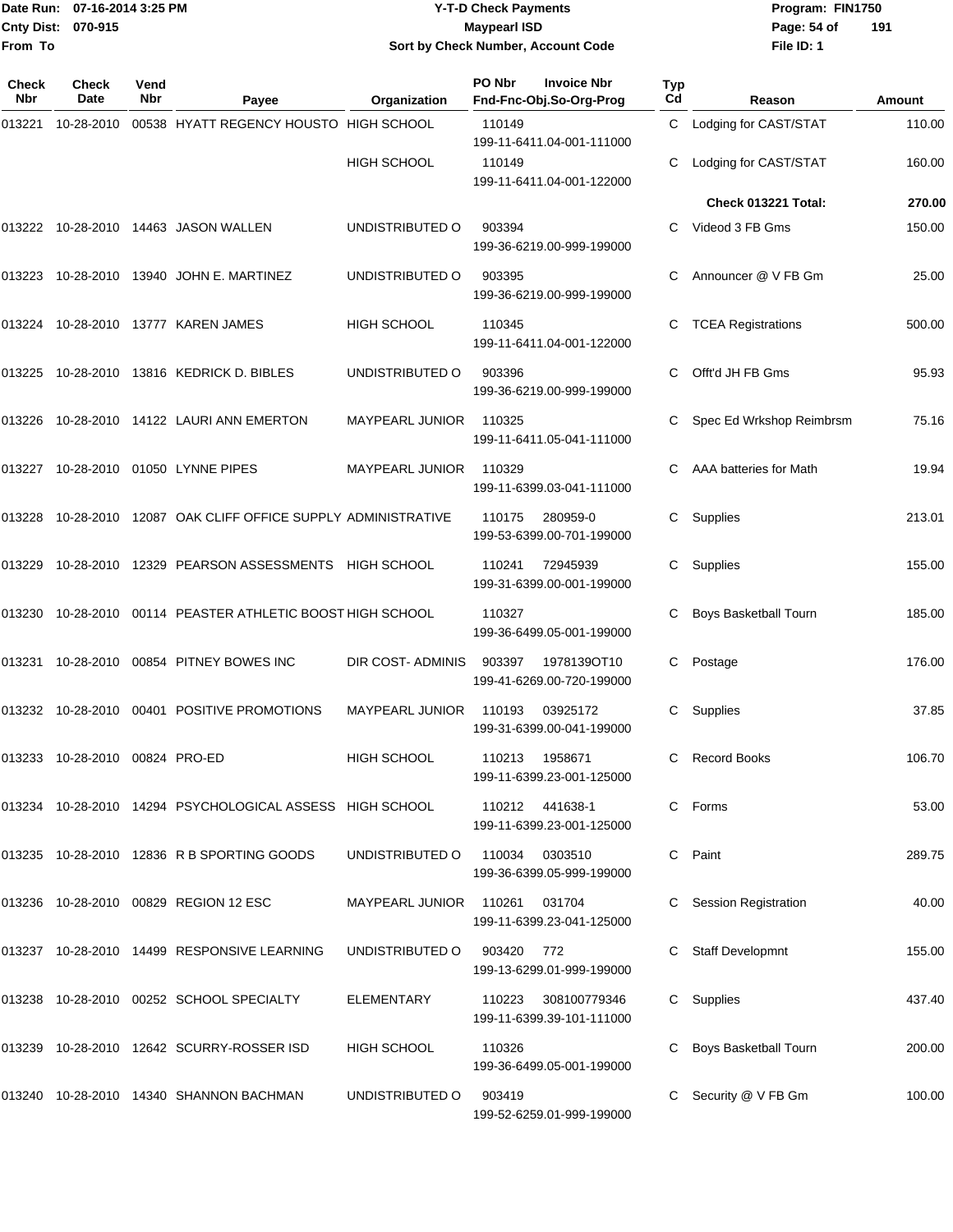Date Run: 07-16-2014 3:25 PM
Cnty Dist: 070-915
From To

# Y-T-D Check Payments
## Maypearl ISD
### Sort by Check Number, Account Code

Program: FIN1750
File ID: 1

| Check Nbr | Check Date | Vend Nbr | Payee | Organization | PO Nbr | Invoice Nbr | Fnd-Fnc-Obj.So-Org-Prog | Typ Cd | Reason | Amount |
|---|---|---|---|---|---|---|---|---|---|---|
| 013221 | 10-28-2010 | 00538 | HYATT REGENCY HOUSTO | HIGH SCHOOL | 110149 | | 199-11-6411.04-001-111000 | C | Lodging for CAST/STAT | 110.00 |
| | | | | HIGH SCHOOL | 110149 | | 199-11-6411.04-001-122000 | C | Lodging for CAST/STAT | 160.00 |
| | | | | | | | | | **Check 013221 Total:** | **270.00** |
| 013222 | 10-28-2010 | 14463 | JASON WALLEN | UNDISTRIBUTED O | 903394 | | 199-36-6219.00-999-199000 | C | Videod 3 FB Gms | 150.00 |
| 013223 | 10-28-2010 | 13940 | JOHN E. MARTINEZ | UNDISTRIBUTED O | 903395 | | 199-36-6219.00-999-199000 | C | Announcer @ V FB Gm | 25.00 |
| 013224 | 10-28-2010 | 13777 | KAREN JAMES | HIGH SCHOOL | 110345 | | 199-11-6411.04-001-122000 | C | TCEA Registrations | 500.00 |
| 013225 | 10-28-2010 | 13816 | KEDRICK D. BIBLES | UNDISTRIBUTED O | 903396 | | 199-36-6219.00-999-199000 | C | Offt'd JH FB Gms | 95.93 |
| 013226 | 10-28-2010 | 14122 | LAURI ANN EMERTON | MAYPEARL JUNIOR | 110325 | | 199-11-6411.05-041-111000 | C | Spec Ed Wrkshop Reimbrsm | 75.16 |
| 013227 | 10-28-2010 | 01050 | LYNNE PIPES | MAYPEARL JUNIOR | 110329 | | 199-11-6399.03-041-111000 | C | AAA batteries for Math | 19.94 |
| 013228 | 10-28-2010 | 12087 | OAK CLIFF OFFICE SUPPLY | ADMINISTRATIVE | 110175 | 280959-0 | 199-53-6399.00-701-199000 | C | Supplies | 213.01 |
| 013229 | 10-28-2010 | 12329 | PEARSON ASSESSMENTS | HIGH SCHOOL | 110241 | 72945939 | 199-31-6399.00-001-199000 | C | Supplies | 155.00 |
| 013230 | 10-28-2010 | 00114 | PEASTER ATHLETIC BOOST | HIGH SCHOOL | 110327 | | 199-36-6499.05-001-199000 | C | Boys Basketball Tourn | 185.00 |
| 013231 | 10-28-2010 | 00854 | PITNEY BOWES INC | DIR COST- ADMINIS | 903397 | 1978139OT10 | 199-41-6269.00-720-199000 | C | Postage | 176.00 |
| 013232 | 10-28-2010 | 00401 | POSITIVE PROMOTIONS | MAYPEARL JUNIOR | 110193 | 03925172 | 199-31-6399.00-041-199000 | C | Supplies | 37.85 |
| 013233 | 10-28-2010 | 00824 | PRO-ED | HIGH SCHOOL | 110213 | 1958671 | 199-11-6399.23-001-125000 | C | Record Books | 106.70 |
| 013234 | 10-28-2010 | 14294 | PSYCHOLOGICAL ASSESS | HIGH SCHOOL | 110212 | 441638-1 | 199-11-6399.23-001-125000 | C | Forms | 53.00 |
| 013235 | 10-28-2010 | 12836 | R B SPORTING GOODS | UNDISTRIBUTED O | 110034 | 0303510 | 199-36-6399.05-999-199000 | C | Paint | 289.75 |
| 013236 | 10-28-2010 | 00829 | REGION 12 ESC | MAYPEARL JUNIOR | 110261 | 031704 | 199-11-6399.23-041-125000 | C | Session Registration | 40.00 |
| 013237 | 10-28-2010 | 14499 | RESPONSIVE LEARNING | UNDISTRIBUTED O | 903420 | 772 | 199-13-6299.01-999-199000 | C | Staff Developmnt | 155.00 |
| 013238 | 10-28-2010 | 00252 | SCHOOL SPECIALTY | ELEMENTARY | 110223 | 308100779346 | 199-11-6399.39-101-111000 | C | Supplies | 437.40 |
| 013239 | 10-28-2010 | 12642 | SCURRY-ROSSER ISD | HIGH SCHOOL | 110326 | | 199-36-6499.05-001-199000 | C | Boys Basketball Tourn | 200.00 |
| 013240 | 10-28-2010 | 14340 | SHANNON BACHMAN | UNDISTRIBUTED O | 903419 | | 199-52-6259.01-999-199000 | C | Security @ V FB Gm | 100.00 |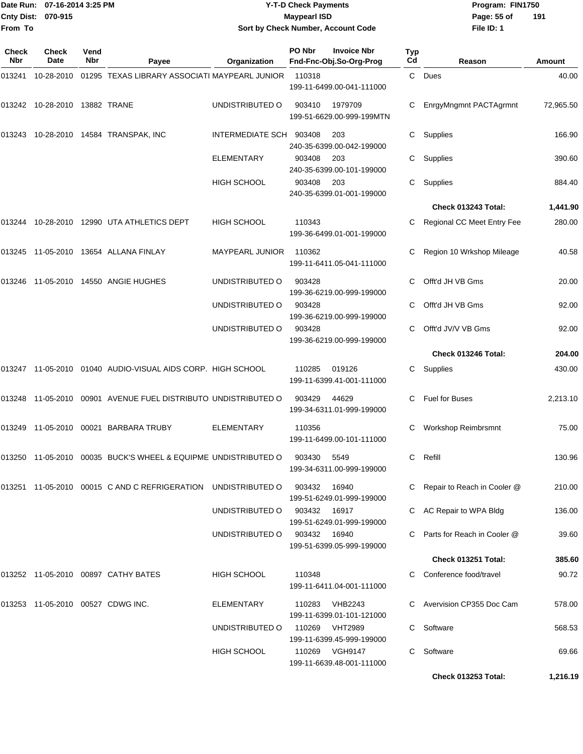Date Run: 07-16-2014 3:25 PM
Cnty Dist: 070-915
From To

# Y-T-D Check Payments
## Maypearl ISD
### Sort by Check Number, Account Code

Program: FIN1750
File ID: 1

| Check Nbr | Check Date | Vend Nbr | Payee | Organization | PO Nbr / Fnd-Fnc-Obj.So-Org-Prog | Invoice Nbr | Typ Cd | Reason | Amount |
|---|---|---|---|---|---|---|---|---|---|
| 013241 | 10-28-2010 | 01295 | TEXAS LIBRARY ASSOCIATI | MAYPEARL JUNIOR | 110318 199-11-6499.00-041-111000 | | C | Dues | 40.00 |
| 013242 | 10-28-2010 | 13882 | TRANE | UNDISTRIBUTED O | 903410 199-51-6629.00-999-199MTN | 1979709 | C | EnrgyMngmnt PACTAgrmnt | 72,965.50 |
| 013243 | 10-28-2010 | 14584 | TRANSPAK, INC | INTERMEDIATE SCH | 903408 240-35-6399.00-042-199000 | 203 | C | Supplies | 166.90 |
| | | | | ELEMENTARY | 903408 240-35-6399.00-101-199000 | 203 | C | Supplies | 390.60 |
| | | | | HIGH SCHOOL | 903408 240-35-6399.01-001-199000 | 203 | C | Supplies | 884.40 |
| | | | | | | | | **Check 013243 Total:** | **1,441.90** |
| 013244 | 10-28-2010 | 12990 | UTA ATHLETICS DEPT | HIGH SCHOOL | 110343 199-36-6499.01-001-199000 | | C | Regional CC Meet Entry Fee | 280.00 |
| 013245 | 11-05-2010 | 13654 | ALLANA FINLAY | MAYPEARL JUNIOR | 110362 199-11-6411.05-041-111000 | | C | Region 10 Wrkshop Mileage | 40.58 |
| 013246 | 11-05-2010 | 14550 | ANGIE HUGHES | UNDISTRIBUTED O | 903428 199-36-6219.00-999-199000 | | C | Offt'd JH VB Gms | 20.00 |
| | | | | UNDISTRIBUTED O | 903428 199-36-6219.00-999-199000 | | C | Offt'd JH VB Gms | 92.00 |
| | | | | UNDISTRIBUTED O | 903428 199-36-6219.00-999-199000 | | C | Offt'd JV/V VB Gms | 92.00 |
| | | | | | | | | **Check 013246 Total:** | **204.00** |
| 013247 | 11-05-2010 | 01040 | AUDIO-VISUAL AIDS CORP. | HIGH SCHOOL | 110285 199-11-6399.41-001-111000 | 019126 | C | Supplies | 430.00 |
| 013248 | 11-05-2010 | 00901 | AVENUE FUEL DISTRIBUTO | UNDISTRIBUTED O | 903429 199-34-6311.01-999-199000 | 44629 | C | Fuel for Buses | 2,213.10 |
| 013249 | 11-05-2010 | 00021 | BARBARA TRUBY | ELEMENTARY | 110356 199-11-6499.00-101-111000 | | C | Workshop Reimbrsmnt | 75.00 |
| 013250 | 11-05-2010 | 00035 | BUCK'S WHEEL & EQUIPME | UNDISTRIBUTED O | 903430 199-34-6311.00-999-199000 | 5549 | C | Refill | 130.96 |
| 013251 | 11-05-2010 | 00015 | C AND C REFRIGERATION | UNDISTRIBUTED O | 903432 199-51-6249.01-999-199000 | 16940 | C | Repair to Reach in Cooler @ | 210.00 |
| | | | | UNDISTRIBUTED O | 903432 199-51-6249.01-999-199000 | 16917 | C | AC Repair to WPA Bldg | 136.00 |
| | | | | UNDISTRIBUTED O | 903432 199-51-6399.05-999-199000 | 16940 | C | Parts for Reach in Cooler @ | 39.60 |
| | | | | | | | | **Check 013251 Total:** | **385.60** |
| 013252 | 11-05-2010 | 00897 | CATHY BATES | HIGH SCHOOL | 110348 199-11-6411.04-001-111000 | | C | Conference food/travel | 90.72 |
| 013253 | 11-05-2010 | 00527 | CDWG INC. | ELEMENTARY | 110283 199-11-6399.01-101-121000 | VHB2243 | C | Avervision CP355 Doc Cam | 578.00 |
| | | | | UNDISTRIBUTED O | 110269 199-11-6399.45-999-199000 | VHT2989 | C | Software | 568.53 |
| | | | | HIGH SCHOOL | 110269 199-11-6639.48-001-111000 | VGH9147 | C | Software | 69.66 |
| | | | | | | | | **Check 013253 Total:** | **1,216.19** |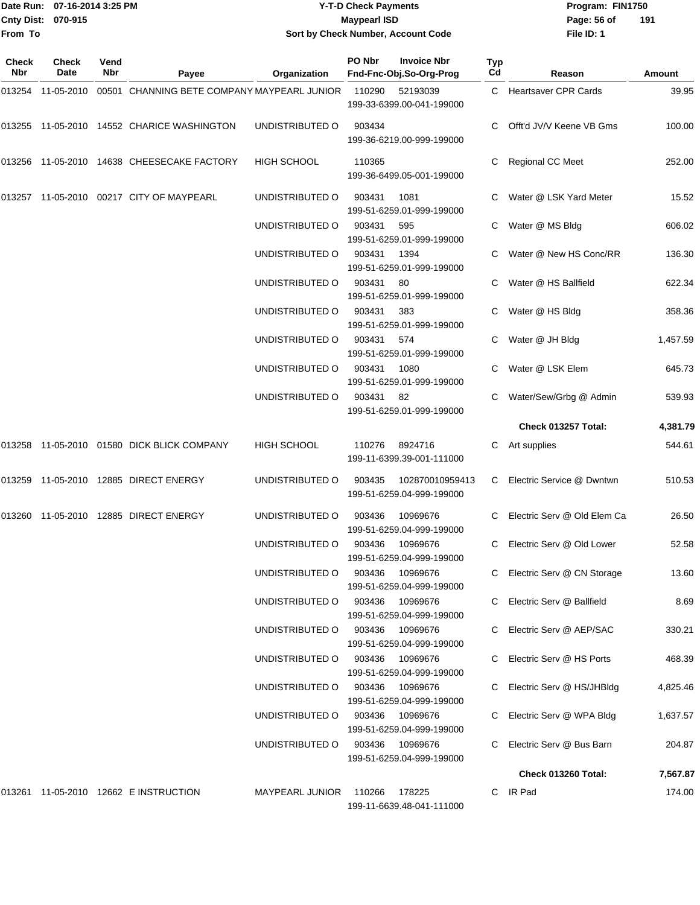Date Run: 07-16-2014 3:25 PM
Cnty Dist: 070-915
From To

# Y-T-D Check Payments

**Maypearl ISD**

**Sort by Check Number, Account Code**

Program: FIN1750
File ID: 1

| Check Nbr | Check Date | Vend Nbr | Payee | Organization | PO Nbr / Fnd-Fnc-Obj.So-Org-Prog | Invoice Nbr | Typ Cd | Reason | Amount |
|---|---|---|---|---|---|---|---|---|---|
| 013254 | 11-05-2010 | 00501 | CHANNING BETE COMPANY | MAYPEARL JUNIOR | 110290 199-33-6399.00-041-199000 | 52193039 | C | Heartsaver CPR Cards | 39.95 |
| 013255 | 11-05-2010 | 14552 | CHARICE WASHINGTON | UNDISTRIBUTED O | 903434 199-36-6219.00-999-199000 | | C | Offt'd JV/V Keene VB Gms | 100.00 |
| 013256 | 11-05-2010 | 14638 | CHEESECAKE FACTORY | HIGH SCHOOL | 110365 199-36-6499.05-001-199000 | | C | Regional CC Meet | 252.00 |
| 013257 | 11-05-2010 | 00217 | CITY OF MAYPEARL | UNDISTRIBUTED O | 903431 199-51-6259.01-999-199000 | 1081 | C | Water @ LSK Yard Meter | 15.52 |
| | | | | UNDISTRIBUTED O | 903431 199-51-6259.01-999-199000 | 595 | C | Water @ MS Bldg | 606.02 |
| | | | | UNDISTRIBUTED O | 903431 199-51-6259.01-999-199000 | 1394 | C | Water @ New HS Conc/RR | 136.30 |
| | | | | UNDISTRIBUTED O | 903431 199-51-6259.01-999-199000 | 80 | C | Water @ HS Ballfield | 622.34 |
| | | | | UNDISTRIBUTED O | 903431 199-51-6259.01-999-199000 | 383 | C | Water @ HS Bldg | 358.36 |
| | | | | UNDISTRIBUTED O | 903431 199-51-6259.01-999-199000 | 574 | C | Water @ JH Bldg | 1,457.59 |
| | | | | UNDISTRIBUTED O | 903431 199-51-6259.01-999-199000 | 1080 | C | Water @ LSK Elem | 645.73 |
| | | | | UNDISTRIBUTED O | 903431 199-51-6259.01-999-199000 | 82 | C | Water/Sew/Grbg @ Admin | 539.93 |
| | | | | | | | | **Check 013257 Total:** | **4,381.79** |
| 013258 | 11-05-2010 | 01580 | DICK BLICK COMPANY | HIGH SCHOOL | 110276 199-11-6399.39-001-111000 | 8924716 | C | Art supplies | 544.61 |
| 013259 | 11-05-2010 | 12885 | DIRECT ENERGY | UNDISTRIBUTED O | 903435 199-51-6259.04-999-199000 | 102870010959413 | C | Electric Service @ Dwntwn | 510.53 |
| 013260 | 11-05-2010 | 12885 | DIRECT ENERGY | UNDISTRIBUTED O | 903436 199-51-6259.04-999-199000 | 10969676 | C | Electric Serv @ Old Elem Ca | 26.50 |
| | | | | UNDISTRIBUTED O | 903436 199-51-6259.04-999-199000 | 10969676 | C | Electric Serv @ Old Lower | 52.58 |
| | | | | UNDISTRIBUTED O | 903436 199-51-6259.04-999-199000 | 10969676 | C | Electric Serv @ CN Storage | 13.60 |
| | | | | UNDISTRIBUTED O | 903436 199-51-6259.04-999-199000 | 10969676 | C | Electric Serv @ Ballfield | 8.69 |
| | | | | UNDISTRIBUTED O | 903436 199-51-6259.04-999-199000 | 10969676 | C | Electric Serv @ AEP/SAC | 330.21 |
| | | | | UNDISTRIBUTED O | 903436 199-51-6259.04-999-199000 | 10969676 | C | Electric Serv @ HS Ports | 468.39 |
| | | | | UNDISTRIBUTED O | 903436 199-51-6259.04-999-199000 | 10969676 | C | Electric Serv @ HS/JHBldg | 4,825.46 |
| | | | | UNDISTRIBUTED O | 903436 199-51-6259.04-999-199000 | 10969676 | C | Electric Serv @ WPA Bldg | 1,637.57 |
| | | | | UNDISTRIBUTED O | 903436 199-51-6259.04-999-199000 | 10969676 | C | Electric Serv @ Bus Barn | 204.87 |
| | | | | | | | | **Check 013260 Total:** | **7,567.87** |
| 013261 | 11-05-2010 | 12662 | E INSTRUCTION | MAYPEARL JUNIOR | 110266 199-11-6639.48-041-111000 | 178225 | C | IR Pad | 174.00 |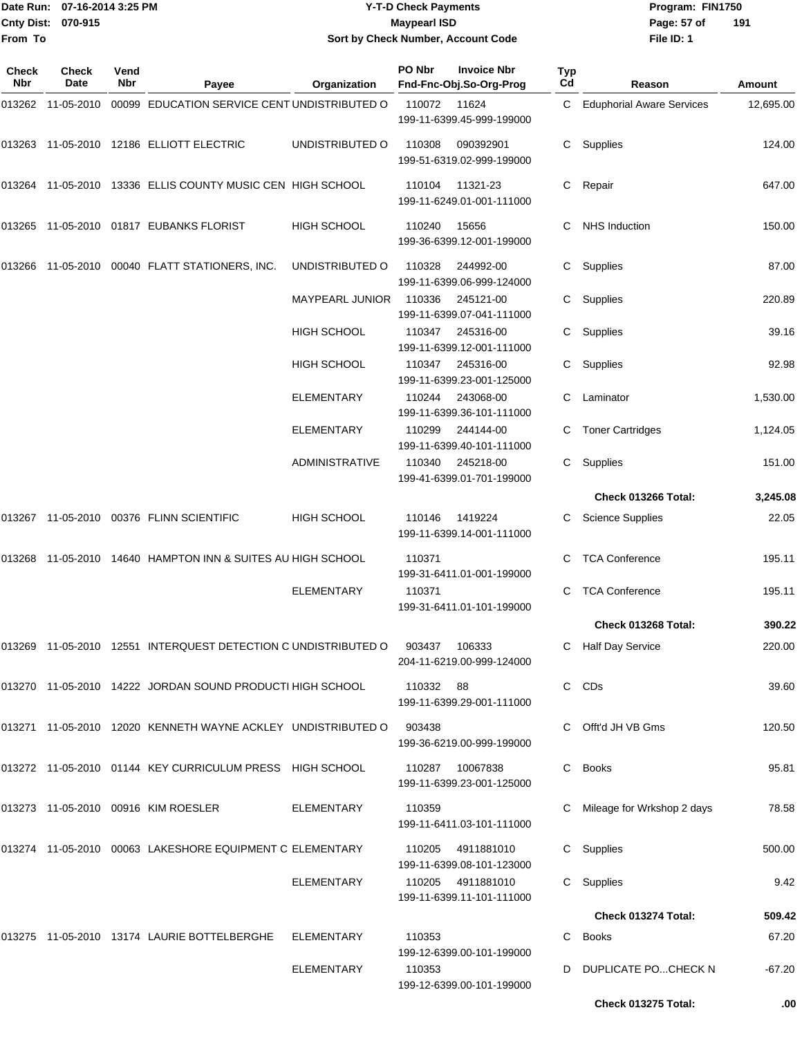Date Run: 07-16-2014 3:25 PM
Cnty Dist: 070-915
From To

# Y-T-D Check Payments
## Maypearl ISD
### Sort by Check Number, Account Code

Program: FIN1750
File ID: 1

| Check Nbr | Check Date | Vend Nbr | Payee | Organization | PO Nbr / Invoice Nbr / Fnd-Fnc-Obj.So-Org-Prog | Typ Cd | Reason | Amount |
|---|---|---|---|---|---|---|---|---|
| 013262 | 11-05-2010 | 00099 | EDUCATION SERVICE CENT | UNDISTRIBUTED O | 110072 11624 199-11-6399.45-999-199000 | C | Euphorial Aware Services | 12,695.00 |
| 013263 | 11-05-2010 | 12186 | ELLIOTT ELECTRIC | UNDISTRIBUTED O | 110308 090392901 199-51-6319.02-999-199000 | C | Supplies | 124.00 |
| 013264 | 11-05-2010 | 13336 | ELLIS COUNTY MUSIC CEN | HIGH SCHOOL | 110104 11321-23 199-11-6249.01-001-111000 | C | Repair | 647.00 |
| 013265 | 11-05-2010 | 01817 | EUBANKS FLORIST | HIGH SCHOOL | 110240 15656 199-36-6399.12-001-199000 | C | NHS Induction | 150.00 |
| 013266 | 11-05-2010 | 00040 | FLATT STATIONERS, INC. | UNDISTRIBUTED O | 110328 244992-00 199-11-6399.06-999-124000 | C | Supplies | 87.00 |
| | | | | MAYPEARL JUNIOR | 110336 245121-00 199-11-6399.07-041-111000 | C | Supplies | 220.89 |
| | | | | HIGH SCHOOL | 110347 245316-00 199-11-6399.12-001-111000 | C | Supplies | 39.16 |
| | | | | HIGH SCHOOL | 110347 245316-00 199-11-6399.23-001-125000 | C | Supplies | 92.98 |
| | | | | ELEMENTARY | 110244 243068-00 199-11-6399.36-101-111000 | C | Laminator | 1,530.00 |
| | | | | ELEMENTARY | 110299 244144-00 199-11-6399.40-101-111000 | C | Toner Cartridges | 1,124.05 |
| | | | | ADMINISTRATIVE | 110340 245218-00 199-41-6399.01-701-199000 | C | Supplies | 151.00 |
| | | | | | | | **Check 013266 Total:** | **3,245.08** |
| 013267 | 11-05-2010 | 00376 | FLINN SCIENTIFIC | HIGH SCHOOL | 110146 1419224 199-11-6399.14-001-111000 | C | Science Supplies | 22.05 |
| 013268 | 11-05-2010 | 14640 | HAMPTON INN & SUITES AU | HIGH SCHOOL | 110371 199-31-6411.01-001-199000 | C | TCA Conference | 195.11 |
| | | | | ELEMENTARY | 110371 199-31-6411.01-101-199000 | C | TCA Conference | 195.11 |
| | | | | | | | **Check 013268 Total:** | **390.22** |
| 013269 | 11-05-2010 | 12551 | INTERQUEST DETECTION C | UNDISTRIBUTED O | 903437 106333 204-11-6219.00-999-124000 | C | Half Day Service | 220.00 |
| 013270 | 11-05-2010 | 14222 | JORDAN SOUND PRODUCTI | HIGH SCHOOL | 110332 88 199-11-6399.29-001-111000 | C | CDs | 39.60 |
| 013271 | 11-05-2010 | 12020 | KENNETH WAYNE ACKLEY | UNDISTRIBUTED O | 903438 199-36-6219.00-999-199000 | C | Offt'd JH VB Gms | 120.50 |
| 013272 | 11-05-2010 | 01144 | KEY CURRICULUM PRESS | HIGH SCHOOL | 110287 10067838 199-11-6399.23-001-125000 | C | Books | 95.81 |
| 013273 | 11-05-2010 | 00916 | KIM ROESLER | ELEMENTARY | 110359 199-11-6411.03-101-111000 | C | Mileage for Wrkshop 2 days | 78.58 |
| 013274 | 11-05-2010 | 00063 | LAKESHORE EQUIPMENT C | ELEMENTARY | 110205 4911881010 199-11-6399.08-101-123000 | C | Supplies | 500.00 |
| | | | | ELEMENTARY | 110205 4911881010 199-11-6399.11-101-111000 | C | Supplies | 9.42 |
| | | | | | | | **Check 013274 Total:** | **509.42** |
| 013275 | 11-05-2010 | 13174 | LAURIE BOTTELBERGHE | ELEMENTARY | 110353 199-12-6399.00-101-199000 | C | Books | 67.20 |
| | | | | ELEMENTARY | 110353 199-12-6399.00-101-199000 | D | DUPLICATE PO...CHECK N | -67.20 |
| | | | | | | | **Check 013275 Total:** | **.00** |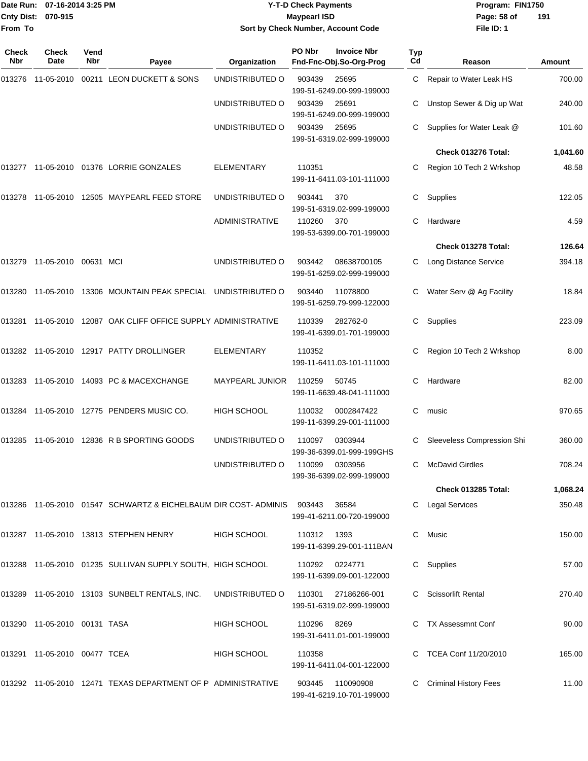**Y-T-D Check Payments**
**Maypearl ISD**
**Sort by Check Number, Account Code**

Date Run: 07-16-2014 3:25 PM
Cnty Dist: 070-915
From To

Program: FIN1750
File ID: 1

| Check Nbr | Check Date | Vend Nbr | Payee | Organization | PO Nbr | Invoice Nbr / Fnd-Fnc-Obj.So-Org-Prog | Typ Cd | Reason | Amount |
|---|---|---|---|---|---|---|---|---|---|
| 013276 | 11-05-2010 | 00211 | LEON DUCKETT & SONS | UNDISTRIBUTED O | 903439 | 25695 / 199-51-6249.00-999-199000 | C | Repair to Water Leak HS | 700.00 |
| | | | | UNDISTRIBUTED O | 903439 | 25691 / 199-51-6249.00-999-199000 | C | Unstop Sewer & Dig up Wat | 240.00 |
| | | | | UNDISTRIBUTED O | 903439 | 25695 / 199-51-6319.02-999-199000 | C | Supplies for Water Leak @ | 101.60 |
| | | | | | | | | **Check 013276 Total:** | **1,041.60** |
| 013277 | 11-05-2010 | 01376 | LORRIE GONZALES | ELEMENTARY | 110351 | 199-11-6411.03-101-111000 | C | Region 10 Tech 2 Wrkshop | 48.58 |
| 013278 | 11-05-2010 | 12505 | MAYPEARL FEED STORE | UNDISTRIBUTED O | 903441 | 370 / 199-51-6319.02-999-199000 | C | Supplies | 122.05 |
| | | | | ADMINISTRATIVE | 110260 | 370 / 199-53-6399.00-701-199000 | C | Hardware | 4.59 |
| | | | | | | | | **Check 013278 Total:** | **126.64** |
| 013279 | 11-05-2010 | 00631 | MCI | UNDISTRIBUTED O | 903442 | 08638700105 / 199-51-6259.02-999-199000 | C | Long Distance Service | 394.18 |
| 013280 | 11-05-2010 | 13306 | MOUNTAIN PEAK SPECIAL | UNDISTRIBUTED O | 903440 | 11078800 / 199-51-6259.79-999-122000 | C | Water Serv @ Ag Facility | 18.84 |
| 013281 | 11-05-2010 | 12087 | OAK CLIFF OFFICE SUPPLY | ADMINISTRATIVE | 110339 | 282762-0 / 199-41-6399.01-701-199000 | C | Supplies | 223.09 |
| 013282 | 11-05-2010 | 12917 | PATTY DROLLINGER | ELEMENTARY | 110352 | 199-11-6411.03-101-111000 | C | Region 10 Tech 2 Wrkshop | 8.00 |
| 013283 | 11-05-2010 | 14093 | PC & MACEXCHANGE | MAYPEARL JUNIOR | 110259 | 50745 / 199-11-6639.48-041-111000 | C | Hardware | 82.00 |
| 013284 | 11-05-2010 | 12775 | PENDERS MUSIC CO. | HIGH SCHOOL | 110032 | 0002847422 / 199-11-6399.29-001-111000 | C | music | 970.65 |
| 013285 | 11-05-2010 | 12836 | R B SPORTING GOODS | UNDISTRIBUTED O | 110097 | 0303944 / 199-36-6399.01-999-199GHS | C | Sleeveless Compression Shi | 360.00 |
| | | | | UNDISTRIBUTED O | 110099 | 0303956 / 199-36-6399.02-999-199000 | C | McDavid Girdles | 708.24 |
| | | | | | | | | **Check 013285 Total:** | **1,068.24** |
| 013286 | 11-05-2010 | 01547 | SCHWARTZ & EICHELBAUM | DIR COST- ADMINIS | 903443 | 36584 / 199-41-6211.00-720-199000 | C | Legal Services | 350.48 |
| 013287 | 11-05-2010 | 13813 | STEPHEN HENRY | HIGH SCHOOL | 110312 | 1393 / 199-11-6399.29-001-111BAN | C | Music | 150.00 |
| 013288 | 11-05-2010 | 01235 | SULLIVAN SUPPLY SOUTH, | HIGH SCHOOL | 110292 | 0224771 / 199-11-6399.09-001-122000 | C | Supplies | 57.00 |
| 013289 | 11-05-2010 | 13103 | SUNBELT RENTALS, INC. | UNDISTRIBUTED O | 110301 | 27186266-001 / 199-51-6319.02-999-199000 | C | Scissorlift Rental | 270.40 |
| 013290 | 11-05-2010 | 00131 | TASA | HIGH SCHOOL | 110296 | 8269 / 199-31-6411.01-001-199000 | C | TX Assessmnt Conf | 90.00 |
| 013291 | 11-05-2010 | 00477 | TCEA | HIGH SCHOOL | 110358 | 199-11-6411.04-001-122000 | C | TCEA Conf 11/20/2010 | 165.00 |
| 013292 | 11-05-2010 | 12471 | TEXAS DEPARTMENT OF P | ADMINISTRATIVE | 903445 | 110090908 / 199-41-6219.10-701-199000 | C | Criminal History Fees | 11.00 |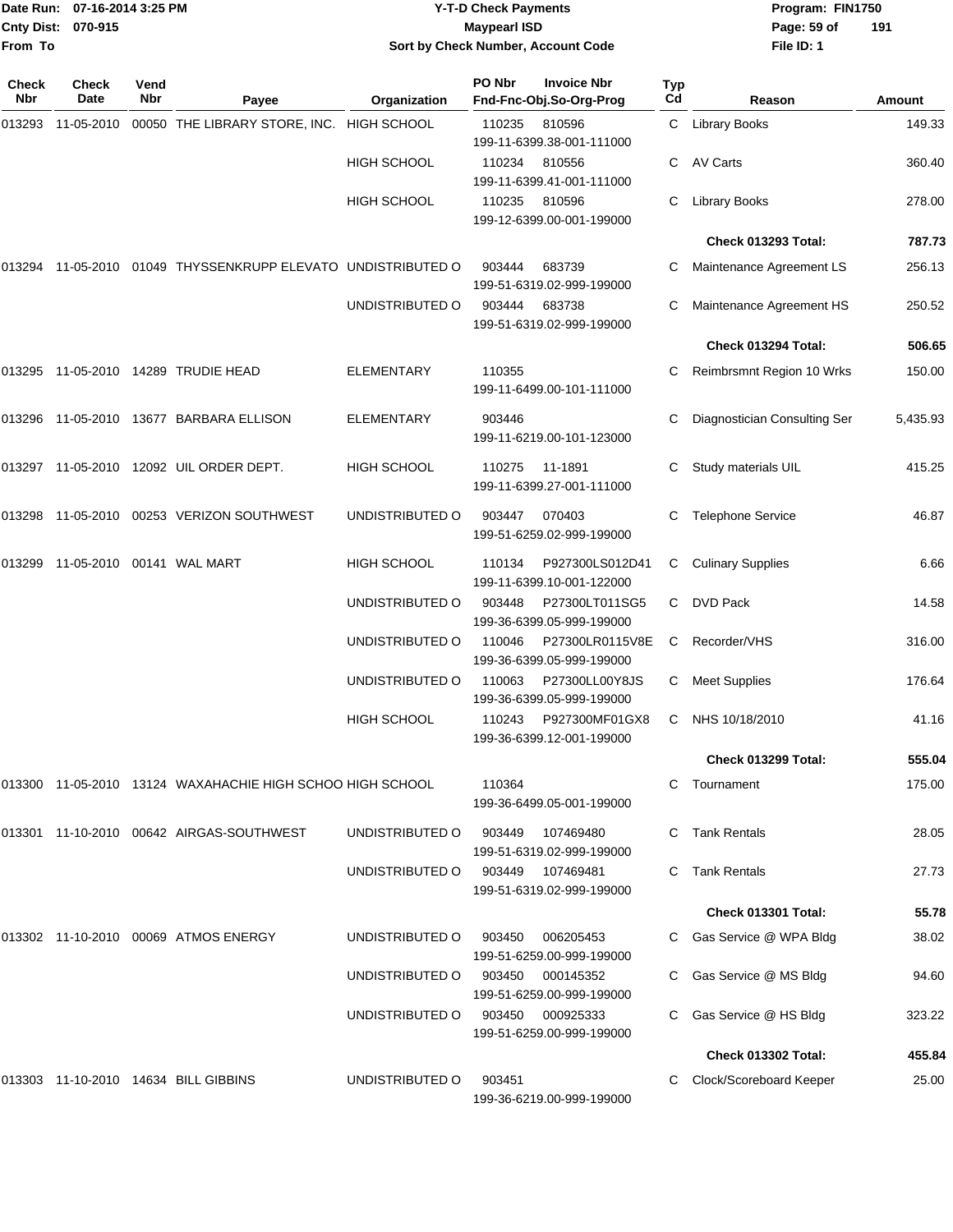**Date Run:** 07-16-2014 3:25 PM
**Cnty Dist:** 070-915
**From To**

# Y-T-D Check Payments
## Maypearl ISD
### Sort by Check Number, Account Code

**Program:** FIN1750
**File ID:** 1

| Check Nbr | Check Date | Vend Nbr | Payee | Organization | PO Nbr | Invoice Nbr / Fnd-Fnc-Obj.So-Org-Prog | Typ Cd | Reason | Amount |
|---|---|---|---|---|---|---|---|---|---|
| 013293 | 11-05-2010 | 00050 | THE LIBRARY STORE, INC. | HIGH SCHOOL | 110235 | 810596 / 199-11-6399.38-001-111000 | C | Library Books | 149.33 |
| | | | | HIGH SCHOOL | 110234 | 810556 / 199-11-6399.41-001-111000 | C | AV Carts | 360.40 |
| | | | | HIGH SCHOOL | 110235 | 810596 / 199-12-6399.00-001-199000 | C | Library Books | 278.00 |
| | | | | | | | | **Check 013293 Total:** | **787.73** |
| 013294 | 11-05-2010 | 01049 | THYSSENKRUPP ELEVATO | UNDISTRIBUTED O | 903444 | 683739 / 199-51-6319.02-999-199000 | C | Maintenance Agreement LS | 256.13 |
| | | | | UNDISTRIBUTED O | 903444 | 683738 / 199-51-6319.02-999-199000 | C | Maintenance Agreement HS | 250.52 |
| | | | | | | | | **Check 013294 Total:** | **506.65** |
| 013295 | 11-05-2010 | 14289 | TRUDIE HEAD | ELEMENTARY | 110355 | 199-11-6499.00-101-111000 | C | Reimbrsmnt Region 10 Wrks | 150.00 |
| 013296 | 11-05-2010 | 13677 | BARBARA ELLISON | ELEMENTARY | 903446 | 199-11-6219.00-101-123000 | C | Diagnostician Consulting Ser | 5,435.93 |
| 013297 | 11-05-2010 | 12092 | UIL ORDER DEPT. | HIGH SCHOOL | 110275 | 11-1891 / 199-11-6399.27-001-111000 | C | Study materials UIL | 415.25 |
| 013298 | 11-05-2010 | 00253 | VERIZON SOUTHWEST | UNDISTRIBUTED O | 903447 | 070403 / 199-51-6259.02-999-199000 | C | Telephone Service | 46.87 |
| 013299 | 11-05-2010 | 00141 | WAL MART | HIGH SCHOOL | 110134 | P927300LS012D41 / 199-11-6399.10-001-122000 | C | Culinary Supplies | 6.66 |
| | | | | UNDISTRIBUTED O | 903448 | P27300LT011SG5 / 199-36-6399.05-999-199000 | C | DVD Pack | 14.58 |
| | | | | UNDISTRIBUTED O | 110046 | P27300LR0115V8E / 199-36-6399.05-999-199000 | C | Recorder/VHS | 316.00 |
| | | | | UNDISTRIBUTED O | 110063 | P27300LL00Y8JS / 199-36-6399.05-999-199000 | C | Meet Supplies | 176.64 |
| | | | | HIGH SCHOOL | 110243 | P927300MF01GX8 / 199-36-6399.12-001-199000 | C | NHS 10/18/2010 | 41.16 |
| | | | | | | | | **Check 013299 Total:** | **555.04** |
| 013300 | 11-05-2010 | 13124 | WAXAHACHIE HIGH SCHOO | HIGH SCHOOL | 110364 | 199-36-6499.05-001-199000 | C | Tournament | 175.00 |
| 013301 | 11-10-2010 | 00642 | AIRGAS-SOUTHWEST | UNDISTRIBUTED O | 903449 | 107469480 / 199-51-6319.02-999-199000 | C | Tank Rentals | 28.05 |
| | | | | UNDISTRIBUTED O | 903449 | 107469481 / 199-51-6319.02-999-199000 | C | Tank Rentals | 27.73 |
| | | | | | | | | **Check 013301 Total:** | **55.78** |
| 013302 | 11-10-2010 | 00069 | ATMOS ENERGY | UNDISTRIBUTED O | 903450 | 006205453 / 199-51-6259.00-999-199000 | C | Gas Service @ WPA Bldg | 38.02 |
| | | | | UNDISTRIBUTED O | 903450 | 000145352 / 199-51-6259.00-999-199000 | C | Gas Service @ MS Bldg | 94.60 |
| | | | | UNDISTRIBUTED O | 903450 | 000925333 / 199-51-6259.00-999-199000 | C | Gas Service @ HS Bldg | 323.22 |
| | | | | | | | | **Check 013302 Total:** | **455.84** |
| 013303 | 11-10-2010 | 14634 | BILL GIBBINS | UNDISTRIBUTED O | 903451 | 199-36-6219.00-999-199000 | C | Clock/Scoreboard Keeper | 25.00 |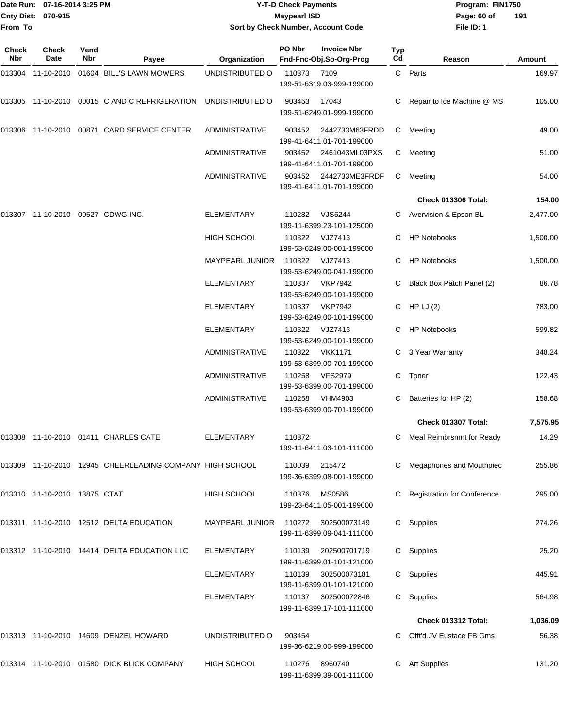# Y-T-D Check Payments

Date Run: 07-16-2014 3:25 PM
Cnty Dist: 070-915
From To

**Maypearl ISD**

**Sort by Check Number, Account Code**

Program: FIN1750
File ID: 1

| Check Nbr | Check Date | Vend Nbr | Payee | Organization | PO Nbr | Invoice Nbr / Fnd-Fnc-Obj.So-Org-Prog | Typ Cd | Reason | Amount |
|---|---|---|---|---|---|---|---|---|---|
| 013304 | 11-10-2010 | 01604 | BILL'S LAWN MOWERS | UNDISTRIBUTED O | 110373 | 7109 / 199-51-6319.03-999-199000 | C | Parts | 169.97 |
| 013305 | 11-10-2010 | 00015 | C AND C REFRIGERATION | UNDISTRIBUTED O | 903453 | 17043 / 199-51-6249.01-999-199000 | C | Repair to Ice Machine @ MS | 105.00 |
| 013306 | 11-10-2010 | 00871 | CARD SERVICE CENTER | ADMINISTRATIVE | 903452 | 2442733M63FRDD / 199-41-6411.01-701-199000 | C | Meeting | 49.00 |
| | | | | ADMINISTRATIVE | 903452 | 2461043ML03PXS / 199-41-6411.01-701-199000 | C | Meeting | 51.00 |
| | | | | ADMINISTRATIVE | 903452 | 2442733ME3FRDF / 199-41-6411.01-701-199000 | C | Meeting | 54.00 |
| | | | | | | | | **Check 013306 Total:** | **154.00** |
| 013307 | 11-10-2010 | 00527 | CDWG INC. | ELEMENTARY | 110282 | VJS6244 / 199-11-6399.23-101-125000 | C | Avervision & Epson BL | 2,477.00 |
| | | | | HIGH SCHOOL | 110322 | VJZ7413 / 199-53-6249.00-001-199000 | C | HP Notebooks | 1,500.00 |
| | | | | MAYPEARL JUNIOR | 110322 | VJZ7413 / 199-53-6249.00-041-199000 | C | HP Notebooks | 1,500.00 |
| | | | | ELEMENTARY | 110337 | VKP7942 / 199-53-6249.00-101-199000 | C | Black Box Patch Panel (2) | 86.78 |
| | | | | ELEMENTARY | 110337 | VKP7942 / 199-53-6249.00-101-199000 | C | HP LJ (2) | 783.00 |
| | | | | ELEMENTARY | 110322 | VJZ7413 / 199-53-6249.00-101-199000 | C | HP Notebooks | 599.82 |
| | | | | ADMINISTRATIVE | 110322 | VKK1171 / 199-53-6399.00-701-199000 | C | 3 Year Warranty | 348.24 |
| | | | | ADMINISTRATIVE | 110258 | VFS2979 / 199-53-6399.00-701-199000 | C | Toner | 122.43 |
| | | | | ADMINISTRATIVE | 110258 | VHM4903 / 199-53-6399.00-701-199000 | C | Batteries for HP (2) | 158.68 |
| | | | | | | | | **Check 013307 Total:** | **7,575.95** |
| 013308 | 11-10-2010 | 01411 | CHARLES CATE | ELEMENTARY | 110372 | 199-11-6411.03-101-111000 | C | Meal Reimbrsmnt for Ready | 14.29 |
| 013309 | 11-10-2010 | 12945 | CHEERLEADING COMPANY | HIGH SCHOOL | 110039 | 215472 / 199-36-6399.08-001-199000 | C | Megaphones and Mouthpiec | 255.86 |
| 013310 | 11-10-2010 | 13875 | CTAT | HIGH SCHOOL | 110376 | MS0586 / 199-23-6411.05-001-199000 | C | Registration for Conference | 295.00 |
| 013311 | 11-10-2010 | 12512 | DELTA EDUCATION | MAYPEARL JUNIOR | 110272 | 302500073149 / 199-11-6399.09-041-111000 | C | Supplies | 274.26 |
| 013312 | 11-10-2010 | 14414 | DELTA EDUCATION LLC | ELEMENTARY | 110139 | 202500701719 / 199-11-6399.01-101-121000 | C | Supplies | 25.20 |
| | | | | ELEMENTARY | 110139 | 302500073181 / 199-11-6399.01-101-121000 | C | Supplies | 445.91 |
| | | | | ELEMENTARY | 110137 | 302500072846 / 199-11-6399.17-101-111000 | C | Supplies | 564.98 |
| | | | | | | | | **Check 013312 Total:** | **1,036.09** |
| 013313 | 11-10-2010 | 14609 | DENZEL HOWARD | UNDISTRIBUTED O | 903454 | 199-36-6219.00-999-199000 | C | Offt'd JV Eustace FB Gms | 56.38 |
| 013314 | 11-10-2010 | 01580 | DICK BLICK COMPANY | HIGH SCHOOL | 110276 | 8960740 / 199-11-6399.39-001-111000 | C | Art Supplies | 131.20 |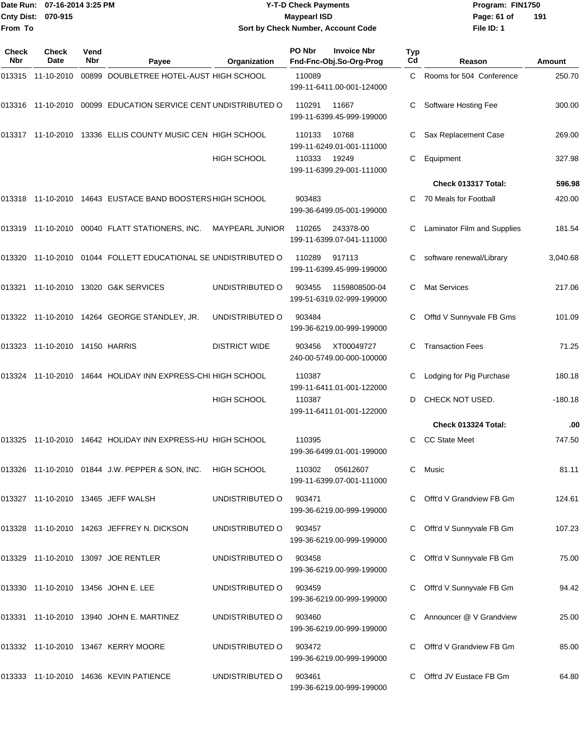Date Run: 07-16-2014 3:25 PM
Cnty Dist: 070-915
From To

# Y-T-D Check Payments
## Maypearl ISD
### Sort by Check Number, Account Code

Program: FIN1750
File ID: 1

| Check Nbr | Check Date | Vend Nbr | Payee | Organization | PO Nbr / Invoice Nbr / Fnd-Fnc-Obj.So-Org-Prog | Typ Cd | Reason | Amount |
|---|---|---|---|---|---|---|---|---|
| 013315 | 11-10-2010 | 00899 | DOUBLETREE HOTEL-AUST | HIGH SCHOOL | 110089 199-11-6411.00-001-124000 | C | Rooms for 504 Conference | 250.70 |
| 013316 | 11-10-2010 | 00099 | EDUCATION SERVICE CENT | UNDISTRIBUTED O | 110291 11667 199-11-6399.45-999-199000 | C | Software Hosting Fee | 300.00 |
| 013317 | 11-10-2010 | 13336 | ELLIS COUNTY MUSIC CEN | HIGH SCHOOL | 110133 10768 199-11-6249.01-001-111000 | C | Sax Replacement Case | 269.00 |
| | | | | HIGH SCHOOL | 110333 19249 199-11-6399.29-001-111000 | C | Equipment | 327.98 |
| | | | | | | | **Check 013317 Total:** | **596.98** |
| 013318 | 11-10-2010 | 14643 | EUSTACE BAND BOOSTERS | HIGH SCHOOL | 903483 199-36-6499.05-001-199000 | C | 70 Meals for Football | 420.00 |
| 013319 | 11-10-2010 | 00040 | FLATT STATIONERS, INC. | MAYPEARL JUNIOR | 110265 243378-00 199-11-6399.07-041-111000 | C | Laminator Film and Supplies | 181.54 |
| 013320 | 11-10-2010 | 01044 | FOLLETT EDUCATIONAL SE | UNDISTRIBUTED O | 110289 917113 199-11-6399.45-999-199000 | C | software renewal/Library | 3,040.68 |
| 013321 | 11-10-2010 | 13020 | G&K SERVICES | UNDISTRIBUTED O | 903455 1159808500-04 199-51-6319.02-999-199000 | C | Mat Services | 217.06 |
| 013322 | 11-10-2010 | 14264 | GEORGE STANDLEY, JR. | UNDISTRIBUTED O | 903484 199-36-6219.00-999-199000 | C | Offtd V Sunnyvale FB Gms | 101.09 |
| 013323 | 11-10-2010 | 14150 | HARRIS | DISTRICT WIDE | 903456 XT00049727 240-00-5749.00-000-100000 | C | Transaction Fees | 71.25 |
| 013324 | 11-10-2010 | 14644 | HOLIDAY INN EXPRESS-CHI | HIGH SCHOOL | 110387 199-11-6411.01-001-122000 | C | Lodging for Pig Purchase | 180.18 |
| | | | | HIGH SCHOOL | 110387 199-11-6411.01-001-122000 | D | CHECK NOT USED. | -180.18 |
| | | | | | | | **Check 013324 Total:** | **.00** |
| 013325 | 11-10-2010 | 14642 | HOLIDAY INN EXPRESS-HU | HIGH SCHOOL | 110395 199-36-6499.01-001-199000 | C | CC State Meet | 747.50 |
| 013326 | 11-10-2010 | 01844 | J.W. PEPPER & SON, INC. | HIGH SCHOOL | 110302 05612607 199-11-6399.07-001-111000 | C | Music | 81.11 |
| 013327 | 11-10-2010 | 13465 | JEFF WALSH | UNDISTRIBUTED O | 903471 199-36-6219.00-999-199000 | C | Offt'd V Grandview FB Gm | 124.61 |
| 013328 | 11-10-2010 | 14263 | JEFFREY N. DICKSON | UNDISTRIBUTED O | 903457 199-36-6219.00-999-199000 | C | Offt'd V Sunnyvale FB Gm | 107.23 |
| 013329 | 11-10-2010 | 13097 | JOE RENTLER | UNDISTRIBUTED O | 903458 199-36-6219.00-999-199000 | C | Offt'd V Sunnyvale FB Gm | 75.00 |
| 013330 | 11-10-2010 | 13456 | JOHN E. LEE | UNDISTRIBUTED O | 903459 199-36-6219.00-999-199000 | C | Offt'd V Sunnyvale FB Gm | 94.42 |
| 013331 | 11-10-2010 | 13940 | JOHN E. MARTINEZ | UNDISTRIBUTED O | 903460 199-36-6219.00-999-199000 | C | Announcer @ V Grandview | 25.00 |
| 013332 | 11-10-2010 | 13467 | KERRY MOORE | UNDISTRIBUTED O | 903472 199-36-6219.00-999-199000 | C | Offt'd V Grandview FB Gm | 85.00 |
| 013333 | 11-10-2010 | 14636 | KEVIN PATIENCE | UNDISTRIBUTED O | 903461 199-36-6219.00-999-199000 | C | Offt'd JV Eustace FB Gm | 64.80 |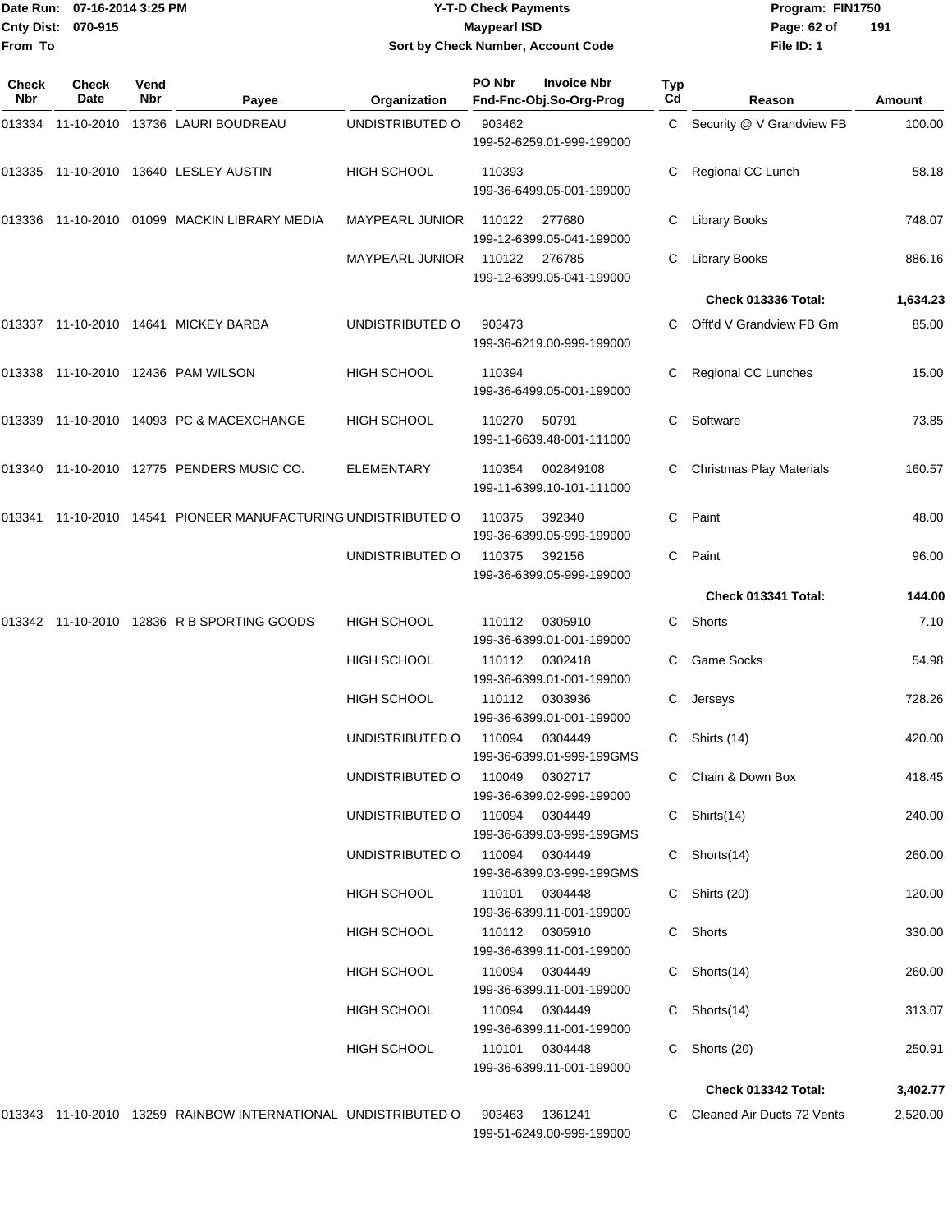Date Run: 07-16-2014 3:25 PM
Cnty Dist: 070-915
From To

# Y-T-D Check Payments
## Maypearl ISD
### Sort by Check Number, Account Code

Program: FIN1750
File ID: 1

| Check Nbr | Check Date | Vend Nbr | Payee | Organization | PO Nbr | Invoice Nbr | Fnd-Fnc-Obj.So-Org-Prog | Typ Cd | Reason | Amount |
|---|---|---|---|---|---|---|---|---|---|---|
| 013334 | 11-10-2010 | 13736 | LAURI BOUDREAU | UNDISTRIBUTED O | 903462 | | 199-52-6259.01-999-199000 | C | Security @ V Grandview FB | 100.00 |
| 013335 | 11-10-2010 | 13640 | LESLEY AUSTIN | HIGH SCHOOL | 110393 | | 199-36-6499.05-001-199000 | C | Regional CC Lunch | 58.18 |
| 013336 | 11-10-2010 | 01099 | MACKIN LIBRARY MEDIA | MAYPEARL JUNIOR | 110122 | 277680 | 199-12-6399.05-041-199000 | C | Library Books | 748.07 |
| | | | | MAYPEARL JUNIOR | 110122 | 276785 | 199-12-6399.05-041-199000 | C | Library Books | 886.16 |
| | | | | | | | | | **Check 013336 Total:** | **1,634.23** |
| 013337 | 11-10-2010 | 14641 | MICKEY BARBA | UNDISTRIBUTED O | 903473 | | 199-36-6219.00-999-199000 | C | Offt'd V Grandview FB Gm | 85.00 |
| 013338 | 11-10-2010 | 12436 | PAM WILSON | HIGH SCHOOL | 110394 | | 199-36-6499.05-001-199000 | C | Regional CC Lunches | 15.00 |
| 013339 | 11-10-2010 | 14093 | PC & MACEXCHANGE | HIGH SCHOOL | 110270 | 50791 | 199-11-6639.48-001-111000 | C | Software | 73.85 |
| 013340 | 11-10-2010 | 12775 | PENDERS MUSIC CO. | ELEMENTARY | 110354 | 002849108 | 199-11-6399.10-101-111000 | C | Christmas Play Materials | 160.57 |
| 013341 | 11-10-2010 | 14541 | PIONEER MANUFACTURING | UNDISTRIBUTED O | 110375 | 392340 | 199-36-6399.05-999-199000 | C | Paint | 48.00 |
| | | | | UNDISTRIBUTED O | 110375 | 392156 | 199-36-6399.05-999-199000 | C | Paint | 96.00 |
| | | | | | | | | | **Check 013341 Total:** | **144.00** |
| 013342 | 11-10-2010 | 12836 | R B SPORTING GOODS | HIGH SCHOOL | 110112 | 0305910 | 199-36-6399.01-001-199000 | C | Shorts | 7.10 |
| | | | | HIGH SCHOOL | 110112 | 0302418 | 199-36-6399.01-001-199000 | C | Game Socks | 54.98 |
| | | | | HIGH SCHOOL | 110112 | 0303936 | 199-36-6399.01-001-199000 | C | Jerseys | 728.26 |
| | | | | UNDISTRIBUTED O | 110094 | 0304449 | 199-36-6399.01-999-199GMS | C | Shirts (14) | 420.00 |
| | | | | UNDISTRIBUTED O | 110049 | 0302717 | 199-36-6399.02-999-199000 | C | Chain & Down Box | 418.45 |
| | | | | UNDISTRIBUTED O | 110094 | 0304449 | 199-36-6399.03-999-199GMS | C | Shirts(14) | 240.00 |
| | | | | UNDISTRIBUTED O | 110094 | 0304449 | 199-36-6399.03-999-199GMS | C | Shorts(14) | 260.00 |
| | | | | HIGH SCHOOL | 110101 | 0304448 | 199-36-6399.11-001-199000 | C | Shirts (20) | 120.00 |
| | | | | HIGH SCHOOL | 110112 | 0305910 | 199-36-6399.11-001-199000 | C | Shorts | 330.00 |
| | | | | HIGH SCHOOL | 110094 | 0304449 | 199-36-6399.11-001-199000 | C | Shorts(14) | 260.00 |
| | | | | HIGH SCHOOL | 110094 | 0304449 | 199-36-6399.11-001-199000 | C | Shorts(14) | 313.07 |
| | | | | HIGH SCHOOL | 110101 | 0304448 | 199-36-6399.11-001-199000 | C | Shorts (20) | 250.91 |
| | | | | | | | | | **Check 013342 Total:** | **3,402.77** |
| 013343 | 11-10-2010 | 13259 | RAINBOW INTERNATIONAL | UNDISTRIBUTED O | 903463 | 1361241 | 199-51-6249.00-999-199000 | C | Cleaned Air Ducts 72 Vents | 2,520.00 |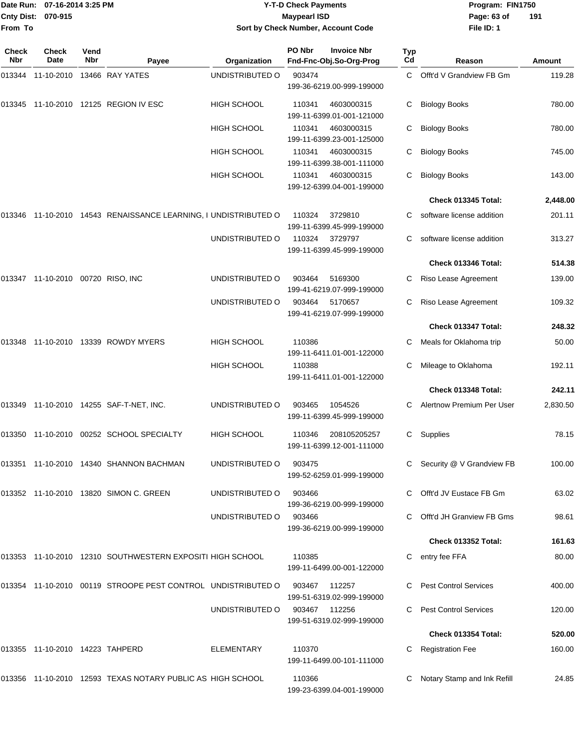Date Run: 07-16-2014 3:25 PM
Cnty Dist: 070-915
From To

# Y-T-D Check Payments
## Maypearl ISD
### Sort by Check Number, Account Code

Program: FIN1750
File ID: 1

| Check Nbr | Check Date | Vend Nbr | Payee | Organization | PO Nbr | Invoice Nbr / Fnd-Fnc-Obj.So-Org-Prog | Typ Cd | Reason | Amount |
|---|---|---|---|---|---|---|---|---|---|
| 013344 | 11-10-2010 | 13466 | RAY YATES | UNDISTRIBUTED O | 903474 | 199-36-6219.00-999-199000 | C | Offt'd V Grandview FB Gm | 119.28 |
| 013345 | 11-10-2010 | 12125 | REGION IV ESC | HIGH SCHOOL | 110341 | 4603000315 199-11-6399.01-001-121000 | C | Biology Books | 780.00 |
| | | | | HIGH SCHOOL | 110341 | 4603000315 199-11-6399.23-001-125000 | C | Biology Books | 780.00 |
| | | | | HIGH SCHOOL | 110341 | 4603000315 199-11-6399.38-001-111000 | C | Biology Books | 745.00 |
| | | | | HIGH SCHOOL | 110341 | 4603000315 199-12-6399.04-001-199000 | C | Biology Books | 143.00 |
| | | | | | | | | **Check 013345 Total:** | **2,448.00** |
| 013346 | 11-10-2010 | 14543 | RENAISSANCE LEARNING, I | UNDISTRIBUTED O | 110324 | 3729810 199-11-6399.45-999-199000 | C | software license addition | 201.11 |
| | | | | UNDISTRIBUTED O | 110324 | 3729797 199-11-6399.45-999-199000 | C | software license addition | 313.27 |
| | | | | | | | | **Check 013346 Total:** | **514.38** |
| 013347 | 11-10-2010 | 00720 | RISO, INC | UNDISTRIBUTED O | 903464 | 5169300 199-41-6219.07-999-199000 | C | Riso Lease Agreement | 139.00 |
| | | | | UNDISTRIBUTED O | 903464 | 5170657 199-41-6219.07-999-199000 | C | Riso Lease Agreement | 109.32 |
| | | | | | | | | **Check 013347 Total:** | **248.32** |
| 013348 | 11-10-2010 | 13339 | ROWDY MYERS | HIGH SCHOOL | 110386 | 199-11-6411.01-001-122000 | C | Meals for Oklahoma trip | 50.00 |
| | | | | HIGH SCHOOL | 110388 | 199-11-6411.01-001-122000 | C | Mileage to Oklahoma | 192.11 |
| | | | | | | | | **Check 013348 Total:** | **242.11** |
| 013349 | 11-10-2010 | 14255 | SAF-T-NET, INC. | UNDISTRIBUTED O | 903465 | 1054526 199-11-6399.45-999-199000 | C | Alertnow Premium Per User | 2,830.50 |
| 013350 | 11-10-2010 | 00252 | SCHOOL SPECIALTY | HIGH SCHOOL | 110346 | 208105205257 199-11-6399.12-001-111000 | C | Supplies | 78.15 |
| 013351 | 11-10-2010 | 14340 | SHANNON BACHMAN | UNDISTRIBUTED O | 903475 | 199-52-6259.01-999-199000 | C | Security @ V Grandview FB | 100.00 |
| 013352 | 11-10-2010 | 13820 | SIMON C. GREEN | UNDISTRIBUTED O | 903466 | 199-36-6219.00-999-199000 | C | Offt'd JV Eustace FB Gm | 63.02 |
| | | | | UNDISTRIBUTED O | 903466 | 199-36-6219.00-999-199000 | C | Offt'd JH Granview FB Gms | 98.61 |
| | | | | | | | | **Check 013352 Total:** | **161.63** |
| 013353 | 11-10-2010 | 12310 | SOUTHWESTERN EXPOSITI | HIGH SCHOOL | 110385 | 199-11-6499.00-001-122000 | C | entry fee FFA | 80.00 |
| 013354 | 11-10-2010 | 00119 | STROOPE PEST CONTROL | UNDISTRIBUTED O | 903467 | 112257 199-51-6319.02-999-199000 | C | Pest Control Services | 400.00 |
| | | | | UNDISTRIBUTED O | 903467 | 112256 199-51-6319.02-999-199000 | C | Pest Control Services | 120.00 |
| | | | | | | | | **Check 013354 Total:** | **520.00** |
| 013355 | 11-10-2010 | 14223 | TAHPERD | ELEMENTARY | 110370 | 199-11-6499.00-101-111000 | C | Registration Fee | 160.00 |
| 013356 | 11-10-2010 | 12593 | TEXAS NOTARY PUBLIC AS | HIGH SCHOOL | 110366 | 199-23-6399.04-001-199000 | C | Notary Stamp and Ink Refill | 24.85 |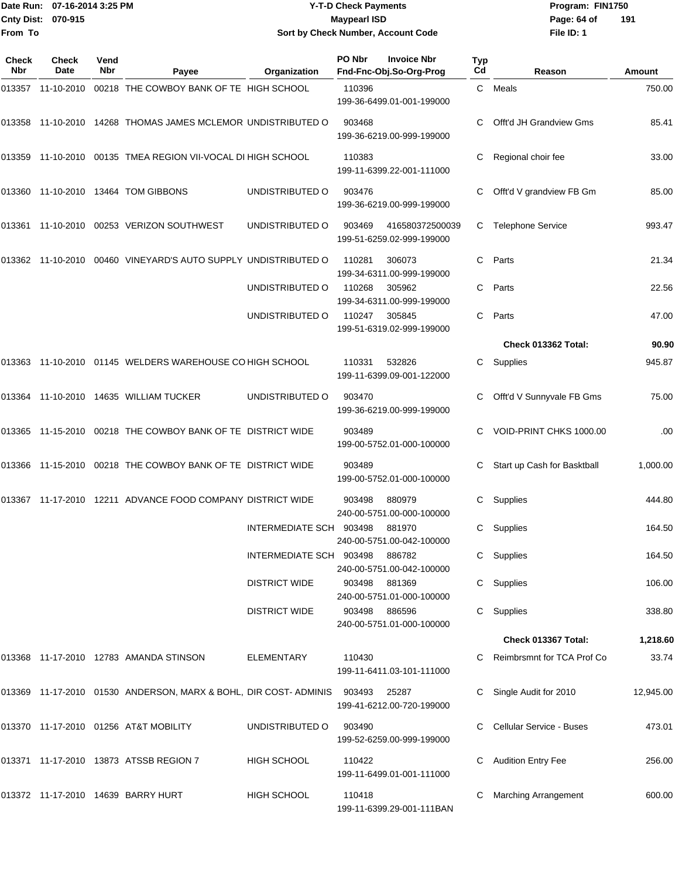Date Run: 07-16-2014 3:25 PM
Cnty Dist: 070-915
From To

# Y-T-D Check Payments
## Maypearl ISD
### Sort by Check Number, Account Code

Program: FIN1750
File ID: 1

| Check Nbr | Check Date | Vend Nbr | Payee | Organization | PO Nbr | Invoice Nbr / Fnd-Fnc-Obj.So-Org-Prog | Typ Cd | Reason | Amount |
|---|---|---|---|---|---|---|---|---|---|
| 013357 | 11-10-2010 | 00218 | THE COWBOY BANK OF TE | HIGH SCHOOL | 110396 | 199-36-6499.01-001-199000 | C | Meals | 750.00 |
| 013358 | 11-10-2010 | 14268 | THOMAS JAMES MCLEMOR | UNDISTRIBUTED O | 903468 | 199-36-6219.00-999-199000 | C | Offt'd JH Grandview Gms | 85.41 |
| 013359 | 11-10-2010 | 00135 | TMEA REGION VII-VOCAL DI | HIGH SCHOOL | 110383 | 199-11-6399.22-001-111000 | C | Regional choir fee | 33.00 |
| 013360 | 11-10-2010 | 13464 | TOM GIBBONS | UNDISTRIBUTED O | 903476 | 199-36-6219.00-999-199000 | C | Offt'd V grandview FB Gm | 85.00 |
| 013361 | 11-10-2010 | 00253 | VERIZON SOUTHWEST | UNDISTRIBUTED O | 903469 | 416580372500039 199-51-6259.02-999-199000 | C | Telephone Service | 993.47 |
| 013362 | 11-10-2010 | 00460 | VINEYARD'S AUTO SUPPLY | UNDISTRIBUTED O | 110281 | 306073 199-34-6311.00-999-199000 | C | Parts | 21.34 |
| | | | | UNDISTRIBUTED O | 110268 | 305962 199-34-6311.00-999-199000 | C | Parts | 22.56 |
| | | | | UNDISTRIBUTED O | 110247 | 305845 199-51-6319.02-999-199000 | C | Parts | 47.00 |
| | | | | | | | | **Check 013362 Total:** | **90.90** |
| 013363 | 11-10-2010 | 01145 | WELDERS WAREHOUSE CO | HIGH SCHOOL | 110331 | 532826 199-11-6399.09-001-122000 | C | Supplies | 945.87 |
| 013364 | 11-10-2010 | 14635 | WILLIAM TUCKER | UNDISTRIBUTED O | 903470 | 199-36-6219.00-999-199000 | C | Offt'd V Sunnyvale FB Gms | 75.00 |
| 013365 | 11-15-2010 | 00218 | THE COWBOY BANK OF TE | DISTRICT WIDE | 903489 | 199-00-5752.01-000-100000 | C | VOID-PRINT CHKS 1000.00 | .00 |
| 013366 | 11-15-2010 | 00218 | THE COWBOY BANK OF TE | DISTRICT WIDE | 903489 | 199-00-5752.01-000-100000 | C | Start up Cash for Basktball | 1,000.00 |
| 013367 | 11-17-2010 | 12211 | ADVANCE FOOD COMPANY | DISTRICT WIDE | 903498 | 880979 240-00-5751.00-000-100000 | C | Supplies | 444.80 |
| | | | | INTERMEDIATE SCH | 903498 | 881970 240-00-5751.00-042-100000 | C | Supplies | 164.50 |
| | | | | INTERMEDIATE SCH | 903498 | 886782 240-00-5751.00-042-100000 | C | Supplies | 164.50 |
| | | | | DISTRICT WIDE | 903498 | 881369 240-00-5751.01-000-100000 | C | Supplies | 106.00 |
| | | | | DISTRICT WIDE | 903498 | 886596 240-00-5751.01-000-100000 | C | Supplies | 338.80 |
| | | | | | | | | **Check 013367 Total:** | **1,218.60** |
| 013368 | 11-17-2010 | 12783 | AMANDA STINSON | ELEMENTARY | 110430 | 199-11-6411.03-101-111000 | C | Reimbrsmnt for TCA Prof Co | 33.74 |
| 013369 | 11-17-2010 | 01530 | ANDERSON, MARX & BOHL, | DIR COST- ADMINIS | 903493 | 25287 199-41-6212.00-720-199000 | C | Single Audit for 2010 | 12,945.00 |
| 013370 | 11-17-2010 | 01256 | AT&T MOBILITY | UNDISTRIBUTED O | 903490 | 199-52-6259.00-999-199000 | C | Cellular Service - Buses | 473.01 |
| 013371 | 11-17-2010 | 13873 | ATSSB REGION 7 | HIGH SCHOOL | 110422 | 199-11-6499.01-001-111000 | C | Audition Entry Fee | 256.00 |
| 013372 | 11-17-2010 | 14639 | BARRY HURT | HIGH SCHOOL | 110418 | 199-11-6399.29-001-111BAN | C | Marching Arrangement | 600.00 |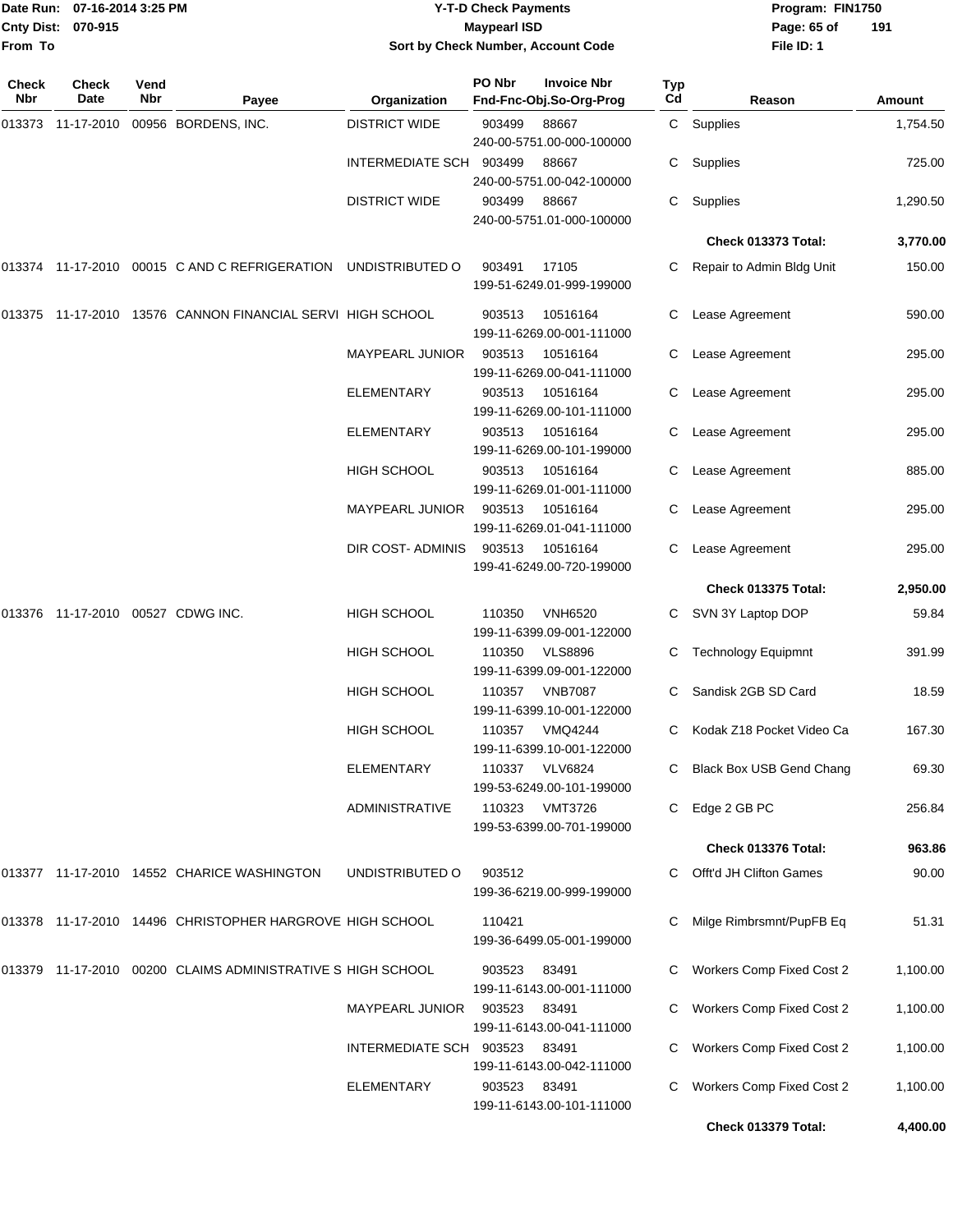Date Run: 07-16-2014 3:25 PM
Cnty Dist: 070-915
From To

# Y-T-D Check Payments
## Maypearl ISD
### Sort by Check Number, Account Code

Program: FIN1750
File ID: 1

| Check Nbr | Check Date | Vend Nbr | Payee | Organization | PO Nbr | Invoice Nbr / Fnd-Fnc-Obj.So-Org-Prog | Typ Cd | Reason | Amount |
|---|---|---|---|---|---|---|---|---|---|
| 013373 | 11-17-2010 | 00956 | BORDENS, INC. | DISTRICT WIDE | 903499 | 88667 240-00-5751.00-000-100000 | C | Supplies | 1,754.50 |
| | | | | INTERMEDIATE SCH | 903499 | 88667 240-00-5751.00-042-100000 | C | Supplies | 725.00 |
| | | | | DISTRICT WIDE | 903499 | 88667 240-00-5751.01-000-100000 | C | Supplies | 1,290.50 |
| | | | | | | | | **Check 013373 Total:** | **3,770.00** |
| 013374 | 11-17-2010 | 00015 | C AND C REFRIGERATION | UNDISTRIBUTED O | 903491 | 17105 199-51-6249.01-999-199000 | C | Repair to Admin Bldg Unit | 150.00 |
| 013375 | 11-17-2010 | 13576 | CANNON FINANCIAL SERVI | HIGH SCHOOL | 903513 | 10516164 199-11-6269.00-001-111000 | C | Lease Agreement | 590.00 |
| | | | | MAYPEARL JUNIOR | 903513 | 10516164 199-11-6269.00-041-111000 | C | Lease Agreement | 295.00 |
| | | | | ELEMENTARY | 903513 | 10516164 199-11-6269.00-101-111000 | C | Lease Agreement | 295.00 |
| | | | | ELEMENTARY | 903513 | 10516164 199-11-6269.00-101-199000 | C | Lease Agreement | 295.00 |
| | | | | HIGH SCHOOL | 903513 | 10516164 199-11-6269.01-001-111000 | C | Lease Agreement | 885.00 |
| | | | | MAYPEARL JUNIOR | 903513 | 10516164 199-11-6269.01-041-111000 | C | Lease Agreement | 295.00 |
| | | | | DIR COST- ADMINIS | 903513 | 10516164 199-41-6249.00-720-199000 | C | Lease Agreement | 295.00 |
| | | | | | | | | **Check 013375 Total:** | **2,950.00** |
| 013376 | 11-17-2010 | 00527 | CDWG INC. | HIGH SCHOOL | 110350 | VNH6520 199-11-6399.09-001-122000 | C | SVN 3Y Laptop DOP | 59.84 |
| | | | | HIGH SCHOOL | 110350 | VLS8896 199-11-6399.09-001-122000 | C | Technology Equipmnt | 391.99 |
| | | | | HIGH SCHOOL | 110357 | VNB7087 199-11-6399.10-001-122000 | C | Sandisk 2GB SD Card | 18.59 |
| | | | | HIGH SCHOOL | 110357 | VMQ4244 199-11-6399.10-001-122000 | C | Kodak Z18 Pocket Video Ca | 167.30 |
| | | | | ELEMENTARY | 110337 | VLV6824 199-53-6249.00-101-199000 | C | Black Box USB Gend Chang | 69.30 |
| | | | | ADMINISTRATIVE | 110323 | VMT3726 199-53-6399.00-701-199000 | C | Edge 2 GB PC | 256.84 |
| | | | | | | | | **Check 013376 Total:** | **963.86** |
| 013377 | 11-17-2010 | 14552 | CHARICE WASHINGTON | UNDISTRIBUTED O | 903512 | 199-36-6219.00-999-199000 | C | Offt'd JH Clifton Games | 90.00 |
| 013378 | 11-17-2010 | 14496 | CHRISTOPHER HARGROVE | HIGH SCHOOL | 110421 | 199-36-6499.05-001-199000 | C | Milge Rimbrsmnt/PupFB Eq | 51.31 |
| 013379 | 11-17-2010 | 00200 | CLAIMS ADMINISTRATIVE S | HIGH SCHOOL | 903523 | 83491 199-11-6143.00-001-111000 | C | Workers Comp Fixed Cost 2 | 1,100.00 |
| | | | | MAYPEARL JUNIOR | 903523 | 83491 199-11-6143.00-041-111000 | C | Workers Comp Fixed Cost 2 | 1,100.00 |
| | | | | INTERMEDIATE SCH | 903523 | 83491 199-11-6143.00-042-111000 | C | Workers Comp Fixed Cost 2 | 1,100.00 |
| | | | | ELEMENTARY | 903523 | 83491 199-11-6143.00-101-111000 | C | Workers Comp Fixed Cost 2 | 1,100.00 |
| | | | | | | | | **Check 013379 Total:** | **4,400.00** |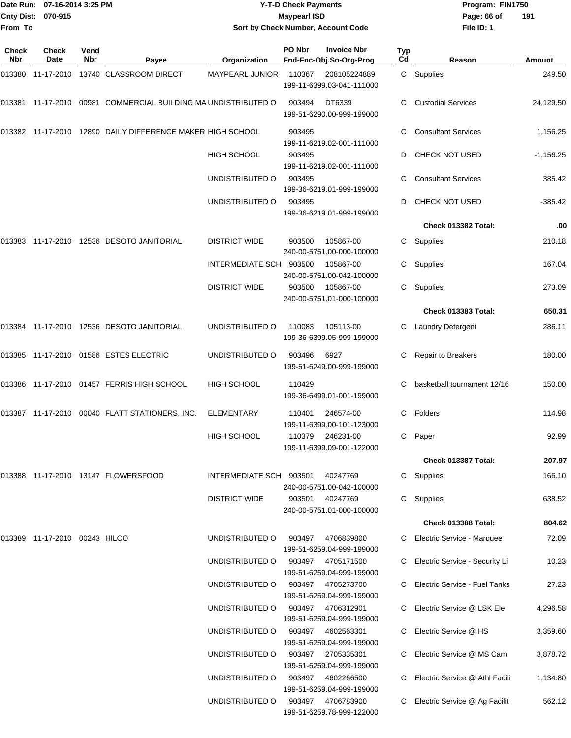Date Run: 07-16-2014 3:25 PM
Cnty Dist: 070-915
From To

# Y-T-D Check Payments
## Maypearl ISD
### Sort by Check Number, Account Code

Program: FIN1750
File ID: 1

| Check Nbr | Check Date | Vend Nbr | Payee | Organization | PO Nbr / Fnd-Fnc-Obj.So-Org-Prog | Invoice Nbr | Typ Cd | Reason | Amount |
|---|---|---|---|---|---|---|---|---|---|
| 013380 | 11-17-2010 | 13740 | CLASSROOM DIRECT | MAYPEARL JUNIOR | 110367 199-11-6399.03-041-111000 | 208105224889 | C | Supplies | 249.50 |
| 013381 | 11-17-2010 | 00981 | COMMERCIAL BUILDING MA | UNDISTRIBUTED O | 903494 199-51-6290.00-999-199000 | DT6339 | C | Custodial Services | 24,129.50 |
| 013382 | 11-17-2010 | 12890 | DAILY DIFFERENCE MAKER | HIGH SCHOOL | 903495 199-11-6219.02-001-111000 | | C | Consultant Services | 1,156.25 |
| | | | | HIGH SCHOOL | 903495 199-11-6219.02-001-111000 | | D | CHECK NOT USED | -1,156.25 |
| | | | | UNDISTRIBUTED O | 903495 199-36-6219.01-999-199000 | | C | Consultant Services | 385.42 |
| | | | | UNDISTRIBUTED O | 903495 199-36-6219.01-999-199000 | | D | CHECK NOT USED | -385.42 |
| | | | | | | | | **Check 013382 Total:** | **.00** |
| 013383 | 11-17-2010 | 12536 | DESOTO JANITORIAL | DISTRICT WIDE | 903500 240-00-5751.00-000-100000 | 105867-00 | C | Supplies | 210.18 |
| | | | | INTERMEDIATE SCH | 903500 240-00-5751.00-042-100000 | 105867-00 | C | Supplies | 167.04 |
| | | | | DISTRICT WIDE | 903500 240-00-5751.01-000-100000 | 105867-00 | C | Supplies | 273.09 |
| | | | | | | | | **Check 013383 Total:** | **650.31** |
| 013384 | 11-17-2010 | 12536 | DESOTO JANITORIAL | UNDISTRIBUTED O | 110083 199-36-6399.05-999-199000 | 105113-00 | C | Laundry Detergent | 286.11 |
| 013385 | 11-17-2010 | 01586 | ESTES ELECTRIC | UNDISTRIBUTED O | 903496 199-51-6249.00-999-199000 | 6927 | C | Repair to Breakers | 180.00 |
| 013386 | 11-17-2010 | 01457 | FERRIS HIGH SCHOOL | HIGH SCHOOL | 110429 199-36-6499.01-001-199000 | | C | basketball tournament 12/16 | 150.00 |
| 013387 | 11-17-2010 | 00040 | FLATT STATIONERS, INC. | ELEMENTARY | 110401 199-11-6399.00-101-123000 | 246574-00 | C | Folders | 114.98 |
| | | | | HIGH SCHOOL | 110379 199-11-6399.09-001-122000 | 246231-00 | C | Paper | 92.99 |
| | | | | | | | | **Check 013387 Total:** | **207.97** |
| 013388 | 11-17-2010 | 13147 | FLOWERSFOOD | INTERMEDIATE SCH | 903501 240-00-5751.00-042-100000 | 40247769 | C | Supplies | 166.10 |
| | | | | DISTRICT WIDE | 903501 240-00-5751.01-000-100000 | 40247769 | C | Supplies | 638.52 |
| | | | | | | | | **Check 013388 Total:** | **804.62** |
| 013389 | 11-17-2010 | 00243 | HILCO | UNDISTRIBUTED O | 903497 199-51-6259.04-999-199000 | 4706839800 | C | Electric Service - Marquee | 72.09 |
| | | | | UNDISTRIBUTED O | 903497 199-51-6259.04-999-199000 | 4705171500 | C | Electric Service - Security Li | 10.23 |
| | | | | UNDISTRIBUTED O | 903497 199-51-6259.04-999-199000 | 4705273700 | C | Electric Service - Fuel Tanks | 27.23 |
| | | | | UNDISTRIBUTED O | 903497 199-51-6259.04-999-199000 | 4706312901 | C | Electric Service @ LSK Ele | 4,296.58 |
| | | | | UNDISTRIBUTED O | 903497 199-51-6259.04-999-199000 | 4602563301 | C | Electric Service @ HS | 3,359.60 |
| | | | | UNDISTRIBUTED O | 903497 199-51-6259.04-999-199000 | 2705335301 | C | Electric Service @ MS Cam | 3,878.72 |
| | | | | UNDISTRIBUTED O | 903497 199-51-6259.04-999-199000 | 4602266500 | C | Electric Service @ Athl Facili | 1,134.80 |
| | | | | UNDISTRIBUTED O | 903497 199-51-6259.78-999-122000 | 4706783900 | C | Electric Service @ Ag Facilit | 562.12 |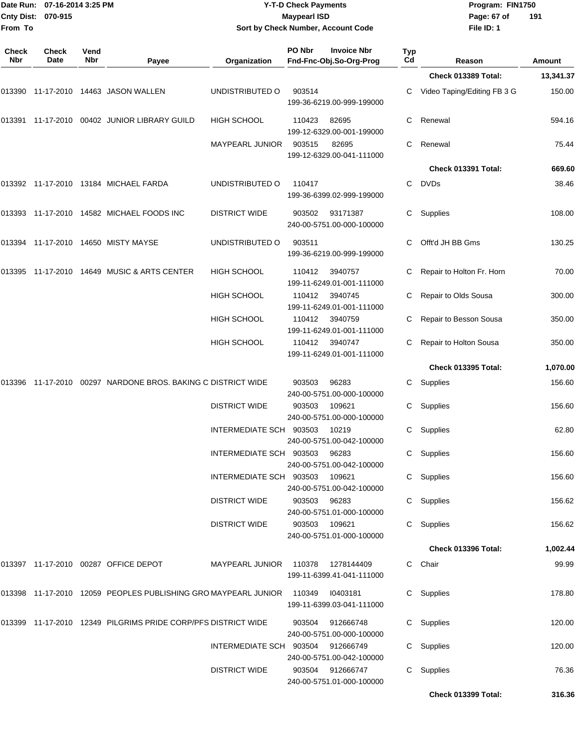Date Run: 07-16-2014 3:25 PM
Cnty Dist: 070-915
From To

**Y-T-D Check Payments**
**Maypearl ISD**
**Sort by Check Number, Account Code**

Program: FIN1750
File ID: 1

| Check Nbr | Check Date | Vend Nbr | Payee | Organization | PO Nbr | Invoice Nbr / Fnd-Fnc-Obj.So-Org-Prog | Typ Cd | Reason | Amount |
|---|---|---|---|---|---|---|---|---|---|
| | | | | | | | | **Check 013389 Total:** | **13,341.37** |
| 013390 | 11-17-2010 | 14463 | JASON WALLEN | UNDISTRIBUTED O | 903514 | 199-36-6219.00-999-199000 | C | Video Taping/Editing FB 3 G | 150.00 |
| 013391 | 11-17-2010 | 00402 | JUNIOR LIBRARY GUILD | HIGH SCHOOL | 110423 | 82695 / 199-12-6329.00-001-199000 | C | Renewal | 594.16 |
| | | | | MAYPEARL JUNIOR | 903515 | 82695 / 199-12-6329.00-041-111000 | C | Renewal | 75.44 |
| | | | | | | | | **Check 013391 Total:** | **669.60** |
| 013392 | 11-17-2010 | 13184 | MICHAEL FARDA | UNDISTRIBUTED O | 110417 | 199-36-6399.02-999-199000 | C | DVDs | 38.46 |
| 013393 | 11-17-2010 | 14582 | MICHAEL FOODS INC | DISTRICT WIDE | 903502 | 93171387 / 240-00-5751.00-000-100000 | C | Supplies | 108.00 |
| 013394 | 11-17-2010 | 14650 | MISTY MAYSE | UNDISTRIBUTED O | 903511 | 199-36-6219.00-999-199000 | C | Offt'd JH BB Gms | 130.25 |
| 013395 | 11-17-2010 | 14649 | MUSIC & ARTS CENTER | HIGH SCHOOL | 110412 | 3940757 / 199-11-6249.01-001-111000 | C | Repair to Holton Fr. Horn | 70.00 |
| | | | | HIGH SCHOOL | 110412 | 3940745 / 199-11-6249.01-001-111000 | C | Repair to Olds Sousa | 300.00 |
| | | | | HIGH SCHOOL | 110412 | 3940759 / 199-11-6249.01-001-111000 | C | Repair to Besson Sousa | 350.00 |
| | | | | HIGH SCHOOL | 110412 | 3940747 / 199-11-6249.01-001-111000 | C | Repair to Holton Sousa | 350.00 |
| | | | | | | | | **Check 013395 Total:** | **1,070.00** |
| 013396 | 11-17-2010 | 00297 | NARDONE BROS. BAKING C | DISTRICT WIDE | 903503 | 96283 / 240-00-5751.00-000-100000 | C | Supplies | 156.60 |
| | | | | DISTRICT WIDE | 903503 | 109621 / 240-00-5751.00-000-100000 | C | Supplies | 156.60 |
| | | | | INTERMEDIATE SCH | 903503 | 10219 / 240-00-5751.00-042-100000 | C | Supplies | 62.80 |
| | | | | INTERMEDIATE SCH | 903503 | 96283 / 240-00-5751.00-042-100000 | C | Supplies | 156.60 |
| | | | | INTERMEDIATE SCH | 903503 | 109621 / 240-00-5751.00-042-100000 | C | Supplies | 156.60 |
| | | | | DISTRICT WIDE | 903503 | 96283 / 240-00-5751.01-000-100000 | C | Supplies | 156.62 |
| | | | | DISTRICT WIDE | 903503 | 109621 / 240-00-5751.01-000-100000 | C | Supplies | 156.62 |
| | | | | | | | | **Check 013396 Total:** | **1,002.44** |
| 013397 | 11-17-2010 | 00287 | OFFICE DEPOT | MAYPEARL JUNIOR | 110378 | 1278144409 / 199-11-6399.41-041-111000 | C | Chair | 99.99 |
| 013398 | 11-17-2010 | 12059 | PEOPLES PUBLISHING GRO | MAYPEARL JUNIOR | 110349 | I0403181 / 199-11-6399.03-041-111000 | C | Supplies | 178.80 |
| 013399 | 11-17-2010 | 12349 | PILGRIMS PRIDE CORP/PFS | DISTRICT WIDE | 903504 | 912666748 / 240-00-5751.00-000-100000 | C | Supplies | 120.00 |
| | | | | INTERMEDIATE SCH | 903504 | 912666749 / 240-00-5751.00-042-100000 | C | Supplies | 120.00 |
| | | | | DISTRICT WIDE | 903504 | 912666747 / 240-00-5751.01-000-100000 | C | Supplies | 76.36 |
| | | | | | | | | **Check 013399 Total:** | **316.36** |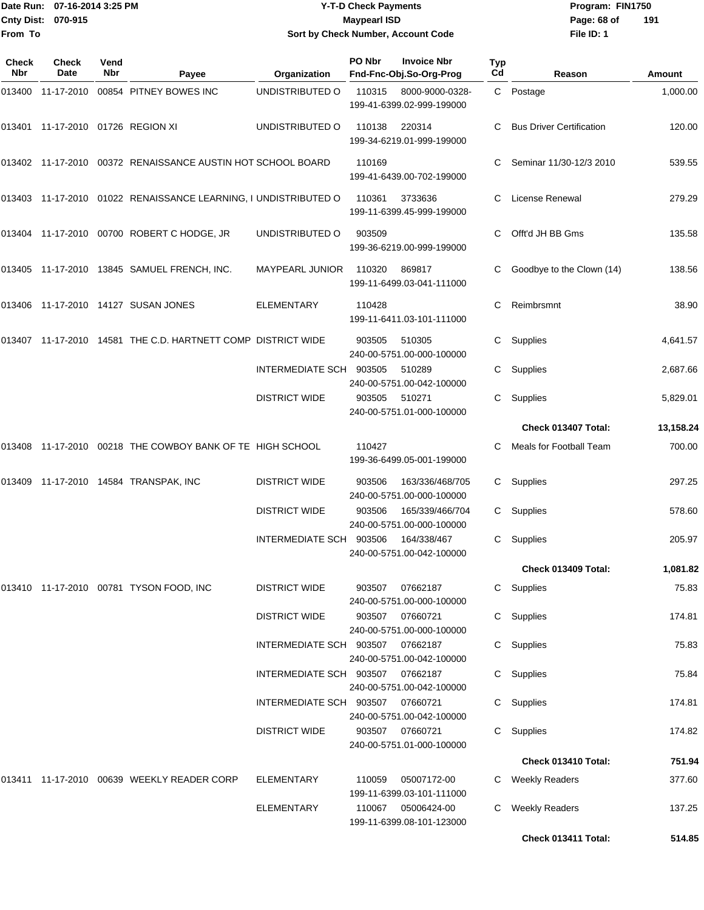Date Run: 07-16-2014 3:25 PM
Cnty Dist: 070-915
From To

**Y-T-D Check Payments**
**Maypearl ISD**
**Sort by Check Number, Account Code**

Program: FIN1750
File ID: 1

| Check Nbr | Check Date | Vend Nbr | Payee | Organization | PO Nbr | Invoice Nbr / Fnd-Fnc-Obj.So-Org-Prog | Typ Cd | Reason | Amount |
|---|---|---|---|---|---|---|---|---|---|
| 013400 | 11-17-2010 | 00854 | PITNEY BOWES INC | UNDISTRIBUTED O | 110315 | 8000-9000-0328- 199-41-6399.02-999-199000 | C | Postage | 1,000.00 |
| 013401 | 11-17-2010 | 01726 | REGION XI | UNDISTRIBUTED O | 110138 | 220314 199-34-6219.01-999-199000 | C | Bus Driver Certification | 120.00 |
| 013402 | 11-17-2010 | 00372 | RENAISSANCE AUSTIN HOT | SCHOOL BOARD | 110169 | 199-41-6439.00-702-199000 | C | Seminar 11/30-12/3 2010 | 539.55 |
| 013403 | 11-17-2010 | 01022 | RENAISSANCE LEARNING, I | UNDISTRIBUTED O | 110361 | 3733636 199-11-6399.45-999-199000 | C | License Renewal | 279.29 |
| 013404 | 11-17-2010 | 00700 | ROBERT C HODGE, JR | UNDISTRIBUTED O | 903509 | 199-36-6219.00-999-199000 | C | Offt'd JH BB Gms | 135.58 |
| 013405 | 11-17-2010 | 13845 | SAMUEL FRENCH, INC. | MAYPEARL JUNIOR | 110320 | 869817 199-11-6499.03-041-111000 | C | Goodbye to the Clown (14) | 138.56 |
| 013406 | 11-17-2010 | 14127 | SUSAN JONES | ELEMENTARY | 110428 | 199-11-6411.03-101-111000 | C | Reimbrsmnt | 38.90 |
| 013407 | 11-17-2010 | 14581 | THE C.D. HARTNETT COMP | DISTRICT WIDE | 903505 | 510305 240-00-5751.00-000-100000 | C | Supplies | 4,641.57 |
| | | | | INTERMEDIATE SCH | 903505 | 510289 240-00-5751.00-042-100000 | C | Supplies | 2,687.66 |
| | | | | DISTRICT WIDE | 903505 | 510271 240-00-5751.01-000-100000 | C | Supplies | 5,829.01 |
| | | | | | | | | **Check 013407 Total:** | **13,158.24** |
| 013408 | 11-17-2010 | 00218 | THE COWBOY BANK OF TE | HIGH SCHOOL | 110427 | 199-36-6499.05-001-199000 | C | Meals for Football Team | 700.00 |
| 013409 | 11-17-2010 | 14584 | TRANSPAK, INC | DISTRICT WIDE | 903506 | 163/336/468/705 240-00-5751.00-000-100000 | C | Supplies | 297.25 |
| | | | | DISTRICT WIDE | 903506 | 165/339/466/704 240-00-5751.00-000-100000 | C | Supplies | 578.60 |
| | | | | INTERMEDIATE SCH | 903506 | 164/338/467 240-00-5751.00-042-100000 | C | Supplies | 205.97 |
| | | | | | | | | **Check 013409 Total:** | **1,081.82** |
| 013410 | 11-17-2010 | 00781 | TYSON FOOD, INC | DISTRICT WIDE | 903507 | 07662187 240-00-5751.00-000-100000 | C | Supplies | 75.83 |
| | | | | DISTRICT WIDE | 903507 | 07660721 240-00-5751.00-000-100000 | C | Supplies | 174.81 |
| | | | | INTERMEDIATE SCH | 903507 | 07662187 240-00-5751.00-042-100000 | C | Supplies | 75.83 |
| | | | | INTERMEDIATE SCH | 903507 | 07662187 240-00-5751.00-042-100000 | C | Supplies | 75.84 |
| | | | | INTERMEDIATE SCH | 903507 | 07660721 240-00-5751.00-042-100000 | C | Supplies | 174.81 |
| | | | | DISTRICT WIDE | 903507 | 07660721 240-00-5751.01-000-100000 | C | Supplies | 174.82 |
| | | | | | | | | **Check 013410 Total:** | **751.94** |
| 013411 | 11-17-2010 | 00639 | WEEKLY READER CORP | ELEMENTARY | 110059 | 05007172-00 199-11-6399.03-101-111000 | C | Weekly Readers | 377.60 |
| | | | | ELEMENTARY | 110067 | 05006424-00 199-11-6399.08-101-123000 | C | Weekly Readers | 137.25 |
| | | | | | | | | **Check 013411 Total:** | **514.85** |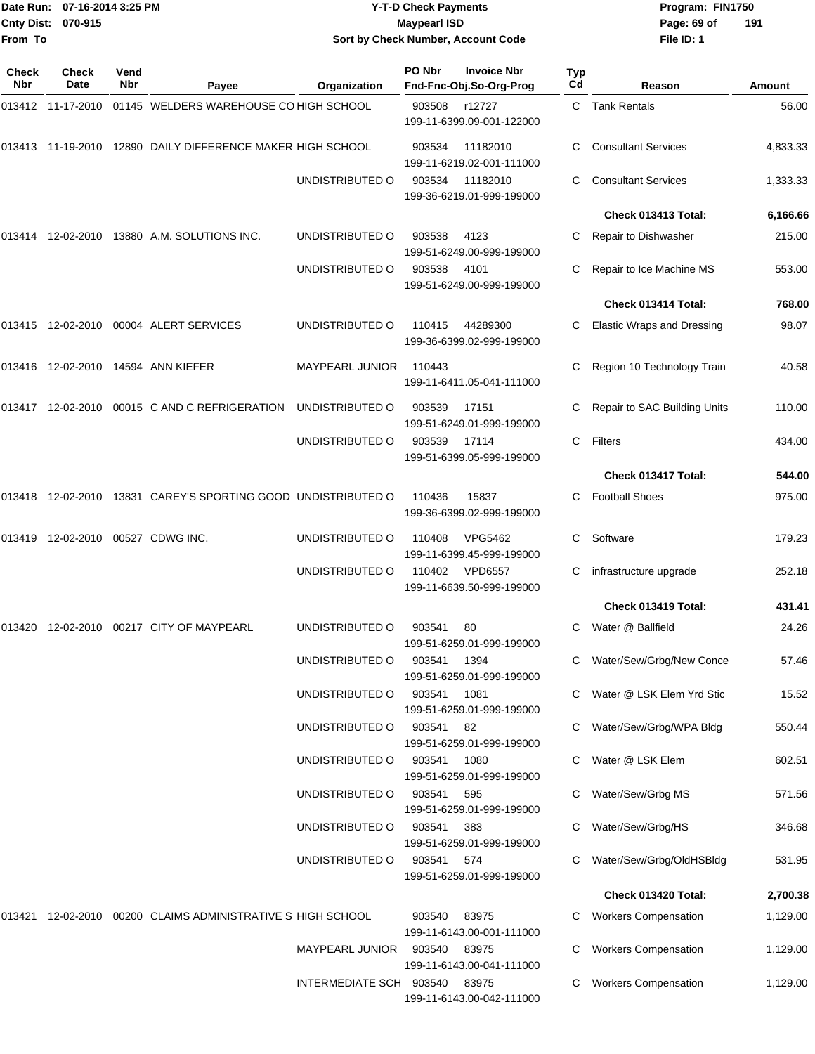# Y-T-D Check Payments

**Maypearl ISD**

**Sort by Check Number, Account Code**

Date Run: 07-16-2014 3:25 PM
Cnty Dist: 070-915
From To

Program: FIN1750
File ID: 1

| Check Nbr | Check Date | Vend Nbr | Payee | Organization | PO Nbr / Fnd-Fnc-Obj.So-Org-Prog | Invoice Nbr | Typ Cd | Reason | Amount |
|---|---|---|---|---|---|---|---|---|---|
| 013412 | 11-17-2010 | 01145 | WELDERS WAREHOUSE CO | HIGH SCHOOL | 903508 199-11-6399.09-001-122000 | r12727 | C | Tank Rentals | 56.00 |
| 013413 | 11-19-2010 | 12890 | DAILY DIFFERENCE MAKER | HIGH SCHOOL | 903534 199-11-6219.02-001-111000 | 11182010 | C | Consultant Services | 4,833.33 |
| | | | | UNDISTRIBUTED O | 903534 199-36-6219.01-999-199000 | 11182010 | C | Consultant Services | 1,333.33 |
| | | | | | | | | **Check 013413 Total:** | **6,166.66** |
| 013414 | 12-02-2010 | 13880 | A.M. SOLUTIONS INC. | UNDISTRIBUTED O | 903538 199-51-6249.00-999-199000 | 4123 | C | Repair to Dishwasher | 215.00 |
| | | | | UNDISTRIBUTED O | 903538 199-51-6249.00-999-199000 | 4101 | C | Repair to Ice Machine MS | 553.00 |
| | | | | | | | | **Check 013414 Total:** | **768.00** |
| 013415 | 12-02-2010 | 00004 | ALERT SERVICES | UNDISTRIBUTED O | 110415 199-36-6399.02-999-199000 | 44289300 | C | Elastic Wraps and Dressing | 98.07 |
| 013416 | 12-02-2010 | 14594 | ANN KIEFER | MAYPEARL JUNIOR | 110443 199-11-6411.05-041-111000 | | C | Region 10 Technology Train | 40.58 |
| 013417 | 12-02-2010 | 00015 | C AND C REFRIGERATION | UNDISTRIBUTED O | 903539 199-51-6249.01-999-199000 | 17151 | C | Repair to SAC Building Units | 110.00 |
| | | | | UNDISTRIBUTED O | 903539 199-51-6399.05-999-199000 | 17114 | C | Filters | 434.00 |
| | | | | | | | | **Check 013417 Total:** | **544.00** |
| 013418 | 12-02-2010 | 13831 | CAREY'S SPORTING GOOD | UNDISTRIBUTED O | 110436 199-36-6399.02-999-199000 | 15837 | C | Football Shoes | 975.00 |
| 013419 | 12-02-2010 | 00527 | CDWG INC. | UNDISTRIBUTED O | 110408 199-11-6399.45-999-199000 | VPG5462 | C | Software | 179.23 |
| | | | | UNDISTRIBUTED O | 110402 199-11-6639.50-999-199000 | VPD6557 | C | infrastructure upgrade | 252.18 |
| | | | | | | | | **Check 013419 Total:** | **431.41** |
| 013420 | 12-02-2010 | 00217 | CITY OF MAYPEARL | UNDISTRIBUTED O | 903541 199-51-6259.01-999-199000 | 80 | C | Water @ Ballfield | 24.26 |
| | | | | UNDISTRIBUTED O | 903541 199-51-6259.01-999-199000 | 1394 | C | Water/Sew/Grbg/New Conce | 57.46 |
| | | | | UNDISTRIBUTED O | 903541 199-51-6259.01-999-199000 | 1081 | C | Water @ LSK Elem Yrd Stic | 15.52 |
| | | | | UNDISTRIBUTED O | 903541 199-51-6259.01-999-199000 | 82 | C | Water/Sew/Grbg/WPA Bldg | 550.44 |
| | | | | UNDISTRIBUTED O | 903541 199-51-6259.01-999-199000 | 1080 | C | Water @ LSK Elem | 602.51 |
| | | | | UNDISTRIBUTED O | 903541 199-51-6259.01-999-199000 | 595 | C | Water/Sew/Grbg MS | 571.56 |
| | | | | UNDISTRIBUTED O | 903541 199-51-6259.01-999-199000 | 383 | C | Water/Sew/Grbg/HS | 346.68 |
| | | | | UNDISTRIBUTED O | 903541 199-51-6259.01-999-199000 | 574 | C | Water/Sew/Grbg/OldHSBldg | 531.95 |
| | | | | | | | | **Check 013420 Total:** | **2,700.38** |
| 013421 | 12-02-2010 | 00200 | CLAIMS ADMINISTRATIVE S | HIGH SCHOOL | 903540 199-11-6143.00-001-111000 | 83975 | C | Workers Compensation | 1,129.00 |
| | | | | MAYPEARL JUNIOR | 903540 199-11-6143.00-041-111000 | 83975 | C | Workers Compensation | 1,129.00 |
| | | | | INTERMEDIATE SCH | 903540 199-11-6143.00-042-111000 | 83975 | C | Workers Compensation | 1,129.00 |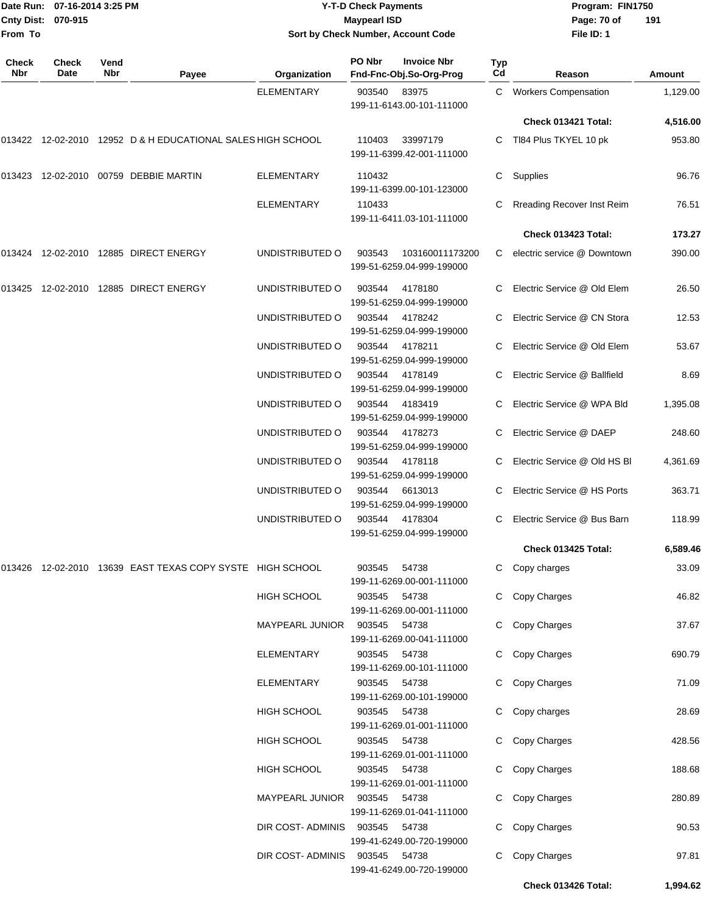**Y-T-D Check Payments**
**Maypearl ISD**
**Sort by Check Number, Account Code**

Date Run: 07-16-2014 3:25 PM
Cnty Dist: 070-915
From To

Program: FIN1750
File ID: 1

| Check Nbr | Check Date | Vend Nbr | Payee | Organization | PO Nbr / Invoice Nbr / Fnd-Fnc-Obj.So-Org-Prog | Typ Cd | Reason | Amount |
|---|---|---|---|---|---|---|---|---|
| | | | | ELEMENTARY | 903540 83975 199-11-6143.00-101-111000 | C | Workers Compensation | 1,129.00 |
| | | | | | | | **Check 013421 Total:** | **4,516.00** |
| 013422 | 12-02-2010 | 12952 | D & H EDUCATIONAL SALES | HIGH SCHOOL | 110403 33997179 199-11-6399.42-001-111000 | C | TI84 Plus TKYEL 10 pk | 953.80 |
| 013423 | 12-02-2010 | 00759 | DEBBIE MARTIN | ELEMENTARY | 110432 199-11-6399.00-101-123000 | C | Supplies | 96.76 |
| | | | | ELEMENTARY | 110433 199-11-6411.03-101-111000 | C | Rreading Recover Inst Reim | 76.51 |
| | | | | | | | **Check 013423 Total:** | **173.27** |
| 013424 | 12-02-2010 | 12885 | DIRECT ENERGY | UNDISTRIBUTED O | 903543 103160011173200 199-51-6259.04-999-199000 | C | electric service @ Downtown | 390.00 |
| 013425 | 12-02-2010 | 12885 | DIRECT ENERGY | UNDISTRIBUTED O | 903544 4178180 199-51-6259.04-999-199000 | C | Electric Service @ Old Elem | 26.50 |
| | | | | UNDISTRIBUTED O | 903544 4178242 199-51-6259.04-999-199000 | C | Electric Service @ CN Stora | 12.53 |
| | | | | UNDISTRIBUTED O | 903544 4178211 199-51-6259.04-999-199000 | C | Electric Service @ Old Elem | 53.67 |
| | | | | UNDISTRIBUTED O | 903544 4178149 199-51-6259.04-999-199000 | C | Electric Service @ Ballfield | 8.69 |
| | | | | UNDISTRIBUTED O | 903544 4183419 199-51-6259.04-999-199000 | C | Electric Service @ WPA Bld | 1,395.08 |
| | | | | UNDISTRIBUTED O | 903544 4178273 199-51-6259.04-999-199000 | C | Electric Service @ DAEP | 248.60 |
| | | | | UNDISTRIBUTED O | 903544 4178118 199-51-6259.04-999-199000 | C | Electric Service @ Old HS Bl | 4,361.69 |
| | | | | UNDISTRIBUTED O | 903544 6613013 199-51-6259.04-999-199000 | C | Electric Service @ HS Ports | 363.71 |
| | | | | UNDISTRIBUTED O | 903544 4178304 199-51-6259.04-999-199000 | C | Electric Service @ Bus Barn | 118.99 |
| | | | | | | | **Check 013425 Total:** | **6,589.46** |
| 013426 | 12-02-2010 | 13639 | EAST TEXAS COPY SYSTE | HIGH SCHOOL | 903545 54738 199-11-6269.00-001-111000 | C | Copy charges | 33.09 |
| | | | | HIGH SCHOOL | 903545 54738 199-11-6269.00-001-111000 | C | Copy Charges | 46.82 |
| | | | | MAYPEARL JUNIOR | 903545 54738 199-11-6269.00-041-111000 | C | Copy Charges | 37.67 |
| | | | | ELEMENTARY | 903545 54738 199-11-6269.00-101-111000 | C | Copy Charges | 690.79 |
| | | | | ELEMENTARY | 903545 54738 199-11-6269.00-101-199000 | C | Copy Charges | 71.09 |
| | | | | HIGH SCHOOL | 903545 54738 199-11-6269.01-001-111000 | C | Copy charges | 28.69 |
| | | | | HIGH SCHOOL | 903545 54738 199-11-6269.01-001-111000 | C | Copy Charges | 428.56 |
| | | | | HIGH SCHOOL | 903545 54738 199-11-6269.01-001-111000 | C | Copy Charges | 188.68 |
| | | | | MAYPEARL JUNIOR | 903545 54738 199-11-6269.01-041-111000 | C | Copy Charges | 280.89 |
| | | | | DIR COST- ADMINIS | 903545 54738 199-41-6249.00-720-199000 | C | Copy Charges | 90.53 |
| | | | | DIR COST- ADMINIS | 903545 54738 199-41-6249.00-720-199000 | C | Copy Charges | 97.81 |
| | | | | | | | **Check 013426 Total:** | **1,994.62** |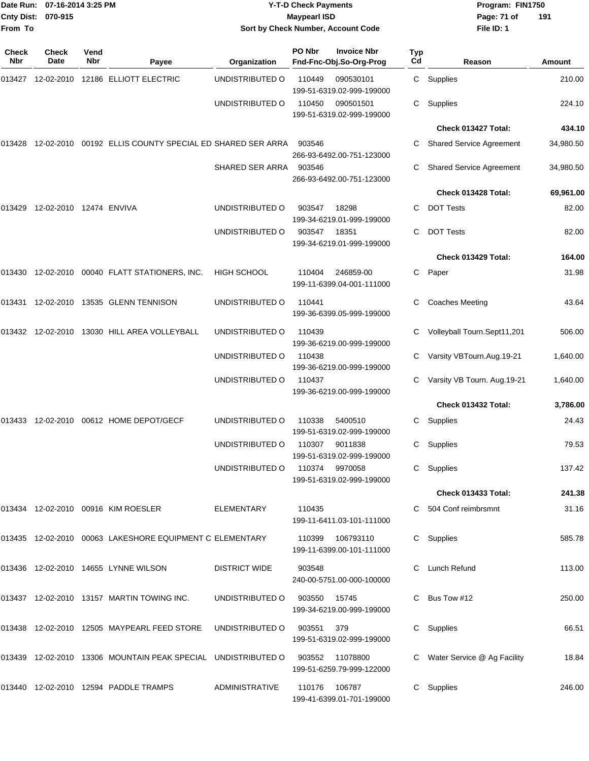Date Run: 07-16-2014 3:25 PM
Cnty Dist: 070-915
From To

# Y-T-D Check Payments
## Maypearl ISD
### Sort by Check Number, Account Code

Program: FIN1750
File ID: 1

| Check Nbr | Check Date | Vend Nbr | Payee | Organization | PO Nbr | Invoice Nbr / Fnd-Fnc-Obj.So-Org-Prog | Typ Cd | Reason | Amount |
|---|---|---|---|---|---|---|---|---|---|
| 013427 | 12-02-2010 | 12186 | ELLIOTT ELECTRIC | UNDISTRIBUTED O | 110449 | 090530101 199-51-6319.02-999-199000 | C | Supplies | 210.00 |
| | | | | UNDISTRIBUTED O | 110450 | 090501501 199-51-6319.02-999-199000 | C | Supplies | 224.10 |
| | | | | | | | | **Check 013427 Total:** | **434.10** |
| 013428 | 12-02-2010 | 00192 | ELLIS COUNTY SPECIAL ED | SHARED SER ARRA | 903546 | 266-93-6492.00-751-123000 | C | Shared Service Agreement | 34,980.50 |
| | | | | SHARED SER ARRA | 903546 | 266-93-6492.00-751-123000 | C | Shared Service Agreement | 34,980.50 |
| | | | | | | | | **Check 013428 Total:** | **69,961.00** |
| 013429 | 12-02-2010 | 12474 | ENVIVA | UNDISTRIBUTED O | 903547 | 18298 199-34-6219.01-999-199000 | C | DOT Tests | 82.00 |
| | | | | UNDISTRIBUTED O | 903547 | 18351 199-34-6219.01-999-199000 | C | DOT Tests | 82.00 |
| | | | | | | | | **Check 013429 Total:** | **164.00** |
| 013430 | 12-02-2010 | 00040 | FLATT STATIONERS, INC. | HIGH SCHOOL | 110404 | 246859-00 199-11-6399.04-001-111000 | C | Paper | 31.98 |
| 013431 | 12-02-2010 | 13535 | GLENN TENNISON | UNDISTRIBUTED O | 110441 | 199-36-6399.05-999-199000 | C | Coaches Meeting | 43.64 |
| 013432 | 12-02-2010 | 13030 | HILL AREA VOLLEYBALL | UNDISTRIBUTED O | 110439 | 199-36-6219.00-999-199000 | C | Volleyball Tourn.Sept11,201 | 506.00 |
| | | | | UNDISTRIBUTED O | 110438 | 199-36-6219.00-999-199000 | C | Varsity VBTourn.Aug.19-21 | 1,640.00 |
| | | | | UNDISTRIBUTED O | 110437 | 199-36-6219.00-999-199000 | C | Varsity VB Tourn. Aug.19-21 | 1,640.00 |
| | | | | | | | | **Check 013432 Total:** | **3,786.00** |
| 013433 | 12-02-2010 | 00612 | HOME DEPOT/GECF | UNDISTRIBUTED O | 110338 | 5400510 199-51-6319.02-999-199000 | C | Supplies | 24.43 |
| | | | | UNDISTRIBUTED O | 110307 | 9011838 199-51-6319.02-999-199000 | C | Supplies | 79.53 |
| | | | | UNDISTRIBUTED O | 110374 | 9970058 199-51-6319.02-999-199000 | C | Supplies | 137.42 |
| | | | | | | | | **Check 013433 Total:** | **241.38** |
| 013434 | 12-02-2010 | 00916 | KIM ROESLER | ELEMENTARY | 110435 | 199-11-6411.03-101-111000 | C | 504 Conf reimbrsmnt | 31.16 |
| 013435 | 12-02-2010 | 00063 | LAKESHORE EQUIPMENT C | ELEMENTARY | 110399 | 106793110 199-11-6399.00-101-111000 | C | Supplies | 585.78 |
| 013436 | 12-02-2010 | 14655 | LYNNE WILSON | DISTRICT WIDE | 903548 | 240-00-5751.00-000-100000 | C | Lunch Refund | 113.00 |
| 013437 | 12-02-2010 | 13157 | MARTIN TOWING INC. | UNDISTRIBUTED O | 903550 | 15745 199-34-6219.00-999-199000 | C | Bus Tow #12 | 250.00 |
| 013438 | 12-02-2010 | 12505 | MAYPEARL FEED STORE | UNDISTRIBUTED O | 903551 | 379 199-51-6319.02-999-199000 | C | Supplies | 66.51 |
| 013439 | 12-02-2010 | 13306 | MOUNTAIN PEAK SPECIAL | UNDISTRIBUTED O | 903552 | 11078800 199-51-6259.79-999-122000 | C | Water Service @ Ag Facility | 18.84 |
| 013440 | 12-02-2010 | 12594 | PADDLE TRAMPS | ADMINISTRATIVE | 110176 | 106787 199-41-6399.01-701-199000 | C | Supplies | 246.00 |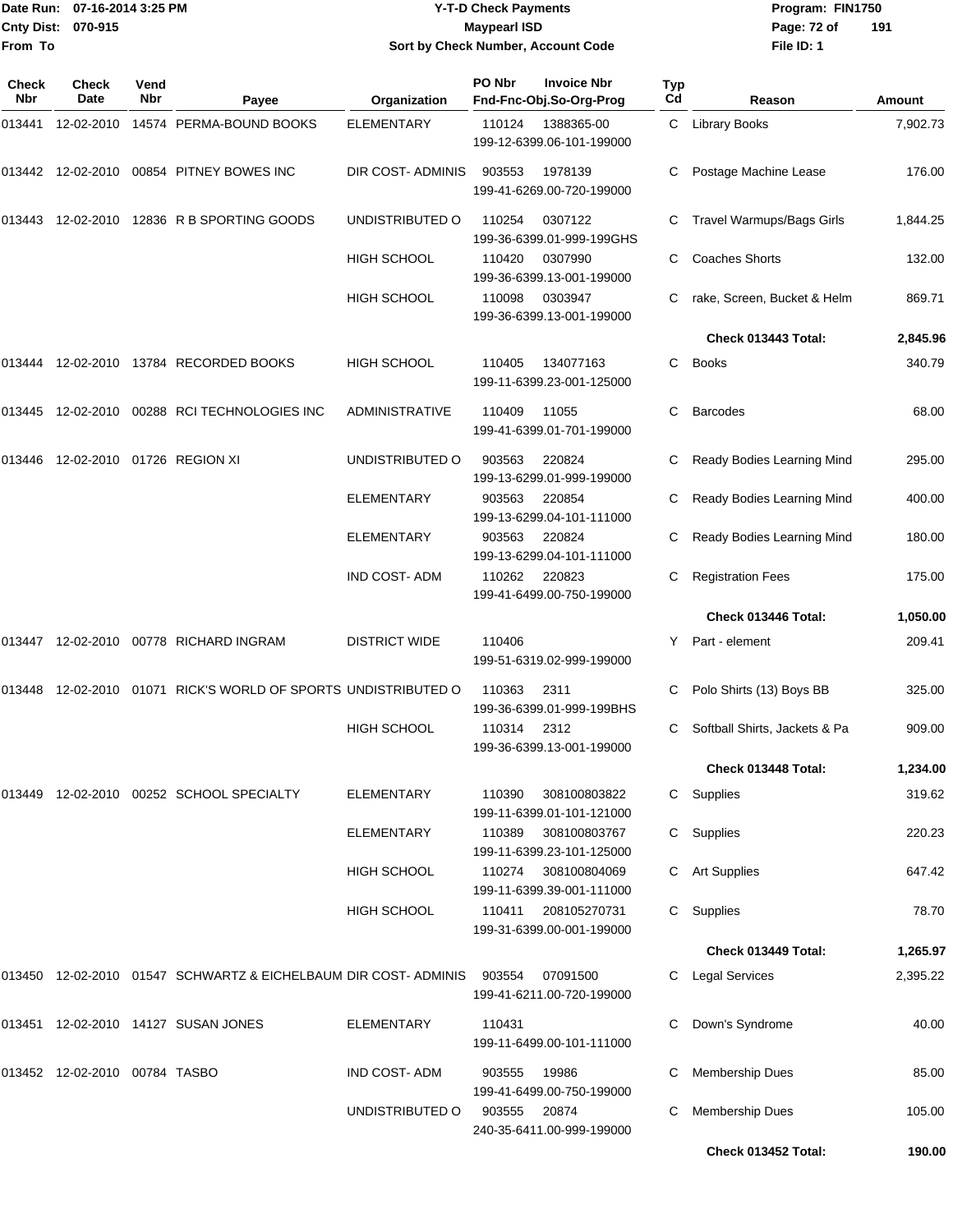Date Run: 07-16-2014 3:25 PM

Cnty Dist: 070-915

From To

# Y-T-D Check Payments

## Maypearl ISD

### Sort by Check Number, Account Code

Program: FIN1750

File ID: 1

| Check Nbr | Check Date | Vend Nbr | Payee | Organization | PO Nbr | Invoice Nbr / Fnd-Fnc-Obj.So-Org-Prog | Typ Cd | Reason | Amount |
|---|---|---|---|---|---|---|---|---|---|
| 013441 | 12-02-2010 | 14574 | PERMA-BOUND BOOKS | ELEMENTARY | 110124 | 1388365-00 199-12-6399.06-101-199000 | C | Library Books | 7,902.73 |
| 013442 | 12-02-2010 | 00854 | PITNEY BOWES INC | DIR COST- ADMINIS | 903553 | 1978139 199-41-6269.00-720-199000 | C | Postage Machine Lease | 176.00 |
| 013443 | 12-02-2010 | 12836 | R B SPORTING GOODS | UNDISTRIBUTED O | 110254 | 0307122 199-36-6399.01-999-199GHS | C | Travel Warmups/Bags Girls | 1,844.25 |
| | | | | HIGH SCHOOL | 110420 | 0307990 199-36-6399.13-001-199000 | C | Coaches Shorts | 132.00 |
| | | | | HIGH SCHOOL | 110098 | 0303947 199-36-6399.13-001-199000 | C | rake, Screen, Bucket & Helm | 869.71 |
| | | | | | | | | **Check 013443 Total:** | **2,845.96** |
| 013444 | 12-02-2010 | 13784 | RECORDED BOOKS | HIGH SCHOOL | 110405 | 134077163 199-11-6399.23-001-125000 | C | Books | 340.79 |
| 013445 | 12-02-2010 | 00288 | RCI TECHNOLOGIES INC | ADMINISTRATIVE | 110409 | 11055 199-41-6399.01-701-199000 | C | Barcodes | 68.00 |
| 013446 | 12-02-2010 | 01726 | REGION XI | UNDISTRIBUTED O | 903563 | 220824 199-13-6299.01-999-199000 | C | Ready Bodies Learning Mind | 295.00 |
| | | | | ELEMENTARY | 903563 | 220854 199-13-6299.04-101-111000 | C | Ready Bodies Learning Mind | 400.00 |
| | | | | ELEMENTARY | 903563 | 220824 199-13-6299.04-101-111000 | C | Ready Bodies Learning Mind | 180.00 |
| | | | | IND COST- ADM | 110262 | 220823 199-41-6499.00-750-199000 | C | Registration Fees | 175.00 |
| | | | | | | | | **Check 013446 Total:** | **1,050.00** |
| 013447 | 12-02-2010 | 00778 | RICHARD INGRAM | DISTRICT WIDE | 110406 | 199-51-6319.02-999-199000 | Y | Part - element | 209.41 |
| 013448 | 12-02-2010 | 01071 | RICK'S WORLD OF SPORTS | UNDISTRIBUTED O | 110363 | 2311 199-36-6399.01-999-199BHS | C | Polo Shirts (13) Boys BB | 325.00 |
| | | | | HIGH SCHOOL | 110314 | 2312 199-36-6399.13-001-199000 | C | Softball Shirts, Jackets & Pa | 909.00 |
| | | | | | | | | **Check 013448 Total:** | **1,234.00** |
| 013449 | 12-02-2010 | 00252 | SCHOOL SPECIALTY | ELEMENTARY | 110390 | 308100803822 199-11-6399.01-101-121000 | C | Supplies | 319.62 |
| | | | | ELEMENTARY | 110389 | 308100803767 199-11-6399.23-101-125000 | C | Supplies | 220.23 |
| | | | | HIGH SCHOOL | 110274 | 308100804069 199-11-6399.39-001-111000 | C | Art Supplies | 647.42 |
| | | | | HIGH SCHOOL | 110411 | 208105270731 199-31-6399.00-001-199000 | C | Supplies | 78.70 |
| | | | | | | | | **Check 013449 Total:** | **1,265.97** |
| 013450 | 12-02-2010 | 01547 | SCHWARTZ & EICHELBAUM | DIR COST- ADMINIS | 903554 | 07091500 199-41-6211.00-720-199000 | C | Legal Services | 2,395.22 |
| 013451 | 12-02-2010 | 14127 | SUSAN JONES | ELEMENTARY | 110431 | 199-11-6499.00-101-111000 | C | Down's Syndrome | 40.00 |
| 013452 | 12-02-2010 | 00784 | TASBO | IND COST- ADM | 903555 | 19986 199-41-6499.00-750-199000 | C | Membership Dues | 85.00 |
| | | | | UNDISTRIBUTED O | 903555 | 20874 240-35-6411.00-999-199000 | C | Membership Dues | 105.00 |
| | | | | | | | | **Check 013452 Total:** | **190.00** |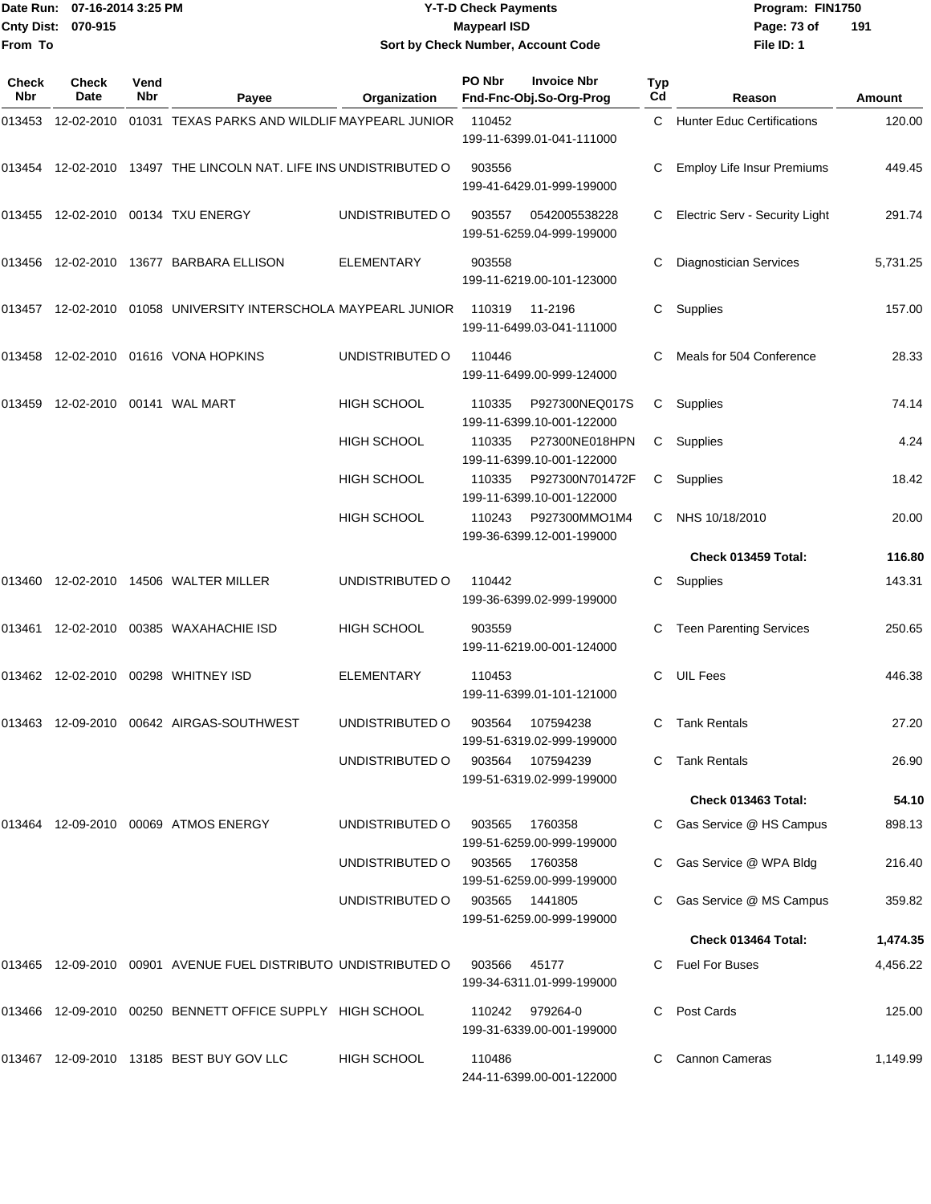Date Run: 07-16-2014 3:25 PM
Cnty Dist: 070-915
From To

# Y-T-D Check Payments
## Maypearl ISD
### Sort by Check Number, Account Code

Program: FIN1750
File ID: 1

| Check Nbr | Check Date | Vend Nbr | Payee | Organization | PO Nbr / Invoice Nbr / Fnd-Fnc-Obj.So-Org-Prog | Typ Cd | Reason | Amount |
|---|---|---|---|---|---|---|---|---|
| 013453 | 12-02-2010 | 01031 | TEXAS PARKS AND WILDLIF | MAYPEARL JUNIOR | 110452 199-11-6399.01-041-111000 | C | Hunter Educ Certifications | 120.00 |
| 013454 | 12-02-2010 | 13497 | THE LINCOLN NAT. LIFE INS | UNDISTRIBUTED O | 903556 199-41-6429.01-999-199000 | C | Employ Life Insur Premiums | 449.45 |
| 013455 | 12-02-2010 | 00134 | TXU ENERGY | UNDISTRIBUTED O | 903557 0542005538228 199-51-6259.04-999-199000 | C | Electric Serv - Security Light | 291.74 |
| 013456 | 12-02-2010 | 13677 | BARBARA ELLISON | ELEMENTARY | 903558 199-11-6219.00-101-123000 | C | Diagnostician Services | 5,731.25 |
| 013457 | 12-02-2010 | 01058 | UNIVERSITY INTERSCHOLA | MAYPEARL JUNIOR | 110319 11-2196 199-11-6499.03-041-111000 | C | Supplies | 157.00 |
| 013458 | 12-02-2010 | 01616 | VONA HOPKINS | UNDISTRIBUTED O | 110446 199-11-6499.00-999-124000 | C | Meals for 504 Conference | 28.33 |
| 013459 | 12-02-2010 | 00141 | WAL MART | HIGH SCHOOL | 110335 P927300NEQ017S 199-11-6399.10-001-122000 | C | Supplies | 74.14 |
| | | | | HIGH SCHOOL | 110335 P27300NE018HPN 199-11-6399.10-001-122000 | C | Supplies | 4.24 |
| | | | | HIGH SCHOOL | 110335 P927300N701472F 199-11-6399.10-001-122000 | C | Supplies | 18.42 |
| | | | | HIGH SCHOOL | 110243 P927300MMO1M4 199-36-6399.12-001-199000 | C | NHS 10/18/2010 | 20.00 |
| | | | | | | | **Check 013459 Total:** | **116.80** |
| 013460 | 12-02-2010 | 14506 | WALTER MILLER | UNDISTRIBUTED O | 110442 199-36-6399.02-999-199000 | C | Supplies | 143.31 |
| 013461 | 12-02-2010 | 00385 | WAXAHACHIE ISD | HIGH SCHOOL | 903559 199-11-6219.00-001-124000 | C | Teen Parenting Services | 250.65 |
| 013462 | 12-02-2010 | 00298 | WHITNEY ISD | ELEMENTARY | 110453 199-11-6399.01-101-121000 | C | UIL Fees | 446.38 |
| 013463 | 12-09-2010 | 00642 | AIRGAS-SOUTHWEST | UNDISTRIBUTED O | 903564 107594238 199-51-6319.02-999-199000 | C | Tank Rentals | 27.20 |
| | | | | UNDISTRIBUTED O | 903564 107594239 199-51-6319.02-999-199000 | C | Tank Rentals | 26.90 |
| | | | | | | | **Check 013463 Total:** | **54.10** |
| 013464 | 12-09-2010 | 00069 | ATMOS ENERGY | UNDISTRIBUTED O | 903565 1760358 199-51-6259.00-999-199000 | C | Gas Service @ HS Campus | 898.13 |
| | | | | UNDISTRIBUTED O | 903565 1760358 199-51-6259.00-999-199000 | C | Gas Service @ WPA Bldg | 216.40 |
| | | | | UNDISTRIBUTED O | 903565 1441805 199-51-6259.00-999-199000 | C | Gas Service @ MS Campus | 359.82 |
| | | | | | | | **Check 013464 Total:** | **1,474.35** |
| 013465 | 12-09-2010 | 00901 | AVENUE FUEL DISTRIBUTO | UNDISTRIBUTED O | 903566 45177 199-34-6311.01-999-199000 | C | Fuel For Buses | 4,456.22 |
| 013466 | 12-09-2010 | 00250 | BENNETT OFFICE SUPPLY | HIGH SCHOOL | 110242 979264-0 199-31-6339.00-001-199000 | C | Post Cards | 125.00 |
| 013467 | 12-09-2010 | 13185 | BEST BUY GOV LLC | HIGH SCHOOL | 110486 244-11-6399.00-001-122000 | C | Cannon Cameras | 1,149.99 |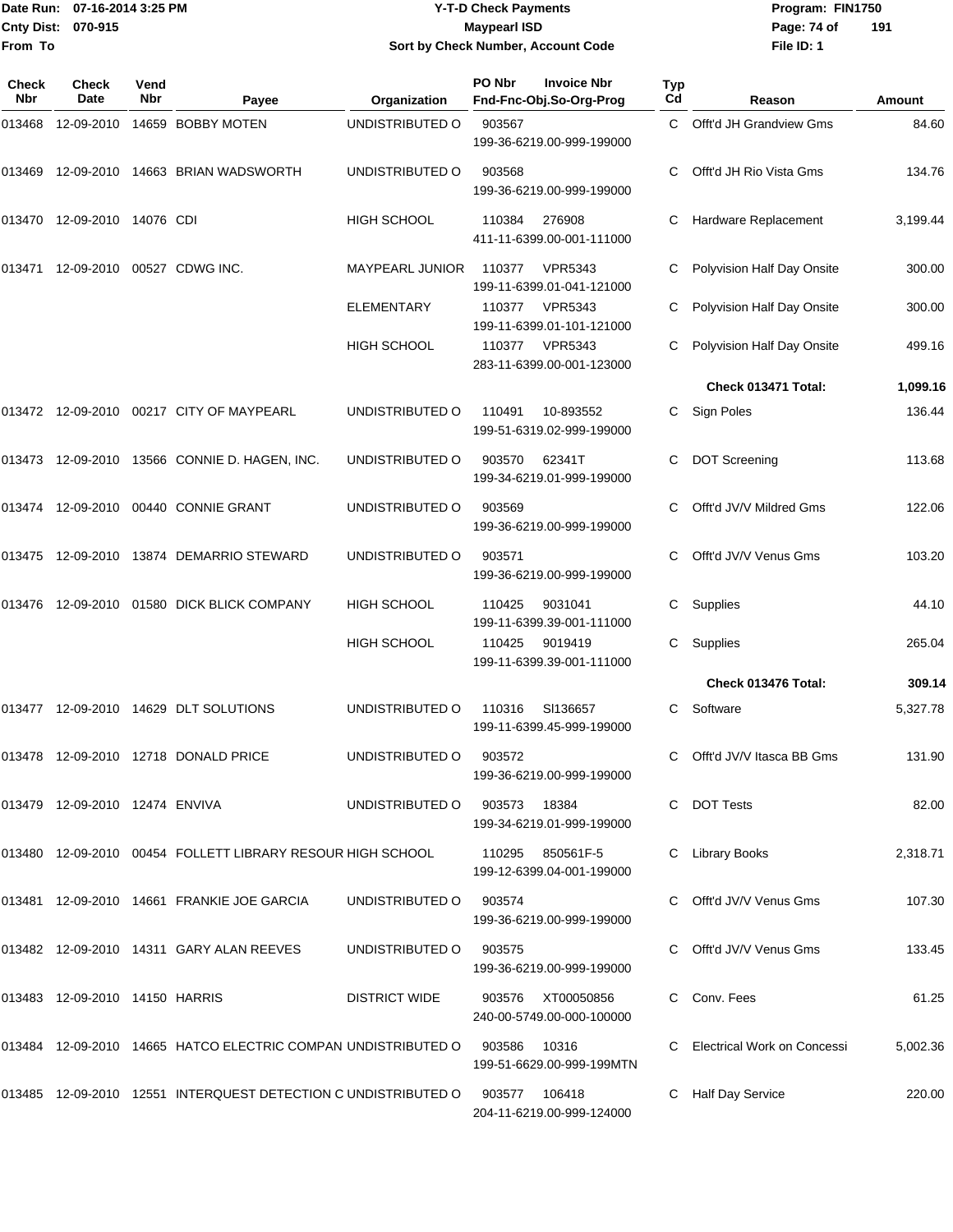**Y-T-D Check Payments**
**Maypearl ISD**
**Sort by Check Number, Account Code**

Date Run: 07-16-2014 3:25 PM
Cnty Dist: 070-915
From To

Program: FIN1750
File ID: 1

| Check Nbr | Check Date | Vend Nbr | Payee | Organization | PO Nbr | Invoice Nbr / Fnd-Fnc-Obj.So-Org-Prog | Typ Cd | Reason | Amount |
|---|---|---|---|---|---|---|---|---|---|
| 013468 | 12-09-2010 | 14659 | BOBBY MOTEN | UNDISTRIBUTED O | 903567 | 199-36-6219.00-999-199000 | C | Offt'd JH Grandview Gms | 84.60 |
| 013469 | 12-09-2010 | 14663 | BRIAN WADSWORTH | UNDISTRIBUTED O | 903568 | 199-36-6219.00-999-199000 | C | Offt'd JH Rio Vista Gms | 134.76 |
| 013470 | 12-09-2010 | 14076 | CDI | HIGH SCHOOL | 110384 | 276908 / 411-11-6399.00-001-111000 | C | Hardware Replacement | 3,199.44 |
| 013471 | 12-09-2010 | 00527 | CDWG INC. | MAYPEARL JUNIOR | 110377 | VPR5343 / 199-11-6399.01-041-121000 | C | Polyvision Half Day Onsite | 300.00 |
| | | | | ELEMENTARY | 110377 | VPR5343 / 199-11-6399.01-101-121000 | C | Polyvision Half Day Onsite | 300.00 |
| | | | | HIGH SCHOOL | 110377 | VPR5343 / 283-11-6399.00-001-123000 | C | Polyvision Half Day Onsite | 499.16 |
| | | | | | | | | **Check 013471 Total:** | **1,099.16** |
| 013472 | 12-09-2010 | 00217 | CITY OF MAYPEARL | UNDISTRIBUTED O | 110491 | 10-893552 / 199-51-6319.02-999-199000 | C | Sign Poles | 136.44 |
| 013473 | 12-09-2010 | 13566 | CONNIE D. HAGEN, INC. | UNDISTRIBUTED O | 903570 | 62341T / 199-34-6219.01-999-199000 | C | DOT Screening | 113.68 |
| 013474 | 12-09-2010 | 00440 | CONNIE GRANT | UNDISTRIBUTED O | 903569 | 199-36-6219.00-999-199000 | C | Offt'd JV/V Mildred Gms | 122.06 |
| 013475 | 12-09-2010 | 13874 | DEMARRIO STEWARD | UNDISTRIBUTED O | 903571 | 199-36-6219.00-999-199000 | C | Offt'd JV/V Venus Gms | 103.20 |
| 013476 | 12-09-2010 | 01580 | DICK BLICK COMPANY | HIGH SCHOOL | 110425 | 9031041 / 199-11-6399.39-001-111000 | C | Supplies | 44.10 |
| | | | | HIGH SCHOOL | 110425 | 9019419 / 199-11-6399.39-001-111000 | C | Supplies | 265.04 |
| | | | | | | | | **Check 013476 Total:** | **309.14** |
| 013477 | 12-09-2010 | 14629 | DLT SOLUTIONS | UNDISTRIBUTED O | 110316 | SI136657 / 199-11-6399.45-999-199000 | C | Software | 5,327.78 |
| 013478 | 12-09-2010 | 12718 | DONALD PRICE | UNDISTRIBUTED O | 903572 | 199-36-6219.00-999-199000 | C | Offt'd JV/V Itasca BB Gms | 131.90 |
| 013479 | 12-09-2010 | 12474 | ENVIVA | UNDISTRIBUTED O | 903573 | 18384 / 199-34-6219.01-999-199000 | C | DOT Tests | 82.00 |
| 013480 | 12-09-2010 | 00454 | FOLLETT LIBRARY RESOUR | HIGH SCHOOL | 110295 | 850561F-5 / 199-12-6399.04-001-199000 | C | Library Books | 2,318.71 |
| 013481 | 12-09-2010 | 14661 | FRANKIE JOE GARCIA | UNDISTRIBUTED O | 903574 | 199-36-6219.00-999-199000 | C | Offt'd JV/V Venus Gms | 107.30 |
| 013482 | 12-09-2010 | 14311 | GARY ALAN REEVES | UNDISTRIBUTED O | 903575 | 199-36-6219.00-999-199000 | C | Offt'd JV/V Venus Gms | 133.45 |
| 013483 | 12-09-2010 | 14150 | HARRIS | DISTRICT WIDE | 903576 | XT00050856 / 240-00-5749.00-000-100000 | C | Conv. Fees | 61.25 |
| 013484 | 12-09-2010 | 14665 | HATCO ELECTRIC COMPAN | UNDISTRIBUTED O | 903586 | 10316 / 199-51-6629.00-999-199MTN | C | Electrical Work on Concessi | 5,002.36 |
| 013485 | 12-09-2010 | 12551 | INTERQUEST DETECTION C | UNDISTRIBUTED O | 903577 | 106418 / 204-11-6219.00-999-124000 | C | Half Day Service | 220.00 |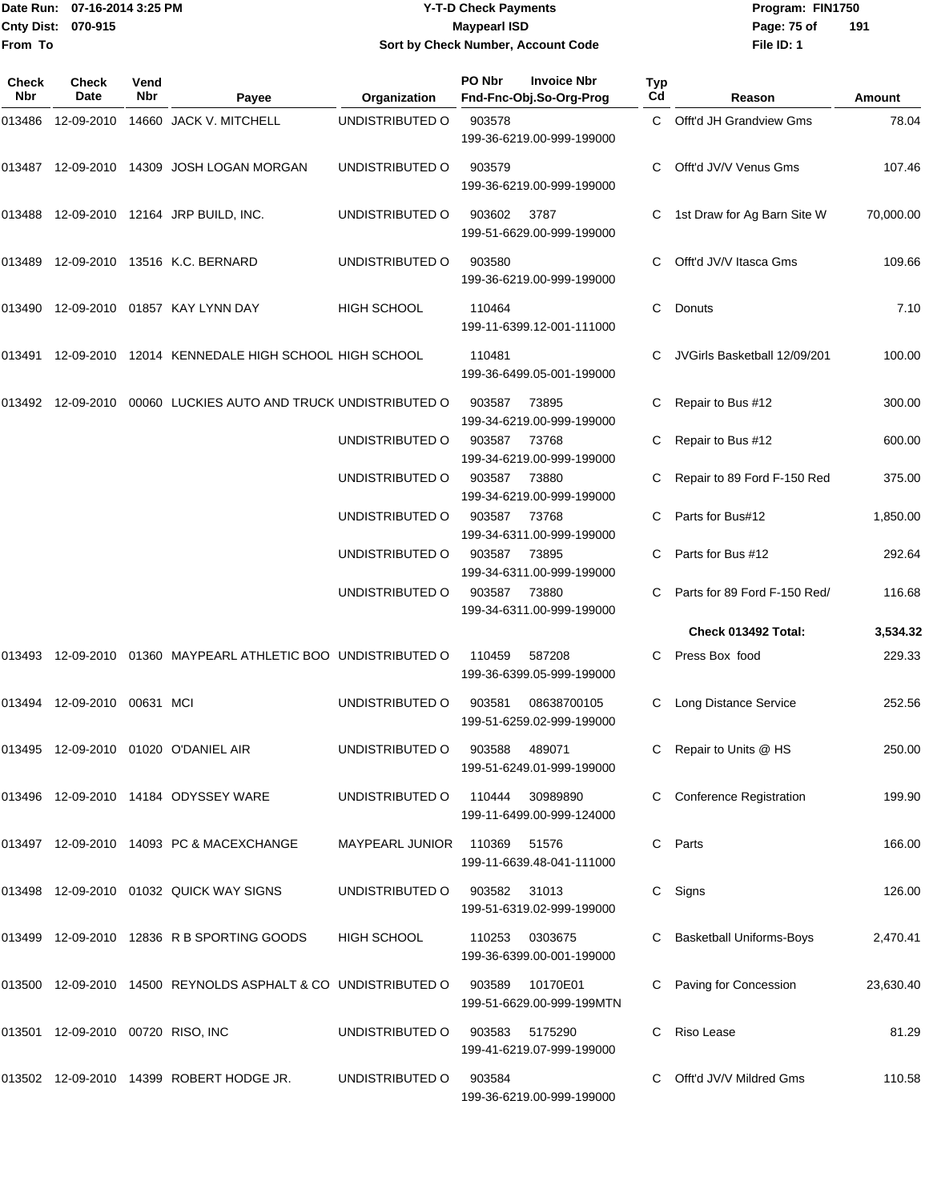Date Run: 07-16-2014 3:25 PM
Cnty Dist: 070-915
From To

# Y-T-D Check Payments
## Maypearl ISD
### Sort by Check Number, Account Code

Program: FIN1750
File ID: 1

| Check Nbr | Check Date | Vend Nbr | Payee | Organization | PO Nbr / Fnd-Fnc-Obj.So-Org-Prog | Invoice Nbr | Typ Cd | Reason | Amount |
|---|---|---|---|---|---|---|---|---|---|
| 013486 | 12-09-2010 | 14660 | JACK V. MITCHELL | UNDISTRIBUTED O | 903578 199-36-6219.00-999-199000 | | C | Offt'd JH Grandview Gms | 78.04 |
| 013487 | 12-09-2010 | 14309 | JOSH LOGAN MORGAN | UNDISTRIBUTED O | 903579 199-36-6219.00-999-199000 | | C | Offt'd JV/V Venus Gms | 107.46 |
| 013488 | 12-09-2010 | 12164 | JRP BUILD, INC. | UNDISTRIBUTED O | 903602 199-51-6629.00-999-199000 | 3787 | C | 1st Draw for Ag Barn Site W | 70,000.00 |
| 013489 | 12-09-2010 | 13516 | K.C. BERNARD | UNDISTRIBUTED O | 903580 199-36-6219.00-999-199000 | | C | Offt'd JV/V Itasca Gms | 109.66 |
| 013490 | 12-09-2010 | 01857 | KAY LYNN DAY | HIGH SCHOOL | 110464 199-11-6399.12-001-111000 | | C | Donuts | 7.10 |
| 013491 | 12-09-2010 | 12014 | KENNEDALE HIGH SCHOOL | HIGH SCHOOL | 110481 199-36-6499.05-001-199000 | | C | JVGirls Basketball 12/09/201 | 100.00 |
| 013492 | 12-09-2010 | 00060 | LUCKIES AUTO AND TRUCK | UNDISTRIBUTED O | 903587 199-34-6219.00-999-199000 | 73895 | C | Repair to Bus #12 | 300.00 |
| | | | | UNDISTRIBUTED O | 903587 199-34-6219.00-999-199000 | 73768 | C | Repair to Bus #12 | 600.00 |
| | | | | UNDISTRIBUTED O | 903587 199-34-6219.00-999-199000 | 73880 | C | Repair to 89 Ford F-150 Red | 375.00 |
| | | | | UNDISTRIBUTED O | 903587 199-34-6311.00-999-199000 | 73768 | C | Parts for Bus#12 | 1,850.00 |
| | | | | UNDISTRIBUTED O | 903587 199-34-6311.00-999-199000 | 73895 | C | Parts for Bus #12 | 292.64 |
| | | | | UNDISTRIBUTED O | 903587 199-34-6311.00-999-199000 | 73880 | C | Parts for 89 Ford F-150 Red/ | 116.68 |
| | | | | | | | | **Check 013492 Total:** | **3,534.32** |
| 013493 | 12-09-2010 | 01360 | MAYPEARL ATHLETIC BOO | UNDISTRIBUTED O | 110459 199-36-6399.05-999-199000 | 587208 | C | Press Box food | 229.33 |
| 013494 | 12-09-2010 | 00631 | MCI | UNDISTRIBUTED O | 903581 199-51-6259.02-999-199000 | 08638700105 | C | Long Distance Service | 252.56 |
| 013495 | 12-09-2010 | 01020 | O'DANIEL AIR | UNDISTRIBUTED O | 903588 199-51-6249.01-999-199000 | 489071 | C | Repair to Units @ HS | 250.00 |
| 013496 | 12-09-2010 | 14184 | ODYSSEY WARE | UNDISTRIBUTED O | 110444 199-11-6499.00-999-124000 | 30989890 | C | Conference Registration | 199.90 |
| 013497 | 12-09-2010 | 14093 | PC & MACEXCHANGE | MAYPEARL JUNIOR | 110369 199-11-6639.48-041-111000 | 51576 | C | Parts | 166.00 |
| 013498 | 12-09-2010 | 01032 | QUICK WAY SIGNS | UNDISTRIBUTED O | 903582 199-51-6319.02-999-199000 | 31013 | C | Signs | 126.00 |
| 013499 | 12-09-2010 | 12836 | R B SPORTING GOODS | HIGH SCHOOL | 110253 199-36-6399.00-001-199000 | 0303675 | C | Basketball Uniforms-Boys | 2,470.41 |
| 013500 | 12-09-2010 | 14500 | REYNOLDS ASPHALT & CO | UNDISTRIBUTED O | 903589 199-51-6629.00-999-199MTN | 10170E01 | C | Paving for Concession | 23,630.40 |
| 013501 | 12-09-2010 | 00720 | RISO, INC | UNDISTRIBUTED O | 903583 199-41-6219.07-999-199000 | 5175290 | C | Riso Lease | 81.29 |
| 013502 | 12-09-2010 | 14399 | ROBERT HODGE JR. | UNDISTRIBUTED O | 903584 199-36-6219.00-999-199000 | | C | Offt'd JV/V Mildred Gms | 110.58 |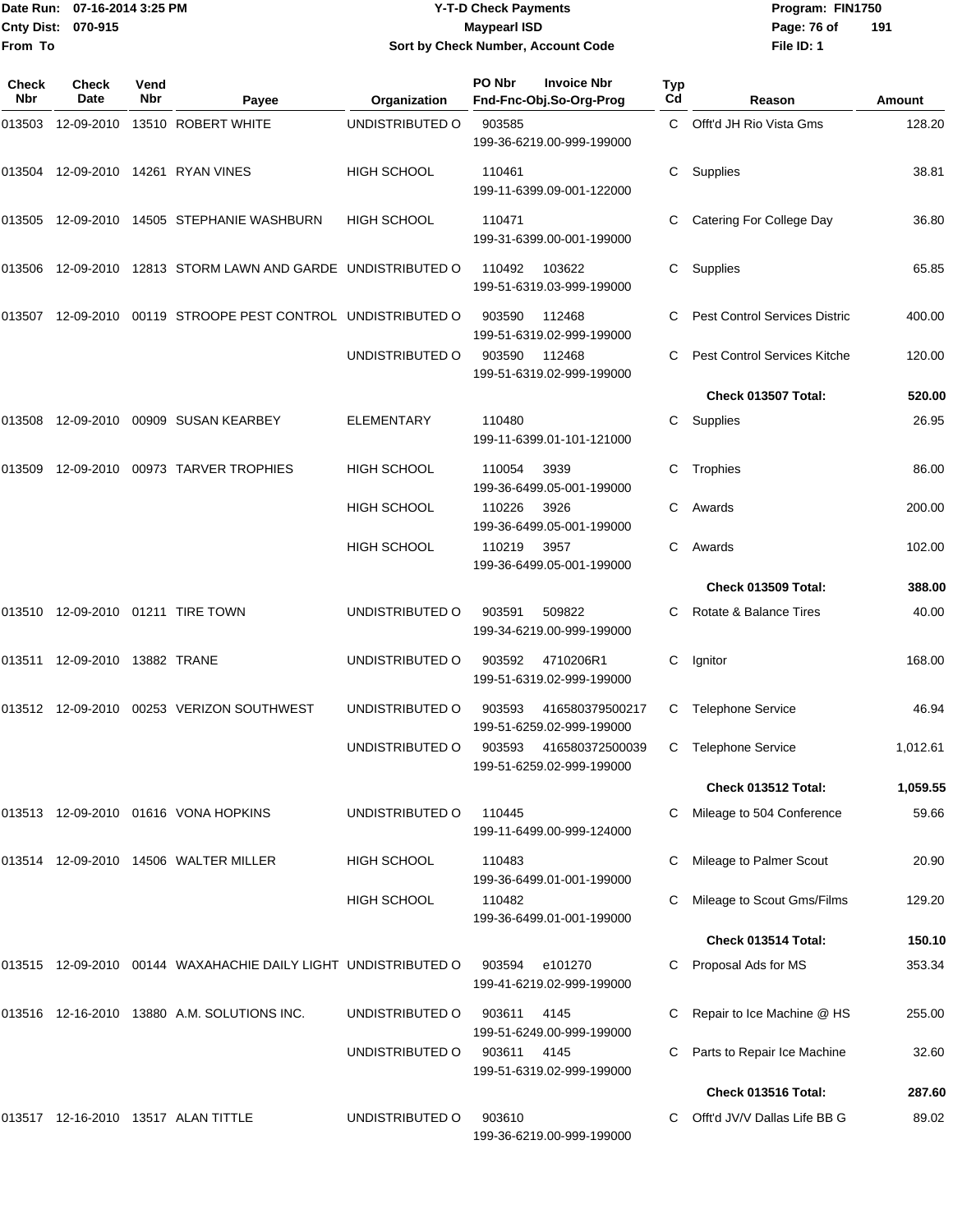Date Run: 07-16-2014 3:25 PM
Cnty Dist: 070-915
From To

# Y-T-D Check Payments
## Maypearl ISD
### Sort by Check Number, Account Code

Program: FIN1750
File ID: 1

| Check Nbr | Check Date | Vend Nbr | Payee | Organization | PO Nbr / Invoice Nbr / Fnd-Fnc-Obj.So-Org-Prog | Typ Cd | Reason | Amount |
|---|---|---|---|---|---|---|---|---|
| 013503 | 12-09-2010 | 13510 | ROBERT WHITE | UNDISTRIBUTED O | 903585 199-36-6219.00-999-199000 | C | Offt'd JH Rio Vista Gms | 128.20 |
| 013504 | 12-09-2010 | 14261 | RYAN VINES | HIGH SCHOOL | 110461 199-11-6399.09-001-122000 | C | Supplies | 38.81 |
| 013505 | 12-09-2010 | 14505 | STEPHANIE WASHBURN | HIGH SCHOOL | 110471 199-31-6399.00-001-199000 | C | Catering For College Day | 36.80 |
| 013506 | 12-09-2010 | 12813 | STORM LAWN AND GARDE | UNDISTRIBUTED O | 110492 103622 199-51-6319.03-999-199000 | C | Supplies | 65.85 |
| 013507 | 12-09-2010 | 00119 | STROOPE PEST CONTROL | UNDISTRIBUTED O | 903590 112468 199-51-6319.02-999-199000 | C | Pest Control Services Distric | 400.00 |
| | | | | UNDISTRIBUTED O | 903590 112468 199-51-6319.02-999-199000 | C | Pest Control Services Kitche | 120.00 |
| | | | | | | | **Check 013507 Total:** | **520.00** |
| 013508 | 12-09-2010 | 00909 | SUSAN KEARBEY | ELEMENTARY | 110480 199-11-6399.01-101-121000 | C | Supplies | 26.95 |
| 013509 | 12-09-2010 | 00973 | TARVER TROPHIES | HIGH SCHOOL | 110054 3939 199-36-6499.05-001-199000 | C | Trophies | 86.00 |
| | | | | HIGH SCHOOL | 110226 3926 199-36-6499.05-001-199000 | C | Awards | 200.00 |
| | | | | HIGH SCHOOL | 110219 3957 199-36-6499.05-001-199000 | C | Awards | 102.00 |
| | | | | | | | **Check 013509 Total:** | **388.00** |
| 013510 | 12-09-2010 | 01211 | TIRE TOWN | UNDISTRIBUTED O | 903591 509822 199-34-6219.00-999-199000 | C | Rotate & Balance Tires | 40.00 |
| 013511 | 12-09-2010 | 13882 | TRANE | UNDISTRIBUTED O | 903592 4710206R1 199-51-6319.02-999-199000 | C | Ignitor | 168.00 |
| 013512 | 12-09-2010 | 00253 | VERIZON SOUTHWEST | UNDISTRIBUTED O | 903593 416580379500217 199-51-6259.02-999-199000 | C | Telephone Service | 46.94 |
| | | | | UNDISTRIBUTED O | 903593 416580372500039 199-51-6259.02-999-199000 | C | Telephone Service | 1,012.61 |
| | | | | | | | **Check 013512 Total:** | **1,059.55** |
| 013513 | 12-09-2010 | 01616 | VONA HOPKINS | UNDISTRIBUTED O | 110445 199-11-6499.00-999-124000 | C | Mileage to 504 Conference | 59.66 |
| 013514 | 12-09-2010 | 14506 | WALTER MILLER | HIGH SCHOOL | 110483 199-36-6499.01-001-199000 | C | Mileage to Palmer Scout | 20.90 |
| | | | | HIGH SCHOOL | 110482 199-36-6499.01-001-199000 | C | Mileage to Scout Gms/Films | 129.20 |
| | | | | | | | **Check 013514 Total:** | **150.10** |
| 013515 | 12-09-2010 | 00144 | WAXAHACHIE DAILY LIGHT | UNDISTRIBUTED O | 903594 e101270 199-41-6219.02-999-199000 | C | Proposal Ads for MS | 353.34 |
| 013516 | 12-16-2010 | 13880 | A.M. SOLUTIONS INC. | UNDISTRIBUTED O | 903611 4145 199-51-6249.00-999-199000 | C | Repair to Ice Machine @ HS | 255.00 |
| | | | | UNDISTRIBUTED O | 903611 4145 199-51-6319.02-999-199000 | C | Parts to Repair Ice Machine | 32.60 |
| | | | | | | | **Check 013516 Total:** | **287.60** |
| 013517 | 12-16-2010 | 13517 | ALAN TITTLE | UNDISTRIBUTED O | 903610 199-36-6219.00-999-199000 | C | Offt'd JV/V Dallas Life BB G | 89.02 |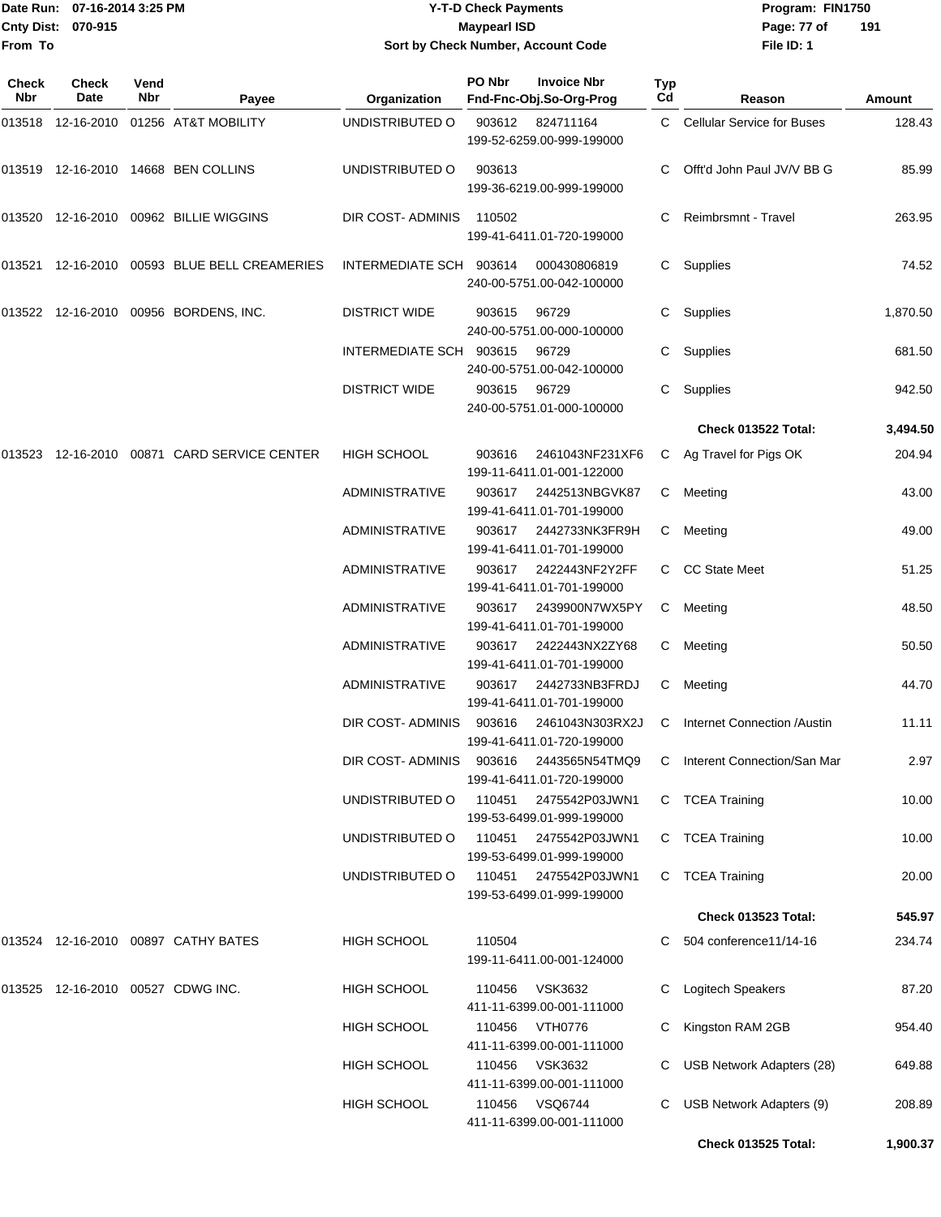Date Run: 07-16-2014 3:25 PM
Cnty Dist: 070-915
From To

# Y-T-D Check Payments
## Maypearl ISD
### Sort by Check Number, Account Code

Program: FIN1750
File ID: 1

| Check Nbr | Check Date | Vend Nbr | Payee | Organization | PO Nbr | Invoice Nbr / Fnd-Fnc-Obj.So-Org-Prog | Typ Cd | Reason | Amount |
|---|---|---|---|---|---|---|---|---|---|
| 013518 | 12-16-2010 | 01256 | AT&T MOBILITY | UNDISTRIBUTED O | 903612 | 824711164 199-52-6259.00-999-199000 | C | Cellular Service for Buses | 128.43 |
| 013519 | 12-16-2010 | 14668 | BEN COLLINS | UNDISTRIBUTED O | 903613 | 199-36-6219.00-999-199000 | C | Offt'd John Paul JV/V BB G | 85.99 |
| 013520 | 12-16-2010 | 00962 | BILLIE WIGGINS | DIR COST- ADMINIS | 110502 | 199-41-6411.01-720-199000 | C | Reimbrsmnt - Travel | 263.95 |
| 013521 | 12-16-2010 | 00593 | BLUE BELL CREAMERIES | INTERMEDIATE SCH | 903614 | 000430806819 240-00-5751.00-042-100000 | C | Supplies | 74.52 |
| 013522 | 12-16-2010 | 00956 | BORDENS, INC. | DISTRICT WIDE | 903615 | 96729 240-00-5751.00-000-100000 | C | Supplies | 1,870.50 |
| | | | | INTERMEDIATE SCH | 903615 | 96729 240-00-5751.00-042-100000 | C | Supplies | 681.50 |
| | | | | DISTRICT WIDE | 903615 | 96729 240-00-5751.01-000-100000 | C | Supplies | 942.50 |
| | | | | | | | | **Check 013522 Total:** | **3,494.50** |
| 013523 | 12-16-2010 | 00871 | CARD SERVICE CENTER | HIGH SCHOOL | 903616 | 2461043NF231XF6 199-11-6411.01-001-122000 | C | Ag Travel for Pigs OK | 204.94 |
| | | | | ADMINISTRATIVE | 903617 | 2442513NBGVK87 199-41-6411.01-701-199000 | C | Meeting | 43.00 |
| | | | | ADMINISTRATIVE | 903617 | 2442733NK3FR9H 199-41-6411.01-701-199000 | C | Meeting | 49.00 |
| | | | | ADMINISTRATIVE | 903617 | 2422443NF2Y2FF 199-41-6411.01-701-199000 | C | CC State Meet | 51.25 |
| | | | | ADMINISTRATIVE | 903617 | 2439900N7WX5PY 199-41-6411.01-701-199000 | C | Meeting | 48.50 |
| | | | | ADMINISTRATIVE | 903617 | 2422443NX2ZY68 199-41-6411.01-701-199000 | C | Meeting | 50.50 |
| | | | | ADMINISTRATIVE | 903617 | 2442733NB3FRDJ 199-41-6411.01-701-199000 | C | Meeting | 44.70 |
| | | | | DIR COST- ADMINIS | 903616 | 2461043N303RX2J 199-41-6411.01-720-199000 | C | Internet Connection /Austin | 11.11 |
| | | | | DIR COST- ADMINIS | 903616 | 2443565N54TMQ9 199-41-6411.01-720-199000 | C | Interent Connection/San Mar | 2.97 |
| | | | | UNDISTRIBUTED O | 110451 | 2475542P03JWN1 199-53-6499.01-999-199000 | C | TCEA Training | 10.00 |
| | | | | UNDISTRIBUTED O | 110451 | 2475542P03JWN1 199-53-6499.01-999-199000 | C | TCEA Training | 10.00 |
| | | | | UNDISTRIBUTED O | 110451 | 2475542P03JWN1 199-53-6499.01-999-199000 | C | TCEA Training | 20.00 |
| | | | | | | | | **Check 013523 Total:** | **545.97** |
| 013524 | 12-16-2010 | 00897 | CATHY BATES | HIGH SCHOOL | 110504 | 199-11-6411.00-001-124000 | C | 504 conference11/14-16 | 234.74 |
| 013525 | 12-16-2010 | 00527 | CDWG INC. | HIGH SCHOOL | 110456 | VSK3632 411-11-6399.00-001-111000 | C | Logitech Speakers | 87.20 |
| | | | | HIGH SCHOOL | 110456 | VTH0776 411-11-6399.00-001-111000 | C | Kingston RAM 2GB | 954.40 |
| | | | | HIGH SCHOOL | 110456 | VSK3632 411-11-6399.00-001-111000 | C | USB Network Adapters (28) | 649.88 |
| | | | | HIGH SCHOOL | 110456 | VSQ6744 411-11-6399.00-001-111000 | C | USB Network Adapters (9) | 208.89 |
| | | | | | | | | **Check 013525 Total:** | **1,900.37** |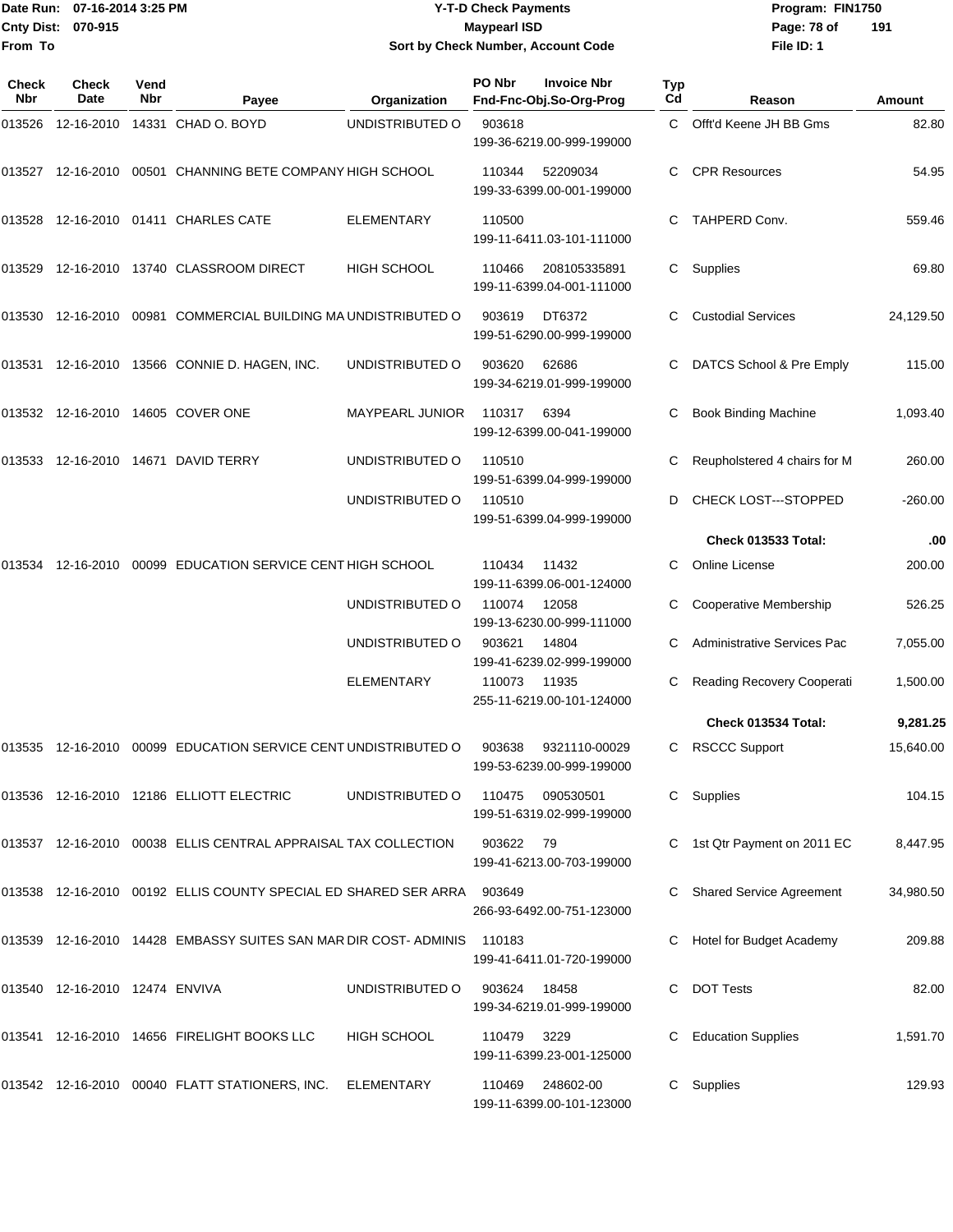# Y-T-D Check Payments

**Maypearl ISD**

**Sort by Check Number, Account Code**

Date Run: 07-16-2014 3:25 PM
Cnty Dist: 070-915
From To

Program: FIN1750
File ID: 1

| Check Nbr | Check Date | Vend Nbr | Payee | Organization | PO Nbr | Invoice Nbr / Fnd-Fnc-Obj.So-Org-Prog | Typ Cd | Reason | Amount |
|---|---|---|---|---|---|---|---|---|---|
| 013526 | 12-16-2010 | 14331 | CHAD O. BOYD | UNDISTRIBUTED O | 903618 | 199-36-6219.00-999-199000 | C | Offt'd Keene JH BB Gms | 82.80 |
| 013527 | 12-16-2010 | 00501 | CHANNING BETE COMPANY | HIGH SCHOOL | 110344 | 52209034 199-33-6399.00-001-199000 | C | CPR Resources | 54.95 |
| 013528 | 12-16-2010 | 01411 | CHARLES CATE | ELEMENTARY | 110500 | 199-11-6411.03-101-111000 | C | TAHPERD Conv. | 559.46 |
| 013529 | 12-16-2010 | 13740 | CLASSROOM DIRECT | HIGH SCHOOL | 110466 | 208105335891 199-11-6399.04-001-111000 | C | Supplies | 69.80 |
| 013530 | 12-16-2010 | 00981 | COMMERCIAL BUILDING MA | UNDISTRIBUTED O | 903619 | DT6372 199-51-6290.00-999-199000 | C | Custodial Services | 24,129.50 |
| 013531 | 12-16-2010 | 13566 | CONNIE D. HAGEN, INC. | UNDISTRIBUTED O | 903620 | 62686 199-34-6219.01-999-199000 | C | DATCS School & Pre Emply | 115.00 |
| 013532 | 12-16-2010 | 14605 | COVER ONE | MAYPEARL JUNIOR | 110317 | 6394 199-12-6399.00-041-199000 | C | Book Binding Machine | 1,093.40 |
| 013533 | 12-16-2010 | 14671 | DAVID TERRY | UNDISTRIBUTED O | 110510 | 199-51-6399.04-999-199000 | C | Reupholstered 4 chairs for M | 260.00 |
| | | | | UNDISTRIBUTED O | 110510 | 199-51-6399.04-999-199000 | D | CHECK LOST---STOPPED | -260.00 |
| | | | | | | | | **Check 013533 Total:** | **.00** |
| 013534 | 12-16-2010 | 00099 | EDUCATION SERVICE CENT | HIGH SCHOOL | 110434 | 11432 199-11-6399.06-001-124000 | C | Online License | 200.00 |
| | | | | UNDISTRIBUTED O | 110074 | 12058 199-13-6230.00-999-111000 | C | Cooperative Membership | 526.25 |
| | | | | UNDISTRIBUTED O | 903621 | 14804 199-41-6239.02-999-199000 | C | Administrative Services Pac | 7,055.00 |
| | | | | ELEMENTARY | 110073 | 11935 255-11-6219.00-101-124000 | C | Reading Recovery Cooperati | 1,500.00 |
| | | | | | | | | **Check 013534 Total:** | **9,281.25** |
| 013535 | 12-16-2010 | 00099 | EDUCATION SERVICE CENT | UNDISTRIBUTED O | 903638 | 9321110-00029 199-53-6239.00-999-199000 | C | RSCCC Support | 15,640.00 |
| 013536 | 12-16-2010 | 12186 | ELLIOTT ELECTRIC | UNDISTRIBUTED O | 110475 | 090530501 199-51-6319.02-999-199000 | C | Supplies | 104.15 |
| 013537 | 12-16-2010 | 00038 | ELLIS CENTRAL APPRAISAL | TAX COLLECTION | 903622 | 79 199-41-6213.00-703-199000 | C | 1st Qtr Payment on 2011 EC | 8,447.95 |
| 013538 | 12-16-2010 | 00192 | ELLIS COUNTY SPECIAL ED | SHARED SER ARRA | 903649 | 266-93-6492.00-751-123000 | C | Shared Service Agreement | 34,980.50 |
| 013539 | 12-16-2010 | 14428 | EMBASSY SUITES SAN MAR | DIR COST- ADMINIS | 110183 | 199-41-6411.01-720-199000 | C | Hotel for Budget Academy | 209.88 |
| 013540 | 12-16-2010 | 12474 | ENVIVA | UNDISTRIBUTED O | 903624 | 18458 199-34-6219.01-999-199000 | C | DOT Tests | 82.00 |
| 013541 | 12-16-2010 | 14656 | FIRELIGHT BOOKS LLC | HIGH SCHOOL | 110479 | 3229 199-11-6399.23-001-125000 | C | Education Supplies | 1,591.70 |
| 013542 | 12-16-2010 | 00040 | FLATT STATIONERS, INC. | ELEMENTARY | 110469 | 248602-00 199-11-6399.00-101-123000 | C | Supplies | 129.93 |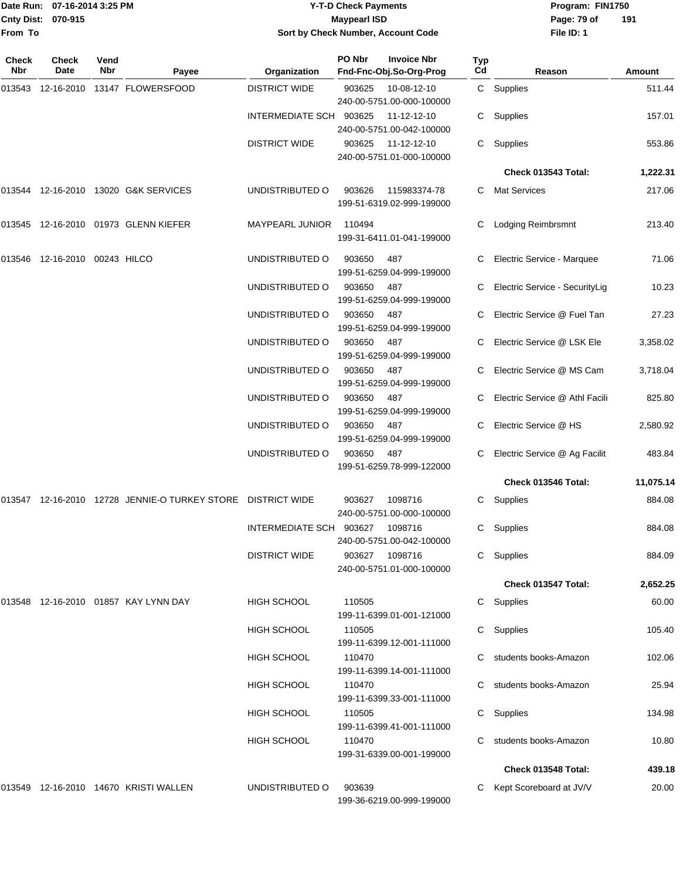| Check Nbr | Check Date | Vend Nbr | Payee | Organization | PO Nbr | Invoice Nbr / Fnd-Fnc-Obj.So-Org-Prog | Typ Cd | Reason | Amount |
|---|---|---|---|---|---|---|---|---|---|
| 013543 | 12-16-2010 | 13147 | FLOWERSFOOD | DISTRICT WIDE | 903625 | 10-08-12-10 240-00-5751.00-000-100000 | C | Supplies | 511.44 |
| | | | | INTERMEDIATE SCH | 903625 | 11-12-12-10 240-00-5751.00-042-100000 | C | Supplies | 157.01 |
| | | | | DISTRICT WIDE | 903625 | 11-12-12-10 240-00-5751.01-000-100000 | C | Supplies | 553.86 |
| | | | | | | | | **Check 013543 Total:** | **1,222.31** |
| 013544 | 12-16-2010 | 13020 | G&K SERVICES | UNDISTRIBUTED O | 903626 | 115983374-78 199-51-6319.02-999-199000 | C | Mat Services | 217.06 |
| 013545 | 12-16-2010 | 01973 | GLENN KIEFER | MAYPEARL JUNIOR | 110494 | 199-31-6411.01-041-199000 | C | Lodging Reimbrsmnt | 213.40 |
| 013546 | 12-16-2010 | 00243 | HILCO | UNDISTRIBUTED O | 903650 | 487 199-51-6259.04-999-199000 | C | Electric Service - Marquee | 71.06 |
| | | | | UNDISTRIBUTED O | 903650 | 487 199-51-6259.04-999-199000 | C | Electric Service - SecurityLig | 10.23 |
| | | | | UNDISTRIBUTED O | 903650 | 487 199-51-6259.04-999-199000 | C | Electric Service @ Fuel Tan | 27.23 |
| | | | | UNDISTRIBUTED O | 903650 | 487 199-51-6259.04-999-199000 | C | Electric Service @ LSK Ele | 3,358.02 |
| | | | | UNDISTRIBUTED O | 903650 | 487 199-51-6259.04-999-199000 | C | Electric Service @ MS Cam | 3,718.04 |
| | | | | UNDISTRIBUTED O | 903650 | 487 199-51-6259.04-999-199000 | C | Electric Service @ Athl Facili | 825.80 |
| | | | | UNDISTRIBUTED O | 903650 | 487 199-51-6259.04-999-199000 | C | Electric Service @ HS | 2,580.92 |
| | | | | UNDISTRIBUTED O | 903650 | 487 199-51-6259.78-999-122000 | C | Electric Service @ Ag Facilit | 483.84 |
| | | | | | | | | **Check 013546 Total:** | **11,075.14** |
| 013547 | 12-16-2010 | 12728 | JENNIE-O TURKEY STORE | DISTRICT WIDE | 903627 | 1098716 240-00-5751.00-000-100000 | C | Supplies | 884.08 |
| | | | | INTERMEDIATE SCH | 903627 | 1098716 240-00-5751.00-042-100000 | C | Supplies | 884.08 |
| | | | | DISTRICT WIDE | 903627 | 1098716 240-00-5751.01-000-100000 | C | Supplies | 884.09 |
| | | | | | | | | **Check 013547 Total:** | **2,652.25** |
| 013548 | 12-16-2010 | 01857 | KAY LYNN DAY | HIGH SCHOOL | 110505 | 199-11-6399.01-001-121000 | C | Supplies | 60.00 |
| | | | | HIGH SCHOOL | 110505 | 199-11-6399.12-001-111000 | C | Supplies | 105.40 |
| | | | | HIGH SCHOOL | 110470 | 199-11-6399.14-001-111000 | C | students books-Amazon | 102.06 |
| | | | | HIGH SCHOOL | 110470 | 199-11-6399.33-001-111000 | C | students books-Amazon | 25.94 |
| | | | | HIGH SCHOOL | 110505 | 199-11-6399.41-001-111000 | C | Supplies | 134.98 |
| | | | | HIGH SCHOOL | 110470 | 199-31-6339.00-001-199000 | C | students books-Amazon | 10.80 |
| | | | | | | | | **Check 013548 Total:** | **439.18** |
| 013549 | 12-16-2010 | 14670 | KRISTI WALLEN | UNDISTRIBUTED O | 903639 | 199-36-6219.00-999-199000 | C | Kept Scoreboard at JV/V | 20.00 |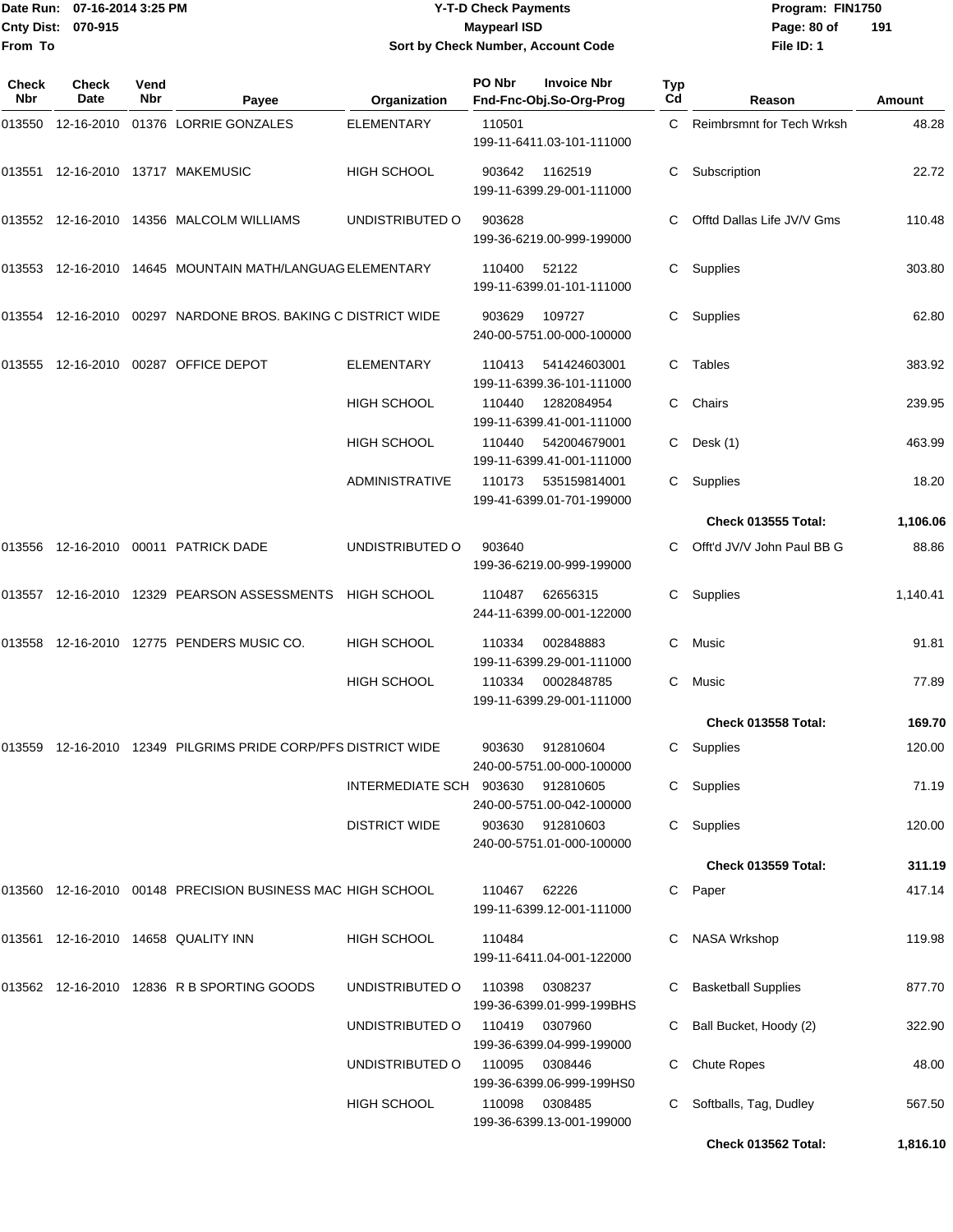**Date Run:** 07-16-2014 3:25 PM
**Cnty Dist:** 070-915
**From To**

# Y-T-D Check Payments
## Maypearl ISD
### Sort by Check Number, Account Code

**Program:** FIN1750
**File ID:** 1

| Check Nbr | Check Date | Vend Nbr | Payee | Organization | PO Nbr / Fnd-Fnc-Obj.So-Org-Prog | Invoice Nbr | Typ Cd | Reason | Amount |
|---|---|---|---|---|---|---|---|---|---|
| 013550 | 12-16-2010 | 01376 | LORRIE GONZALES | ELEMENTARY | 110501 / 199-11-6411.03-101-111000 | | C | Reimbrsmnt for Tech Wrksh | 48.28 |
| 013551 | 12-16-2010 | 13717 | MAKEMUSIC | HIGH SCHOOL | 903642 / 199-11-6399.29-001-111000 | 1162519 | C | Subscription | 22.72 |
| 013552 | 12-16-2010 | 14356 | MALCOLM WILLIAMS | UNDISTRIBUTED O | 903628 / 199-36-6219.00-999-199000 | | C | Offtd Dallas Life JV/V Gms | 110.48 |
| 013553 | 12-16-2010 | 14645 | MOUNTAIN MATH/LANGUAG | ELEMENTARY | 110400 / 199-11-6399.01-101-111000 | 52122 | C | Supplies | 303.80 |
| 013554 | 12-16-2010 | 00297 | NARDONE BROS. BAKING C | DISTRICT WIDE | 903629 / 240-00-5751.00-000-100000 | 109727 | C | Supplies | 62.80 |
| 013555 | 12-16-2010 | 00287 | OFFICE DEPOT | ELEMENTARY | 110413 / 199-11-6399.36-101-111000 | 541424603001 | C | Tables | 383.92 |
| | | | | HIGH SCHOOL | 110440 / 199-11-6399.41-001-111000 | 1282084954 | C | Chairs | 239.95 |
| | | | | HIGH SCHOOL | 110440 / 199-11-6399.41-001-111000 | 542004679001 | C | Desk (1) | 463.99 |
| | | | | ADMINISTRATIVE | 110173 / 199-41-6399.01-701-199000 | 535159814001 | C | Supplies | 18.20 |
| | | | | | | | | **Check 013555 Total:** | **1,106.06** |
| 013556 | 12-16-2010 | 00011 | PATRICK DADE | UNDISTRIBUTED O | 903640 / 199-36-6219.00-999-199000 | | C | Offt'd JV/V John Paul BB G | 88.86 |
| 013557 | 12-16-2010 | 12329 | PEARSON ASSESSMENTS | HIGH SCHOOL | 110487 / 244-11-6399.00-001-122000 | 62656315 | C | Supplies | 1,140.41 |
| 013558 | 12-16-2010 | 12775 | PENDERS MUSIC CO. | HIGH SCHOOL | 110334 / 199-11-6399.29-001-111000 | 002848883 | C | Music | 91.81 |
| | | | | HIGH SCHOOL | 110334 / 199-11-6399.29-001-111000 | 0002848785 | C | Music | 77.89 |
| | | | | | | | | **Check 013558 Total:** | **169.70** |
| 013559 | 12-16-2010 | 12349 | PILGRIMS PRIDE CORP/PFS | DISTRICT WIDE | 903630 / 240-00-5751.00-000-100000 | 912810604 | C | Supplies | 120.00 |
| | | | | INTERMEDIATE SCH | 903630 / 240-00-5751.00-042-100000 | 912810605 | C | Supplies | 71.19 |
| | | | | DISTRICT WIDE | 903630 / 240-00-5751.01-000-100000 | 912810603 | C | Supplies | 120.00 |
| | | | | | | | | **Check 013559 Total:** | **311.19** |
| 013560 | 12-16-2010 | 00148 | PRECISION BUSINESS MAC | HIGH SCHOOL | 110467 / 199-11-6399.12-001-111000 | 62226 | C | Paper | 417.14 |
| 013561 | 12-16-2010 | 14658 | QUALITY INN | HIGH SCHOOL | 110484 / 199-11-6411.04-001-122000 | | C | NASA Wrkshop | 119.98 |
| 013562 | 12-16-2010 | 12836 | R B SPORTING GOODS | UNDISTRIBUTED O | 110398 / 199-36-6399.01-999-199BHS | 0308237 | C | Basketball Supplies | 877.70 |
| | | | | UNDISTRIBUTED O | 110419 / 199-36-6399.04-999-199000 | 0307960 | C | Ball Bucket, Hoody (2) | 322.90 |
| | | | | UNDISTRIBUTED O | 110095 / 199-36-6399.06-999-199HS0 | 0308446 | C | Chute Ropes | 48.00 |
| | | | | HIGH SCHOOL | 110098 / 199-36-6399.13-001-199000 | 0308485 | C | Softballs, Tag, Dudley | 567.50 |
| | | | | | | | | **Check 013562 Total:** | **1,816.10** |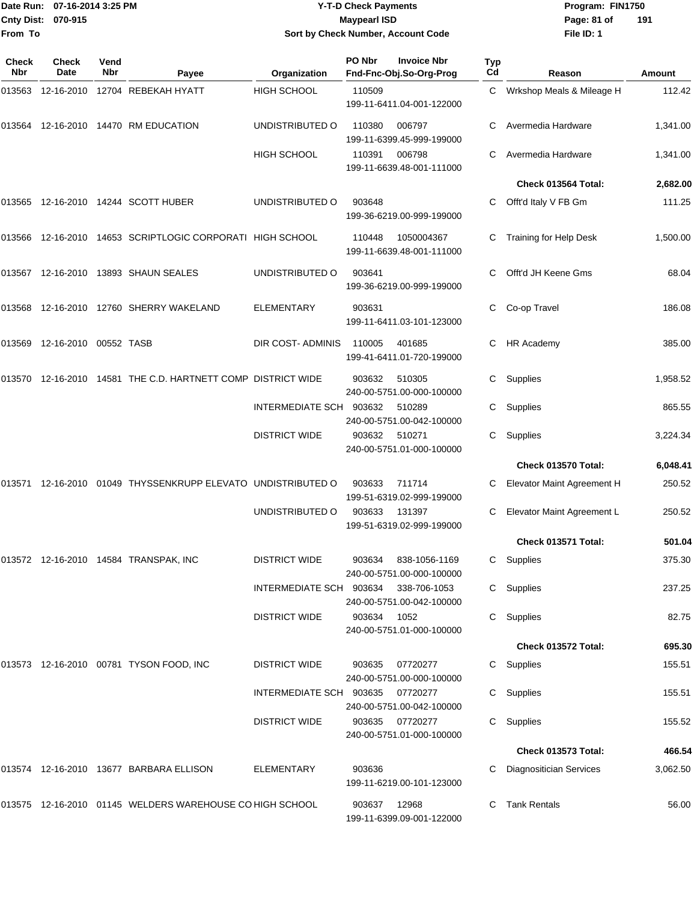Date Run: 07-16-2014 3:25 PM
Cnty Dist: 070-915
From To

# Y-T-D Check Payments
## Maypearl ISD
### Sort by Check Number, Account Code

Program: FIN1750
File ID: 1

| Check Nbr | Check Date | Vend Nbr | Payee | Organization | PO Nbr / Invoice Nbr / Fnd-Fnc-Obj.So-Org-Prog | Typ Cd | Reason | Amount |
|---|---|---|---|---|---|---|---|---|
| 013563 | 12-16-2010 | 12704 | REBEKAH HYATT | HIGH SCHOOL | 110509<br>199-11-6411.04-001-122000 | C | Wrkshop Meals & Mileage H | 112.42 |
| 013564 | 12-16-2010 | 14470 | RM EDUCATION | UNDISTRIBUTED O | 110380 006797<br>199-11-6399.45-999-199000 | C | Avermedia Hardware | 1,341.00 |
| | | | | HIGH SCHOOL | 110391 006798<br>199-11-6639.48-001-111000 | C | Avermedia Hardware | 1,341.00 |
| | | | | | | | **Check 013564 Total:** | **2,682.00** |
| 013565 | 12-16-2010 | 14244 | SCOTT HUBER | UNDISTRIBUTED O | 903648<br>199-36-6219.00-999-199000 | C | Offt'd Italy V FB Gm | 111.25 |
| 013566 | 12-16-2010 | 14653 | SCRIPTLOGIC CORPORATI | HIGH SCHOOL | 110448 1050004367<br>199-11-6639.48-001-111000 | C | Training for Help Desk | 1,500.00 |
| 013567 | 12-16-2010 | 13893 | SHAUN SEALES | UNDISTRIBUTED O | 903641<br>199-36-6219.00-999-199000 | C | Offt'd JH Keene Gms | 68.04 |
| 013568 | 12-16-2010 | 12760 | SHERRY WAKELAND | ELEMENTARY | 903631<br>199-11-6411.03-101-123000 | C | Co-op Travel | 186.08 |
| 013569 | 12-16-2010 | 00552 | TASB | DIR COST- ADMINIS | 110005 401685<br>199-41-6411.01-720-199000 | C | HR Academy | 385.00 |
| 013570 | 12-16-2010 | 14581 | THE C.D. HARTNETT COMP | DISTRICT WIDE | 903632 510305<br>240-00-5751.00-000-100000 | C | Supplies | 1,958.52 |
| | | | | INTERMEDIATE SCH | 903632 510289<br>240-00-5751.00-042-100000 | C | Supplies | 865.55 |
| | | | | DISTRICT WIDE | 903632 510271<br>240-00-5751.01-000-100000 | C | Supplies | 3,224.34 |
| | | | | | | | **Check 013570 Total:** | **6,048.41** |
| 013571 | 12-16-2010 | 01049 | THYSSENKRUPP ELEVATO | UNDISTRIBUTED O | 903633 711714<br>199-51-6319.02-999-199000 | C | Elevator Maint Agreement H | 250.52 |
| | | | | UNDISTRIBUTED O | 903633 131397<br>199-51-6319.02-999-199000 | C | Elevator Maint Agreement L | 250.52 |
| | | | | | | | **Check 013571 Total:** | **501.04** |
| 013572 | 12-16-2010 | 14584 | TRANSPAK, INC | DISTRICT WIDE | 903634 838-1056-1169<br>240-00-5751.00-000-100000 | C | Supplies | 375.30 |
| | | | | INTERMEDIATE SCH | 903634 338-706-1053<br>240-00-5751.00-042-100000 | C | Supplies | 237.25 |
| | | | | DISTRICT WIDE | 903634 1052<br>240-00-5751.01-000-100000 | C | Supplies | 82.75 |
| | | | | | | | **Check 013572 Total:** | **695.30** |
| 013573 | 12-16-2010 | 00781 | TYSON FOOD, INC | DISTRICT WIDE | 903635 07720277<br>240-00-5751.00-000-100000 | C | Supplies | 155.51 |
| | | | | INTERMEDIATE SCH | 903635 07720277<br>240-00-5751.00-042-100000 | C | Supplies | 155.51 |
| | | | | DISTRICT WIDE | 903635 07720277<br>240-00-5751.01-000-100000 | C | Supplies | 155.52 |
| | | | | | | | **Check 013573 Total:** | **466.54** |
| 013574 | 12-16-2010 | 13677 | BARBARA ELLISON | ELEMENTARY | 903636<br>199-11-6219.00-101-123000 | C | Diagnositician Services | 3,062.50 |
| 013575 | 12-16-2010 | 01145 | WELDERS WAREHOUSE CO | HIGH SCHOOL | 903637 12968<br>199-11-6399.09-001-122000 | C | Tank Rentals | 56.00 |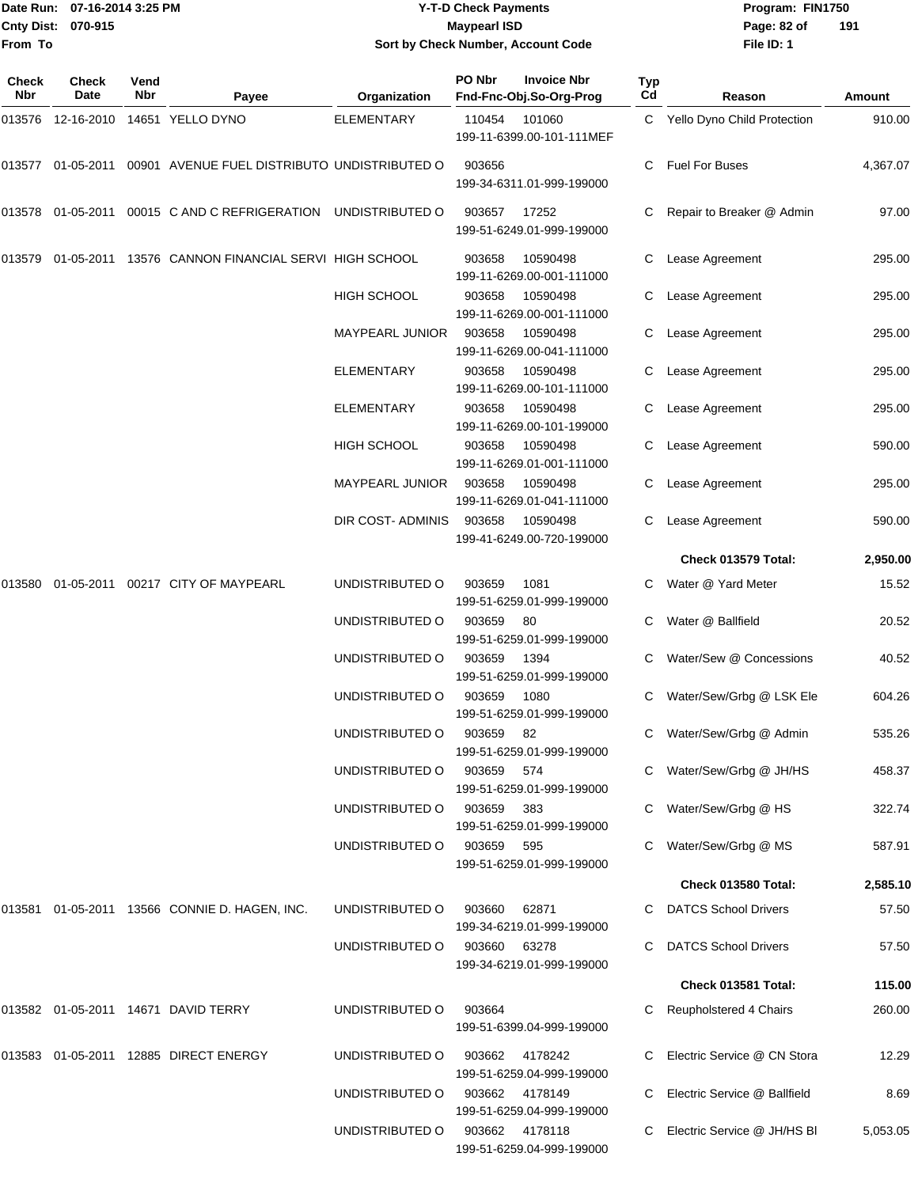Date Run: 07-16-2014 3:25 PM
Cnty Dist: 070-915
From To

**Y-T-D Check Payments**
**Maypearl ISD**
**Sort by Check Number, Account Code**

Program: FIN1750
File ID: 1

| Check Nbr | Check Date | Vend Nbr | Payee | Organization | PO Nbr / Invoice Nbr / Fnd-Fnc-Obj.So-Org-Prog | Typ Cd | Reason | Amount |
|---|---|---|---|---|---|---|---|---|
| 013576 | 12-16-2010 | 14651 | YELLO DYNO | ELEMENTARY | 110454 101060 199-11-6399.00-101-111MEF | C | Yello Dyno Child Protection | 910.00 |
| 013577 | 01-05-2011 | 00901 | AVENUE FUEL DISTRIBUTO | UNDISTRIBUTED O | 903656 199-34-6311.01-999-199000 | C | Fuel For Buses | 4,367.07 |
| 013578 | 01-05-2011 | 00015 | C AND C REFRIGERATION | UNDISTRIBUTED O | 903657 17252 199-51-6249.01-999-199000 | C | Repair to Breaker @ Admin | 97.00 |
| 013579 | 01-05-2011 | 13576 | CANNON FINANCIAL SERVI | HIGH SCHOOL | 903658 10590498 199-11-6269.00-001-111000 | C | Lease Agreement | 295.00 |
| | | | | HIGH SCHOOL | 903658 10590498 199-11-6269.00-001-111000 | C | Lease Agreement | 295.00 |
| | | | | MAYPEARL JUNIOR | 903658 10590498 199-11-6269.00-041-111000 | C | Lease Agreement | 295.00 |
| | | | | ELEMENTARY | 903658 10590498 199-11-6269.00-101-111000 | C | Lease Agreement | 295.00 |
| | | | | ELEMENTARY | 903658 10590498 199-11-6269.00-101-199000 | C | Lease Agreement | 295.00 |
| | | | | HIGH SCHOOL | 903658 10590498 199-11-6269.01-001-111000 | C | Lease Agreement | 590.00 |
| | | | | MAYPEARL JUNIOR | 903658 10590498 199-11-6269.01-041-111000 | C | Lease Agreement | 295.00 |
| | | | | DIR COST- ADMINIS | 903658 10590498 199-41-6249.00-720-199000 | C | Lease Agreement | 590.00 |
| | | | | | | | **Check 013579 Total:** | **2,950.00** |
| 013580 | 01-05-2011 | 00217 | CITY OF MAYPEARL | UNDISTRIBUTED O | 903659 1081 199-51-6259.01-999-199000 | C | Water @ Yard Meter | 15.52 |
| | | | | UNDISTRIBUTED O | 903659 80 199-51-6259.01-999-199000 | C | Water @ Ballfield | 20.52 |
| | | | | UNDISTRIBUTED O | 903659 1394 199-51-6259.01-999-199000 | C | Water/Sew @ Concessions | 40.52 |
| | | | | UNDISTRIBUTED O | 903659 1080 199-51-6259.01-999-199000 | C | Water/Sew/Grbg @ LSK Ele | 604.26 |
| | | | | UNDISTRIBUTED O | 903659 82 199-51-6259.01-999-199000 | C | Water/Sew/Grbg @ Admin | 535.26 |
| | | | | UNDISTRIBUTED O | 903659 574 199-51-6259.01-999-199000 | C | Water/Sew/Grbg @ JH/HS | 458.37 |
| | | | | UNDISTRIBUTED O | 903659 383 199-51-6259.01-999-199000 | C | Water/Sew/Grbg @ HS | 322.74 |
| | | | | UNDISTRIBUTED O | 903659 595 199-51-6259.01-999-199000 | C | Water/Sew/Grbg @ MS | 587.91 |
| | | | | | | | **Check 013580 Total:** | **2,585.10** |
| 013581 | 01-05-2011 | 13566 | CONNIE D. HAGEN, INC. | UNDISTRIBUTED O | 903660 62871 199-34-6219.01-999-199000 | C | DATCS School Drivers | 57.50 |
| | | | | UNDISTRIBUTED O | 903660 63278 199-34-6219.01-999-199000 | C | DATCS School Drivers | 57.50 |
| | | | | | | | **Check 013581 Total:** | **115.00** |
| 013582 | 01-05-2011 | 14671 | DAVID TERRY | UNDISTRIBUTED O | 903664 199-51-6399.04-999-199000 | C | Reupholstered 4 Chairs | 260.00 |
| 013583 | 01-05-2011 | 12885 | DIRECT ENERGY | UNDISTRIBUTED O | 903662 4178242 199-51-6259.04-999-199000 | C | Electric Service @ CN Stora | 12.29 |
| | | | | UNDISTRIBUTED O | 903662 4178149 199-51-6259.04-999-199000 | C | Electric Service @ Ballfield | 8.69 |
| | | | | UNDISTRIBUTED O | 903662 4178118 199-51-6259.04-999-199000 | C | Electric Service @ JH/HS Bl | 5,053.05 |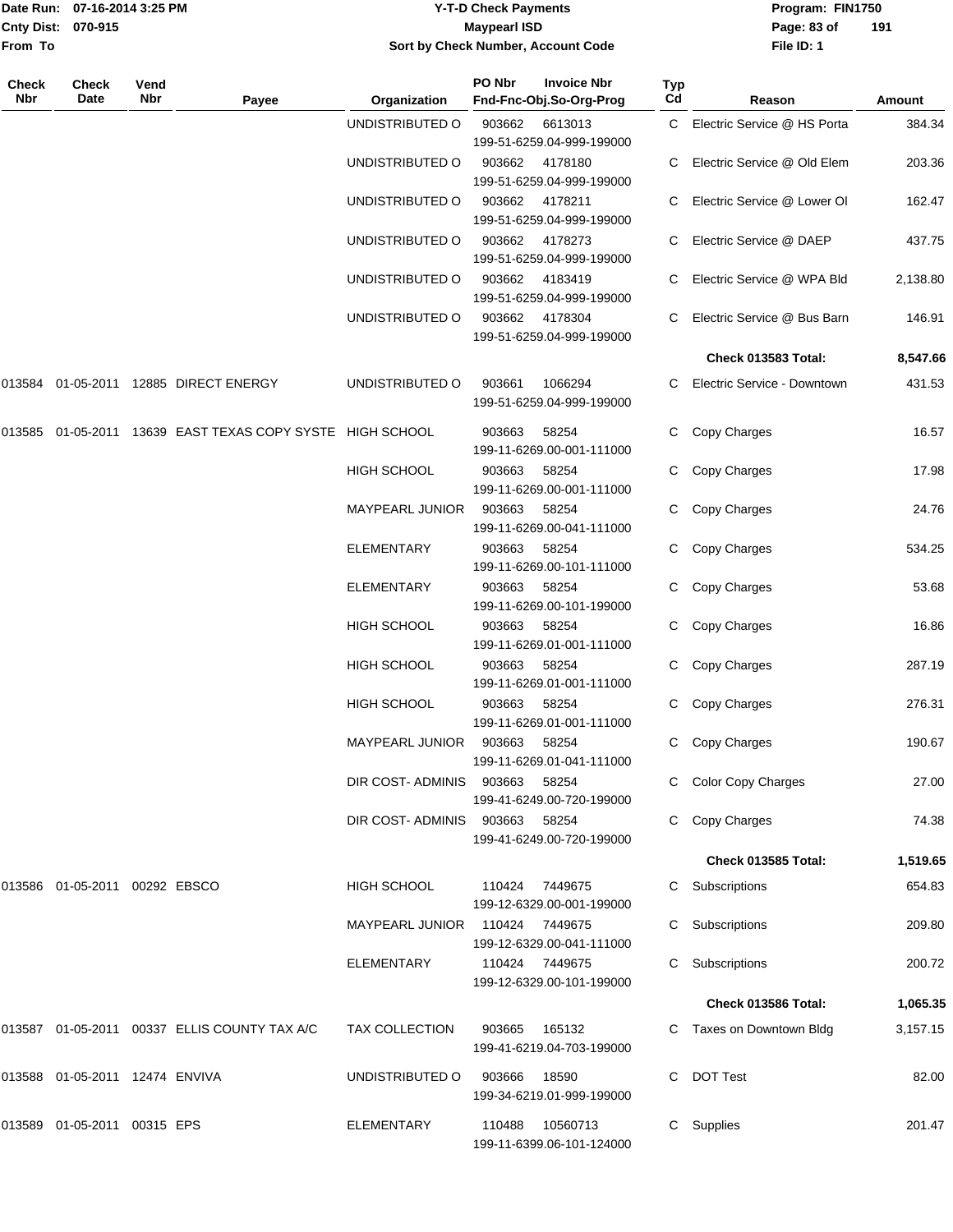| Check Nbr | Check Date | Vend Nbr | Payee | Organization | PO Nbr | Invoice Nbr Fnd-Fnc-Obj.So-Org-Prog | Typ Cd | Reason | Amount |
|---|---|---|---|---|---|---|---|---|---|
| | | | | UNDISTRIBUTED O | 903662 | 6613013 199-51-6259.04-999-199000 | C | Electric Service @ HS Porta | 384.34 |
| | | | | UNDISTRIBUTED O | 903662 | 4178180 199-51-6259.04-999-199000 | C | Electric Service @ Old Elem | 203.36 |
| | | | | UNDISTRIBUTED O | 903662 | 4178211 199-51-6259.04-999-199000 | C | Electric Service @ Lower Ol | 162.47 |
| | | | | UNDISTRIBUTED O | 903662 | 4178273 199-51-6259.04-999-199000 | C | Electric Service @ DAEP | 437.75 |
| | | | | UNDISTRIBUTED O | 903662 | 4183419 199-51-6259.04-999-199000 | C | Electric Service @ WPA Bld | 2,138.80 |
| | | | | UNDISTRIBUTED O | 903662 | 4178304 199-51-6259.04-999-199000 | C | Electric Service @ Bus Barn | 146.91 |
| | | | | | | | | **Check 013583 Total:** | **8,547.66** |
| 013584 | 01-05-2011 | 12885 | DIRECT ENERGY | UNDISTRIBUTED O | 903661 | 1066294 199-51-6259.04-999-199000 | C | Electric Service - Downtown | 431.53 |
| 013585 | 01-05-2011 | 13639 | EAST TEXAS COPY SYSTE | HIGH SCHOOL | 903663 | 58254 199-11-6269.00-001-111000 | C | Copy Charges | 16.57 |
| | | | | HIGH SCHOOL | 903663 | 58254 199-11-6269.00-001-111000 | C | Copy Charges | 17.98 |
| | | | | MAYPEARL JUNIOR | 903663 | 58254 199-11-6269.00-041-111000 | C | Copy Charges | 24.76 |
| | | | | ELEMENTARY | 903663 | 58254 199-11-6269.00-101-111000 | C | Copy Charges | 534.25 |
| | | | | ELEMENTARY | 903663 | 58254 199-11-6269.00-101-199000 | C | Copy Charges | 53.68 |
| | | | | HIGH SCHOOL | 903663 | 58254 199-11-6269.01-001-111000 | C | Copy Charges | 16.86 |
| | | | | HIGH SCHOOL | 903663 | 58254 199-11-6269.01-001-111000 | C | Copy Charges | 287.19 |
| | | | | HIGH SCHOOL | 903663 | 58254 199-11-6269.01-001-111000 | C | Copy Charges | 276.31 |
| | | | | MAYPEARL JUNIOR | 903663 | 58254 199-11-6269.01-041-111000 | C | Copy Charges | 190.67 |
| | | | | DIR COST- ADMINIS | 903663 | 58254 199-41-6249.00-720-199000 | C | Color Copy Charges | 27.00 |
| | | | | DIR COST- ADMINIS | 903663 | 58254 199-41-6249.00-720-199000 | C | Copy Charges | 74.38 |
| | | | | | | | | **Check 013585 Total:** | **1,519.65** |
| 013586 | 01-05-2011 | 00292 | EBSCO | HIGH SCHOOL | 110424 | 7449675 199-12-6329.00-001-199000 | C | Subscriptions | 654.83 |
| | | | | MAYPEARL JUNIOR | 110424 | 7449675 199-12-6329.00-041-111000 | C | Subscriptions | 209.80 |
| | | | | ELEMENTARY | 110424 | 7449675 199-12-6329.00-101-199000 | C | Subscriptions | 200.72 |
| | | | | | | | | **Check 013586 Total:** | **1,065.35** |
| 013587 | 01-05-2011 | 00337 | ELLIS COUNTY TAX A/C | TAX COLLECTION | 903665 | 165132 199-41-6219.04-703-199000 | C | Taxes on Downtown Bldg | 3,157.15 |
| 013588 | 01-05-2011 | 12474 | ENVIVA | UNDISTRIBUTED O | 903666 | 18590 199-34-6219.01-999-199000 | C | DOT Test | 82.00 |
| 013589 | 01-05-2011 | 00315 | EPS | ELEMENTARY | 110488 | 10560713 199-11-6399.06-101-124000 | C | Supplies | 201.47 |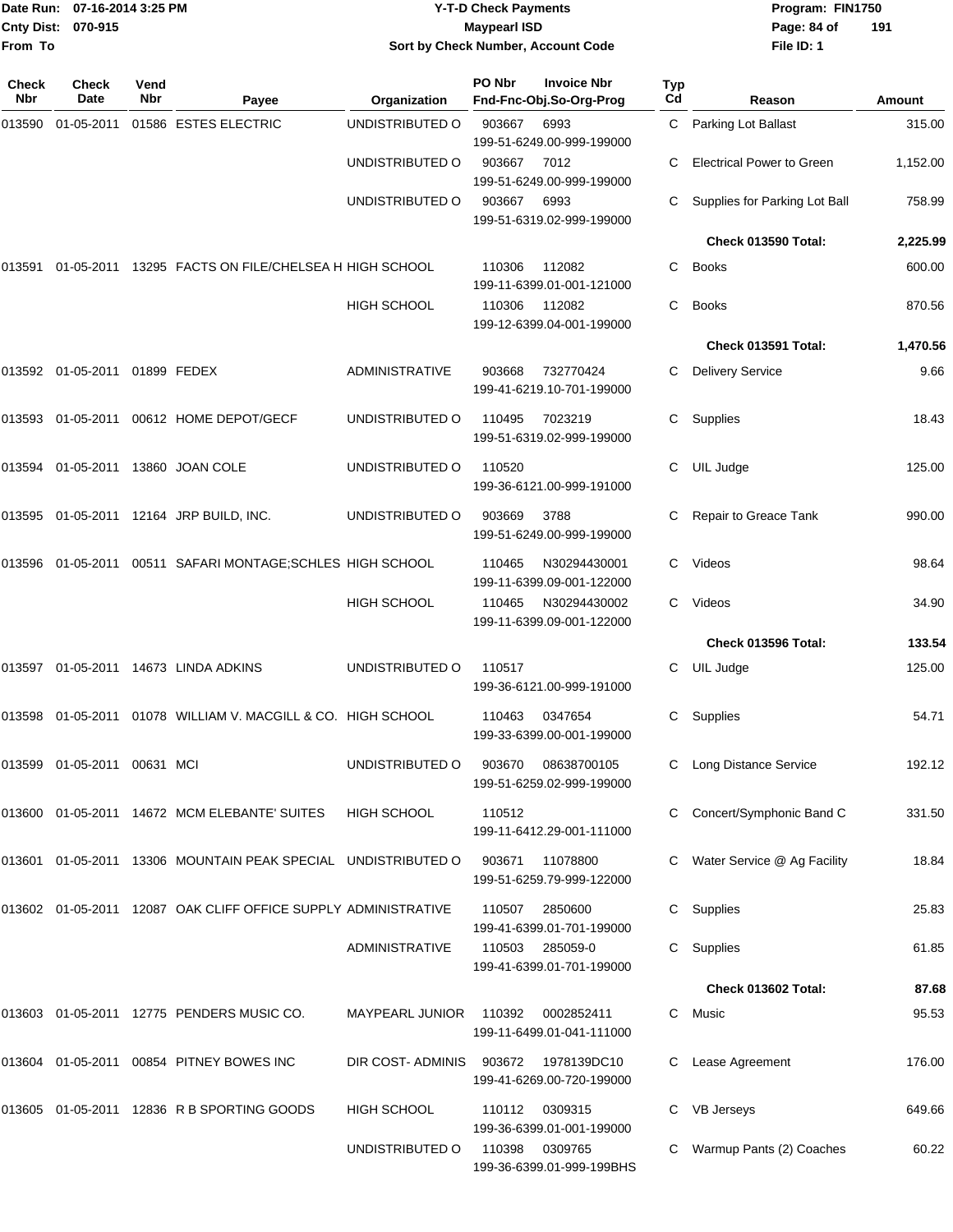Date Run: 07-16-2014 3:25 PM
Cnty Dist: 070-915
From To

# Y-T-D Check Payments
## Maypearl ISD
### Sort by Check Number, Account Code

Program: FIN1750
File ID: 1

| Check Nbr | Check Date | Vend Nbr | Payee | Organization | PO Nbr | Invoice Nbr / Fnd-Fnc-Obj.So-Org-Prog | Typ Cd | Reason | Amount |
|---|---|---|---|---|---|---|---|---|---|
| 013590 | 01-05-2011 | 01586 | ESTES ELECTRIC | UNDISTRIBUTED O | 903667 | 6993 199-51-6249.00-999-199000 | C | Parking Lot Ballast | 315.00 |
| | | | | UNDISTRIBUTED O | 903667 | 7012 199-51-6249.00-999-199000 | C | Electrical Power to Green | 1,152.00 |
| | | | | UNDISTRIBUTED O | 903667 | 6993 199-51-6319.02-999-199000 | C | Supplies for Parking Lot Ball | 758.99 |
| | | | | | | | | **Check 013590 Total:** | **2,225.99** |
| 013591 | 01-05-2011 | 13295 | FACTS ON FILE/CHELSEA H | HIGH SCHOOL | 110306 | 112082 199-11-6399.01-001-121000 | C | Books | 600.00 |
| | | | | HIGH SCHOOL | 110306 | 112082 199-12-6399.04-001-199000 | C | Books | 870.56 |
| | | | | | | | | **Check 013591 Total:** | **1,470.56** |
| 013592 | 01-05-2011 | 01899 | FEDEX | ADMINISTRATIVE | 903668 | 732770424 199-41-6219.10-701-199000 | C | Delivery Service | 9.66 |
| 013593 | 01-05-2011 | 00612 | HOME DEPOT/GECF | UNDISTRIBUTED O | 110495 | 7023219 199-51-6319.02-999-199000 | C | Supplies | 18.43 |
| 013594 | 01-05-2011 | 13860 | JOAN COLE | UNDISTRIBUTED O | 110520 | 199-36-6121.00-999-191000 | C | UIL Judge | 125.00 |
| 013595 | 01-05-2011 | 12164 | JRP BUILD, INC. | UNDISTRIBUTED O | 903669 | 3788 199-51-6249.00-999-199000 | C | Repair to Greace Tank | 990.00 |
| 013596 | 01-05-2011 | 00511 | SAFARI MONTAGE;SCHLES | HIGH SCHOOL | 110465 | N30294430001 199-11-6399.09-001-122000 | C | Videos | 98.64 |
| | | | | HIGH SCHOOL | 110465 | N30294430002 199-11-6399.09-001-122000 | C | Videos | 34.90 |
| | | | | | | | | **Check 013596 Total:** | **133.54** |
| 013597 | 01-05-2011 | 14673 | LINDA ADKINS | UNDISTRIBUTED O | 110517 | 199-36-6121.00-999-191000 | C | UIL Judge | 125.00 |
| 013598 | 01-05-2011 | 01078 | WILLIAM V. MACGILL & CO. | HIGH SCHOOL | 110463 | 0347654 199-33-6399.00-001-199000 | C | Supplies | 54.71 |
| 013599 | 01-05-2011 | 00631 | MCI | UNDISTRIBUTED O | 903670 | 08638700105 199-51-6259.02-999-199000 | C | Long Distance Service | 192.12 |
| 013600 | 01-05-2011 | 14672 | MCM ELEBANTE' SUITES | HIGH SCHOOL | 110512 | 199-11-6412.29-001-111000 | C | Concert/Symphonic Band C | 331.50 |
| 013601 | 01-05-2011 | 13306 | MOUNTAIN PEAK SPECIAL | UNDISTRIBUTED O | 903671 | 11078800 199-51-6259.79-999-122000 | C | Water Service @ Ag Facility | 18.84 |
| 013602 | 01-05-2011 | 12087 | OAK CLIFF OFFICE SUPPLY | ADMINISTRATIVE | 110507 | 2850600 199-41-6399.01-701-199000 | C | Supplies | 25.83 |
| | | | | ADMINISTRATIVE | 110503 | 285059-0 199-41-6399.01-701-199000 | C | Supplies | 61.85 |
| | | | | | | | | **Check 013602 Total:** | **87.68** |
| 013603 | 01-05-2011 | 12775 | PENDERS MUSIC CO. | MAYPEARL JUNIOR | 110392 | 0002852411 199-11-6499.01-041-111000 | C | Music | 95.53 |
| 013604 | 01-05-2011 | 00854 | PITNEY BOWES INC | DIR COST- ADMINIS | 903672 | 1978139DC10 199-41-6269.00-720-199000 | C | Lease Agreement | 176.00 |
| 013605 | 01-05-2011 | 12836 | R B SPORTING GOODS | HIGH SCHOOL | 110112 | 0309315 199-36-6399.01-001-199000 | C | VB Jerseys | 649.66 |
| | | | | UNDISTRIBUTED O | 110398 | 0309765 199-36-6399.01-999-199BHS | C | Warmup Pants (2) Coaches | 60.22 |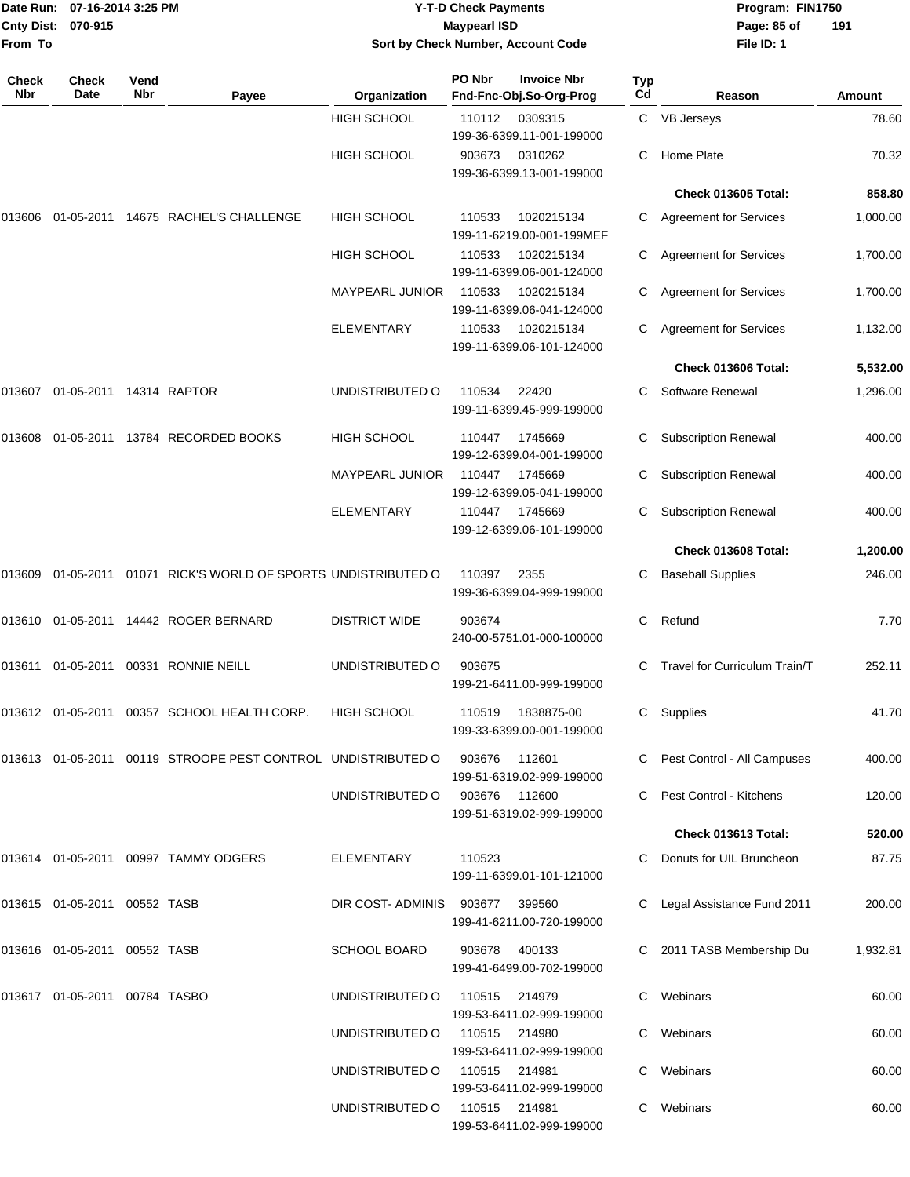| Check Nbr | Check Date | Vend Nbr | Payee | Organization | PO Nbr | Invoice Nbr Fnd-Fnc-Obj.So-Org-Prog | Typ Cd | Reason | Amount |
|---|---|---|---|---|---|---|---|---|---|
| | | | | HIGH SCHOOL | 110112 | 0309315 199-36-6399.11-001-199000 | C | VB Jerseys | 78.60 |
| | | | | HIGH SCHOOL | 903673 | 0310262 199-36-6399.13-001-199000 | C | Home Plate | 70.32 |
| | | | | | | | | **Check 013605 Total:** | **858.80** |
| 013606 | 01-05-2011 | 14675 | RACHEL'S CHALLENGE | HIGH SCHOOL | 110533 | 1020215134 199-11-6219.00-001-199MEF | C | Agreement for Services | 1,000.00 |
| | | | | HIGH SCHOOL | 110533 | 1020215134 199-11-6399.06-001-124000 | C | Agreement for Services | 1,700.00 |
| | | | | MAYPEARL JUNIOR | 110533 | 1020215134 199-11-6399.06-041-124000 | C | Agreement for Services | 1,700.00 |
| | | | | ELEMENTARY | 110533 | 1020215134 199-11-6399.06-101-124000 | C | Agreement for Services | 1,132.00 |
| | | | | | | | | **Check 013606 Total:** | **5,532.00** |
| 013607 | 01-05-2011 | 14314 | RAPTOR | UNDISTRIBUTED O | 110534 | 22420 199-11-6399.45-999-199000 | C | Software Renewal | 1,296.00 |
| 013608 | 01-05-2011 | 13784 | RECORDED BOOKS | HIGH SCHOOL | 110447 | 1745669 199-12-6399.04-001-199000 | C | Subscription Renewal | 400.00 |
| | | | | MAYPEARL JUNIOR | 110447 | 1745669 199-12-6399.05-041-199000 | C | Subscription Renewal | 400.00 |
| | | | | ELEMENTARY | 110447 | 1745669 199-12-6399.06-101-199000 | C | Subscription Renewal | 400.00 |
| | | | | | | | | **Check 013608 Total:** | **1,200.00** |
| 013609 | 01-05-2011 | 01071 | RICK'S WORLD OF SPORTS | UNDISTRIBUTED O | 110397 | 2355 199-36-6399.04-999-199000 | C | Baseball Supplies | 246.00 |
| 013610 | 01-05-2011 | 14442 | ROGER BERNARD | DISTRICT WIDE | 903674 | 240-00-5751.01-000-100000 | C | Refund | 7.70 |
| 013611 | 01-05-2011 | 00331 | RONNIE NEILL | UNDISTRIBUTED O | 903675 | 199-21-6411.00-999-199000 | C | Travel for Curriculum Train/T | 252.11 |
| 013612 | 01-05-2011 | 00357 | SCHOOL HEALTH CORP. | HIGH SCHOOL | 110519 | 1838875-00 199-33-6399.00-001-199000 | C | Supplies | 41.70 |
| 013613 | 01-05-2011 | 00119 | STROOPE PEST CONTROL | UNDISTRIBUTED O | 903676 | 112601 199-51-6319.02-999-199000 | C | Pest Control - All Campuses | 400.00 |
| | | | | UNDISTRIBUTED O | 903676 | 112600 199-51-6319.02-999-199000 | C | Pest Control - Kitchens | 120.00 |
| | | | | | | | | **Check 013613 Total:** | **520.00** |
| 013614 | 01-05-2011 | 00997 | TAMMY ODGERS | ELEMENTARY | 110523 | 199-11-6399.01-101-121000 | C | Donuts for UIL Bruncheon | 87.75 |
| 013615 | 01-05-2011 | 00552 | TASB | DIR COST- ADMINIS | 903677 | 399560 199-41-6211.00-720-199000 | C | Legal Assistance Fund 2011 | 200.00 |
| 013616 | 01-05-2011 | 00552 | TASB | SCHOOL BOARD | 903678 | 400133 199-41-6499.00-702-199000 | C | 2011 TASB Membership Du | 1,932.81 |
| 013617 | 01-05-2011 | 00784 | TASBO | UNDISTRIBUTED O | 110515 | 214979 199-53-6411.02-999-199000 | C | Webinars | 60.00 |
| | | | | UNDISTRIBUTED O | 110515 | 214980 199-53-6411.02-999-199000 | C | Webinars | 60.00 |
| | | | | UNDISTRIBUTED O | 110515 | 214981 199-53-6411.02-999-199000 | C | Webinars | 60.00 |
| | | | | UNDISTRIBUTED O | 110515 | 214981 199-53-6411.02-999-199000 | C | Webinars | 60.00 |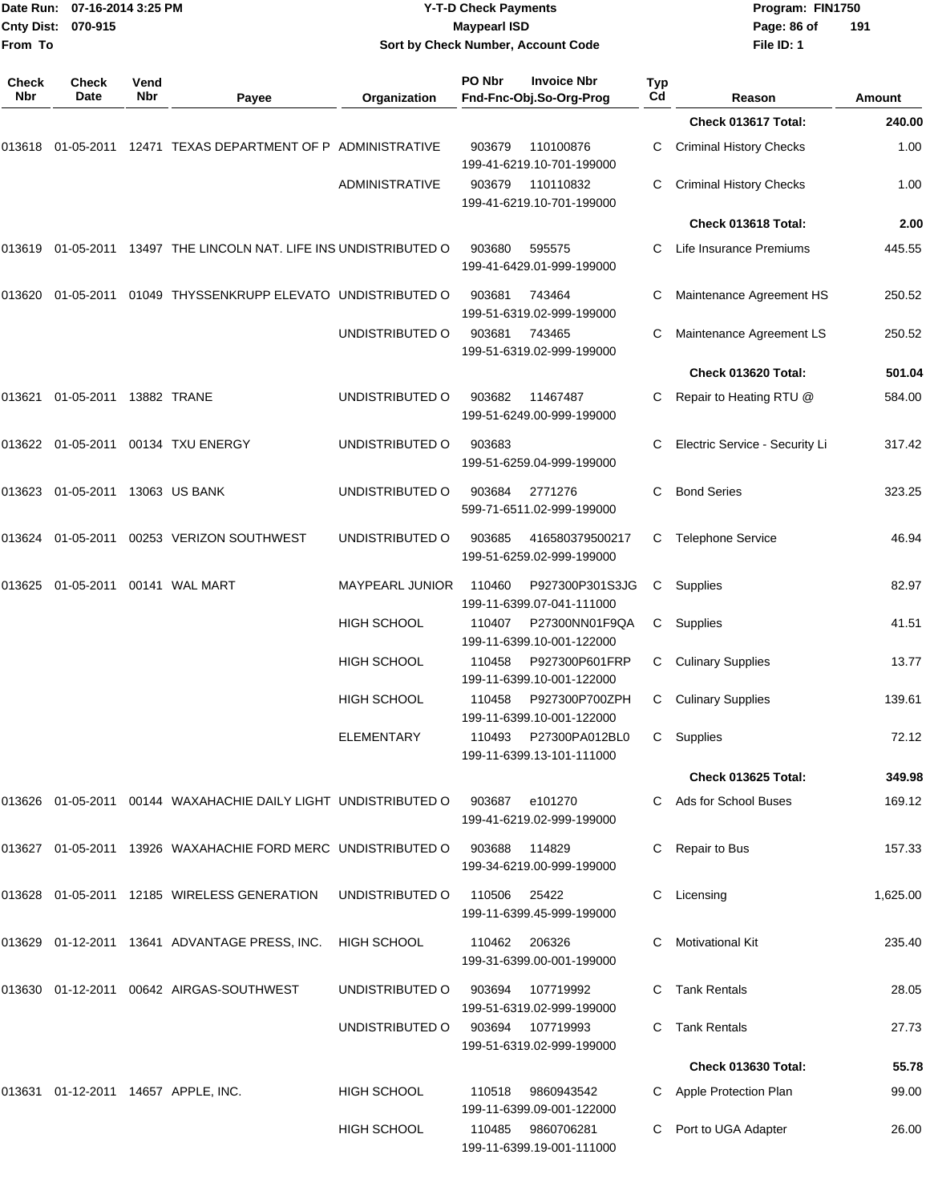Date Run: 07-16-2014 3:25 PM
Cnty Dist: 070-915
From To

# Y-T-D Check Payments
## Maypearl ISD
### Sort by Check Number, Account Code

Program: FIN1750
File ID: 1

| Check Nbr | Check Date | Vend Nbr | Payee | Organization | PO Nbr | Invoice Nbr / Fnd-Fnc-Obj.So-Org-Prog | Typ Cd | Reason | Amount |
|---|---|---|---|---|---|---|---|---|---|
| | | | | | | | | **Check 013617 Total:** | **240.00** |
| 013618 | 01-05-2011 | 12471 | TEXAS DEPARTMENT OF P | ADMINISTRATIVE | 903679 | 110100876 199-41-6219.10-701-199000 | C | Criminal History Checks | 1.00 |
| | | | | ADMINISTRATIVE | 903679 | 110110832 199-41-6219.10-701-199000 | C | Criminal History Checks | 1.00 |
| | | | | | | | | **Check 013618 Total:** | **2.00** |
| 013619 | 01-05-2011 | 13497 | THE LINCOLN NAT. LIFE INS | UNDISTRIBUTED O | 903680 | 595575 199-41-6429.01-999-199000 | C | Life Insurance Premiums | 445.55 |
| 013620 | 01-05-2011 | 01049 | THYSSENKRUPP ELEVATO | UNDISTRIBUTED O | 903681 | 743464 199-51-6319.02-999-199000 | C | Maintenance Agreement HS | 250.52 |
| | | | | UNDISTRIBUTED O | 903681 | 743465 199-51-6319.02-999-199000 | C | Maintenance Agreement LS | 250.52 |
| | | | | | | | | **Check 013620 Total:** | **501.04** |
| 013621 | 01-05-2011 | 13882 | TRANE | UNDISTRIBUTED O | 903682 | 11467487 199-51-6249.00-999-199000 | C | Repair to Heating RTU @ | 584.00 |
| 013622 | 01-05-2011 | 00134 | TXU ENERGY | UNDISTRIBUTED O | 903683 | 199-51-6259.04-999-199000 | C | Electric Service - Security Li | 317.42 |
| 013623 | 01-05-2011 | 13063 | US BANK | UNDISTRIBUTED O | 903684 | 2771276 599-71-6511.02-999-199000 | C | Bond Series | 323.25 |
| 013624 | 01-05-2011 | 00253 | VERIZON SOUTHWEST | UNDISTRIBUTED O | 903685 | 416580379500217 199-51-6259.02-999-199000 | C | Telephone Service | 46.94 |
| 013625 | 01-05-2011 | 00141 | WAL MART | MAYPEARL JUNIOR | 110460 | P927300P301S3JG 199-11-6399.07-041-111000 | C | Supplies | 82.97 |
| | | | | HIGH SCHOOL | 110407 | P27300NN01F9QA 199-11-6399.10-001-122000 | C | Supplies | 41.51 |
| | | | | HIGH SCHOOL | 110458 | P927300P601FRP 199-11-6399.10-001-122000 | C | Culinary Supplies | 13.77 |
| | | | | HIGH SCHOOL | 110458 | P927300P700ZPH 199-11-6399.10-001-122000 | C | Culinary Supplies | 139.61 |
| | | | | ELEMENTARY | 110493 | P27300PA012BL0 199-11-6399.13-101-111000 | C | Supplies | 72.12 |
| | | | | | | | | **Check 013625 Total:** | **349.98** |
| 013626 | 01-05-2011 | 00144 | WAXAHACHIE DAILY LIGHT | UNDISTRIBUTED O | 903687 | e101270 199-41-6219.02-999-199000 | C | Ads for School Buses | 169.12 |
| 013627 | 01-05-2011 | 13926 | WAXAHACHIE FORD MERC | UNDISTRIBUTED O | 903688 | 114829 199-34-6219.00-999-199000 | C | Repair to Bus | 157.33 |
| 013628 | 01-05-2011 | 12185 | WIRELESS GENERATION | UNDISTRIBUTED O | 110506 | 25422 199-11-6399.45-999-199000 | C | Licensing | 1,625.00 |
| 013629 | 01-12-2011 | 13641 | ADVANTAGE PRESS, INC. | HIGH SCHOOL | 110462 | 206326 199-31-6399.00-001-199000 | C | Motivational Kit | 235.40 |
| 013630 | 01-12-2011 | 00642 | AIRGAS-SOUTHWEST | UNDISTRIBUTED O | 903694 | 107719992 199-51-6319.02-999-199000 | C | Tank Rentals | 28.05 |
| | | | | UNDISTRIBUTED O | 903694 | 107719993 199-51-6319.02-999-199000 | C | Tank Rentals | 27.73 |
| | | | | | | | | **Check 013630 Total:** | **55.78** |
| 013631 | 01-12-2011 | 14657 | APPLE, INC. | HIGH SCHOOL | 110518 | 9860943542 199-11-6399.09-001-122000 | C | Apple Protection Plan | 99.00 |
| | | | | HIGH SCHOOL | 110485 | 9860706281 199-11-6399.19-001-111000 | C | Port to UGA Adapter | 26.00 |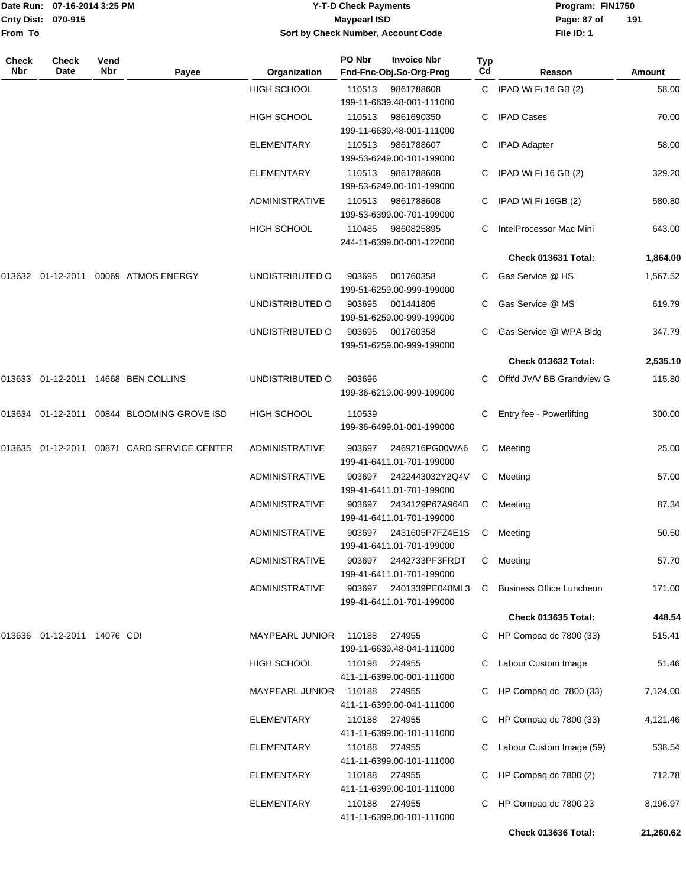| Check Nbr | Check Date | Vend Nbr | Payee | Organization | PO Nbr / Invoice Nbr / Fnd-Fnc-Obj.So-Org-Prog | Typ Cd | Reason | Amount |
|---|---|---|---|---|---|---|---|---|
| | | | | HIGH SCHOOL | 110513 9861788608 199-11-6639.48-001-111000 | C | IPAD Wi Fi 16 GB (2) | 58.00 |
| | | | | HIGH SCHOOL | 110513 9861690350 199-11-6639.48-001-111000 | C | IPAD Cases | 70.00 |
| | | | | ELEMENTARY | 110513 9861788607 199-53-6249.00-101-199000 | C | IPAD Adapter | 58.00 |
| | | | | ELEMENTARY | 110513 9861788608 199-53-6249.00-101-199000 | C | IPAD Wi Fi 16 GB (2) | 329.20 |
| | | | | ADMINISTRATIVE | 110513 9861788608 199-53-6399.00-701-199000 | C | IPAD Wi Fi 16GB (2) | 580.80 |
| | | | | HIGH SCHOOL | 110485 9860825895 244-11-6399.00-001-122000 | C | IntelProcessor Mac Mini | 643.00 |
| | | | | | | | **Check 013631 Total:** | **1,864.00** |
| 013632 | 01-12-2011 | 00069 | ATMOS ENERGY | UNDISTRIBUTED O | 903695 001760358 199-51-6259.00-999-199000 | C | Gas Service @ HS | 1,567.52 |
| | | | | UNDISTRIBUTED O | 903695 001441805 199-51-6259.00-999-199000 | C | Gas Service @ MS | 619.79 |
| | | | | UNDISTRIBUTED O | 903695 001760358 199-51-6259.00-999-199000 | C | Gas Service @ WPA Bldg | 347.79 |
| | | | | | | | **Check 013632 Total:** | **2,535.10** |
| 013633 | 01-12-2011 | 14668 | BEN COLLINS | UNDISTRIBUTED O | 903696 199-36-6219.00-999-199000 | C | Offt'd JV/V BB Grandview G | 115.80 |
| 013634 | 01-12-2011 | 00844 | BLOOMING GROVE ISD | HIGH SCHOOL | 110539 199-36-6499.01-001-199000 | C | Entry fee - Powerlifting | 300.00 |
| 013635 | 01-12-2011 | 00871 | CARD SERVICE CENTER | ADMINISTRATIVE | 903697 2469216PG00WA6 199-41-6411.01-701-199000 | C | Meeting | 25.00 |
| | | | | ADMINISTRATIVE | 903697 2422443032Y2Q4V 199-41-6411.01-701-199000 | C | Meeting | 57.00 |
| | | | | ADMINISTRATIVE | 903697 2434129P67A964B 199-41-6411.01-701-199000 | C | Meeting | 87.34 |
| | | | | ADMINISTRATIVE | 903697 2431605P7FZ4E1S 199-41-6411.01-701-199000 | C | Meeting | 50.50 |
| | | | | ADMINISTRATIVE | 903697 2442733PF3FRDT 199-41-6411.01-701-199000 | C | Meeting | 57.70 |
| | | | | ADMINISTRATIVE | 903697 2401339PE048ML3 199-41-6411.01-701-199000 | C | Business Office Luncheon | 171.00 |
| | | | | | | | **Check 013635 Total:** | **448.54** |
| 013636 | 01-12-2011 | 14076 | CDI | MAYPEARL JUNIOR | 110188 274955 199-11-6639.48-041-111000 | C | HP Compaq dc 7800 (33) | 515.41 |
| | | | | HIGH SCHOOL | 110198 274955 411-11-6399.00-001-111000 | C | Labour Custom Image | 51.46 |
| | | | | MAYPEARL JUNIOR | 110188 274955 411-11-6399.00-041-111000 | C | HP Compaq dc 7800 (33) | 7,124.00 |
| | | | | ELEMENTARY | 110188 274955 411-11-6399.00-101-111000 | C | HP Compaq dc 7800 (33) | 4,121.46 |
| | | | | ELEMENTARY | 110188 274955 411-11-6399.00-101-111000 | C | Labour Custom Image (59) | 538.54 |
| | | | | ELEMENTARY | 110188 274955 411-11-6399.00-101-111000 | C | HP Compaq dc 7800 (2) | 712.78 |
| | | | | ELEMENTARY | 110188 274955 411-11-6399.00-101-111000 | C | HP Compaq dc 7800 23 | 8,196.97 |
| | | | | | | | **Check 013636 Total:** | **21,260.62** |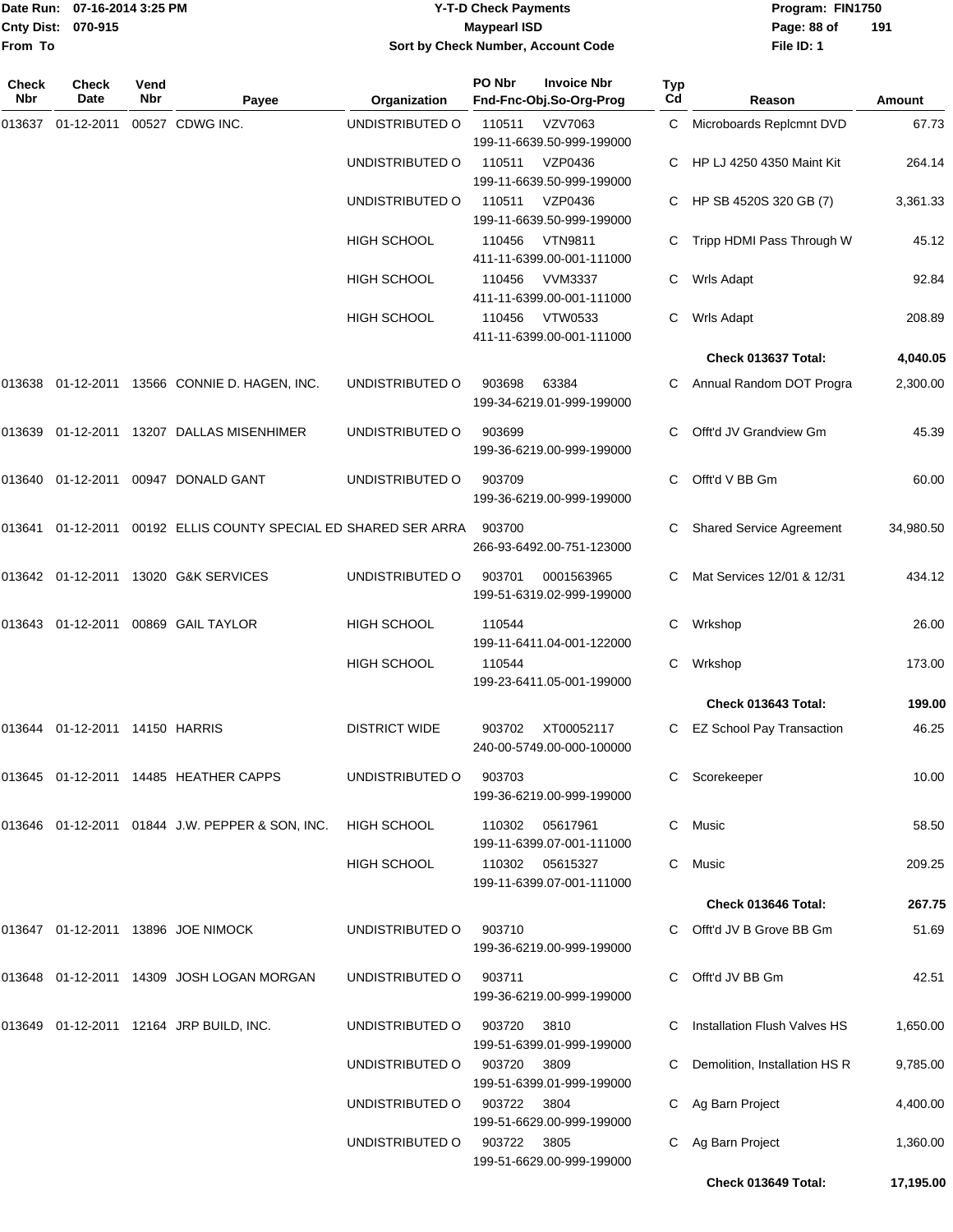# Y-T-D Check Payments

**Maypearl ISD**

**Sort by Check Number, Account Code**

Date Run: 07-16-2014 3:25 PM
Cnty Dist: 070-915
From To

Program: FIN1750
File ID: 1

| Check Nbr | Check Date | Vend Nbr | Payee | Organization | PO Nbr / Invoice Nbr / Fnd-Fnc-Obj.So-Org-Prog | Typ Cd | Reason | Amount |
|---|---|---|---|---|---|---|---|---|
| 013637 | 01-12-2011 | 00527 | CDWG INC. | UNDISTRIBUTED O | 110511 VZV7063 199-11-6639.50-999-199000 | C | Microboards Replcmnt DVD | 67.73 |
| | | | | UNDISTRIBUTED O | 110511 VZP0436 199-11-6639.50-999-199000 | C | HP LJ 4250 4350 Maint Kit | 264.14 |
| | | | | UNDISTRIBUTED O | 110511 VZP0436 199-11-6639.50-999-199000 | C | HP SB 4520S 320 GB (7) | 3,361.33 |
| | | | | HIGH SCHOOL | 110456 VTN9811 411-11-6399.00-001-111000 | C | Tripp HDMI Pass Through W | 45.12 |
| | | | | HIGH SCHOOL | 110456 VVM3337 411-11-6399.00-001-111000 | C | Wrls Adapt | 92.84 |
| | | | | HIGH SCHOOL | 110456 VTW0533 411-11-6399.00-001-111000 | C | Wrls Adapt | 208.89 |
| | | | | | | | **Check 013637 Total:** | **4,040.05** |
| 013638 | 01-12-2011 | 13566 | CONNIE D. HAGEN, INC. | UNDISTRIBUTED O | 903698 63384 199-34-6219.01-999-199000 | C | Annual Random DOT Progra | 2,300.00 |
| 013639 | 01-12-2011 | 13207 | DALLAS MISENHIMER | UNDISTRIBUTED O | 903699 199-36-6219.00-999-199000 | C | Offt'd JV Grandview Gm | 45.39 |
| 013640 | 01-12-2011 | 00947 | DONALD GANT | UNDISTRIBUTED O | 903709 199-36-6219.00-999-199000 | C | Offt'd V BB Gm | 60.00 |
| 013641 | 01-12-2011 | 00192 | ELLIS COUNTY SPECIAL ED | SHARED SER ARRA | 903700 266-93-6492.00-751-123000 | C | Shared Service Agreement | 34,980.50 |
| 013642 | 01-12-2011 | 13020 | G&K SERVICES | UNDISTRIBUTED O | 903701 0001563965 199-51-6319.02-999-199000 | C | Mat Services 12/01 & 12/31 | 434.12 |
| 013643 | 01-12-2011 | 00869 | GAIL TAYLOR | HIGH SCHOOL | 110544 199-11-6411.04-001-122000 | C | Wrkshop | 26.00 |
| | | | | HIGH SCHOOL | 110544 199-23-6411.05-001-199000 | C | Wrkshop | 173.00 |
| | | | | | | | **Check 013643 Total:** | **199.00** |
| 013644 | 01-12-2011 | 14150 | HARRIS | DISTRICT WIDE | 903702 XT00052117 240-00-5749.00-000-100000 | C | EZ School Pay Transaction | 46.25 |
| 013645 | 01-12-2011 | 14485 | HEATHER CAPPS | UNDISTRIBUTED O | 903703 199-36-6219.00-999-199000 | C | Scorekeeper | 10.00 |
| 013646 | 01-12-2011 | 01844 | J.W. PEPPER & SON, INC. | HIGH SCHOOL | 110302 05617961 199-11-6399.07-001-111000 | C | Music | 58.50 |
| | | | | HIGH SCHOOL | 110302 05615327 199-11-6399.07-001-111000 | C | Music | 209.25 |
| | | | | | | | **Check 013646 Total:** | **267.75** |
| 013647 | 01-12-2011 | 13896 | JOE NIMOCK | UNDISTRIBUTED O | 903710 199-36-6219.00-999-199000 | C | Offt'd JV B Grove BB Gm | 51.69 |
| 013648 | 01-12-2011 | 14309 | JOSH LOGAN MORGAN | UNDISTRIBUTED O | 903711 199-36-6219.00-999-199000 | C | Offt'd JV BB Gm | 42.51 |
| 013649 | 01-12-2011 | 12164 | JRP BUILD, INC. | UNDISTRIBUTED O | 903720 3810 199-51-6399.01-999-199000 | C | Installation Flush Valves HS | 1,650.00 |
| | | | | UNDISTRIBUTED O | 903720 3809 199-51-6399.01-999-199000 | C | Demolition, Installation HS R | 9,785.00 |
| | | | | UNDISTRIBUTED O | 903722 3804 199-51-6629.00-999-199000 | C | Ag Barn Project | 4,400.00 |
| | | | | UNDISTRIBUTED O | 903722 3805 199-51-6629.00-999-199000 | C | Ag Barn Project | 1,360.00 |
| | | | | | | | **Check 013649 Total:** | **17,195.00** |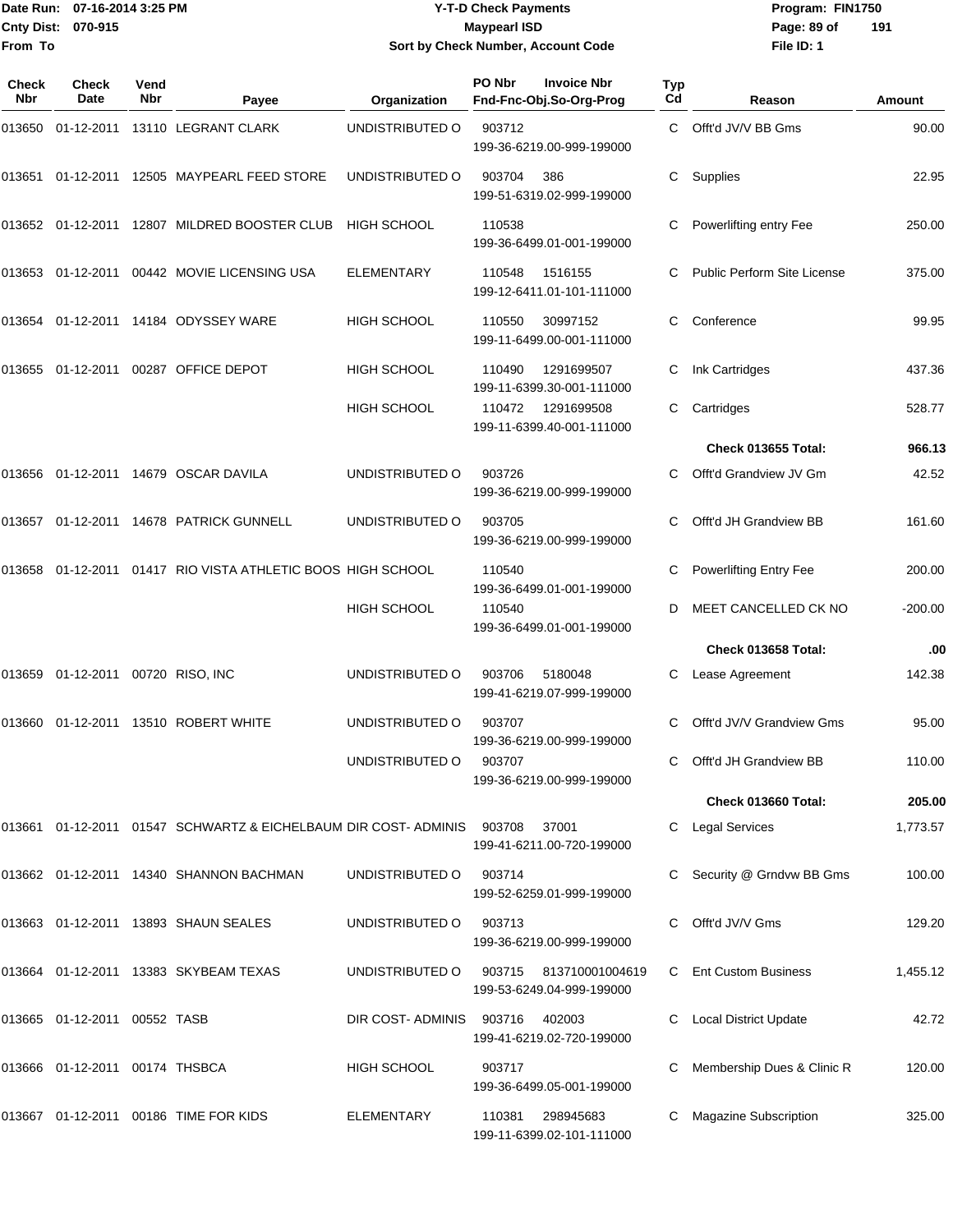Date Run: 07-16-2014 3:25 PM
Cnty Dist: 070-915
From To

**Y-T-D Check Payments**
**Maypearl ISD**
**Sort by Check Number, Account Code**

Program: FIN1750
File ID: 1

| Check Nbr | Check Date | Vend Nbr | Payee | Organization | PO Nbr / Invoice Nbr / Fnd-Fnc-Obj.So-Org-Prog | Typ Cd | Reason | Amount |
|---|---|---|---|---|---|---|---|---|
| 013650 | 01-12-2011 | 13110 | LEGRANT CLARK | UNDISTRIBUTED O | 903712 199-36-6219.00-999-199000 | C | Offt'd JV/V BB Gms | 90.00 |
| 013651 | 01-12-2011 | 12505 | MAYPEARL FEED STORE | UNDISTRIBUTED O | 903704 386 199-51-6319.02-999-199000 | C | Supplies | 22.95 |
| 013652 | 01-12-2011 | 12807 | MILDRED BOOSTER CLUB | HIGH SCHOOL | 110538 199-36-6499.01-001-199000 | C | Powerlifting entry Fee | 250.00 |
| 013653 | 01-12-2011 | 00442 | MOVIE LICENSING USA | ELEMENTARY | 110548 1516155 199-12-6411.01-101-111000 | C | Public Perform Site License | 375.00 |
| 013654 | 01-12-2011 | 14184 | ODYSSEY WARE | HIGH SCHOOL | 110550 30997152 199-11-6499.00-001-111000 | C | Conference | 99.95 |
| 013655 | 01-12-2011 | 00287 | OFFICE DEPOT | HIGH SCHOOL | 110490 1291699507 199-11-6399.30-001-111000 | C | Ink Cartridges | 437.36 |
| | | | | HIGH SCHOOL | 110472 1291699508 199-11-6399.40-001-111000 | C | Cartridges | 528.77 |
| | | | | | | | **Check 013655 Total:** | **966.13** |
| 013656 | 01-12-2011 | 14679 | OSCAR DAVILA | UNDISTRIBUTED O | 903726 199-36-6219.00-999-199000 | C | Offt'd Grandview JV Gm | 42.52 |
| 013657 | 01-12-2011 | 14678 | PATRICK GUNNELL | UNDISTRIBUTED O | 903705 199-36-6219.00-999-199000 | C | Offt'd JH Grandview BB | 161.60 |
| 013658 | 01-12-2011 | 01417 | RIO VISTA ATHLETIC BOOS | HIGH SCHOOL | 110540 199-36-6499.01-001-199000 | C | Powerlifting Entry Fee | 200.00 |
| | | | | HIGH SCHOOL | 110540 199-36-6499.01-001-199000 | D | MEET CANCELLED CK NO | -200.00 |
| | | | | | | | **Check 013658 Total:** | **.00** |
| 013659 | 01-12-2011 | 00720 | RISO, INC | UNDISTRIBUTED O | 903706 5180048 199-41-6219.07-999-199000 | C | Lease Agreement | 142.38 |
| 013660 | 01-12-2011 | 13510 | ROBERT WHITE | UNDISTRIBUTED O | 903707 199-36-6219.00-999-199000 | C | Offt'd JV/V Grandview Gms | 95.00 |
| | | | | UNDISTRIBUTED O | 903707 199-36-6219.00-999-199000 | C | Offt'd JH Grandview BB | 110.00 |
| | | | | | | | **Check 013660 Total:** | **205.00** |
| 013661 | 01-12-2011 | 01547 | SCHWARTZ & EICHELBAUM | DIR COST- ADMINIS | 903708 37001 199-41-6211.00-720-199000 | C | Legal Services | 1,773.57 |
| 013662 | 01-12-2011 | 14340 | SHANNON BACHMAN | UNDISTRIBUTED O | 903714 199-52-6259.01-999-199000 | C | Security @ Grndvw BB Gms | 100.00 |
| 013663 | 01-12-2011 | 13893 | SHAUN SEALES | UNDISTRIBUTED O | 903713 199-36-6219.00-999-199000 | C | Offt'd JV/V Gms | 129.20 |
| 013664 | 01-12-2011 | 13383 | SKYBEAM TEXAS | UNDISTRIBUTED O | 903715 813710001004619 199-53-6249.04-999-199000 | C | Ent Custom Business | 1,455.12 |
| 013665 | 01-12-2011 | 00552 | TASB | DIR COST- ADMINIS | 903716 402003 199-41-6219.02-720-199000 | C | Local District Update | 42.72 |
| 013666 | 01-12-2011 | 00174 | THSBCA | HIGH SCHOOL | 903717 199-36-6499.05-001-199000 | C | Membership Dues & Clinic R | 120.00 |
| 013667 | 01-12-2011 | 00186 | TIME FOR KIDS | ELEMENTARY | 110381 298945683 199-11-6399.02-101-111000 | C | Magazine Subscription | 325.00 |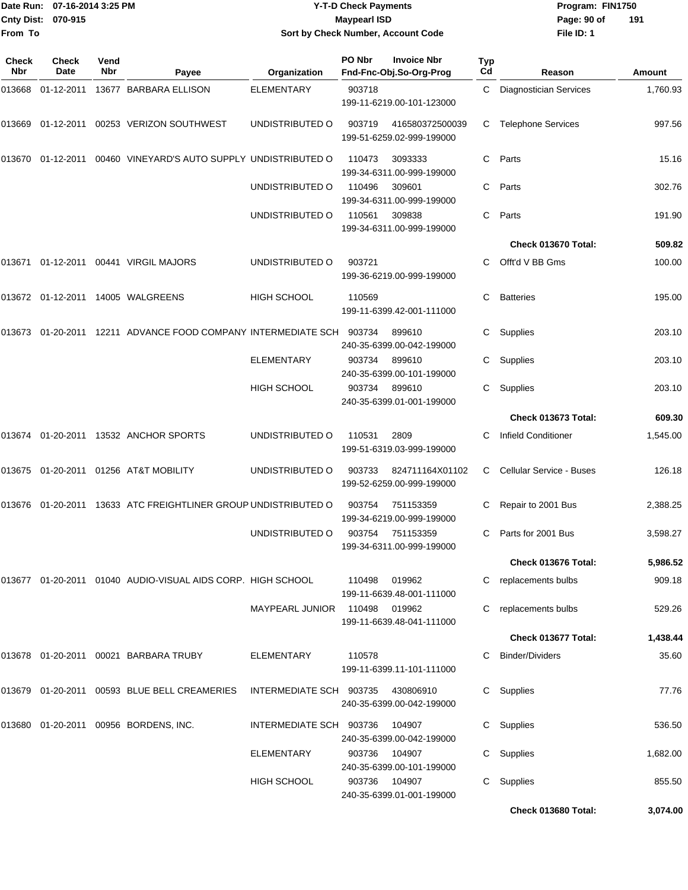Date Run: 07-16-2014 3:25 PM
Cnty Dist: 070-915
From To

# Y-T-D Check Payments
## Maypearl ISD
### Sort by Check Number, Account Code

Program: FIN1750
File ID: 1

| Check Nbr | Check Date | Vend Nbr | Payee | Organization | PO Nbr | Invoice Nbr / Fnd-Fnc-Obj.So-Org-Prog | Typ Cd | Reason | Amount |
|---|---|---|---|---|---|---|---|---|---|
| 013668 | 01-12-2011 | 13677 | BARBARA ELLISON | ELEMENTARY | 903718 | 199-11-6219.00-101-123000 | C | Diagnostician Services | 1,760.93 |
| 013669 | 01-12-2011 | 00253 | VERIZON SOUTHWEST | UNDISTRIBUTED O | 903719 | 416580372500039 199-51-6259.02-999-199000 | C | Telephone Services | 997.56 |
| 013670 | 01-12-2011 | 00460 | VINEYARD'S AUTO SUPPLY | UNDISTRIBUTED O | 110473 | 3093333 199-34-6311.00-999-199000 | C | Parts | 15.16 |
| | | | | UNDISTRIBUTED O | 110496 | 309601 199-34-6311.00-999-199000 | C | Parts | 302.76 |
| | | | | UNDISTRIBUTED O | 110561 | 309838 199-34-6311.00-999-199000 | C | Parts | 191.90 |
| | | | | | | | | **Check 013670 Total:** | **509.82** |
| 013671 | 01-12-2011 | 00441 | VIRGIL MAJORS | UNDISTRIBUTED O | 903721 | 199-36-6219.00-999-199000 | C | Offt'd V BB Gms | 100.00 |
| 013672 | 01-12-2011 | 14005 | WALGREENS | HIGH SCHOOL | 110569 | 199-11-6399.42-001-111000 | C | Batteries | 195.00 |
| 013673 | 01-20-2011 | 12211 | ADVANCE FOOD COMPANY | INTERMEDIATE SCH | 903734 | 899610 240-35-6399.00-042-199000 | C | Supplies | 203.10 |
| | | | | ELEMENTARY | 903734 | 899610 240-35-6399.00-101-199000 | C | Supplies | 203.10 |
| | | | | HIGH SCHOOL | 903734 | 899610 240-35-6399.01-001-199000 | C | Supplies | 203.10 |
| | | | | | | | | **Check 013673 Total:** | **609.30** |
| 013674 | 01-20-2011 | 13532 | ANCHOR SPORTS | UNDISTRIBUTED O | 110531 | 2809 199-51-6319.03-999-199000 | C | Infield Conditioner | 1,545.00 |
| 013675 | 01-20-2011 | 01256 | AT&T MOBILITY | UNDISTRIBUTED O | 903733 | 824711164X01102 199-52-6259.00-999-199000 | C | Cellular Service - Buses | 126.18 |
| 013676 | 01-20-2011 | 13633 | ATC FREIGHTLINER GROUP | UNDISTRIBUTED O | 903754 | 751153359 199-34-6219.00-999-199000 | C | Repair to 2001 Bus | 2,388.25 |
| | | | | UNDISTRIBUTED O | 903754 | 751153359 199-34-6311.00-999-199000 | C | Parts for 2001 Bus | 3,598.27 |
| | | | | | | | | **Check 013676 Total:** | **5,986.52** |
| 013677 | 01-20-2011 | 01040 | AUDIO-VISUAL AIDS CORP. | HIGH SCHOOL | 110498 | 019962 199-11-6639.48-001-111000 | C | replacements bulbs | 909.18 |
| | | | | MAYPEARL JUNIOR | 110498 | 019962 199-11-6639.48-041-111000 | C | replacements bulbs | 529.26 |
| | | | | | | | | **Check 013677 Total:** | **1,438.44** |
| 013678 | 01-20-2011 | 00021 | BARBARA TRUBY | ELEMENTARY | 110578 | 199-11-6399.11-101-111000 | C | Binder/Dividers | 35.60 |
| 013679 | 01-20-2011 | 00593 | BLUE BELL CREAMERIES | INTERMEDIATE SCH | 903735 | 430806910 240-35-6399.00-042-199000 | C | Supplies | 77.76 |
| 013680 | 01-20-2011 | 00956 | BORDENS, INC. | INTERMEDIATE SCH | 903736 | 104907 240-35-6399.00-042-199000 | C | Supplies | 536.50 |
| | | | | ELEMENTARY | 903736 | 104907 240-35-6399.00-101-199000 | C | Supplies | 1,682.00 |
| | | | | HIGH SCHOOL | 903736 | 104907 240-35-6399.01-001-199000 | C | Supplies | 855.50 |
| | | | | | | | | **Check 013680 Total:** | **3,074.00** |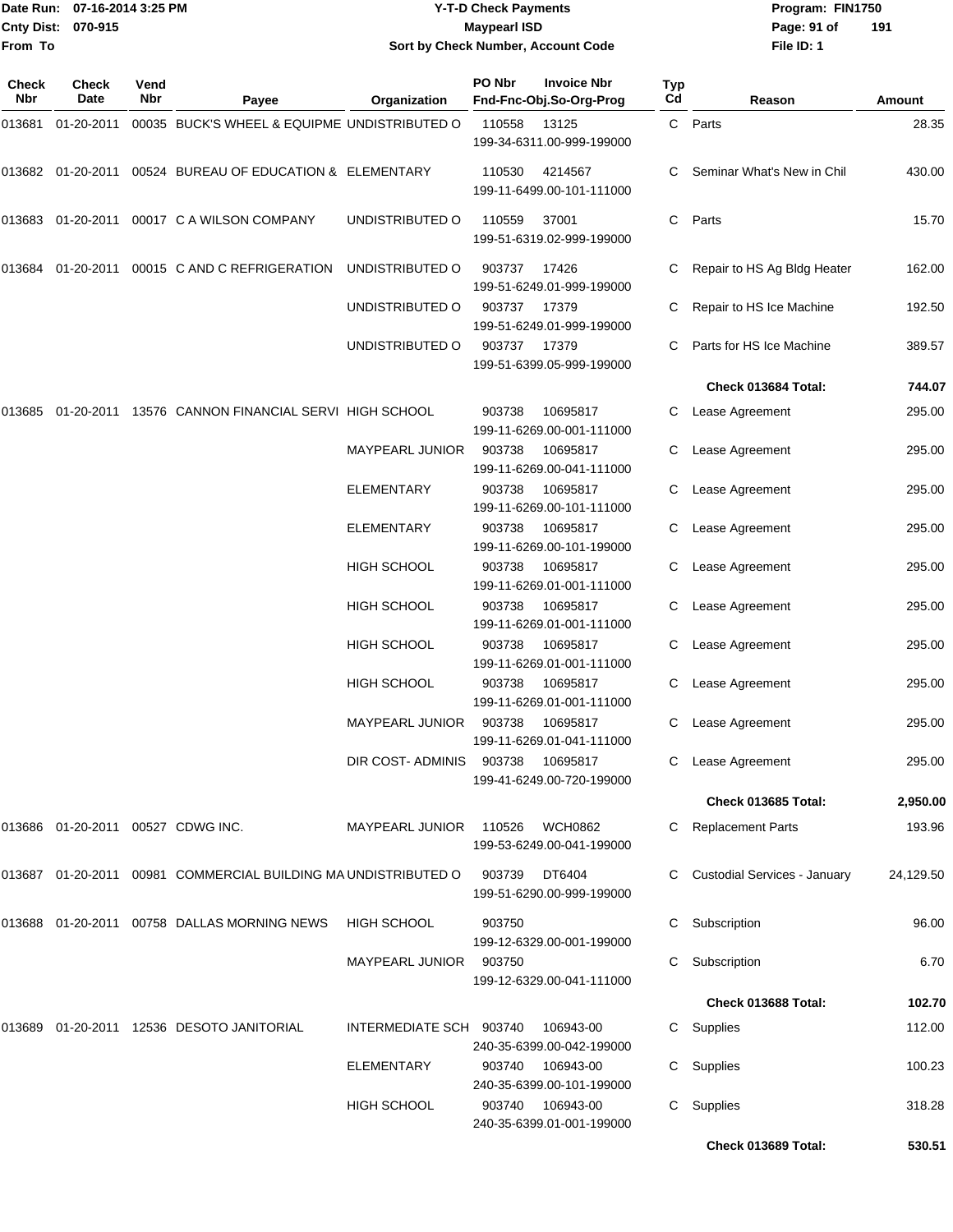# Y-T-D Check Payments

**Maypearl ISD**

**Sort by Check Number, Account Code**

Date Run: 07-16-2014 3:25 PM
Cnty Dist: 070-915
From To

Program: FIN1750
File ID: 1

| Check Nbr | Check Date | Vend Nbr | Payee | Organization | PO Nbr | Invoice Nbr / Fnd-Fnc-Obj.So-Org-Prog | Typ Cd | Reason | Amount |
|---|---|---|---|---|---|---|---|---|---|
| 013681 | 01-20-2011 | 00035 | BUCK'S WHEEL & EQUIPME | UNDISTRIBUTED O | 110558 | 13125 199-34-6311.00-999-199000 | C | Parts | 28.35 |
| 013682 | 01-20-2011 | 00524 | BUREAU OF EDUCATION & | ELEMENTARY | 110530 | 4214567 199-11-6499.00-101-111000 | C | Seminar What's New in Chil | 430.00 |
| 013683 | 01-20-2011 | 00017 | C A WILSON COMPANY | UNDISTRIBUTED O | 110559 | 37001 199-51-6319.02-999-199000 | C | Parts | 15.70 |
| 013684 | 01-20-2011 | 00015 | C AND C REFRIGERATION | UNDISTRIBUTED O | 903737 | 17426 199-51-6249.01-999-199000 | C | Repair to HS Ag Bldg Heater | 162.00 |
| | | | | UNDISTRIBUTED O | 903737 | 17379 199-51-6249.01-999-199000 | C | Repair to HS Ice Machine | 192.50 |
| | | | | UNDISTRIBUTED O | 903737 | 17379 199-51-6399.05-999-199000 | C | Parts for HS Ice Machine | 389.57 |
| | | | | | | | | **Check 013684 Total:** | **744.07** |
| 013685 | 01-20-2011 | 13576 | CANNON FINANCIAL SERVI | HIGH SCHOOL | 903738 | 10695817 199-11-6269.00-001-111000 | C | Lease Agreement | 295.00 |
| | | | | MAYPEARL JUNIOR | 903738 | 10695817 199-11-6269.00-041-111000 | C | Lease Agreement | 295.00 |
| | | | | ELEMENTARY | 903738 | 10695817 199-11-6269.00-101-111000 | C | Lease Agreement | 295.00 |
| | | | | ELEMENTARY | 903738 | 10695817 199-11-6269.00-101-199000 | C | Lease Agreement | 295.00 |
| | | | | HIGH SCHOOL | 903738 | 10695817 199-11-6269.01-001-111000 | C | Lease Agreement | 295.00 |
| | | | | HIGH SCHOOL | 903738 | 10695817 199-11-6269.01-001-111000 | C | Lease Agreement | 295.00 |
| | | | | HIGH SCHOOL | 903738 | 10695817 199-11-6269.01-001-111000 | C | Lease Agreement | 295.00 |
| | | | | HIGH SCHOOL | 903738 | 10695817 199-11-6269.01-001-111000 | C | Lease Agreement | 295.00 |
| | | | | MAYPEARL JUNIOR | 903738 | 10695817 199-11-6269.01-041-111000 | C | Lease Agreement | 295.00 |
| | | | | DIR COST- ADMINIS | 903738 | 10695817 199-41-6249.00-720-199000 | C | Lease Agreement | 295.00 |
| | | | | | | | | **Check 013685 Total:** | **2,950.00** |
| 013686 | 01-20-2011 | 00527 | CDWG INC. | MAYPEARL JUNIOR | 110526 | WCH0862 199-53-6249.00-041-199000 | C | Replacement Parts | 193.96 |
| 013687 | 01-20-2011 | 00981 | COMMERCIAL BUILDING MA | UNDISTRIBUTED O | 903739 | DT6404 199-51-6290.00-999-199000 | C | Custodial Services - January | 24,129.50 |
| 013688 | 01-20-2011 | 00758 | DALLAS MORNING NEWS | HIGH SCHOOL | 903750 | 199-12-6329.00-001-199000 | C | Subscription | 96.00 |
| | | | | MAYPEARL JUNIOR | 903750 | 199-12-6329.00-041-111000 | C | Subscription | 6.70 |
| | | | | | | | | **Check 013688 Total:** | **102.70** |
| 013689 | 01-20-2011 | 12536 | DESOTO JANITORIAL | INTERMEDIATE SCH | 903740 | 106943-00 240-35-6399.00-042-199000 | C | Supplies | 112.00 |
| | | | | ELEMENTARY | 903740 | 106943-00 240-35-6399.00-101-199000 | C | Supplies | 100.23 |
| | | | | HIGH SCHOOL | 903740 | 106943-00 240-35-6399.01-001-199000 | C | Supplies | 318.28 |
| | | | | | | | | **Check 013689 Total:** | **530.51** |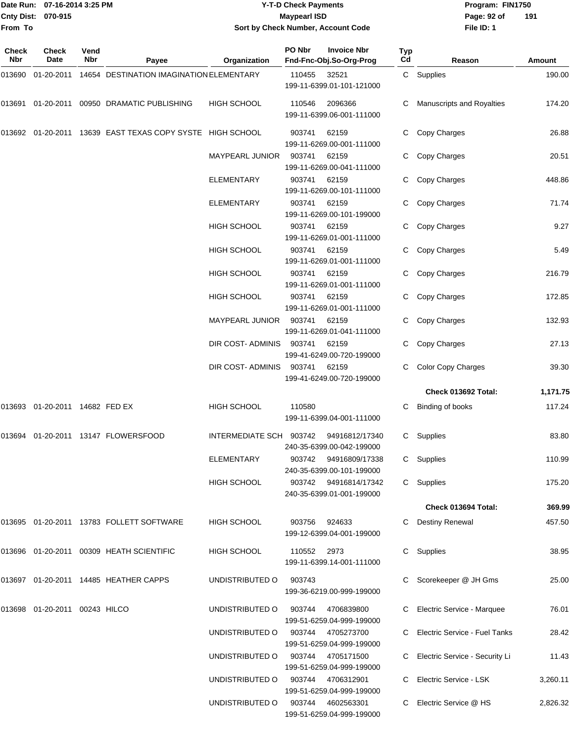Date Run: 07-16-2014 3:25 PM
Cnty Dist: 070-915
From To

# Y-T-D Check Payments
## Maypearl ISD
### Sort by Check Number, Account Code

Program: FIN1750
File ID: 1

| Check Nbr | Check Date | Vend Nbr | Payee | Organization | PO Nbr / Invoice Nbr / Fnd-Fnc-Obj.So-Org-Prog | Typ Cd | Reason | Amount |
|---|---|---|---|---|---|---|---|---|
| 013690 | 01-20-2011 | 14654 | DESTINATION IMAGINATION | ELEMENTARY | 110455 32521 199-11-6399.01-101-121000 | C | Supplies | 190.00 |
| 013691 | 01-20-2011 | 00950 | DRAMATIC PUBLISHING | HIGH SCHOOL | 110546 2096366 199-11-6399.06-001-111000 | C | Manuscripts and Royalties | 174.20 |
| 013692 | 01-20-2011 | 13639 | EAST TEXAS COPY SYSTE | HIGH SCHOOL | 903741 62159 199-11-6269.00-001-111000 | C | Copy Charges | 26.88 |
| | | | | MAYPEARL JUNIOR | 903741 62159 199-11-6269.00-041-111000 | C | Copy Charges | 20.51 |
| | | | | ELEMENTARY | 903741 62159 199-11-6269.00-101-111000 | C | Copy Charges | 448.86 |
| | | | | ELEMENTARY | 903741 62159 199-11-6269.00-101-199000 | C | Copy Charges | 71.74 |
| | | | | HIGH SCHOOL | 903741 62159 199-11-6269.01-001-111000 | C | Copy Charges | 9.27 |
| | | | | HIGH SCHOOL | 903741 62159 199-11-6269.01-001-111000 | C | Copy Charges | 5.49 |
| | | | | HIGH SCHOOL | 903741 62159 199-11-6269.01-001-111000 | C | Copy Charges | 216.79 |
| | | | | HIGH SCHOOL | 903741 62159 199-11-6269.01-001-111000 | C | Copy Charges | 172.85 |
| | | | | MAYPEARL JUNIOR | 903741 62159 199-11-6269.01-041-111000 | C | Copy Charges | 132.93 |
| | | | | DIR COST- ADMINIS | 903741 62159 199-41-6249.00-720-199000 | C | Copy Charges | 27.13 |
| | | | | DIR COST- ADMINIS | 903741 62159 199-41-6249.00-720-199000 | C | Color Copy Charges | 39.30 |
| | | | | | | | **Check 013692 Total:** | **1,171.75** |
| 013693 | 01-20-2011 | 14682 | FED EX | HIGH SCHOOL | 110580 199-11-6399.04-001-111000 | C | Binding of books | 117.24 |
| 013694 | 01-20-2011 | 13147 | FLOWERSFOOD | INTERMEDIATE SCH | 903742 94916812/17340 240-35-6399.00-042-199000 | C | Supplies | 83.80 |
| | | | | ELEMENTARY | 903742 94916809/17338 240-35-6399.00-101-199000 | C | Supplies | 110.99 |
| | | | | HIGH SCHOOL | 903742 94916814/17342 240-35-6399.01-001-199000 | C | Supplies | 175.20 |
| | | | | | | | **Check 013694 Total:** | **369.99** |
| 013695 | 01-20-2011 | 13783 | FOLLETT SOFTWARE | HIGH SCHOOL | 903756 924633 199-12-6399.04-001-199000 | C | Destiny Renewal | 457.50 |
| 013696 | 01-20-2011 | 00309 | HEATH SCIENTIFIC | HIGH SCHOOL | 110552 2973 199-11-6399.14-001-111000 | C | Supplies | 38.95 |
| 013697 | 01-20-2011 | 14485 | HEATHER CAPPS | UNDISTRIBUTED O | 903743 199-36-6219.00-999-199000 | C | Scorekeeper @ JH Gms | 25.00 |
| 013698 | 01-20-2011 | 00243 | HILCO | UNDISTRIBUTED O | 903744 4706839800 199-51-6259.04-999-199000 | C | Electric Service - Marquee | 76.01 |
| | | | | UNDISTRIBUTED O | 903744 4705273700 199-51-6259.04-999-199000 | C | Electric Service - Fuel Tanks | 28.42 |
| | | | | UNDISTRIBUTED O | 903744 4705171500 199-51-6259.04-999-199000 | C | Electric Service - Security Li | 11.43 |
| | | | | UNDISTRIBUTED O | 903744 4706312901 199-51-6259.04-999-199000 | C | Electric Service - LSK | 3,260.11 |
| | | | | UNDISTRIBUTED O | 903744 4602563301 199-51-6259.04-999-199000 | C | Electric Service @ HS | 2,826.32 |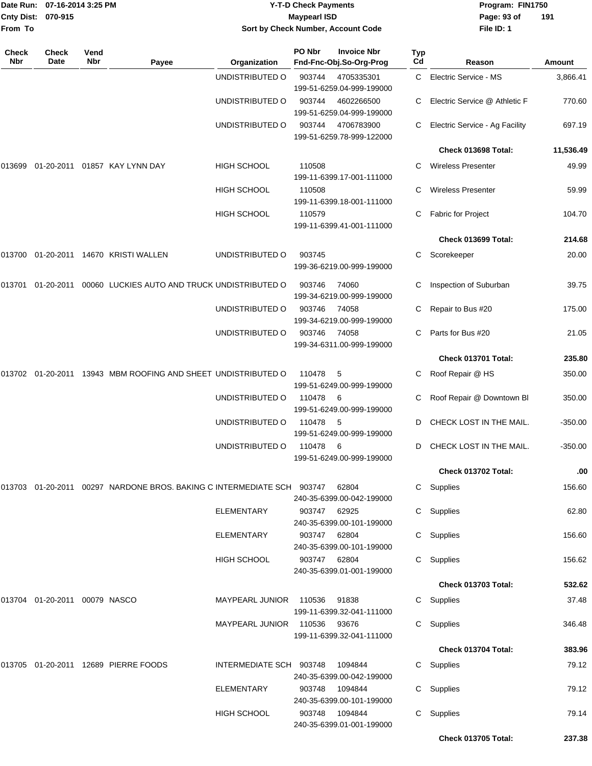Date Run: 07-16-2014 3:25 PM
Cnty Dist: 070-915
From To

# Y-T-D Check Payments
## Maypearl ISD
### Sort by Check Number, Account Code

Program: FIN1750
File ID: 1

| Check Nbr | Check Date | Vend Nbr | Payee | Organization | PO Nbr / Invoice Nbr / Fnd-Fnc-Obj.So-Org-Prog | Typ Cd | Reason | Amount |
|---|---|---|---|---|---|---|---|---|
| | | | | UNDISTRIBUTED O | 903744 4705335301 199-51-6259.04-999-199000 | C | Electric Service - MS | 3,866.41 |
| | | | | UNDISTRIBUTED O | 903744 4602266500 199-51-6259.04-999-199000 | C | Electric Service @ Athletic F | 770.60 |
| | | | | UNDISTRIBUTED O | 903744 4706783900 199-51-6259.78-999-122000 | C | Electric Service - Ag Facility | 697.19 |
| | | | | | | | **Check 013698 Total:** | **11,536.49** |
| 013699 | 01-20-2011 | 01857 | KAY LYNN DAY | HIGH SCHOOL | 110508 199-11-6399.17-001-111000 | C | Wireless Presenter | 49.99 |
| | | | | HIGH SCHOOL | 110508 199-11-6399.18-001-111000 | C | Wireless Presenter | 59.99 |
| | | | | HIGH SCHOOL | 110579 199-11-6399.41-001-111000 | C | Fabric for Project | 104.70 |
| | | | | | | | **Check 013699 Total:** | **214.68** |
| 013700 | 01-20-2011 | 14670 | KRISTI WALLEN | UNDISTRIBUTED O | 903745 199-36-6219.00-999-199000 | C | Scorekeeper | 20.00 |
| 013701 | 01-20-2011 | 00060 | LUCKIES AUTO AND TRUCK | UNDISTRIBUTED O | 903746 74060 199-34-6219.00-999-199000 | C | Inspection of Suburban | 39.75 |
| | | | | UNDISTRIBUTED O | 903746 74058 199-34-6219.00-999-199000 | C | Repair to Bus #20 | 175.00 |
| | | | | UNDISTRIBUTED O | 903746 74058 199-34-6311.00-999-199000 | C | Parts for Bus #20 | 21.05 |
| | | | | | | | **Check 013701 Total:** | **235.80** |
| 013702 | 01-20-2011 | 13943 | MBM ROOFING AND SHEET | UNDISTRIBUTED O | 110478 5 199-51-6249.00-999-199000 | C | Roof Repair @ HS | 350.00 |
| | | | | UNDISTRIBUTED O | 110478 6 199-51-6249.00-999-199000 | C | Roof Repair @ Downtown Bl | 350.00 |
| | | | | UNDISTRIBUTED O | 110478 5 199-51-6249.00-999-199000 | D | CHECK LOST IN THE MAIL. | -350.00 |
| | | | | UNDISTRIBUTED O | 110478 6 199-51-6249.00-999-199000 | D | CHECK LOST IN THE MAIL. | -350.00 |
| | | | | | | | **Check 013702 Total:** | **.00** |
| 013703 | 01-20-2011 | 00297 | NARDONE BROS. BAKING C | INTERMEDIATE SCH | 903747 62804 240-35-6399.00-042-199000 | C | Supplies | 156.60 |
| | | | | ELEMENTARY | 903747 62925 240-35-6399.00-101-199000 | C | Supplies | 62.80 |
| | | | | ELEMENTARY | 903747 62804 240-35-6399.00-101-199000 | C | Supplies | 156.60 |
| | | | | HIGH SCHOOL | 903747 62804 240-35-6399.01-001-199000 | C | Supplies | 156.62 |
| | | | | | | | **Check 013703 Total:** | **532.62** |
| 013704 | 01-20-2011 | 00079 | NASCO | MAYPEARL JUNIOR | 110536 91838 199-11-6399.32-041-111000 | C | Supplies | 37.48 |
| | | | | MAYPEARL JUNIOR | 110536 93676 199-11-6399.32-041-111000 | C | Supplies | 346.48 |
| | | | | | | | **Check 013704 Total:** | **383.96** |
| 013705 | 01-20-2011 | 12689 | PIERRE FOODS | INTERMEDIATE SCH | 903748 1094844 240-35-6399.00-042-199000 | C | Supplies | 79.12 |
| | | | | ELEMENTARY | 903748 1094844 240-35-6399.00-101-199000 | C | Supplies | 79.12 |
| | | | | HIGH SCHOOL | 903748 1094844 240-35-6399.01-001-199000 | C | Supplies | 79.14 |
| | | | | | | | **Check 013705 Total:** | **237.38** |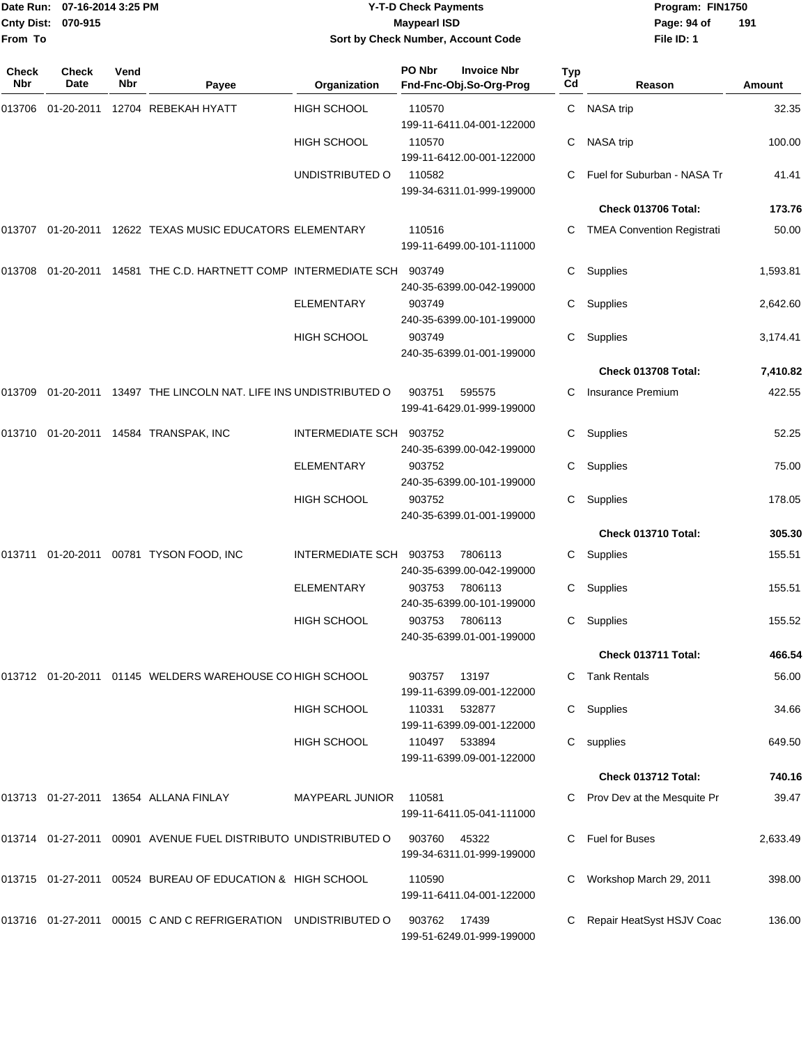# Y-T-D Check Payments

**Maypearl ISD**

**Sort by Check Number, Account Code**

Date Run: 07-16-2014 3:25 PM
Cnty Dist: 070-915
From To

Program: FIN1750
File ID: 1

| Check Nbr | Check Date | Vend Nbr | Payee | Organization | PO Nbr / Invoice Nbr / Fnd-Fnc-Obj.So-Org-Prog | Typ Cd | Reason | Amount |
|---|---|---|---|---|---|---|---|---|
| 013706 | 01-20-2011 | 12704 | REBEKAH HYATT | HIGH SCHOOL | 110570 / 199-11-6411.04-001-122000 | C | NASA trip | 32.35 |
| | | | | HIGH SCHOOL | 110570 / 199-11-6412.00-001-122000 | C | NASA trip | 100.00 |
| | | | | UNDISTRIBUTED O | 110582 / 199-34-6311.01-999-199000 | C | Fuel for Suburban - NASA Tr | 41.41 |
| | | | | | | | **Check 013706 Total:** | **173.76** |
| 013707 | 01-20-2011 | 12622 | TEXAS MUSIC EDUCATORS | ELEMENTARY | 110516 / 199-11-6499.00-101-111000 | C | TMEA Convention Registrati | 50.00 |
| 013708 | 01-20-2011 | 14581 | THE C.D. HARTNETT COMP | INTERMEDIATE SCH | 903749 / 240-35-6399.00-042-199000 | C | Supplies | 1,593.81 |
| | | | | ELEMENTARY | 903749 / 240-35-6399.00-101-199000 | C | Supplies | 2,642.60 |
| | | | | HIGH SCHOOL | 903749 / 240-35-6399.01-001-199000 | C | Supplies | 3,174.41 |
| | | | | | | | **Check 013708 Total:** | **7,410.82** |
| 013709 | 01-20-2011 | 13497 | THE LINCOLN NAT. LIFE INS | UNDISTRIBUTED O | 903751 595575 / 199-41-6429.01-999-199000 | C | Insurance Premium | 422.55 |
| 013710 | 01-20-2011 | 14584 | TRANSPAK, INC | INTERMEDIATE SCH | 903752 / 240-35-6399.00-042-199000 | C | Supplies | 52.25 |
| | | | | ELEMENTARY | 903752 / 240-35-6399.00-101-199000 | C | Supplies | 75.00 |
| | | | | HIGH SCHOOL | 903752 / 240-35-6399.01-001-199000 | C | Supplies | 178.05 |
| | | | | | | | **Check 013710 Total:** | **305.30** |
| 013711 | 01-20-2011 | 00781 | TYSON FOOD, INC | INTERMEDIATE SCH | 903753 7806113 / 240-35-6399.00-042-199000 | C | Supplies | 155.51 |
| | | | | ELEMENTARY | 903753 7806113 / 240-35-6399.00-101-199000 | C | Supplies | 155.51 |
| | | | | HIGH SCHOOL | 903753 7806113 / 240-35-6399.01-001-199000 | C | Supplies | 155.52 |
| | | | | | | | **Check 013711 Total:** | **466.54** |
| 013712 | 01-20-2011 | 01145 | WELDERS WAREHOUSE CO | HIGH SCHOOL | 903757 13197 / 199-11-6399.09-001-122000 | C | Tank Rentals | 56.00 |
| | | | | HIGH SCHOOL | 110331 532877 / 199-11-6399.09-001-122000 | C | Supplies | 34.66 |
| | | | | HIGH SCHOOL | 110497 533894 / 199-11-6399.09-001-122000 | C | supplies | 649.50 |
| | | | | | | | **Check 013712 Total:** | **740.16** |
| 013713 | 01-27-2011 | 13654 | ALLANA FINLAY | MAYPEARL JUNIOR | 110581 / 199-11-6411.05-041-111000 | C | Prov Dev at the Mesquite Pr | 39.47 |
| 013714 | 01-27-2011 | 00901 | AVENUE FUEL DISTRIBUTO | UNDISTRIBUTED O | 903760 45322 / 199-34-6311.01-999-199000 | C | Fuel for Buses | 2,633.49 |
| 013715 | 01-27-2011 | 00524 | BUREAU OF EDUCATION & | HIGH SCHOOL | 110590 / 199-11-6411.04-001-122000 | C | Workshop March 29, 2011 | 398.00 |
| 013716 | 01-27-2011 | 00015 | C AND C REFRIGERATION | UNDISTRIBUTED O | 903762 17439 / 199-51-6249.01-999-199000 | C | Repair HeatSyst HSJV Coac | 136.00 |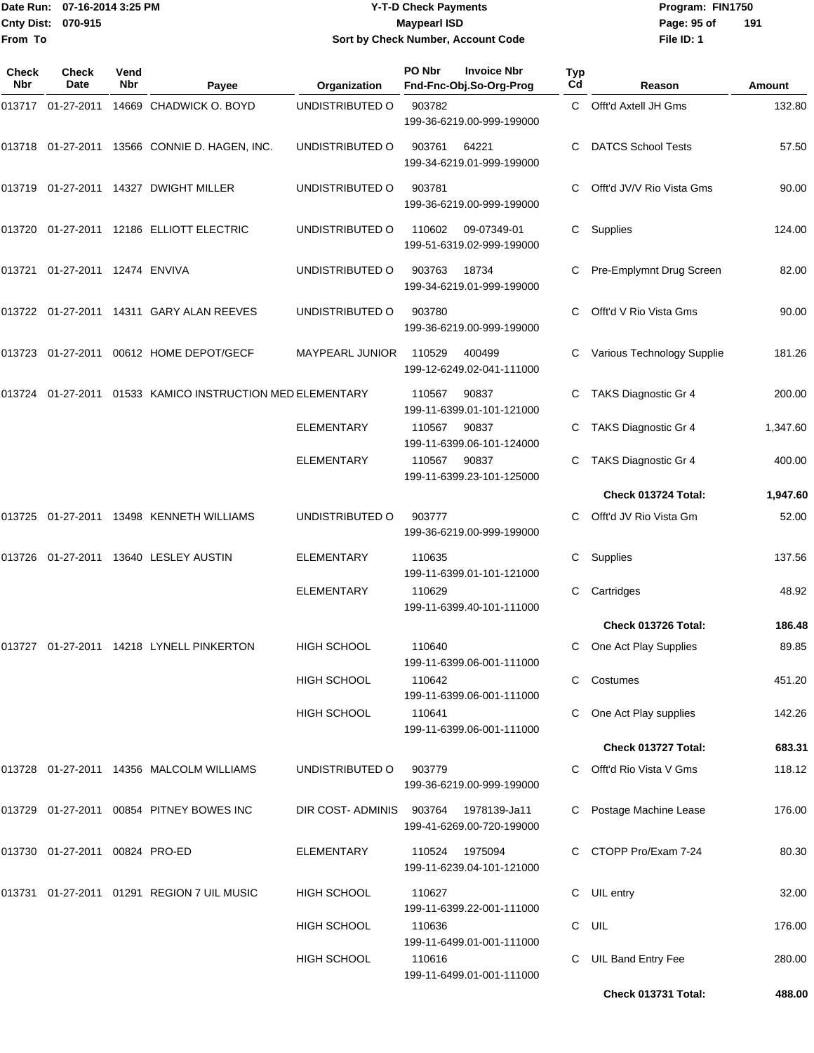**Date Run: 07-16-2014 3:25 PM** | **Y-T-D Check Payments** | **Program: FIN1750**
**Cnty Dist: 070-915** | **Maypearl ISD**
**From To** | **Sort by Check Number, Account Code** | **File ID: 1**

| Check Nbr | Check Date | Vend Nbr | Payee | Organization | PO Nbr / Invoice Nbr / Fnd-Fnc-Obj.So-Org-Prog | Typ Cd | Reason | Amount |
|---|---|---|---|---|---|---|---|---|
| 013717 | 01-27-2011 | 14669 | CHADWICK O. BOYD | UNDISTRIBUTED O | 903782 199-36-6219.00-999-199000 | C | Offt'd Axtell JH Gms | 132.80 |
| 013718 | 01-27-2011 | 13566 | CONNIE D. HAGEN, INC. | UNDISTRIBUTED O | 903761 64221 199-34-6219.01-999-199000 | C | DATCS School Tests | 57.50 |
| 013719 | 01-27-2011 | 14327 | DWIGHT MILLER | UNDISTRIBUTED O | 903781 199-36-6219.00-999-199000 | C | Offt'd JV/V Rio Vista Gms | 90.00 |
| 013720 | 01-27-2011 | 12186 | ELLIOTT ELECTRIC | UNDISTRIBUTED O | 110602 09-07349-01 199-51-6319.02-999-199000 | C | Supplies | 124.00 |
| 013721 | 01-27-2011 | 12474 | ENVIVA | UNDISTRIBUTED O | 903763 18734 199-34-6219.01-999-199000 | C | Pre-Emplymnt Drug Screen | 82.00 |
| 013722 | 01-27-2011 | 14311 | GARY ALAN REEVES | UNDISTRIBUTED O | 903780 199-36-6219.00-999-199000 | C | Offt'd V Rio Vista Gms | 90.00 |
| 013723 | 01-27-2011 | 00612 | HOME DEPOT/GECF | MAYPEARL JUNIOR | 110529 400499 199-12-6249.02-041-111000 | C | Various Technology Supplie | 181.26 |
| 013724 | 01-27-2011 | 01533 | KAMICO INSTRUCTION MED | ELEMENTARY | 110567 90837 199-11-6399.01-101-121000 | C | TAKS Diagnostic Gr 4 | 200.00 |
| | | | | ELEMENTARY | 110567 90837 199-11-6399.06-101-124000 | C | TAKS Diagnostic Gr 4 | 1,347.60 |
| | | | | ELEMENTARY | 110567 90837 199-11-6399.23-101-125000 | C | TAKS Diagnostic Gr 4 | 400.00 |
| | | | | | | | **Check 013724 Total:** | **1,947.60** |
| 013725 | 01-27-2011 | 13498 | KENNETH WILLIAMS | UNDISTRIBUTED O | 903777 199-36-6219.00-999-199000 | C | Offt'd JV Rio Vista Gm | 52.00 |
| 013726 | 01-27-2011 | 13640 | LESLEY AUSTIN | ELEMENTARY | 110635 199-11-6399.01-101-121000 | C | Supplies | 137.56 |
| | | | | ELEMENTARY | 110629 199-11-6399.40-101-111000 | C | Cartridges | 48.92 |
| | | | | | | | **Check 013726 Total:** | **186.48** |
| 013727 | 01-27-2011 | 14218 | LYNELL PINKERTON | HIGH SCHOOL | 110640 199-11-6399.06-001-111000 | C | One Act Play Supplies | 89.85 |
| | | | | HIGH SCHOOL | 110642 199-11-6399.06-001-111000 | C | Costumes | 451.20 |
| | | | | HIGH SCHOOL | 110641 199-11-6399.06-001-111000 | C | One Act Play supplies | 142.26 |
| | | | | | | | **Check 013727 Total:** | **683.31** |
| 013728 | 01-27-2011 | 14356 | MALCOLM WILLIAMS | UNDISTRIBUTED O | 903779 199-36-6219.00-999-199000 | C | Offt'd Rio Vista V Gms | 118.12 |
| 013729 | 01-27-2011 | 00854 | PITNEY BOWES INC | DIR COST- ADMINIS | 903764 1978139-Ja11 199-41-6269.00-720-199000 | C | Postage Machine Lease | 176.00 |
| 013730 | 01-27-2011 | 00824 | PRO-ED | ELEMENTARY | 110524 1975094 199-11-6239.04-101-121000 | C | CTOPP Pro/Exam 7-24 | 80.30 |
| 013731 | 01-27-2011 | 01291 | REGION 7 UIL MUSIC | HIGH SCHOOL | 110627 199-11-6399.22-001-111000 | C | UIL entry | 32.00 |
| | | | | HIGH SCHOOL | 110636 199-11-6499.01-001-111000 | C | UIL | 176.00 |
| | | | | HIGH SCHOOL | 110616 199-11-6499.01-001-111000 | C | UIL Band Entry Fee | 280.00 |
| | | | | | | | **Check 013731 Total:** | **488.00** |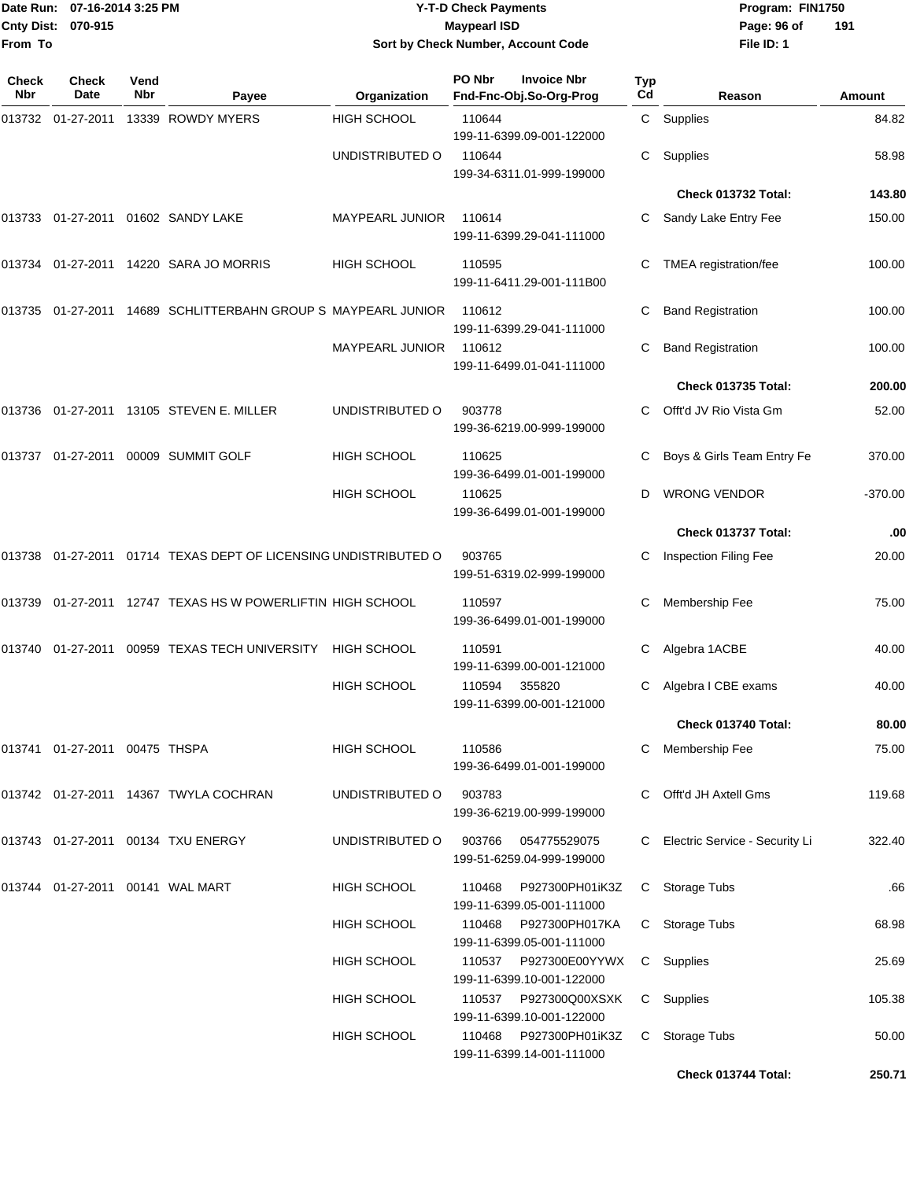Date Run: 07-16-2014 3:25 PM
Cnty Dist: 070-915
From To

# Y-T-D Check Payments
## Maypearl ISD
### Sort by Check Number, Account Code

Program: FIN1750
File ID: 1

| Check Nbr | Check Date | Vend Nbr | Payee | Organization | PO Nbr | Invoice Nbr | Fnd-Fnc-Obj.So-Org-Prog | Typ Cd | Reason | Amount |
|---|---|---|---|---|---|---|---|---|---|---|
| 013732 | 01-27-2011 | 13339 | ROWDY MYERS | HIGH SCHOOL | 110644 | | 199-11-6399.09-001-122000 | C | Supplies | 84.82 |
| | | | | UNDISTRIBUTED O | 110644 | | 199-34-6311.01-999-199000 | C | Supplies | 58.98 |
| | | | | | | | | | **Check 013732 Total:** | **143.80** |
| 013733 | 01-27-2011 | 01602 | SANDY LAKE | MAYPEARL JUNIOR | 110614 | | 199-11-6399.29-041-111000 | C | Sandy Lake Entry Fee | 150.00 |
| 013734 | 01-27-2011 | 14220 | SARA JO MORRIS | HIGH SCHOOL | 110595 | | 199-11-6411.29-001-111B00 | C | TMEA registration/fee | 100.00 |
| 013735 | 01-27-2011 | 14689 | SCHLITTERBAHN GROUP S | MAYPEARL JUNIOR | 110612 | | 199-11-6399.29-041-111000 | C | Band Registration | 100.00 |
| | | | | MAYPEARL JUNIOR | 110612 | | 199-11-6499.01-041-111000 | C | Band Registration | 100.00 |
| | | | | | | | | | **Check 013735 Total:** | **200.00** |
| 013736 | 01-27-2011 | 13105 | STEVEN E. MILLER | UNDISTRIBUTED O | 903778 | | 199-36-6219.00-999-199000 | C | Offt'd JV Rio Vista Gm | 52.00 |
| 013737 | 01-27-2011 | 00009 | SUMMIT GOLF | HIGH SCHOOL | 110625 | | 199-36-6499.01-001-199000 | C | Boys & Girls Team Entry Fe | 370.00 |
| | | | | HIGH SCHOOL | 110625 | | 199-36-6499.01-001-199000 | D | WRONG VENDOR | -370.00 |
| | | | | | | | | | **Check 013737 Total:** | **.00** |
| 013738 | 01-27-2011 | 01714 | TEXAS DEPT OF LICENSING | UNDISTRIBUTED O | 903765 | | 199-51-6319.02-999-199000 | C | Inspection Filing Fee | 20.00 |
| 013739 | 01-27-2011 | 12747 | TEXAS HS W POWERLIFTIN | HIGH SCHOOL | 110597 | | 199-36-6499.01-001-199000 | C | Membership Fee | 75.00 |
| 013740 | 01-27-2011 | 00959 | TEXAS TECH UNIVERSITY | HIGH SCHOOL | 110591 | | 199-11-6399.00-001-121000 | C | Algebra 1ACBE | 40.00 |
| | | | | HIGH SCHOOL | 110594 | 355820 | 199-11-6399.00-001-121000 | C | Algebra I CBE exams | 40.00 |
| | | | | | | | | | **Check 013740 Total:** | **80.00** |
| 013741 | 01-27-2011 | 00475 | THSPA | HIGH SCHOOL | 110586 | | 199-36-6499.01-001-199000 | C | Membership Fee | 75.00 |
| 013742 | 01-27-2011 | 14367 | TWYLA COCHRAN | UNDISTRIBUTED O | 903783 | | 199-36-6219.00-999-199000 | C | Offt'd JH Axtell Gms | 119.68 |
| 013743 | 01-27-2011 | 00134 | TXU ENERGY | UNDISTRIBUTED O | 903766 | 054775529075 | 199-51-6259.04-999-199000 | C | Electric Service - Security Li | 322.40 |
| 013744 | 01-27-2011 | 00141 | WAL MART | HIGH SCHOOL | 110468 | P927300PH01iK3Z | 199-11-6399.05-001-111000 | C | Storage Tubs | .66 |
| | | | | HIGH SCHOOL | 110468 | P927300PH017KA | 199-11-6399.05-001-111000 | C | Storage Tubs | 68.98 |
| | | | | HIGH SCHOOL | 110537 | P927300E00YYWX | 199-11-6399.10-001-122000 | C | Supplies | 25.69 |
| | | | | HIGH SCHOOL | 110537 | P927300Q00XSXK | 199-11-6399.10-001-122000 | C | Supplies | 105.38 |
| | | | | HIGH SCHOOL | 110468 | P927300PH01iK3Z | 199-11-6399.14-001-111000 | C | Storage Tubs | 50.00 |
| | | | | | | | | | **Check 013744 Total:** | **250.71** |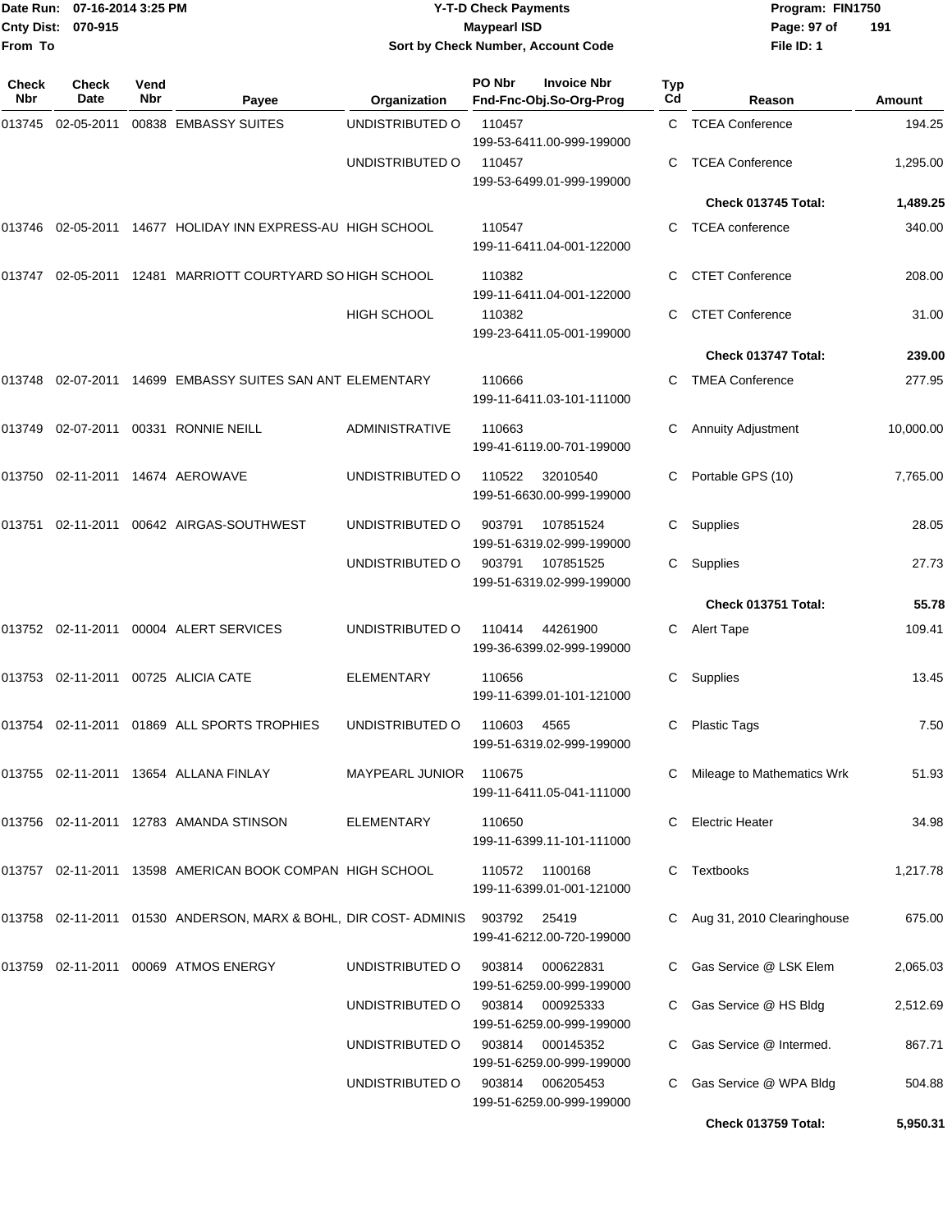Date Run: 07-16-2014 3:25 PM
Cnty Dist: 070-915
From To

# Y-T-D Check Payments
## Maypearl ISD
### Sort by Check Number, Account Code

Program: FIN1750
File ID: 1

| Check Nbr | Check Date | Vend Nbr | Payee | Organization | PO Nbr / Invoice Nbr / Fnd-Fnc-Obj.So-Org-Prog | Typ Cd | Reason | Amount |
|---|---|---|---|---|---|---|---|---|
| 013745 | 02-05-2011 | 00838 | EMBASSY SUITES | UNDISTRIBUTED O | 110457 199-53-6411.00-999-199000 | C | TCEA Conference | 194.25 |
| | | | | UNDISTRIBUTED O | 110457 199-53-6499.01-999-199000 | C | TCEA Conference | 1,295.00 |
| | | | | | | | **Check 013745 Total:** | **1,489.25** |
| 013746 | 02-05-2011 | 14677 | HOLIDAY INN EXPRESS-AU | HIGH SCHOOL | 110547 199-11-6411.04-001-122000 | C | TCEA conference | 340.00 |
| 013747 | 02-05-2011 | 12481 | MARRIOTT COURTYARD SO | HIGH SCHOOL | 110382 199-11-6411.04-001-122000 | C | CTET Conference | 208.00 |
| | | | | HIGH SCHOOL | 110382 199-23-6411.05-001-199000 | C | CTET Conference | 31.00 |
| | | | | | | | **Check 013747 Total:** | **239.00** |
| 013748 | 02-07-2011 | 14699 | EMBASSY SUITES SAN ANT | ELEMENTARY | 110666 199-11-6411.03-101-111000 | C | TMEA Conference | 277.95 |
| 013749 | 02-07-2011 | 00331 | RONNIE NEILL | ADMINISTRATIVE | 110663 199-41-6119.00-701-199000 | C | Annuity Adjustment | 10,000.00 |
| 013750 | 02-11-2011 | 14674 | AEROWAVE | UNDISTRIBUTED O | 110522 32010540 199-51-6630.00-999-199000 | C | Portable GPS (10) | 7,765.00 |
| 013751 | 02-11-2011 | 00642 | AIRGAS-SOUTHWEST | UNDISTRIBUTED O | 903791 107851524 199-51-6319.02-999-199000 | C | Supplies | 28.05 |
| | | | | UNDISTRIBUTED O | 903791 107851525 199-51-6319.02-999-199000 | C | Supplies | 27.73 |
| | | | | | | | **Check 013751 Total:** | **55.78** |
| 013752 | 02-11-2011 | 00004 | ALERT SERVICES | UNDISTRIBUTED O | 110414 44261900 199-36-6399.02-999-199000 | C | Alert Tape | 109.41 |
| 013753 | 02-11-2011 | 00725 | ALICIA CATE | ELEMENTARY | 110656 199-11-6399.01-101-121000 | C | Supplies | 13.45 |
| 013754 | 02-11-2011 | 01869 | ALL SPORTS TROPHIES | UNDISTRIBUTED O | 110603 4565 199-51-6319.02-999-199000 | C | Plastic Tags | 7.50 |
| 013755 | 02-11-2011 | 13654 | ALLANA FINLAY | MAYPEARL JUNIOR | 110675 199-11-6411.05-041-111000 | C | Mileage to Mathematics Wrk | 51.93 |
| 013756 | 02-11-2011 | 12783 | AMANDA STINSON | ELEMENTARY | 110650 199-11-6399.11-101-111000 | C | Electric Heater | 34.98 |
| 013757 | 02-11-2011 | 13598 | AMERICAN BOOK COMPAN | HIGH SCHOOL | 110572 1100168 199-11-6399.01-001-121000 | C | Textbooks | 1,217.78 |
| 013758 | 02-11-2011 | 01530 | ANDERSON, MARX & BOHL, | DIR COST- ADMINIS | 903792 25419 199-41-6212.00-720-199000 | C | Aug 31, 2010 Clearinghouse | 675.00 |
| 013759 | 02-11-2011 | 00069 | ATMOS ENERGY | UNDISTRIBUTED O | 903814 000622831 199-51-6259.00-999-199000 | C | Gas Service @ LSK Elem | 2,065.03 |
| | | | | UNDISTRIBUTED O | 903814 000925333 199-51-6259.00-999-199000 | C | Gas Service @ HS Bldg | 2,512.69 |
| | | | | UNDISTRIBUTED O | 903814 000145352 199-51-6259.00-999-199000 | C | Gas Service @ Intermed. | 867.71 |
| | | | | UNDISTRIBUTED O | 903814 006205453 199-51-6259.00-999-199000 | C | Gas Service @ WPA Bldg | 504.88 |
| | | | | | | | **Check 013759 Total:** | **5,950.31** |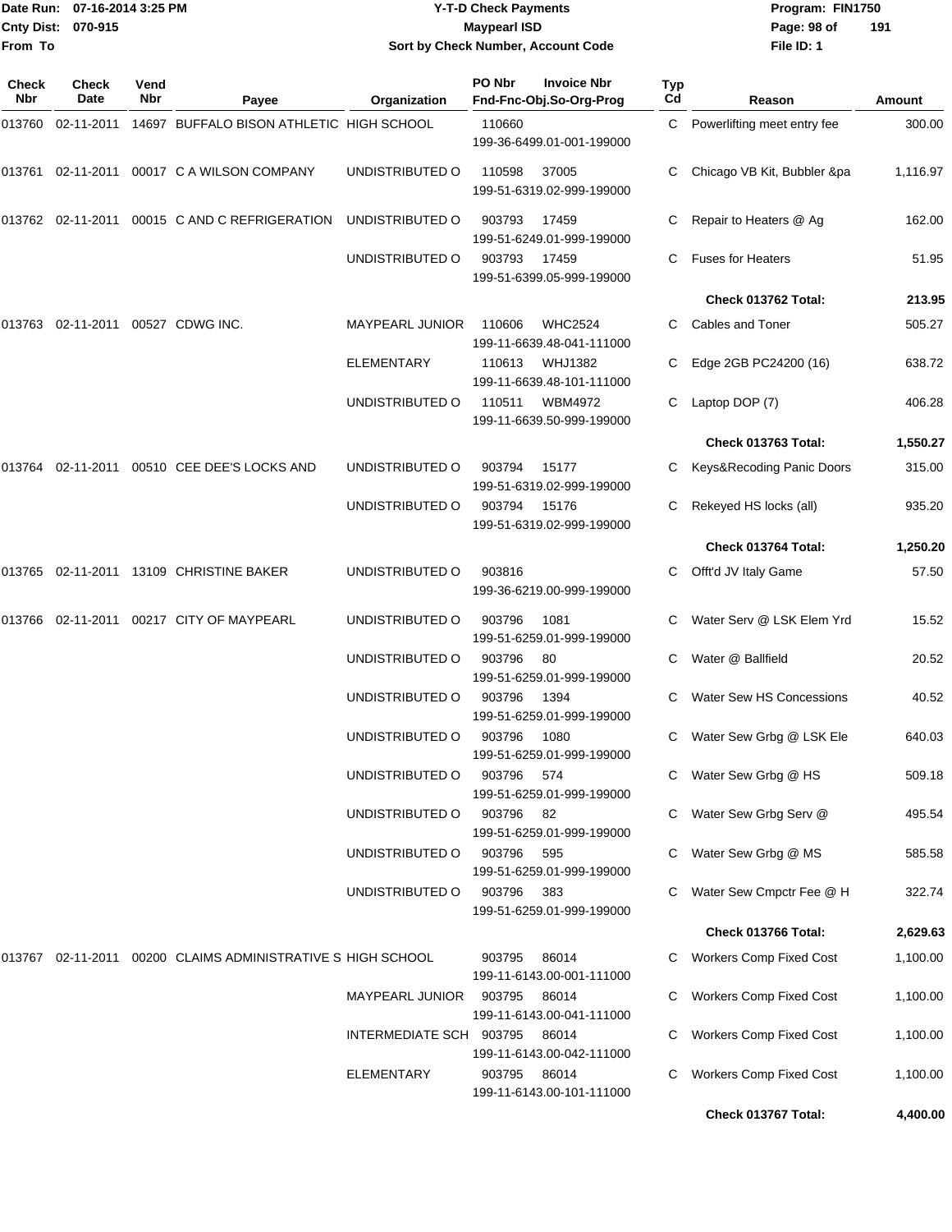Date Run: 07-16-2014 3:25 PM
Cnty Dist: 070-915
From To

# Y-T-D Check Payments
## Maypearl ISD
### Sort by Check Number, Account Code

Program: FIN1750
File ID: 1

| Check Nbr | Check Date | Vend Nbr | Payee | Organization | PO Nbr / Fnd-Fnc-Obj.So-Org-Prog | Invoice Nbr | Typ Cd | Reason | Amount |
|---|---|---|---|---|---|---|---|---|---|
| 013760 | 02-11-2011 | 14697 | BUFFALO BISON ATHLETIC | HIGH SCHOOL | 110660 199-36-6499.01-001-199000 | | C | Powerlifting meet entry fee | 300.00 |
| 013761 | 02-11-2011 | 00017 | C A WILSON COMPANY | UNDISTRIBUTED O | 110598 199-51-6319.02-999-199000 | 37005 | C | Chicago VB Kit, Bubbler &pa | 1,116.97 |
| 013762 | 02-11-2011 | 00015 | C AND C REFRIGERATION | UNDISTRIBUTED O | 903793 199-51-6249.01-999-199000 | 17459 | C | Repair to Heaters @ Ag | 162.00 |
| | | | | UNDISTRIBUTED O | 903793 199-51-6399.05-999-199000 | 17459 | C | Fuses for Heaters | 51.95 |
| | | | | | | | | **Check 013762 Total:** | **213.95** |
| 013763 | 02-11-2011 | 00527 | CDWG INC. | MAYPEARL JUNIOR | 110606 199-11-6639.48-041-111000 | WHC2524 | C | Cables and Toner | 505.27 |
| | | | | ELEMENTARY | 110613 199-11-6639.48-101-111000 | WHJ1382 | C | Edge 2GB PC24200 (16) | 638.72 |
| | | | | UNDISTRIBUTED O | 110511 199-11-6639.50-999-199000 | WBM4972 | C | Laptop DOP (7) | 406.28 |
| | | | | | | | | **Check 013763 Total:** | **1,550.27** |
| 013764 | 02-11-2011 | 00510 | CEE DEE'S LOCKS AND | UNDISTRIBUTED O | 903794 199-51-6319.02-999-199000 | 15177 | C | Keys&Recoding Panic Doors | 315.00 |
| | | | | UNDISTRIBUTED O | 903794 199-51-6319.02-999-199000 | 15176 | C | Rekeyed HS locks (all) | 935.20 |
| | | | | | | | | **Check 013764 Total:** | **1,250.20** |
| 013765 | 02-11-2011 | 13109 | CHRISTINE BAKER | UNDISTRIBUTED O | 903816 199-36-6219.00-999-199000 | | C | Offt'd JV Italy Game | 57.50 |
| 013766 | 02-11-2011 | 00217 | CITY OF MAYPEARL | UNDISTRIBUTED O | 903796 199-51-6259.01-999-199000 | 1081 | C | Water Serv @ LSK Elem Yrd | 15.52 |
| | | | | UNDISTRIBUTED O | 903796 199-51-6259.01-999-199000 | 80 | C | Water @ Ballfield | 20.52 |
| | | | | UNDISTRIBUTED O | 903796 199-51-6259.01-999-199000 | 1394 | C | Water Sew HS Concessions | 40.52 |
| | | | | UNDISTRIBUTED O | 903796 199-51-6259.01-999-199000 | 1080 | C | Water Sew Grbg @ LSK Ele | 640.03 |
| | | | | UNDISTRIBUTED O | 903796 199-51-6259.01-999-199000 | 574 | C | Water Sew Grbg @ HS | 509.18 |
| | | | | UNDISTRIBUTED O | 903796 199-51-6259.01-999-199000 | 82 | C | Water Sew Grbg Serv @ | 495.54 |
| | | | | UNDISTRIBUTED O | 903796 199-51-6259.01-999-199000 | 595 | C | Water Sew Grbg @ MS | 585.58 |
| | | | | UNDISTRIBUTED O | 903796 199-51-6259.01-999-199000 | 383 | C | Water Sew Cmpctr Fee @ H | 322.74 |
| | | | | | | | | **Check 013766 Total:** | **2,629.63** |
| 013767 | 02-11-2011 | 00200 | CLAIMS ADMINISTRATIVE S | HIGH SCHOOL | 903795 199-11-6143.00-001-111000 | 86014 | C | Workers Comp Fixed Cost | 1,100.00 |
| | | | | MAYPEARL JUNIOR | 903795 199-11-6143.00-041-111000 | 86014 | C | Workers Comp Fixed Cost | 1,100.00 |
| | | | | INTERMEDIATE SCH | 903795 199-11-6143.00-042-111000 | 86014 | C | Workers Comp Fixed Cost | 1,100.00 |
| | | | | ELEMENTARY | 903795 199-11-6143.00-101-111000 | 86014 | C | Workers Comp Fixed Cost | 1,100.00 |
| | | | | | | | | **Check 013767 Total:** | **4,400.00** |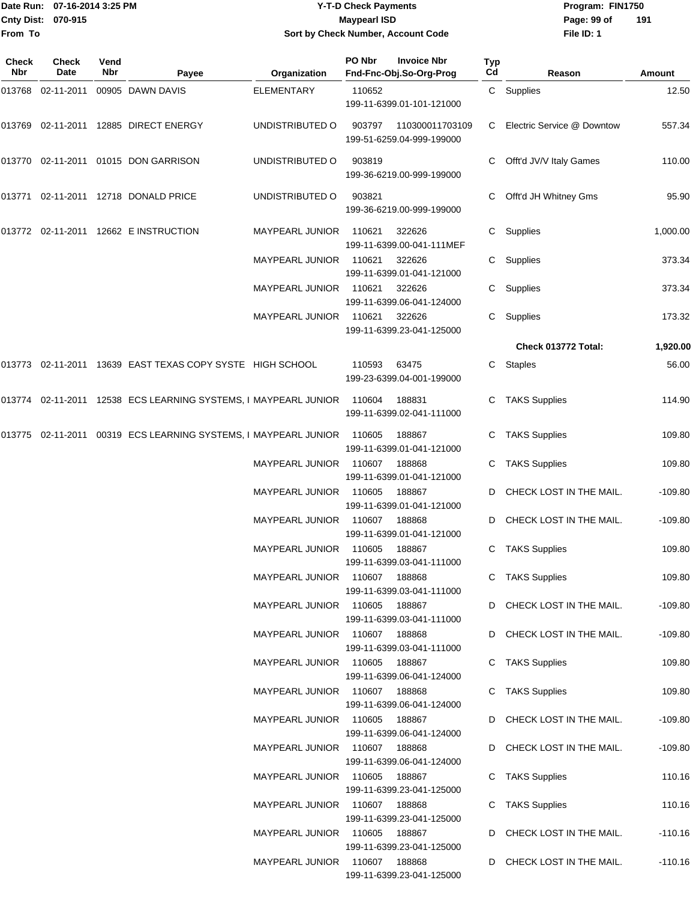Date Run: 07-16-2014 3:25 PM
Cnty Dist: 070-915
From To

# Y-T-D Check Payments
## Maypearl ISD
### Sort by Check Number, Account Code

Program: FIN1750
File ID: 1

| Check Nbr | Check Date | Vend Nbr | Payee | Organization | PO Nbr / Fnd-Fnc-Obj.So-Org-Prog | Invoice Nbr | Typ Cd | Reason | Amount |
|---|---|---|---|---|---|---|---|---|---|
| 013768 | 02-11-2011 | 00905 | DAWN DAVIS | ELEMENTARY | 110652 / 199-11-6399.01-101-121000 | | C | Supplies | 12.50 |
| 013769 | 02-11-2011 | 12885 | DIRECT ENERGY | UNDISTRIBUTED O | 903797 / 199-51-6259.04-999-199000 | 110300011703109 | C | Electric Service @ Downtow | 557.34 |
| 013770 | 02-11-2011 | 01015 | DON GARRISON | UNDISTRIBUTED O | 903819 / 199-36-6219.00-999-199000 | | C | Offt'd JV/V Italy Games | 110.00 |
| 013771 | 02-11-2011 | 12718 | DONALD PRICE | UNDISTRIBUTED O | 903821 / 199-36-6219.00-999-199000 | | C | Offt'd JH Whitney Gms | 95.90 |
| 013772 | 02-11-2011 | 12662 | E INSTRUCTION | MAYPEARL JUNIOR | 110621 / 199-11-6399.00-041-111MEF | 322626 | C | Supplies | 1,000.00 |
| | | | | MAYPEARL JUNIOR | 110621 / 199-11-6399.01-041-121000 | 322626 | C | Supplies | 373.34 |
| | | | | MAYPEARL JUNIOR | 110621 / 199-11-6399.06-041-124000 | 322626 | C | Supplies | 373.34 |
| | | | | MAYPEARL JUNIOR | 110621 / 199-11-6399.23-041-125000 | 322626 | C | Supplies | 173.32 |
| | | | | | | | | **Check 013772 Total:** | **1,920.00** |
| 013773 | 02-11-2011 | 13639 | EAST TEXAS COPY SYSTE | HIGH SCHOOL | 110593 / 199-23-6399.04-001-199000 | 63475 | C | Staples | 56.00 |
| 013774 | 02-11-2011 | 12538 | ECS LEARNING SYSTEMS, I | MAYPEARL JUNIOR | 110604 / 199-11-6399.02-041-111000 | 188831 | C | TAKS Supplies | 114.90 |
| 013775 | 02-11-2011 | 00319 | ECS LEARNING SYSTEMS, I | MAYPEARL JUNIOR | 110605 / 199-11-6399.01-041-121000 | 188867 | C | TAKS Supplies | 109.80 |
| | | | | MAYPEARL JUNIOR | 110607 / 199-11-6399.01-041-121000 | 188868 | C | TAKS Supplies | 109.80 |
| | | | | MAYPEARL JUNIOR | 110605 / 199-11-6399.01-041-121000 | 188867 | D | CHECK LOST IN THE MAIL. | -109.80 |
| | | | | MAYPEARL JUNIOR | 110607 / 199-11-6399.01-041-121000 | 188868 | D | CHECK LOST IN THE MAIL. | -109.80 |
| | | | | MAYPEARL JUNIOR | 110605 / 199-11-6399.03-041-111000 | 188867 | C | TAKS Supplies | 109.80 |
| | | | | MAYPEARL JUNIOR | 110607 / 199-11-6399.03-041-111000 | 188868 | C | TAKS Supplies | 109.80 |
| | | | | MAYPEARL JUNIOR | 110605 / 199-11-6399.03-041-111000 | 188867 | D | CHECK LOST IN THE MAIL. | -109.80 |
| | | | | MAYPEARL JUNIOR | 110607 / 199-11-6399.03-041-111000 | 188868 | D | CHECK LOST IN THE MAIL. | -109.80 |
| | | | | MAYPEARL JUNIOR | 110605 / 199-11-6399.06-041-124000 | 188867 | C | TAKS Supplies | 109.80 |
| | | | | MAYPEARL JUNIOR | 110607 / 199-11-6399.06-041-124000 | 188868 | C | TAKS Supplies | 109.80 |
| | | | | MAYPEARL JUNIOR | 110605 / 199-11-6399.06-041-124000 | 188867 | D | CHECK LOST IN THE MAIL. | -109.80 |
| | | | | MAYPEARL JUNIOR | 110607 / 199-11-6399.06-041-124000 | 188868 | D | CHECK LOST IN THE MAIL. | -109.80 |
| | | | | MAYPEARL JUNIOR | 110605 / 199-11-6399.23-041-125000 | 188867 | C | TAKS Supplies | 110.16 |
| | | | | MAYPEARL JUNIOR | 110607 / 199-11-6399.23-041-125000 | 188868 | C | TAKS Supplies | 110.16 |
| | | | | MAYPEARL JUNIOR | 110605 / 199-11-6399.23-041-125000 | 188867 | D | CHECK LOST IN THE MAIL. | -110.16 |
| | | | | MAYPEARL JUNIOR | 110607 / 199-11-6399.23-041-125000 | 188868 | D | CHECK LOST IN THE MAIL. | -110.16 |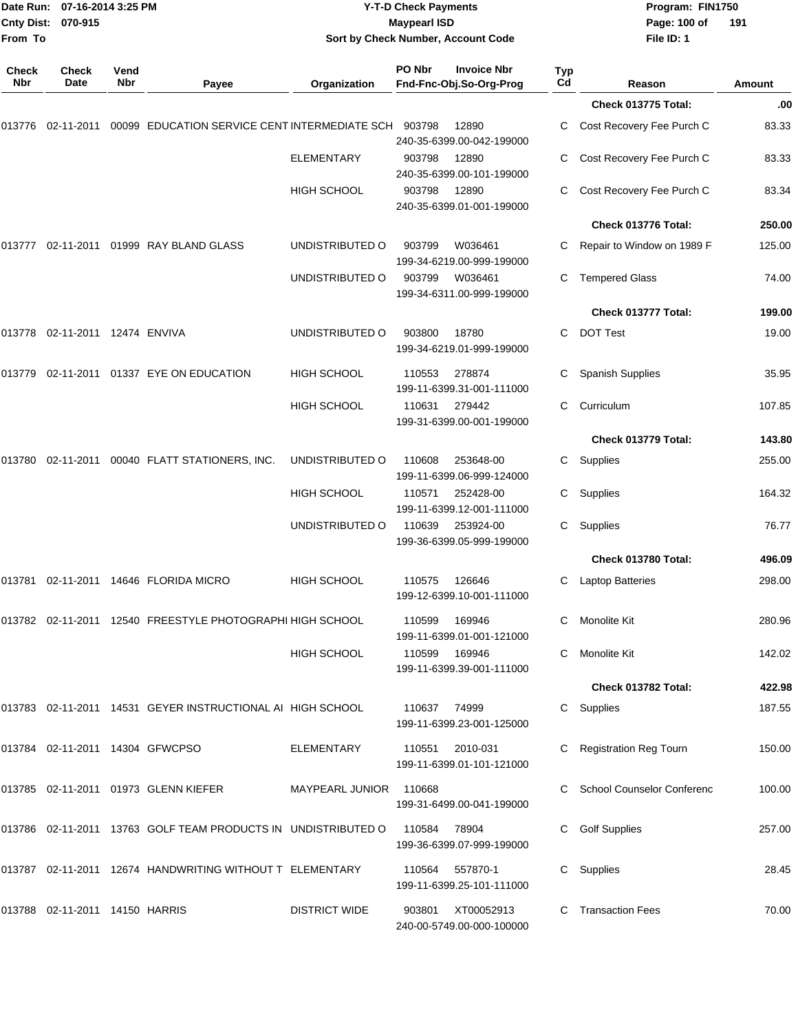Date Run: 07-16-2014 3:25 PM
Cnty Dist: 070-915
From To

# Y-T-D Check Payments

**Maypearl ISD**

**Sort by Check Number, Account Code**

Program: FIN1750
File ID: 1

| Check Nbr | Check Date | Vend Nbr | Payee | Organization | PO Nbr | Invoice Nbr / Fnd-Fnc-Obj.So-Org-Prog | Typ Cd | Reason | Amount |
|---|---|---|---|---|---|---|---|---|---|
| | | | | | | | | **Check 013775 Total:** | **.00** |
| 013776 | 02-11-2011 | 00099 | EDUCATION SERVICE CENT | INTERMEDIATE SCH | 903798 | 12890 240-35-6399.00-042-199000 | C | Cost Recovery Fee Purch C | 83.33 |
| | | | | ELEMENTARY | 903798 | 12890 240-35-6399.00-101-199000 | C | Cost Recovery Fee Purch C | 83.33 |
| | | | | HIGH SCHOOL | 903798 | 12890 240-35-6399.01-001-199000 | C | Cost Recovery Fee Purch C | 83.34 |
| | | | | | | | | **Check 013776 Total:** | **250.00** |
| 013777 | 02-11-2011 | 01999 | RAY BLAND GLASS | UNDISTRIBUTED O | 903799 | W036461 199-34-6219.00-999-199000 | C | Repair to Window on 1989 F | 125.00 |
| | | | | UNDISTRIBUTED O | 903799 | W036461 199-34-6311.00-999-199000 | C | Tempered Glass | 74.00 |
| | | | | | | | | **Check 013777 Total:** | **199.00** |
| 013778 | 02-11-2011 | 12474 | ENVIVA | UNDISTRIBUTED O | 903800 | 18780 199-34-6219.01-999-199000 | C | DOT Test | 19.00 |
| 013779 | 02-11-2011 | 01337 | EYE ON EDUCATION | HIGH SCHOOL | 110553 | 278874 199-11-6399.31-001-111000 | C | Spanish Supplies | 35.95 |
| | | | | HIGH SCHOOL | 110631 | 279442 199-31-6399.00-001-199000 | C | Curriculum | 107.85 |
| | | | | | | | | **Check 013779 Total:** | **143.80** |
| 013780 | 02-11-2011 | 00040 | FLATT STATIONERS, INC. | UNDISTRIBUTED O | 110608 | 253648-00 199-11-6399.06-999-124000 | C | Supplies | 255.00 |
| | | | | HIGH SCHOOL | 110571 | 252428-00 199-11-6399.12-001-111000 | C | Supplies | 164.32 |
| | | | | UNDISTRIBUTED O | 110639 | 253924-00 199-36-6399.05-999-199000 | C | Supplies | 76.77 |
| | | | | | | | | **Check 013780 Total:** | **496.09** |
| 013781 | 02-11-2011 | 14646 | FLORIDA MICRO | HIGH SCHOOL | 110575 | 126646 199-12-6399.10-001-111000 | C | Laptop Batteries | 298.00 |
| 013782 | 02-11-2011 | 12540 | FREESTYLE PHOTOGRAPHI | HIGH SCHOOL | 110599 | 169946 199-11-6399.01-001-121000 | C | Monolite Kit | 280.96 |
| | | | | HIGH SCHOOL | 110599 | 169946 199-11-6399.39-001-111000 | C | Monolite Kit | 142.02 |
| | | | | | | | | **Check 013782 Total:** | **422.98** |
| 013783 | 02-11-2011 | 14531 | GEYER INSTRUCTIONAL AI | HIGH SCHOOL | 110637 | 74999 199-11-6399.23-001-125000 | C | Supplies | 187.55 |
| 013784 | 02-11-2011 | 14304 | GFWCPSO | ELEMENTARY | 110551 | 2010-031 199-11-6399.01-101-121000 | C | Registration Reg Tourn | 150.00 |
| 013785 | 02-11-2011 | 01973 | GLENN KIEFER | MAYPEARL JUNIOR | 110668 | 199-31-6499.00-041-199000 | C | School Counselor Conferenc | 100.00 |
| 013786 | 02-11-2011 | 13763 | GOLF TEAM PRODUCTS IN | UNDISTRIBUTED O | 110584 | 78904 199-36-6399.07-999-199000 | C | Golf Supplies | 257.00 |
| 013787 | 02-11-2011 | 12674 | HANDWRITING WITHOUT T | ELEMENTARY | 110564 | 557870-1 199-11-6399.25-101-111000 | C | Supplies | 28.45 |
| 013788 | 02-11-2011 | 14150 | HARRIS | DISTRICT WIDE | 903801 | XT00052913 240-00-5749.00-000-100000 | C | Transaction Fees | 70.00 |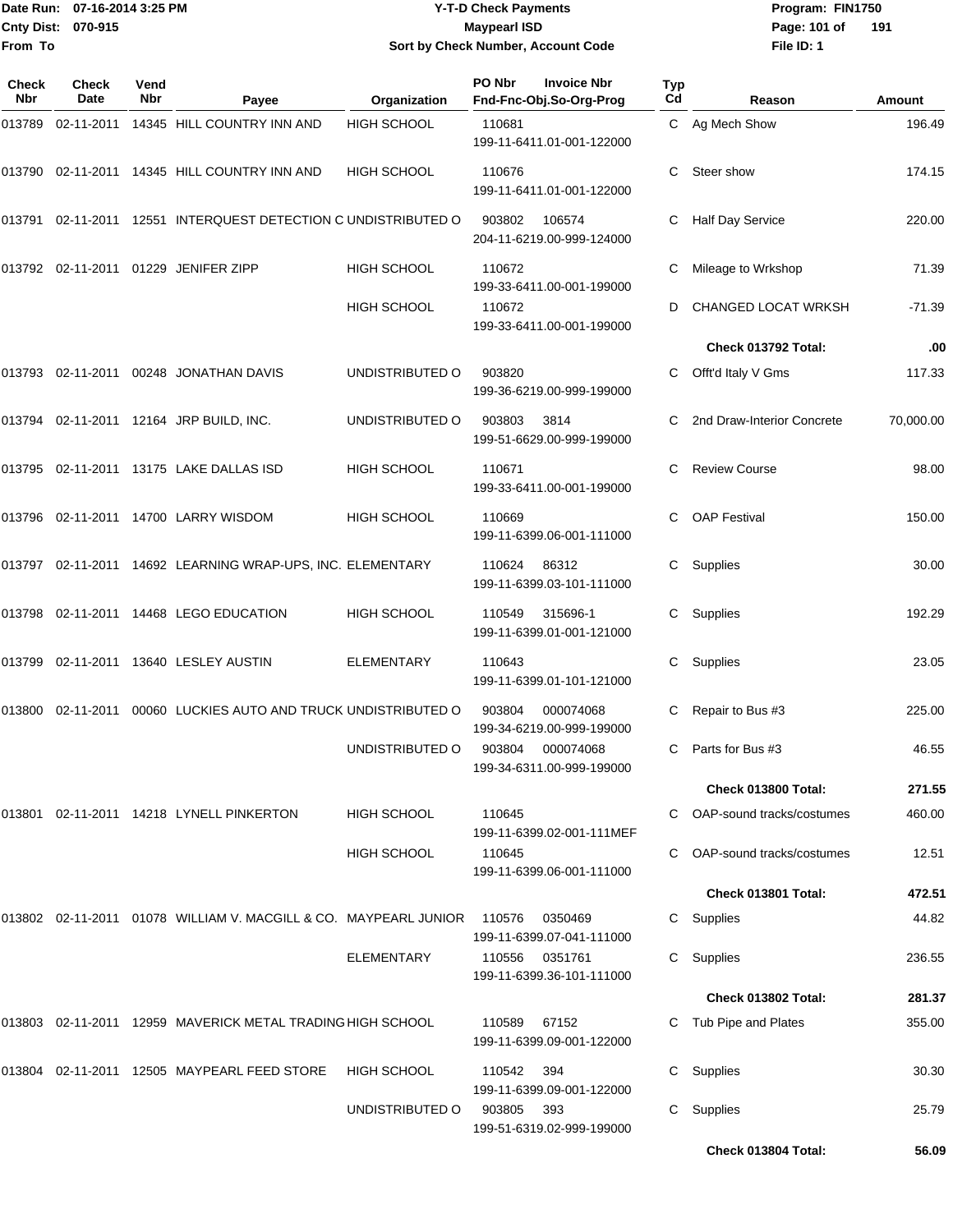# Y-T-D Check Payments

**Maypearl ISD**

**Sort by Check Number, Account Code**

Date Run: 07-16-2014 3:25 PM
Cnty Dist: 070-915
From To

Program: FIN1750
File ID: 1

| Check Nbr | Check Date | Vend Nbr | Payee | Organization | PO Nbr / Invoice Nbr / Fnd-Fnc-Obj.So-Org-Prog | Typ Cd | Reason | Amount |
|---|---|---|---|---|---|---|---|---|
| 013789 | 02-11-2011 | 14345 | HILL COUNTRY INN AND | HIGH SCHOOL | 110681 199-11-6411.01-001-122000 | C | Ag Mech Show | 196.49 |
| 013790 | 02-11-2011 | 14345 | HILL COUNTRY INN AND | HIGH SCHOOL | 110676 199-11-6411.01-001-122000 | C | Steer show | 174.15 |
| 013791 | 02-11-2011 | 12551 | INTERQUEST DETECTION C | UNDISTRIBUTED O | 903802 106574 204-11-6219.00-999-124000 | C | Half Day Service | 220.00 |
| 013792 | 02-11-2011 | 01229 | JENIFER ZIPP | HIGH SCHOOL | 110672 199-33-6411.00-001-199000 | C | Mileage to Wrkshop | 71.39 |
| | | | | HIGH SCHOOL | 110672 199-33-6411.00-001-199000 | D | CHANGED LOCAT WRKSH | -71.39 |
| | | | | | | | **Check 013792 Total:** | **.00** |
| 013793 | 02-11-2011 | 00248 | JONATHAN DAVIS | UNDISTRIBUTED O | 903820 199-36-6219.00-999-199000 | C | Offt'd Italy V Gms | 117.33 |
| 013794 | 02-11-2011 | 12164 | JRP BUILD, INC. | UNDISTRIBUTED O | 903803 3814 199-51-6629.00-999-199000 | C | 2nd Draw-Interior Concrete | 70,000.00 |
| 013795 | 02-11-2011 | 13175 | LAKE DALLAS ISD | HIGH SCHOOL | 110671 199-33-6411.00-001-199000 | C | Review Course | 98.00 |
| 013796 | 02-11-2011 | 14700 | LARRY WISDOM | HIGH SCHOOL | 110669 199-11-6399.06-001-111000 | C | OAP Festival | 150.00 |
| 013797 | 02-11-2011 | 14692 | LEARNING WRAP-UPS, INC. | ELEMENTARY | 110624 86312 199-11-6399.03-101-111000 | C | Supplies | 30.00 |
| 013798 | 02-11-2011 | 14468 | LEGO EDUCATION | HIGH SCHOOL | 110549 315696-1 199-11-6399.01-001-121000 | C | Supplies | 192.29 |
| 013799 | 02-11-2011 | 13640 | LESLEY AUSTIN | ELEMENTARY | 110643 199-11-6399.01-101-121000 | C | Supplies | 23.05 |
| 013800 | 02-11-2011 | 00060 | LUCKIES AUTO AND TRUCK | UNDISTRIBUTED O | 903804 000074068 199-34-6219.00-999-199000 | C | Repair to Bus #3 | 225.00 |
| | | | | UNDISTRIBUTED O | 903804 000074068 199-34-6311.00-999-199000 | C | Parts for Bus #3 | 46.55 |
| | | | | | | | **Check 013800 Total:** | **271.55** |
| 013801 | 02-11-2011 | 14218 | LYNELL PINKERTON | HIGH SCHOOL | 110645 199-11-6399.02-001-111MEF | C | OAP-sound tracks/costumes | 460.00 |
| | | | | HIGH SCHOOL | 110645 199-11-6399.06-001-111000 | C | OAP-sound tracks/costumes | 12.51 |
| | | | | | | | **Check 013801 Total:** | **472.51** |
| 013802 | 02-11-2011 | 01078 | WILLIAM V. MACGILL & CO. | MAYPEARL JUNIOR | 110576 0350469 199-11-6399.07-041-111000 | C | Supplies | 44.82 |
| | | | | ELEMENTARY | 110556 0351761 199-11-6399.36-101-111000 | C | Supplies | 236.55 |
| | | | | | | | **Check 013802 Total:** | **281.37** |
| 013803 | 02-11-2011 | 12959 | MAVERICK METAL TRADING | HIGH SCHOOL | 110589 67152 199-11-6399.09-001-122000 | C | Tub Pipe and Plates | 355.00 |
| 013804 | 02-11-2011 | 12505 | MAYPEARL FEED STORE | HIGH SCHOOL | 110542 394 199-11-6399.09-001-122000 | C | Supplies | 30.30 |
| | | | | UNDISTRIBUTED O | 903805 393 199-51-6319.02-999-199000 | C | Supplies | 25.79 |
| | | | | | | | **Check 013804 Total:** | **56.09** |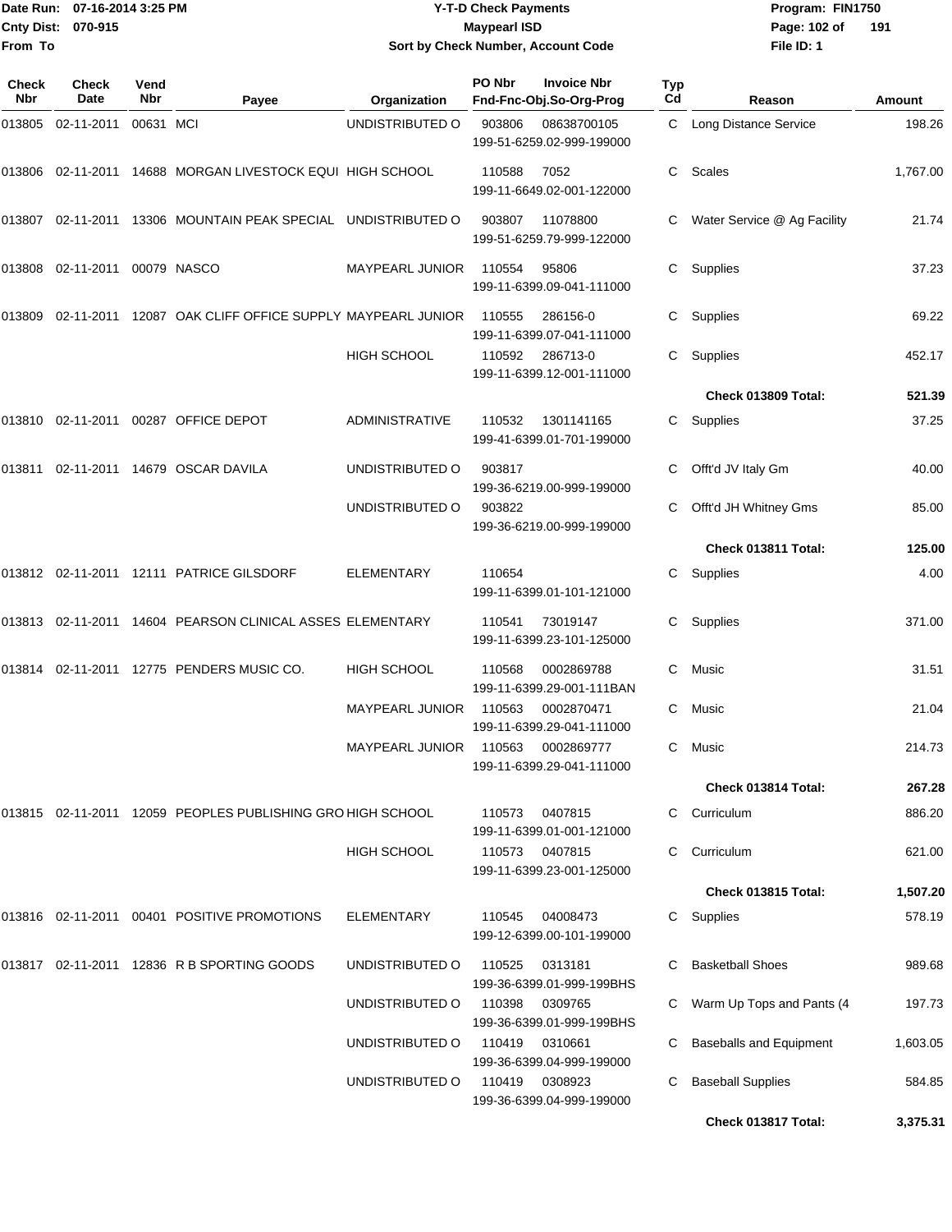# Maypearl ISD

## Y-T-D Check Payments

Date Run: 07-16-2014 3:25 PM
Cnty Dist: 070-915
From To

Program: FIN1750
File ID: 1

Sort by Check Number, Account Code

| Check Nbr | Check Date | Vend Nbr | Payee | Organization | PO Nbr | Invoice Nbr / Fnd-Fnc-Obj.So-Org-Prog | Typ Cd | Reason | Amount |
|---|---|---|---|---|---|---|---|---|---|
| 013805 | 02-11-2011 | 00631 | MCI | UNDISTRIBUTED O | 903806 | 08638700105 199-51-6259.02-999-199000 | C | Long Distance Service | 198.26 |
| 013806 | 02-11-2011 | 14688 | MORGAN LIVESTOCK EQUI | HIGH SCHOOL | 110588 | 7052 199-11-6649.02-001-122000 | C | Scales | 1,767.00 |
| 013807 | 02-11-2011 | 13306 | MOUNTAIN PEAK SPECIAL | UNDISTRIBUTED O | 903807 | 11078800 199-51-6259.79-999-122000 | C | Water Service @ Ag Facility | 21.74 |
| 013808 | 02-11-2011 | 00079 | NASCO | MAYPEARL JUNIOR | 110554 | 95806 199-11-6399.09-041-111000 | C | Supplies | 37.23 |
| 013809 | 02-11-2011 | 12087 | OAK CLIFF OFFICE SUPPLY | MAYPEARL JUNIOR | 110555 | 286156-0 199-11-6399.07-041-111000 | C | Supplies | 69.22 |
| | | | | HIGH SCHOOL | 110592 | 286713-0 199-11-6399.12-001-111000 | C | Supplies | 452.17 |
| | | | | | | | | **Check 013809 Total:** | **521.39** |
| 013810 | 02-11-2011 | 00287 | OFFICE DEPOT | ADMINISTRATIVE | 110532 | 1301141165 199-41-6399.01-701-199000 | C | Supplies | 37.25 |
| 013811 | 02-11-2011 | 14679 | OSCAR DAVILA | UNDISTRIBUTED O | 903817 | 199-36-6219.00-999-199000 | C | Offt'd JV Italy Gm | 40.00 |
| | | | | UNDISTRIBUTED O | 903822 | 199-36-6219.00-999-199000 | C | Offt'd JH Whitney Gms | 85.00 |
| | | | | | | | | **Check 013811 Total:** | **125.00** |
| 013812 | 02-11-2011 | 12111 | PATRICE GILSDORF | ELEMENTARY | 110654 | 199-11-6399.01-101-121000 | C | Supplies | 4.00 |
| 013813 | 02-11-2011 | 14604 | PEARSON CLINICAL ASSES | ELEMENTARY | 110541 | 73019147 199-11-6399.23-101-125000 | C | Supplies | 371.00 |
| 013814 | 02-11-2011 | 12775 | PENDERS MUSIC CO. | HIGH SCHOOL | 110568 | 0002869788 199-11-6399.29-001-111BAN | C | Music | 31.51 |
| | | | | MAYPEARL JUNIOR | 110563 | 0002870471 199-11-6399.29-041-111000 | C | Music | 21.04 |
| | | | | MAYPEARL JUNIOR | 110563 | 0002869777 199-11-6399.29-041-111000 | C | Music | 214.73 |
| | | | | | | | | **Check 013814 Total:** | **267.28** |
| 013815 | 02-11-2011 | 12059 | PEOPLES PUBLISHING GRO | HIGH SCHOOL | 110573 | 0407815 199-11-6399.01-001-121000 | C | Curriculum | 886.20 |
| | | | | HIGH SCHOOL | 110573 | 0407815 199-11-6399.23-001-125000 | C | Curriculum | 621.00 |
| | | | | | | | | **Check 013815 Total:** | **1,507.20** |
| 013816 | 02-11-2011 | 00401 | POSITIVE PROMOTIONS | ELEMENTARY | 110545 | 04008473 199-12-6399.00-101-199000 | C | Supplies | 578.19 |
| 013817 | 02-11-2011 | 12836 | R B SPORTING GOODS | UNDISTRIBUTED O | 110525 | 0313181 199-36-6399.01-999-199BHS | C | Basketball Shoes | 989.68 |
| | | | | UNDISTRIBUTED O | 110398 | 0309765 199-36-6399.01-999-199BHS | C | Warm Up Tops and Pants (4 | 197.73 |
| | | | | UNDISTRIBUTED O | 110419 | 0310661 199-36-6399.04-999-199000 | C | Baseballs and Equipment | 1,603.05 |
| | | | | UNDISTRIBUTED O | 110419 | 0308923 199-36-6399.04-999-199000 | C | Baseball Supplies | 584.85 |
| | | | | | | | | **Check 013817 Total:** | **3,375.31** |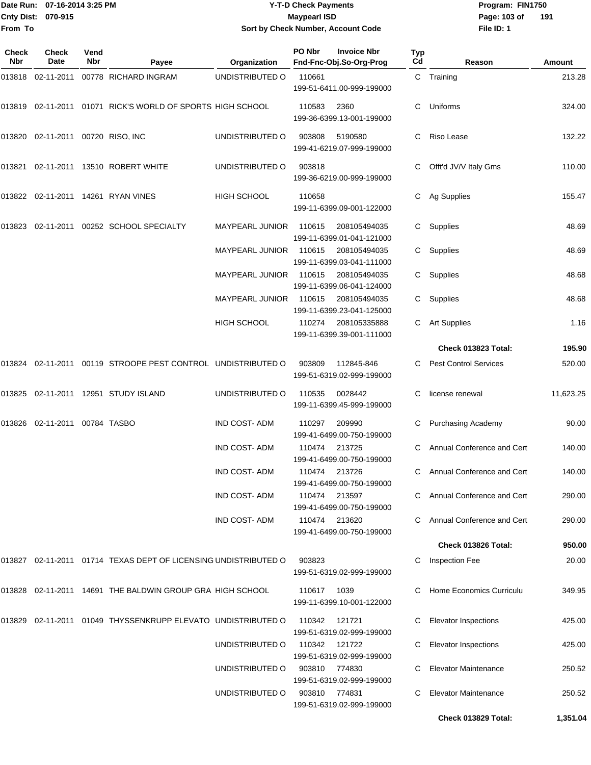Date Run: 07-16-2014 3:25 PM
Cnty Dist: 070-915
From To

# Y-T-D Check Payments
## Maypearl ISD
### Sort by Check Number, Account Code

Program: FIN1750
File ID: 1

| Check Nbr | Check Date | Vend Nbr | Payee | Organization | PO Nbr | Invoice Nbr / Fnd-Fnc-Obj.So-Org-Prog | Typ Cd | Reason | Amount |
|---|---|---|---|---|---|---|---|---|---|
| 013818 | 02-11-2011 | 00778 | RICHARD INGRAM | UNDISTRIBUTED O | 110661 | 199-51-6411.00-999-199000 | C | Training | 213.28 |
| 013819 | 02-11-2011 | 01071 | RICK'S WORLD OF SPORTS | HIGH SCHOOL | 110583 | 2360 199-36-6399.13-001-199000 | C | Uniforms | 324.00 |
| 013820 | 02-11-2011 | 00720 | RISO, INC | UNDISTRIBUTED O | 903808 | 5190580 199-41-6219.07-999-199000 | C | Riso Lease | 132.22 |
| 013821 | 02-11-2011 | 13510 | ROBERT WHITE | UNDISTRIBUTED O | 903818 | 199-36-6219.00-999-199000 | C | Offt'd JV/V Italy Gms | 110.00 |
| 013822 | 02-11-2011 | 14261 | RYAN VINES | HIGH SCHOOL | 110658 | 199-11-6399.09-001-122000 | C | Ag Supplies | 155.47 |
| 013823 | 02-11-2011 | 00252 | SCHOOL SPECIALTY | MAYPEARL JUNIOR | 110615 | 208105494035 199-11-6399.01-041-121000 | C | Supplies | 48.69 |
| | | | | MAYPEARL JUNIOR | 110615 | 208105494035 199-11-6399.03-041-111000 | C | Supplies | 48.69 |
| | | | | MAYPEARL JUNIOR | 110615 | 208105494035 199-11-6399.06-041-124000 | C | Supplies | 48.68 |
| | | | | MAYPEARL JUNIOR | 110615 | 208105494035 199-11-6399.23-041-125000 | C | Supplies | 48.68 |
| | | | | HIGH SCHOOL | 110274 | 208105335888 199-11-6399.39-001-111000 | C | Art Supplies | 1.16 |
| | | | | | | | | **Check 013823 Total:** | **195.90** |
| 013824 | 02-11-2011 | 00119 | STROOPE PEST CONTROL | UNDISTRIBUTED O | 903809 | 112845-846 199-51-6319.02-999-199000 | C | Pest Control Services | 520.00 |
| 013825 | 02-11-2011 | 12951 | STUDY ISLAND | UNDISTRIBUTED O | 110535 | 0028442 199-11-6399.45-999-199000 | C | license renewal | 11,623.25 |
| 013826 | 02-11-2011 | 00784 | TASBO | IND COST- ADM | 110297 | 209990 199-41-6499.00-750-199000 | C | Purchasing Academy | 90.00 |
| | | | | IND COST- ADM | 110474 | 213725 199-41-6499.00-750-199000 | C | Annual Conference and Cert | 140.00 |
| | | | | IND COST- ADM | 110474 | 213726 199-41-6499.00-750-199000 | C | Annual Conference and Cert | 140.00 |
| | | | | IND COST- ADM | 110474 | 213597 199-41-6499.00-750-199000 | C | Annual Conference and Cert | 290.00 |
| | | | | IND COST- ADM | 110474 | 213620 199-41-6499.00-750-199000 | C | Annual Conference and Cert | 290.00 |
| | | | | | | | | **Check 013826 Total:** | **950.00** |
| 013827 | 02-11-2011 | 01714 | TEXAS DEPT OF LICENSING | UNDISTRIBUTED O | 903823 | 199-51-6319.02-999-199000 | C | Inspection Fee | 20.00 |
| 013828 | 02-11-2011 | 14691 | THE BALDWIN GROUP GRA | HIGH SCHOOL | 110617 | 1039 199-11-6399.10-001-122000 | C | Home Economics Curriculu | 349.95 |
| 013829 | 02-11-2011 | 01049 | THYSSENKRUPP ELEVATO | UNDISTRIBUTED O | 110342 | 121721 199-51-6319.02-999-199000 | C | Elevator Inspections | 425.00 |
| | | | | UNDISTRIBUTED O | 110342 | 121722 199-51-6319.02-999-199000 | C | Elevator Inspections | 425.00 |
| | | | | UNDISTRIBUTED O | 903810 | 774830 199-51-6319.02-999-199000 | C | Elevator Maintenance | 250.52 |
| | | | | UNDISTRIBUTED O | 903810 | 774831 199-51-6319.02-999-199000 | C | Elevator Maintenance | 250.52 |
| | | | | | | | | **Check 013829 Total:** | **1,351.04** |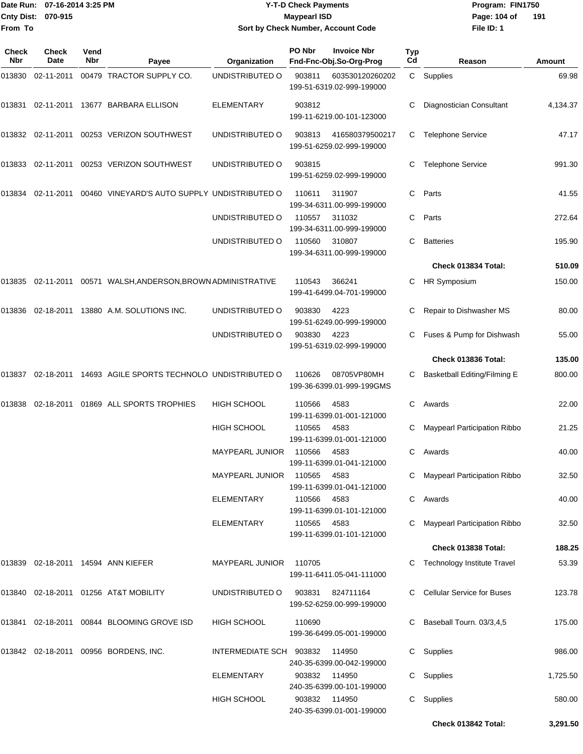Date Run: 07-16-2014 3:25 PM
Cnty Dist: 070-915
From To

# Y-T-D Check Payments
## Maypearl ISD
### Sort by Check Number, Account Code

Program: FIN1750
File ID: 1

| Check Nbr | Check Date | Vend Nbr | Payee | Organization | PO Nbr | Invoice Nbr / Fnd-Fnc-Obj.So-Org-Prog | Typ Cd | Reason | Amount |
|---|---|---|---|---|---|---|---|---|---|
| 013830 | 02-11-2011 | 00479 | TRACTOR SUPPLY CO. | UNDISTRIBUTED O | 903811 | 603530120260202 199-51-6319.02-999-199000 | C | Supplies | 69.98 |
| 013831 | 02-11-2011 | 13677 | BARBARA ELLISON | ELEMENTARY | 903812 | 199-11-6219.00-101-123000 | C | Diagnostician Consultant | 4,134.37 |
| 013832 | 02-11-2011 | 00253 | VERIZON SOUTHWEST | UNDISTRIBUTED O | 903813 | 416580379500217 199-51-6259.02-999-199000 | C | Telephone Service | 47.17 |
| 013833 | 02-11-2011 | 00253 | VERIZON SOUTHWEST | UNDISTRIBUTED O | 903815 | 199-51-6259.02-999-199000 | C | Telephone Service | 991.30 |
| 013834 | 02-11-2011 | 00460 | VINEYARD'S AUTO SUPPLY | UNDISTRIBUTED O | 110611 | 311907 199-34-6311.00-999-199000 | C | Parts | 41.55 |
| | | | | UNDISTRIBUTED O | 110557 | 311032 199-34-6311.00-999-199000 | C | Parts | 272.64 |
| | | | | UNDISTRIBUTED O | 110560 | 310807 199-34-6311.00-999-199000 | C | Batteries | 195.90 |
| | | | | | | | | **Check 013834 Total:** | **510.09** |
| 013835 | 02-11-2011 | 00571 | WALSH,ANDERSON,BROWN | ADMINISTRATIVE | 110543 | 366241 199-41-6499.04-701-199000 | C | HR Symposium | 150.00 |
| 013836 | 02-18-2011 | 13880 | A.M. SOLUTIONS INC. | UNDISTRIBUTED O | 903830 | 4223 199-51-6249.00-999-199000 | C | Repair to Dishwasher MS | 80.00 |
| | | | | UNDISTRIBUTED O | 903830 | 4223 199-51-6319.02-999-199000 | C | Fuses & Pump for Dishwash | 55.00 |
| | | | | | | | | **Check 013836 Total:** | **135.00** |
| 013837 | 02-18-2011 | 14693 | AGILE SPORTS TECHNOLO | UNDISTRIBUTED O | 110626 | 08705VP80MH 199-36-6399.01-999-199GMS | C | Basketball Editing/Filming E | 800.00 |
| 013838 | 02-18-2011 | 01869 | ALL SPORTS TROPHIES | HIGH SCHOOL | 110566 | 4583 199-11-6399.01-001-121000 | C | Awards | 22.00 |
| | | | | HIGH SCHOOL | 110565 | 4583 199-11-6399.01-001-121000 | C | Maypearl Participation Ribbo | 21.25 |
| | | | | MAYPEARL JUNIOR | 110566 | 4583 199-11-6399.01-041-121000 | C | Awards | 40.00 |
| | | | | MAYPEARL JUNIOR | 110565 | 4583 199-11-6399.01-041-121000 | C | Maypearl Participation Ribbo | 32.50 |
| | | | | ELEMENTARY | 110566 | 4583 199-11-6399.01-101-121000 | C | Awards | 40.00 |
| | | | | ELEMENTARY | 110565 | 4583 199-11-6399.01-101-121000 | C | Maypearl Participation Ribbo | 32.50 |
| | | | | | | | | **Check 013838 Total:** | **188.25** |
| 013839 | 02-18-2011 | 14594 | ANN KIEFER | MAYPEARL JUNIOR | 110705 | 199-11-6411.05-041-111000 | C | Technology Institute Travel | 53.39 |
| 013840 | 02-18-2011 | 01256 | AT&T MOBILITY | UNDISTRIBUTED O | 903831 | 824711164 199-52-6259.00-999-199000 | C | Cellular Service for Buses | 123.78 |
| 013841 | 02-18-2011 | 00844 | BLOOMING GROVE ISD | HIGH SCHOOL | 110690 | 199-36-6499.05-001-199000 | C | Baseball Tourn. 03/3,4,5 | 175.00 |
| 013842 | 02-18-2011 | 00956 | BORDENS, INC. | INTERMEDIATE SCH | 903832 | 114950 240-35-6399.00-042-199000 | C | Supplies | 986.00 |
| | | | | ELEMENTARY | 903832 | 114950 240-35-6399.00-101-199000 | C | Supplies | 1,725.50 |
| | | | | HIGH SCHOOL | 903832 | 114950 240-35-6399.01-001-199000 | C | Supplies | 580.00 |
| | | | | | | | | **Check 013842 Total:** | **3,291.50** |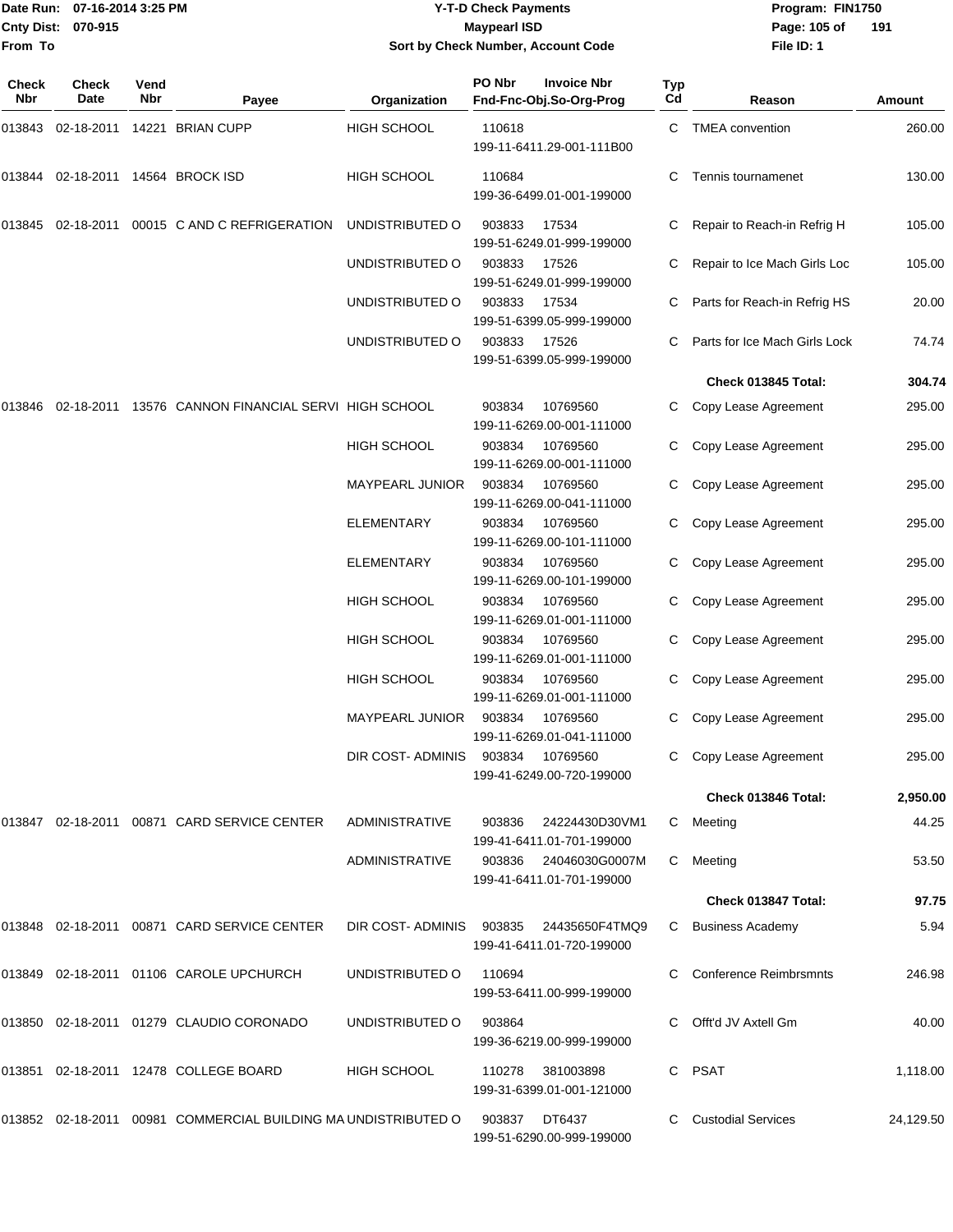Date Run: 07-16-2014 3:25 PM
Cnty Dist: 070-915
From To

# Y-T-D Check Payments
## Maypearl ISD
### Sort by Check Number, Account Code

Program: FIN1750
File ID: 1

| Check Nbr | Check Date | Vend Nbr | Payee | Organization | PO Nbr / Invoice Nbr / Fnd-Fnc-Obj.So-Org-Prog | Typ Cd | Reason | Amount |
|---|---|---|---|---|---|---|---|---|
| 013843 | 02-18-2011 | 14221 | BRIAN CUPP | HIGH SCHOOL | 110618<br>199-11-6411.29-001-111B00 | C | TMEA convention | 260.00 |
| 013844 | 02-18-2011 | 14564 | BROCK ISD | HIGH SCHOOL | 110684<br>199-36-6499.01-001-199000 | C | Tennis tournamenet | 130.00 |
| 013845 | 02-18-2011 | 00015 | C AND C REFRIGERATION | UNDISTRIBUTED O | 903833 17534<br>199-51-6249.01-999-199000 | C | Repair to Reach-in Refrig H | 105.00 |
| | | | | UNDISTRIBUTED O | 903833 17526<br>199-51-6249.01-999-199000 | C | Repair to Ice Mach Girls Loc | 105.00 |
| | | | | UNDISTRIBUTED O | 903833 17534<br>199-51-6399.05-999-199000 | C | Parts for Reach-in Refrig HS | 20.00 |
| | | | | UNDISTRIBUTED O | 903833 17526<br>199-51-6399.05-999-199000 | C | Parts for Ice Mach Girls Lock | 74.74 |
| | | | | | | | **Check 013845 Total:** | **304.74** |
| 013846 | 02-18-2011 | 13576 | CANNON FINANCIAL SERVI | HIGH SCHOOL | 903834 10769560<br>199-11-6269.00-001-111000 | C | Copy Lease Agreement | 295.00 |
| | | | | HIGH SCHOOL | 903834 10769560<br>199-11-6269.00-001-111000 | C | Copy Lease Agreement | 295.00 |
| | | | | MAYPEARL JUNIOR | 903834 10769560<br>199-11-6269.00-041-111000 | C | Copy Lease Agreement | 295.00 |
| | | | | ELEMENTARY | 903834 10769560<br>199-11-6269.00-101-111000 | C | Copy Lease Agreement | 295.00 |
| | | | | ELEMENTARY | 903834 10769560<br>199-11-6269.00-101-199000 | C | Copy Lease Agreement | 295.00 |
| | | | | HIGH SCHOOL | 903834 10769560<br>199-11-6269.01-001-111000 | C | Copy Lease Agreement | 295.00 |
| | | | | HIGH SCHOOL | 903834 10769560<br>199-11-6269.01-001-111000 | C | Copy Lease Agreement | 295.00 |
| | | | | HIGH SCHOOL | 903834 10769560<br>199-11-6269.01-001-111000 | C | Copy Lease Agreement | 295.00 |
| | | | | MAYPEARL JUNIOR | 903834 10769560<br>199-11-6269.01-041-111000 | C | Copy Lease Agreement | 295.00 |
| | | | | DIR COST- ADMINIS | 903834 10769560<br>199-41-6249.00-720-199000 | C | Copy Lease Agreement | 295.00 |
| | | | | | | | **Check 013846 Total:** | **2,950.00** |
| 013847 | 02-18-2011 | 00871 | CARD SERVICE CENTER | ADMINISTRATIVE | 903836 24224430D30VM1<br>199-41-6411.01-701-199000 | C | Meeting | 44.25 |
| | | | | ADMINISTRATIVE | 903836 24046030G0007M<br>199-41-6411.01-701-199000 | C | Meeting | 53.50 |
| | | | | | | | **Check 013847 Total:** | **97.75** |
| 013848 | 02-18-2011 | 00871 | CARD SERVICE CENTER | DIR COST- ADMINIS | 903835 24435650F4TMQ9<br>199-41-6411.01-720-199000 | C | Business Academy | 5.94 |
| 013849 | 02-18-2011 | 01106 | CAROLE UPCHURCH | UNDISTRIBUTED O | 110694<br>199-53-6411.00-999-199000 | C | Conference Reimbrsmnts | 246.98 |
| 013850 | 02-18-2011 | 01279 | CLAUDIO CORONADO | UNDISTRIBUTED O | 903864<br>199-36-6219.00-999-199000 | C | Offt'd JV Axtell Gm | 40.00 |
| 013851 | 02-18-2011 | 12478 | COLLEGE BOARD | HIGH SCHOOL | 110278 381003898<br>199-31-6399.01-001-121000 | C | PSAT | 1,118.00 |
| 013852 | 02-18-2011 | 00981 | COMMERCIAL BUILDING MA | UNDISTRIBUTED O | 903837 DT6437<br>199-51-6290.00-999-199000 | C | Custodial Services | 24,129.50 |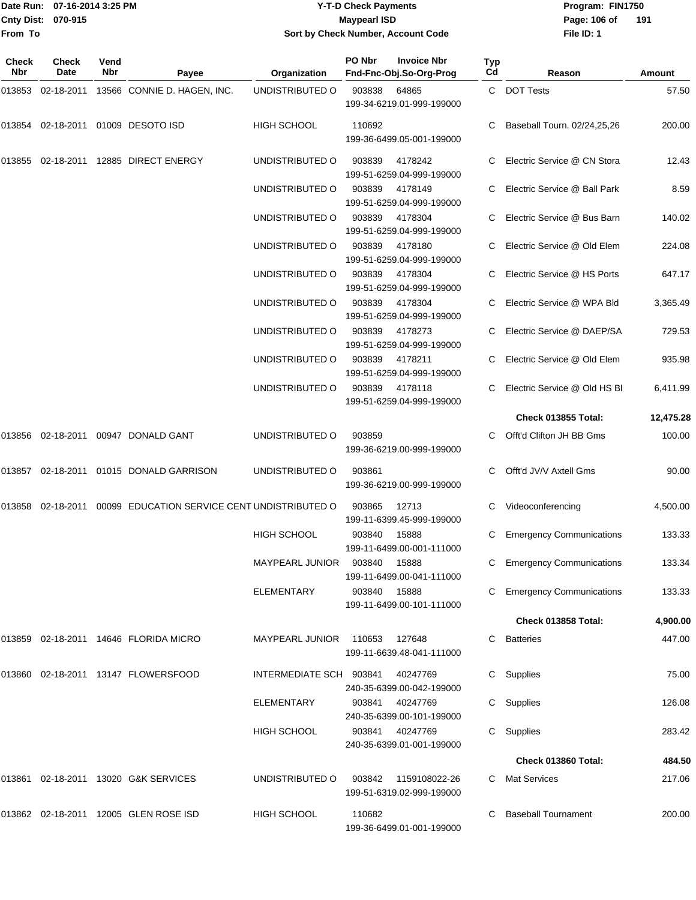Date Run: 07-16-2014 3:25 PM
Cnty Dist: 070-915
From To

**Y-T-D Check Payments**
**Maypearl ISD**
**Sort by Check Number, Account Code**

Program: FIN1750
File ID: 1

| Check Nbr | Check Date | Vend Nbr | Payee | Organization | PO Nbr | Invoice Nbr / Fnd-Fnc-Obj.So-Org-Prog | Typ Cd | Reason | Amount |
|---|---|---|---|---|---|---|---|---|---|
| 013853 | 02-18-2011 | 13566 | CONNIE D. HAGEN, INC. | UNDISTRIBUTED O | 903838 | 64865 199-34-6219.01-999-199000 | C | DOT Tests | 57.50 |
| 013854 | 02-18-2011 | 01009 | DESOTO ISD | HIGH SCHOOL | 110692 | 199-36-6499.05-001-199000 | C | Baseball Tourn. 02/24,25,26 | 200.00 |
| 013855 | 02-18-2011 | 12885 | DIRECT ENERGY | UNDISTRIBUTED O | 903839 | 4178242 199-51-6259.04-999-199000 | C | Electric Service @ CN Stora | 12.43 |
| | | | | UNDISTRIBUTED O | 903839 | 4178149 199-51-6259.04-999-199000 | C | Electric Service @ Ball Park | 8.59 |
| | | | | UNDISTRIBUTED O | 903839 | 4178304 199-51-6259.04-999-199000 | C | Electric Service @ Bus Barn | 140.02 |
| | | | | UNDISTRIBUTED O | 903839 | 4178180 199-51-6259.04-999-199000 | C | Electric Service @ Old Elem | 224.08 |
| | | | | UNDISTRIBUTED O | 903839 | 4178304 199-51-6259.04-999-199000 | C | Electric Service @ HS Ports | 647.17 |
| | | | | UNDISTRIBUTED O | 903839 | 4178304 199-51-6259.04-999-199000 | C | Electric Service @ WPA Bld | 3,365.49 |
| | | | | UNDISTRIBUTED O | 903839 | 4178273 199-51-6259.04-999-199000 | C | Electric Service @ DAEP/SA | 729.53 |
| | | | | UNDISTRIBUTED O | 903839 | 4178211 199-51-6259.04-999-199000 | C | Electric Service @ Old Elem | 935.98 |
| | | | | UNDISTRIBUTED O | 903839 | 4178118 199-51-6259.04-999-199000 | C | Electric Service @ Old HS Bl | 6,411.99 |
| | | | | | | | | **Check 013855 Total:** | **12,475.28** |
| 013856 | 02-18-2011 | 00947 | DONALD GANT | UNDISTRIBUTED O | 903859 | 199-36-6219.00-999-199000 | C | Offt'd Clifton JH BB Gms | 100.00 |
| 013857 | 02-18-2011 | 01015 | DONALD GARRISON | UNDISTRIBUTED O | 903861 | 199-36-6219.00-999-199000 | C | Offt'd JV/V Axtell Gms | 90.00 |
| 013858 | 02-18-2011 | 00099 | EDUCATION SERVICE CENT | UNDISTRIBUTED O | 903865 | 12713 199-11-6399.45-999-199000 | C | Videoconferencing | 4,500.00 |
| | | | | HIGH SCHOOL | 903840 | 15888 199-11-6499.00-001-111000 | C | Emergency Communications | 133.33 |
| | | | | MAYPEARL JUNIOR | 903840 | 15888 199-11-6499.00-041-111000 | C | Emergency Communications | 133.34 |
| | | | | ELEMENTARY | 903840 | 15888 199-11-6499.00-101-111000 | C | Emergency Communications | 133.33 |
| | | | | | | | | **Check 013858 Total:** | **4,900.00** |
| 013859 | 02-18-2011 | 14646 | FLORIDA MICRO | MAYPEARL JUNIOR | 110653 | 127648 199-11-6639.48-041-111000 | C | Batteries | 447.00 |
| 013860 | 02-18-2011 | 13147 | FLOWERSFOOD | INTERMEDIATE SCH | 903841 | 40247769 240-35-6399.00-042-199000 | C | Supplies | 75.00 |
| | | | | ELEMENTARY | 903841 | 40247769 240-35-6399.00-101-199000 | C | Supplies | 126.08 |
| | | | | HIGH SCHOOL | 903841 | 40247769 240-35-6399.01-001-199000 | C | Supplies | 283.42 |
| | | | | | | | | **Check 013860 Total:** | **484.50** |
| 013861 | 02-18-2011 | 13020 | G&K SERVICES | UNDISTRIBUTED O | 903842 | 1159108022-26 199-51-6319.02-999-199000 | C | Mat Services | 217.06 |
| 013862 | 02-18-2011 | 12005 | GLEN ROSE ISD | HIGH SCHOOL | 110682 | 199-36-6499.01-001-199000 | C | Baseball Tournament | 200.00 |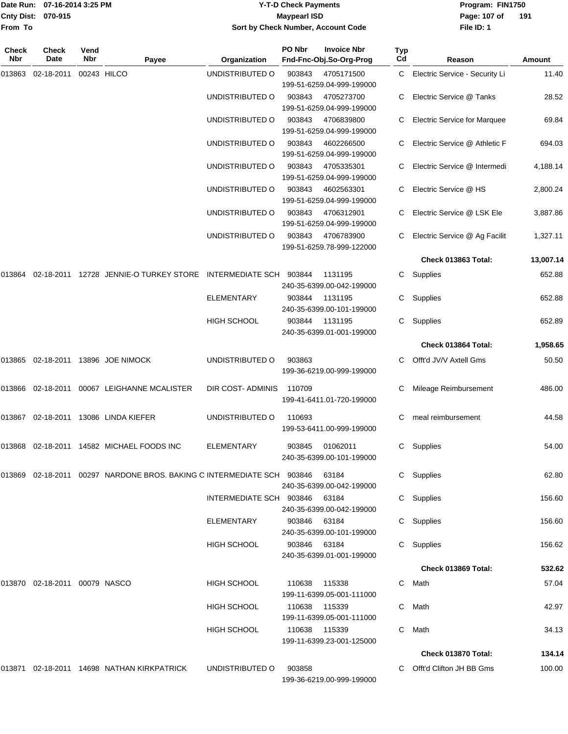# Y-T-D Check Payments

**Maypearl ISD**

**Sort by Check Number, Account Code**

Date Run: 07-16-2014 3:25 PM
Cnty Dist: 070-915
From To

Program: FIN1750
File ID: 1

| Check Nbr | Check Date | Vend Nbr | Payee | Organization | PO Nbr | Invoice Nbr | Fnd-Fnc-Obj.So-Org-Prog | Typ Cd | Reason | Amount |
|---|---|---|---|---|---|---|---|---|---|---|
| 013863 | 02-18-2011 | 00243 | HILCO | UNDISTRIBUTED O | 903843 | 4705171500 | 199-51-6259.04-999-199000 | C | Electric Service - Security Li | 11.40 |
| | | | | UNDISTRIBUTED O | 903843 | 4705273700 | 199-51-6259.04-999-199000 | C | Electric Service @ Tanks | 28.52 |
| | | | | UNDISTRIBUTED O | 903843 | 4706839800 | 199-51-6259.04-999-199000 | C | Electric Service for Marquee | 69.84 |
| | | | | UNDISTRIBUTED O | 903843 | 4602266500 | 199-51-6259.04-999-199000 | C | Electric Service @ Athletic F | 694.03 |
| | | | | UNDISTRIBUTED O | 903843 | 4705335301 | 199-51-6259.04-999-199000 | C | Electric Service @ Intermedi | 4,188.14 |
| | | | | UNDISTRIBUTED O | 903843 | 4602563301 | 199-51-6259.04-999-199000 | C | Electric Service @ HS | 2,800.24 |
| | | | | UNDISTRIBUTED O | 903843 | 4706312901 | 199-51-6259.04-999-199000 | C | Electric Service @ LSK Ele | 3,887.86 |
| | | | | UNDISTRIBUTED O | 903843 | 4706783900 | 199-51-6259.78-999-122000 | C | Electric Service @ Ag Facilit | 1,327.11 |
| | | | | | | | | | **Check 013863 Total:** | **13,007.14** |
| 013864 | 02-18-2011 | 12728 | JENNIE-O TURKEY STORE | INTERMEDIATE SCH | 903844 | 1131195 | 240-35-6399.00-042-199000 | C | Supplies | 652.88 |
| | | | | ELEMENTARY | 903844 | 1131195 | 240-35-6399.00-101-199000 | C | Supplies | 652.88 |
| | | | | HIGH SCHOOL | 903844 | 1131195 | 240-35-6399.01-001-199000 | C | Supplies | 652.89 |
| | | | | | | | | | **Check 013864 Total:** | **1,958.65** |
| 013865 | 02-18-2011 | 13896 | JOE NIMOCK | UNDISTRIBUTED O | 903863 | | 199-36-6219.00-999-199000 | C | Offt'd JV/V Axtell Gms | 50.50 |
| 013866 | 02-18-2011 | 00067 | LEIGHANNE MCALISTER | DIR COST- ADMINIS | 110709 | | 199-41-6411.01-720-199000 | C | Mileage Reimbursement | 486.00 |
| 013867 | 02-18-2011 | 13086 | LINDA KIEFER | UNDISTRIBUTED O | 110693 | | 199-53-6411.00-999-199000 | C | meal reimbursement | 44.58 |
| 013868 | 02-18-2011 | 14582 | MICHAEL FOODS INC | ELEMENTARY | 903845 | 01062011 | 240-35-6399.00-101-199000 | C | Supplies | 54.00 |
| 013869 | 02-18-2011 | 00297 | NARDONE BROS. BAKING C | INTERMEDIATE SCH | 903846 | 63184 | 240-35-6399.00-042-199000 | C | Supplies | 62.80 |
| | | | | INTERMEDIATE SCH | 903846 | 63184 | 240-35-6399.00-042-199000 | C | Supplies | 156.60 |
| | | | | ELEMENTARY | 903846 | 63184 | 240-35-6399.00-101-199000 | C | Supplies | 156.60 |
| | | | | HIGH SCHOOL | 903846 | 63184 | 240-35-6399.01-001-199000 | C | Supplies | 156.62 |
| | | | | | | | | | **Check 013869 Total:** | **532.62** |
| 013870 | 02-18-2011 | 00079 | NASCO | HIGH SCHOOL | 110638 | 115338 | 199-11-6399.05-001-111000 | C | Math | 57.04 |
| | | | | HIGH SCHOOL | 110638 | 115339 | 199-11-6399.05-001-111000 | C | Math | 42.97 |
| | | | | HIGH SCHOOL | 110638 | 115339 | 199-11-6399.23-001-125000 | C | Math | 34.13 |
| | | | | | | | | | **Check 013870 Total:** | **134.14** |
| 013871 | 02-18-2011 | 14698 | NATHAN KIRKPATRICK | UNDISTRIBUTED O | 903858 | | 199-36-6219.00-999-199000 | C | Offt'd Clifton JH BB Gms | 100.00 |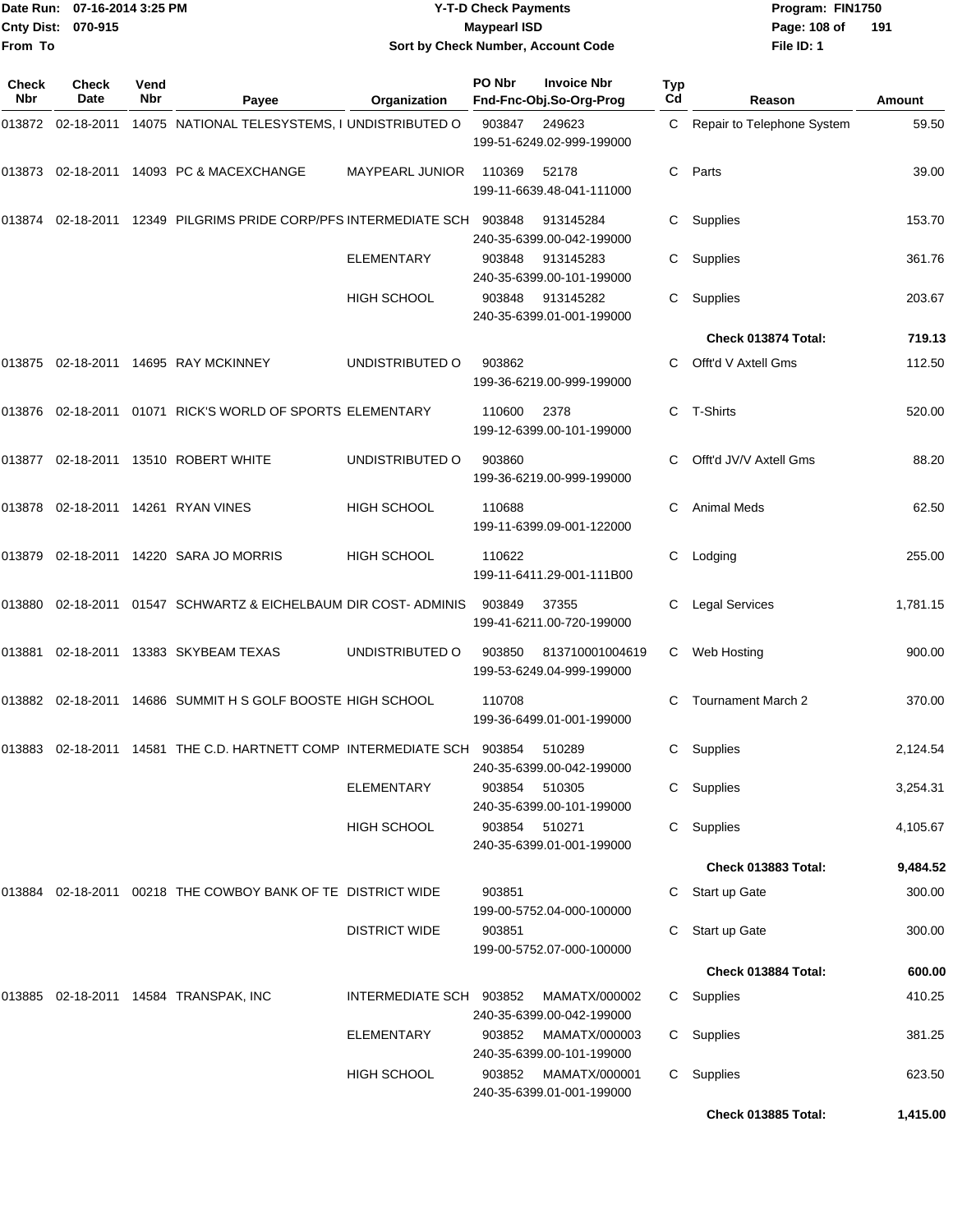Date Run: 07-16-2014 3:25 PM
Cnty Dist: 070-915
From To

# Y-T-D Check Payments
## Maypearl ISD
### Sort by Check Number, Account Code

Program: FIN1750
File ID: 1

| Check Nbr | Check Date | Vend Nbr | Payee | Organization | PO Nbr | Invoice Nbr / Fnd-Fnc-Obj.So-Org-Prog | Typ Cd | Reason | Amount |
|---|---|---|---|---|---|---|---|---|---|
| 013872 | 02-18-2011 | 14075 | NATIONAL TELESYSTEMS, I | UNDISTRIBUTED O | 903847 | 249623 199-51-6249.02-999-199000 | C | Repair to Telephone System | 59.50 |
| 013873 | 02-18-2011 | 14093 | PC & MACEXCHANGE | MAYPEARL JUNIOR | 110369 | 52178 199-11-6639.48-041-111000 | C | Parts | 39.00 |
| 013874 | 02-18-2011 | 12349 | PILGRIMS PRIDE CORP/PFS | INTERMEDIATE SCH | 903848 | 913145284 240-35-6399.00-042-199000 | C | Supplies | 153.70 |
| | | | | ELEMENTARY | 903848 | 913145283 240-35-6399.00-101-199000 | C | Supplies | 361.76 |
| | | | | HIGH SCHOOL | 903848 | 913145282 240-35-6399.01-001-199000 | C | Supplies | 203.67 |
| | | | | | | | | **Check 013874 Total:** | **719.13** |
| 013875 | 02-18-2011 | 14695 | RAY MCKINNEY | UNDISTRIBUTED O | 903862 | 199-36-6219.00-999-199000 | C | Offt'd V Axtell Gms | 112.50 |
| 013876 | 02-18-2011 | 01071 | RICK'S WORLD OF SPORTS | ELEMENTARY | 110600 | 2378 199-12-6399.00-101-199000 | C | T-Shirts | 520.00 |
| 013877 | 02-18-2011 | 13510 | ROBERT WHITE | UNDISTRIBUTED O | 903860 | 199-36-6219.00-999-199000 | C | Offt'd JV/V Axtell Gms | 88.20 |
| 013878 | 02-18-2011 | 14261 | RYAN VINES | HIGH SCHOOL | 110688 | 199-11-6399.09-001-122000 | C | Animal Meds | 62.50 |
| 013879 | 02-18-2011 | 14220 | SARA JO MORRIS | HIGH SCHOOL | 110622 | 199-11-6411.29-001-111B00 | C | Lodging | 255.00 |
| 013880 | 02-18-2011 | 01547 | SCHWARTZ & EICHELBAUM | DIR COST- ADMINIS | 903849 | 37355 199-41-6211.00-720-199000 | C | Legal Services | 1,781.15 |
| 013881 | 02-18-2011 | 13383 | SKYBEAM TEXAS | UNDISTRIBUTED O | 903850 | 813710001004619 199-53-6249.04-999-199000 | C | Web Hosting | 900.00 |
| 013882 | 02-18-2011 | 14686 | SUMMIT H S GOLF BOOSTE | HIGH SCHOOL | 110708 | 199-36-6499.01-001-199000 | C | Tournament March 2 | 370.00 |
| 013883 | 02-18-2011 | 14581 | THE C.D. HARTNETT COMP | INTERMEDIATE SCH | 903854 | 510289 240-35-6399.00-042-199000 | C | Supplies | 2,124.54 |
| | | | | ELEMENTARY | 903854 | 510305 240-35-6399.00-101-199000 | C | Supplies | 3,254.31 |
| | | | | HIGH SCHOOL | 903854 | 510271 240-35-6399.01-001-199000 | C | Supplies | 4,105.67 |
| | | | | | | | | **Check 013883 Total:** | **9,484.52** |
| 013884 | 02-18-2011 | 00218 | THE COWBOY BANK OF TE | DISTRICT WIDE | 903851 | 199-00-5752.04-000-100000 | C | Start up Gate | 300.00 |
| | | | | DISTRICT WIDE | 903851 | 199-00-5752.07-000-100000 | C | Start up Gate | 300.00 |
| | | | | | | | | **Check 013884 Total:** | **600.00** |
| 013885 | 02-18-2011 | 14584 | TRANSPAK, INC | INTERMEDIATE SCH | 903852 | MAMATX/000002 240-35-6399.00-042-199000 | C | Supplies | 410.25 |
| | | | | ELEMENTARY | 903852 | MAMATX/000003 240-35-6399.00-101-199000 | C | Supplies | 381.25 |
| | | | | HIGH SCHOOL | 903852 | MAMATX/000001 240-35-6399.01-001-199000 | C | Supplies | 623.50 |
| | | | | | | | | **Check 013885 Total:** | **1,415.00** |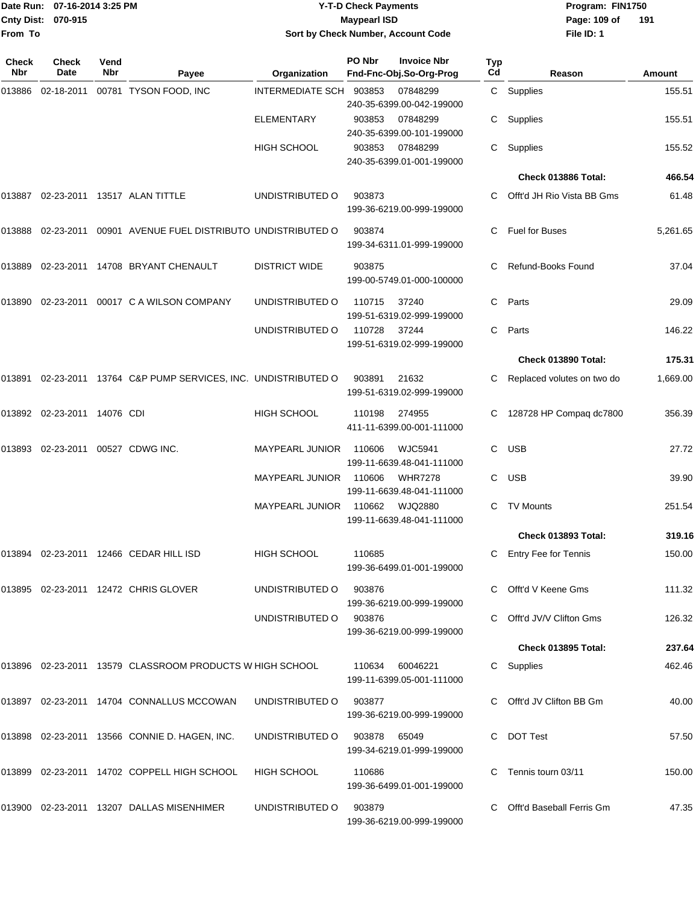# Y-T-D Check Payments

**Maypearl ISD**

**Sort by Check Number, Account Code**

Date Run: 07-16-2014 3:25 PM
Cnty Dist: 070-915
From To

Program: FIN1750
File ID: 1

| Check Nbr | Check Date | Vend Nbr | Payee | Organization | PO Nbr | Invoice Nbr / Fnd-Fnc-Obj.So-Org-Prog | Typ Cd | Reason | Amount |
|---|---|---|---|---|---|---|---|---|---|
| 013886 | 02-18-2011 | 00781 | TYSON FOOD, INC | INTERMEDIATE SCH | 903853 | 07848299 240-35-6399.00-042-199000 | C | Supplies | 155.51 |
| | | | | ELEMENTARY | 903853 | 07848299 240-35-6399.00-101-199000 | C | Supplies | 155.51 |
| | | | | HIGH SCHOOL | 903853 | 07848299 240-35-6399.01-001-199000 | C | Supplies | 155.52 |
| | | | | | | | | **Check 013886 Total:** | **466.54** |
| 013887 | 02-23-2011 | 13517 | ALAN TITTLE | UNDISTRIBUTED O | 903873 | 199-36-6219.00-999-199000 | C | Offt'd JH Rio Vista BB Gms | 61.48 |
| 013888 | 02-23-2011 | 00901 | AVENUE FUEL DISTRIBUTO | UNDISTRIBUTED O | 903874 | 199-34-6311.01-999-199000 | C | Fuel for Buses | 5,261.65 |
| 013889 | 02-23-2011 | 14708 | BRYANT CHENAULT | DISTRICT WIDE | 903875 | 199-00-5749.01-000-100000 | C | Refund-Books Found | 37.04 |
| 013890 | 02-23-2011 | 00017 | C A WILSON COMPANY | UNDISTRIBUTED O | 110715 | 37240 199-51-6319.02-999-199000 | C | Parts | 29.09 |
| | | | | UNDISTRIBUTED O | 110728 | 37244 199-51-6319.02-999-199000 | C | Parts | 146.22 |
| | | | | | | | | **Check 013890 Total:** | **175.31** |
| 013891 | 02-23-2011 | 13764 | C&P PUMP SERVICES, INC. | UNDISTRIBUTED O | 903891 | 21632 199-51-6319.02-999-199000 | C | Replaced volutes on two do | 1,669.00 |
| 013892 | 02-23-2011 | 14076 | CDI | HIGH SCHOOL | 110198 | 274955 411-11-6399.00-001-111000 | C | 128728 HP Compaq dc7800 | 356.39 |
| 013893 | 02-23-2011 | 00527 | CDWG INC. | MAYPEARL JUNIOR | 110606 | WJC5941 199-11-6639.48-041-111000 | C | USB | 27.72 |
| | | | | MAYPEARL JUNIOR | 110606 | WHR7278 199-11-6639.48-041-111000 | C | USB | 39.90 |
| | | | | MAYPEARL JUNIOR | 110662 | WJQ2880 199-11-6639.48-041-111000 | C | TV Mounts | 251.54 |
| | | | | | | | | **Check 013893 Total:** | **319.16** |
| 013894 | 02-23-2011 | 12466 | CEDAR HILL ISD | HIGH SCHOOL | 110685 | 199-36-6499.01-001-199000 | C | Entry Fee for Tennis | 150.00 |
| 013895 | 02-23-2011 | 12472 | CHRIS GLOVER | UNDISTRIBUTED O | 903876 | 199-36-6219.00-999-199000 | C | Offt'd V Keene Gms | 111.32 |
| | | | | UNDISTRIBUTED O | 903876 | 199-36-6219.00-999-199000 | C | Offt'd JV/V Clifton Gms | 126.32 |
| | | | | | | | | **Check 013895 Total:** | **237.64** |
| 013896 | 02-23-2011 | 13579 | CLASSROOM PRODUCTS W | HIGH SCHOOL | 110634 | 60046221 199-11-6399.05-001-111000 | C | Supplies | 462.46 |
| 013897 | 02-23-2011 | 14704 | CONNALLUS MCCOWAN | UNDISTRIBUTED O | 903877 | 199-36-6219.00-999-199000 | C | Offt'd JV Clifton BB Gm | 40.00 |
| 013898 | 02-23-2011 | 13566 | CONNIE D. HAGEN, INC. | UNDISTRIBUTED O | 903878 | 65049 199-34-6219.01-999-199000 | C | DOT Test | 57.50 |
| 013899 | 02-23-2011 | 14702 | COPPELL HIGH SCHOOL | HIGH SCHOOL | 110686 | 199-36-6499.01-001-199000 | C | Tennis tourn 03/11 | 150.00 |
| 013900 | 02-23-2011 | 13207 | DALLAS MISENHIMER | UNDISTRIBUTED O | 903879 | 199-36-6219.00-999-199000 | C | Offt'd Baseball Ferris Gm | 47.35 |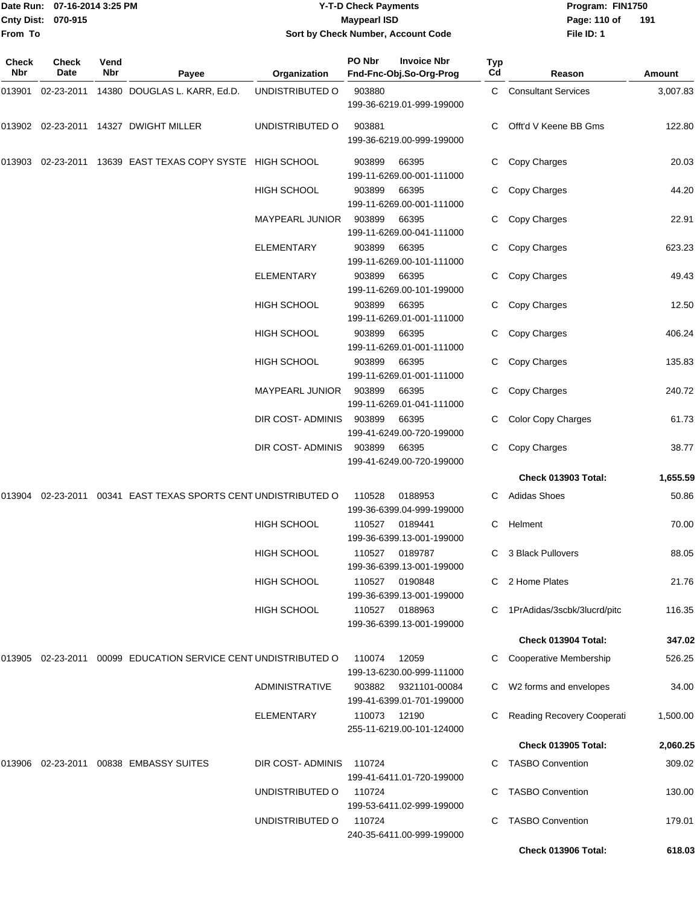Date Run: 07-16-2014 3:25 PM
Cnty Dist: 070-915
From To

# Y-T-D Check Payments

## Maypearl ISD

### Sort by Check Number, Account Code

Program: FIN1750
File ID: 1

| Check Nbr | Check Date | Vend Nbr | Payee | Organization | PO Nbr | Invoice Nbr / Fnd-Fnc-Obj.So-Org-Prog | Typ Cd | Reason | Amount |
|---|---|---|---|---|---|---|---|---|---|
| 013901 | 02-23-2011 | 14380 | DOUGLAS L. KARR, Ed.D. | UNDISTRIBUTED O | 903880 | 199-36-6219.01-999-199000 | C | Consultant Services | 3,007.83 |
| 013902 | 02-23-2011 | 14327 | DWIGHT MILLER | UNDISTRIBUTED O | 903881 | 199-36-6219.00-999-199000 | C | Offt'd V Keene BB Gms | 122.80 |
| 013903 | 02-23-2011 | 13639 | EAST TEXAS COPY SYSTE | HIGH SCHOOL | 903899 | 66395 199-11-6269.00-001-111000 | C | Copy Charges | 20.03 |
| | | | | HIGH SCHOOL | 903899 | 66395 199-11-6269.00-001-111000 | C | Copy Charges | 44.20 |
| | | | | MAYPEARL JUNIOR | 903899 | 66395 199-11-6269.00-041-111000 | C | Copy Charges | 22.91 |
| | | | | ELEMENTARY | 903899 | 66395 199-11-6269.00-101-111000 | C | Copy Charges | 623.23 |
| | | | | ELEMENTARY | 903899 | 66395 199-11-6269.00-101-199000 | C | Copy Charges | 49.43 |
| | | | | HIGH SCHOOL | 903899 | 66395 199-11-6269.01-001-111000 | C | Copy Charges | 12.50 |
| | | | | HIGH SCHOOL | 903899 | 66395 199-11-6269.01-001-111000 | C | Copy Charges | 406.24 |
| | | | | HIGH SCHOOL | 903899 | 66395 199-11-6269.01-001-111000 | C | Copy Charges | 135.83 |
| | | | | MAYPEARL JUNIOR | 903899 | 66395 199-11-6269.01-041-111000 | C | Copy Charges | 240.72 |
| | | | | DIR COST- ADMINIS | 903899 | 66395 199-41-6249.00-720-199000 | C | Color Copy Charges | 61.73 |
| | | | | DIR COST- ADMINIS | 903899 | 66395 199-41-6249.00-720-199000 | C | Copy Charges | 38.77 |
| | | | | | | | | **Check 013903 Total:** | **1,655.59** |
| 013904 | 02-23-2011 | 00341 | EAST TEXAS SPORTS CENT | UNDISTRIBUTED O | 110528 | 0188953 199-36-6399.04-999-199000 | C | Adidas Shoes | 50.86 |
| | | | | HIGH SCHOOL | 110527 | 0189441 199-36-6399.13-001-199000 | C | Helment | 70.00 |
| | | | | HIGH SCHOOL | 110527 | 0189787 199-36-6399.13-001-199000 | C | 3 Black Pullovers | 88.05 |
| | | | | HIGH SCHOOL | 110527 | 0190848 199-36-6399.13-001-199000 | C | 2 Home Plates | 21.76 |
| | | | | HIGH SCHOOL | 110527 | 0188963 199-36-6399.13-001-199000 | C | 1PrAdidas/3scbk/3lucrd/pitc | 116.35 |
| | | | | | | | | **Check 013904 Total:** | **347.02** |
| 013905 | 02-23-2011 | 00099 | EDUCATION SERVICE CENT | UNDISTRIBUTED O | 110074 | 12059 199-13-6230.00-999-111000 | C | Cooperative Membership | 526.25 |
| | | | | ADMINISTRATIVE | 903882 | 9321101-00084 199-41-6399.01-701-199000 | C | W2 forms and envelopes | 34.00 |
| | | | | ELEMENTARY | 110073 | 12190 255-11-6219.00-101-124000 | C | Reading Recovery Cooperati | 1,500.00 |
| | | | | | | | | **Check 013905 Total:** | **2,060.25** |
| 013906 | 02-23-2011 | 00838 | EMBASSY SUITES | DIR COST- ADMINIS | 110724 | 199-41-6411.01-720-199000 | C | TASBO Convention | 309.02 |
| | | | | UNDISTRIBUTED O | 110724 | 199-53-6411.02-999-199000 | C | TASBO Convention | 130.00 |
| | | | | UNDISTRIBUTED O | 110724 | 240-35-6411.00-999-199000 | C | TASBO Convention | 179.01 |
| | | | | | | | | **Check 013906 Total:** | **618.03** |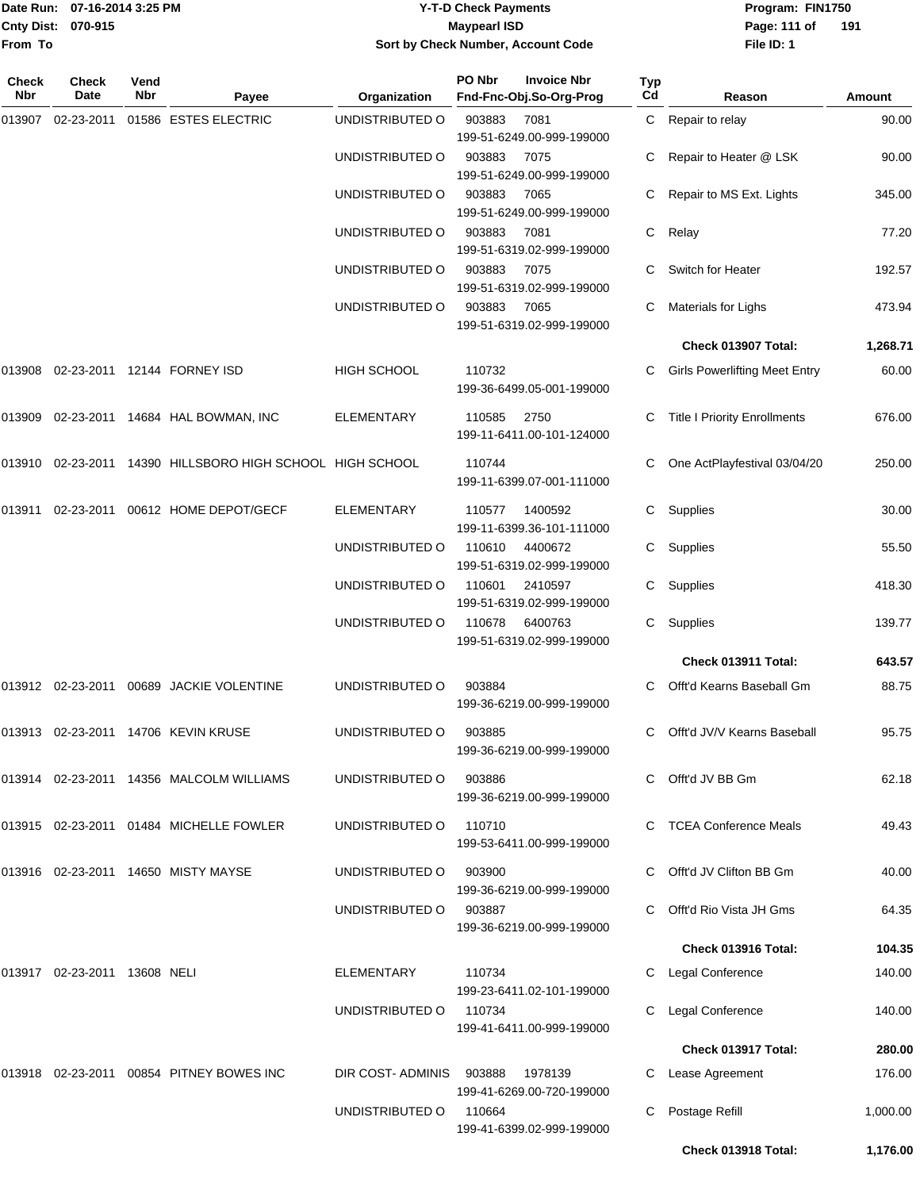Date Run: 07-16-2014 3:25 PM
Cnty Dist: 070-915
From To

# Y-T-D Check Payments
## Maypearl ISD
### Sort by Check Number, Account Code

Program: FIN1750
File ID: 1

| Check Nbr | Check Date | Vend Nbr | Payee | Organization | PO Nbr / Invoice Nbr / Fnd-Fnc-Obj.So-Org-Prog | Typ Cd | Reason | Amount |
|---|---|---|---|---|---|---|---|---|
| 013907 | 02-23-2011 | 01586 | ESTES ELECTRIC | UNDISTRIBUTED O | 903883 7081 199-51-6249.00-999-199000 | C | Repair to relay | 90.00 |
| | | | | UNDISTRIBUTED O | 903883 7075 199-51-6249.00-999-199000 | C | Repair to Heater @ LSK | 90.00 |
| | | | | UNDISTRIBUTED O | 903883 7065 199-51-6249.00-999-199000 | C | Repair to MS Ext. Lights | 345.00 |
| | | | | UNDISTRIBUTED O | 903883 7081 199-51-6319.02-999-199000 | C | Relay | 77.20 |
| | | | | UNDISTRIBUTED O | 903883 7075 199-51-6319.02-999-199000 | C | Switch for Heater | 192.57 |
| | | | | UNDISTRIBUTED O | 903883 7065 199-51-6319.02-999-199000 | C | Materials for Lighs | 473.94 |
| | | | | | | | **Check 013907 Total:** | **1,268.71** |
| 013908 | 02-23-2011 | 12144 | FORNEY ISD | HIGH SCHOOL | 110732 199-36-6499.05-001-199000 | C | Girls Powerlifting Meet Entry | 60.00 |
| 013909 | 02-23-2011 | 14684 | HAL BOWMAN, INC | ELEMENTARY | 110585 2750 199-11-6411.00-101-124000 | C | Title I Priority Enrollments | 676.00 |
| 013910 | 02-23-2011 | 14390 | HILLSBORO HIGH SCHOOL | HIGH SCHOOL | 110744 199-11-6399.07-001-111000 | C | One ActPlayfestival 03/04/20 | 250.00 |
| 013911 | 02-23-2011 | 00612 | HOME DEPOT/GECF | ELEMENTARY | 110577 1400592 199-11-6399.36-101-111000 | C | Supplies | 30.00 |
| | | | | UNDISTRIBUTED O | 110610 4400672 199-51-6319.02-999-199000 | C | Supplies | 55.50 |
| | | | | UNDISTRIBUTED O | 110601 2410597 199-51-6319.02-999-199000 | C | Supplies | 418.30 |
| | | | | UNDISTRIBUTED O | 110678 6400763 199-51-6319.02-999-199000 | C | Supplies | 139.77 |
| | | | | | | | **Check 013911 Total:** | **643.57** |
| 013912 | 02-23-2011 | 00689 | JACKIE VOLENTINE | UNDISTRIBUTED O | 903884 199-36-6219.00-999-199000 | C | Offt'd Kearns Baseball Gm | 88.75 |
| 013913 | 02-23-2011 | 14706 | KEVIN KRUSE | UNDISTRIBUTED O | 903885 199-36-6219.00-999-199000 | C | Offt'd JV/V Kearns Baseball | 95.75 |
| 013914 | 02-23-2011 | 14356 | MALCOLM WILLIAMS | UNDISTRIBUTED O | 903886 199-36-6219.00-999-199000 | C | Offt'd JV BB Gm | 62.18 |
| 013915 | 02-23-2011 | 01484 | MICHELLE FOWLER | UNDISTRIBUTED O | 110710 199-53-6411.00-999-199000 | C | TCEA Conference Meals | 49.43 |
| 013916 | 02-23-2011 | 14650 | MISTY MAYSE | UNDISTRIBUTED O | 903900 199-36-6219.00-999-199000 | C | Offt'd JV Clifton BB Gm | 40.00 |
| | | | | UNDISTRIBUTED O | 903887 199-36-6219.00-999-199000 | C | Offt'd Rio Vista JH Gms | 64.35 |
| | | | | | | | **Check 013916 Total:** | **104.35** |
| 013917 | 02-23-2011 | 13608 | NELI | ELEMENTARY | 110734 199-23-6411.02-101-199000 | C | Legal Conference | 140.00 |
| | | | | UNDISTRIBUTED O | 110734 199-41-6411.00-999-199000 | C | Legal Conference | 140.00 |
| | | | | | | | **Check 013917 Total:** | **280.00** |
| 013918 | 02-23-2011 | 00854 | PITNEY BOWES INC | DIR COST- ADMINIS | 903888 1978139 199-41-6269.00-720-199000 | C | Lease Agreement | 176.00 |
| | | | | UNDISTRIBUTED O | 110664 199-41-6399.02-999-199000 | C | Postage Refill | 1,000.00 |
| | | | | | | | **Check 013918 Total:** | **1,176.00** |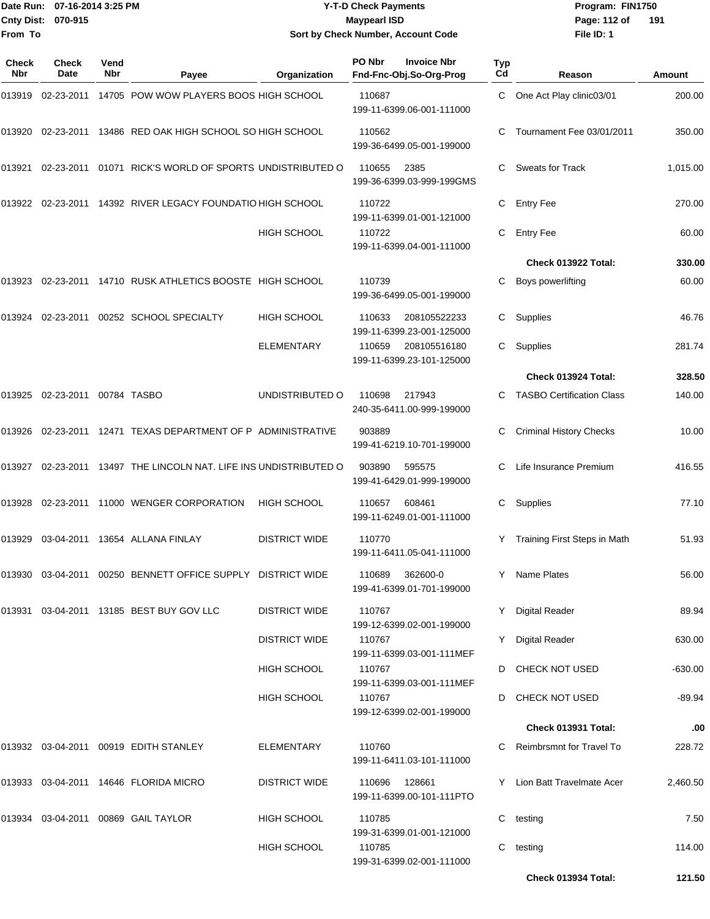Date Run: 07-16-2014 3:25 PM
Cnty Dist: 070-915
From To

# Y-T-D Check Payments
## Maypearl ISD
### Sort by Check Number, Account Code

Program: FIN1750
File ID: 1

| Check Nbr | Check Date | Vend Nbr | Payee | Organization | PO Nbr / Invoice Nbr / Fnd-Fnc-Obj.So-Org-Prog | Typ Cd | Reason | Amount |
|---|---|---|---|---|---|---|---|---|
| 013919 | 02-23-2011 | 14705 | POW WOW PLAYERS BOOS | HIGH SCHOOL | 110687 199-11-6399.06-001-111000 | C | One Act Play clinic03/01 | 200.00 |
| 013920 | 02-23-2011 | 13486 | RED OAK HIGH SCHOOL SO | HIGH SCHOOL | 110562 199-36-6499.05-001-199000 | C | Tournament Fee 03/01/2011 | 350.00 |
| 013921 | 02-23-2011 | 01071 | RICK'S WORLD OF SPORTS | UNDISTRIBUTED O | 110655 2385 199-36-6399.03-999-199GMS | C | Sweats for Track | 1,015.00 |
| 013922 | 02-23-2011 | 14392 | RIVER LEGACY FOUNDATIO | HIGH SCHOOL | 110722 199-11-6399.01-001-121000 | C | Entry Fee | 270.00 |
| | | | | HIGH SCHOOL | 110722 199-11-6399.04-001-111000 | C | Entry Fee | 60.00 |
| | | | | | | | **Check 013922 Total:** | **330.00** |
| 013923 | 02-23-2011 | 14710 | RUSK ATHLETICS BOOSTE | HIGH SCHOOL | 110739 199-36-6499.05-001-199000 | C | Boys powerlifting | 60.00 |
| 013924 | 02-23-2011 | 00252 | SCHOOL SPECIALTY | HIGH SCHOOL | 110633 208105522233 199-11-6399.23-001-125000 | C | Supplies | 46.76 |
| | | | | ELEMENTARY | 110659 208105516180 199-11-6399.23-101-125000 | C | Supplies | 281.74 |
| | | | | | | | **Check 013924 Total:** | **328.50** |
| 013925 | 02-23-2011 | 00784 | TASBO | UNDISTRIBUTED O | 110698 217943 240-35-6411.00-999-199000 | C | TASBO Certification Class | 140.00 |
| 013926 | 02-23-2011 | 12471 | TEXAS DEPARTMENT OF P | ADMINISTRATIVE | 903889 199-41-6219.10-701-199000 | C | Criminal History Checks | 10.00 |
| 013927 | 02-23-2011 | 13497 | THE LINCOLN NAT. LIFE INS | UNDISTRIBUTED O | 903890 595575 199-41-6429.01-999-199000 | C | Life Insurance Premium | 416.55 |
| 013928 | 02-23-2011 | 11000 | WENGER CORPORATION | HIGH SCHOOL | 110657 608461 199-11-6249.01-001-111000 | C | Supplies | 77.10 |
| 013929 | 03-04-2011 | 13654 | ALLANA FINLAY | DISTRICT WIDE | 110770 199-11-6411.05-041-111000 | Y | Training First Steps in Math | 51.93 |
| 013930 | 03-04-2011 | 00250 | BENNETT OFFICE SUPPLY | DISTRICT WIDE | 110689 362600-0 199-41-6399.01-701-199000 | Y | Name Plates | 56.00 |
| 013931 | 03-04-2011 | 13185 | BEST BUY GOV LLC | DISTRICT WIDE | 110767 199-12-6399.02-001-199000 | Y | Digital Reader | 89.94 |
| | | | | DISTRICT WIDE | 110767 199-11-6399.03-001-111MEF | Y | Digital Reader | 630.00 |
| | | | | HIGH SCHOOL | 110767 199-11-6399.03-001-111MEF | D | CHECK NOT USED | -630.00 |
| | | | | HIGH SCHOOL | 110767 199-12-6399.02-001-199000 | D | CHECK NOT USED | -89.94 |
| | | | | | | | **Check 013931 Total:** | **.00** |
| 013932 | 03-04-2011 | 00919 | EDITH STANLEY | ELEMENTARY | 110760 199-11-6411.03-101-111000 | C | Reimbrsmnt for Travel To | 228.72 |
| 013933 | 03-04-2011 | 14646 | FLORIDA MICRO | DISTRICT WIDE | 110696 128661 199-11-6399.00-101-111PTO | Y | Lion Batt Travelmate Acer | 2,460.50 |
| 013934 | 03-04-2011 | 00869 | GAIL TAYLOR | HIGH SCHOOL | 110785 199-31-6399.01-001-121000 | C | testing | 7.50 |
| | | | | HIGH SCHOOL | 110785 199-31-6399.02-001-111000 | C | testing | 114.00 |
| | | | | | | | **Check 013934 Total:** | **121.50** |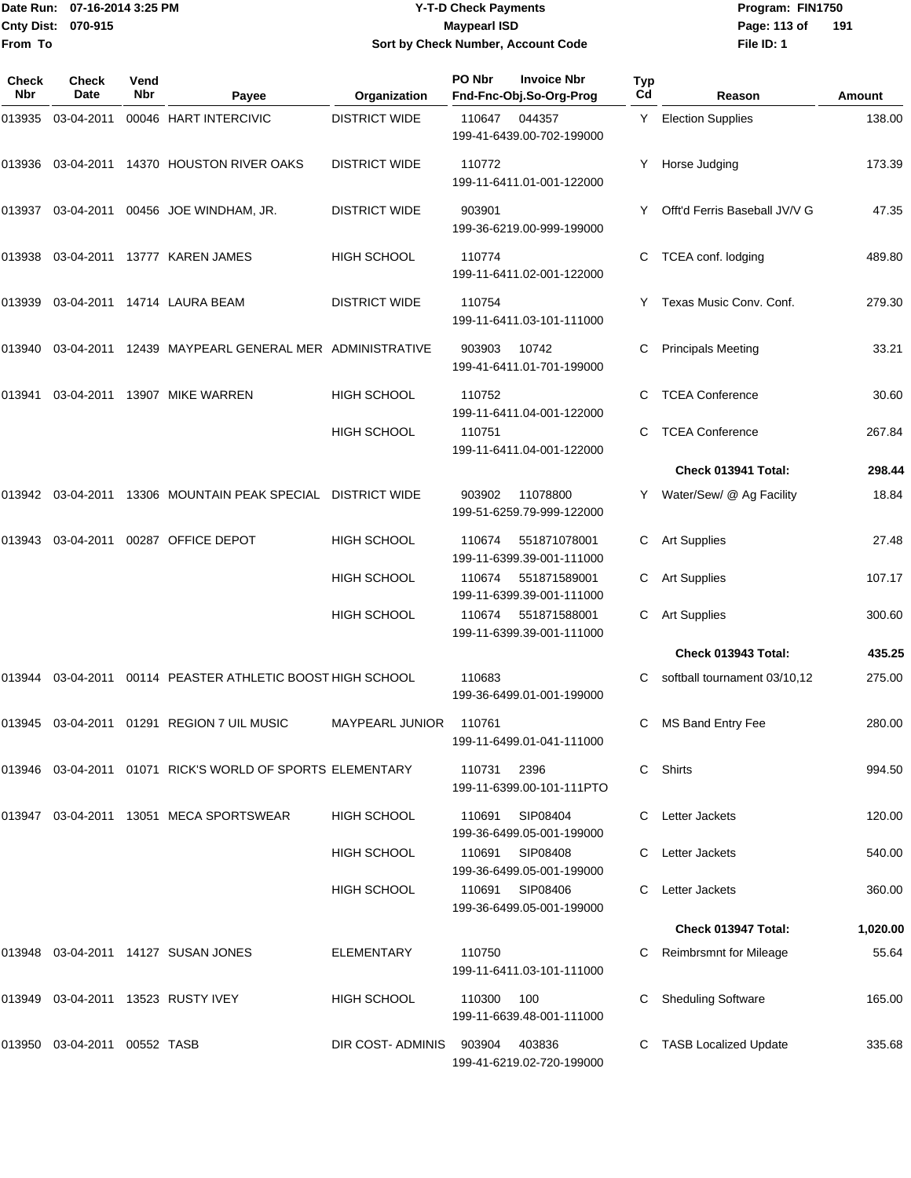Date Run: 07-16-2014 3:25 PM
Cnty Dist: 070-915
From To

# Y-T-D Check Payments
## Maypearl ISD
### Sort by Check Number, Account Code

Program: FIN1750
File ID: 1

| Check Nbr | Check Date | Vend Nbr | Payee | Organization | PO Nbr | Invoice Nbr / Fnd-Fnc-Obj.So-Org-Prog | Typ Cd | Reason | Amount |
|---|---|---|---|---|---|---|---|---|---|
| 013935 | 03-04-2011 | 00046 | HART INTERCIVIC | DISTRICT WIDE | 110647 | 044357 199-41-6439.00-702-199000 | Y | Election Supplies | 138.00 |
| 013936 | 03-04-2011 | 14370 | HOUSTON RIVER OAKS | DISTRICT WIDE | 110772 | 199-11-6411.01-001-122000 | Y | Horse Judging | 173.39 |
| 013937 | 03-04-2011 | 00456 | JOE WINDHAM, JR. | DISTRICT WIDE | 903901 | 199-36-6219.00-999-199000 | Y | Offt'd Ferris Baseball JV/V G | 47.35 |
| 013938 | 03-04-2011 | 13777 | KAREN JAMES | HIGH SCHOOL | 110774 | 199-11-6411.02-001-122000 | C | TCEA conf. lodging | 489.80 |
| 013939 | 03-04-2011 | 14714 | LAURA BEAM | DISTRICT WIDE | 110754 | 199-11-6411.03-101-111000 | Y | Texas Music Conv. Conf. | 279.30 |
| 013940 | 03-04-2011 | 12439 | MAYPEARL GENERAL MER | ADMINISTRATIVE | 903903 | 10742 199-41-6411.01-701-199000 | C | Principals Meeting | 33.21 |
| 013941 | 03-04-2011 | 13907 | MIKE WARREN | HIGH SCHOOL | 110752 | 199-11-6411.04-001-122000 | C | TCEA Conference | 30.60 |
| | | | | HIGH SCHOOL | 110751 | 199-11-6411.04-001-122000 | C | TCEA Conference | 267.84 |
| | | | | | | | | **Check 013941 Total:** | **298.44** |
| 013942 | 03-04-2011 | 13306 | MOUNTAIN PEAK SPECIAL | DISTRICT WIDE | 903902 | 11078800 199-51-6259.79-999-122000 | Y | Water/Sew/ @ Ag Facility | 18.84 |
| 013943 | 03-04-2011 | 00287 | OFFICE DEPOT | HIGH SCHOOL | 110674 | 551871078001 199-11-6399.39-001-111000 | C | Art Supplies | 27.48 |
| | | | | HIGH SCHOOL | 110674 | 551871589001 199-11-6399.39-001-111000 | C | Art Supplies | 107.17 |
| | | | | HIGH SCHOOL | 110674 | 551871588001 199-11-6399.39-001-111000 | C | Art Supplies | 300.60 |
| | | | | | | | | **Check 013943 Total:** | **435.25** |
| 013944 | 03-04-2011 | 00114 | PEASTER ATHLETIC BOOST | HIGH SCHOOL | 110683 | 199-36-6499.01-001-199000 | C | softball tournament 03/10,12 | 275.00 |
| 013945 | 03-04-2011 | 01291 | REGION 7 UIL MUSIC | MAYPEARL JUNIOR | 110761 | 199-11-6499.01-041-111000 | C | MS Band Entry Fee | 280.00 |
| 013946 | 03-04-2011 | 01071 | RICK'S WORLD OF SPORTS | ELEMENTARY | 110731 | 2396 199-11-6399.00-101-111PTO | C | Shirts | 994.50 |
| 013947 | 03-04-2011 | 13051 | MECA SPORTSWEAR | HIGH SCHOOL | 110691 | SIP08404 199-36-6499.05-001-199000 | C | Letter Jackets | 120.00 |
| | | | | HIGH SCHOOL | 110691 | SIP08408 199-36-6499.05-001-199000 | C | Letter Jackets | 540.00 |
| | | | | HIGH SCHOOL | 110691 | SIP08406 199-36-6499.05-001-199000 | C | Letter Jackets | 360.00 |
| | | | | | | | | **Check 013947 Total:** | **1,020.00** |
| 013948 | 03-04-2011 | 14127 | SUSAN JONES | ELEMENTARY | 110750 | 199-11-6411.03-101-111000 | C | Reimbrsmnt for Mileage | 55.64 |
| 013949 | 03-04-2011 | 13523 | RUSTY IVEY | HIGH SCHOOL | 110300 | 100 199-11-6639.48-001-111000 | C | Sheduling Software | 165.00 |
| 013950 | 03-04-2011 | 00552 | TASB | DIR COST- ADMINIS | 903904 | 403836 199-41-6219.02-720-199000 | C | TASB Localized Update | 335.68 |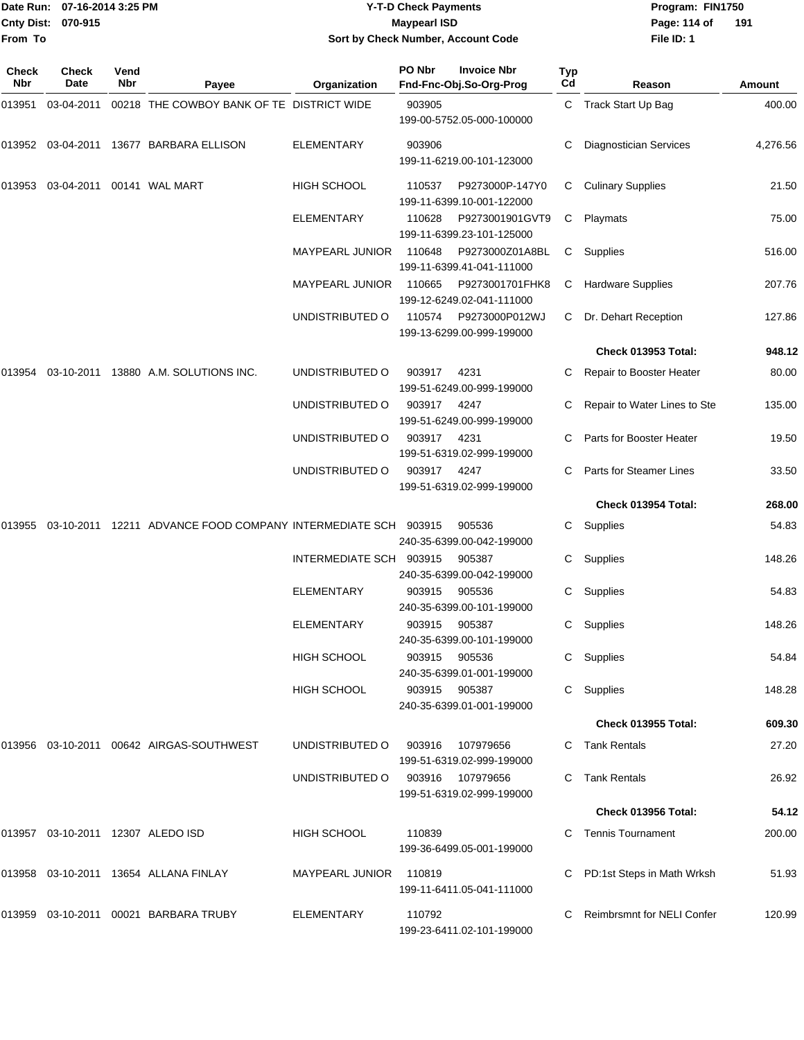Date Run: 07-16-2014 3:25 PM
Cnty Dist: 070-915
From To

# Y-T-D Check Payments
## Maypearl ISD
### Sort by Check Number, Account Code

Program: FIN1750
File ID: 1

| Check Nbr | Check Date | Vend Nbr | Payee | Organization | PO Nbr / Fnd-Fnc-Obj.So-Org-Prog | Invoice Nbr | Typ Cd | Reason | Amount |
|---|---|---|---|---|---|---|---|---|---|
| 013951 | 03-04-2011 | 00218 | THE COWBOY BANK OF TE | DISTRICT WIDE | 903905 199-00-5752.05-000-100000 | | C | Track Start Up Bag | 400.00 |
| 013952 | 03-04-2011 | 13677 | BARBARA ELLISON | ELEMENTARY | 903906 199-11-6219.00-101-123000 | | C | Diagnostician Services | 4,276.56 |
| 013953 | 03-04-2011 | 00141 | WAL MART | HIGH SCHOOL | 110537 199-11-6399.10-001-122000 | P9273000P-147Y0 | C | Culinary Supplies | 21.50 |
| | | | | ELEMENTARY | 110628 199-11-6399.23-101-125000 | P9273001901GVT9 | C | Playmats | 75.00 |
| | | | | MAYPEARL JUNIOR | 110648 199-11-6399.41-041-111000 | P9273000Z01A8BL | C | Supplies | 516.00 |
| | | | | MAYPEARL JUNIOR | 110665 199-12-6249.02-041-111000 | P9273001701FHK8 | C | Hardware Supplies | 207.76 |
| | | | | UNDISTRIBUTED O | 110574 199-13-6299.00-999-199000 | P9273000P012WJ | C | Dr. Dehart Reception | 127.86 |
| | | | | | | | | **Check 013953 Total:** | **948.12** |
| 013954 | 03-10-2011 | 13880 | A.M. SOLUTIONS INC. | UNDISTRIBUTED O | 903917 199-51-6249.00-999-199000 | 4231 | C | Repair to Booster Heater | 80.00 |
| | | | | UNDISTRIBUTED O | 903917 199-51-6249.00-999-199000 | 4247 | C | Repair to Water Lines to Ste | 135.00 |
| | | | | UNDISTRIBUTED O | 903917 199-51-6319.02-999-199000 | 4231 | C | Parts for Booster Heater | 19.50 |
| | | | | UNDISTRIBUTED O | 903917 199-51-6319.02-999-199000 | 4247 | C | Parts for Steamer Lines | 33.50 |
| | | | | | | | | **Check 013954 Total:** | **268.00** |
| 013955 | 03-10-2011 | 12211 | ADVANCE FOOD COMPANY | INTERMEDIATE SCH | 903915 240-35-6399.00-042-199000 | 905536 | C | Supplies | 54.83 |
| | | | | INTERMEDIATE SCH | 903915 240-35-6399.00-042-199000 | 905387 | C | Supplies | 148.26 |
| | | | | ELEMENTARY | 903915 240-35-6399.00-101-199000 | 905536 | C | Supplies | 54.83 |
| | | | | ELEMENTARY | 903915 240-35-6399.00-101-199000 | 905387 | C | Supplies | 148.26 |
| | | | | HIGH SCHOOL | 903915 240-35-6399.01-001-199000 | 905536 | C | Supplies | 54.84 |
| | | | | HIGH SCHOOL | 903915 240-35-6399.01-001-199000 | 905387 | C | Supplies | 148.28 |
| | | | | | | | | **Check 013955 Total:** | **609.30** |
| 013956 | 03-10-2011 | 00642 | AIRGAS-SOUTHWEST | UNDISTRIBUTED O | 903916 199-51-6319.02-999-199000 | 107979656 | C | Tank Rentals | 27.20 |
| | | | | UNDISTRIBUTED O | 903916 199-51-6319.02-999-199000 | 107979656 | C | Tank Rentals | 26.92 |
| | | | | | | | | **Check 013956 Total:** | **54.12** |
| 013957 | 03-10-2011 | 12307 | ALEDO ISD | HIGH SCHOOL | 110839 199-36-6499.05-001-199000 | | C | Tennis Tournament | 200.00 |
| 013958 | 03-10-2011 | 13654 | ALLANA FINLAY | MAYPEARL JUNIOR | 110819 199-11-6411.05-041-111000 | | C | PD:1st Steps in Math Wrksh | 51.93 |
| 013959 | 03-10-2011 | 00021 | BARBARA TRUBY | ELEMENTARY | 110792 199-23-6411.02-101-199000 | | C | Reimbrsmnt for NELI Confer | 120.99 |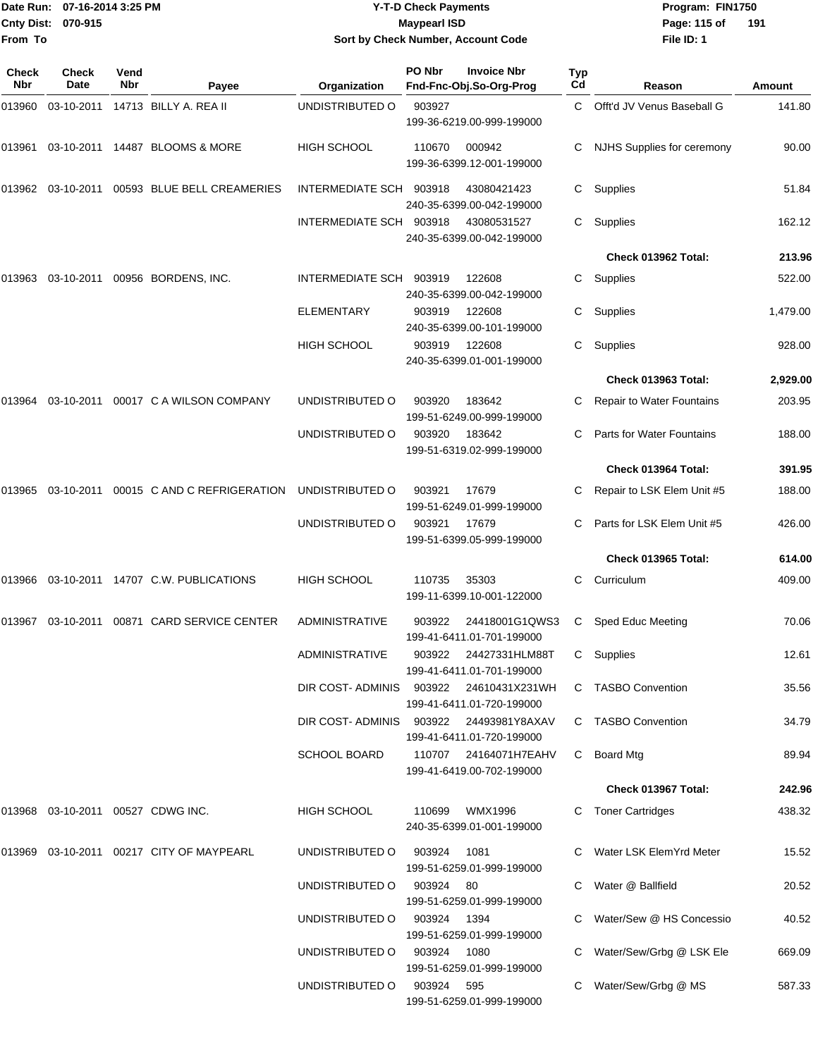**Date Run:** 07-16-2014 3:25 PM
**Cnty Dist:** 070-915
**From To**

# Y-T-D Check Payments
## Maypearl ISD
### Sort by Check Number, Account Code

**Program:** FIN1750
**File ID:** 1

| Check Nbr | Check Date | Vend Nbr | Payee | Organization | PO Nbr | Invoice Nbr / Fnd-Fnc-Obj.So-Org-Prog | Typ Cd | Reason | Amount |
|---|---|---|---|---|---|---|---|---|---|
| 013960 | 03-10-2011 | 14713 | BILLY A. REA II | UNDISTRIBUTED O | 903927 | 199-36-6219.00-999-199000 | C | Offt'd JV Venus Baseball G | 141.80 |
| 013961 | 03-10-2011 | 14487 | BLOOMS & MORE | HIGH SCHOOL | 110670 | 000942 199-36-6399.12-001-199000 | C | NJHS Supplies for ceremony | 90.00 |
| 013962 | 03-10-2011 | 00593 | BLUE BELL CREAMERIES | INTERMEDIATE SCH | 903918 | 43080421423 240-35-6399.00-042-199000 | C | Supplies | 51.84 |
| | | | | INTERMEDIATE SCH | 903918 | 43080531527 240-35-6399.00-042-199000 | C | Supplies | 162.12 |
| | | | | | | | | **Check 013962 Total:** | **213.96** |
| 013963 | 03-10-2011 | 00956 | BORDENS, INC. | INTERMEDIATE SCH | 903919 | 122608 240-35-6399.00-042-199000 | C | Supplies | 522.00 |
| | | | | ELEMENTARY | 903919 | 122608 240-35-6399.00-101-199000 | C | Supplies | 1,479.00 |
| | | | | HIGH SCHOOL | 903919 | 122608 240-35-6399.01-001-199000 | C | Supplies | 928.00 |
| | | | | | | | | **Check 013963 Total:** | **2,929.00** |
| 013964 | 03-10-2011 | 00017 | C A WILSON COMPANY | UNDISTRIBUTED O | 903920 | 183642 199-51-6249.00-999-199000 | C | Repair to Water Fountains | 203.95 |
| | | | | UNDISTRIBUTED O | 903920 | 183642 199-51-6319.02-999-199000 | C | Parts for Water Fountains | 188.00 |
| | | | | | | | | **Check 013964 Total:** | **391.95** |
| 013965 | 03-10-2011 | 00015 | C AND C REFRIGERATION | UNDISTRIBUTED O | 903921 | 17679 199-51-6249.01-999-199000 | C | Repair to LSK Elem Unit #5 | 188.00 |
| | | | | UNDISTRIBUTED O | 903921 | 17679 199-51-6399.05-999-199000 | C | Parts for LSK Elem Unit #5 | 426.00 |
| | | | | | | | | **Check 013965 Total:** | **614.00** |
| 013966 | 03-10-2011 | 14707 | C.W. PUBLICATIONS | HIGH SCHOOL | 110735 | 35303 199-11-6399.10-001-122000 | C | Curriculum | 409.00 |
| 013967 | 03-10-2011 | 00871 | CARD SERVICE CENTER | ADMINISTRATIVE | 903922 | 24418001G1QWS3 199-41-6411.01-701-199000 | C | Sped Educ Meeting | 70.06 |
| | | | | ADMINISTRATIVE | 903922 | 24427331HLM88T 199-41-6411.01-701-199000 | C | Supplies | 12.61 |
| | | | | DIR COST- ADMINIS | 903922 | 24610431X231WH 199-41-6411.01-720-199000 | C | TASBO Convention | 35.56 |
| | | | | DIR COST- ADMINIS | 903922 | 24493981Y8AXAV 199-41-6411.01-720-199000 | C | TASBO Convention | 34.79 |
| | | | | SCHOOL BOARD | 110707 | 24164071H7EAHV 199-41-6419.00-702-199000 | C | Board Mtg | 89.94 |
| | | | | | | | | **Check 013967 Total:** | **242.96** |
| 013968 | 03-10-2011 | 00527 | CDWG INC. | HIGH SCHOOL | 110699 | WMX1996 240-35-6399.01-001-199000 | C | Toner Cartridges | 438.32 |
| 013969 | 03-10-2011 | 00217 | CITY OF MAYPEARL | UNDISTRIBUTED O | 903924 | 1081 199-51-6259.01-999-199000 | C | Water LSK ElemYrd Meter | 15.52 |
| | | | | UNDISTRIBUTED O | 903924 | 80 199-51-6259.01-999-199000 | C | Water @ Ballfield | 20.52 |
| | | | | UNDISTRIBUTED O | 903924 | 1394 199-51-6259.01-999-199000 | C | Water/Sew @ HS Concessio | 40.52 |
| | | | | UNDISTRIBUTED O | 903924 | 1080 199-51-6259.01-999-199000 | C | Water/Sew/Grbg @ LSK Ele | 669.09 |
| | | | | UNDISTRIBUTED O | 903924 | 595 199-51-6259.01-999-199000 | C | Water/Sew/Grbg @ MS | 587.33 |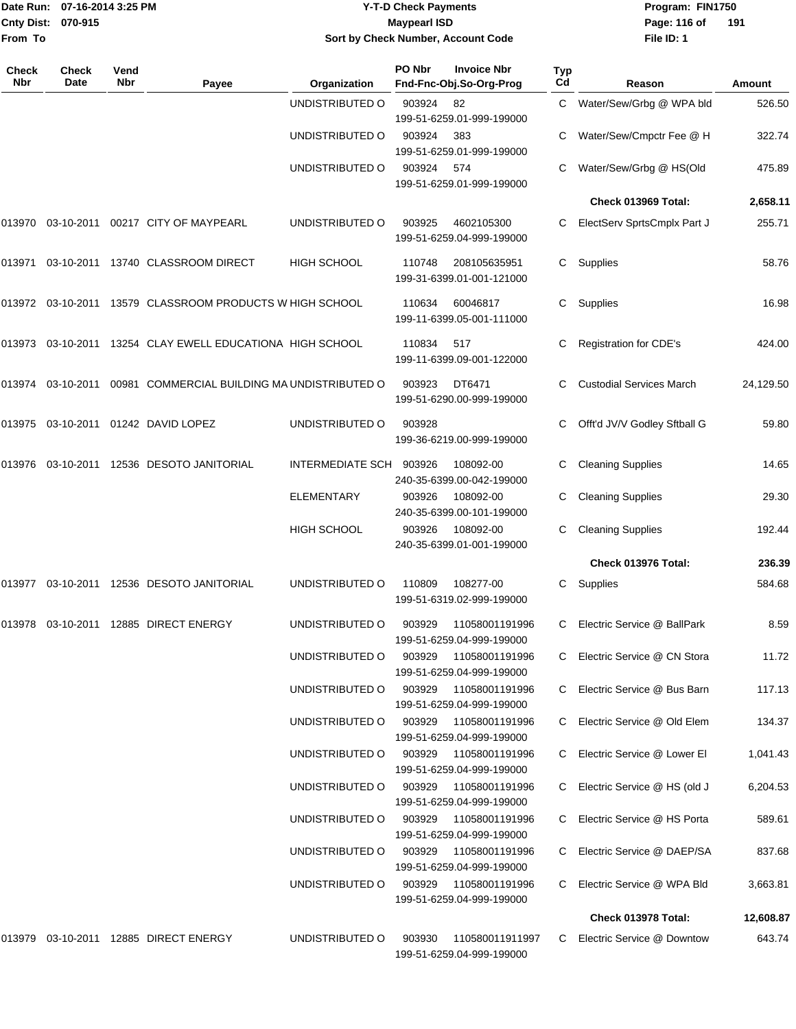# Y-T-D Check Payments

**Maypearl ISD**

**Sort by Check Number, Account Code**

Date Run: 07-16-2014 3:25 PM
Cnty Dist: 070-915
From To

Program: FIN1750
File ID: 1

| Check Nbr | Check Date | Vend Nbr | Payee | Organization | PO Nbr / Fnd-Fnc-Obj.So-Org-Prog | Invoice Nbr | Typ Cd | Reason | Amount |
|---|---|---|---|---|---|---|---|---|---|
| | | | | UNDISTRIBUTED O | 903924 199-51-6259.01-999-199000 | 82 | C | Water/Sew/Grbg @ WPA bld | 526.50 |
| | | | | UNDISTRIBUTED O | 903924 199-51-6259.01-999-199000 | 383 | C | Water/Sew/Cmpctr Fee @ H | 322.74 |
| | | | | UNDISTRIBUTED O | 903924 199-51-6259.01-999-199000 | 574 | C | Water/Sew/Grbg @ HS(Old | 475.89 |
| | | | | | | | | **Check 013969 Total:** | **2,658.11** |
| 013970 | 03-10-2011 | 00217 | CITY OF MAYPEARL | UNDISTRIBUTED O | 903925 199-51-6259.04-999-199000 | 4602105300 | C | ElectServ SprtsCmplx Part J | 255.71 |
| 013971 | 03-10-2011 | 13740 | CLASSROOM DIRECT | HIGH SCHOOL | 110748 199-31-6399.01-001-121000 | 208105635951 | C | Supplies | 58.76 |
| 013972 | 03-10-2011 | 13579 | CLASSROOM PRODUCTS W | HIGH SCHOOL | 110634 199-11-6399.05-001-111000 | 60046817 | C | Supplies | 16.98 |
| 013973 | 03-10-2011 | 13254 | CLAY EWELL EDUCATIONA | HIGH SCHOOL | 110834 199-11-6399.09-001-122000 | 517 | C | Registration for CDE's | 424.00 |
| 013974 | 03-10-2011 | 00981 | COMMERCIAL BUILDING MA | UNDISTRIBUTED O | 903923 199-51-6290.00-999-199000 | DT6471 | C | Custodial Services March | 24,129.50 |
| 013975 | 03-10-2011 | 01242 | DAVID LOPEZ | UNDISTRIBUTED O | 903928 199-36-6219.00-999-199000 | | C | Offt'd JV/V Godley Sftball G | 59.80 |
| 013976 | 03-10-2011 | 12536 | DESOTO JANITORIAL | INTERMEDIATE SCH | 903926 240-35-6399.00-042-199000 | 108092-00 | C | Cleaning Supplies | 14.65 |
| | | | | ELEMENTARY | 903926 240-35-6399.00-101-199000 | 108092-00 | C | Cleaning Supplies | 29.30 |
| | | | | HIGH SCHOOL | 903926 240-35-6399.01-001-199000 | 108092-00 | C | Cleaning Supplies | 192.44 |
| | | | | | | | | **Check 013976 Total:** | **236.39** |
| 013977 | 03-10-2011 | 12536 | DESOTO JANITORIAL | UNDISTRIBUTED O | 110809 199-51-6319.02-999-199000 | 108277-00 | C | Supplies | 584.68 |
| 013978 | 03-10-2011 | 12885 | DIRECT ENERGY | UNDISTRIBUTED O | 903929 199-51-6259.04-999-199000 | 11058001191996 | C | Electric Service @ BallPark | 8.59 |
| | | | | UNDISTRIBUTED O | 903929 199-51-6259.04-999-199000 | 11058001191996 | C | Electric Service @ CN Stora | 11.72 |
| | | | | UNDISTRIBUTED O | 903929 199-51-6259.04-999-199000 | 11058001191996 | C | Electric Service @ Bus Barn | 117.13 |
| | | | | UNDISTRIBUTED O | 903929 199-51-6259.04-999-199000 | 11058001191996 | C | Electric Service @ Old Elem | 134.37 |
| | | | | UNDISTRIBUTED O | 903929 199-51-6259.04-999-199000 | 11058001191996 | C | Electric Service @ Lower El | 1,041.43 |
| | | | | UNDISTRIBUTED O | 903929 199-51-6259.04-999-199000 | 11058001191996 | C | Electric Service @ HS (old J | 6,204.53 |
| | | | | UNDISTRIBUTED O | 903929 199-51-6259.04-999-199000 | 11058001191996 | C | Electric Service @ HS Porta | 589.61 |
| | | | | UNDISTRIBUTED O | 903929 199-51-6259.04-999-199000 | 11058001191996 | C | Electric Service @ DAEP/SA | 837.68 |
| | | | | UNDISTRIBUTED O | 903929 199-51-6259.04-999-199000 | 11058001191996 | C | Electric Service @ WPA Bld | 3,663.81 |
| | | | | | | | | **Check 013978 Total:** | **12,608.87** |
| 013979 | 03-10-2011 | 12885 | DIRECT ENERGY | UNDISTRIBUTED O | 903930 199-51-6259.04-999-199000 | 110580011911997 | C | Electric Service @ Downtow | 643.74 |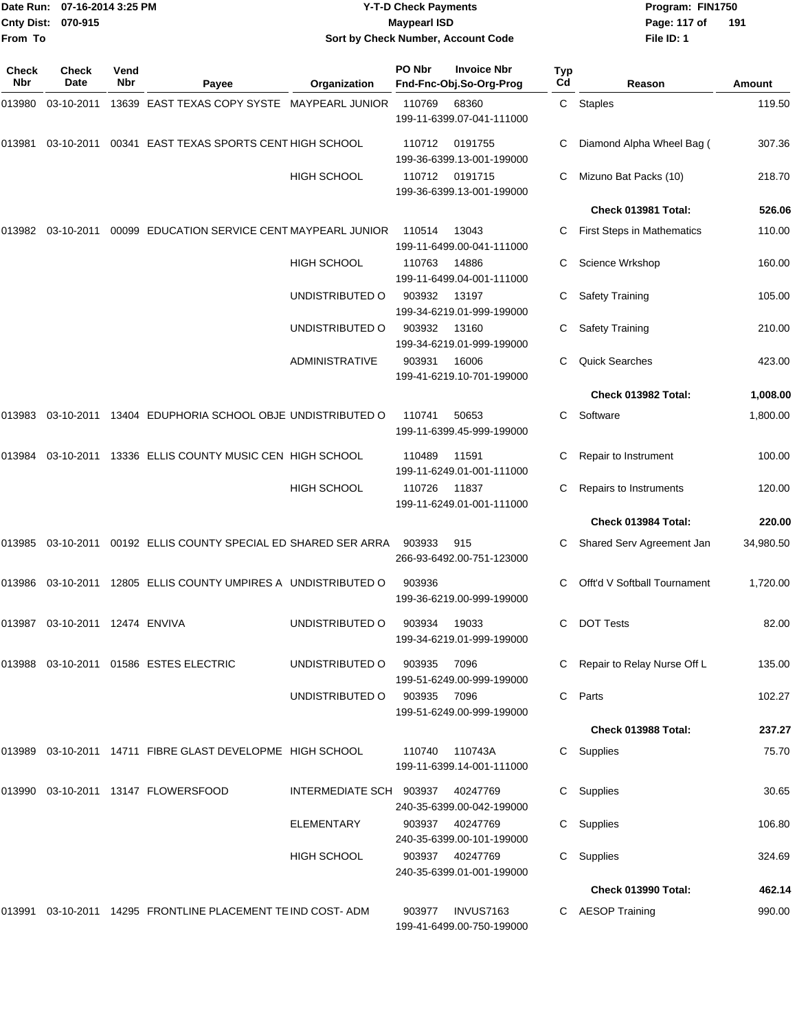Date Run: 07-16-2014 3:25 PM
Cnty Dist: 070-915
From To

# Y-T-D Check Payments
## Maypearl ISD
### Sort by Check Number, Account Code

Program: FIN1750
File ID: 1

| Check Nbr | Check Date | Vend Nbr | Payee | Organization | PO Nbr | Invoice Nbr / Fnd-Fnc-Obj.So-Org-Prog | Typ Cd | Reason | Amount |
|---|---|---|---|---|---|---|---|---|---|
| 013980 | 03-10-2011 | 13639 | EAST TEXAS COPY SYSTE | MAYPEARL JUNIOR | 110769 | 68360 199-11-6399.07-041-111000 | C | Staples | 119.50 |
| 013981 | 03-10-2011 | 00341 | EAST TEXAS SPORTS CENT | HIGH SCHOOL | 110712 | 0191755 199-36-6399.13-001-199000 | C | Diamond Alpha Wheel Bag ( | 307.36 |
| | | | | HIGH SCHOOL | 110712 | 0191715 199-36-6399.13-001-199000 | C | Mizuno Bat Packs (10) | 218.70 |
| | | | | | | | | **Check 013981 Total:** | **526.06** |
| 013982 | 03-10-2011 | 00099 | EDUCATION SERVICE CENT | MAYPEARL JUNIOR | 110514 | 13043 199-11-6499.00-041-111000 | C | First Steps in Mathematics | 110.00 |
| | | | | HIGH SCHOOL | 110763 | 14886 199-11-6499.04-001-111000 | C | Science Wrkshop | 160.00 |
| | | | | UNDISTRIBUTED O | 903932 | 13197 199-34-6219.01-999-199000 | C | Safety Training | 105.00 |
| | | | | UNDISTRIBUTED O | 903932 | 13160 199-34-6219.01-999-199000 | C | Safety Training | 210.00 |
| | | | | ADMINISTRATIVE | 903931 | 16006 199-41-6219.10-701-199000 | C | Quick Searches | 423.00 |
| | | | | | | | | **Check 013982 Total:** | **1,008.00** |
| 013983 | 03-10-2011 | 13404 | EDUPHORIA SCHOOL OBJE | UNDISTRIBUTED O | 110741 | 50653 199-11-6399.45-999-199000 | C | Software | 1,800.00 |
| 013984 | 03-10-2011 | 13336 | ELLIS COUNTY MUSIC CEN | HIGH SCHOOL | 110489 | 11591 199-11-6249.01-001-111000 | C | Repair to Instrument | 100.00 |
| | | | | HIGH SCHOOL | 110726 | 11837 199-11-6249.01-001-111000 | C | Repairs to Instruments | 120.00 |
| | | | | | | | | **Check 013984 Total:** | **220.00** |
| 013985 | 03-10-2011 | 00192 | ELLIS COUNTY SPECIAL ED | SHARED SER ARRA | 903933 | 915 266-93-6492.00-751-123000 | C | Shared Serv Agreement Jan | 34,980.50 |
| 013986 | 03-10-2011 | 12805 | ELLIS COUNTY UMPIRES A | UNDISTRIBUTED O | 903936 | 199-36-6219.00-999-199000 | C | Offt'd V Softball Tournament | 1,720.00 |
| 013987 | 03-10-2011 | 12474 | ENVIVA | UNDISTRIBUTED O | 903934 | 19033 199-34-6219.01-999-199000 | C | DOT Tests | 82.00 |
| 013988 | 03-10-2011 | 01586 | ESTES ELECTRIC | UNDISTRIBUTED O | 903935 | 7096 199-51-6249.00-999-199000 | C | Repair to Relay Nurse Off L | 135.00 |
| | | | | UNDISTRIBUTED O | 903935 | 7096 199-51-6249.00-999-199000 | C | Parts | 102.27 |
| | | | | | | | | **Check 013988 Total:** | **237.27** |
| 013989 | 03-10-2011 | 14711 | FIBRE GLAST DEVELOPME | HIGH SCHOOL | 110740 | 110743A 199-11-6399.14-001-111000 | C | Supplies | 75.70 |
| 013990 | 03-10-2011 | 13147 | FLOWERSFOOD | INTERMEDIATE SCH | 903937 | 40247769 240-35-6399.00-042-199000 | C | Supplies | 30.65 |
| | | | | ELEMENTARY | 903937 | 40247769 240-35-6399.00-101-199000 | C | Supplies | 106.80 |
| | | | | HIGH SCHOOL | 903937 | 40247769 240-35-6399.01-001-199000 | C | Supplies | 324.69 |
| | | | | | | | | **Check 013990 Total:** | **462.14** |
| 013991 | 03-10-2011 | 14295 | FRONTLINE PLACEMENT TE | IND COST- ADM | 903977 | INVUS7163 199-41-6499.00-750-199000 | C | AESOP Training | 990.00 |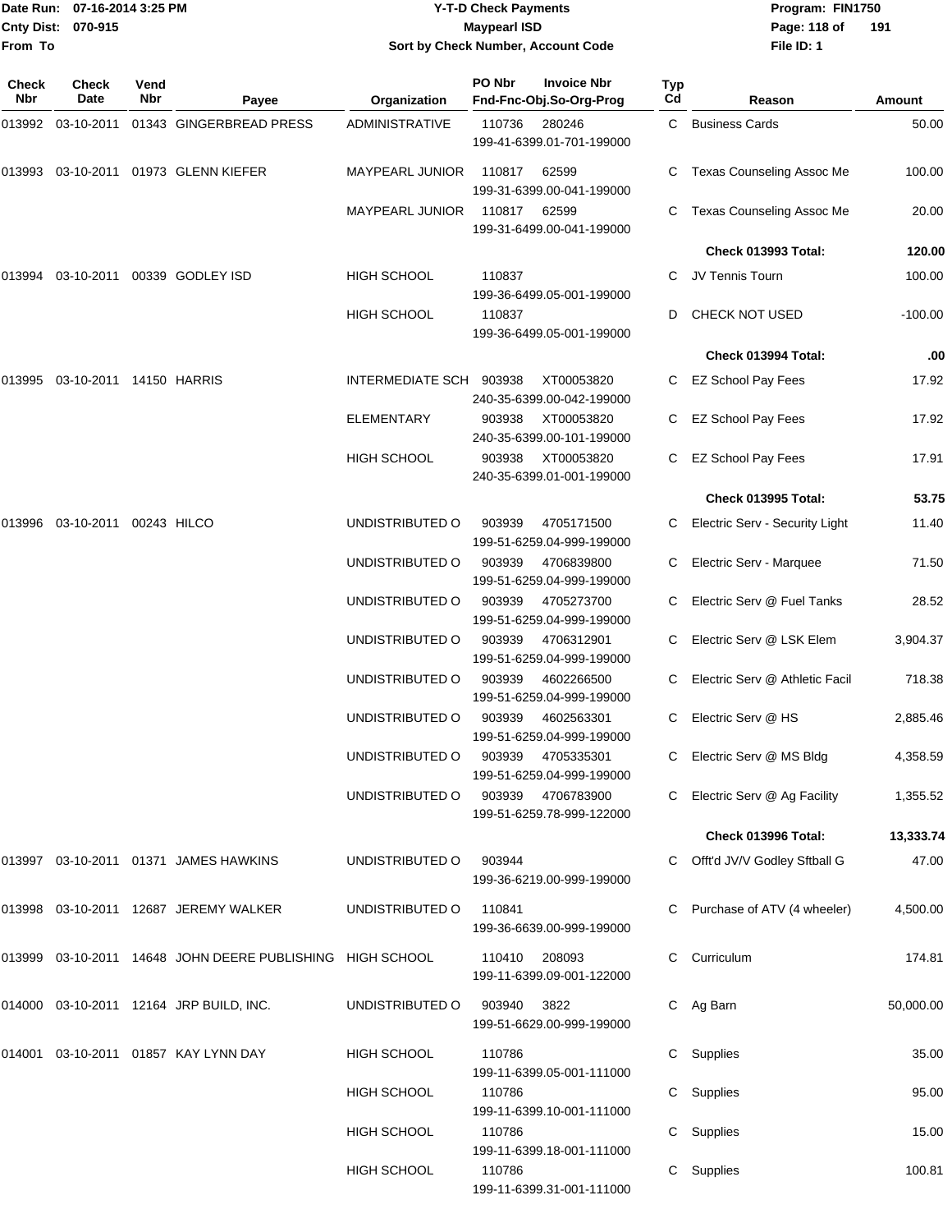**Date Run:** 07-16-2014 3:25 PM
**Cnty Dist:** 070-915
**From To**

# Y-T-D Check Payments
## Maypearl ISD
### Sort by Check Number, Account Code

**Program:** FIN1750
**File ID:** 1

| Check Nbr | Check Date | Vend Nbr | Payee | Organization | PO Nbr / Fnd-Fnc-Obj.So-Org-Prog | Invoice Nbr | Typ Cd | Reason | Amount |
|---|---|---|---|---|---|---|---|---|---|
| 013992 | 03-10-2011 | 01343 | GINGERBREAD PRESS | ADMINISTRATIVE | 110736 199-41-6399.01-701-199000 | 280246 | C | Business Cards | 50.00 |
| 013993 | 03-10-2011 | 01973 | GLENN KIEFER | MAYPEARL JUNIOR | 110817 199-31-6399.00-041-199000 | 62599 | C | Texas Counseling Assoc Me | 100.00 |
| | | | | MAYPEARL JUNIOR | 110817 199-31-6499.00-041-199000 | 62599 | C | Texas Counseling Assoc Me | 20.00 |
| | | | | | | | | **Check 013993 Total:** | **120.00** |
| 013994 | 03-10-2011 | 00339 | GODLEY ISD | HIGH SCHOOL | 110837 199-36-6499.05-001-199000 | | C | JV Tennis Tourn | 100.00 |
| | | | | HIGH SCHOOL | 110837 199-36-6499.05-001-199000 | | D | CHECK NOT USED | -100.00 |
| | | | | | | | | **Check 013994 Total:** | **.00** |
| 013995 | 03-10-2011 | 14150 | HARRIS | INTERMEDIATE SCH | 903938 240-35-6399.00-042-199000 | XT00053820 | C | EZ School Pay Fees | 17.92 |
| | | | | ELEMENTARY | 903938 240-35-6399.00-101-199000 | XT00053820 | C | EZ School Pay Fees | 17.92 |
| | | | | HIGH SCHOOL | 903938 240-35-6399.01-001-199000 | XT00053820 | C | EZ School Pay Fees | 17.91 |
| | | | | | | | | **Check 013995 Total:** | **53.75** |
| 013996 | 03-10-2011 | 00243 | HILCO | UNDISTRIBUTED O | 903939 199-51-6259.04-999-199000 | 4705171500 | C | Electric Serv - Security Light | 11.40 |
| | | | | UNDISTRIBUTED O | 903939 199-51-6259.04-999-199000 | 4706839800 | C | Electric Serv - Marquee | 71.50 |
| | | | | UNDISTRIBUTED O | 903939 199-51-6259.04-999-199000 | 4705273700 | C | Electric Serv @ Fuel Tanks | 28.52 |
| | | | | UNDISTRIBUTED O | 903939 199-51-6259.04-999-199000 | 4706312901 | C | Electric Serv @ LSK Elem | 3,904.37 |
| | | | | UNDISTRIBUTED O | 903939 199-51-6259.04-999-199000 | 4602266500 | C | Electric Serv @ Athletic Facil | 718.38 |
| | | | | UNDISTRIBUTED O | 903939 199-51-6259.04-999-199000 | 4602563301 | C | Electric Serv @ HS | 2,885.46 |
| | | | | UNDISTRIBUTED O | 903939 199-51-6259.04-999-199000 | 4705335301 | C | Electric Serv @ MS Bldg | 4,358.59 |
| | | | | UNDISTRIBUTED O | 903939 199-51-6259.78-999-122000 | 4706783900 | C | Electric Serv @ Ag Facility | 1,355.52 |
| | | | | | | | | **Check 013996 Total:** | **13,333.74** |
| 013997 | 03-10-2011 | 01371 | JAMES HAWKINS | UNDISTRIBUTED O | 903944 199-36-6219.00-999-199000 | | C | Offt'd JV/V Godley Sftball G | 47.00 |
| 013998 | 03-10-2011 | 12687 | JEREMY WALKER | UNDISTRIBUTED O | 110841 199-36-6639.00-999-199000 | | C | Purchase of ATV (4 wheeler) | 4,500.00 |
| 013999 | 03-10-2011 | 14648 | JOHN DEERE PUBLISHING | HIGH SCHOOL | 110410 199-11-6399.09-001-122000 | 208093 | C | Curriculum | 174.81 |
| 014000 | 03-10-2011 | 12164 | JRP BUILD, INC. | UNDISTRIBUTED O | 903940 199-51-6629.00-999-199000 | 3822 | C | Ag Barn | 50,000.00 |
| 014001 | 03-10-2011 | 01857 | KAY LYNN DAY | HIGH SCHOOL | 110786 199-11-6399.05-001-111000 | | C | Supplies | 35.00 |
| | | | | HIGH SCHOOL | 110786 199-11-6399.10-001-111000 | | C | Supplies | 95.00 |
| | | | | HIGH SCHOOL | 110786 199-11-6399.18-001-111000 | | C | Supplies | 15.00 |
| | | | | HIGH SCHOOL | 110786 199-11-6399.31-001-111000 | | C | Supplies | 100.81 |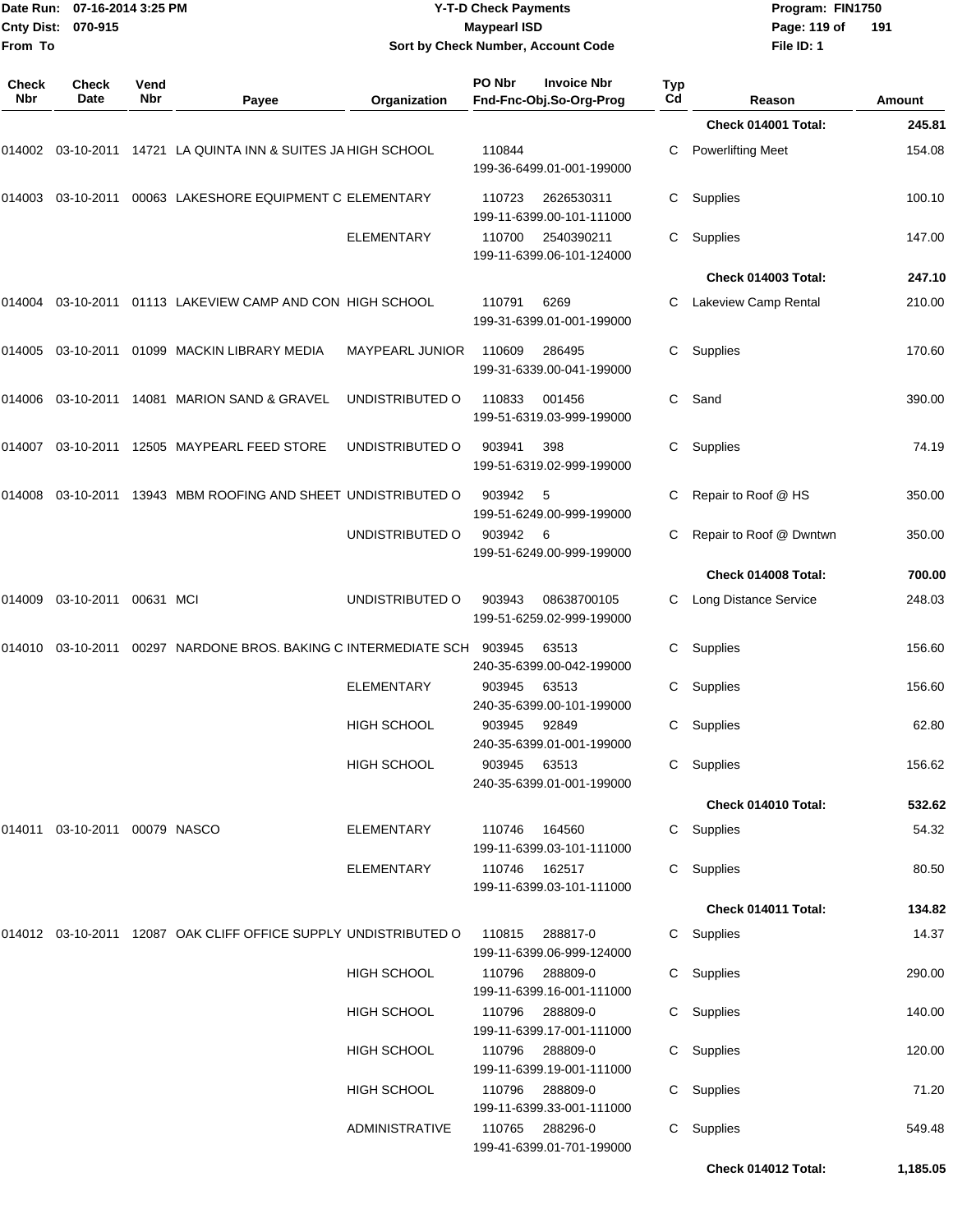# Y-T-D Check Payments

**Maypearl ISD**

**Sort by Check Number, Account Code**

Date Run: 07-16-2014 3:25 PM
Cnty Dist: 070-915
From To

Program: FIN1750
File ID: 1

| Check Nbr | Check Date | Vend Nbr | Payee | Organization | PO Nbr | Invoice Nbr / Fnd-Fnc-Obj.So-Org-Prog | Typ Cd | Reason | Amount |
|---|---|---|---|---|---|---|---|---|---|
| | | | | | | | | **Check 014001 Total:** | **245.81** |
| 014002 | 03-10-2011 | 14721 | LA QUINTA INN & SUITES JA | HIGH SCHOOL | 110844 | 199-36-6499.01-001-199000 | C | Powerlifting Meet | 154.08 |
| 014003 | 03-10-2011 | 00063 | LAKESHORE EQUIPMENT C | ELEMENTARY | 110723 | 2626530311 199-11-6399.00-101-111000 | C | Supplies | 100.10 |
| | | | | ELEMENTARY | 110700 | 2540390211 199-11-6399.06-101-124000 | C | Supplies | 147.00 |
| | | | | | | | | **Check 014003 Total:** | **247.10** |
| 014004 | 03-10-2011 | 01113 | LAKEVIEW CAMP AND CON | HIGH SCHOOL | 110791 | 6269 199-31-6399.01-001-199000 | C | Lakeview Camp Rental | 210.00 |
| 014005 | 03-10-2011 | 01099 | MACKIN LIBRARY MEDIA | MAYPEARL JUNIOR | 110609 | 286495 199-31-6339.00-041-199000 | C | Supplies | 170.60 |
| 014006 | 03-10-2011 | 14081 | MARION SAND & GRAVEL | UNDISTRIBUTED O | 110833 | 001456 199-51-6319.03-999-199000 | C | Sand | 390.00 |
| 014007 | 03-10-2011 | 12505 | MAYPEARL FEED STORE | UNDISTRIBUTED O | 903941 | 398 199-51-6319.02-999-199000 | C | Supplies | 74.19 |
| 014008 | 03-10-2011 | 13943 | MBM ROOFING AND SHEET | UNDISTRIBUTED O | 903942 | 5 199-51-6249.00-999-199000 | C | Repair to Roof @ HS | 350.00 |
| | | | | UNDISTRIBUTED O | 903942 | 6 199-51-6249.00-999-199000 | C | Repair to Roof @ Dwntwn | 350.00 |
| | | | | | | | | **Check 014008 Total:** | **700.00** |
| 014009 | 03-10-2011 | 00631 | MCI | UNDISTRIBUTED O | 903943 | 08638700105 199-51-6259.02-999-199000 | C | Long Distance Service | 248.03 |
| 014010 | 03-10-2011 | 00297 | NARDONE BROS. BAKING C | INTERMEDIATE SCH | 903945 | 63513 240-35-6399.00-042-199000 | C | Supplies | 156.60 |
| | | | | ELEMENTARY | 903945 | 63513 240-35-6399.00-101-199000 | C | Supplies | 156.60 |
| | | | | HIGH SCHOOL | 903945 | 92849 240-35-6399.01-001-199000 | C | Supplies | 62.80 |
| | | | | HIGH SCHOOL | 903945 | 63513 240-35-6399.01-001-199000 | C | Supplies | 156.62 |
| | | | | | | | | **Check 014010 Total:** | **532.62** |
| 014011 | 03-10-2011 | 00079 | NASCO | ELEMENTARY | 110746 | 164560 199-11-6399.03-101-111000 | C | Supplies | 54.32 |
| | | | | ELEMENTARY | 110746 | 162517 199-11-6399.03-101-111000 | C | Supplies | 80.50 |
| | | | | | | | | **Check 014011 Total:** | **134.82** |
| 014012 | 03-10-2011 | 12087 | OAK CLIFF OFFICE SUPPLY | UNDISTRIBUTED O | 110815 | 288817-0 199-11-6399.06-999-124000 | C | Supplies | 14.37 |
| | | | | HIGH SCHOOL | 110796 | 288809-0 199-11-6399.16-001-111000 | C | Supplies | 290.00 |
| | | | | HIGH SCHOOL | 110796 | 288809-0 199-11-6399.17-001-111000 | C | Supplies | 140.00 |
| | | | | HIGH SCHOOL | 110796 | 288809-0 199-11-6399.19-001-111000 | C | Supplies | 120.00 |
| | | | | HIGH SCHOOL | 110796 | 288809-0 199-11-6399.33-001-111000 | C | Supplies | 71.20 |
| | | | | ADMINISTRATIVE | 110765 | 288296-0 199-41-6399.01-701-199000 | C | Supplies | 549.48 |
| | | | | | | | | **Check 014012 Total:** | **1,185.05** |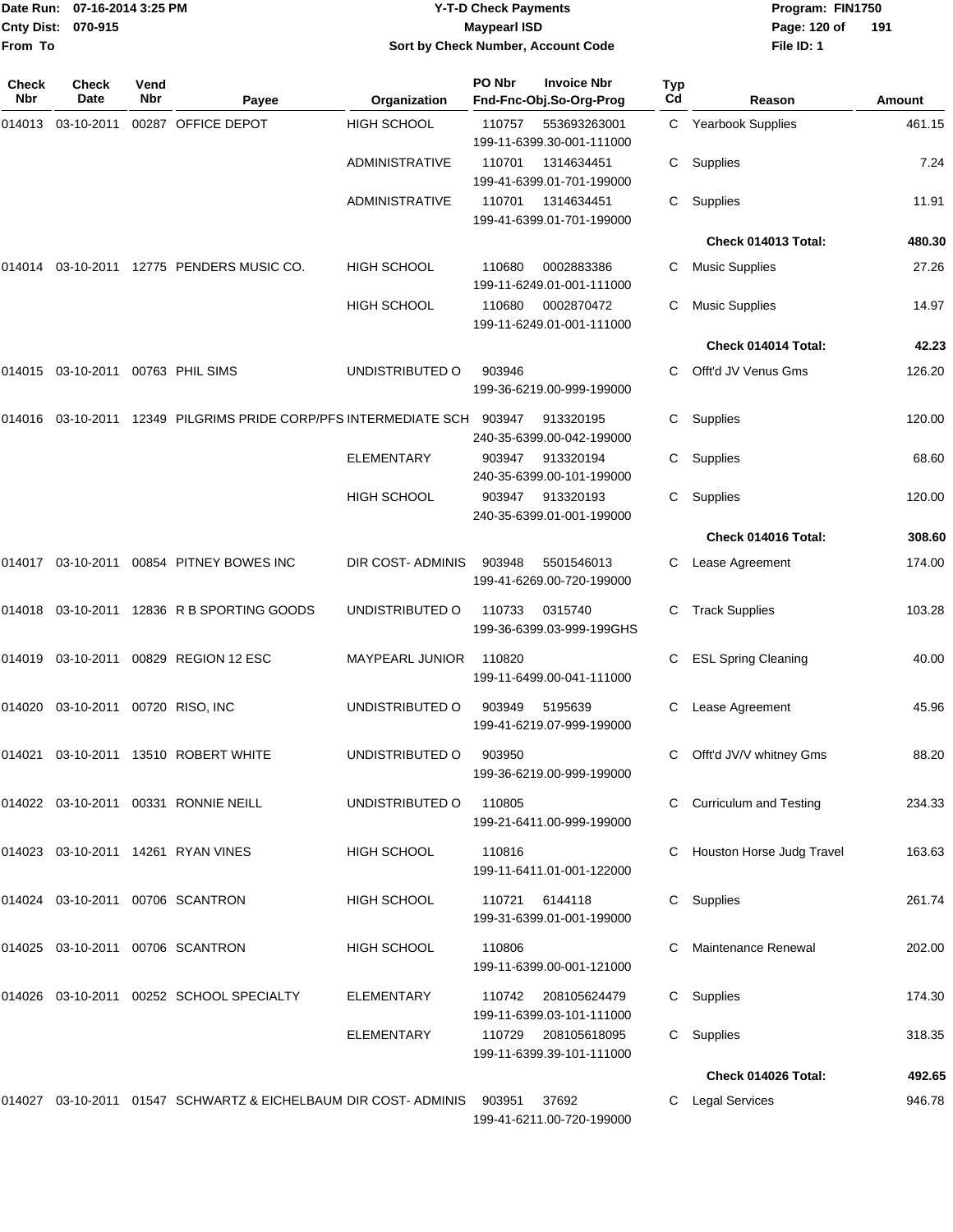# Y-T-D Check Payments

**Maypearl ISD**

**Sort by Check Number, Account Code**

Date Run: 07-16-2014 3:25 PM
Cnty Dist: 070-915
From To

Program: FIN1750
File ID: 1

| Check Nbr | Check Date | Vend Nbr | Payee | Organization | PO Nbr | Invoice Nbr / Fnd-Fnc-Obj.So-Org-Prog | Typ Cd | Reason | Amount |
|---|---|---|---|---|---|---|---|---|---|
| 014013 | 03-10-2011 | 00287 | OFFICE DEPOT | HIGH SCHOOL | 110757 | 553693263001 / 199-11-6399.30-001-111000 | C | Yearbook Supplies | 461.15 |
| | | | | ADMINISTRATIVE | 110701 | 1314634451 / 199-41-6399.01-701-199000 | C | Supplies | 7.24 |
| | | | | ADMINISTRATIVE | 110701 | 1314634451 / 199-41-6399.01-701-199000 | C | Supplies | 11.91 |
| | | | | | | | | **Check 014013 Total:** | **480.30** |
| 014014 | 03-10-2011 | 12775 | PENDERS MUSIC CO. | HIGH SCHOOL | 110680 | 0002883386 / 199-11-6249.01-001-111000 | C | Music Supplies | 27.26 |
| | | | | HIGH SCHOOL | 110680 | 0002870472 / 199-11-6249.01-001-111000 | C | Music Supplies | 14.97 |
| | | | | | | | | **Check 014014 Total:** | **42.23** |
| 014015 | 03-10-2011 | 00763 | PHIL SIMS | UNDISTRIBUTED O | 903946 | 199-36-6219.00-999-199000 | C | Offt'd JV Venus Gms | 126.20 |
| 014016 | 03-10-2011 | 12349 | PILGRIMS PRIDE CORP/PFS | INTERMEDIATE SCH | 903947 | 913320195 / 240-35-6399.00-042-199000 | C | Supplies | 120.00 |
| | | | | ELEMENTARY | 903947 | 913320194 / 240-35-6399.00-101-199000 | C | Supplies | 68.60 |
| | | | | HIGH SCHOOL | 903947 | 913320193 / 240-35-6399.01-001-199000 | C | Supplies | 120.00 |
| | | | | | | | | **Check 014016 Total:** | **308.60** |
| 014017 | 03-10-2011 | 00854 | PITNEY BOWES INC | DIR COST- ADMINIS | 903948 | 5501546013 / 199-41-6269.00-720-199000 | C | Lease Agreement | 174.00 |
| 014018 | 03-10-2011 | 12836 | R B SPORTING GOODS | UNDISTRIBUTED O | 110733 | 0315740 / 199-36-6399.03-999-199GHS | C | Track Supplies | 103.28 |
| 014019 | 03-10-2011 | 00829 | REGION 12 ESC | MAYPEARL JUNIOR | 110820 | 199-11-6499.00-041-111000 | C | ESL Spring Cleaning | 40.00 |
| 014020 | 03-10-2011 | 00720 | RISO, INC | UNDISTRIBUTED O | 903949 | 5195639 / 199-41-6219.07-999-199000 | C | Lease Agreement | 45.96 |
| 014021 | 03-10-2011 | 13510 | ROBERT WHITE | UNDISTRIBUTED O | 903950 | 199-36-6219.00-999-199000 | C | Offt'd JV/V whitney Gms | 88.20 |
| 014022 | 03-10-2011 | 00331 | RONNIE NEILL | UNDISTRIBUTED O | 110805 | 199-21-6411.00-999-199000 | C | Curriculum and Testing | 234.33 |
| 014023 | 03-10-2011 | 14261 | RYAN VINES | HIGH SCHOOL | 110816 | 199-11-6411.01-001-122000 | C | Houston Horse Judg Travel | 163.63 |
| 014024 | 03-10-2011 | 00706 | SCANTRON | HIGH SCHOOL | 110721 | 6144118 / 199-31-6399.01-001-199000 | C | Supplies | 261.74 |
| 014025 | 03-10-2011 | 00706 | SCANTRON | HIGH SCHOOL | 110806 | 199-11-6399.00-001-121000 | C | Maintenance Renewal | 202.00 |
| 014026 | 03-10-2011 | 00252 | SCHOOL SPECIALTY | ELEMENTARY | 110742 | 208105624479 / 199-11-6399.03-101-111000 | C | Supplies | 174.30 |
| | | | | ELEMENTARY | 110729 | 208105618095 / 199-11-6399.39-101-111000 | C | Supplies | 318.35 |
| | | | | | | | | **Check 014026 Total:** | **492.65** |
| 014027 | 03-10-2011 | 01547 | SCHWARTZ & EICHELBAUM | DIR COST- ADMINIS | 903951 | 37692 / 199-41-6211.00-720-199000 | C | Legal Services | 946.78 |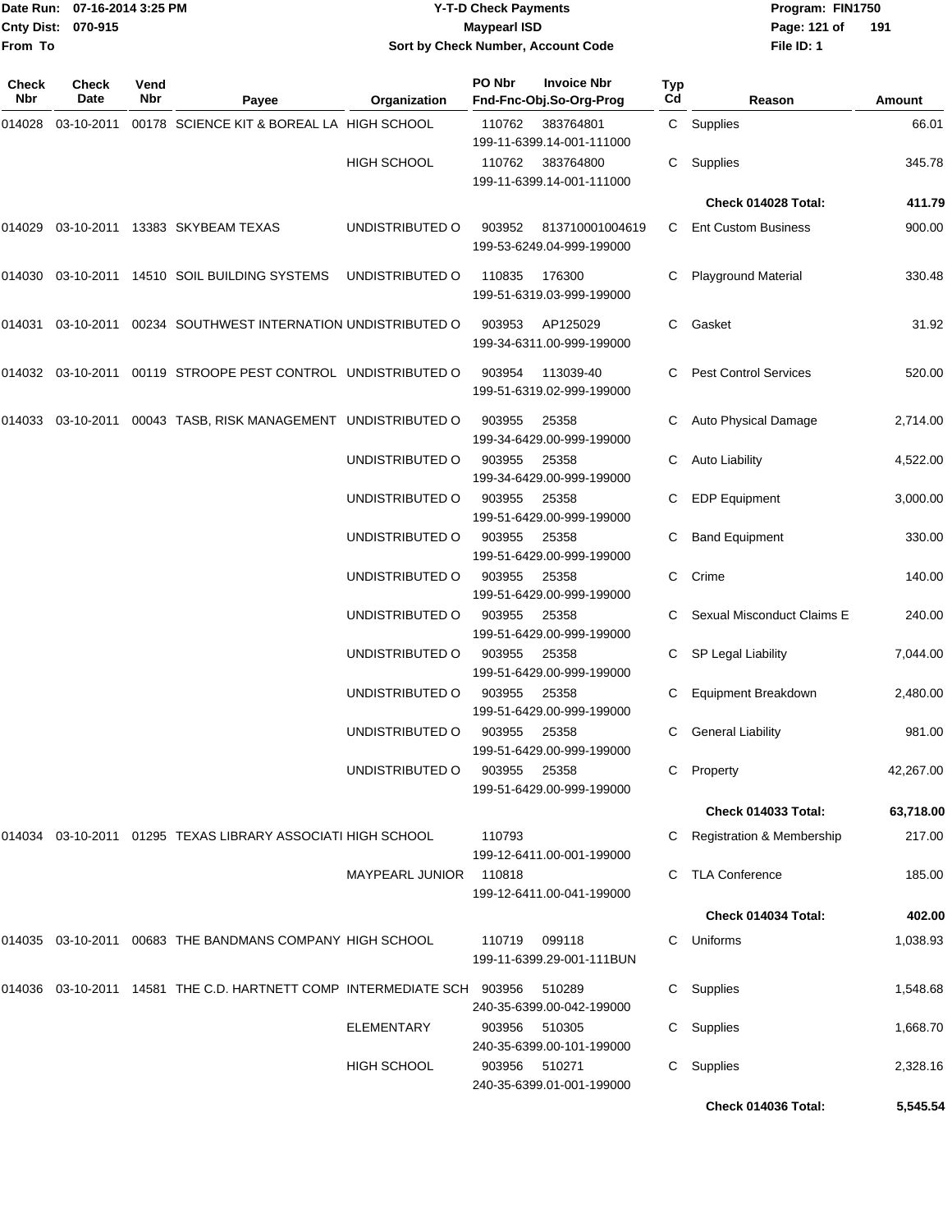| Check Nbr | Check Date | Vend Nbr | Payee | Organization | PO Nbr / Invoice Nbr / Fnd-Fnc-Obj.So-Org-Prog | Typ Cd | Reason | Amount |
|---|---|---|---|---|---|---|---|---|
| 014028 | 03-10-2011 | 00178 | SCIENCE KIT & BOREAL LA | HIGH SCHOOL | 110762 383764801 199-11-6399.14-001-111000 | C | Supplies | 66.01 |
| | | | | HIGH SCHOOL | 110762 383764800 199-11-6399.14-001-111000 | C | Supplies | 345.78 |
| | | | | | | | **Check 014028 Total:** | **411.79** |
| 014029 | 03-10-2011 | 13383 | SKYBEAM TEXAS | UNDISTRIBUTED O | 903952 813710001004619 199-53-6249.04-999-199000 | C | Ent Custom Business | 900.00 |
| 014030 | 03-10-2011 | 14510 | SOIL BUILDING SYSTEMS | UNDISTRIBUTED O | 110835 176300 199-51-6319.03-999-199000 | C | Playground Material | 330.48 |
| 014031 | 03-10-2011 | 00234 | SOUTHWEST INTERNATION | UNDISTRIBUTED O | 903953 AP125029 199-34-6311.00-999-199000 | C | Gasket | 31.92 |
| 014032 | 03-10-2011 | 00119 | STROOPE PEST CONTROL | UNDISTRIBUTED O | 903954 113039-40 199-51-6319.02-999-199000 | C | Pest Control Services | 520.00 |
| 014033 | 03-10-2011 | 00043 | TASB, RISK MANAGEMENT | UNDISTRIBUTED O | 903955 25358 199-34-6429.00-999-199000 | C | Auto Physical Damage | 2,714.00 |
| | | | | UNDISTRIBUTED O | 903955 25358 199-34-6429.00-999-199000 | C | Auto Liability | 4,522.00 |
| | | | | UNDISTRIBUTED O | 903955 25358 199-51-6429.00-999-199000 | C | EDP Equipment | 3,000.00 |
| | | | | UNDISTRIBUTED O | 903955 25358 199-51-6429.00-999-199000 | C | Band Equipment | 330.00 |
| | | | | UNDISTRIBUTED O | 903955 25358 199-51-6429.00-999-199000 | C | Crime | 140.00 |
| | | | | UNDISTRIBUTED O | 903955 25358 199-51-6429.00-999-199000 | C | Sexual Misconduct Claims E | 240.00 |
| | | | | UNDISTRIBUTED O | 903955 25358 199-51-6429.00-999-199000 | C | SP Legal Liability | 7,044.00 |
| | | | | UNDISTRIBUTED O | 903955 25358 199-51-6429.00-999-199000 | C | Equipment Breakdown | 2,480.00 |
| | | | | UNDISTRIBUTED O | 903955 25358 199-51-6429.00-999-199000 | C | General Liability | 981.00 |
| | | | | UNDISTRIBUTED O | 903955 25358 199-51-6429.00-999-199000 | C | Property | 42,267.00 |
| | | | | | | | **Check 014033 Total:** | **63,718.00** |
| 014034 | 03-10-2011 | 01295 | TEXAS LIBRARY ASSOCIATI | HIGH SCHOOL | 110793 199-12-6411.00-001-199000 | C | Registration & Membership | 217.00 |
| | | | | MAYPEARL JUNIOR | 110818 199-12-6411.00-041-199000 | C | TLA Conference | 185.00 |
| | | | | | | | **Check 014034 Total:** | **402.00** |
| 014035 | 03-10-2011 | 00683 | THE BANDMANS COMPANY | HIGH SCHOOL | 110719 099118 199-11-6399.29-001-111BUN | C | Uniforms | 1,038.93 |
| 014036 | 03-10-2011 | 14581 | THE C.D. HARTNETT COMP | INTERMEDIATE SCH | 903956 510289 240-35-6399.00-042-199000 | C | Supplies | 1,548.68 |
| | | | | ELEMENTARY | 903956 510305 240-35-6399.00-101-199000 | C | Supplies | 1,668.70 |
| | | | | HIGH SCHOOL | 903956 510271 240-35-6399.01-001-199000 | C | Supplies | 2,328.16 |
| | | | | | | | **Check 014036 Total:** | **5,545.54** |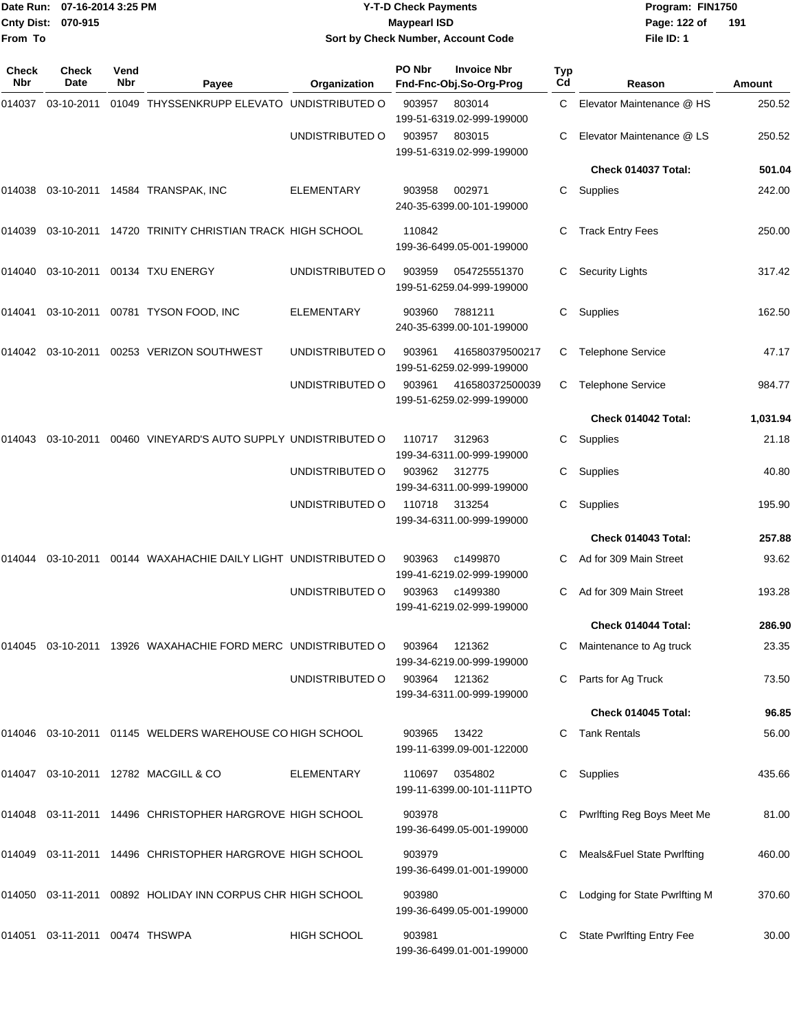**Date Run:** 07-16-2014 3:25 PM
**Cnty Dist:** 070-915
**From To**

# Y-T-D Check Payments
## Maypearl ISD
### Sort by Check Number, Account Code

**Program:** FIN1750
**File ID:** 1

| Check Nbr | Check Date | Vend Nbr | Payee | Organization | PO Nbr | Invoice Nbr / Fnd-Fnc-Obj.So-Org-Prog | Typ Cd | Reason | Amount |
|---|---|---|---|---|---|---|---|---|---|
| 014037 | 03-10-2011 | 01049 | THYSSENKRUPP ELEVATO | UNDISTRIBUTED O | 903957 | 803014 199-51-6319.02-999-199000 | C | Elevator Maintenance @ HS | 250.52 |
| | | | | UNDISTRIBUTED O | 903957 | 803015 199-51-6319.02-999-199000 | C | Elevator Maintenance @ LS | 250.52 |
| | | | | | | | | **Check 014037 Total:** | **501.04** |
| 014038 | 03-10-2011 | 14584 | TRANSPAK, INC | ELEMENTARY | 903958 | 002971 240-35-6399.00-101-199000 | C | Supplies | 242.00 |
| 014039 | 03-10-2011 | 14720 | TRINITY CHRISTIAN TRACK | HIGH SCHOOL | 110842 | 199-36-6499.05-001-199000 | C | Track Entry Fees | 250.00 |
| 014040 | 03-10-2011 | 00134 | TXU ENERGY | UNDISTRIBUTED O | 903959 | 054725551370 199-51-6259.04-999-199000 | C | Security Lights | 317.42 |
| 014041 | 03-10-2011 | 00781 | TYSON FOOD, INC | ELEMENTARY | 903960 | 7881211 240-35-6399.00-101-199000 | C | Supplies | 162.50 |
| 014042 | 03-10-2011 | 00253 | VERIZON SOUTHWEST | UNDISTRIBUTED O | 903961 | 416580379500217 199-51-6259.02-999-199000 | C | Telephone Service | 47.17 |
| | | | | UNDISTRIBUTED O | 903961 | 416580372500039 199-51-6259.02-999-199000 | C | Telephone Service | 984.77 |
| | | | | | | | | **Check 014042 Total:** | **1,031.94** |
| 014043 | 03-10-2011 | 00460 | VINEYARD'S AUTO SUPPLY | UNDISTRIBUTED O | 110717 | 312963 199-34-6311.00-999-199000 | C | Supplies | 21.18 |
| | | | | UNDISTRIBUTED O | 903962 | 312775 199-34-6311.00-999-199000 | C | Supplies | 40.80 |
| | | | | UNDISTRIBUTED O | 110718 | 313254 199-34-6311.00-999-199000 | C | Supplies | 195.90 |
| | | | | | | | | **Check 014043 Total:** | **257.88** |
| 014044 | 03-10-2011 | 00144 | WAXAHACHIE DAILY LIGHT | UNDISTRIBUTED O | 903963 | c1499870 199-41-6219.02-999-199000 | C | Ad for 309 Main Street | 93.62 |
| | | | | UNDISTRIBUTED O | 903963 | c1499380 199-41-6219.02-999-199000 | C | Ad for 309 Main Street | 193.28 |
| | | | | | | | | **Check 014044 Total:** | **286.90** |
| 014045 | 03-10-2011 | 13926 | WAXAHACHIE FORD MERC | UNDISTRIBUTED O | 903964 | 121362 199-34-6219.00-999-199000 | C | Maintenance to Ag truck | 23.35 |
| | | | | UNDISTRIBUTED O | 903964 | 121362 199-34-6311.00-999-199000 | C | Parts for Ag Truck | 73.50 |
| | | | | | | | | **Check 014045 Total:** | **96.85** |
| 014046 | 03-10-2011 | 01145 | WELDERS WAREHOUSE CO | HIGH SCHOOL | 903965 | 13422 199-11-6399.09-001-122000 | C | Tank Rentals | 56.00 |
| 014047 | 03-10-2011 | 12782 | MACGILL & CO | ELEMENTARY | 110697 | 0354802 199-11-6399.00-101-111PTO | C | Supplies | 435.66 |
| 014048 | 03-11-2011 | 14496 | CHRISTOPHER HARGROVE | HIGH SCHOOL | 903978 | 199-36-6499.05-001-199000 | C | Pwrlfting Reg Boys Meet Me | 81.00 |
| 014049 | 03-11-2011 | 14496 | CHRISTOPHER HARGROVE | HIGH SCHOOL | 903979 | 199-36-6499.01-001-199000 | C | Meals&Fuel State Pwrlfting | 460.00 |
| 014050 | 03-11-2011 | 00892 | HOLIDAY INN CORPUS CHR | HIGH SCHOOL | 903980 | 199-36-6499.05-001-199000 | C | Lodging for State Pwrlfting M | 370.60 |
| 014051 | 03-11-2011 | 00474 | THSWPA | HIGH SCHOOL | 903981 | 199-36-6499.01-001-199000 | C | State Pwrlfting Entry Fee | 30.00 |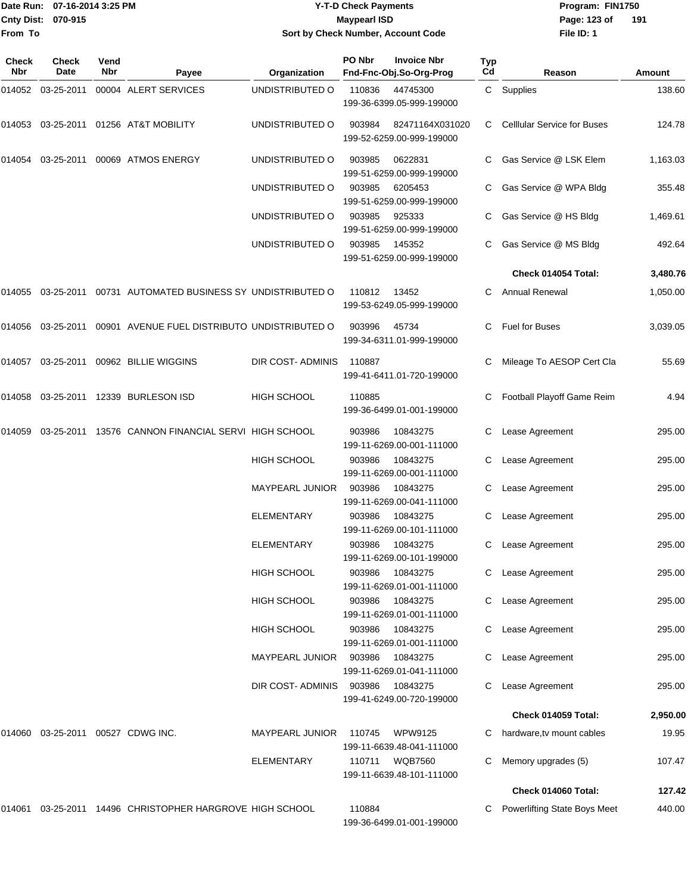**Date Run: 07-16-2014 3:25 PM**
**Cnty Dist: 070-915**
**From To**

# Y-T-D Check Payments
## Maypearl ISD
### Sort by Check Number, Account Code

**Program: FIN1750**
**File ID: 1**

| Check Nbr | Check Date | Vend Nbr | Payee | Organization | PO Nbr / Invoice Nbr / Fnd-Fnc-Obj.So-Org-Prog | Typ Cd | Reason | Amount |
|---|---|---|---|---|---|---|---|---|
| 014052 | 03-25-2011 | 00004 | ALERT SERVICES | UNDISTRIBUTED O | 110836 44745300 199-36-6399.05-999-199000 | C | Supplies | 138.60 |
| 014053 | 03-25-2011 | 01256 | AT&T MOBILITY | UNDISTRIBUTED O | 903984 82471164X031020 199-52-6259.00-999-199000 | C | Celllular Service for Buses | 124.78 |
| 014054 | 03-25-2011 | 00069 | ATMOS ENERGY | UNDISTRIBUTED O | 903985 0622831 199-51-6259.00-999-199000 | C | Gas Service @ LSK Elem | 1,163.03 |
| | | | | UNDISTRIBUTED O | 903985 6205453 199-51-6259.00-999-199000 | C | Gas Service @ WPA Bldg | 355.48 |
| | | | | UNDISTRIBUTED O | 903985 925333 199-51-6259.00-999-199000 | C | Gas Service @ HS Bldg | 1,469.61 |
| | | | | UNDISTRIBUTED O | 903985 145352 199-51-6259.00-999-199000 | C | Gas Service @ MS Bldg | 492.64 |
| | | | | | | | **Check 014054 Total:** | **3,480.76** |
| 014055 | 03-25-2011 | 00731 | AUTOMATED BUSINESS SY | UNDISTRIBUTED O | 110812 13452 199-53-6249.05-999-199000 | C | Annual Renewal | 1,050.00 |
| 014056 | 03-25-2011 | 00901 | AVENUE FUEL DISTRIBUTO | UNDISTRIBUTED O | 903996 45734 199-34-6311.01-999-199000 | C | Fuel for Buses | 3,039.05 |
| 014057 | 03-25-2011 | 00962 | BILLIE WIGGINS | DIR COST- ADMINIS | 110887 199-41-6411.01-720-199000 | C | Mileage To AESOP Cert Cla | 55.69 |
| 014058 | 03-25-2011 | 12339 | BURLESON ISD | HIGH SCHOOL | 110885 199-36-6499.01-001-199000 | C | Football Playoff Game Reim | 4.94 |
| 014059 | 03-25-2011 | 13576 | CANNON FINANCIAL SERVI | HIGH SCHOOL | 903986 10843275 199-11-6269.00-001-111000 | C | Lease Agreement | 295.00 |
| | | | | HIGH SCHOOL | 903986 10843275 199-11-6269.00-001-111000 | C | Lease Agreement | 295.00 |
| | | | | MAYPEARL JUNIOR | 903986 10843275 199-11-6269.00-041-111000 | C | Lease Agreement | 295.00 |
| | | | | ELEMENTARY | 903986 10843275 199-11-6269.00-101-111000 | C | Lease Agreement | 295.00 |
| | | | | ELEMENTARY | 903986 10843275 199-11-6269.00-101-199000 | C | Lease Agreement | 295.00 |
| | | | | HIGH SCHOOL | 903986 10843275 199-11-6269.01-001-111000 | C | Lease Agreement | 295.00 |
| | | | | HIGH SCHOOL | 903986 10843275 199-11-6269.01-001-111000 | C | Lease Agreement | 295.00 |
| | | | | HIGH SCHOOL | 903986 10843275 199-11-6269.01-001-111000 | C | Lease Agreement | 295.00 |
| | | | | MAYPEARL JUNIOR | 903986 10843275 199-11-6269.01-041-111000 | C | Lease Agreement | 295.00 |
| | | | | DIR COST- ADMINIS | 903986 10843275 199-41-6249.00-720-199000 | C | Lease Agreement | 295.00 |
| | | | | | | | **Check 014059 Total:** | **2,950.00** |
| 014060 | 03-25-2011 | 00527 | CDWG INC. | MAYPEARL JUNIOR | 110745 WPW9125 199-11-6639.48-041-111000 | C | hardware,tv mount cables | 19.95 |
| | | | | ELEMENTARY | 110711 WQB7560 199-11-6639.48-101-111000 | C | Memory upgrades (5) | 107.47 |
| | | | | | | | **Check 014060 Total:** | **127.42** |
| 014061 | 03-25-2011 | 14496 | CHRISTOPHER HARGROVE | HIGH SCHOOL | 110884 199-36-6499.01-001-199000 | C | Powerlifting State Boys Meet | 440.00 |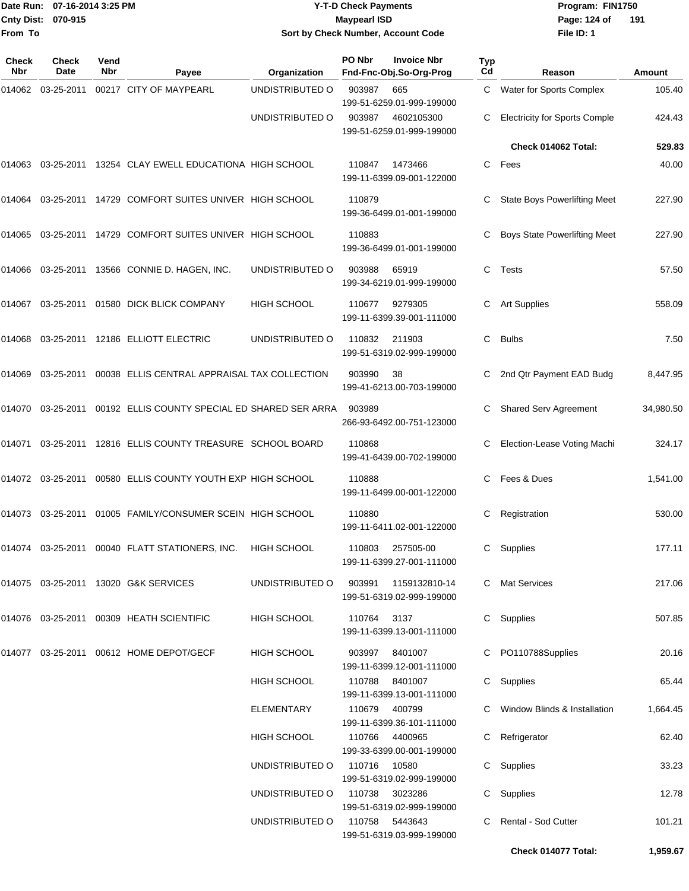Date Run: 07-16-2014 3:25 PM
Cnty Dist: 070-915
From To

# Y-T-D Check Payments
## Maypearl ISD
### Sort by Check Number, Account Code

Program: FIN1750
File ID: 1

| Check Nbr | Check Date | Vend Nbr | Payee | Organization | PO Nbr | Invoice Nbr / Fnd-Fnc-Obj.So-Org-Prog | Typ Cd | Reason | Amount |
|---|---|---|---|---|---|---|---|---|---|
| 014062 | 03-25-2011 | 00217 | CITY OF MAYPEARL | UNDISTRIBUTED O | 903987 | 665 / 199-51-6259.01-999-199000 | C | Water for Sports Complex | 105.40 |
| | | | | UNDISTRIBUTED O | 903987 | 4602105300 / 199-51-6259.01-999-199000 | C | Electricity for Sports Comple | 424.43 |
| | | | | | | | | **Check 014062 Total:** | **529.83** |
| 014063 | 03-25-2011 | 13254 | CLAY EWELL EDUCATIONA | HIGH SCHOOL | 110847 | 1473466 / 199-11-6399.09-001-122000 | C | Fees | 40.00 |
| 014064 | 03-25-2011 | 14729 | COMFORT SUITES UNIVER | HIGH SCHOOL | 110879 | 199-36-6499.01-001-199000 | C | State Boys Powerlifting Meet | 227.90 |
| 014065 | 03-25-2011 | 14729 | COMFORT SUITES UNIVER | HIGH SCHOOL | 110883 | 199-36-6499.01-001-199000 | C | Boys State Powerlifting Meet | 227.90 |
| 014066 | 03-25-2011 | 13566 | CONNIE D. HAGEN, INC. | UNDISTRIBUTED O | 903988 | 65919 / 199-34-6219.01-999-199000 | C | Tests | 57.50 |
| 014067 | 03-25-2011 | 01580 | DICK BLICK COMPANY | HIGH SCHOOL | 110677 | 9279305 / 199-11-6399.39-001-111000 | C | Art Supplies | 558.09 |
| 014068 | 03-25-2011 | 12186 | ELLIOTT ELECTRIC | UNDISTRIBUTED O | 110832 | 211903 / 199-51-6319.02-999-199000 | C | Bulbs | 7.50 |
| 014069 | 03-25-2011 | 00038 | ELLIS CENTRAL APPRAISAL | TAX COLLECTION | 903990 | 38 / 199-41-6213.00-703-199000 | C | 2nd Qtr Payment EAD Budg | 8,447.95 |
| 014070 | 03-25-2011 | 00192 | ELLIS COUNTY SPECIAL ED | SHARED SER ARRA | 903989 | 266-93-6492.00-751-123000 | C | Shared Serv Agreement | 34,980.50 |
| 014071 | 03-25-2011 | 12816 | ELLIS COUNTY TREASURE | SCHOOL BOARD | 110868 | 199-41-6439.00-702-199000 | C | Election-Lease Voting Machi | 324.17 |
| 014072 | 03-25-2011 | 00580 | ELLIS COUNTY YOUTH EXP | HIGH SCHOOL | 110888 | 199-11-6499.00-001-122000 | C | Fees & Dues | 1,541.00 |
| 014073 | 03-25-2011 | 01005 | FAMILY/CONSUMER SCEIN | HIGH SCHOOL | 110880 | 199-11-6411.02-001-122000 | C | Registration | 530.00 |
| 014074 | 03-25-2011 | 00040 | FLATT STATIONERS, INC. | HIGH SCHOOL | 110803 | 257505-00 / 199-11-6399.27-001-111000 | C | Supplies | 177.11 |
| 014075 | 03-25-2011 | 13020 | G&K SERVICES | UNDISTRIBUTED O | 903991 | 1159132810-14 / 199-51-6319.02-999-199000 | C | Mat Services | 217.06 |
| 014076 | 03-25-2011 | 00309 | HEATH SCIENTIFIC | HIGH SCHOOL | 110764 | 3137 / 199-11-6399.13-001-111000 | C | Supplies | 507.85 |
| 014077 | 03-25-2011 | 00612 | HOME DEPOT/GECF | HIGH SCHOOL | 903997 | 8401007 / 199-11-6399.12-001-111000 | C | PO110788Supplies | 20.16 |
| | | | | HIGH SCHOOL | 110788 | 8401007 / 199-11-6399.13-001-111000 | C | Supplies | 65.44 |
| | | | | ELEMENTARY | 110679 | 400799 / 199-11-6399.36-101-111000 | C | Window Blinds & Installation | 1,664.45 |
| | | | | HIGH SCHOOL | 110766 | 4400965 / 199-33-6399.00-001-199000 | C | Refrigerator | 62.40 |
| | | | | UNDISTRIBUTED O | 110716 | 10580 / 199-51-6319.02-999-199000 | C | Supplies | 33.23 |
| | | | | UNDISTRIBUTED O | 110738 | 3023286 / 199-51-6319.02-999-199000 | C | Supplies | 12.78 |
| | | | | UNDISTRIBUTED O | 110758 | 5443643 / 199-51-6319.03-999-199000 | C | Rental - Sod Cutter | 101.21 |
| | | | | | | | | **Check 014077 Total:** | **1,959.67** |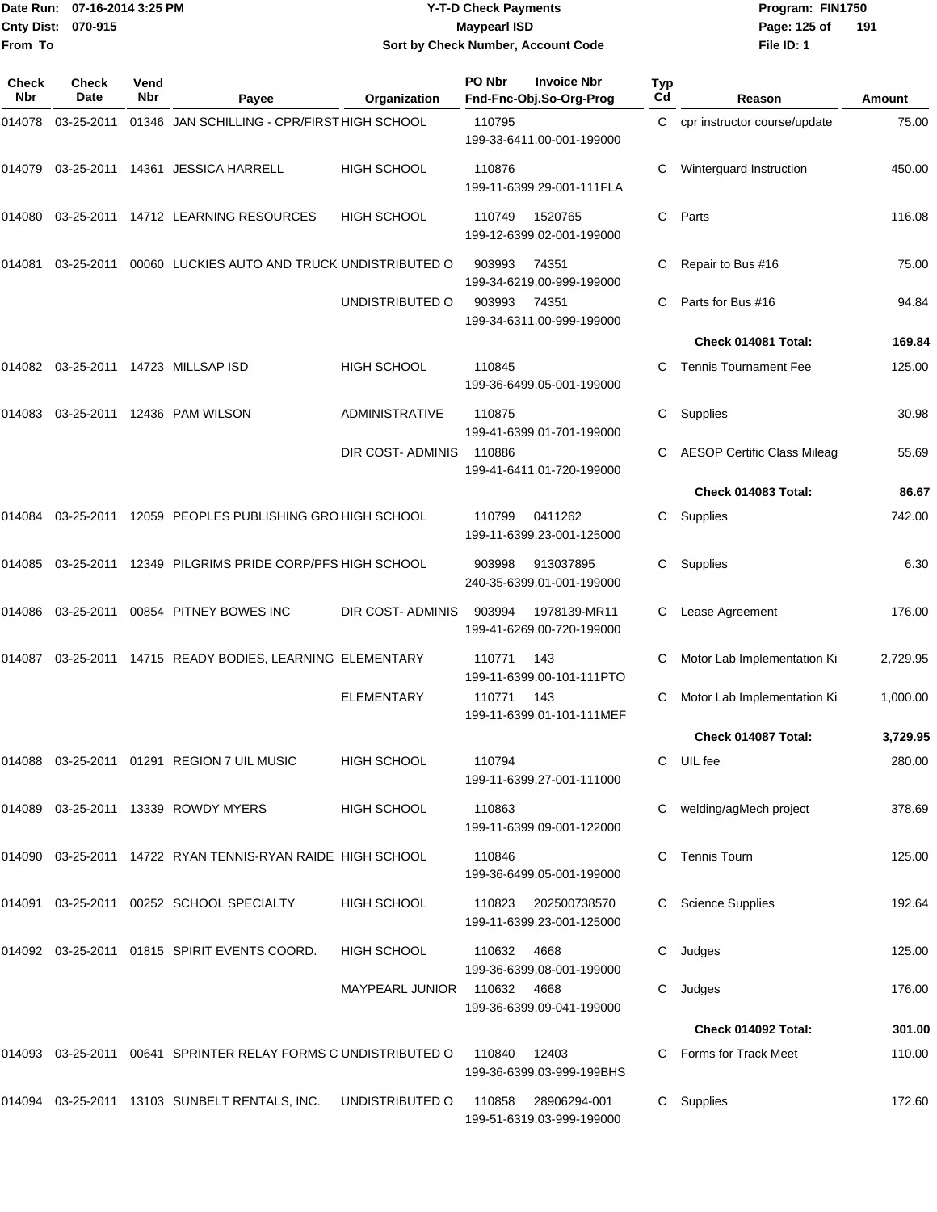Date Run: 07-16-2014 3:25 PM
Cnty Dist: 070-915
From To

# Y-T-D Check Payments
## Maypearl ISD
### Sort by Check Number, Account Code

Program: FIN1750
File ID: 1

| Check Nbr | Check Date | Vend Nbr | Payee | Organization | PO Nbr | Invoice Nbr / Fnd-Fnc-Obj.So-Org-Prog | Typ Cd | Reason | Amount |
|---|---|---|---|---|---|---|---|---|---|
| 014078 | 03-25-2011 | 01346 | JAN SCHILLING - CPR/FIRST | HIGH SCHOOL | 110795 | 199-33-6411.00-001-199000 | C | cpr instructor course/update | 75.00 |
| 014079 | 03-25-2011 | 14361 | JESSICA HARRELL | HIGH SCHOOL | 110876 | 199-11-6399.29-001-111FLA | C | Winterguard Instruction | 450.00 |
| 014080 | 03-25-2011 | 14712 | LEARNING RESOURCES | HIGH SCHOOL | 110749 | 1520765 199-12-6399.02-001-199000 | C | Parts | 116.08 |
| 014081 | 03-25-2011 | 00060 | LUCKIES AUTO AND TRUCK | UNDISTRIBUTED O | 903993 | 74351 199-34-6219.00-999-199000 | C | Repair to Bus #16 | 75.00 |
| | | | | UNDISTRIBUTED O | 903993 | 74351 199-34-6311.00-999-199000 | C | Parts for Bus #16 | 94.84 |
| | | | | | | | | **Check 014081 Total:** | **169.84** |
| 014082 | 03-25-2011 | 14723 | MILLSAP ISD | HIGH SCHOOL | 110845 | 199-36-6499.05-001-199000 | C | Tennis Tournament Fee | 125.00 |
| 014083 | 03-25-2011 | 12436 | PAM WILSON | ADMINISTRATIVE | 110875 | 199-41-6399.01-701-199000 | C | Supplies | 30.98 |
| | | | | DIR COST- ADMINIS | 110886 | 199-41-6411.01-720-199000 | C | AESOP Certific Class Mileag | 55.69 |
| | | | | | | | | **Check 014083 Total:** | **86.67** |
| 014084 | 03-25-2011 | 12059 | PEOPLES PUBLISHING GRO | HIGH SCHOOL | 110799 | 0411262 199-11-6399.23-001-125000 | C | Supplies | 742.00 |
| 014085 | 03-25-2011 | 12349 | PILGRIMS PRIDE CORP/PFS | HIGH SCHOOL | 903998 | 913037895 240-35-6399.01-001-199000 | C | Supplies | 6.30 |
| 014086 | 03-25-2011 | 00854 | PITNEY BOWES INC | DIR COST- ADMINIS | 903994 | 1978139-MR11 199-41-6269.00-720-199000 | C | Lease Agreement | 176.00 |
| 014087 | 03-25-2011 | 14715 | READY BODIES, LEARNING | ELEMENTARY | 110771 | 143 199-11-6399.00-101-111PTO | C | Motor Lab Implementation Ki | 2,729.95 |
| | | | | ELEMENTARY | 110771 | 143 199-11-6399.01-101-111MEF | C | Motor Lab Implementation Ki | 1,000.00 |
| | | | | | | | | **Check 014087 Total:** | **3,729.95** |
| 014088 | 03-25-2011 | 01291 | REGION 7 UIL MUSIC | HIGH SCHOOL | 110794 | 199-11-6399.27-001-111000 | C | UIL fee | 280.00 |
| 014089 | 03-25-2011 | 13339 | ROWDY MYERS | HIGH SCHOOL | 110863 | 199-11-6399.09-001-122000 | C | welding/agMech project | 378.69 |
| 014090 | 03-25-2011 | 14722 | RYAN TENNIS-RYAN RAIDE | HIGH SCHOOL | 110846 | 199-36-6499.05-001-199000 | C | Tennis Tourn | 125.00 |
| 014091 | 03-25-2011 | 00252 | SCHOOL SPECIALTY | HIGH SCHOOL | 110823 | 202500738570 199-11-6399.23-001-125000 | C | Science Supplies | 192.64 |
| 014092 | 03-25-2011 | 01815 | SPIRIT EVENTS COORD. | HIGH SCHOOL | 110632 | 4668 199-36-6399.08-001-199000 | C | Judges | 125.00 |
| | | | | MAYPEARL JUNIOR | 110632 | 4668 199-36-6399.09-041-199000 | C | Judges | 176.00 |
| | | | | | | | | **Check 014092 Total:** | **301.00** |
| 014093 | 03-25-2011 | 00641 | SPRINTER RELAY FORMS C | UNDISTRIBUTED O | 110840 | 12403 199-36-6399.03-999-199BHS | C | Forms for Track Meet | 110.00 |
| 014094 | 03-25-2011 | 13103 | SUNBELT RENTALS, INC. | UNDISTRIBUTED O | 110858 | 28906294-001 199-51-6319.03-999-199000 | C | Supplies | 172.60 |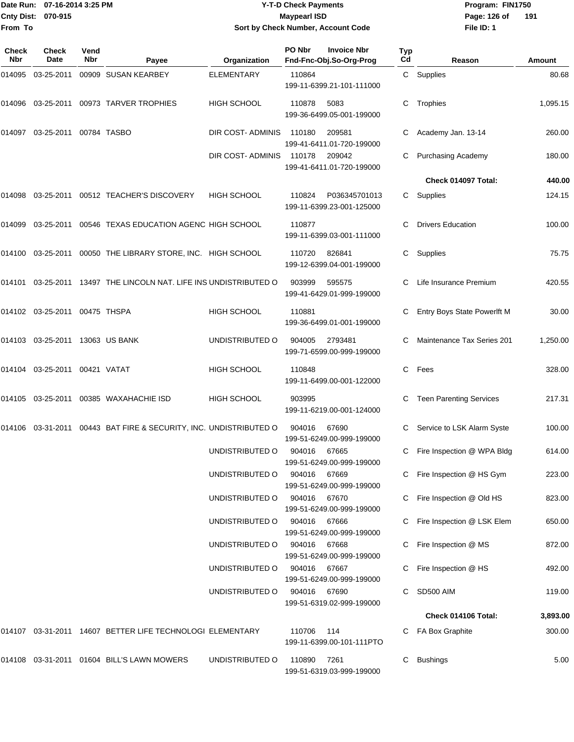Date Run: 07-16-2014 3:25 PM
Cnty Dist: 070-915
From To

# Y-T-D Check Payments
## Maypearl ISD
### Sort by Check Number, Account Code

Program: FIN1750
File ID: 1

| Check Nbr | Check Date | Vend Nbr | Payee | Organization | PO Nbr | Invoice Nbr / Fnd-Fnc-Obj.So-Org-Prog | Typ Cd | Reason | Amount |
|---|---|---|---|---|---|---|---|---|---|
| 014095 | 03-25-2011 | 00909 | SUSAN KEARBEY | ELEMENTARY | 110864 | 199-11-6399.21-101-111000 | C | Supplies | 80.68 |
| 014096 | 03-25-2011 | 00973 | TARVER TROPHIES | HIGH SCHOOL | 110878 | 5083 199-36-6499.05-001-199000 | C | Trophies | 1,095.15 |
| 014097 | 03-25-2011 | 00784 | TASBO | DIR COST- ADMINIS | 110180 | 209581 199-41-6411.01-720-199000 | C | Academy Jan. 13-14 | 260.00 |
| | | | | DIR COST- ADMINIS | 110178 | 209042 199-41-6411.01-720-199000 | C | Purchasing Academy | 180.00 |
| | | | | | | | | **Check 014097 Total:** | **440.00** |
| 014098 | 03-25-2011 | 00512 | TEACHER'S DISCOVERY | HIGH SCHOOL | 110824 | P036345701013 199-11-6399.23-001-125000 | C | Supplies | 124.15 |
| 014099 | 03-25-2011 | 00546 | TEXAS EDUCATION AGENC | HIGH SCHOOL | 110877 | 199-11-6399.03-001-111000 | C | Drivers Education | 100.00 |
| 014100 | 03-25-2011 | 00050 | THE LIBRARY STORE, INC. | HIGH SCHOOL | 110720 | 826841 199-12-6399.04-001-199000 | C | Supplies | 75.75 |
| 014101 | 03-25-2011 | 13497 | THE LINCOLN NAT. LIFE INS | UNDISTRIBUTED O | 903999 | 595575 199-41-6429.01-999-199000 | C | Life Insurance Premium | 420.55 |
| 014102 | 03-25-2011 | 00475 | THSPA | HIGH SCHOOL | 110881 | 199-36-6499.01-001-199000 | C | Entry Boys State Powerlft M | 30.00 |
| 014103 | 03-25-2011 | 13063 | US BANK | UNDISTRIBUTED O | 904005 | 2793481 199-71-6599.00-999-199000 | C | Maintenance Tax Series 201 | 1,250.00 |
| 014104 | 03-25-2011 | 00421 | VATAT | HIGH SCHOOL | 110848 | 199-11-6499.00-001-122000 | C | Fees | 328.00 |
| 014105 | 03-25-2011 | 00385 | WAXAHACHIE ISD | HIGH SCHOOL | 903995 | 199-11-6219.00-001-124000 | C | Teen Parenting Services | 217.31 |
| 014106 | 03-31-2011 | 00443 | BAT FIRE & SECURITY, INC. | UNDISTRIBUTED O | 904016 | 67690 199-51-6249.00-999-199000 | C | Service to LSK Alarm Syste | 100.00 |
| | | | | UNDISTRIBUTED O | 904016 | 67665 199-51-6249.00-999-199000 | C | Fire Inspection @ WPA Bldg | 614.00 |
| | | | | UNDISTRIBUTED O | 904016 | 67669 199-51-6249.00-999-199000 | C | Fire Inspection @ HS Gym | 223.00 |
| | | | | UNDISTRIBUTED O | 904016 | 67670 199-51-6249.00-999-199000 | C | Fire Inspection @ Old HS | 823.00 |
| | | | | UNDISTRIBUTED O | 904016 | 67666 199-51-6249.00-999-199000 | C | Fire Inspection @ LSK Elem | 650.00 |
| | | | | UNDISTRIBUTED O | 904016 | 67668 199-51-6249.00-999-199000 | C | Fire Inspection @ MS | 872.00 |
| | | | | UNDISTRIBUTED O | 904016 | 67667 199-51-6249.00-999-199000 | C | Fire Inspection @ HS | 492.00 |
| | | | | UNDISTRIBUTED O | 904016 | 67690 199-51-6319.02-999-199000 | C | SD500 AIM | 119.00 |
| | | | | | | | | **Check 014106 Total:** | **3,893.00** |
| 014107 | 03-31-2011 | 14607 | BETTER LIFE TECHNOLOGI | ELEMENTARY | 110706 | 114 199-11-6399.00-101-111PTO | C | FA Box Graphite | 300.00 |
| 014108 | 03-31-2011 | 01604 | BILL'S LAWN MOWERS | UNDISTRIBUTED O | 110890 | 7261 199-51-6319.03-999-199000 | C | Bushings | 5.00 |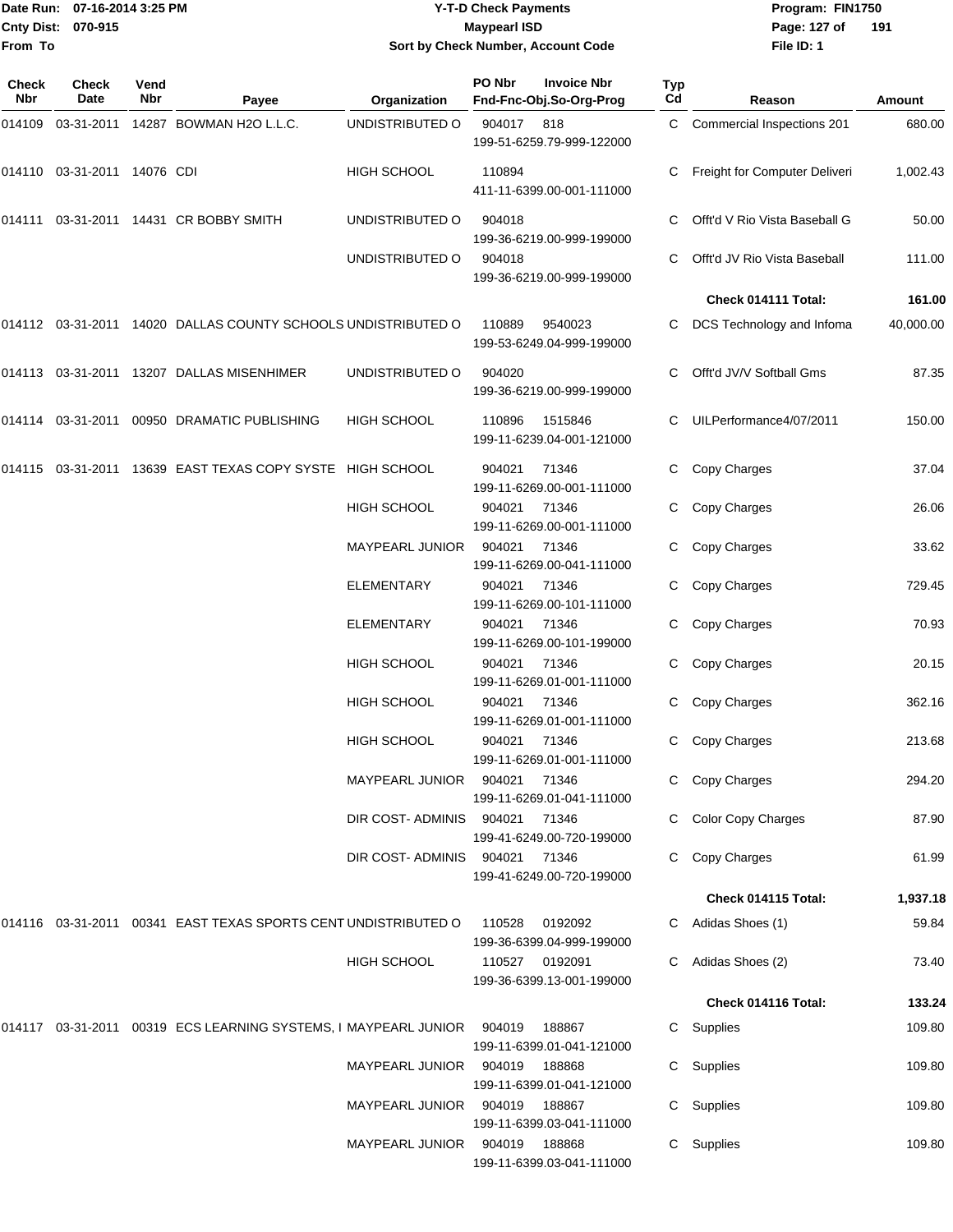Date Run: 07-16-2014 3:25 PM
Cnty Dist: 070-915
From To

# Y-T-D Check Payments
## Maypearl ISD
### Sort by Check Number, Account Code

Program: FIN1750
File ID: 1

| Check Nbr | Check Date | Vend Nbr | Payee | Organization | PO Nbr / Invoice Nbr / Fnd-Fnc-Obj.So-Org-Prog | Typ Cd | Reason | Amount |
|---|---|---|---|---|---|---|---|---|
| 014109 | 03-31-2011 | 14287 | BOWMAN H2O L.L.C. | UNDISTRIBUTED O | 904017 818 199-51-6259.79-999-122000 | C | Commercial Inspections 201 | 680.00 |
| 014110 | 03-31-2011 | 14076 | CDI | HIGH SCHOOL | 110894 411-11-6399.00-001-111000 | C | Freight for Computer Deliveri | 1,002.43 |
| 014111 | 03-31-2011 | 14431 | CR BOBBY SMITH | UNDISTRIBUTED O | 904018 199-36-6219.00-999-199000 | C | Offt'd V Rio Vista Baseball G | 50.00 |
| | | | | UNDISTRIBUTED O | 904018 199-36-6219.00-999-199000 | C | Offt'd JV Rio Vista Baseball | 111.00 |
| | | | | | | | **Check 014111 Total:** | **161.00** |
| 014112 | 03-31-2011 | 14020 | DALLAS COUNTY SCHOOLS | UNDISTRIBUTED O | 110889 9540023 199-53-6249.04-999-199000 | C | DCS Technology and Infoma | 40,000.00 |
| 014113 | 03-31-2011 | 13207 | DALLAS MISENHIMER | UNDISTRIBUTED O | 904020 199-36-6219.00-999-199000 | C | Offt'd JV/V Softball Gms | 87.35 |
| 014114 | 03-31-2011 | 00950 | DRAMATIC PUBLISHING | HIGH SCHOOL | 110896 1515846 199-11-6239.04-001-121000 | C | UILPerformance4/07/2011 | 150.00 |
| 014115 | 03-31-2011 | 13639 | EAST TEXAS COPY SYSTE | HIGH SCHOOL | 904021 71346 199-11-6269.00-001-111000 | C | Copy Charges | 37.04 |
| | | | | HIGH SCHOOL | 904021 71346 199-11-6269.00-001-111000 | C | Copy Charges | 26.06 |
| | | | | MAYPEARL JUNIOR | 904021 71346 199-11-6269.00-041-111000 | C | Copy Charges | 33.62 |
| | | | | ELEMENTARY | 904021 71346 199-11-6269.00-101-111000 | C | Copy Charges | 729.45 |
| | | | | ELEMENTARY | 904021 71346 199-11-6269.00-101-199000 | C | Copy Charges | 70.93 |
| | | | | HIGH SCHOOL | 904021 71346 199-11-6269.01-001-111000 | C | Copy Charges | 20.15 |
| | | | | HIGH SCHOOL | 904021 71346 199-11-6269.01-001-111000 | C | Copy Charges | 362.16 |
| | | | | HIGH SCHOOL | 904021 71346 199-11-6269.01-001-111000 | C | Copy Charges | 213.68 |
| | | | | MAYPEARL JUNIOR | 904021 71346 199-11-6269.01-041-111000 | C | Copy Charges | 294.20 |
| | | | | DIR COST- ADMINIS | 904021 71346 199-41-6249.00-720-199000 | C | Color Copy Charges | 87.90 |
| | | | | DIR COST- ADMINIS | 904021 71346 199-41-6249.00-720-199000 | C | Copy Charges | 61.99 |
| | | | | | | | **Check 014115 Total:** | **1,937.18** |
| 014116 | 03-31-2011 | 00341 | EAST TEXAS SPORTS CENT | UNDISTRIBUTED O | 110528 0192092 199-36-6399.04-999-199000 | C | Adidas Shoes (1) | 59.84 |
| | | | | HIGH SCHOOL | 110527 0192091 199-36-6399.13-001-199000 | C | Adidas Shoes (2) | 73.40 |
| | | | | | | | **Check 014116 Total:** | **133.24** |
| 014117 | 03-31-2011 | 00319 | ECS LEARNING SYSTEMS, I | MAYPEARL JUNIOR | 904019 188867 199-11-6399.01-041-121000 | C | Supplies | 109.80 |
| | | | | MAYPEARL JUNIOR | 904019 188868 199-11-6399.01-041-121000 | C | Supplies | 109.80 |
| | | | | MAYPEARL JUNIOR | 904019 188867 199-11-6399.03-041-111000 | C | Supplies | 109.80 |
| | | | | MAYPEARL JUNIOR | 904019 188868 199-11-6399.03-041-111000 | C | Supplies | 109.80 |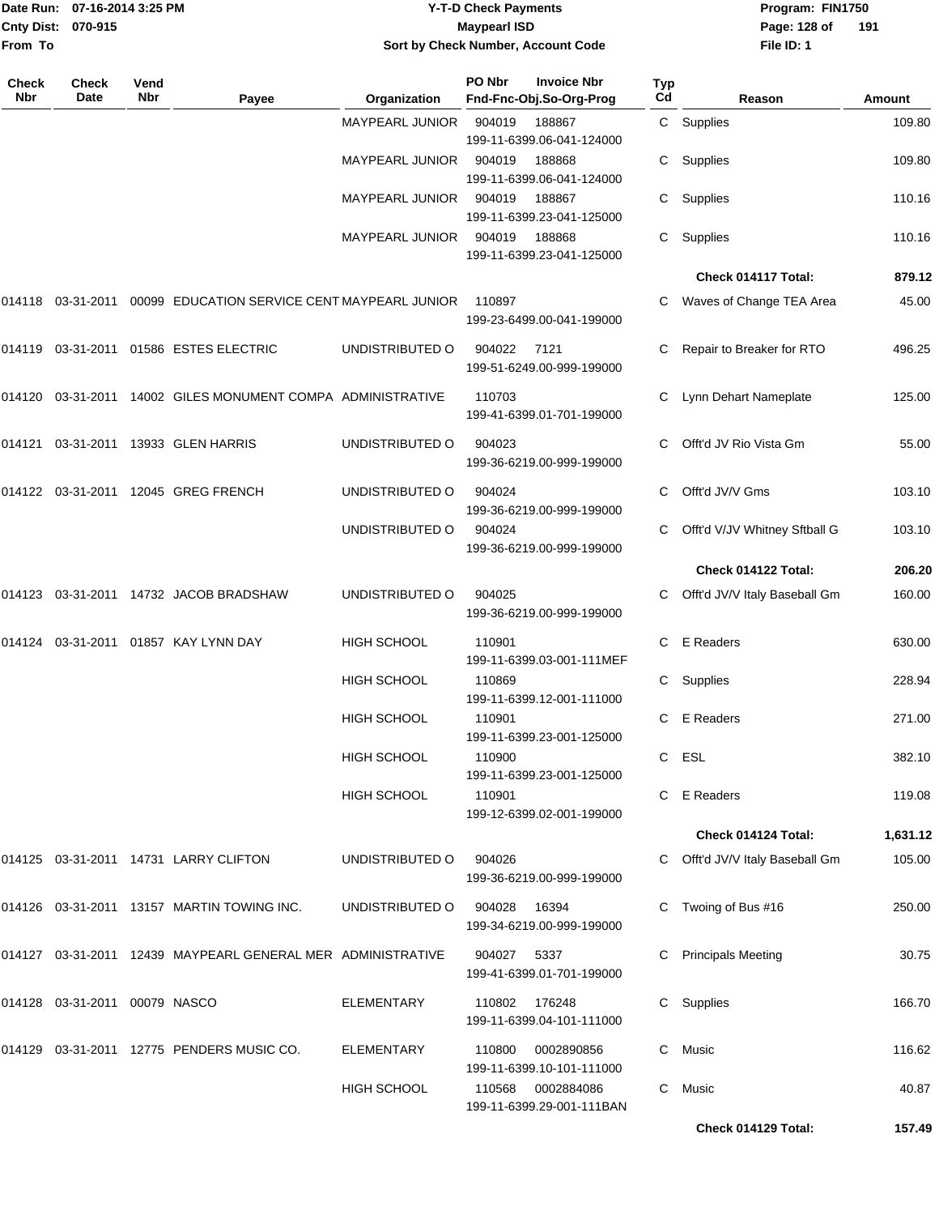| Check Nbr | Check Date | Vend Nbr | Payee | Organization | PO Nbr | Invoice Nbr / Fnd-Fnc-Obj.So-Org-Prog | Typ Cd | Reason | Amount |
|---|---|---|---|---|---|---|---|---|---|
| | | | | MAYPEARL JUNIOR | 904019 | 188867 199-11-6399.06-041-124000 | C | Supplies | 109.80 |
| | | | | MAYPEARL JUNIOR | 904019 | 188868 199-11-6399.06-041-124000 | C | Supplies | 109.80 |
| | | | | MAYPEARL JUNIOR | 904019 | 188867 199-11-6399.23-041-125000 | C | Supplies | 110.16 |
| | | | | MAYPEARL JUNIOR | 904019 | 188868 199-11-6399.23-041-125000 | C | Supplies | 110.16 |
| | | | | | | | | **Check 014117 Total:** | **879.12** |
| 014118 | 03-31-2011 | 00099 | EDUCATION SERVICE CENT | MAYPEARL JUNIOR | 110897 | 199-23-6499.00-041-199000 | C | Waves of Change TEA Area | 45.00 |
| 014119 | 03-31-2011 | 01586 | ESTES ELECTRIC | UNDISTRIBUTED O | 904022 | 7121 199-51-6249.00-999-199000 | C | Repair to Breaker for RTO | 496.25 |
| 014120 | 03-31-2011 | 14002 | GILES MONUMENT COMPA | ADMINISTRATIVE | 110703 | 199-41-6399.01-701-199000 | C | Lynn Dehart Nameplate | 125.00 |
| 014121 | 03-31-2011 | 13933 | GLEN HARRIS | UNDISTRIBUTED O | 904023 | 199-36-6219.00-999-199000 | C | Offt'd JV Rio Vista Gm | 55.00 |
| 014122 | 03-31-2011 | 12045 | GREG FRENCH | UNDISTRIBUTED O | 904024 | 199-36-6219.00-999-199000 | C | Offt'd JV/V Gms | 103.10 |
| | | | | UNDISTRIBUTED O | 904024 | 199-36-6219.00-999-199000 | C | Offt'd V/JV Whitney Sftball G | 103.10 |
| | | | | | | | | **Check 014122 Total:** | **206.20** |
| 014123 | 03-31-2011 | 14732 | JACOB BRADSHAW | UNDISTRIBUTED O | 904025 | 199-36-6219.00-999-199000 | C | Offt'd JV/V Italy Baseball Gm | 160.00 |
| 014124 | 03-31-2011 | 01857 | KAY LYNN DAY | HIGH SCHOOL | 110901 | 199-11-6399.03-001-111MEF | C | E Readers | 630.00 |
| | | | | HIGH SCHOOL | 110869 | 199-11-6399.12-001-111000 | C | Supplies | 228.94 |
| | | | | HIGH SCHOOL | 110901 | 199-11-6399.23-001-125000 | C | E Readers | 271.00 |
| | | | | HIGH SCHOOL | 110900 | 199-11-6399.23-001-125000 | C | ESL | 382.10 |
| | | | | HIGH SCHOOL | 110901 | 199-12-6399.02-001-199000 | C | E Readers | 119.08 |
| | | | | | | | | **Check 014124 Total:** | **1,631.12** |
| 014125 | 03-31-2011 | 14731 | LARRY CLIFTON | UNDISTRIBUTED O | 904026 | 199-36-6219.00-999-199000 | C | Offt'd JV/V Italy Baseball Gm | 105.00 |
| 014126 | 03-31-2011 | 13157 | MARTIN TOWING INC. | UNDISTRIBUTED O | 904028 | 16394 199-34-6219.00-999-199000 | C | Twoing of Bus #16 | 250.00 |
| 014127 | 03-31-2011 | 12439 | MAYPEARL GENERAL MER | ADMINISTRATIVE | 904027 | 5337 199-41-6399.01-701-199000 | C | Principals Meeting | 30.75 |
| 014128 | 03-31-2011 | 00079 | NASCO | ELEMENTARY | 110802 | 176248 199-11-6399.04-101-111000 | C | Supplies | 166.70 |
| 014129 | 03-31-2011 | 12775 | PENDERS MUSIC CO. | ELEMENTARY | 110800 | 0002890856 199-11-6399.10-101-111000 | C | Music | 116.62 |
| | | | | HIGH SCHOOL | 110568 | 0002884086 199-11-6399.29-001-111BAN | C | Music | 40.87 |
| | | | | | | | | **Check 014129 Total:** | **157.49** |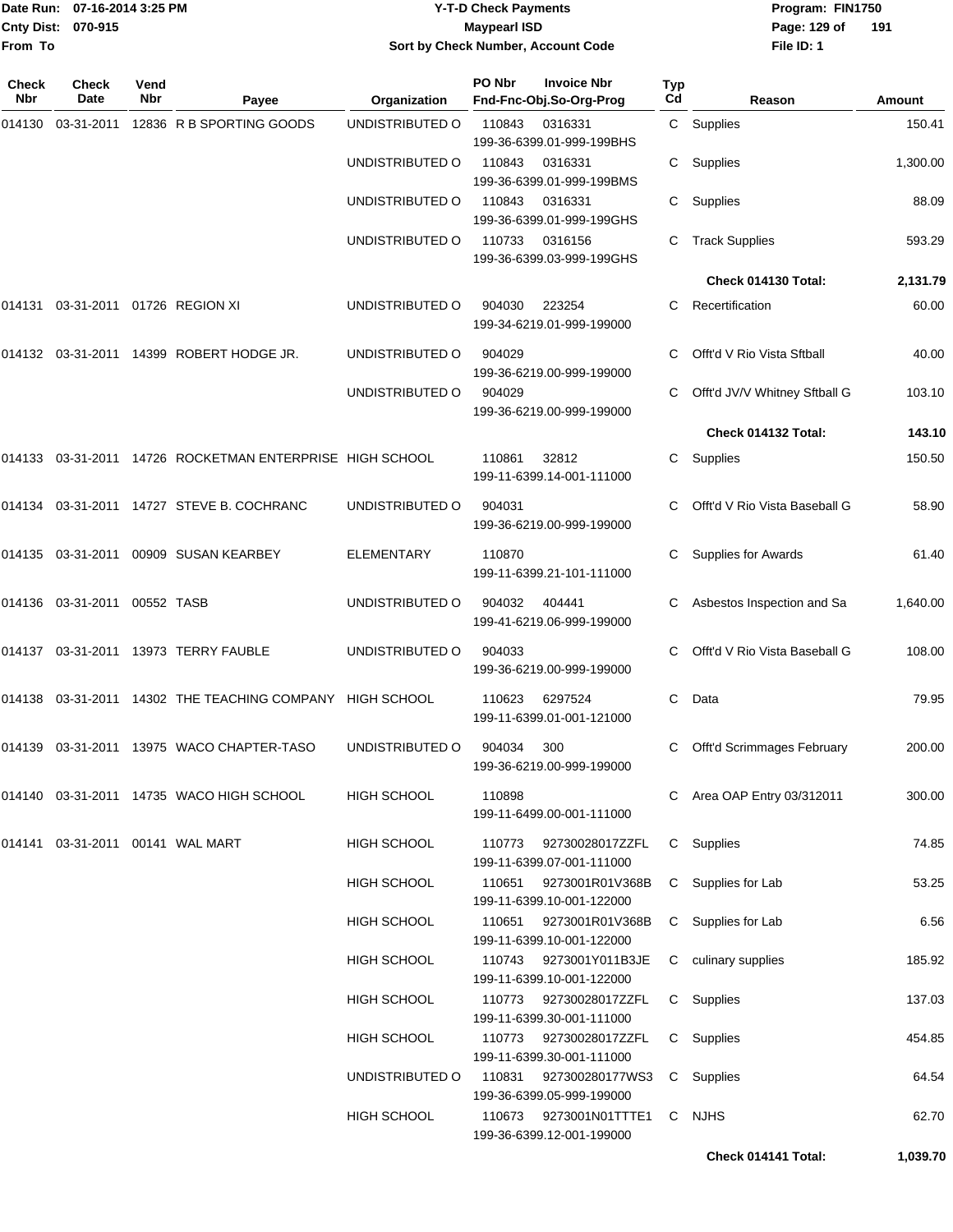# Y-T-D Check Payments

**Maypearl ISD**

**Sort by Check Number, Account Code**

Date Run: 07-16-2014 3:25 PM
Cnty Dist: 070-915
From To

Program: FIN1750
File ID: 1

| Check Nbr | Check Date | Vend Nbr | Payee | Organization | PO Nbr / Invoice Nbr / Fnd-Fnc-Obj.So-Org-Prog | Typ Cd | Reason | Amount |
|---|---|---|---|---|---|---|---|---|
| 014130 | 03-31-2011 | 12836 | R B SPORTING GOODS | UNDISTRIBUTED O | 110843 0316331 199-36-6399.01-999-199BHS | C | Supplies | 150.41 |
| | | | | UNDISTRIBUTED O | 110843 0316331 199-36-6399.01-999-199BMS | C | Supplies | 1,300.00 |
| | | | | UNDISTRIBUTED O | 110843 0316331 199-36-6399.01-999-199GHS | C | Supplies | 88.09 |
| | | | | UNDISTRIBUTED O | 110733 0316156 199-36-6399.03-999-199GHS | C | Track Supplies | 593.29 |
| | | | | | | | **Check 014130 Total:** | **2,131.79** |
| 014131 | 03-31-2011 | 01726 | REGION XI | UNDISTRIBUTED O | 904030 223254 199-34-6219.01-999-199000 | C | Recertification | 60.00 |
| 014132 | 03-31-2011 | 14399 | ROBERT HODGE JR. | UNDISTRIBUTED O | 904029 199-36-6219.00-999-199000 | C | Offt'd V Rio Vista Sftball | 40.00 |
| | | | | UNDISTRIBUTED O | 904029 199-36-6219.00-999-199000 | C | Offt'd JV/V Whitney Sftball G | 103.10 |
| | | | | | | | **Check 014132 Total:** | **143.10** |
| 014133 | 03-31-2011 | 14726 | ROCKETMAN ENTERPRISE | HIGH SCHOOL | 110861 32812 199-11-6399.14-001-111000 | C | Supplies | 150.50 |
| 014134 | 03-31-2011 | 14727 | STEVE B. COCHRANC | UNDISTRIBUTED O | 904031 199-36-6219.00-999-199000 | C | Offt'd V Rio Vista Baseball G | 58.90 |
| 014135 | 03-31-2011 | 00909 | SUSAN KEARBEY | ELEMENTARY | 110870 199-11-6399.21-101-111000 | C | Supplies for Awards | 61.40 |
| 014136 | 03-31-2011 | 00552 | TASB | UNDISTRIBUTED O | 904032 404441 199-41-6219.06-999-199000 | C | Asbestos Inspection and Sa | 1,640.00 |
| 014137 | 03-31-2011 | 13973 | TERRY FAUBLE | UNDISTRIBUTED O | 904033 199-36-6219.00-999-199000 | C | Offt'd V Rio Vista Baseball G | 108.00 |
| 014138 | 03-31-2011 | 14302 | THE TEACHING COMPANY | HIGH SCHOOL | 110623 6297524 199-11-6399.01-001-121000 | C | Data | 79.95 |
| 014139 | 03-31-2011 | 13975 | WACO CHAPTER-TASO | UNDISTRIBUTED O | 904034 300 199-36-6219.00-999-199000 | C | Offt'd Scrimmages February | 200.00 |
| 014140 | 03-31-2011 | 14735 | WACO HIGH SCHOOL | HIGH SCHOOL | 110898 199-11-6499.00-001-111000 | C | Area OAP Entry 03/312011 | 300.00 |
| 014141 | 03-31-2011 | 00141 | WAL MART | HIGH SCHOOL | 110773 92730028017ZZFL 199-11-6399.07-001-111000 | C | Supplies | 74.85 |
| | | | | HIGH SCHOOL | 110651 9273001R01V368B 199-11-6399.10-001-122000 | C | Supplies for Lab | 53.25 |
| | | | | HIGH SCHOOL | 110651 9273001R01V368B 199-11-6399.10-001-122000 | C | Supplies for Lab | 6.56 |
| | | | | HIGH SCHOOL | 110743 9273001Y011B3JE 199-11-6399.10-001-122000 | C | culinary supplies | 185.92 |
| | | | | HIGH SCHOOL | 110773 92730028017ZZFL 199-11-6399.30-001-111000 | C | Supplies | 137.03 |
| | | | | HIGH SCHOOL | 110773 92730028017ZZFL 199-11-6399.30-001-111000 | C | Supplies | 454.85 |
| | | | | UNDISTRIBUTED O | 110831 927300280177WS3 199-36-6399.05-999-199000 | C | Supplies | 64.54 |
| | | | | HIGH SCHOOL | 110673 9273001N01TTTE1 199-36-6399.12-001-199000 | C | NJHS | 62.70 |
| | | | | | | | **Check 014141 Total:** | **1,039.70** |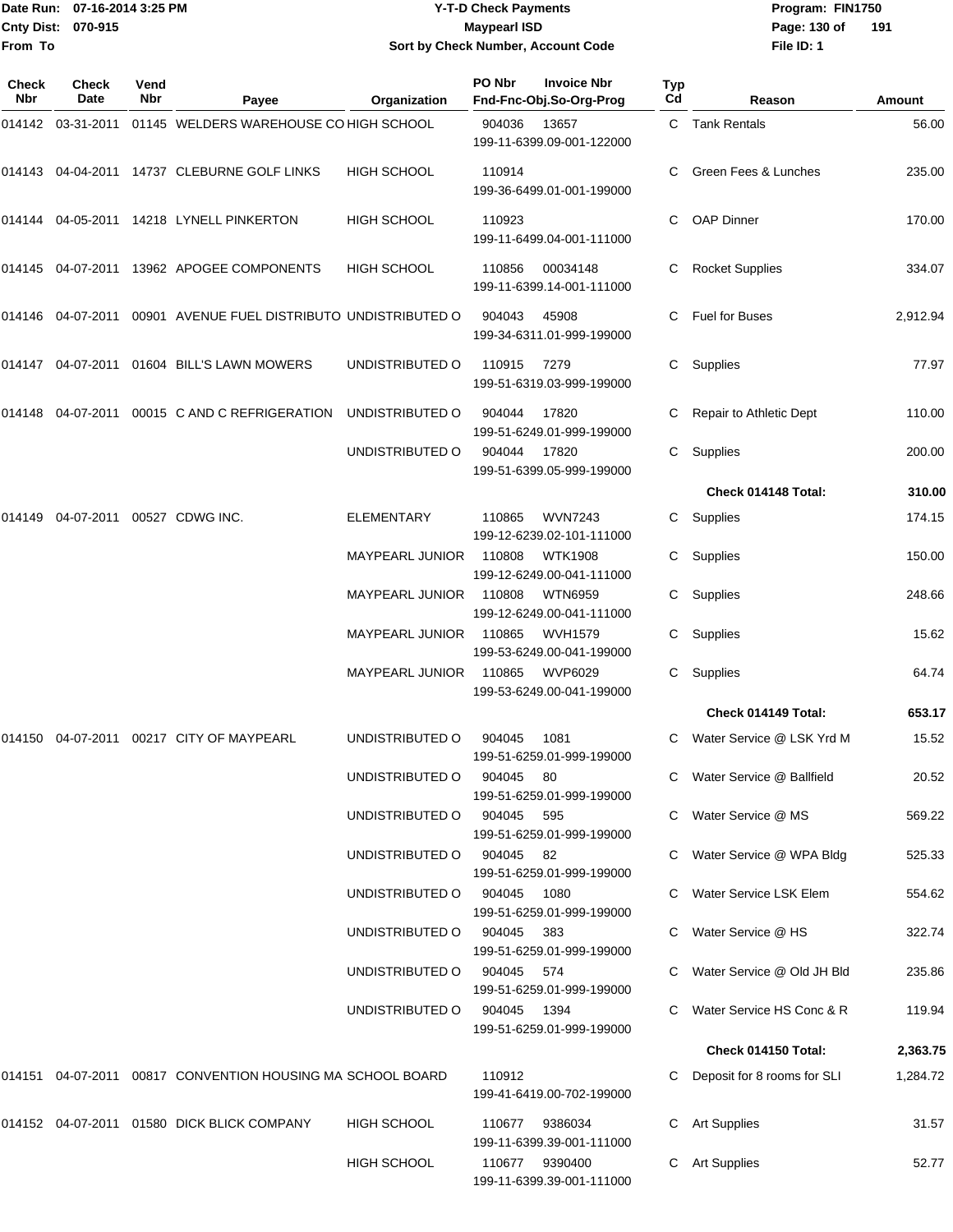# Y-T-D Check Payments

**Maypearl ISD**

**Sort by Check Number, Account Code**

Date Run: 07-16-2014 3:25 PM
Cnty Dist: 070-915
From To

Program: FIN1750
File ID: 1

| Check Nbr | Check Date | Vend Nbr | Payee | Organization | PO Nbr / Invoice Nbr / Fnd-Fnc-Obj.So-Org-Prog | Typ Cd | Reason | Amount |
|---|---|---|---|---|---|---|---|---|
| 014142 | 03-31-2011 | 01145 | WELDERS WAREHOUSE CO | HIGH SCHOOL | 904036 13657 199-11-6399.09-001-122000 | C | Tank Rentals | 56.00 |
| 014143 | 04-04-2011 | 14737 | CLEBURNE GOLF LINKS | HIGH SCHOOL | 110914 199-36-6499.01-001-199000 | C | Green Fees & Lunches | 235.00 |
| 014144 | 04-05-2011 | 14218 | LYNELL PINKERTON | HIGH SCHOOL | 110923 199-11-6499.04-001-111000 | C | OAP Dinner | 170.00 |
| 014145 | 04-07-2011 | 13962 | APOGEE COMPONENTS | HIGH SCHOOL | 110856 00034148 199-11-6399.14-001-111000 | C | Rocket Supplies | 334.07 |
| 014146 | 04-07-2011 | 00901 | AVENUE FUEL DISTRIBUTO | UNDISTRIBUTED O | 904043 45908 199-34-6311.01-999-199000 | C | Fuel for Buses | 2,912.94 |
| 014147 | 04-07-2011 | 01604 | BILL'S LAWN MOWERS | UNDISTRIBUTED O | 110915 7279 199-51-6319.03-999-199000 | C | Supplies | 77.97 |
| 014148 | 04-07-2011 | 00015 | C AND C REFRIGERATION | UNDISTRIBUTED O | 904044 17820 199-51-6249.01-999-199000 | C | Repair to Athletic Dept | 110.00 |
| | | | | UNDISTRIBUTED O | 904044 17820 199-51-6399.05-999-199000 | C | Supplies | 200.00 |
| | | | | | | | **Check 014148 Total:** | **310.00** |
| 014149 | 04-07-2011 | 00527 | CDWG INC. | ELEMENTARY | 110865 WVN7243 199-12-6239.02-101-111000 | C | Supplies | 174.15 |
| | | | | MAYPEARL JUNIOR | 110808 WTK1908 199-12-6249.00-041-111000 | C | Supplies | 150.00 |
| | | | | MAYPEARL JUNIOR | 110808 WTN6959 199-12-6249.00-041-111000 | C | Supplies | 248.66 |
| | | | | MAYPEARL JUNIOR | 110865 WVH1579 199-53-6249.00-041-199000 | C | Supplies | 15.62 |
| | | | | MAYPEARL JUNIOR | 110865 WVP6029 199-53-6249.00-041-199000 | C | Supplies | 64.74 |
| | | | | | | | **Check 014149 Total:** | **653.17** |
| 014150 | 04-07-2011 | 00217 | CITY OF MAYPEARL | UNDISTRIBUTED O | 904045 1081 199-51-6259.01-999-199000 | C | Water Service @ LSK Yrd M | 15.52 |
| | | | | UNDISTRIBUTED O | 904045 80 199-51-6259.01-999-199000 | C | Water Service @ Ballfield | 20.52 |
| | | | | UNDISTRIBUTED O | 904045 595 199-51-6259.01-999-199000 | C | Water Service @ MS | 569.22 |
| | | | | UNDISTRIBUTED O | 904045 82 199-51-6259.01-999-199000 | C | Water Service @ WPA Bldg | 525.33 |
| | | | | UNDISTRIBUTED O | 904045 1080 199-51-6259.01-999-199000 | C | Water Service LSK Elem | 554.62 |
| | | | | UNDISTRIBUTED O | 904045 383 199-51-6259.01-999-199000 | C | Water Service @ HS | 322.74 |
| | | | | UNDISTRIBUTED O | 904045 574 199-51-6259.01-999-199000 | C | Water Service @ Old JH Bld | 235.86 |
| | | | | UNDISTRIBUTED O | 904045 1394 199-51-6259.01-999-199000 | C | Water Service HS Conc & R | 119.94 |
| | | | | | | | **Check 014150 Total:** | **2,363.75** |
| 014151 | 04-07-2011 | 00817 | CONVENTION HOUSING MA | SCHOOL BOARD | 110912 199-41-6419.00-702-199000 | C | Deposit for 8 rooms for SLI | 1,284.72 |
| 014152 | 04-07-2011 | 01580 | DICK BLICK COMPANY | HIGH SCHOOL | 110677 9386034 199-11-6399.39-001-111000 | C | Art Supplies | 31.57 |
| | | | | HIGH SCHOOL | 110677 9390400 199-11-6399.39-001-111000 | C | Art Supplies | 52.77 |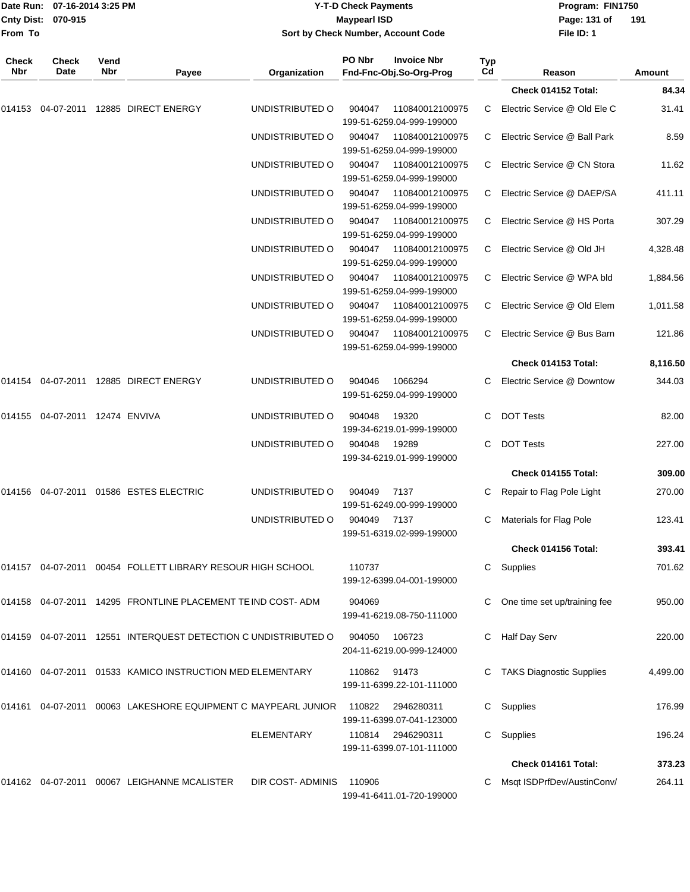Date Run: 07-16-2014 3:25 PM
Cnty Dist: 070-915
From To

# Y-T-D Check Payments
## Maypearl ISD
### Sort by Check Number, Account Code

Program: FIN1750
File ID: 1

| Check Nbr | Check Date | Vend Nbr | Payee | Organization | PO Nbr / Invoice Nbr / Fnd-Fnc-Obj.So-Org-Prog | Typ Cd | Reason | Amount |
|---|---|---|---|---|---|---|---|---|
| | | | | | | | **Check 014152 Total:** | **84.34** |
| 014153 | 04-07-2011 | 12885 | DIRECT ENERGY | UNDISTRIBUTED O | 904047 110840012100975 199-51-6259.04-999-199000 | C | Electric Service @ Old Ele C | 31.41 |
| | | | | UNDISTRIBUTED O | 904047 110840012100975 199-51-6259.04-999-199000 | C | Electric Service @ Ball Park | 8.59 |
| | | | | UNDISTRIBUTED O | 904047 110840012100975 199-51-6259.04-999-199000 | C | Electric Service @ CN Stora | 11.62 |
| | | | | UNDISTRIBUTED O | 904047 110840012100975 199-51-6259.04-999-199000 | C | Electric Service @ DAEP/SA | 411.11 |
| | | | | UNDISTRIBUTED O | 904047 110840012100975 199-51-6259.04-999-199000 | C | Electric Service @ HS Porta | 307.29 |
| | | | | UNDISTRIBUTED O | 904047 110840012100975 199-51-6259.04-999-199000 | C | Electric Service @ Old JH | 4,328.48 |
| | | | | UNDISTRIBUTED O | 904047 110840012100975 199-51-6259.04-999-199000 | C | Electric Service @ WPA bld | 1,884.56 |
| | | | | UNDISTRIBUTED O | 904047 110840012100975 199-51-6259.04-999-199000 | C | Electric Service @ Old Elem | 1,011.58 |
| | | | | UNDISTRIBUTED O | 904047 110840012100975 199-51-6259.04-999-199000 | C | Electric Service @ Bus Barn | 121.86 |
| | | | | | | | **Check 014153 Total:** | **8,116.50** |
| 014154 | 04-07-2011 | 12885 | DIRECT ENERGY | UNDISTRIBUTED O | 904046 1066294 199-51-6259.04-999-199000 | C | Electric Service @ Downtow | 344.03 |
| 014155 | 04-07-2011 | 12474 | ENVIVA | UNDISTRIBUTED O | 904048 19320 199-34-6219.01-999-199000 | C | DOT Tests | 82.00 |
| | | | | UNDISTRIBUTED O | 904048 19289 199-34-6219.01-999-199000 | C | DOT Tests | 227.00 |
| | | | | | | | **Check 014155 Total:** | **309.00** |
| 014156 | 04-07-2011 | 01586 | ESTES ELECTRIC | UNDISTRIBUTED O | 904049 7137 199-51-6249.00-999-199000 | C | Repair to Flag Pole Light | 270.00 |
| | | | | UNDISTRIBUTED O | 904049 7137 199-51-6319.02-999-199000 | C | Materials for Flag Pole | 123.41 |
| | | | | | | | **Check 014156 Total:** | **393.41** |
| 014157 | 04-07-2011 | 00454 | FOLLETT LIBRARY RESOUR | HIGH SCHOOL | 110737 199-12-6399.04-001-199000 | C | Supplies | 701.62 |
| 014158 | 04-07-2011 | 14295 | FRONTLINE PLACEMENT TE | IND COST- ADM | 904069 199-41-6219.08-750-111000 | C | One time set up/training fee | 950.00 |
| 014159 | 04-07-2011 | 12551 | INTERQUEST DETECTION C | UNDISTRIBUTED O | 904050 106723 204-11-6219.00-999-124000 | C | Half Day Serv | 220.00 |
| 014160 | 04-07-2011 | 01533 | KAMICO INSTRUCTION MED | ELEMENTARY | 110862 91473 199-11-6399.22-101-111000 | C | TAKS Diagnostic Supplies | 4,499.00 |
| 014161 | 04-07-2011 | 00063 | LAKESHORE EQUIPMENT C | MAYPEARL JUNIOR | 110822 2946280311 199-11-6399.07-041-123000 | C | Supplies | 176.99 |
| | | | | ELEMENTARY | 110814 2946290311 199-11-6399.07-101-111000 | C | Supplies | 196.24 |
| | | | | | | | **Check 014161 Total:** | **373.23** |
| 014162 | 04-07-2011 | 00067 | LEIGHANNE MCALISTER | DIR COST- ADMINIS | 110906 199-41-6411.01-720-199000 | C | Msqt ISDPrfDev/AustinConv/ | 264.11 |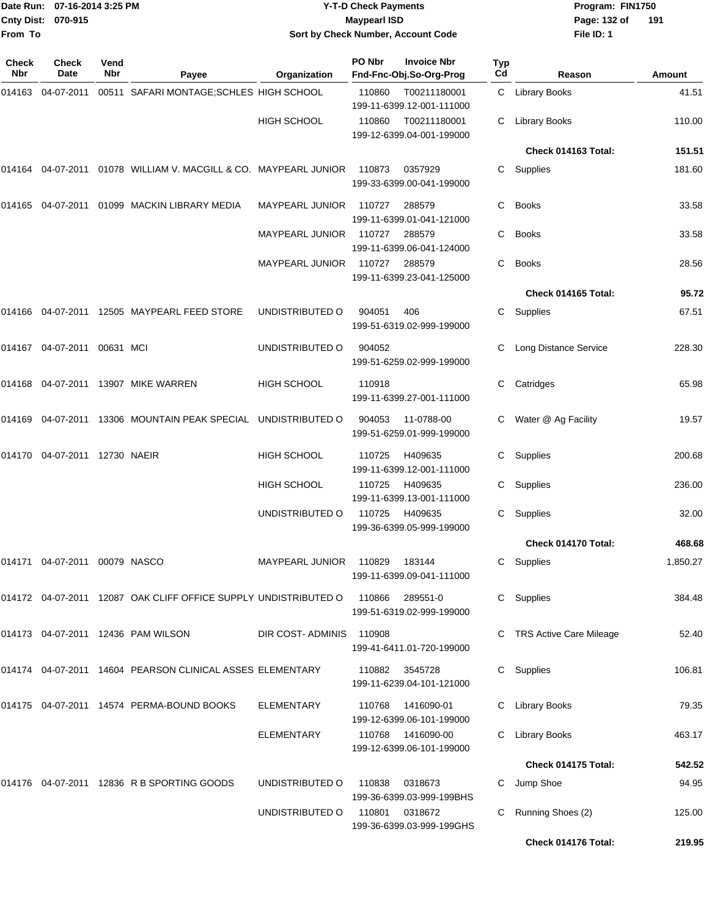Date Run: 07-16-2014 3:25 PM
Cnty Dist: 070-915
From To

# Y-T-D Check Payments
## Maypearl ISD
### Sort by Check Number, Account Code

Program: FIN1750
File ID: 1

| Check Nbr | Check Date | Vend Nbr | Payee | Organization | PO Nbr | Invoice Nbr / Fnd-Fnc-Obj.So-Org-Prog | Typ Cd | Reason | Amount |
|---|---|---|---|---|---|---|---|---|---|
| 014163 | 04-07-2011 | 00511 | SAFARI MONTAGE;SCHLES | HIGH SCHOOL | 110860 | T00211180001 199-11-6399.12-001-111000 | C | Library Books | 41.51 |
| | | | | HIGH SCHOOL | 110860 | T00211180001 199-12-6399.04-001-199000 | C | Library Books | 110.00 |
| | | | | | | | | **Check 014163 Total:** | **151.51** |
| 014164 | 04-07-2011 | 01078 | WILLIAM V. MACGILL & CO. | MAYPEARL JUNIOR | 110873 | 0357929 199-33-6399.00-041-199000 | C | Supplies | 181.60 |
| 014165 | 04-07-2011 | 01099 | MACKIN LIBRARY MEDIA | MAYPEARL JUNIOR | 110727 | 288579 199-11-6399.01-041-121000 | C | Books | 33.58 |
| | | | | MAYPEARL JUNIOR | 110727 | 288579 199-11-6399.06-041-124000 | C | Books | 33.58 |
| | | | | MAYPEARL JUNIOR | 110727 | 288579 199-11-6399.23-041-125000 | C | Books | 28.56 |
| | | | | | | | | **Check 014165 Total:** | **95.72** |
| 014166 | 04-07-2011 | 12505 | MAYPEARL FEED STORE | UNDISTRIBUTED O | 904051 | 406 199-51-6319.02-999-199000 | C | Supplies | 67.51 |
| 014167 | 04-07-2011 | 00631 | MCI | UNDISTRIBUTED O | 904052 | 199-51-6259.02-999-199000 | C | Long Distance Service | 228.30 |
| 014168 | 04-07-2011 | 13907 | MIKE WARREN | HIGH SCHOOL | 110918 | 199-11-6399.27-001-111000 | C | Catridges | 65.98 |
| 014169 | 04-07-2011 | 13306 | MOUNTAIN PEAK SPECIAL | UNDISTRIBUTED O | 904053 | 11-0788-00 199-51-6259.01-999-199000 | C | Water @ Ag Facility | 19.57 |
| 014170 | 04-07-2011 | 12730 | NAEIR | HIGH SCHOOL | 110725 | H409635 199-11-6399.12-001-111000 | C | Supplies | 200.68 |
| | | | | HIGH SCHOOL | 110725 | H409635 199-11-6399.13-001-111000 | C | Supplies | 236.00 |
| | | | | UNDISTRIBUTED O | 110725 | H409635 199-36-6399.05-999-199000 | C | Supplies | 32.00 |
| | | | | | | | | **Check 014170 Total:** | **468.68** |
| 014171 | 04-07-2011 | 00079 | NASCO | MAYPEARL JUNIOR | 110829 | 183144 199-11-6399.09-041-111000 | C | Supplies | 1,850.27 |
| 014172 | 04-07-2011 | 12087 | OAK CLIFF OFFICE SUPPLY | UNDISTRIBUTED O | 110866 | 289551-0 199-51-6319.02-999-199000 | C | Supplies | 384.48 |
| 014173 | 04-07-2011 | 12436 | PAM WILSON | DIR COST- ADMINIS | 110908 | 199-41-6411.01-720-199000 | C | TRS Active Care Mileage | 52.40 |
| 014174 | 04-07-2011 | 14604 | PEARSON CLINICAL ASSES | ELEMENTARY | 110882 | 3545728 199-11-6239.04-101-121000 | C | Supplies | 106.81 |
| 014175 | 04-07-2011 | 14574 | PERMA-BOUND BOOKS | ELEMENTARY | 110768 | 1416090-01 199-12-6399.06-101-199000 | C | Library Books | 79.35 |
| | | | | ELEMENTARY | 110768 | 1416090-00 199-12-6399.06-101-199000 | C | Library Books | 463.17 |
| | | | | | | | | **Check 014175 Total:** | **542.52** |
| 014176 | 04-07-2011 | 12836 | R B SPORTING GOODS | UNDISTRIBUTED O | 110838 | 0318673 199-36-6399.03-999-199BHS | C | Jump Shoe | 94.95 |
| | | | | UNDISTRIBUTED O | 110801 | 0318672 199-36-6399.03-999-199GHS | C | Running Shoes (2) | 125.00 |
| | | | | | | | | **Check 014176 Total:** | **219.95** |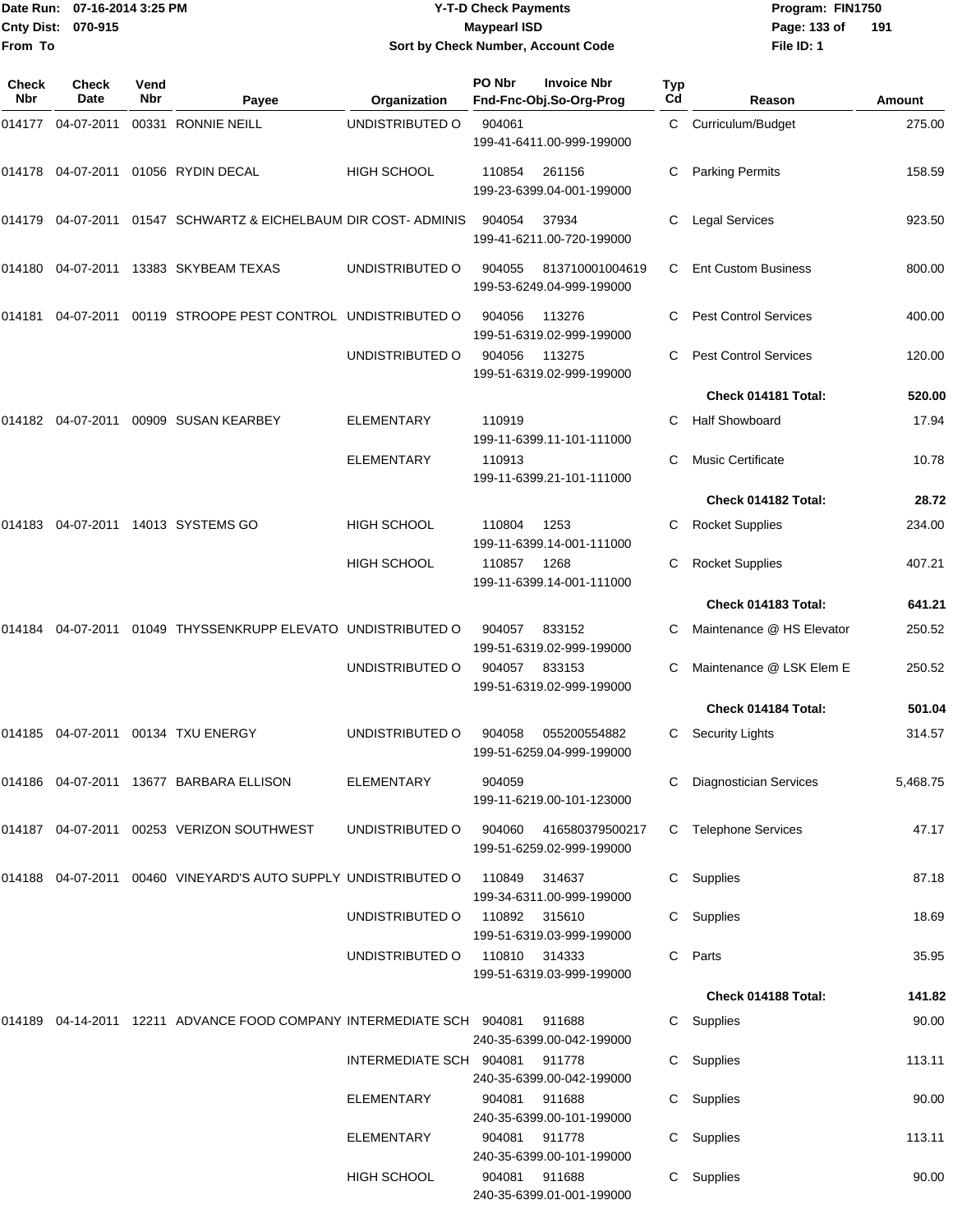# Y-T-D Check Payments

**Maypearl ISD**

**Sort by Check Number, Account Code**

Date Run: 07-16-2014 3:25 PM
Cnty Dist: 070-915
From To

Program: FIN1750
File ID: 1

| Check Nbr | Check Date | Vend Nbr | Payee | Organization | PO Nbr / Fnd-Fnc-Obj.So-Org-Prog | Invoice Nbr | Typ Cd | Reason | Amount |
|---|---|---|---|---|---|---|---|---|---|
| 014177 | 04-07-2011 | 00331 | RONNIE NEILL | UNDISTRIBUTED O | 904061 / 199-41-6411.00-999-199000 | | C | Curriculum/Budget | 275.00 |
| 014178 | 04-07-2011 | 01056 | RYDIN DECAL | HIGH SCHOOL | 110854 / 199-23-6399.04-001-199000 | 261156 | C | Parking Permits | 158.59 |
| 014179 | 04-07-2011 | 01547 | SCHWARTZ & EICHELBAUM | DIR COST- ADMINIS | 904054 / 199-41-6211.00-720-199000 | 37934 | C | Legal Services | 923.50 |
| 014180 | 04-07-2011 | 13383 | SKYBEAM TEXAS | UNDISTRIBUTED O | 904055 / 199-53-6249.04-999-199000 | 813710001004619 | C | Ent Custom Business | 800.00 |
| 014181 | 04-07-2011 | 00119 | STROOPE PEST CONTROL | UNDISTRIBUTED O | 904056 / 199-51-6319.02-999-199000 | 113276 | C | Pest Control Services | 400.00 |
| | | | | UNDISTRIBUTED O | 904056 / 199-51-6319.02-999-199000 | 113275 | C | Pest Control Services | 120.00 |
| | | | | | | | | **Check 014181 Total:** | **520.00** |
| 014182 | 04-07-2011 | 00909 | SUSAN KEARBEY | ELEMENTARY | 110919 / 199-11-6399.11-101-111000 | | C | Half Showboard | 17.94 |
| | | | | ELEMENTARY | 110913 / 199-11-6399.21-101-111000 | | C | Music Certificate | 10.78 |
| | | | | | | | | **Check 014182 Total:** | **28.72** |
| 014183 | 04-07-2011 | 14013 | SYSTEMS GO | HIGH SCHOOL | 110804 / 199-11-6399.14-001-111000 | 1253 | C | Rocket Supplies | 234.00 |
| | | | | HIGH SCHOOL | 110857 / 199-11-6399.14-001-111000 | 1268 | C | Rocket Supplies | 407.21 |
| | | | | | | | | **Check 014183 Total:** | **641.21** |
| 014184 | 04-07-2011 | 01049 | THYSSENKRUPP ELEVATO | UNDISTRIBUTED O | 904057 / 199-51-6319.02-999-199000 | 833152 | C | Maintenance @ HS Elevator | 250.52 |
| | | | | UNDISTRIBUTED O | 904057 / 199-51-6319.02-999-199000 | 833153 | C | Maintenance @ LSK Elem E | 250.52 |
| | | | | | | | | **Check 014184 Total:** | **501.04** |
| 014185 | 04-07-2011 | 00134 | TXU ENERGY | UNDISTRIBUTED O | 904058 / 199-51-6259.04-999-199000 | 055200554882 | C | Security Lights | 314.57 |
| 014186 | 04-07-2011 | 13677 | BARBARA ELLISON | ELEMENTARY | 904059 / 199-11-6219.00-101-123000 | | C | Diagnostician Services | 5,468.75 |
| 014187 | 04-07-2011 | 00253 | VERIZON SOUTHWEST | UNDISTRIBUTED O | 904060 / 199-51-6259.02-999-199000 | 416580379500217 | C | Telephone Services | 47.17 |
| 014188 | 04-07-2011 | 00460 | VINEYARD'S AUTO SUPPLY | UNDISTRIBUTED O | 110849 / 199-34-6311.00-999-199000 | 314637 | C | Supplies | 87.18 |
| | | | | UNDISTRIBUTED O | 110892 / 199-51-6319.03-999-199000 | 315610 | C | Supplies | 18.69 |
| | | | | UNDISTRIBUTED O | 110810 / 199-51-6319.03-999-199000 | 314333 | C | Parts | 35.95 |
| | | | | | | | | **Check 014188 Total:** | **141.82** |
| 014189 | 04-14-2011 | 12211 | ADVANCE FOOD COMPANY | INTERMEDIATE SCH | 904081 / 240-35-6399.00-042-199000 | 911688 | C | Supplies | 90.00 |
| | | | | INTERMEDIATE SCH | 904081 / 240-35-6399.00-042-199000 | 911778 | C | Supplies | 113.11 |
| | | | | ELEMENTARY | 904081 / 240-35-6399.00-101-199000 | 911688 | C | Supplies | 90.00 |
| | | | | ELEMENTARY | 904081 / 240-35-6399.00-101-199000 | 911778 | C | Supplies | 113.11 |
| | | | | HIGH SCHOOL | 904081 / 240-35-6399.01-001-199000 | 911688 | C | Supplies | 90.00 |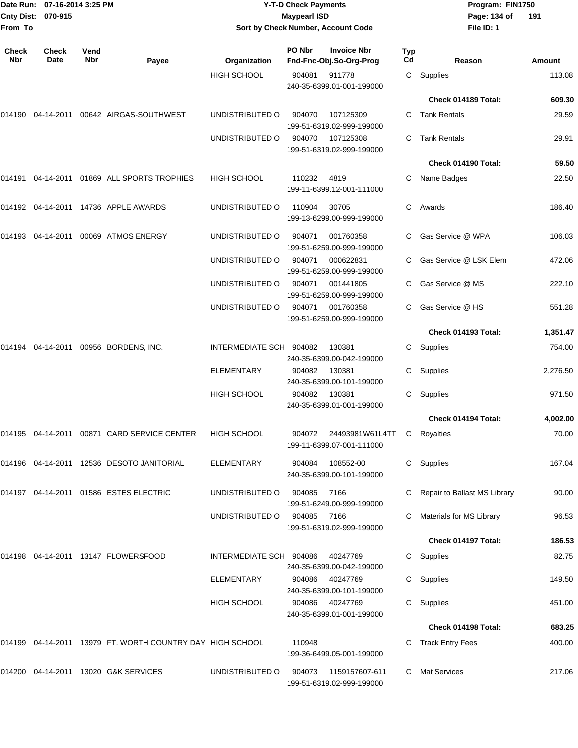Date Run: 07-16-2014 3:25 PM
Cnty Dist: 070-915
From To

# Y-T-D Check Payments
## Maypearl ISD
### Sort by Check Number, Account Code

Program: FIN1750
File ID: 1

| Check Nbr | Check Date | Vend Nbr | Payee | Organization | PO Nbr | Invoice Nbr / Fnd-Fnc-Obj.So-Org-Prog | Typ Cd | Reason | Amount |
|---|---|---|---|---|---|---|---|---|---|
| | | | | HIGH SCHOOL | 904081 | 911778 240-35-6399.01-001-199000 | C | Supplies | 113.08 |
| | | | | | | | | Check 014189 Total: | 609.30 |
| 014190 | 04-14-2011 | 00642 | AIRGAS-SOUTHWEST | UNDISTRIBUTED O | 904070 | 107125309 199-51-6319.02-999-199000 | C | Tank Rentals | 29.59 |
| | | | | UNDISTRIBUTED O | 904070 | 107125308 199-51-6319.02-999-199000 | C | Tank Rentals | 29.91 |
| | | | | | | | | Check 014190 Total: | 59.50 |
| 014191 | 04-14-2011 | 01869 | ALL SPORTS TROPHIES | HIGH SCHOOL | 110232 | 4819 199-11-6399.12-001-111000 | C | Name Badges | 22.50 |
| 014192 | 04-14-2011 | 14736 | APPLE AWARDS | UNDISTRIBUTED O | 110904 | 30705 199-13-6299.00-999-199000 | C | Awards | 186.40 |
| 014193 | 04-14-2011 | 00069 | ATMOS ENERGY | UNDISTRIBUTED O | 904071 | 001760358 199-51-6259.00-999-199000 | C | Gas Service @ WPA | 106.03 |
| | | | | UNDISTRIBUTED O | 904071 | 000622831 199-51-6259.00-999-199000 | C | Gas Service @ LSK Elem | 472.06 |
| | | | | UNDISTRIBUTED O | 904071 | 001441805 199-51-6259.00-999-199000 | C | Gas Service @ MS | 222.10 |
| | | | | UNDISTRIBUTED O | 904071 | 001760358 199-51-6259.00-999-199000 | C | Gas Service @ HS | 551.28 |
| | | | | | | | | Check 014193 Total: | 1,351.47 |
| 014194 | 04-14-2011 | 00956 | BORDENS, INC. | INTERMEDIATE SCH | 904082 | 130381 240-35-6399.00-042-199000 | C | Supplies | 754.00 |
| | | | | ELEMENTARY | 904082 | 130381 240-35-6399.00-101-199000 | C | Supplies | 2,276.50 |
| | | | | HIGH SCHOOL | 904082 | 130381 240-35-6399.01-001-199000 | C | Supplies | 971.50 |
| | | | | | | | | Check 014194 Total: | 4,002.00 |
| 014195 | 04-14-2011 | 00871 | CARD SERVICE CENTER | HIGH SCHOOL | 904072 | 24493981W61L4TT 199-11-6399.07-001-111000 | C | Royalties | 70.00 |
| 014196 | 04-14-2011 | 12536 | DESOTO JANITORIAL | ELEMENTARY | 904084 | 108552-00 240-35-6399.00-101-199000 | C | Supplies | 167.04 |
| 014197 | 04-14-2011 | 01586 | ESTES ELECTRIC | UNDISTRIBUTED O | 904085 | 7166 199-51-6249.00-999-199000 | C | Repair to Ballast MS Library | 90.00 |
| | | | | UNDISTRIBUTED O | 904085 | 7166 199-51-6319.02-999-199000 | C | Materials for MS Library | 96.53 |
| | | | | | | | | Check 014197 Total: | 186.53 |
| 014198 | 04-14-2011 | 13147 | FLOWERSFOOD | INTERMEDIATE SCH | 904086 | 40247769 240-35-6399.00-042-199000 | C | Supplies | 82.75 |
| | | | | ELEMENTARY | 904086 | 40247769 240-35-6399.00-101-199000 | C | Supplies | 149.50 |
| | | | | HIGH SCHOOL | 904086 | 40247769 240-35-6399.01-001-199000 | C | Supplies | 451.00 |
| | | | | | | | | Check 014198 Total: | 683.25 |
| 014199 | 04-14-2011 | 13979 | FT. WORTH COUNTRY DAY | HIGH SCHOOL | 110948 | 199-36-6499.05-001-199000 | C | Track Entry Fees | 400.00 |
| 014200 | 04-14-2011 | 13020 | G&K SERVICES | UNDISTRIBUTED O | 904073 | 1159157607-611 199-51-6319.02-999-199000 | C | Mat Services | 217.06 |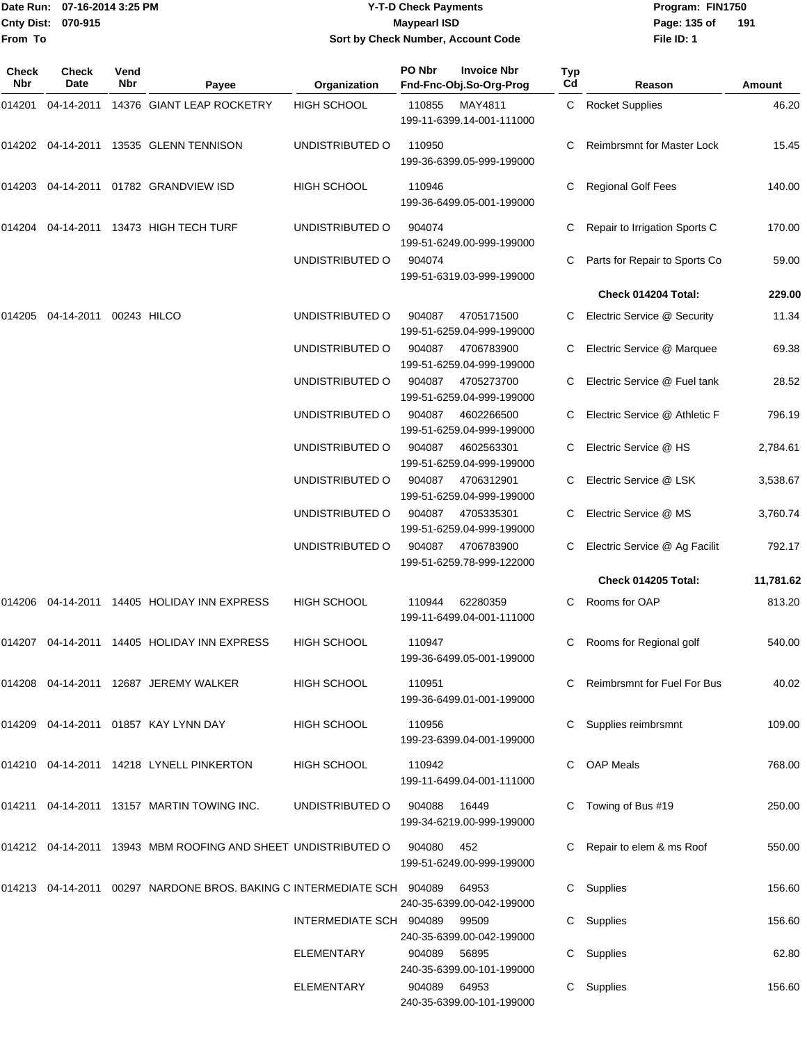Date Run: 07-16-2014 3:25 PM
Cnty Dist: 070-915
From To

# Y-T-D Check Payments
## Maypearl ISD
### Sort by Check Number, Account Code

Program: FIN1750
File ID: 1

| Check Nbr | Check Date | Vend Nbr | Payee | Organization | PO Nbr | Invoice Nbr | Fnd-Fnc-Obj.So-Org-Prog | Typ Cd | Reason | Amount |
|---|---|---|---|---|---|---|---|---|---|---|
| 014201 | 04-14-2011 | 14376 | GIANT LEAP ROCKETRY | HIGH SCHOOL | 110855 | MAY4811 | 199-11-6399.14-001-111000 | C | Rocket Supplies | 46.20 |
| 014202 | 04-14-2011 | 13535 | GLENN TENNISON | UNDISTRIBUTED O | 110950 | | 199-36-6399.05-999-199000 | C | Reimbrsmnt for Master Lock | 15.45 |
| 014203 | 04-14-2011 | 01782 | GRANDVIEW ISD | HIGH SCHOOL | 110946 | | 199-36-6499.05-001-199000 | C | Regional Golf Fees | 140.00 |
| 014204 | 04-14-2011 | 13473 | HIGH TECH TURF | UNDISTRIBUTED O | 904074 | | 199-51-6249.00-999-199000 | C | Repair to Irrigation Sports C | 170.00 |
| | | | | UNDISTRIBUTED O | 904074 | | 199-51-6319.03-999-199000 | C | Parts for Repair to Sports Co | 59.00 |
| | | | | | | | | | **Check 014204 Total:** | **229.00** |
| 014205 | 04-14-2011 | 00243 | HILCO | UNDISTRIBUTED O | 904087 | 4705171500 | 199-51-6259.04-999-199000 | C | Electric Service @ Security | 11.34 |
| | | | | UNDISTRIBUTED O | 904087 | 4706783900 | 199-51-6259.04-999-199000 | C | Electric Service @ Marquee | 69.38 |
| | | | | UNDISTRIBUTED O | 904087 | 4705273700 | 199-51-6259.04-999-199000 | C | Electric Service @ Fuel tank | 28.52 |
| | | | | UNDISTRIBUTED O | 904087 | 4602266500 | 199-51-6259.04-999-199000 | C | Electric Service @ Athletic F | 796.19 |
| | | | | UNDISTRIBUTED O | 904087 | 4602563301 | 199-51-6259.04-999-199000 | C | Electric Service @ HS | 2,784.61 |
| | | | | UNDISTRIBUTED O | 904087 | 4706312901 | 199-51-6259.04-999-199000 | C | Electric Service @ LSK | 3,538.67 |
| | | | | UNDISTRIBUTED O | 904087 | 4705335301 | 199-51-6259.04-999-199000 | C | Electric Service @ MS | 3,760.74 |
| | | | | UNDISTRIBUTED O | 904087 | 4706783900 | 199-51-6259.78-999-122000 | C | Electric Service @ Ag Facilit | 792.17 |
| | | | | | | | | | **Check 014205 Total:** | **11,781.62** |
| 014206 | 04-14-2011 | 14405 | HOLIDAY INN EXPRESS | HIGH SCHOOL | 110944 | 62280359 | 199-11-6499.04-001-111000 | C | Rooms for OAP | 813.20 |
| 014207 | 04-14-2011 | 14405 | HOLIDAY INN EXPRESS | HIGH SCHOOL | 110947 | | 199-36-6499.05-001-199000 | C | Rooms for Regional golf | 540.00 |
| 014208 | 04-14-2011 | 12687 | JEREMY WALKER | HIGH SCHOOL | 110951 | | 199-36-6499.01-001-199000 | C | Reimbrsmnt for Fuel For Bus | 40.02 |
| 014209 | 04-14-2011 | 01857 | KAY LYNN DAY | HIGH SCHOOL | 110956 | | 199-23-6399.04-001-199000 | C | Supplies reimbrsmnt | 109.00 |
| 014210 | 04-14-2011 | 14218 | LYNELL PINKERTON | HIGH SCHOOL | 110942 | | 199-11-6499.04-001-111000 | C | OAP Meals | 768.00 |
| 014211 | 04-14-2011 | 13157 | MARTIN TOWING INC. | UNDISTRIBUTED O | 904088 | 16449 | 199-34-6219.00-999-199000 | C | Towing of Bus #19 | 250.00 |
| 014212 | 04-14-2011 | 13943 | MBM ROOFING AND SHEET | UNDISTRIBUTED O | 904080 | 452 | 199-51-6249.00-999-199000 | C | Repair to elem & ms Roof | 550.00 |
| 014213 | 04-14-2011 | 00297 | NARDONE BROS. BAKING C | INTERMEDIATE SCH | 904089 | 64953 | 240-35-6399.00-042-199000 | C | Supplies | 156.60 |
| | | | | INTERMEDIATE SCH | 904089 | 99509 | 240-35-6399.00-042-199000 | C | Supplies | 156.60 |
| | | | | ELEMENTARY | 904089 | 56895 | 240-35-6399.00-101-199000 | C | Supplies | 62.80 |
| | | | | ELEMENTARY | 904089 | 64953 | 240-35-6399.00-101-199000 | C | Supplies | 156.60 |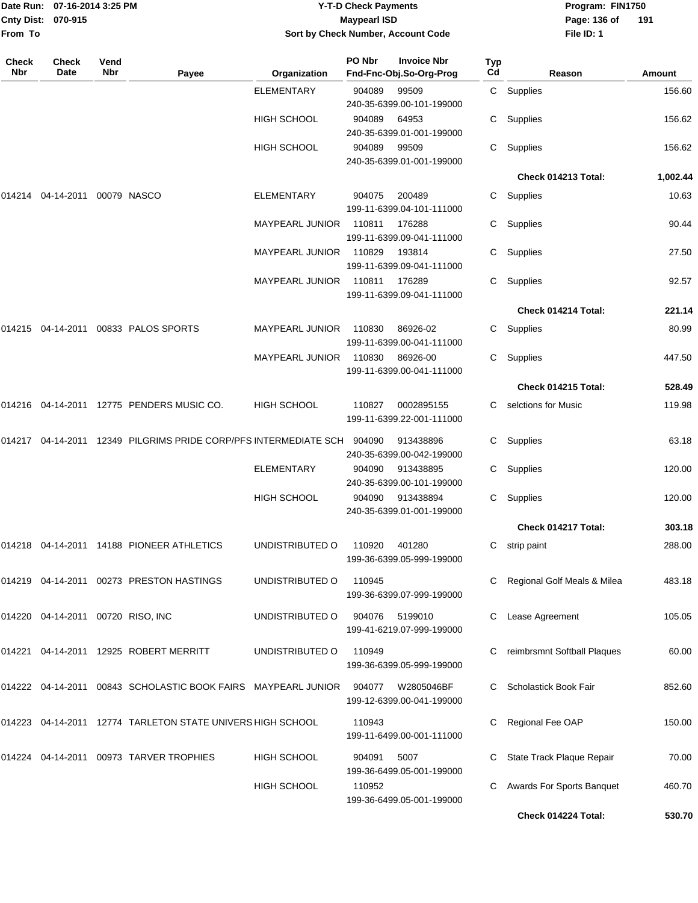# Y-T-D Check Payments

**Maypearl ISD**

**Sort by Check Number, Account Code**

Date Run: 07-16-2014 3:25 PM
Cnty Dist: 070-915
From To

Program: FIN1750
File ID: 1

| Check Nbr | Check Date | Vend Nbr | Payee | Organization | PO Nbr | Invoice Nbr / Fnd-Fnc-Obj.So-Org-Prog | Typ Cd | Reason | Amount |
|---|---|---|---|---|---|---|---|---|---|
| | | | | ELEMENTARY | 904089 | 99509 240-35-6399.00-101-199000 | C | Supplies | 156.60 |
| | | | | HIGH SCHOOL | 904089 | 64953 240-35-6399.01-001-199000 | C | Supplies | 156.62 |
| | | | | HIGH SCHOOL | 904089 | 99509 240-35-6399.01-001-199000 | C | Supplies | 156.62 |
| | | | | | | | | **Check 014213 Total:** | **1,002.44** |
| 014214 | 04-14-2011 | 00079 | NASCO | ELEMENTARY | 904075 | 200489 199-11-6399.04-101-111000 | C | Supplies | 10.63 |
| | | | | MAYPEARL JUNIOR | 110811 | 176288 199-11-6399.09-041-111000 | C | Supplies | 90.44 |
| | | | | MAYPEARL JUNIOR | 110829 | 193814 199-11-6399.09-041-111000 | C | Supplies | 27.50 |
| | | | | MAYPEARL JUNIOR | 110811 | 176289 199-11-6399.09-041-111000 | C | Supplies | 92.57 |
| | | | | | | | | **Check 014214 Total:** | **221.14** |
| 014215 | 04-14-2011 | 00833 | PALOS SPORTS | MAYPEARL JUNIOR | 110830 | 86926-02 199-11-6399.00-041-111000 | C | Supplies | 80.99 |
| | | | | MAYPEARL JUNIOR | 110830 | 86926-00 199-11-6399.00-041-111000 | C | Supplies | 447.50 |
| | | | | | | | | **Check 014215 Total:** | **528.49** |
| 014216 | 04-14-2011 | 12775 | PENDERS MUSIC CO. | HIGH SCHOOL | 110827 | 0002895155 199-11-6399.22-001-111000 | C | selctions for Music | 119.98 |
| 014217 | 04-14-2011 | 12349 | PILGRIMS PRIDE CORP/PFS | INTERMEDIATE SCH | 904090 | 913438896 240-35-6399.00-042-199000 | C | Supplies | 63.18 |
| | | | | ELEMENTARY | 904090 | 913438895 240-35-6399.00-101-199000 | C | Supplies | 120.00 |
| | | | | HIGH SCHOOL | 904090 | 913438894 240-35-6399.01-001-199000 | C | Supplies | 120.00 |
| | | | | | | | | **Check 014217 Total:** | **303.18** |
| 014218 | 04-14-2011 | 14188 | PIONEER ATHLETICS | UNDISTRIBUTED O | 110920 | 401280 199-36-6399.05-999-199000 | C | strip paint | 288.00 |
| 014219 | 04-14-2011 | 00273 | PRESTON HASTINGS | UNDISTRIBUTED O | 110945 | 199-36-6399.07-999-199000 | C | Regional Golf Meals & Milea | 483.18 |
| 014220 | 04-14-2011 | 00720 | RISO, INC | UNDISTRIBUTED O | 904076 | 5199010 199-41-6219.07-999-199000 | C | Lease Agreement | 105.05 |
| 014221 | 04-14-2011 | 12925 | ROBERT MERRITT | UNDISTRIBUTED O | 110949 | 199-36-6399.05-999-199000 | C | reimbrsmnt Softball Plaques | 60.00 |
| 014222 | 04-14-2011 | 00843 | SCHOLASTIC BOOK FAIRS | MAYPEARL JUNIOR | 904077 | W2805046BF 199-12-6399.00-041-199000 | C | Scholastick Book Fair | 852.60 |
| 014223 | 04-14-2011 | 12774 | TARLETON STATE UNIVERS | HIGH SCHOOL | 110943 | 199-11-6499.00-001-111000 | C | Regional Fee OAP | 150.00 |
| 014224 | 04-14-2011 | 00973 | TARVER TROPHIES | HIGH SCHOOL | 904091 | 5007 199-36-6499.05-001-199000 | C | State Track Plaque Repair | 70.00 |
| | | | | HIGH SCHOOL | 110952 | 199-36-6499.05-001-199000 | C | Awards For Sports Banquet | 460.70 |
| | | | | | | | | **Check 014224 Total:** | **530.70** |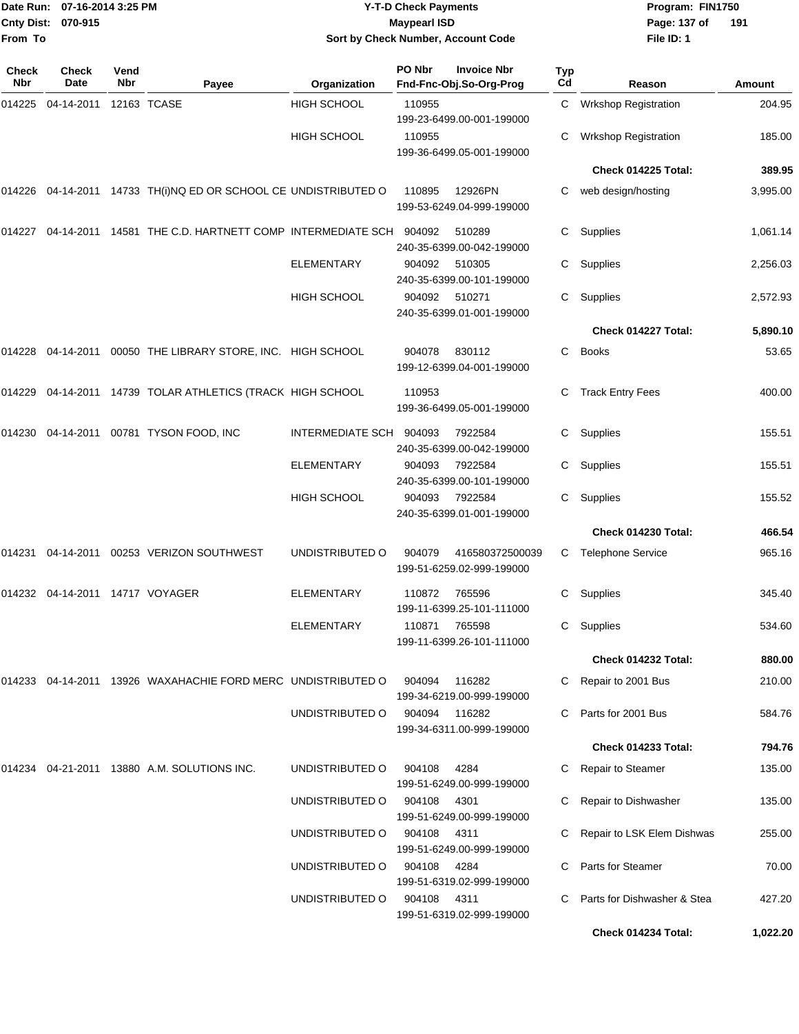Date Run: 07-16-2014 3:25 PM
Cnty Dist: 070-915
From To

**Y-T-D Check Payments**
**Maypearl ISD**
**Sort by Check Number, Account Code**

Program: FIN1750
File ID: 1

| Check Nbr | Check Date | Vend Nbr | Payee | Organization | PO Nbr | Invoice Nbr / Fnd-Fnc-Obj.So-Org-Prog | Typ Cd | Reason | Amount |
|---|---|---|---|---|---|---|---|---|---|
| 014225 | 04-14-2011 | 12163 | TCASE | HIGH SCHOOL | 110955 | 199-23-6499.00-001-199000 | C | Wrkshop Registration | 204.95 |
| | | | | HIGH SCHOOL | 110955 | 199-36-6499.05-001-199000 | C | Wrkshop Registration | 185.00 |
| | | | | | | | | **Check 014225 Total:** | **389.95** |
| 014226 | 04-14-2011 | 14733 | TH(i)NQ ED OR SCHOOL CE | UNDISTRIBUTED O | 110895 | 12926PN 199-53-6249.04-999-199000 | C | web design/hosting | 3,995.00 |
| 014227 | 04-14-2011 | 14581 | THE C.D. HARTNETT COMP | INTERMEDIATE SCH | 904092 | 510289 240-35-6399.00-042-199000 | C | Supplies | 1,061.14 |
| | | | | ELEMENTARY | 904092 | 510305 240-35-6399.00-101-199000 | C | Supplies | 2,256.03 |
| | | | | HIGH SCHOOL | 904092 | 510271 240-35-6399.01-001-199000 | C | Supplies | 2,572.93 |
| | | | | | | | | **Check 014227 Total:** | **5,890.10** |
| 014228 | 04-14-2011 | 00050 | THE LIBRARY STORE, INC. | HIGH SCHOOL | 904078 | 830112 199-12-6399.04-001-199000 | C | Books | 53.65 |
| 014229 | 04-14-2011 | 14739 | TOLAR ATHLETICS (TRACK | HIGH SCHOOL | 110953 | 199-36-6499.05-001-199000 | C | Track Entry Fees | 400.00 |
| 014230 | 04-14-2011 | 00781 | TYSON FOOD, INC | INTERMEDIATE SCH | 904093 | 7922584 240-35-6399.00-042-199000 | C | Supplies | 155.51 |
| | | | | ELEMENTARY | 904093 | 7922584 240-35-6399.00-101-199000 | C | Supplies | 155.51 |
| | | | | HIGH SCHOOL | 904093 | 7922584 240-35-6399.01-001-199000 | C | Supplies | 155.52 |
| | | | | | | | | **Check 014230 Total:** | **466.54** |
| 014231 | 04-14-2011 | 00253 | VERIZON SOUTHWEST | UNDISTRIBUTED O | 904079 | 416580372500039 199-51-6259.02-999-199000 | C | Telephone Service | 965.16 |
| 014232 | 04-14-2011 | 14717 | VOYAGER | ELEMENTARY | 110872 | 765596 199-11-6399.25-101-111000 | C | Supplies | 345.40 |
| | | | | ELEMENTARY | 110871 | 765598 199-11-6399.26-101-111000 | C | Supplies | 534.60 |
| | | | | | | | | **Check 014232 Total:** | **880.00** |
| 014233 | 04-14-2011 | 13926 | WAXAHACHIE FORD MERC | UNDISTRIBUTED O | 904094 | 116282 199-34-6219.00-999-199000 | C | Repair to 2001 Bus | 210.00 |
| | | | | UNDISTRIBUTED O | 904094 | 116282 199-34-6311.00-999-199000 | C | Parts for 2001 Bus | 584.76 |
| | | | | | | | | **Check 014233 Total:** | **794.76** |
| 014234 | 04-21-2011 | 13880 | A.M. SOLUTIONS INC. | UNDISTRIBUTED O | 904108 | 4284 199-51-6249.00-999-199000 | C | Repair to Steamer | 135.00 |
| | | | | UNDISTRIBUTED O | 904108 | 4301 199-51-6249.00-999-199000 | C | Repair to Dishwasher | 135.00 |
| | | | | UNDISTRIBUTED O | 904108 | 4311 199-51-6249.00-999-199000 | C | Repair to LSK Elem Dishwas | 255.00 |
| | | | | UNDISTRIBUTED O | 904108 | 4284 199-51-6319.02-999-199000 | C | Parts for Steamer | 70.00 |
| | | | | UNDISTRIBUTED O | 904108 | 4311 199-51-6319.02-999-199000 | C | Parts for Dishwasher & Stea | 427.20 |
| | | | | | | | | **Check 014234 Total:** | **1,022.20** |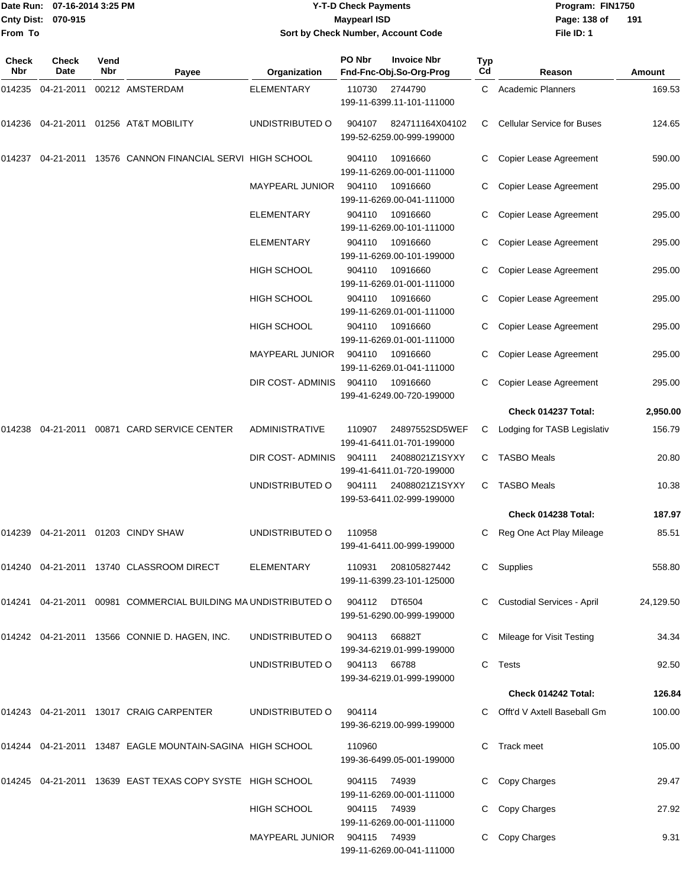Date Run: 07-16-2014 3:25 PM
Cnty Dist: 070-915
From To

# Y-T-D Check Payments
## Maypearl ISD
### Sort by Check Number, Account Code

Program: FIN1750
File ID: 1

| Check Nbr | Check Date | Vend Nbr | Payee | Organization | PO Nbr / Invoice Nbr / Fnd-Fnc-Obj.So-Org-Prog | Typ Cd | Reason | Amount |
|---|---|---|---|---|---|---|---|---|
| 014235 | 04-21-2011 | 00212 | AMSTERDAM | ELEMENTARY | 110730 2744790 199-11-6399.11-101-111000 | C | Academic Planners | 169.53 |
| 014236 | 04-21-2011 | 01256 | AT&T MOBILITY | UNDISTRIBUTED O | 904107 824711164X04102 199-52-6259.00-999-199000 | C | Cellular Service for Buses | 124.65 |
| 014237 | 04-21-2011 | 13576 | CANNON FINANCIAL SERVI | HIGH SCHOOL | 904110 10916660 199-11-6269.00-001-111000 | C | Copier Lease Agreement | 590.00 |
| | | | | MAYPEARL JUNIOR | 904110 10916660 199-11-6269.00-041-111000 | C | Copier Lease Agreement | 295.00 |
| | | | | ELEMENTARY | 904110 10916660 199-11-6269.00-101-111000 | C | Copier Lease Agreement | 295.00 |
| | | | | ELEMENTARY | 904110 10916660 199-11-6269.00-101-199000 | C | Copier Lease Agreement | 295.00 |
| | | | | HIGH SCHOOL | 904110 10916660 199-11-6269.01-001-111000 | C | Copier Lease Agreement | 295.00 |
| | | | | HIGH SCHOOL | 904110 10916660 199-11-6269.01-001-111000 | C | Copier Lease Agreement | 295.00 |
| | | | | HIGH SCHOOL | 904110 10916660 199-11-6269.01-001-111000 | C | Copier Lease Agreement | 295.00 |
| | | | | MAYPEARL JUNIOR | 904110 10916660 199-11-6269.01-041-111000 | C | Copier Lease Agreement | 295.00 |
| | | | | DIR COST- ADMINIS | 904110 10916660 199-41-6249.00-720-199000 | C | Copier Lease Agreement | 295.00 |
| | | | | | | | **Check 014237 Total:** | **2,950.00** |
| 014238 | 04-21-2011 | 00871 | CARD SERVICE CENTER | ADMINISTRATIVE | 110907 24897552SD5WEF 199-41-6411.01-701-199000 | C | Lodging for TASB Legislativ | 156.79 |
| | | | | DIR COST- ADMINIS | 904111 24088021Z1SYXY 199-41-6411.01-720-199000 | C | TASBO Meals | 20.80 |
| | | | | UNDISTRIBUTED O | 904111 24088021Z1SYXY 199-53-6411.02-999-199000 | C | TASBO Meals | 10.38 |
| | | | | | | | **Check 014238 Total:** | **187.97** |
| 014239 | 04-21-2011 | 01203 | CINDY SHAW | UNDISTRIBUTED O | 110958 199-41-6411.00-999-199000 | C | Reg One Act Play Mileage | 85.51 |
| 014240 | 04-21-2011 | 13740 | CLASSROOM DIRECT | ELEMENTARY | 110931 208105827442 199-11-6399.23-101-125000 | C | Supplies | 558.80 |
| 014241 | 04-21-2011 | 00981 | COMMERCIAL BUILDING MA | UNDISTRIBUTED O | 904112 DT6504 199-51-6290.00-999-199000 | C | Custodial Services - April | 24,129.50 |
| 014242 | 04-21-2011 | 13566 | CONNIE D. HAGEN, INC. | UNDISTRIBUTED O | 904113 66882T 199-34-6219.01-999-199000 | C | Mileage for Visit Testing | 34.34 |
| | | | | UNDISTRIBUTED O | 904113 66788 199-34-6219.01-999-199000 | C | Tests | 92.50 |
| | | | | | | | **Check 014242 Total:** | **126.84** |
| 014243 | 04-21-2011 | 13017 | CRAIG CARPENTER | UNDISTRIBUTED O | 904114 199-36-6219.00-999-199000 | C | Offt'd V Axtell Baseball Gm | 100.00 |
| 014244 | 04-21-2011 | 13487 | EAGLE MOUNTAIN-SAGINA | HIGH SCHOOL | 110960 199-36-6499.05-001-199000 | C | Track meet | 105.00 |
| 014245 | 04-21-2011 | 13639 | EAST TEXAS COPY SYSTE | HIGH SCHOOL | 904115 74939 199-11-6269.00-001-111000 | C | Copy Charges | 29.47 |
| | | | | HIGH SCHOOL | 904115 74939 199-11-6269.00-001-111000 | C | Copy Charges | 27.92 |
| | | | | MAYPEARL JUNIOR | 904115 74939 199-11-6269.00-041-111000 | C | Copy Charges | 9.31 |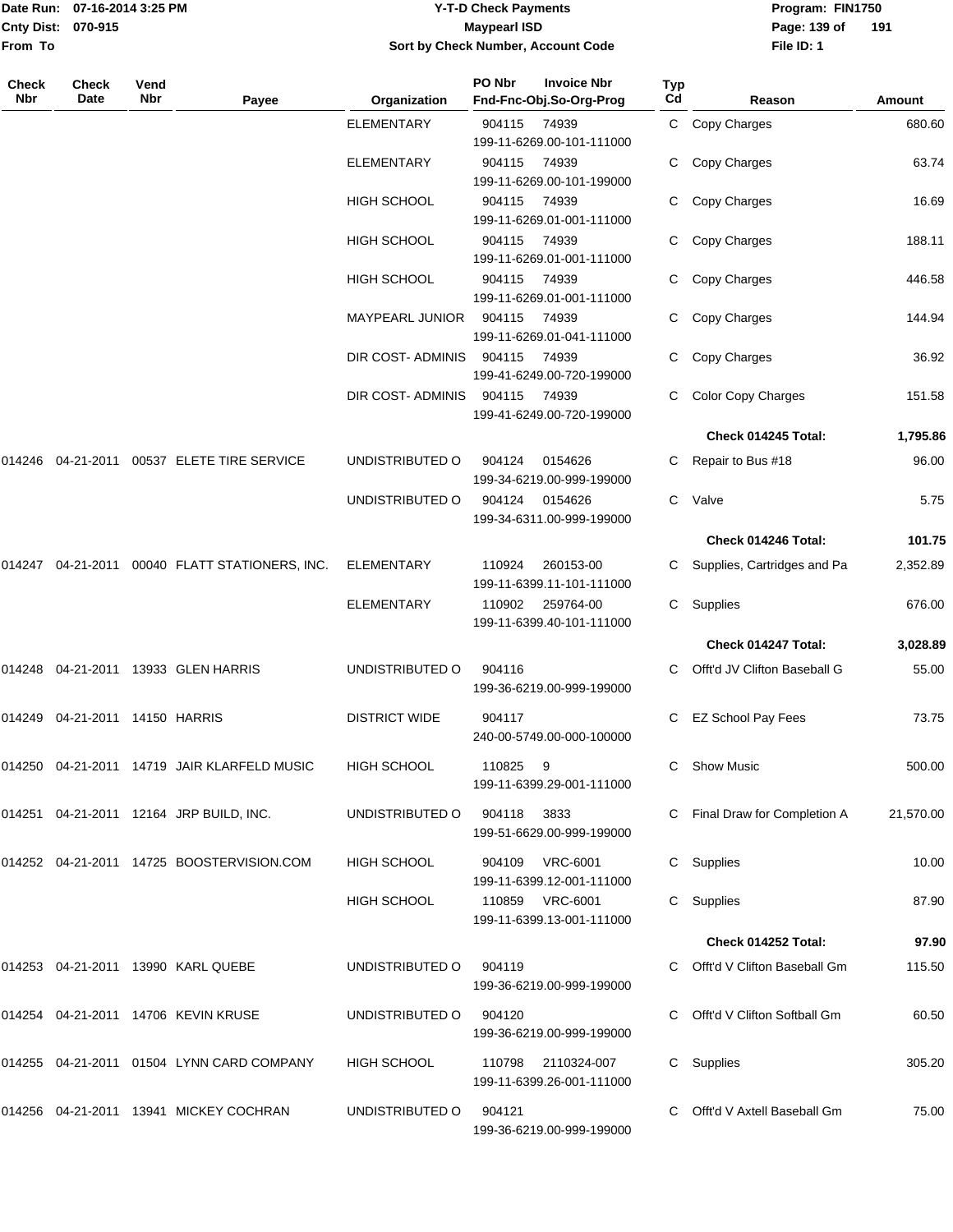# Y-T-D Check Payments

**Maypearl ISD**

**Sort by Check Number, Account Code**

Date Run: 07-16-2014 3:25 PM
Cnty Dist: 070-915
From To

Program: FIN1750
File ID: 1

| Check Nbr | Check Date | Vend Nbr | Payee | Organization | PO Nbr / Invoice Nbr / Fnd-Fnc-Obj.So-Org-Prog | Typ Cd | Reason | Amount |
|---|---|---|---|---|---|---|---|---|
| | | | | ELEMENTARY | 904115 74939 199-11-6269.00-101-111000 | C | Copy Charges | 680.60 |
| | | | | ELEMENTARY | 904115 74939 199-11-6269.00-101-199000 | C | Copy Charges | 63.74 |
| | | | | HIGH SCHOOL | 904115 74939 199-11-6269.01-001-111000 | C | Copy Charges | 16.69 |
| | | | | HIGH SCHOOL | 904115 74939 199-11-6269.01-001-111000 | C | Copy Charges | 188.11 |
| | | | | HIGH SCHOOL | 904115 74939 199-11-6269.01-001-111000 | C | Copy Charges | 446.58 |
| | | | | MAYPEARL JUNIOR | 904115 74939 199-11-6269.01-041-111000 | C | Copy Charges | 144.94 |
| | | | | DIR COST- ADMINIS | 904115 74939 199-41-6249.00-720-199000 | C | Copy Charges | 36.92 |
| | | | | DIR COST- ADMINIS | 904115 74939 199-41-6249.00-720-199000 | C | Color Copy Charges | 151.58 |
| | | | | | | | **Check 014245 Total:** | **1,795.86** |
| 014246 | 04-21-2011 | 00537 | ELETE TIRE SERVICE | UNDISTRIBUTED O | 904124 0154626 199-34-6219.00-999-199000 | C | Repair to Bus #18 | 96.00 |
| | | | | UNDISTRIBUTED O | 904124 0154626 199-34-6311.00-999-199000 | C | Valve | 5.75 |
| | | | | | | | **Check 014246 Total:** | **101.75** |
| 014247 | 04-21-2011 | 00040 | FLATT STATIONERS, INC. | ELEMENTARY | 110924 260153-00 199-11-6399.11-101-111000 | C | Supplies, Cartridges and Pa | 2,352.89 |
| | | | | ELEMENTARY | 110902 259764-00 199-11-6399.40-101-111000 | C | Supplies | 676.00 |
| | | | | | | | **Check 014247 Total:** | **3,028.89** |
| 014248 | 04-21-2011 | 13933 | GLEN HARRIS | UNDISTRIBUTED O | 904116 199-36-6219.00-999-199000 | C | Offt'd JV Clifton Baseball G | 55.00 |
| 014249 | 04-21-2011 | 14150 | HARRIS | DISTRICT WIDE | 904117 240-00-5749.00-000-100000 | C | EZ School Pay Fees | 73.75 |
| 014250 | 04-21-2011 | 14719 | JAIR KLARFELD MUSIC | HIGH SCHOOL | 110825 9 199-11-6399.29-001-111000 | C | Show Music | 500.00 |
| 014251 | 04-21-2011 | 12164 | JRP BUILD, INC. | UNDISTRIBUTED O | 904118 3833 199-51-6629.00-999-199000 | C | Final Draw for Completion A | 21,570.00 |
| 014252 | 04-21-2011 | 14725 | BOOSTERVISION.COM | HIGH SCHOOL | 904109 VRC-6001 199-11-6399.12-001-111000 | C | Supplies | 10.00 |
| | | | | HIGH SCHOOL | 110859 VRC-6001 199-11-6399.13-001-111000 | C | Supplies | 87.90 |
| | | | | | | | **Check 014252 Total:** | **97.90** |
| 014253 | 04-21-2011 | 13990 | KARL QUEBE | UNDISTRIBUTED O | 904119 199-36-6219.00-999-199000 | C | Offt'd V Clifton Baseball Gm | 115.50 |
| 014254 | 04-21-2011 | 14706 | KEVIN KRUSE | UNDISTRIBUTED O | 904120 199-36-6219.00-999-199000 | C | Offt'd V Clifton Softball Gm | 60.50 |
| 014255 | 04-21-2011 | 01504 | LYNN CARD COMPANY | HIGH SCHOOL | 110798 2110324-007 199-11-6399.26-001-111000 | C | Supplies | 305.20 |
| 014256 | 04-21-2011 | 13941 | MICKEY COCHRAN | UNDISTRIBUTED O | 904121 199-36-6219.00-999-199000 | C | Offt'd V Axtell Baseball Gm | 75.00 |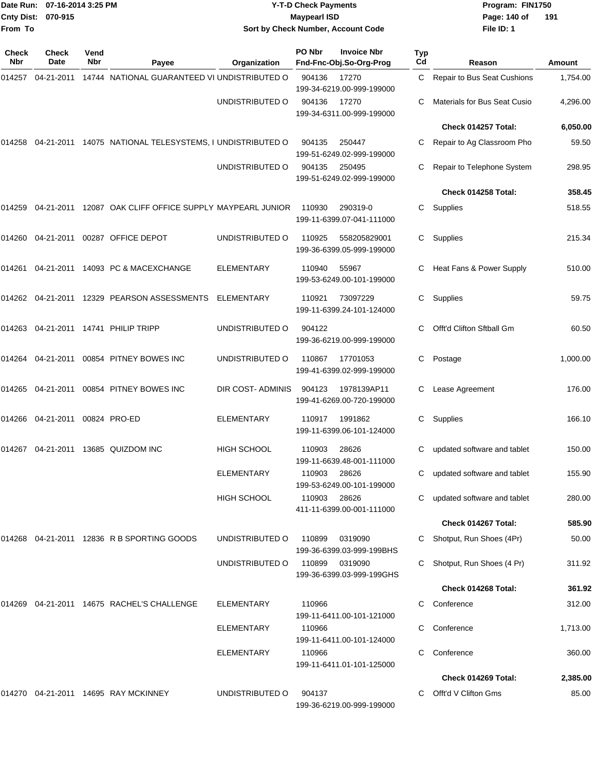Date Run: 07-16-2014 3:25 PM
Cnty Dist: 070-915
From To

# Y-T-D Check Payments
## Maypearl ISD
### Sort by Check Number, Account Code

Program: FIN1750
File ID: 1

| Check Nbr | Check Date | Vend Nbr | Payee | Organization | PO Nbr | Invoice Nbr / Fnd-Fnc-Obj.So-Org-Prog | Typ Cd | Reason | Amount |
|---|---|---|---|---|---|---|---|---|---|
| 014257 | 04-21-2011 | 14744 | NATIONAL GUARANTEED VI | UNDISTRIBUTED O | 904136 | 17270 199-34-6219.00-999-199000 | C | Repair to Bus Seat Cushions | 1,754.00 |
| | | | | UNDISTRIBUTED O | 904136 | 17270 199-34-6311.00-999-199000 | C | Materials for Bus Seat Cusio | 4,296.00 |
| | | | | | | | | **Check 014257 Total:** | **6,050.00** |
| 014258 | 04-21-2011 | 14075 | NATIONAL TELESYSTEMS, I | UNDISTRIBUTED O | 904135 | 250447 199-51-6249.02-999-199000 | C | Repair to Ag Classroom Pho | 59.50 |
| | | | | UNDISTRIBUTED O | 904135 | 250495 199-51-6249.02-999-199000 | C | Repair to Telephone System | 298.95 |
| | | | | | | | | **Check 014258 Total:** | **358.45** |
| 014259 | 04-21-2011 | 12087 | OAK CLIFF OFFICE SUPPLY | MAYPEARL JUNIOR | 110930 | 290319-0 199-11-6399.07-041-111000 | C | Supplies | 518.55 |
| 014260 | 04-21-2011 | 00287 | OFFICE DEPOT | UNDISTRIBUTED O | 110925 | 558205829001 199-36-6399.05-999-199000 | C | Supplies | 215.34 |
| 014261 | 04-21-2011 | 14093 | PC & MACEXCHANGE | ELEMENTARY | 110940 | 55967 199-53-6249.00-101-199000 | C | Heat Fans & Power Supply | 510.00 |
| 014262 | 04-21-2011 | 12329 | PEARSON ASSESSMENTS | ELEMENTARY | 110921 | 73097229 199-11-6399.24-101-124000 | C | Supplies | 59.75 |
| 014263 | 04-21-2011 | 14741 | PHILIP TRIPP | UNDISTRIBUTED O | 904122 | 199-36-6219.00-999-199000 | C | Offt'd Clifton Sftball Gm | 60.50 |
| 014264 | 04-21-2011 | 00854 | PITNEY BOWES INC | UNDISTRIBUTED O | 110867 | 17701053 199-41-6399.02-999-199000 | C | Postage | 1,000.00 |
| 014265 | 04-21-2011 | 00854 | PITNEY BOWES INC | DIR COST- ADMINIS | 904123 | 1978139AP11 199-41-6269.00-720-199000 | C | Lease Agreement | 176.00 |
| 014266 | 04-21-2011 | 00824 | PRO-ED | ELEMENTARY | 110917 | 1991862 199-11-6399.06-101-124000 | C | Supplies | 166.10 |
| 014267 | 04-21-2011 | 13685 | QUIZDOM INC | HIGH SCHOOL | 110903 | 28626 199-11-6639.48-001-111000 | C | updated software and tablet | 150.00 |
| | | | | ELEMENTARY | 110903 | 28626 199-53-6249.00-101-199000 | C | updated software and tablet | 155.90 |
| | | | | HIGH SCHOOL | 110903 | 28626 411-11-6399.00-001-111000 | C | updated software and tablet | 280.00 |
| | | | | | | | | **Check 014267 Total:** | **585.90** |
| 014268 | 04-21-2011 | 12836 | R B SPORTING GOODS | UNDISTRIBUTED O | 110899 | 0319090 199-36-6399.03-999-199BHS | C | Shotput, Run Shoes (4Pr) | 50.00 |
| | | | | UNDISTRIBUTED O | 110899 | 0319090 199-36-6399.03-999-199GHS | C | Shotput, Run Shoes (4 Pr) | 311.92 |
| | | | | | | | | **Check 014268 Total:** | **361.92** |
| 014269 | 04-21-2011 | 14675 | RACHEL'S CHALLENGE | ELEMENTARY | 110966 | 199-11-6411.00-101-121000 | C | Conference | 312.00 |
| | | | | ELEMENTARY | 110966 | 199-11-6411.00-101-124000 | C | Conference | 1,713.00 |
| | | | | ELEMENTARY | 110966 | 199-11-6411.01-101-125000 | C | Conference | 360.00 |
| | | | | | | | | **Check 014269 Total:** | **2,385.00** |
| 014270 | 04-21-2011 | 14695 | RAY MCKINNEY | UNDISTRIBUTED O | 904137 | 199-36-6219.00-999-199000 | C | Offt'd V Clifton Gms | 85.00 |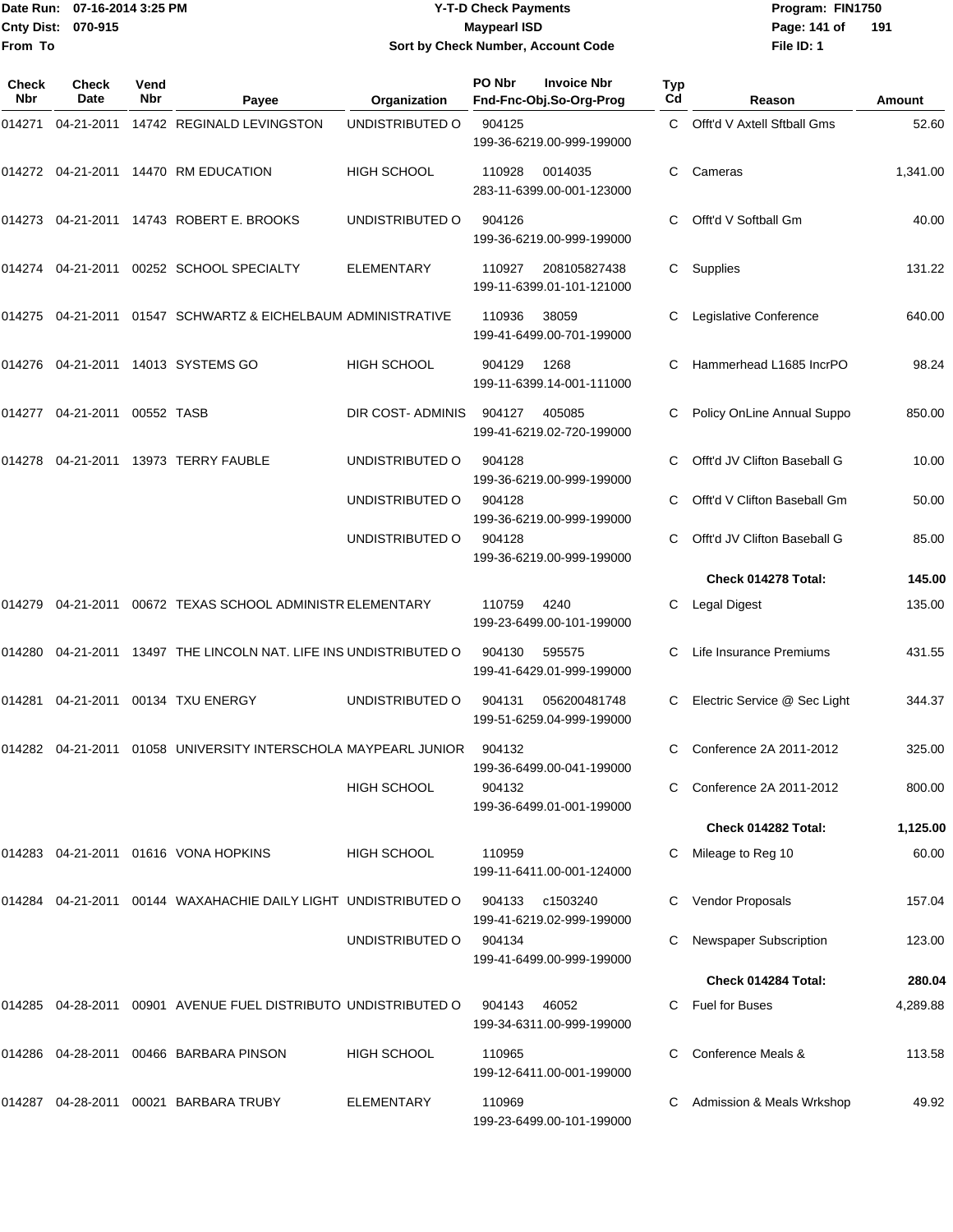# Y-T-D Check Payments

**Maypearl ISD**

**Sort by Check Number, Account Code**

Date Run: 07-16-2014 3:25 PM
Cnty Dist: 070-915
From To

Program: FIN1750
File ID: 1

| Check Nbr | Check Date | Vend Nbr | Payee | Organization | PO Nbr | Invoice Nbr | Fnd-Fnc-Obj.So-Org-Prog | Typ Cd | Reason | Amount |
|---|---|---|---|---|---|---|---|---|---|---|
| 014271 | 04-21-2011 | 14742 | REGINALD LEVINGSTON | UNDISTRIBUTED O | 904125 | | 199-36-6219.00-999-199000 | C | Offt'd V Axtell Sftball Gms | 52.60 |
| 014272 | 04-21-2011 | 14470 | RM EDUCATION | HIGH SCHOOL | 110928 | 0014035 | 283-11-6399.00-001-123000 | C | Cameras | 1,341.00 |
| 014273 | 04-21-2011 | 14743 | ROBERT E. BROOKS | UNDISTRIBUTED O | 904126 | | 199-36-6219.00-999-199000 | C | Offt'd V Softball Gm | 40.00 |
| 014274 | 04-21-2011 | 00252 | SCHOOL SPECIALTY | ELEMENTARY | 110927 | 208105827438 | 199-11-6399.01-101-121000 | C | Supplies | 131.22 |
| 014275 | 04-21-2011 | 01547 | SCHWARTZ & EICHELBAUM | ADMINISTRATIVE | 110936 | 38059 | 199-41-6499.00-701-199000 | C | Legislative Conference | 640.00 |
| 014276 | 04-21-2011 | 14013 | SYSTEMS GO | HIGH SCHOOL | 904129 | 1268 | 199-11-6399.14-001-111000 | C | Hammerhead L1685 IncrPO | 98.24 |
| 014277 | 04-21-2011 | 00552 | TASB | DIR COST- ADMINIS | 904127 | 405085 | 199-41-6219.02-720-199000 | C | Policy OnLine Annual Suppo | 850.00 |
| 014278 | 04-21-2011 | 13973 | TERRY FAUBLE | UNDISTRIBUTED O | 904128 | | 199-36-6219.00-999-199000 | C | Offt'd JV Clifton Baseball G | 10.00 |
| | | | | UNDISTRIBUTED O | 904128 | | 199-36-6219.00-999-199000 | C | Offt'd V Clifton Baseball Gm | 50.00 |
| | | | | UNDISTRIBUTED O | 904128 | | 199-36-6219.00-999-199000 | C | Offt'd JV Clifton Baseball G | 85.00 |
| | | | | | | | | | **Check 014278 Total:** | **145.00** |
| 014279 | 04-21-2011 | 00672 | TEXAS SCHOOL ADMINISTR | ELEMENTARY | 110759 | 4240 | 199-23-6499.00-101-199000 | C | Legal Digest | 135.00 |
| 014280 | 04-21-2011 | 13497 | THE LINCOLN NAT. LIFE INS | UNDISTRIBUTED O | 904130 | 595575 | 199-41-6429.01-999-199000 | C | Life Insurance Premiums | 431.55 |
| 014281 | 04-21-2011 | 00134 | TXU ENERGY | UNDISTRIBUTED O | 904131 | 056200481748 | 199-51-6259.04-999-199000 | C | Electric Service @ Sec Light | 344.37 |
| 014282 | 04-21-2011 | 01058 | UNIVERSITY INTERSCHOLA | MAYPEARL JUNIOR | 904132 | | 199-36-6499.00-041-199000 | C | Conference 2A 2011-2012 | 325.00 |
| | | | | HIGH SCHOOL | 904132 | | 199-36-6499.01-001-199000 | C | Conference 2A 2011-2012 | 800.00 |
| | | | | | | | | | **Check 014282 Total:** | **1,125.00** |
| 014283 | 04-21-2011 | 01616 | VONA HOPKINS | HIGH SCHOOL | 110959 | | 199-11-6411.00-001-124000 | C | Mileage to Reg 10 | 60.00 |
| 014284 | 04-21-2011 | 00144 | WAXAHACHIE DAILY LIGHT | UNDISTRIBUTED O | 904133 | c1503240 | 199-41-6219.02-999-199000 | C | Vendor Proposals | 157.04 |
| | | | | UNDISTRIBUTED O | 904134 | | 199-41-6499.00-999-199000 | C | Newspaper Subscription | 123.00 |
| | | | | | | | | | **Check 014284 Total:** | **280.04** |
| 014285 | 04-28-2011 | 00901 | AVENUE FUEL DISTRIBUTO | UNDISTRIBUTED O | 904143 | 46052 | 199-34-6311.00-999-199000 | C | Fuel for Buses | 4,289.88 |
| 014286 | 04-28-2011 | 00466 | BARBARA PINSON | HIGH SCHOOL | 110965 | | 199-12-6411.00-001-199000 | C | Conference Meals & | 113.58 |
| 014287 | 04-28-2011 | 00021 | BARBARA TRUBY | ELEMENTARY | 110969 | | 199-23-6499.00-101-199000 | C | Admission & Meals Wrkshop | 49.92 |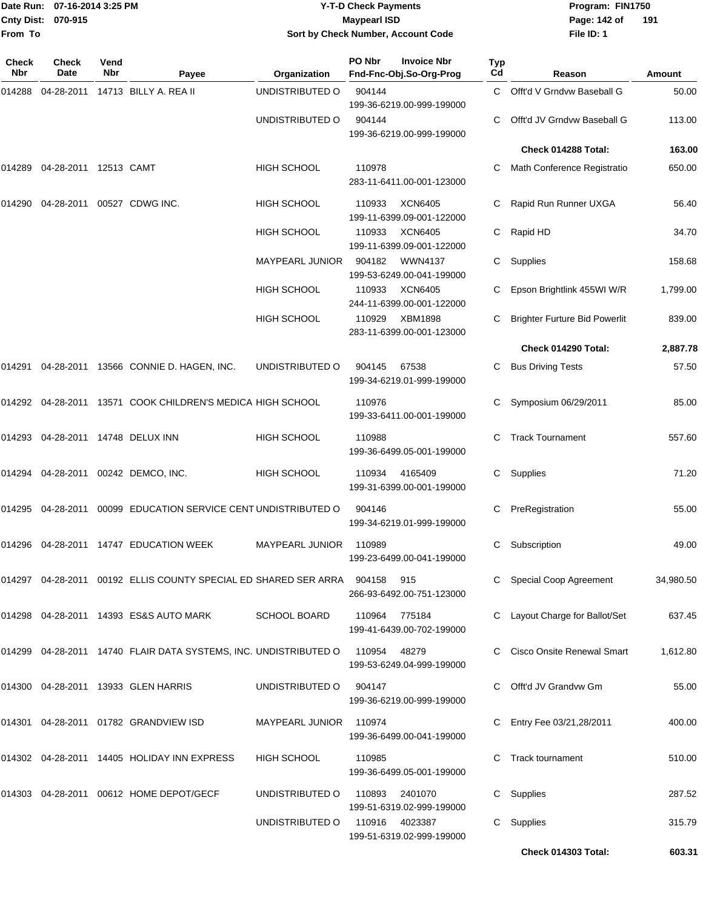Date Run: 07-16-2014 3:25 PM
Cnty Dist: 070-915
From To

# Y-T-D Check Payments
## Maypearl ISD
### Sort by Check Number, Account Code

Program: FIN1750
File ID: 1

| Check Nbr | Check Date | Vend Nbr | Payee | Organization | PO Nbr | Invoice Nbr / Fnd-Fnc-Obj.So-Org-Prog | Typ Cd | Reason | Amount |
|---|---|---|---|---|---|---|---|---|---|
| 014288 | 04-28-2011 | 14713 | BILLY A. REA II | UNDISTRIBUTED O | 904144 | 199-36-6219.00-999-199000 | C | Offt'd V Grndvw Baseball G | 50.00 |
| | | | | UNDISTRIBUTED O | 904144 | 199-36-6219.00-999-199000 | C | Offt'd JV Grndvw Baseball G | 113.00 |
| | | | | | | | | **Check 014288 Total:** | **163.00** |
| 014289 | 04-28-2011 | 12513 | CAMT | HIGH SCHOOL | 110978 | 283-11-6411.00-001-123000 | C | Math Conference Registratio | 650.00 |
| 014290 | 04-28-2011 | 00527 | CDWG INC. | HIGH SCHOOL | 110933 | XCN6405 199-11-6399.09-001-122000 | C | Rapid Run Runner UXGA | 56.40 |
| | | | | HIGH SCHOOL | 110933 | XCN6405 199-11-6399.09-001-122000 | C | Rapid HD | 34.70 |
| | | | | MAYPEARL JUNIOR | 904182 | WWN4137 199-53-6249.00-041-199000 | C | Supplies | 158.68 |
| | | | | HIGH SCHOOL | 110933 | XCN6405 244-11-6399.00-001-122000 | C | Epson Brightlink 455WI W/R | 1,799.00 |
| | | | | HIGH SCHOOL | 110929 | XBM1898 283-11-6399.00-001-123000 | C | Brighter Furture Bid Powerlit | 839.00 |
| | | | | | | | | **Check 014290 Total:** | **2,887.78** |
| 014291 | 04-28-2011 | 13566 | CONNIE D. HAGEN, INC. | UNDISTRIBUTED O | 904145 | 67538 199-34-6219.01-999-199000 | C | Bus Driving Tests | 57.50 |
| 014292 | 04-28-2011 | 13571 | COOK CHILDREN'S MEDICA | HIGH SCHOOL | 110976 | 199-33-6411.00-001-199000 | C | Symposium 06/29/2011 | 85.00 |
| 014293 | 04-28-2011 | 14748 | DELUX INN | HIGH SCHOOL | 110988 | 199-36-6499.05-001-199000 | C | Track Tournament | 557.60 |
| 014294 | 04-28-2011 | 00242 | DEMCO, INC. | HIGH SCHOOL | 110934 | 4165409 199-31-6399.00-001-199000 | C | Supplies | 71.20 |
| 014295 | 04-28-2011 | 00099 | EDUCATION SERVICE CENT | UNDISTRIBUTED O | 904146 | 199-34-6219.01-999-199000 | C | PreRegistration | 55.00 |
| 014296 | 04-28-2011 | 14747 | EDUCATION WEEK | MAYPEARL JUNIOR | 110989 | 199-23-6499.00-041-199000 | C | Subscription | 49.00 |
| 014297 | 04-28-2011 | 00192 | ELLIS COUNTY SPECIAL ED | SHARED SER ARRA | 904158 | 915 266-93-6492.00-751-123000 | C | Special Coop Agreement | 34,980.50 |
| 014298 | 04-28-2011 | 14393 | ES&S AUTO MARK | SCHOOL BOARD | 110964 | 775184 199-41-6439.00-702-199000 | C | Layout Charge for Ballot/Set | 637.45 |
| 014299 | 04-28-2011 | 14740 | FLAIR DATA SYSTEMS, INC. | UNDISTRIBUTED O | 110954 | 48279 199-53-6249.04-999-199000 | C | Cisco Onsite Renewal Smart | 1,612.80 |
| 014300 | 04-28-2011 | 13933 | GLEN HARRIS | UNDISTRIBUTED O | 904147 | 199-36-6219.00-999-199000 | C | Offt'd JV Grandvw Gm | 55.00 |
| 014301 | 04-28-2011 | 01782 | GRANDVIEW ISD | MAYPEARL JUNIOR | 110974 | 199-36-6499.00-041-199000 | C | Entry Fee 03/21,28/2011 | 400.00 |
| 014302 | 04-28-2011 | 14405 | HOLIDAY INN EXPRESS | HIGH SCHOOL | 110985 | 199-36-6499.05-001-199000 | C | Track tournament | 510.00 |
| 014303 | 04-28-2011 | 00612 | HOME DEPOT/GECF | UNDISTRIBUTED O | 110893 | 2401070 199-51-6319.02-999-199000 | C | Supplies | 287.52 |
| | | | | UNDISTRIBUTED O | 110916 | 4023387 199-51-6319.02-999-199000 | C | Supplies | 315.79 |
| | | | | | | | | **Check 014303 Total:** | **603.31** |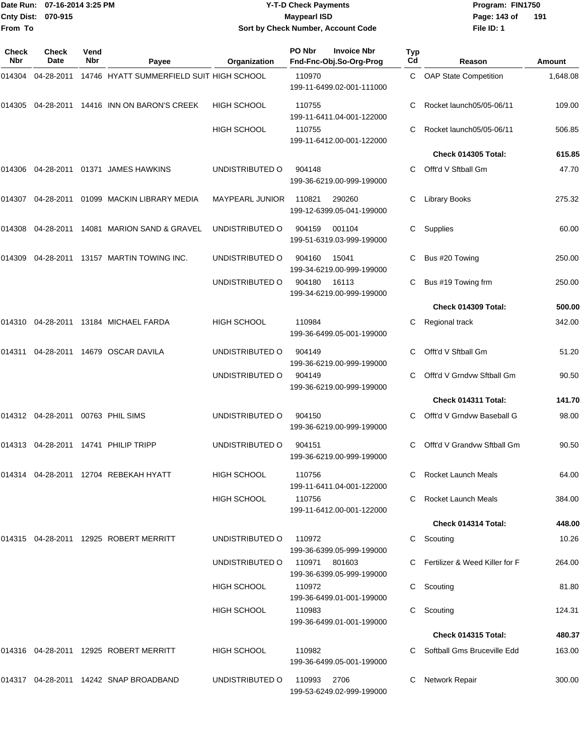Date Run: 07-16-2014 3:25 PM
Cnty Dist: 070-915
From To

# Y-T-D Check Payments
Maypearl ISD
Sort by Check Number, Account Code

Program: FIN1750
File ID: 1

| Check Nbr | Check Date | Vend Nbr | Payee | Organization | PO Nbr | Invoice Nbr / Fnd-Fnc-Obj.So-Org-Prog | Typ Cd | Reason | Amount |
|---|---|---|---|---|---|---|---|---|---|
| 014304 | 04-28-2011 | 14746 | HYATT SUMMERFIELD SUIT | HIGH SCHOOL | 110970 | 199-11-6499.02-001-111000 | C | OAP State Competition | 1,648.08 |
| 014305 | 04-28-2011 | 14416 | INN ON BARON'S CREEK | HIGH SCHOOL | 110755 | 199-11-6411.04-001-122000 | C | Rocket launch05/05-06/11 | 109.00 |
| | | | | HIGH SCHOOL | 110755 | 199-11-6412.00-001-122000 | C | Rocket launch05/05-06/11 | 506.85 |
| | | | | | | | | **Check 014305 Total:** | **615.85** |
| 014306 | 04-28-2011 | 01371 | JAMES HAWKINS | UNDISTRIBUTED O | 904148 | 199-36-6219.00-999-199000 | C | Offt'd V Sftball Gm | 47.70 |
| 014307 | 04-28-2011 | 01099 | MACKIN LIBRARY MEDIA | MAYPEARL JUNIOR | 110821 | 290260 / 199-12-6399.05-041-199000 | C | Library Books | 275.32 |
| 014308 | 04-28-2011 | 14081 | MARION SAND & GRAVEL | UNDISTRIBUTED O | 904159 | 001104 / 199-51-6319.03-999-199000 | C | Supplies | 60.00 |
| 014309 | 04-28-2011 | 13157 | MARTIN TOWING INC. | UNDISTRIBUTED O | 904160 | 15041 / 199-34-6219.00-999-199000 | C | Bus #20 Towing | 250.00 |
| | | | | UNDISTRIBUTED O | 904180 | 16113 / 199-34-6219.00-999-199000 | C | Bus #19 Towing frm | 250.00 |
| | | | | | | | | **Check 014309 Total:** | **500.00** |
| 014310 | 04-28-2011 | 13184 | MICHAEL FARDA | HIGH SCHOOL | 110984 | 199-36-6499.05-001-199000 | C | Regional track | 342.00 |
| 014311 | 04-28-2011 | 14679 | OSCAR DAVILA | UNDISTRIBUTED O | 904149 | 199-36-6219.00-999-199000 | C | Offt'd V Sftball Gm | 51.20 |
| | | | | UNDISTRIBUTED O | 904149 | 199-36-6219.00-999-199000 | C | Offt'd V Grndvw Sftball Gm | 90.50 |
| | | | | | | | | **Check 014311 Total:** | **141.70** |
| 014312 | 04-28-2011 | 00763 | PHIL SIMS | UNDISTRIBUTED O | 904150 | 199-36-6219.00-999-199000 | C | Offt'd V Grndvw Baseball G | 98.00 |
| 014313 | 04-28-2011 | 14741 | PHILIP TRIPP | UNDISTRIBUTED O | 904151 | 199-36-6219.00-999-199000 | C | Offt'd V Grandvw Sftball Gm | 90.50 |
| 014314 | 04-28-2011 | 12704 | REBEKAH HYATT | HIGH SCHOOL | 110756 | 199-11-6411.04-001-122000 | C | Rocket Launch Meals | 64.00 |
| | | | | HIGH SCHOOL | 110756 | 199-11-6412.00-001-122000 | C | Rocket Launch Meals | 384.00 |
| | | | | | | | | **Check 014314 Total:** | **448.00** |
| 014315 | 04-28-2011 | 12925 | ROBERT MERRITT | UNDISTRIBUTED O | 110972 | 199-36-6399.05-999-199000 | C | Scouting | 10.26 |
| | | | | UNDISTRIBUTED O | 110971 | 801603 / 199-36-6399.05-999-199000 | C | Fertilizer & Weed Killer for F | 264.00 |
| | | | | HIGH SCHOOL | 110972 | 199-36-6499.01-001-199000 | C | Scouting | 81.80 |
| | | | | HIGH SCHOOL | 110983 | 199-36-6499.01-001-199000 | C | Scouting | 124.31 |
| | | | | | | | | **Check 014315 Total:** | **480.37** |
| 014316 | 04-28-2011 | 12925 | ROBERT MERRITT | HIGH SCHOOL | 110982 | 199-36-6499.05-001-199000 | C | Softball Gms Bruceville Edd | 163.00 |
| 014317 | 04-28-2011 | 14242 | SNAP BROADBAND | UNDISTRIBUTED O | 110993 | 2706 / 199-53-6249.02-999-199000 | C | Network Repair | 300.00 |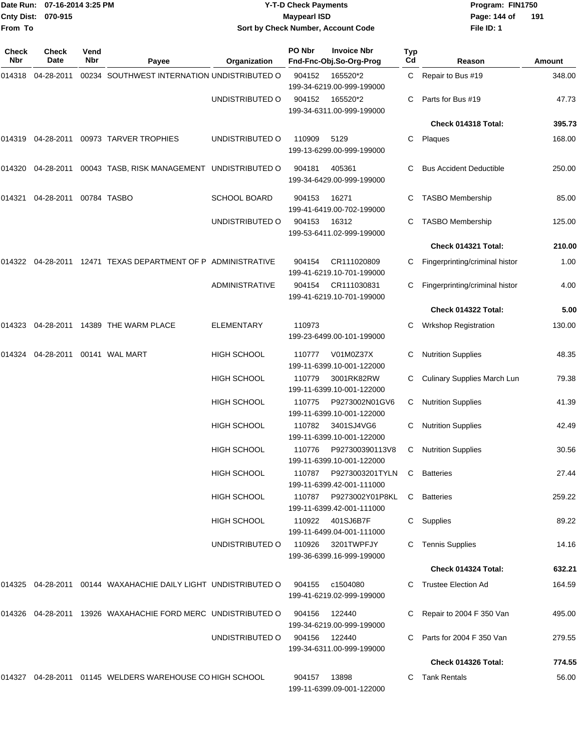| Check Nbr | Check Date | Vend Nbr | Payee | Organization | PO Nbr | Invoice Nbr Fnd-Fnc-Obj.So-Org-Prog | Typ Cd | Reason | Amount |
|---|---|---|---|---|---|---|---|---|---|
| 014318 | 04-28-2011 | 00234 | SOUTHWEST INTERNATION | UNDISTRIBUTED O | 904152 | 165520*2 199-34-6219.00-999-199000 | C | Repair to Bus #19 | 348.00 |
| | | | | UNDISTRIBUTED O | 904152 | 165520*2 199-34-6311.00-999-199000 | C | Parts for Bus #19 | 47.73 |
| | | | | | | | | **Check 014318 Total:** | **395.73** |
| 014319 | 04-28-2011 | 00973 | TARVER TROPHIES | UNDISTRIBUTED O | 110909 | 5129 199-13-6299.00-999-199000 | C | Plaques | 168.00 |
| 014320 | 04-28-2011 | 00043 | TASB, RISK MANAGEMENT | UNDISTRIBUTED O | 904181 | 405361 199-34-6429.00-999-199000 | C | Bus Accident Deductible | 250.00 |
| 014321 | 04-28-2011 | 00784 | TASBO | SCHOOL BOARD | 904153 | 16271 199-41-6419.00-702-199000 | C | TASBO Membership | 85.00 |
| | | | | UNDISTRIBUTED O | 904153 | 16312 199-53-6411.02-999-199000 | C | TASBO Membership | 125.00 |
| | | | | | | | | **Check 014321 Total:** | **210.00** |
| 014322 | 04-28-2011 | 12471 | TEXAS DEPARTMENT OF P | ADMINISTRATIVE | 904154 | CR111020809 199-41-6219.10-701-199000 | C | Fingerprinting/criminal histor | 1.00 |
| | | | | ADMINISTRATIVE | 904154 | CR111030831 199-41-6219.10-701-199000 | C | Fingerprinting/criminal histor | 4.00 |
| | | | | | | | | **Check 014322 Total:** | **5.00** |
| 014323 | 04-28-2011 | 14389 | THE WARM PLACE | ELEMENTARY | 110973 | 199-23-6499.00-101-199000 | C | Wrkshop Registration | 130.00 |
| 014324 | 04-28-2011 | 00141 | WAL MART | HIGH SCHOOL | 110777 | V01M0Z37X 199-11-6399.10-001-122000 | C | Nutrition Supplies | 48.35 |
| | | | | HIGH SCHOOL | 110779 | 3001RK82RW 199-11-6399.10-001-122000 | C | Culinary Supplies March Lun | 79.38 |
| | | | | HIGH SCHOOL | 110775 | P9273002N01GV6 199-11-6399.10-001-122000 | C | Nutrition Supplies | 41.39 |
| | | | | HIGH SCHOOL | 110782 | 3401SJ4VG6 199-11-6399.10-001-122000 | C | Nutrition Supplies | 42.49 |
| | | | | HIGH SCHOOL | 110776 | P927300390113V8 199-11-6399.10-001-122000 | C | Nutrition Supplies | 30.56 |
| | | | | HIGH SCHOOL | 110787 | P9273003201TYLN 199-11-6399.42-001-111000 | C | Batteries | 27.44 |
| | | | | HIGH SCHOOL | 110787 | P9273002Y01P8KL 199-11-6399.42-001-111000 | C | Batteries | 259.22 |
| | | | | HIGH SCHOOL | 110922 | 401SJ6B7F 199-11-6499.04-001-111000 | C | Supplies | 89.22 |
| | | | | UNDISTRIBUTED O | 110926 | 3201TWPFJY 199-36-6399.16-999-199000 | C | Tennis Supplies | 14.16 |
| | | | | | | | | **Check 014324 Total:** | **632.21** |
| 014325 | 04-28-2011 | 00144 | WAXAHACHIE DAILY LIGHT | UNDISTRIBUTED O | 904155 | c1504080 199-41-6219.02-999-199000 | C | Trustee Election Ad | 164.59 |
| 014326 | 04-28-2011 | 13926 | WAXAHACHIE FORD MERC | UNDISTRIBUTED O | 904156 | 122440 199-34-6219.00-999-199000 | C | Repair to 2004 F 350 Van | 495.00 |
| | | | | UNDISTRIBUTED O | 904156 | 122440 199-34-6311.00-999-199000 | C | Parts for 2004 F 350 Van | 279.55 |
| | | | | | | | | **Check 014326 Total:** | **774.55** |
| 014327 | 04-28-2011 | 01145 | WELDERS WAREHOUSE CO | HIGH SCHOOL | 904157 | 13898 199-11-6399.09-001-122000 | C | Tank Rentals | 56.00 |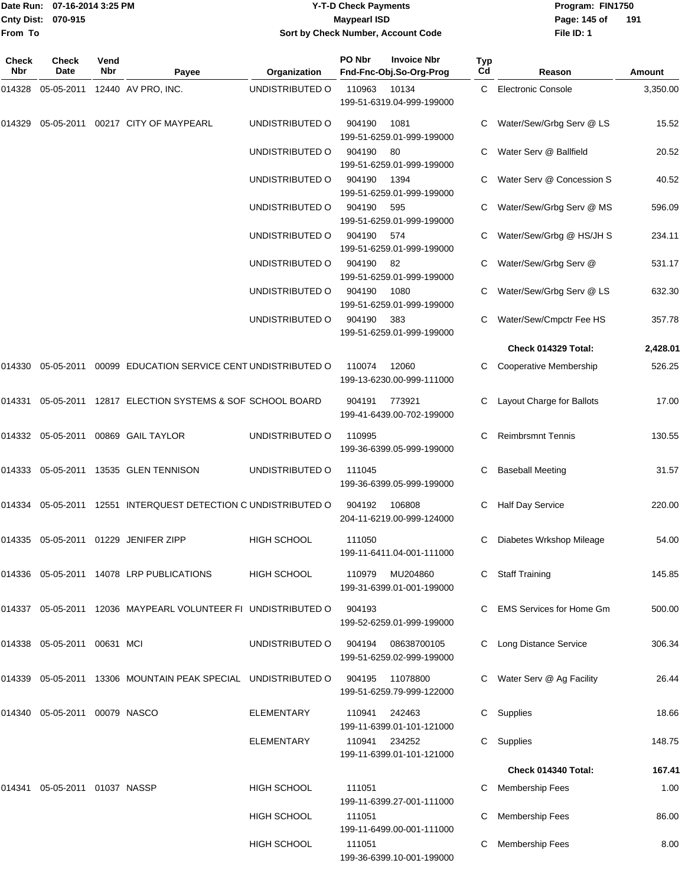**Y-T-D Check Payments**
**Maypearl ISD**
**Sort by Check Number, Account Code**

Date Run: 07-16-2014 3:25 PM
Cnty Dist: 070-915
From To

Program: FIN1750
File ID: 1

| Check Nbr | Check Date | Vend Nbr | Payee | Organization | PO Nbr / Invoice Nbr / Fnd-Fnc-Obj.So-Org-Prog | Typ Cd | Reason | Amount |
|---|---|---|---|---|---|---|---|---|
| 014328 | 05-05-2011 | 12440 | AV PRO, INC. | UNDISTRIBUTED O | 110963 10134 199-51-6319.04-999-199000 | C | Electronic Console | 3,350.00 |
| 014329 | 05-05-2011 | 00217 | CITY OF MAYPEARL | UNDISTRIBUTED O | 904190 1081 199-51-6259.01-999-199000 | C | Water/Sew/Grbg Serv @ LS | 15.52 |
| | | | | UNDISTRIBUTED O | 904190 80 199-51-6259.01-999-199000 | C | Water Serv @ Ballfield | 20.52 |
| | | | | UNDISTRIBUTED O | 904190 1394 199-51-6259.01-999-199000 | C | Water Serv @ Concession S | 40.52 |
| | | | | UNDISTRIBUTED O | 904190 595 199-51-6259.01-999-199000 | C | Water/Sew/Grbg Serv @ MS | 596.09 |
| | | | | UNDISTRIBUTED O | 904190 574 199-51-6259.01-999-199000 | C | Water/Sew/Grbg @ HS/JH S | 234.11 |
| | | | | UNDISTRIBUTED O | 904190 82 199-51-6259.01-999-199000 | C | Water/Sew/Grbg Serv @ | 531.17 |
| | | | | UNDISTRIBUTED O | 904190 1080 199-51-6259.01-999-199000 | C | Water/Sew/Grbg Serv @ LS | 632.30 |
| | | | | UNDISTRIBUTED O | 904190 383 199-51-6259.01-999-199000 | C | Water/Sew/Cmpctr Fee HS | 357.78 |
| | | | | | | | **Check 014329 Total:** | **2,428.01** |
| 014330 | 05-05-2011 | 00099 | EDUCATION SERVICE CENT | UNDISTRIBUTED O | 110074 12060 199-13-6230.00-999-111000 | C | Cooperative Membership | 526.25 |
| 014331 | 05-05-2011 | 12817 | ELECTION SYSTEMS & SOF | SCHOOL BOARD | 904191 773921 199-41-6439.00-702-199000 | C | Layout Charge for Ballots | 17.00 |
| 014332 | 05-05-2011 | 00869 | GAIL TAYLOR | UNDISTRIBUTED O | 110995 199-36-6399.05-999-199000 | C | Reimbrsmnt Tennis | 130.55 |
| 014333 | 05-05-2011 | 13535 | GLEN TENNISON | UNDISTRIBUTED O | 111045 199-36-6399.05-999-199000 | C | Baseball Meeting | 31.57 |
| 014334 | 05-05-2011 | 12551 | INTERQUEST DETECTION C | UNDISTRIBUTED O | 904192 106808 204-11-6219.00-999-124000 | C | Half Day Service | 220.00 |
| 014335 | 05-05-2011 | 01229 | JENIFER ZIPP | HIGH SCHOOL | 111050 199-11-6411.04-001-111000 | C | Diabetes Wrkshop Mileage | 54.00 |
| 014336 | 05-05-2011 | 14078 | LRP PUBLICATIONS | HIGH SCHOOL | 110979 MU204860 199-31-6399.01-001-199000 | C | Staff Training | 145.85 |
| 014337 | 05-05-2011 | 12036 | MAYPEARL VOLUNTEER FI | UNDISTRIBUTED O | 904193 199-52-6259.01-999-199000 | C | EMS Services for Home Gm | 500.00 |
| 014338 | 05-05-2011 | 00631 | MCI | UNDISTRIBUTED O | 904194 08638700105 199-51-6259.02-999-199000 | C | Long Distance Service | 306.34 |
| 014339 | 05-05-2011 | 13306 | MOUNTAIN PEAK SPECIAL | UNDISTRIBUTED O | 904195 11078800 199-51-6259.79-999-122000 | C | Water Serv @ Ag Facility | 26.44 |
| 014340 | 05-05-2011 | 00079 | NASCO | ELEMENTARY | 110941 242463 199-11-6399.01-101-121000 | C | Supplies | 18.66 |
| | | | | ELEMENTARY | 110941 234252 199-11-6399.01-101-121000 | C | Supplies | 148.75 |
| | | | | | | | **Check 014340 Total:** | **167.41** |
| 014341 | 05-05-2011 | 01037 | NASSP | HIGH SCHOOL | 111051 199-11-6399.27-001-111000 | C | Membership Fees | 1.00 |
| | | | | HIGH SCHOOL | 111051 199-11-6499.00-001-111000 | C | Membership Fees | 86.00 |
| | | | | HIGH SCHOOL | 111051 199-36-6399.10-001-199000 | C | Membership Fees | 8.00 |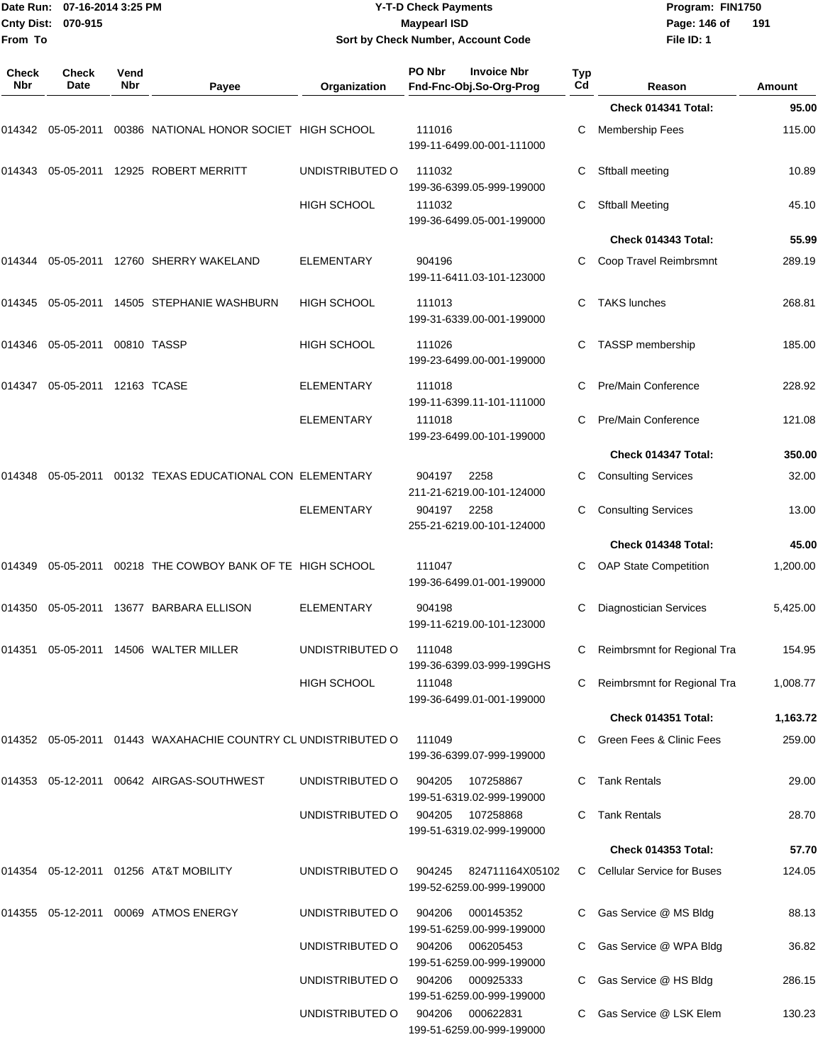**Maypearl ISD**

**Y-T-D Check Payments**

**Sort by Check Number, Account Code**

Date Run: 07-16-2014 3:25 PM
Cnty Dist: 070-915
From To

Program: FIN1750
File ID: 1

| Check Nbr | Check Date | Vend Nbr | Payee | Organization | PO Nbr / Invoice Nbr / Fnd-Fnc-Obj.So-Org-Prog | Typ Cd | Reason | Amount |
|---|---|---|---|---|---|---|---|---|
| | | | | | | | **Check 014341 Total:** | **95.00** |
| 014342 | 05-05-2011 | 00386 | NATIONAL HONOR SOCIET | HIGH SCHOOL | 111016<br>199-11-6499.00-001-111000 | C | Membership Fees | 115.00 |
| 014343 | 05-05-2011 | 12925 | ROBERT MERRITT | UNDISTRIBUTED O | 111032<br>199-36-6399.05-999-199000 | C | Sftball meeting | 10.89 |
| | | | | HIGH SCHOOL | 111032<br>199-36-6499.05-001-199000 | C | Sftball Meeting | 45.10 |
| | | | | | | | **Check 014343 Total:** | **55.99** |
| 014344 | 05-05-2011 | 12760 | SHERRY WAKELAND | ELEMENTARY | 904196<br>199-11-6411.03-101-123000 | C | Coop Travel Reimbrsmnt | 289.19 |
| 014345 | 05-05-2011 | 14505 | STEPHANIE WASHBURN | HIGH SCHOOL | 111013<br>199-31-6339.00-001-199000 | C | TAKS lunches | 268.81 |
| 014346 | 05-05-2011 | 00810 | TASSP | HIGH SCHOOL | 111026<br>199-23-6499.00-001-199000 | C | TASSP membership | 185.00 |
| 014347 | 05-05-2011 | 12163 | TCASE | ELEMENTARY | 111018<br>199-11-6399.11-101-111000 | C | Pre/Main Conference | 228.92 |
| | | | | ELEMENTARY | 111018<br>199-23-6499.00-101-199000 | C | Pre/Main Conference | 121.08 |
| | | | | | | | **Check 014347 Total:** | **350.00** |
| 014348 | 05-05-2011 | 00132 | TEXAS EDUCATIONAL CON | ELEMENTARY | 904197 2258<br>211-21-6219.00-101-124000 | C | Consulting Services | 32.00 |
| | | | | ELEMENTARY | 904197 2258<br>255-21-6219.00-101-124000 | C | Consulting Services | 13.00 |
| | | | | | | | **Check 014348 Total:** | **45.00** |
| 014349 | 05-05-2011 | 00218 | THE COWBOY BANK OF TE | HIGH SCHOOL | 111047<br>199-36-6499.01-001-199000 | C | OAP State Competition | 1,200.00 |
| 014350 | 05-05-2011 | 13677 | BARBARA ELLISON | ELEMENTARY | 904198<br>199-11-6219.00-101-123000 | C | Diagnostician Services | 5,425.00 |
| 014351 | 05-05-2011 | 14506 | WALTER MILLER | UNDISTRIBUTED O | 111048<br>199-36-6399.03-999-199GHS | C | Reimbrsmnt for Regional Tra | 154.95 |
| | | | | HIGH SCHOOL | 111048<br>199-36-6499.01-001-199000 | C | Reimbrsmnt for Regional Tra | 1,008.77 |
| | | | | | | | **Check 014351 Total:** | **1,163.72** |
| 014352 | 05-05-2011 | 01443 | WAXAHACHIE COUNTRY CL | UNDISTRIBUTED O | 111049<br>199-36-6399.07-999-199000 | C | Green Fees & Clinic Fees | 259.00 |
| 014353 | 05-12-2011 | 00642 | AIRGAS-SOUTHWEST | UNDISTRIBUTED O | 904205 107258867<br>199-51-6319.02-999-199000 | C | Tank Rentals | 29.00 |
| | | | | UNDISTRIBUTED O | 904205 107258868<br>199-51-6319.02-999-199000 | C | Tank Rentals | 28.70 |
| | | | | | | | **Check 014353 Total:** | **57.70** |
| 014354 | 05-12-2011 | 01256 | AT&T MOBILITY | UNDISTRIBUTED O | 904245 824711164X05102<br>199-52-6259.00-999-199000 | C | Cellular Service for Buses | 124.05 |
| 014355 | 05-12-2011 | 00069 | ATMOS ENERGY | UNDISTRIBUTED O | 904206 000145352<br>199-51-6259.00-999-199000 | C | Gas Service @ MS Bldg | 88.13 |
| | | | | UNDISTRIBUTED O | 904206 006205453<br>199-51-6259.00-999-199000 | C | Gas Service @ WPA Bldg | 36.82 |
| | | | | UNDISTRIBUTED O | 904206 000925333<br>199-51-6259.00-999-199000 | C | Gas Service @ HS Bldg | 286.15 |
| | | | | UNDISTRIBUTED O | 904206 000622831<br>199-51-6259.00-999-199000 | C | Gas Service @ LSK Elem | 130.23 |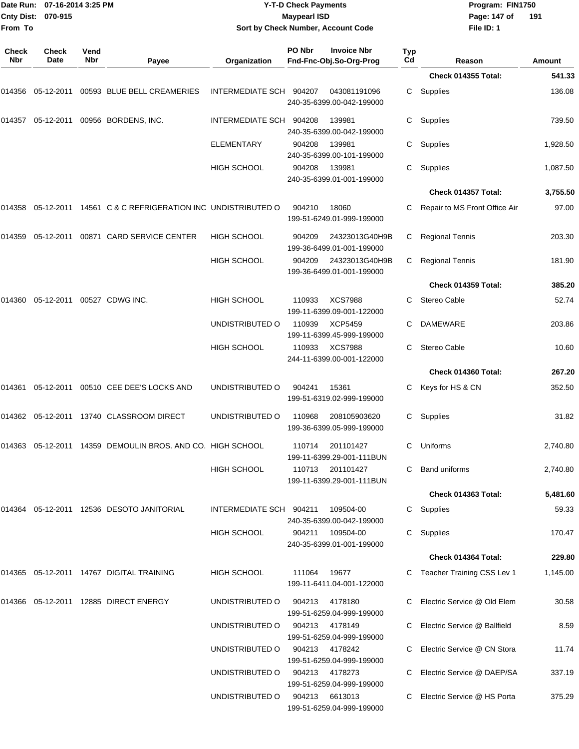| Check Nbr | Check Date | Vend Nbr | Payee | Organization | PO Nbr | Invoice Nbr Fnd-Fnc-Obj.So-Org-Prog | Typ Cd | Reason | Amount |
|---|---|---|---|---|---|---|---|---|---|
| | | | | | | | | **Check 014355 Total:** | **541.33** |
| 014356 | 05-12-2011 | 00593 | BLUE BELL CREAMERIES | INTERMEDIATE SCH | 904207 | 043081191096 240-35-6399.00-042-199000 | C | Supplies | 136.08 |
| 014357 | 05-12-2011 | 00956 | BORDENS, INC. | INTERMEDIATE SCH | 904208 | 139981 240-35-6399.00-042-199000 | C | Supplies | 739.50 |
| | | | | ELEMENTARY | 904208 | 139981 240-35-6399.00-101-199000 | C | Supplies | 1,928.50 |
| | | | | HIGH SCHOOL | 904208 | 139981 240-35-6399.01-001-199000 | C | Supplies | 1,087.50 |
| | | | | | | | | **Check 014357 Total:** | **3,755.50** |
| 014358 | 05-12-2011 | 14561 | C & C REFRIGERATION INC | UNDISTRIBUTED O | 904210 | 18060 199-51-6249.01-999-199000 | C | Repair to MS Front Office Air | 97.00 |
| 014359 | 05-12-2011 | 00871 | CARD SERVICE CENTER | HIGH SCHOOL | 904209 | 24323013G40H9B 199-36-6499.01-001-199000 | C | Regional Tennis | 203.30 |
| | | | | HIGH SCHOOL | 904209 | 24323013G40H9B 199-36-6499.01-001-199000 | C | Regional Tennis | 181.90 |
| | | | | | | | | **Check 014359 Total:** | **385.20** |
| 014360 | 05-12-2011 | 00527 | CDWG INC. | HIGH SCHOOL | 110933 | XCS7988 199-11-6399.09-001-122000 | C | Stereo Cable | 52.74 |
| | | | | UNDISTRIBUTED O | 110939 | XCP5459 199-11-6399.45-999-199000 | C | DAMEWARE | 203.86 |
| | | | | HIGH SCHOOL | 110933 | XCS7988 244-11-6399.00-001-122000 | C | Stereo Cable | 10.60 |
| | | | | | | | | **Check 014360 Total:** | **267.20** |
| 014361 | 05-12-2011 | 00510 | CEE DEE'S LOCKS AND | UNDISTRIBUTED O | 904241 | 15361 199-51-6319.02-999-199000 | C | Keys for HS & CN | 352.50 |
| 014362 | 05-12-2011 | 13740 | CLASSROOM DIRECT | UNDISTRIBUTED O | 110968 | 208105903620 199-36-6399.05-999-199000 | C | Supplies | 31.82 |
| 014363 | 05-12-2011 | 14359 | DEMOULIN BROS. AND CO. | HIGH SCHOOL | 110714 | 201101427 199-11-6399.29-001-111BUN | C | Uniforms | 2,740.80 |
| | | | | HIGH SCHOOL | 110713 | 201101427 199-11-6399.29-001-111BUN | C | Band uniforms | 2,740.80 |
| | | | | | | | | **Check 014363 Total:** | **5,481.60** |
| 014364 | 05-12-2011 | 12536 | DESOTO JANITORIAL | INTERMEDIATE SCH | 904211 | 109504-00 240-35-6399.00-042-199000 | C | Supplies | 59.33 |
| | | | | HIGH SCHOOL | 904211 | 109504-00 240-35-6399.01-001-199000 | C | Supplies | 170.47 |
| | | | | | | | | **Check 014364 Total:** | **229.80** |
| 014365 | 05-12-2011 | 14767 | DIGITAL TRAINING | HIGH SCHOOL | 111064 | 19677 199-11-6411.04-001-122000 | C | Teacher Training CSS Lev 1 | 1,145.00 |
| 014366 | 05-12-2011 | 12885 | DIRECT ENERGY | UNDISTRIBUTED O | 904213 | 4178180 199-51-6259.04-999-199000 | C | Electric Service @ Old Elem | 30.58 |
| | | | | UNDISTRIBUTED O | 904213 | 4178149 199-51-6259.04-999-199000 | C | Electric Service @ Ballfield | 8.59 |
| | | | | UNDISTRIBUTED O | 904213 | 4178242 199-51-6259.04-999-199000 | C | Electric Service @ CN Stora | 11.74 |
| | | | | UNDISTRIBUTED O | 904213 | 4178273 199-51-6259.04-999-199000 | C | Electric Service @ DAEP/SA | 337.19 |
| | | | | UNDISTRIBUTED O | 904213 | 6613013 199-51-6259.04-999-199000 | C | Electric Service @ HS Porta | 375.29 |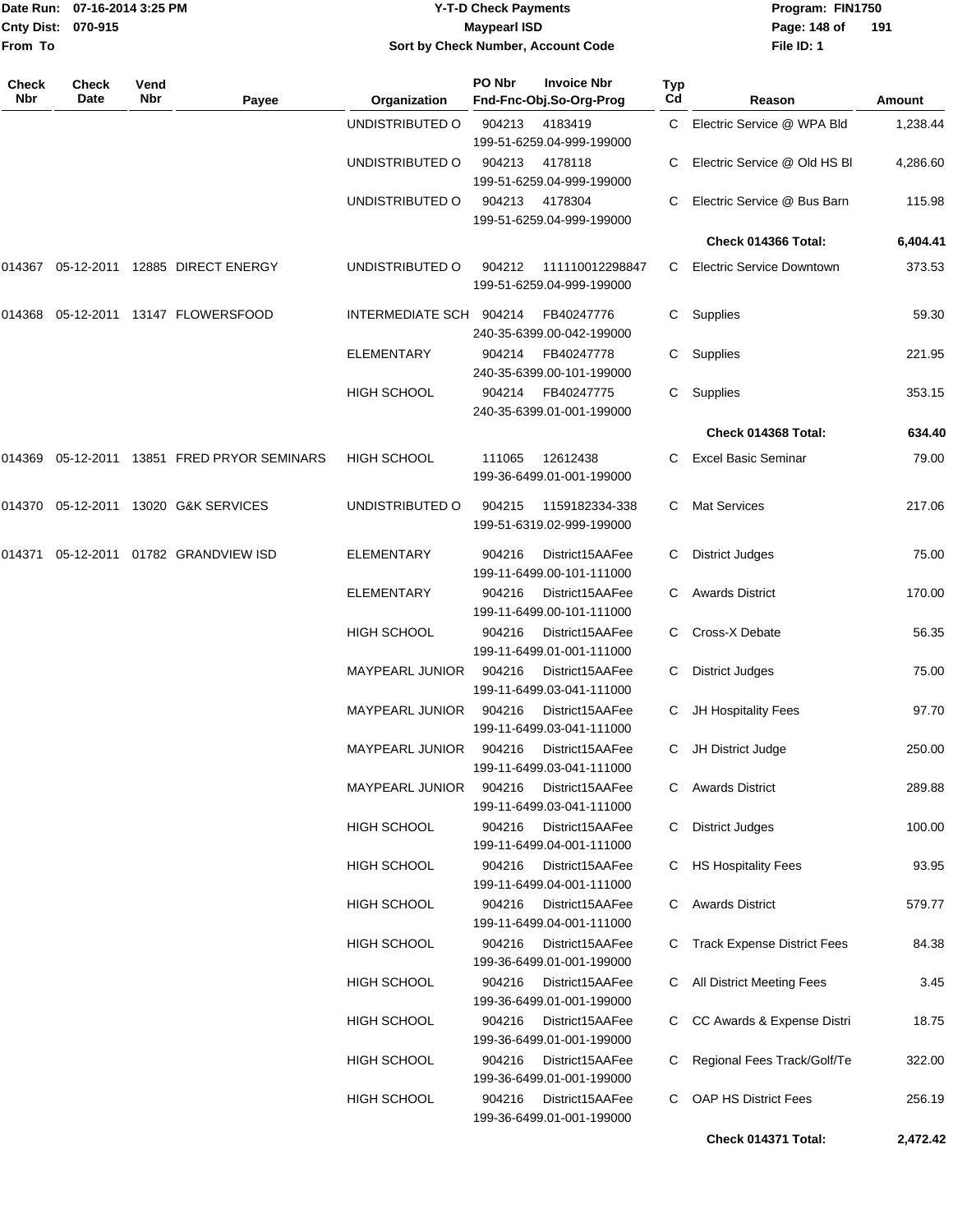# Y-T-D Check Payments

**Maypearl ISD**

**Sort by Check Number, Account Code**

Date Run: 07-16-2014 3:25 PM
Cnty Dist: 070-915
From To

Program: FIN1750
File ID: 1

| Check Nbr | Check Date | Vend Nbr | Payee | Organization | PO Nbr / Fnd-Fnc-Obj.So-Org-Prog | Invoice Nbr | Typ Cd | Reason | Amount |
|---|---|---|---|---|---|---|---|---|---|
| | | | | UNDISTRIBUTED O | 904213 / 199-51-6259.04-999-199000 | 4183419 | C | Electric Service @ WPA Bld | 1,238.44 |
| | | | | UNDISTRIBUTED O | 904213 / 199-51-6259.04-999-199000 | 4178118 | C | Electric Service @ Old HS Bl | 4,286.60 |
| | | | | UNDISTRIBUTED O | 904213 / 199-51-6259.04-999-199000 | 4178304 | C | Electric Service @ Bus Barn | 115.98 |
| | | | | | | | | **Check 014366 Total:** | **6,404.41** |
| 014367 | 05-12-2011 | 12885 | DIRECT ENERGY | UNDISTRIBUTED O | 904212 / 199-51-6259.04-999-199000 | 111110012298847 | C | Electric Service Downtown | 373.53 |
| 014368 | 05-12-2011 | 13147 | FLOWERSFOOD | INTERMEDIATE SCH | 904214 / 240-35-6399.00-042-199000 | FB40247776 | C | Supplies | 59.30 |
| | | | | ELEMENTARY | 904214 / 240-35-6399.00-101-199000 | FB40247778 | C | Supplies | 221.95 |
| | | | | HIGH SCHOOL | 904214 / 240-35-6399.01-001-199000 | FB40247775 | C | Supplies | 353.15 |
| | | | | | | | | **Check 014368 Total:** | **634.40** |
| 014369 | 05-12-2011 | 13851 | FRED PRYOR SEMINARS | HIGH SCHOOL | 111065 / 199-36-6499.01-001-199000 | 12612438 | C | Excel Basic Seminar | 79.00 |
| 014370 | 05-12-2011 | 13020 | G&K SERVICES | UNDISTRIBUTED O | 904215 / 199-51-6319.02-999-199000 | 1159182334-338 | C | Mat Services | 217.06 |
| 014371 | 05-12-2011 | 01782 | GRANDVIEW ISD | ELEMENTARY | 904216 / 199-11-6499.00-101-111000 | District15AAFee | C | District Judges | 75.00 |
| | | | | ELEMENTARY | 904216 / 199-11-6499.00-101-111000 | District15AAFee | C | Awards District | 170.00 |
| | | | | HIGH SCHOOL | 904216 / 199-11-6499.01-001-111000 | District15AAFee | C | Cross-X Debate | 56.35 |
| | | | | MAYPEARL JUNIOR | 904216 / 199-11-6499.03-041-111000 | District15AAFee | C | District Judges | 75.00 |
| | | | | MAYPEARL JUNIOR | 904216 / 199-11-6499.03-041-111000 | District15AAFee | C | JH Hospitality Fees | 97.70 |
| | | | | MAYPEARL JUNIOR | 904216 / 199-11-6499.03-041-111000 | District15AAFee | C | JH District Judge | 250.00 |
| | | | | MAYPEARL JUNIOR | 904216 / 199-11-6499.03-041-111000 | District15AAFee | C | Awards District | 289.88 |
| | | | | HIGH SCHOOL | 904216 / 199-11-6499.04-001-111000 | District15AAFee | C | District Judges | 100.00 |
| | | | | HIGH SCHOOL | 904216 / 199-11-6499.04-001-111000 | District15AAFee | C | HS Hospitality Fees | 93.95 |
| | | | | HIGH SCHOOL | 904216 / 199-11-6499.04-001-111000 | District15AAFee | C | Awards District | 579.77 |
| | | | | HIGH SCHOOL | 904216 / 199-36-6499.01-001-199000 | District15AAFee | C | Track Expense District Fees | 84.38 |
| | | | | HIGH SCHOOL | 904216 / 199-36-6499.01-001-199000 | District15AAFee | C | All District Meeting Fees | 3.45 |
| | | | | HIGH SCHOOL | 904216 / 199-36-6499.01-001-199000 | District15AAFee | C | CC Awards & Expense Distri | 18.75 |
| | | | | HIGH SCHOOL | 904216 / 199-36-6499.01-001-199000 | District15AAFee | C | Regional Fees Track/Golf/Te | 322.00 |
| | | | | HIGH SCHOOL | 904216 / 199-36-6499.01-001-199000 | District15AAFee | C | OAP HS District Fees | 256.19 |
| | | | | | | | | **Check 014371 Total:** | **2,472.42** |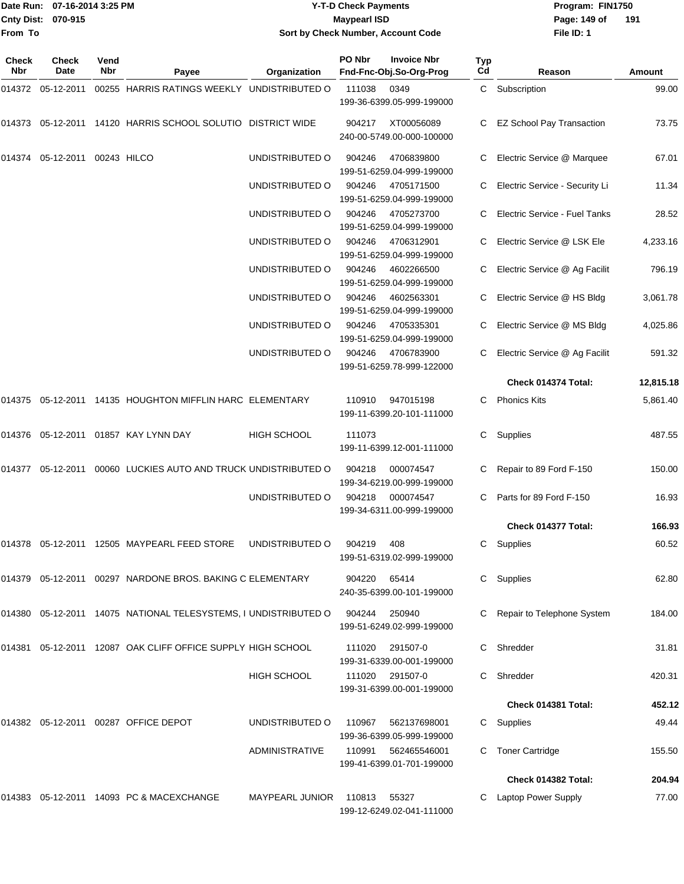Date Run: 07-16-2014 3:25 PM
Cnty Dist: 070-915
From To

# Y-T-D Check Payments
## Maypearl ISD
### Sort by Check Number, Account Code

Program: FIN1750
File ID: 1

| Check Nbr | Check Date | Vend Nbr | Payee | Organization | PO Nbr / Invoice Nbr / Fnd-Fnc-Obj.So-Org-Prog | Typ Cd | Reason | Amount |
|---|---|---|---|---|---|---|---|---|
| 014372 | 05-12-2011 | 00255 | HARRIS RATINGS WEEKLY | UNDISTRIBUTED O | 111038 0349 199-36-6399.05-999-199000 | C | Subscription | 99.00 |
| 014373 | 05-12-2011 | 14120 | HARRIS SCHOOL SOLUTIO | DISTRICT WIDE | 904217 XT00056089 240-00-5749.00-000-100000 | C | EZ School Pay Transaction | 73.75 |
| 014374 | 05-12-2011 | 00243 | HILCO | UNDISTRIBUTED O | 904246 4706839800 199-51-6259.04-999-199000 | C | Electric Service @ Marquee | 67.01 |
| | | | | UNDISTRIBUTED O | 904246 4705171500 199-51-6259.04-999-199000 | C | Electric Service - Security Li | 11.34 |
| | | | | UNDISTRIBUTED O | 904246 4705273700 199-51-6259.04-999-199000 | C | Electric Service - Fuel Tanks | 28.52 |
| | | | | UNDISTRIBUTED O | 904246 4706312901 199-51-6259.04-999-199000 | C | Electric Service @ LSK Ele | 4,233.16 |
| | | | | UNDISTRIBUTED O | 904246 4602266500 199-51-6259.04-999-199000 | C | Electric Service @ Ag Facilit | 796.19 |
| | | | | UNDISTRIBUTED O | 904246 4602563301 199-51-6259.04-999-199000 | C | Electric Service @ HS Bldg | 3,061.78 |
| | | | | UNDISTRIBUTED O | 904246 4705335301 199-51-6259.04-999-199000 | C | Electric Service @ MS Bldg | 4,025.86 |
| | | | | UNDISTRIBUTED O | 904246 4706783900 199-51-6259.78-999-122000 | C | Electric Service @ Ag Facilit | 591.32 |
| | | | | | | | **Check 014374 Total:** | **12,815.18** |
| 014375 | 05-12-2011 | 14135 | HOUGHTON MIFFLIN HARC | ELEMENTARY | 110910 947015198 199-11-6399.20-101-111000 | C | Phonics Kits | 5,861.40 |
| 014376 | 05-12-2011 | 01857 | KAY LYNN DAY | HIGH SCHOOL | 111073 199-11-6399.12-001-111000 | C | Supplies | 487.55 |
| 014377 | 05-12-2011 | 00060 | LUCKIES AUTO AND TRUCK | UNDISTRIBUTED O | 904218 000074547 199-34-6219.00-999-199000 | C | Repair to 89 Ford F-150 | 150.00 |
| | | | | UNDISTRIBUTED O | 904218 000074547 199-34-6311.00-999-199000 | C | Parts for 89 Ford F-150 | 16.93 |
| | | | | | | | **Check 014377 Total:** | **166.93** |
| 014378 | 05-12-2011 | 12505 | MAYPEARL FEED STORE | UNDISTRIBUTED O | 904219 408 199-51-6319.02-999-199000 | C | Supplies | 60.52 |
| 014379 | 05-12-2011 | 00297 | NARDONE BROS. BAKING C | ELEMENTARY | 904220 65414 240-35-6399.00-101-199000 | C | Supplies | 62.80 |
| 014380 | 05-12-2011 | 14075 | NATIONAL TELESYSTEMS, I | UNDISTRIBUTED O | 904244 250940 199-51-6249.02-999-199000 | C | Repair to Telephone System | 184.00 |
| 014381 | 05-12-2011 | 12087 | OAK CLIFF OFFICE SUPPLY | HIGH SCHOOL | 111020 291507-0 199-31-6339.00-001-199000 | C | Shredder | 31.81 |
| | | | | HIGH SCHOOL | 111020 291507-0 199-31-6399.00-001-199000 | C | Shredder | 420.31 |
| | | | | | | | **Check 014381 Total:** | **452.12** |
| 014382 | 05-12-2011 | 00287 | OFFICE DEPOT | UNDISTRIBUTED O | 110967 562137698001 199-36-6399.05-999-199000 | C | Supplies | 49.44 |
| | | | | ADMINISTRATIVE | 110991 562465546001 199-41-6399.01-701-199000 | C | Toner Cartridge | 155.50 |
| | | | | | | | **Check 014382 Total:** | **204.94** |
| 014383 | 05-12-2011 | 14093 | PC & MACEXCHANGE | MAYPEARL JUNIOR | 110813 55327 199-12-6249.02-041-111000 | C | Laptop Power Supply | 77.00 |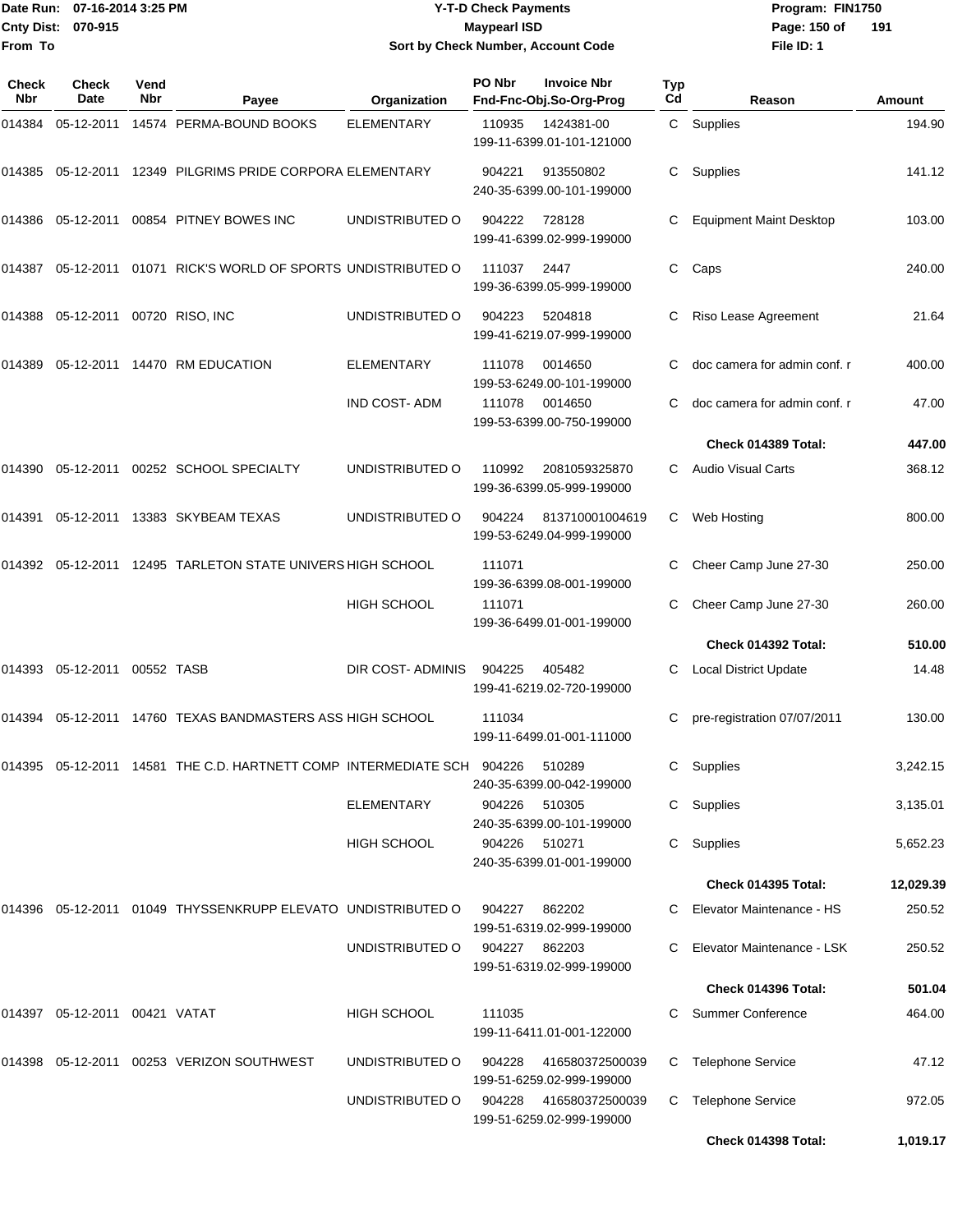Date Run: 07-16-2014 3:25 PM
Cnty Dist: 070-915
From To

# Y-T-D Check Payments
## Maypearl ISD
### Sort by Check Number, Account Code

Program: FIN1750
File ID: 1

| Check Nbr | Check Date | Vend Nbr | Payee | Organization | PO Nbr | Invoice Nbr / Fnd-Fnc-Obj.So-Org-Prog | Typ Cd | Reason | Amount |
|---|---|---|---|---|---|---|---|---|---|
| 014384 | 05-12-2011 | 14574 | PERMA-BOUND BOOKS | ELEMENTARY | 110935 | 1424381-00 199-11-6399.01-101-121000 | C | Supplies | 194.90 |
| 014385 | 05-12-2011 | 12349 | PILGRIMS PRIDE CORPORA | ELEMENTARY | 904221 | 913550802 240-35-6399.00-101-199000 | C | Supplies | 141.12 |
| 014386 | 05-12-2011 | 00854 | PITNEY BOWES INC | UNDISTRIBUTED O | 904222 | 728128 199-41-6399.02-999-199000 | C | Equipment Maint Desktop | 103.00 |
| 014387 | 05-12-2011 | 01071 | RICK'S WORLD OF SPORTS | UNDISTRIBUTED O | 111037 | 2447 199-36-6399.05-999-199000 | C | Caps | 240.00 |
| 014388 | 05-12-2011 | 00720 | RISO, INC | UNDISTRIBUTED O | 904223 | 5204818 199-41-6219.07-999-199000 | C | Riso Lease Agreement | 21.64 |
| 014389 | 05-12-2011 | 14470 | RM EDUCATION | ELEMENTARY | 111078 | 0014650 199-53-6249.00-101-199000 | C | doc camera for admin conf. r | 400.00 |
| | | | | IND COST- ADM | 111078 | 0014650 199-53-6399.00-750-199000 | C | doc camera for admin conf. r | 47.00 |
| | | | | | | | | **Check 014389 Total:** | **447.00** |
| 014390 | 05-12-2011 | 00252 | SCHOOL SPECIALTY | UNDISTRIBUTED O | 110992 | 2081059325870 199-36-6399.05-999-199000 | C | Audio Visual Carts | 368.12 |
| 014391 | 05-12-2011 | 13383 | SKYBEAM TEXAS | UNDISTRIBUTED O | 904224 | 813710001004619 199-53-6249.04-999-199000 | C | Web Hosting | 800.00 |
| 014392 | 05-12-2011 | 12495 | TARLETON STATE UNIVERS | HIGH SCHOOL | 111071 | 199-36-6399.08-001-199000 | C | Cheer Camp June 27-30 | 250.00 |
| | | | | HIGH SCHOOL | 111071 | 199-36-6499.01-001-199000 | C | Cheer Camp June 27-30 | 260.00 |
| | | | | | | | | **Check 014392 Total:** | **510.00** |
| 014393 | 05-12-2011 | 00552 | TASB | DIR COST- ADMINIS | 904225 | 405482 199-41-6219.02-720-199000 | C | Local District Update | 14.48 |
| 014394 | 05-12-2011 | 14760 | TEXAS BANDMASTERS ASS | HIGH SCHOOL | 111034 | 199-11-6499.01-001-111000 | C | pre-registration 07/07/2011 | 130.00 |
| 014395 | 05-12-2011 | 14581 | THE C.D. HARTNETT COMP | INTERMEDIATE SCH | 904226 | 510289 240-35-6399.00-042-199000 | C | Supplies | 3,242.15 |
| | | | | ELEMENTARY | 904226 | 510305 240-35-6399.00-101-199000 | C | Supplies | 3,135.01 |
| | | | | HIGH SCHOOL | 904226 | 510271 240-35-6399.01-001-199000 | C | Supplies | 5,652.23 |
| | | | | | | | | **Check 014395 Total:** | **12,029.39** |
| 014396 | 05-12-2011 | 01049 | THYSSENKRUPP ELEVATO | UNDISTRIBUTED O | 904227 | 862202 199-51-6319.02-999-199000 | C | Elevator Maintenance - HS | 250.52 |
| | | | | UNDISTRIBUTED O | 904227 | 862203 199-51-6319.02-999-199000 | C | Elevator Maintenance - LSK | 250.52 |
| | | | | | | | | **Check 014396 Total:** | **501.04** |
| 014397 | 05-12-2011 | 00421 | VATAT | HIGH SCHOOL | 111035 | 199-11-6411.01-001-122000 | C | Summer Conference | 464.00 |
| 014398 | 05-12-2011 | 00253 | VERIZON SOUTHWEST | UNDISTRIBUTED O | 904228 | 416580372500039 199-51-6259.02-999-199000 | C | Telephone Service | 47.12 |
| | | | | UNDISTRIBUTED O | 904228 | 416580372500039 199-51-6259.02-999-199000 | C | Telephone Service | 972.05 |
| | | | | | | | | **Check 014398 Total:** | **1,019.17** |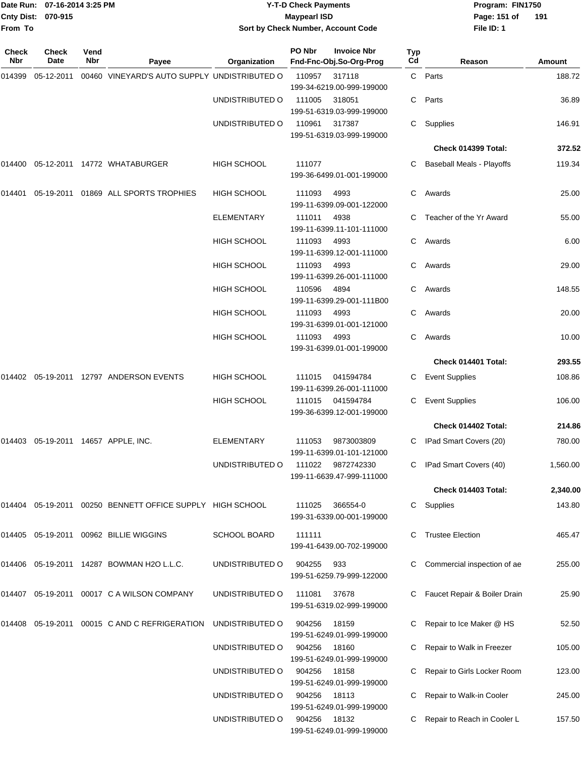Date Run: 07-16-2014 3:25 PM
Cnty Dist: 070-915
From To

# Y-T-D Check Payments
## Maypearl ISD
### Sort by Check Number, Account Code

Program: FIN1750
File ID: 1

| Check Nbr | Check Date | Vend Nbr | Payee | Organization | PO Nbr / Invoice Nbr / Fnd-Fnc-Obj.So-Org-Prog | Typ Cd | Reason | Amount |
|---|---|---|---|---|---|---|---|---|
| 014399 | 05-12-2011 | 00460 | VINEYARD'S AUTO SUPPLY | UNDISTRIBUTED O | 110957 317118 199-34-6219.00-999-199000 | C | Parts | 188.72 |
| | | | | UNDISTRIBUTED O | 111005 318051 199-51-6319.03-999-199000 | C | Parts | 36.89 |
| | | | | UNDISTRIBUTED O | 110961 317387 199-51-6319.03-999-199000 | C | Supplies | 146.91 |
| | | | | | | | **Check 014399 Total:** | **372.52** |
| 014400 | 05-12-2011 | 14772 | WHATABURGER | HIGH SCHOOL | 111077 199-36-6499.01-001-199000 | C | Baseball Meals - Playoffs | 119.34 |
| 014401 | 05-19-2011 | 01869 | ALL SPORTS TROPHIES | HIGH SCHOOL | 111093 4993 199-11-6399.09-001-122000 | C | Awards | 25.00 |
| | | | | ELEMENTARY | 111011 4938 199-11-6399.11-101-111000 | C | Teacher of the Yr Award | 55.00 |
| | | | | HIGH SCHOOL | 111093 4993 199-11-6399.12-001-111000 | C | Awards | 6.00 |
| | | | | HIGH SCHOOL | 111093 4993 199-11-6399.26-001-111000 | C | Awards | 29.00 |
| | | | | HIGH SCHOOL | 110596 4894 199-11-6399.29-001-111B00 | C | Awards | 148.55 |
| | | | | HIGH SCHOOL | 111093 4993 199-31-6399.01-001-121000 | C | Awards | 20.00 |
| | | | | HIGH SCHOOL | 111093 4993 199-31-6399.01-001-199000 | C | Awards | 10.00 |
| | | | | | | | **Check 014401 Total:** | **293.55** |
| 014402 | 05-19-2011 | 12797 | ANDERSON EVENTS | HIGH SCHOOL | 111015 041594784 199-11-6399.26-001-111000 | C | Event Supplies | 108.86 |
| | | | | HIGH SCHOOL | 111015 041594784 199-36-6399.12-001-199000 | C | Event Supplies | 106.00 |
| | | | | | | | **Check 014402 Total:** | **214.86** |
| 014403 | 05-19-2011 | 14657 | APPLE, INC. | ELEMENTARY | 111053 9873003809 199-11-6399.01-101-121000 | C | IPad Smart Covers (20) | 780.00 |
| | | | | UNDISTRIBUTED O | 111022 9872742330 199-11-6639.47-999-111000 | C | IPad Smart Covers (40) | 1,560.00 |
| | | | | | | | **Check 014403 Total:** | **2,340.00** |
| 014404 | 05-19-2011 | 00250 | BENNETT OFFICE SUPPLY | HIGH SCHOOL | 111025 366554-0 199-31-6339.00-001-199000 | C | Supplies | 143.80 |
| 014405 | 05-19-2011 | 00962 | BILLIE WIGGINS | SCHOOL BOARD | 111111 199-41-6439.00-702-199000 | C | Trustee Election | 465.47 |
| 014406 | 05-19-2011 | 14287 | BOWMAN H2O L.L.C. | UNDISTRIBUTED O | 904255 933 199-51-6259.79-999-122000 | C | Commercial inspection of ae | 255.00 |
| 014407 | 05-19-2011 | 00017 | C A WILSON COMPANY | UNDISTRIBUTED O | 111081 37678 199-51-6319.02-999-199000 | C | Faucet Repair & Boiler Drain | 25.90 |
| 014408 | 05-19-2011 | 00015 | C AND C REFRIGERATION | UNDISTRIBUTED O | 904256 18159 199-51-6249.01-999-199000 | C | Repair to Ice Maker @ HS | 52.50 |
| | | | | UNDISTRIBUTED O | 904256 18160 199-51-6249.01-999-199000 | C | Repair to Walk in Freezer | 105.00 |
| | | | | UNDISTRIBUTED O | 904256 18158 199-51-6249.01-999-199000 | C | Repair to Girls Locker Room | 123.00 |
| | | | | UNDISTRIBUTED O | 904256 18113 199-51-6249.01-999-199000 | C | Repair to Walk-in Cooler | 245.00 |
| | | | | UNDISTRIBUTED O | 904256 18132 199-51-6249.01-999-199000 | C | Repair to Reach in Cooler L | 157.50 |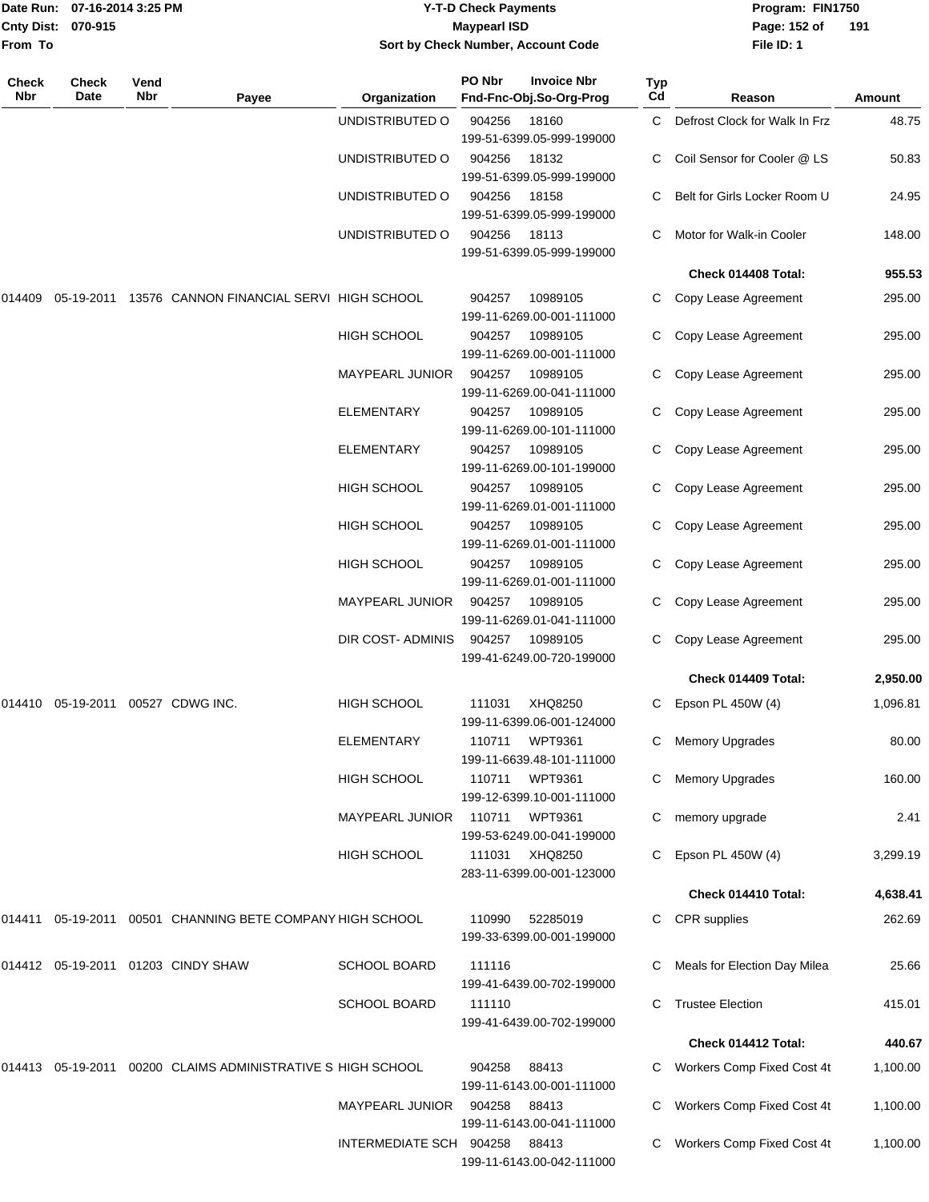# Y-T-D Check Payments

Date Run: 07-16-2014 3:25 PM
Cnty Dist: 070-915
From To

**Maypearl ISD**

Sort by Check Number, Account Code

Program: FIN1750
File ID: 1

| Check Nbr | Check Date | Vend Nbr | Payee | Organization | PO Nbr / Invoice Nbr / Fnd-Fnc-Obj.So-Org-Prog | Typ Cd | Reason | Amount |
|---|---|---|---|---|---|---|---|---|
| | | | | UNDISTRIBUTED O | 904256 18160 199-51-6399.05-999-199000 | C | Defrost Clock for Walk In Frz | 48.75 |
| | | | | UNDISTRIBUTED O | 904256 18132 199-51-6399.05-999-199000 | C | Coil Sensor for Cooler @ LS | 50.83 |
| | | | | UNDISTRIBUTED O | 904256 18158 199-51-6399.05-999-199000 | C | Belt for Girls Locker Room U | 24.95 |
| | | | | UNDISTRIBUTED O | 904256 18113 199-51-6399.05-999-199000 | C | Motor for Walk-in Cooler | 148.00 |
| | | | | | | | **Check 014408 Total:** | **955.53** |
| 014409 | 05-19-2011 | 13576 | CANNON FINANCIAL SERVI | HIGH SCHOOL | 904257 10989105 199-11-6269.00-001-111000 | C | Copy Lease Agreement | 295.00 |
| | | | | HIGH SCHOOL | 904257 10989105 199-11-6269.00-001-111000 | C | Copy Lease Agreement | 295.00 |
| | | | | MAYPEARL JUNIOR | 904257 10989105 199-11-6269.00-041-111000 | C | Copy Lease Agreement | 295.00 |
| | | | | ELEMENTARY | 904257 10989105 199-11-6269.00-101-111000 | C | Copy Lease Agreement | 295.00 |
| | | | | ELEMENTARY | 904257 10989105 199-11-6269.00-101-199000 | C | Copy Lease Agreement | 295.00 |
| | | | | HIGH SCHOOL | 904257 10989105 199-11-6269.01-001-111000 | C | Copy Lease Agreement | 295.00 |
| | | | | HIGH SCHOOL | 904257 10989105 199-11-6269.01-001-111000 | C | Copy Lease Agreement | 295.00 |
| | | | | HIGH SCHOOL | 904257 10989105 199-11-6269.01-001-111000 | C | Copy Lease Agreement | 295.00 |
| | | | | MAYPEARL JUNIOR | 904257 10989105 199-11-6269.01-041-111000 | C | Copy Lease Agreement | 295.00 |
| | | | | DIR COST- ADMINIS | 904257 10989105 199-41-6249.00-720-199000 | C | Copy Lease Agreement | 295.00 |
| | | | | | | | **Check 014409 Total:** | **2,950.00** |
| 014410 | 05-19-2011 | 00527 | CDWG INC. | HIGH SCHOOL | 111031 XHQ8250 199-11-6399.06-001-124000 | C | Epson PL 450W (4) | 1,096.81 |
| | | | | ELEMENTARY | 110711 WPT9361 199-11-6639.48-101-111000 | C | Memory Upgrades | 80.00 |
| | | | | HIGH SCHOOL | 110711 WPT9361 199-12-6399.10-001-111000 | C | Memory Upgrades | 160.00 |
| | | | | MAYPEARL JUNIOR | 110711 WPT9361 199-53-6249.00-041-199000 | C | memory upgrade | 2.41 |
| | | | | HIGH SCHOOL | 111031 XHQ8250 283-11-6399.00-001-123000 | C | Epson PL 450W (4) | 3,299.19 |
| | | | | | | | **Check 014410 Total:** | **4,638.41** |
| 014411 | 05-19-2011 | 00501 | CHANNING BETE COMPANY | HIGH SCHOOL | 110990 52285019 199-33-6399.00-001-199000 | C | CPR supplies | 262.69 |
| 014412 | 05-19-2011 | 01203 | CINDY SHAW | SCHOOL BOARD | 111116 199-41-6439.00-702-199000 | C | Meals for Election Day Milea | 25.66 |
| | | | | SCHOOL BOARD | 111110 199-41-6439.00-702-199000 | C | Trustee Election | 415.01 |
| | | | | | | | **Check 014412 Total:** | **440.67** |
| 014413 | 05-19-2011 | 00200 | CLAIMS ADMINISTRATIVE S | HIGH SCHOOL | 904258 88413 199-11-6143.00-001-111000 | C | Workers Comp Fixed Cost 4t | 1,100.00 |
| | | | | MAYPEARL JUNIOR | 904258 88413 199-11-6143.00-041-111000 | C | Workers Comp Fixed Cost 4t | 1,100.00 |
| | | | | INTERMEDIATE SCH | 904258 88413 199-11-6143.00-042-111000 | C | Workers Comp Fixed Cost 4t | 1,100.00 |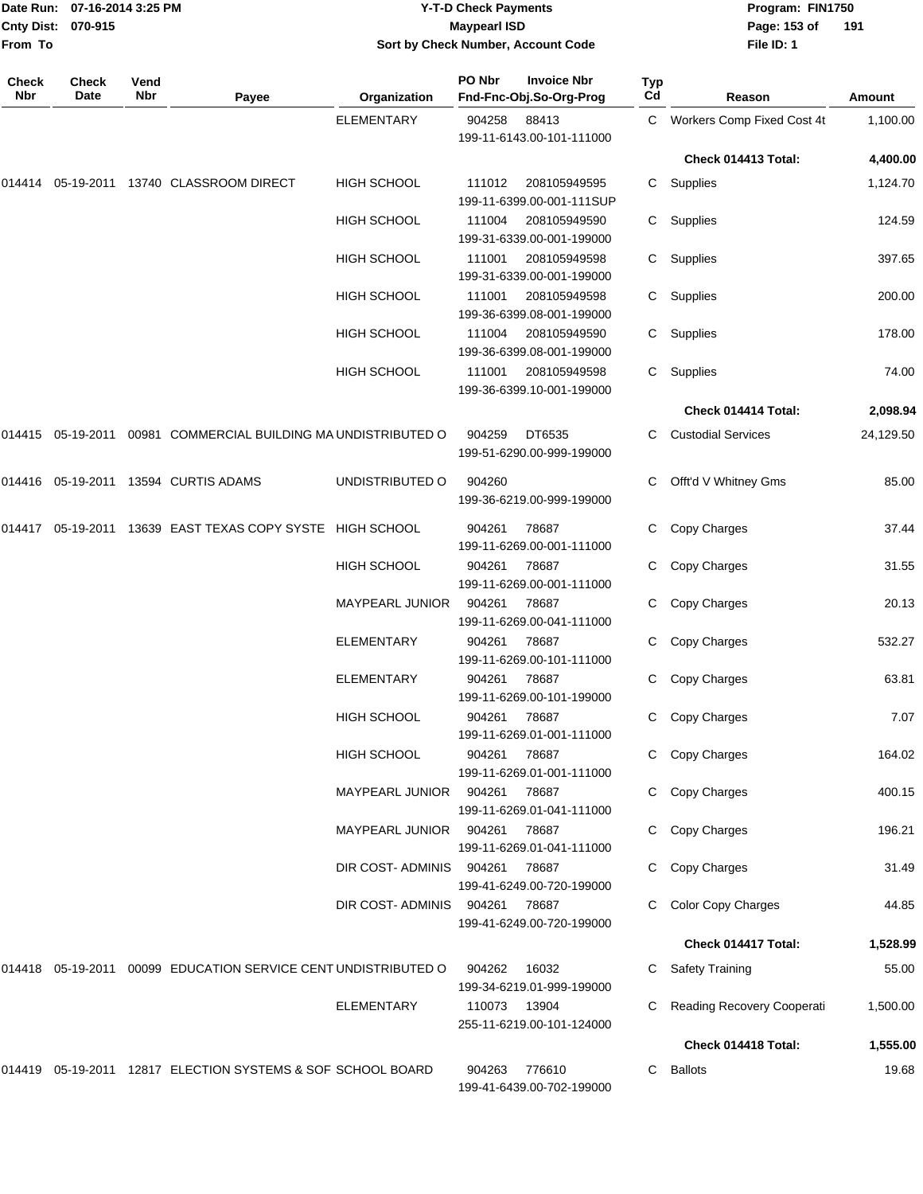# Y-T-D Check Payments

**Maypearl ISD**

**Sort by Check Number, Account Code**

Date Run: 07-16-2014 3:25 PM
Cnty Dist: 070-915
From To

Program: FIN1750
File ID: 1

| Check Nbr | Check Date | Vend Nbr | Payee | Organization | PO Nbr / Fnd-Fnc-Obj.So-Org-Prog | Invoice Nbr | Typ Cd | Reason | Amount |
|---|---|---|---|---|---|---|---|---|---|
| | | | | ELEMENTARY | 904258 / 199-11-6143.00-101-111000 | 88413 | C | Workers Comp Fixed Cost 4t | 1,100.00 |
| | | | | | | | | **Check 014413 Total:** | **4,400.00** |
| 014414 | 05-19-2011 | 13740 | CLASSROOM DIRECT | HIGH SCHOOL | 111012 / 199-11-6399.00-001-111SUP | 208105949595 | C | Supplies | 1,124.70 |
| | | | | HIGH SCHOOL | 111004 / 199-31-6339.00-001-199000 | 208105949590 | C | Supplies | 124.59 |
| | | | | HIGH SCHOOL | 111001 / 199-31-6339.00-001-199000 | 208105949598 | C | Supplies | 397.65 |
| | | | | HIGH SCHOOL | 111001 / 199-36-6399.08-001-199000 | 208105949598 | C | Supplies | 200.00 |
| | | | | HIGH SCHOOL | 111004 / 199-36-6399.08-001-199000 | 208105949590 | C | Supplies | 178.00 |
| | | | | HIGH SCHOOL | 111001 / 199-36-6399.10-001-199000 | 208105949598 | C | Supplies | 74.00 |
| | | | | | | | | **Check 014414 Total:** | **2,098.94** |
| 014415 | 05-19-2011 | 00981 | COMMERCIAL BUILDING MA | UNDISTRIBUTED O | 904259 / 199-51-6290.00-999-199000 | DT6535 | C | Custodial Services | 24,129.50 |
| 014416 | 05-19-2011 | 13594 | CURTIS ADAMS | UNDISTRIBUTED O | 904260 / 199-36-6219.00-999-199000 | | C | Offt'd V Whitney Gms | 85.00 |
| 014417 | 05-19-2011 | 13639 | EAST TEXAS COPY SYSTE | HIGH SCHOOL | 904261 / 199-11-6269.00-001-111000 | 78687 | C | Copy Charges | 37.44 |
| | | | | HIGH SCHOOL | 904261 / 199-11-6269.00-001-111000 | 78687 | C | Copy Charges | 31.55 |
| | | | | MAYPEARL JUNIOR | 904261 / 199-11-6269.00-041-111000 | 78687 | C | Copy Charges | 20.13 |
| | | | | ELEMENTARY | 904261 / 199-11-6269.00-101-111000 | 78687 | C | Copy Charges | 532.27 |
| | | | | ELEMENTARY | 904261 / 199-11-6269.00-101-199000 | 78687 | C | Copy Charges | 63.81 |
| | | | | HIGH SCHOOL | 904261 / 199-11-6269.01-001-111000 | 78687 | C | Copy Charges | 7.07 |
| | | | | HIGH SCHOOL | 904261 / 199-11-6269.01-001-111000 | 78687 | C | Copy Charges | 164.02 |
| | | | | MAYPEARL JUNIOR | 904261 / 199-11-6269.01-041-111000 | 78687 | C | Copy Charges | 400.15 |
| | | | | MAYPEARL JUNIOR | 904261 / 199-11-6269.01-041-111000 | 78687 | C | Copy Charges | 196.21 |
| | | | | DIR COST- ADMINIS | 904261 / 199-41-6249.00-720-199000 | 78687 | C | Copy Charges | 31.49 |
| | | | | DIR COST- ADMINIS | 904261 / 199-41-6249.00-720-199000 | 78687 | C | Color Copy Charges | 44.85 |
| | | | | | | | | **Check 014417 Total:** | **1,528.99** |
| 014418 | 05-19-2011 | 00099 | EDUCATION SERVICE CENT | UNDISTRIBUTED O | 904262 / 199-34-6219.01-999-199000 | 16032 | C | Safety Training | 55.00 |
| | | | | ELEMENTARY | 110073 / 255-11-6219.00-101-124000 | 13904 | C | Reading Recovery Cooperati | 1,500.00 |
| | | | | | | | | **Check 014418 Total:** | **1,555.00** |
| 014419 | 05-19-2011 | 12817 | ELECTION SYSTEMS & SOF | SCHOOL BOARD | 904263 / 199-41-6439.00-702-199000 | 776610 | C | Ballots | 19.68 |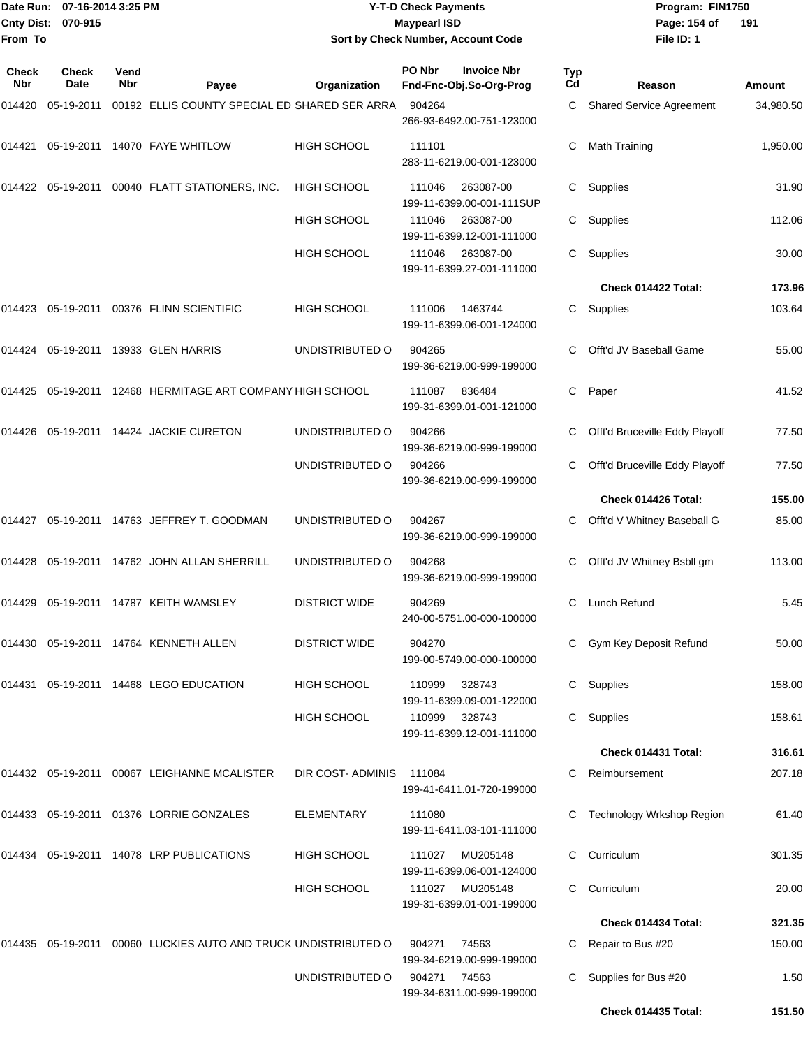Date Run: 07-16-2014 3:25 PM
Cnty Dist: 070-915
From To

# Y-T-D Check Payments
## Maypearl ISD
### Sort by Check Number, Account Code

Program: FIN1750
File ID: 1

| Check Nbr | Check Date | Vend Nbr | Payee | Organization | PO Nbr / Invoice Nbr / Fnd-Fnc-Obj.So-Org-Prog | Typ Cd | Reason | Amount |
|---|---|---|---|---|---|---|---|---|
| 014420 | 05-19-2011 | 00192 | ELLIS COUNTY SPECIAL ED | SHARED SER ARRA | 904264 266-93-6492.00-751-123000 | C | Shared Service Agreement | 34,980.50 |
| 014421 | 05-19-2011 | 14070 | FAYE WHITLOW | HIGH SCHOOL | 111101 283-11-6219.00-001-123000 | C | Math Training | 1,950.00 |
| 014422 | 05-19-2011 | 00040 | FLATT STATIONERS, INC. | HIGH SCHOOL | 111046 263087-00 199-11-6399.00-001-111SUP | C | Supplies | 31.90 |
| | | | | HIGH SCHOOL | 111046 263087-00 199-11-6399.12-001-111000 | C | Supplies | 112.06 |
| | | | | HIGH SCHOOL | 111046 263087-00 199-11-6399.27-001-111000 | C | Supplies | 30.00 |
| | | | | | | | **Check 014422 Total:** | **173.96** |
| 014423 | 05-19-2011 | 00376 | FLINN SCIENTIFIC | HIGH SCHOOL | 111006 1463744 199-11-6399.06-001-124000 | C | Supplies | 103.64 |
| 014424 | 05-19-2011 | 13933 | GLEN HARRIS | UNDISTRIBUTED O | 904265 199-36-6219.00-999-199000 | C | Offt'd JV Baseball Game | 55.00 |
| 014425 | 05-19-2011 | 12468 | HERMITAGE ART COMPANY | HIGH SCHOOL | 111087 836484 199-31-6399.01-001-121000 | C | Paper | 41.52 |
| 014426 | 05-19-2011 | 14424 | JACKIE CURETON | UNDISTRIBUTED O | 904266 199-36-6219.00-999-199000 | C | Offt'd Bruceville Eddy Playoff | 77.50 |
| | | | | UNDISTRIBUTED O | 904266 199-36-6219.00-999-199000 | C | Offt'd Bruceville Eddy Playoff | 77.50 |
| | | | | | | | **Check 014426 Total:** | **155.00** |
| 014427 | 05-19-2011 | 14763 | JEFFREY T. GOODMAN | UNDISTRIBUTED O | 904267 199-36-6219.00-999-199000 | C | Offt'd V Whitney Baseball G | 85.00 |
| 014428 | 05-19-2011 | 14762 | JOHN ALLAN SHERRILL | UNDISTRIBUTED O | 904268 199-36-6219.00-999-199000 | C | Offt'd JV Whitney Bsbll gm | 113.00 |
| 014429 | 05-19-2011 | 14787 | KEITH WAMSLEY | DISTRICT WIDE | 904269 240-00-5751.00-000-100000 | C | Lunch Refund | 5.45 |
| 014430 | 05-19-2011 | 14764 | KENNETH ALLEN | DISTRICT WIDE | 904270 199-00-5749.00-000-100000 | C | Gym Key Deposit Refund | 50.00 |
| 014431 | 05-19-2011 | 14468 | LEGO EDUCATION | HIGH SCHOOL | 110999 328743 199-11-6399.09-001-122000 | C | Supplies | 158.00 |
| | | | | HIGH SCHOOL | 110999 328743 199-11-6399.12-001-111000 | C | Supplies | 158.61 |
| | | | | | | | **Check 014431 Total:** | **316.61** |
| 014432 | 05-19-2011 | 00067 | LEIGHANNE MCALISTER | DIR COST- ADMINIS | 111084 199-41-6411.01-720-199000 | C | Reimbursement | 207.18 |
| 014433 | 05-19-2011 | 01376 | LORRIE GONZALES | ELEMENTARY | 111080 199-11-6411.03-101-111000 | C | Technology Wrkshop Region | 61.40 |
| 014434 | 05-19-2011 | 14078 | LRP PUBLICATIONS | HIGH SCHOOL | 111027 MU205148 199-11-6399.06-001-124000 | C | Curriculum | 301.35 |
| | | | | HIGH SCHOOL | 111027 MU205148 199-31-6399.01-001-199000 | C | Curriculum | 20.00 |
| | | | | | | | **Check 014434 Total:** | **321.35** |
| 014435 | 05-19-2011 | 00060 | LUCKIES AUTO AND TRUCK | UNDISTRIBUTED O | 904271 74563 199-34-6219.00-999-199000 | C | Repair to Bus #20 | 150.00 |
| | | | | UNDISTRIBUTED O | 904271 74563 199-34-6311.00-999-199000 | C | Supplies for Bus #20 | 1.50 |
| | | | | | | | **Check 014435 Total:** | **151.50** |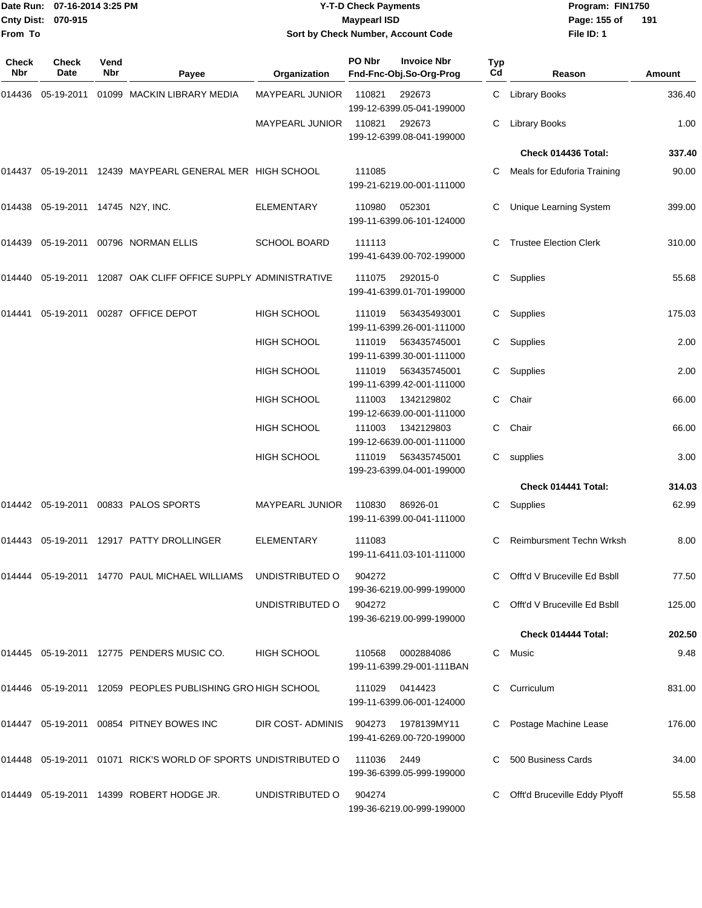Date Run: 07-16-2014 3:25 PM
Cnty Dist: 070-915
From To

# Y-T-D Check Payments
## Maypearl ISD
### Sort by Check Number, Account Code

Program: FIN1750
File ID: 1

| Check Nbr | Check Date | Vend Nbr | Payee | Organization | PO Nbr | Invoice Nbr / Fnd-Fnc-Obj.So-Org-Prog | Typ Cd | Reason | Amount |
|---|---|---|---|---|---|---|---|---|---|
| 014436 | 05-19-2011 | 01099 | MACKIN LIBRARY MEDIA | MAYPEARL JUNIOR | 110821 | 292673 199-12-6399.05-041-199000 | C | Library Books | 336.40 |
| | | | | MAYPEARL JUNIOR | 110821 | 292673 199-12-6399.08-041-199000 | C | Library Books | 1.00 |
| | | | | | | | | Check 014436 Total: | 337.40 |
| 014437 | 05-19-2011 | 12439 | MAYPEARL GENERAL MER | HIGH SCHOOL | 111085 | 199-21-6219.00-001-111000 | C | Meals for Eduforia Training | 90.00 |
| 014438 | 05-19-2011 | 14745 | N2Y, INC. | ELEMENTARY | 110980 | 052301 199-11-6399.06-101-124000 | C | Unique Learning System | 399.00 |
| 014439 | 05-19-2011 | 00796 | NORMAN ELLIS | SCHOOL BOARD | 111113 | 199-41-6439.00-702-199000 | C | Trustee Election Clerk | 310.00 |
| 014440 | 05-19-2011 | 12087 | OAK CLIFF OFFICE SUPPLY | ADMINISTRATIVE | 111075 | 292015-0 199-41-6399.01-701-199000 | C | Supplies | 55.68 |
| 014441 | 05-19-2011 | 00287 | OFFICE DEPOT | HIGH SCHOOL | 111019 | 563435493001 199-11-6399.26-001-111000 | C | Supplies | 175.03 |
| | | | | HIGH SCHOOL | 111019 | 563435745001 199-11-6399.30-001-111000 | C | Supplies | 2.00 |
| | | | | HIGH SCHOOL | 111019 | 563435745001 199-11-6399.42-001-111000 | C | Supplies | 2.00 |
| | | | | HIGH SCHOOL | 111003 | 1342129802 199-12-6639.00-001-111000 | C | Chair | 66.00 |
| | | | | HIGH SCHOOL | 111003 | 1342129803 199-12-6639.00-001-111000 | C | Chair | 66.00 |
| | | | | HIGH SCHOOL | 111019 | 563435745001 199-23-6399.04-001-199000 | C | supplies | 3.00 |
| | | | | | | | | Check 014441 Total: | 314.03 |
| 014442 | 05-19-2011 | 00833 | PALOS SPORTS | MAYPEARL JUNIOR | 110830 | 86926-01 199-11-6399.00-041-111000 | C | Supplies | 62.99 |
| 014443 | 05-19-2011 | 12917 | PATTY DROLLINGER | ELEMENTARY | 111083 | 199-11-6411.03-101-111000 | C | Reimbursment Techn Wrksh | 8.00 |
| 014444 | 05-19-2011 | 14770 | PAUL MICHAEL WILLIAMS | UNDISTRIBUTED O | 904272 | 199-36-6219.00-999-199000 | C | Offt'd V Bruceville Ed Bsbll | 77.50 |
| | | | | UNDISTRIBUTED O | 904272 | 199-36-6219.00-999-199000 | C | Offt'd V Bruceville Ed Bsbll | 125.00 |
| | | | | | | | | Check 014444 Total: | 202.50 |
| 014445 | 05-19-2011 | 12775 | PENDERS MUSIC CO. | HIGH SCHOOL | 110568 | 0002884086 199-11-6399.29-001-111BAN | C | Music | 9.48 |
| 014446 | 05-19-2011 | 12059 | PEOPLES PUBLISHING GRO | HIGH SCHOOL | 111029 | 0414423 199-11-6399.06-001-124000 | C | Curriculum | 831.00 |
| 014447 | 05-19-2011 | 00854 | PITNEY BOWES INC | DIR COST- ADMINIS | 904273 | 1978139MY11 199-41-6269.00-720-199000 | C | Postage Machine Lease | 176.00 |
| 014448 | 05-19-2011 | 01071 | RICK'S WORLD OF SPORTS | UNDISTRIBUTED O | 111036 | 2449 199-36-6399.05-999-199000 | C | 500 Business Cards | 34.00 |
| 014449 | 05-19-2011 | 14399 | ROBERT HODGE JR. | UNDISTRIBUTED O | 904274 | 199-36-6219.00-999-199000 | C | Offt'd Bruceville Eddy Plyoff | 55.58 |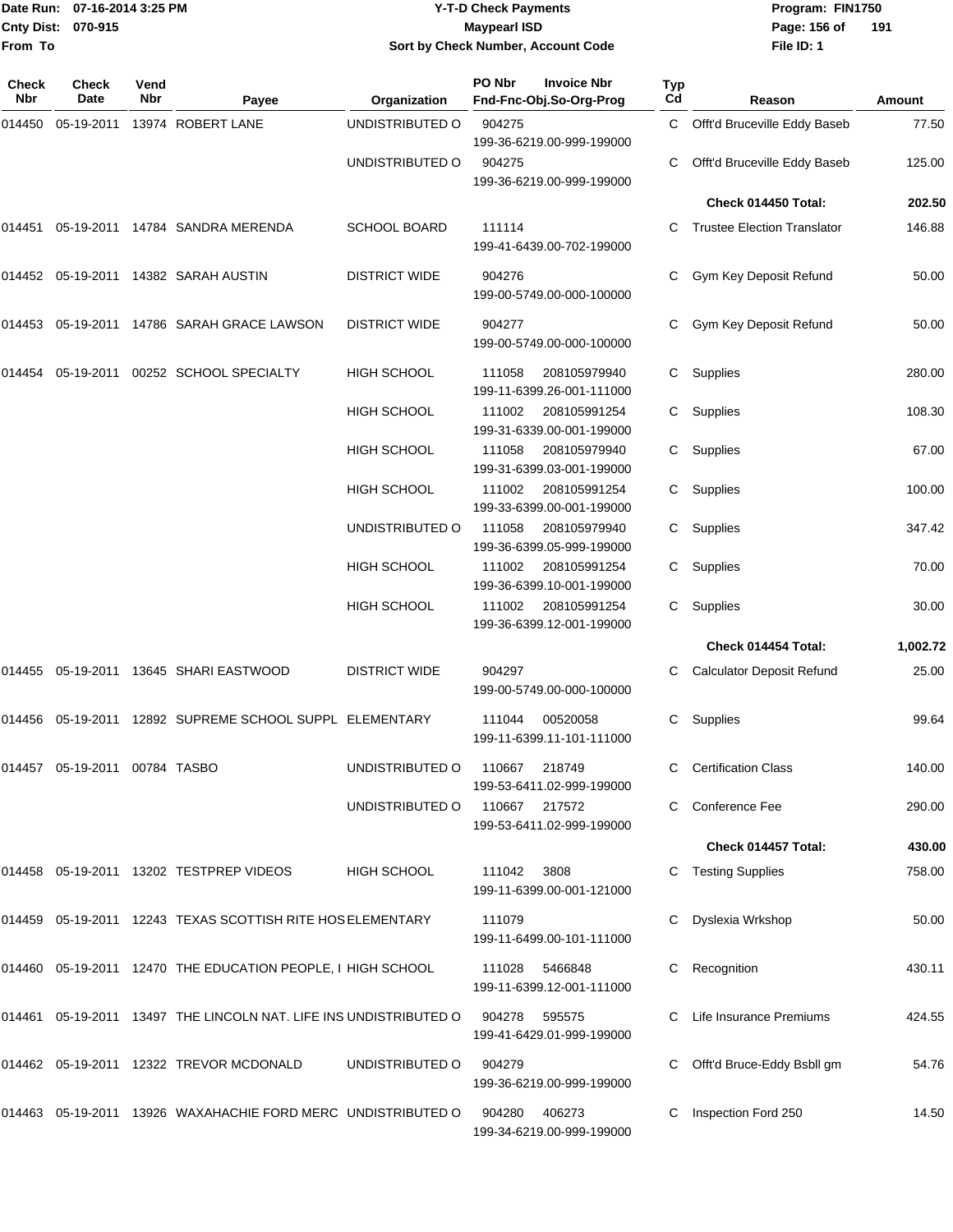Date Run: 07-16-2014 3:25 PM
Cnty Dist: 070-915
From To

# Y-T-D Check Payments
## Maypearl ISD
### Sort by Check Number, Account Code

Program: FIN1750
File ID: 1

| Check Nbr | Check Date | Vend Nbr | Payee | Organization | PO Nbr / Invoice Nbr / Fnd-Fnc-Obj.So-Org-Prog | Typ Cd | Reason | Amount |
|---|---|---|---|---|---|---|---|---|
| 014450 | 05-19-2011 | 13974 | ROBERT LANE | UNDISTRIBUTED O | 904275 199-36-6219.00-999-199000 | C | Offt'd Bruceville Eddy Baseb | 77.50 |
| | | | | UNDISTRIBUTED O | 904275 199-36-6219.00-999-199000 | C | Offt'd Bruceville Eddy Baseb | 125.00 |
| | | | | | | | **Check 014450 Total:** | **202.50** |
| 014451 | 05-19-2011 | 14784 | SANDRA MERENDA | SCHOOL BOARD | 111114 199-41-6439.00-702-199000 | C | Trustee Election Translator | 146.88 |
| 014452 | 05-19-2011 | 14382 | SARAH AUSTIN | DISTRICT WIDE | 904276 199-00-5749.00-000-100000 | C | Gym Key Deposit Refund | 50.00 |
| 014453 | 05-19-2011 | 14786 | SARAH GRACE LAWSON | DISTRICT WIDE | 904277 199-00-5749.00-000-100000 | C | Gym Key Deposit Refund | 50.00 |
| 014454 | 05-19-2011 | 00252 | SCHOOL SPECIALTY | HIGH SCHOOL | 111058 208105979940 199-11-6399.26-001-111000 | C | Supplies | 280.00 |
| | | | | HIGH SCHOOL | 111002 208105991254 199-31-6339.00-001-199000 | C | Supplies | 108.30 |
| | | | | HIGH SCHOOL | 111058 208105979940 199-31-6399.03-001-199000 | C | Supplies | 67.00 |
| | | | | HIGH SCHOOL | 111002 208105991254 199-33-6399.00-001-199000 | C | Supplies | 100.00 |
| | | | | UNDISTRIBUTED O | 111058 208105979940 199-36-6399.05-999-199000 | C | Supplies | 347.42 |
| | | | | HIGH SCHOOL | 111002 208105991254 199-36-6399.10-001-199000 | C | Supplies | 70.00 |
| | | | | HIGH SCHOOL | 111002 208105991254 199-36-6399.12-001-199000 | C | Supplies | 30.00 |
| | | | | | | | **Check 014454 Total:** | **1,002.72** |
| 014455 | 05-19-2011 | 13645 | SHARI EASTWOOD | DISTRICT WIDE | 904297 199-00-5749.00-000-100000 | C | Calculator Deposit Refund | 25.00 |
| 014456 | 05-19-2011 | 12892 | SUPREME SCHOOL SUPPL | ELEMENTARY | 111044 00520058 199-11-6399.11-101-111000 | C | Supplies | 99.64 |
| 014457 | 05-19-2011 | 00784 | TASBO | UNDISTRIBUTED O | 110667 218749 199-53-6411.02-999-199000 | C | Certification Class | 140.00 |
| | | | | UNDISTRIBUTED O | 110667 217572 199-53-6411.02-999-199000 | C | Conference Fee | 290.00 |
| | | | | | | | **Check 014457 Total:** | **430.00** |
| 014458 | 05-19-2011 | 13202 | TESTPREP VIDEOS | HIGH SCHOOL | 111042 3808 199-11-6399.00-001-121000 | C | Testing Supplies | 758.00 |
| 014459 | 05-19-2011 | 12243 | TEXAS SCOTTISH RITE HOS | ELEMENTARY | 111079 199-11-6499.00-101-111000 | C | Dyslexia Wrkshop | 50.00 |
| 014460 | 05-19-2011 | 12470 | THE EDUCATION PEOPLE, I | HIGH SCHOOL | 111028 5466848 199-11-6399.12-001-111000 | C | Recognition | 430.11 |
| 014461 | 05-19-2011 | 13497 | THE LINCOLN NAT. LIFE INS | UNDISTRIBUTED O | 904278 595575 199-41-6429.01-999-199000 | C | Life Insurance Premiums | 424.55 |
| 014462 | 05-19-2011 | 12322 | TREVOR MCDONALD | UNDISTRIBUTED O | 904279 199-36-6219.00-999-199000 | C | Offt'd Bruce-Eddy Bsbll gm | 54.76 |
| 014463 | 05-19-2011 | 13926 | WAXAHACHIE FORD MERC | UNDISTRIBUTED O | 904280 406273 199-34-6219.00-999-199000 | C | Inspection Ford 250 | 14.50 |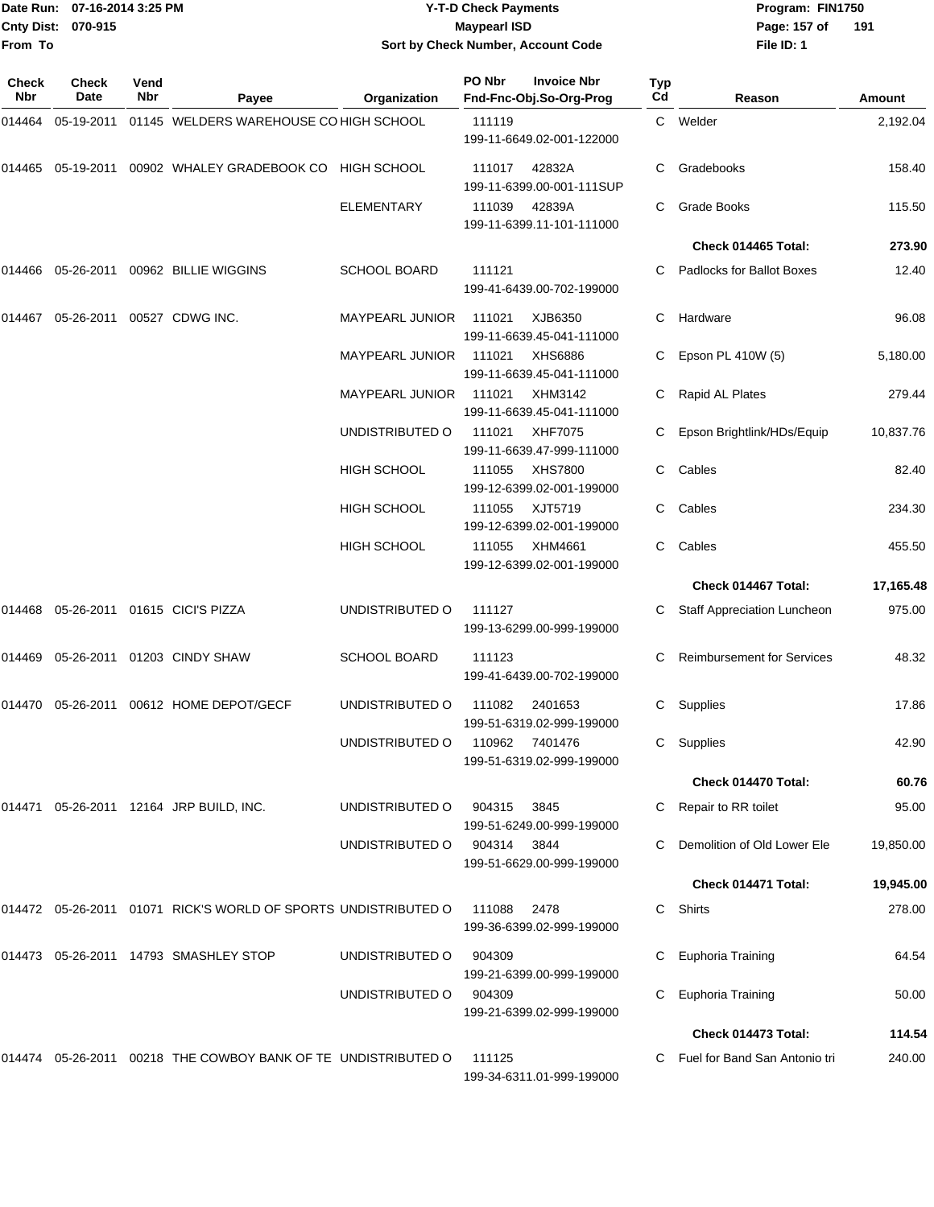Date Run: 07-16-2014 3:25 PM
Cnty Dist: 070-915
From To

# Y-T-D Check Payments
## Maypearl ISD
### Sort by Check Number, Account Code

Program: FIN1750
File ID: 1

| Check Nbr | Check Date | Vend Nbr | Payee | Organization | PO Nbr / Invoice Nbr / Fnd-Fnc-Obj.So-Org-Prog | Typ Cd | Reason | Amount |
|---|---|---|---|---|---|---|---|---|
| 014464 | 05-19-2011 | 01145 | WELDERS WAREHOUSE CO | HIGH SCHOOL | 111119 199-11-6649.02-001-122000 | C | Welder | 2,192.04 |
| 014465 | 05-19-2011 | 00902 | WHALEY GRADEBOOK CO | HIGH SCHOOL | 111017 42832A 199-11-6399.00-001-111SUP | C | Gradebooks | 158.40 |
| | | | | ELEMENTARY | 111039 42839A 199-11-6399.11-101-111000 | C | Grade Books | 115.50 |
| | | | | | | | **Check 014465 Total:** | **273.90** |
| 014466 | 05-26-2011 | 00962 | BILLIE WIGGINS | SCHOOL BOARD | 111121 199-41-6439.00-702-199000 | C | Padlocks for Ballot Boxes | 12.40 |
| 014467 | 05-26-2011 | 00527 | CDWG INC. | MAYPEARL JUNIOR | 111021 XJB6350 199-11-6639.45-041-111000 | C | Hardware | 96.08 |
| | | | | MAYPEARL JUNIOR | 111021 XHS6886 199-11-6639.45-041-111000 | C | Epson PL 410W (5) | 5,180.00 |
| | | | | MAYPEARL JUNIOR | 111021 XHM3142 199-11-6639.45-041-111000 | C | Rapid AL Plates | 279.44 |
| | | | | UNDISTRIBUTED O | 111021 XHF7075 199-11-6639.47-999-111000 | C | Epson Brightlink/HDs/Equip | 10,837.76 |
| | | | | HIGH SCHOOL | 111055 XHS7800 199-12-6399.02-001-199000 | C | Cables | 82.40 |
| | | | | HIGH SCHOOL | 111055 XJT5719 199-12-6399.02-001-199000 | C | Cables | 234.30 |
| | | | | HIGH SCHOOL | 111055 XHM4661 199-12-6399.02-001-199000 | C | Cables | 455.50 |
| | | | | | | | **Check 014467 Total:** | **17,165.48** |
| 014468 | 05-26-2011 | 01615 | CICI'S PIZZA | UNDISTRIBUTED O | 111127 199-13-6299.00-999-199000 | C | Staff Appreciation Luncheon | 975.00 |
| 014469 | 05-26-2011 | 01203 | CINDY SHAW | SCHOOL BOARD | 111123 199-41-6439.00-702-199000 | C | Reimbursement for Services | 48.32 |
| 014470 | 05-26-2011 | 00612 | HOME DEPOT/GECF | UNDISTRIBUTED O | 111082 2401653 199-51-6319.02-999-199000 | C | Supplies | 17.86 |
| | | | | UNDISTRIBUTED O | 110962 7401476 199-51-6319.02-999-199000 | C | Supplies | 42.90 |
| | | | | | | | **Check 014470 Total:** | **60.76** |
| 014471 | 05-26-2011 | 12164 | JRP BUILD, INC. | UNDISTRIBUTED O | 904315 3845 199-51-6249.00-999-199000 | C | Repair to RR toilet | 95.00 |
| | | | | UNDISTRIBUTED O | 904314 3844 199-51-6629.00-999-199000 | C | Demolition of Old Lower Ele | 19,850.00 |
| | | | | | | | **Check 014471 Total:** | **19,945.00** |
| 014472 | 05-26-2011 | 01071 | RICK'S WORLD OF SPORTS | UNDISTRIBUTED O | 111088 2478 199-36-6399.02-999-199000 | C | Shirts | 278.00 |
| 014473 | 05-26-2011 | 14793 | SMASHLEY STOP | UNDISTRIBUTED O | 904309 199-21-6399.00-999-199000 | C | Euphoria Training | 64.54 |
| | | | | UNDISTRIBUTED O | 904309 199-21-6399.02-999-199000 | C | Euphoria Training | 50.00 |
| | | | | | | | **Check 014473 Total:** | **114.54** |
| 014474 | 05-26-2011 | 00218 | THE COWBOY BANK OF TE | UNDISTRIBUTED O | 111125 199-34-6311.01-999-199000 | C | Fuel for Band San Antonio tri | 240.00 |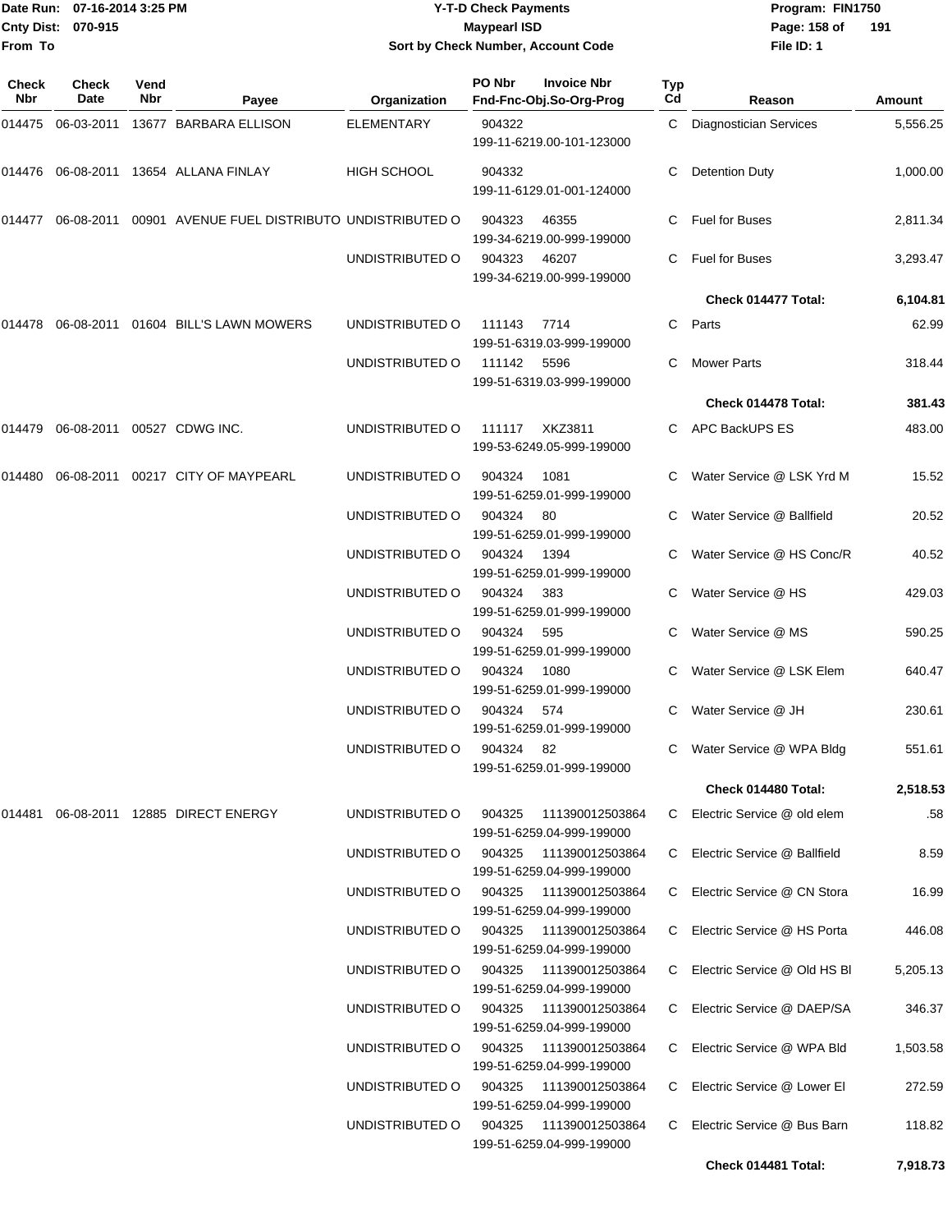**Date Run:** 07-16-2014 3:25 PM
**Cnty Dist:** 070-915
**From To**

# Y-T-D Check Payments
## Maypearl ISD
### Sort by Check Number, Account Code

**Program:** FIN1750
**File ID:** 1

| Check Nbr | Check Date | Vend Nbr | Payee | Organization | PO Nbr / Invoice Nbr / Fnd-Fnc-Obj.So-Org-Prog | Typ Cd | Reason | Amount |
|---|---|---|---|---|---|---|---|---|
| 014475 | 06-03-2011 | 13677 | BARBARA ELLISON | ELEMENTARY | 904322 199-11-6219.00-101-123000 | C | Diagnostician Services | 5,556.25 |
| 014476 | 06-08-2011 | 13654 | ALLANA FINLAY | HIGH SCHOOL | 904332 199-11-6129.01-001-124000 | C | Detention Duty | 1,000.00 |
| 014477 | 06-08-2011 | 00901 | AVENUE FUEL DISTRIBUTO | UNDISTRIBUTED O | 904323 46355 199-34-6219.00-999-199000 | C | Fuel for Buses | 2,811.34 |
| | | | | UNDISTRIBUTED O | 904323 46207 199-34-6219.00-999-199000 | C | Fuel for Buses | 3,293.47 |
| | | | | | | | **Check 014477 Total:** | **6,104.81** |
| 014478 | 06-08-2011 | 01604 | BILL'S LAWN MOWERS | UNDISTRIBUTED O | 111143 7714 199-51-6319.03-999-199000 | C | Parts | 62.99 |
| | | | | UNDISTRIBUTED O | 111142 5596 199-51-6319.03-999-199000 | C | Mower Parts | 318.44 |
| | | | | | | | **Check 014478 Total:** | **381.43** |
| 014479 | 06-08-2011 | 00527 | CDWG INC. | UNDISTRIBUTED O | 111117 XKZ3811 199-53-6249.05-999-199000 | C | APC BackUPS ES | 483.00 |
| 014480 | 06-08-2011 | 00217 | CITY OF MAYPEARL | UNDISTRIBUTED O | 904324 1081 199-51-6259.01-999-199000 | C | Water Service @ LSK Yrd M | 15.52 |
| | | | | UNDISTRIBUTED O | 904324 80 199-51-6259.01-999-199000 | C | Water Service @ Ballfield | 20.52 |
| | | | | UNDISTRIBUTED O | 904324 1394 199-51-6259.01-999-199000 | C | Water Service @ HS Conc/R | 40.52 |
| | | | | UNDISTRIBUTED O | 904324 383 199-51-6259.01-999-199000 | C | Water Service @ HS | 429.03 |
| | | | | UNDISTRIBUTED O | 904324 595 199-51-6259.01-999-199000 | C | Water Service @ MS | 590.25 |
| | | | | UNDISTRIBUTED O | 904324 1080 199-51-6259.01-999-199000 | C | Water Service @ LSK Elem | 640.47 |
| | | | | UNDISTRIBUTED O | 904324 574 199-51-6259.01-999-199000 | C | Water Service @ JH | 230.61 |
| | | | | UNDISTRIBUTED O | 904324 82 199-51-6259.01-999-199000 | C | Water Service @ WPA Bldg | 551.61 |
| | | | | | | | **Check 014480 Total:** | **2,518.53** |
| 014481 | 06-08-2011 | 12885 | DIRECT ENERGY | UNDISTRIBUTED O | 904325 111390012503864 199-51-6259.04-999-199000 | C | Electric Service @ old elem | .58 |
| | | | | UNDISTRIBUTED O | 904325 111390012503864 199-51-6259.04-999-199000 | C | Electric Service @ Ballfield | 8.59 |
| | | | | UNDISTRIBUTED O | 904325 111390012503864 199-51-6259.04-999-199000 | C | Electric Service @ CN Stora | 16.99 |
| | | | | UNDISTRIBUTED O | 904325 111390012503864 199-51-6259.04-999-199000 | C | Electric Service @ HS Porta | 446.08 |
| | | | | UNDISTRIBUTED O | 904325 111390012503864 199-51-6259.04-999-199000 | C | Electric Service @ Old HS Bl | 5,205.13 |
| | | | | UNDISTRIBUTED O | 904325 111390012503864 199-51-6259.04-999-199000 | C | Electric Service @ DAEP/SA | 346.37 |
| | | | | UNDISTRIBUTED O | 904325 111390012503864 199-51-6259.04-999-199000 | C | Electric Service @ WPA Bld | 1,503.58 |
| | | | | UNDISTRIBUTED O | 904325 111390012503864 199-51-6259.04-999-199000 | C | Electric Service @ Lower El | 272.59 |
| | | | | UNDISTRIBUTED O | 904325 111390012503864 199-51-6259.04-999-199000 | C | Electric Service @ Bus Barn | 118.82 |
| | | | | | | | **Check 014481 Total:** | **7,918.73** |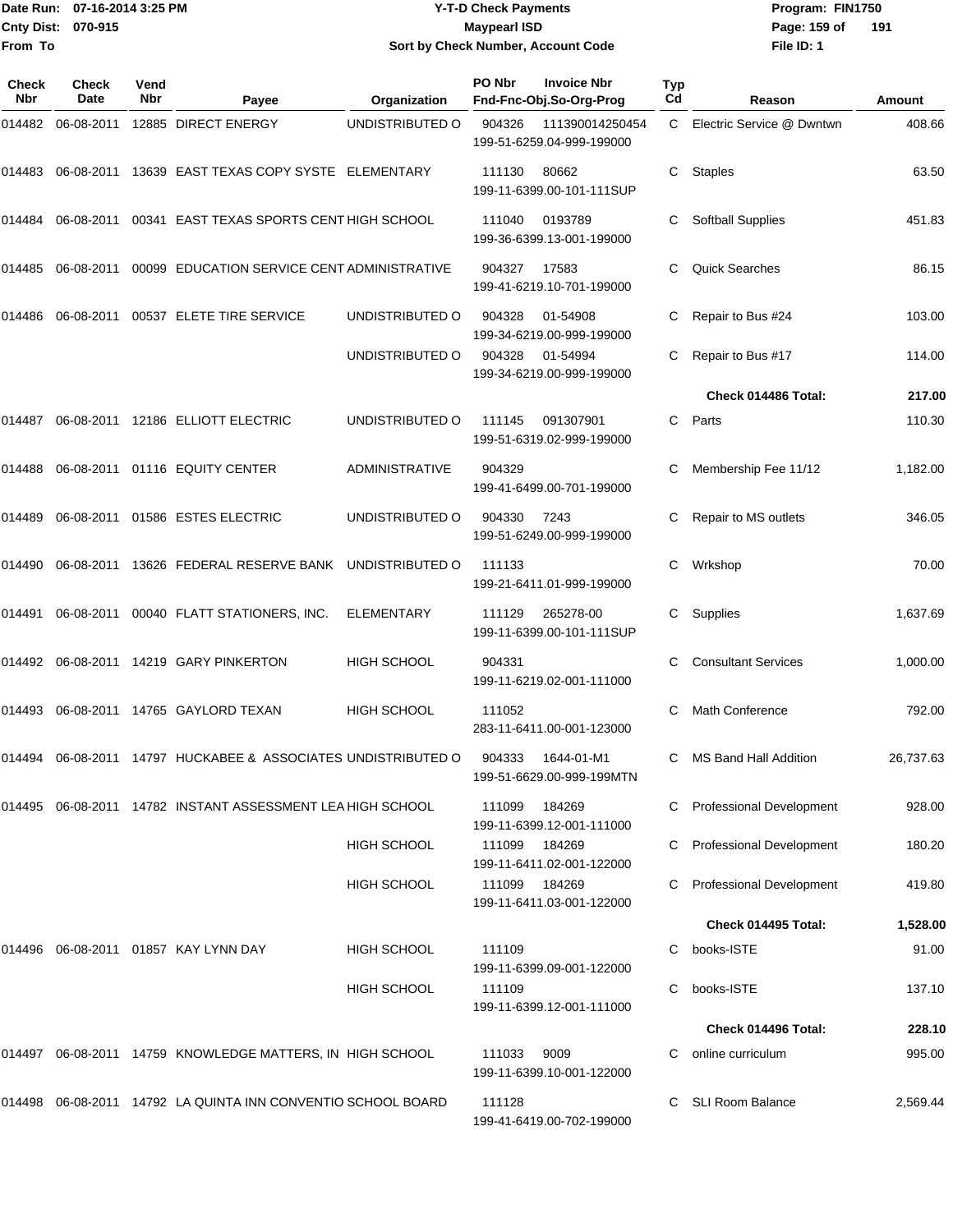Date Run: 07-16-2014 3:25 PM
Cnty Dist: 070-915
From To

# Y-T-D Check Payments
## Maypearl ISD
### Sort by Check Number, Account Code

Program: FIN1750
File ID: 1

| Check Nbr | Check Date | Vend Nbr | Payee | Organization | PO Nbr | Invoice Nbr / Fnd-Fnc-Obj.So-Org-Prog | Typ Cd | Reason | Amount |
|---|---|---|---|---|---|---|---|---|---|
| 014482 | 06-08-2011 | 12885 | DIRECT ENERGY | UNDISTRIBUTED O | 904326 | 111390014250454 199-51-6259.04-999-199000 | C | Electric Service @ Dwntwn | 408.66 |
| 014483 | 06-08-2011 | 13639 | EAST TEXAS COPY SYSTE | ELEMENTARY | 111130 | 80662 199-11-6399.00-101-111SUP | C | Staples | 63.50 |
| 014484 | 06-08-2011 | 00341 | EAST TEXAS SPORTS CENT | HIGH SCHOOL | 111040 | 0193789 199-36-6399.13-001-199000 | C | Softball Supplies | 451.83 |
| 014485 | 06-08-2011 | 00099 | EDUCATION SERVICE CENT | ADMINISTRATIVE | 904327 | 17583 199-41-6219.10-701-199000 | C | Quick Searches | 86.15 |
| 014486 | 06-08-2011 | 00537 | ELETE TIRE SERVICE | UNDISTRIBUTED O | 904328 | 01-54908 199-34-6219.00-999-199000 | C | Repair to Bus #24 | 103.00 |
| | | | | UNDISTRIBUTED O | 904328 | 01-54994 199-34-6219.00-999-199000 | C | Repair to Bus #17 | 114.00 |
| | | | | | | | | **Check 014486 Total:** | **217.00** |
| 014487 | 06-08-2011 | 12186 | ELLIOTT ELECTRIC | UNDISTRIBUTED O | 111145 | 091307901 199-51-6319.02-999-199000 | C | Parts | 110.30 |
| 014488 | 06-08-2011 | 01116 | EQUITY CENTER | ADMINISTRATIVE | 904329 | 199-41-6499.00-701-199000 | C | Membership Fee 11/12 | 1,182.00 |
| 014489 | 06-08-2011 | 01586 | ESTES ELECTRIC | UNDISTRIBUTED O | 904330 | 7243 199-51-6249.00-999-199000 | C | Repair to MS outlets | 346.05 |
| 014490 | 06-08-2011 | 13626 | FEDERAL RESERVE BANK | UNDISTRIBUTED O | 111133 | 199-21-6411.01-999-199000 | C | Wrkshop | 70.00 |
| 014491 | 06-08-2011 | 00040 | FLATT STATIONERS, INC. | ELEMENTARY | 111129 | 265278-00 199-11-6399.00-101-111SUP | C | Supplies | 1,637.69 |
| 014492 | 06-08-2011 | 14219 | GARY PINKERTON | HIGH SCHOOL | 904331 | 199-11-6219.02-001-111000 | C | Consultant Services | 1,000.00 |
| 014493 | 06-08-2011 | 14765 | GAYLORD TEXAN | HIGH SCHOOL | 111052 | 283-11-6411.00-001-123000 | C | Math Conference | 792.00 |
| 014494 | 06-08-2011 | 14797 | HUCKABEE & ASSOCIATES | UNDISTRIBUTED O | 904333 | 1644-01-M1 199-51-6629.00-999-199MTN | C | MS Band Hall Addition | 26,737.63 |
| 014495 | 06-08-2011 | 14782 | INSTANT ASSESSMENT LEA | HIGH SCHOOL | 111099 | 184269 199-11-6399.12-001-111000 | C | Professional Development | 928.00 |
| | | | | HIGH SCHOOL | 111099 | 184269 199-11-6411.02-001-122000 | C | Professional Development | 180.20 |
| | | | | HIGH SCHOOL | 111099 | 184269 199-11-6411.03-001-122000 | C | Professional Development | 419.80 |
| | | | | | | | | **Check 014495 Total:** | **1,528.00** |
| 014496 | 06-08-2011 | 01857 | KAY LYNN DAY | HIGH SCHOOL | 111109 | 199-11-6399.09-001-122000 | C | books-ISTE | 91.00 |
| | | | | HIGH SCHOOL | 111109 | 199-11-6399.12-001-111000 | C | books-ISTE | 137.10 |
| | | | | | | | | **Check 014496 Total:** | **228.10** |
| 014497 | 06-08-2011 | 14759 | KNOWLEDGE MATTERS, IN | HIGH SCHOOL | 111033 | 9009 199-11-6399.10-001-122000 | C | online curriculum | 995.00 |
| 014498 | 06-08-2011 | 14792 | LA QUINTA INN CONVENTIO | SCHOOL BOARD | 111128 | 199-41-6419.00-702-199000 | C | SLI Room Balance | 2,569.44 |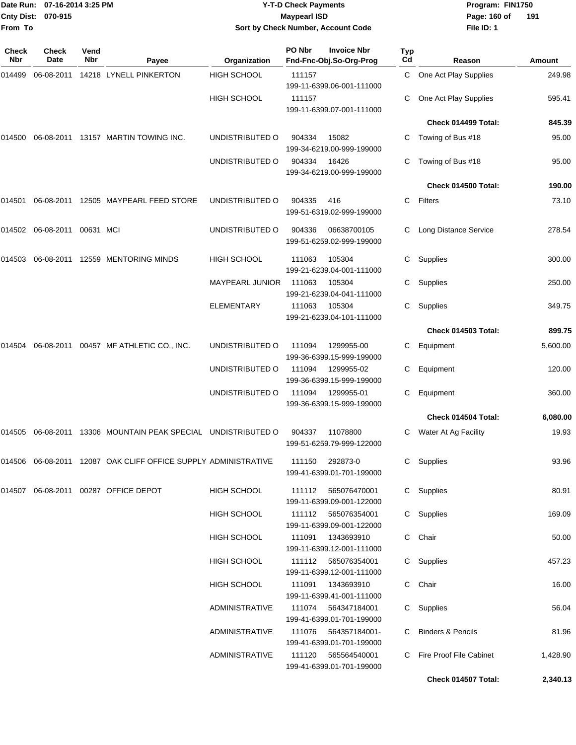Date Run: 07-16-2014 3:25 PM
Cnty Dist: 070-915
From To

**Y-T-D Check Payments**
**Maypearl ISD**
**Sort by Check Number, Account Code**

Program: FIN1750
File ID: 1

| Check Nbr | Check Date | Vend Nbr | Payee | Organization | PO Nbr / Invoice Nbr / Fnd-Fnc-Obj.So-Org-Prog | Typ Cd | Reason | Amount |
|---|---|---|---|---|---|---|---|---|
| 014499 | 06-08-2011 | 14218 | LYNELL PINKERTON | HIGH SCHOOL | 111157 / 199-11-6399.06-001-111000 | C | One Act Play Supplies | 249.98 |
| | | | | HIGH SCHOOL | 111157 / 199-11-6399.07-001-111000 | C | One Act Play Supplies | 595.41 |
| | | | | | | | **Check 014499 Total:** | **845.39** |
| 014500 | 06-08-2011 | 13157 | MARTIN TOWING INC. | UNDISTRIBUTED O | 904334 15082 / 199-34-6219.00-999-199000 | C | Towing of Bus #18 | 95.00 |
| | | | | UNDISTRIBUTED O | 904334 16426 / 199-34-6219.00-999-199000 | C | Towing of Bus #18 | 95.00 |
| | | | | | | | **Check 014500 Total:** | **190.00** |
| 014501 | 06-08-2011 | 12505 | MAYPEARL FEED STORE | UNDISTRIBUTED O | 904335 416 / 199-51-6319.02-999-199000 | C | Filters | 73.10 |
| 014502 | 06-08-2011 | 00631 | MCI | UNDISTRIBUTED O | 904336 06638700105 / 199-51-6259.02-999-199000 | C | Long Distance Service | 278.54 |
| 014503 | 06-08-2011 | 12559 | MENTORING MINDS | HIGH SCHOOL | 111063 105304 / 199-21-6239.04-001-111000 | C | Supplies | 300.00 |
| | | | | MAYPEARL JUNIOR | 111063 105304 / 199-21-6239.04-041-111000 | C | Supplies | 250.00 |
| | | | | ELEMENTARY | 111063 105304 / 199-21-6239.04-101-111000 | C | Supplies | 349.75 |
| | | | | | | | **Check 014503 Total:** | **899.75** |
| 014504 | 06-08-2011 | 00457 | MF ATHLETIC CO., INC. | UNDISTRIBUTED O | 111094 1299955-00 / 199-36-6399.15-999-199000 | C | Equipment | 5,600.00 |
| | | | | UNDISTRIBUTED O | 111094 1299955-02 / 199-36-6399.15-999-199000 | C | Equipment | 120.00 |
| | | | | UNDISTRIBUTED O | 111094 1299955-01 / 199-36-6399.15-999-199000 | C | Equipment | 360.00 |
| | | | | | | | **Check 014504 Total:** | **6,080.00** |
| 014505 | 06-08-2011 | 13306 | MOUNTAIN PEAK SPECIAL | UNDISTRIBUTED O | 904337 11078800 / 199-51-6259.79-999-122000 | C | Water At Ag Facility | 19.93 |
| 014506 | 06-08-2011 | 12087 | OAK CLIFF OFFICE SUPPLY | ADMINISTRATIVE | 111150 292873-0 / 199-41-6399.01-701-199000 | C | Supplies | 93.96 |
| 014507 | 06-08-2011 | 00287 | OFFICE DEPOT | HIGH SCHOOL | 111112 565076470001 / 199-11-6399.09-001-122000 | C | Supplies | 80.91 |
| | | | | HIGH SCHOOL | 111112 565076354001 / 199-11-6399.09-001-122000 | C | Supplies | 169.09 |
| | | | | HIGH SCHOOL | 111091 1343693910 / 199-11-6399.12-001-111000 | C | Chair | 50.00 |
| | | | | HIGH SCHOOL | 111112 565076354001 / 199-11-6399.12-001-111000 | C | Supplies | 457.23 |
| | | | | HIGH SCHOOL | 111091 1343693910 / 199-11-6399.41-001-111000 | C | Chair | 16.00 |
| | | | | ADMINISTRATIVE | 111074 564347184001 / 199-41-6399.01-701-199000 | C | Supplies | 56.04 |
| | | | | ADMINISTRATIVE | 111076 564357184001- / 199-41-6399.01-701-199000 | C | Binders & Pencils | 81.96 |
| | | | | ADMINISTRATIVE | 111120 565564540001 / 199-41-6399.01-701-199000 | C | Fire Proof File Cabinet | 1,428.90 |
| | | | | | | | **Check 014507 Total:** | **2,340.13** |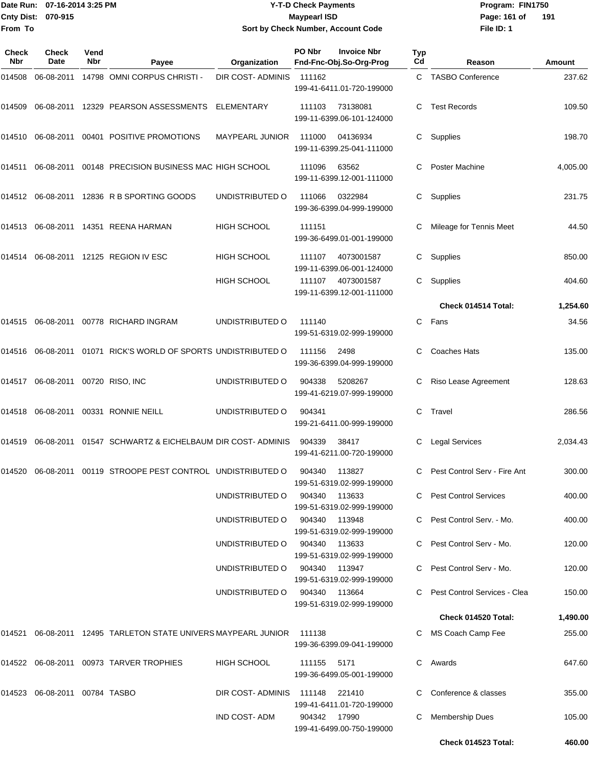Date Run: 07-16-2014 3:25 PM
Cnty Dist: 070-915
From To

**Y-T-D Check Payments**
**Maypearl ISD**
**Sort by Check Number, Account Code**

Program: FIN1750
File ID: 1

| Check Nbr | Check Date | Vend Nbr | Payee | Organization | PO Nbr | Invoice Nbr / Fnd-Fnc-Obj.So-Org-Prog | Typ Cd | Reason | Amount |
|---|---|---|---|---|---|---|---|---|---|
| 014508 | 06-08-2011 | 14798 | OMNI CORPUS CHRISTI - | DIR COST- ADMINIS | 111162 | 199-41-6411.01-720-199000 | C | TASBO Conference | 237.62 |
| 014509 | 06-08-2011 | 12329 | PEARSON ASSESSMENTS | ELEMENTARY | 111103 | 73138081 / 199-11-6399.06-101-124000 | C | Test Records | 109.50 |
| 014510 | 06-08-2011 | 00401 | POSITIVE PROMOTIONS | MAYPEARL JUNIOR | 111000 | 04136934 / 199-11-6399.25-041-111000 | C | Supplies | 198.70 |
| 014511 | 06-08-2011 | 00148 | PRECISION BUSINESS MAC | HIGH SCHOOL | 111096 | 63562 / 199-11-6399.12-001-111000 | C | Poster Machine | 4,005.00 |
| 014512 | 06-08-2011 | 12836 | R B SPORTING GOODS | UNDISTRIBUTED O | 111066 | 0322984 / 199-36-6399.04-999-199000 | C | Supplies | 231.75 |
| 014513 | 06-08-2011 | 14351 | REENA HARMAN | HIGH SCHOOL | 111151 | 199-36-6499.01-001-199000 | C | Mileage for Tennis Meet | 44.50 |
| 014514 | 06-08-2011 | 12125 | REGION IV ESC | HIGH SCHOOL | 111107 | 4073001587 / 199-11-6399.06-001-124000 | C | Supplies | 850.00 |
| | | | | HIGH SCHOOL | 111107 | 4073001587 / 199-11-6399.12-001-111000 | C | Supplies | 404.60 |
| | | | | | | | | **Check 014514 Total:** | **1,254.60** |
| 014515 | 06-08-2011 | 00778 | RICHARD INGRAM | UNDISTRIBUTED O | 111140 | 199-51-6319.02-999-199000 | C | Fans | 34.56 |
| 014516 | 06-08-2011 | 01071 | RICK'S WORLD OF SPORTS | UNDISTRIBUTED O | 111156 | 2498 / 199-36-6399.04-999-199000 | C | Coaches Hats | 135.00 |
| 014517 | 06-08-2011 | 00720 | RISO, INC | UNDISTRIBUTED O | 904338 | 5208267 / 199-41-6219.07-999-199000 | C | Riso Lease Agreement | 128.63 |
| 014518 | 06-08-2011 | 00331 | RONNIE NEILL | UNDISTRIBUTED O | 904341 | 199-21-6411.00-999-199000 | C | Travel | 286.56 |
| 014519 | 06-08-2011 | 01547 | SCHWARTZ & EICHELBAUM | DIR COST- ADMINIS | 904339 | 38417 / 199-41-6211.00-720-199000 | C | Legal Services | 2,034.43 |
| 014520 | 06-08-2011 | 00119 | STROOPE PEST CONTROL | UNDISTRIBUTED O | 904340 | 113827 / 199-51-6319.02-999-199000 | C | Pest Control Serv - Fire Ant | 300.00 |
| | | | | UNDISTRIBUTED O | 904340 | 113633 / 199-51-6319.02-999-199000 | C | Pest Control Services | 400.00 |
| | | | | UNDISTRIBUTED O | 904340 | 113948 / 199-51-6319.02-999-199000 | C | Pest Control Serv. - Mo. | 400.00 |
| | | | | UNDISTRIBUTED O | 904340 | 113633 / 199-51-6319.02-999-199000 | C | Pest Control Serv - Mo. | 120.00 |
| | | | | UNDISTRIBUTED O | 904340 | 113947 / 199-51-6319.02-999-199000 | C | Pest Control Serv - Mo. | 120.00 |
| | | | | UNDISTRIBUTED O | 904340 | 113664 / 199-51-6319.02-999-199000 | C | Pest Control Services - Clea | 150.00 |
| | | | | | | | | **Check 014520 Total:** | **1,490.00** |
| 014521 | 06-08-2011 | 12495 | TARLETON STATE UNIVERS | MAYPEARL JUNIOR | 111138 | 199-36-6399.09-041-199000 | C | MS Coach Camp Fee | 255.00 |
| 014522 | 06-08-2011 | 00973 | TARVER TROPHIES | HIGH SCHOOL | 111155 | 5171 / 199-36-6499.05-001-199000 | C | Awards | 647.60 |
| 014523 | 06-08-2011 | 00784 | TASBO | DIR COST- ADMINIS | 111148 | 221410 / 199-41-6411.01-720-199000 | C | Conference & classes | 355.00 |
| | | | | IND COST- ADM | 904342 | 17990 / 199-41-6499.00-750-199000 | C | Membership Dues | 105.00 |
| | | | | | | | | **Check 014523 Total:** | **460.00** |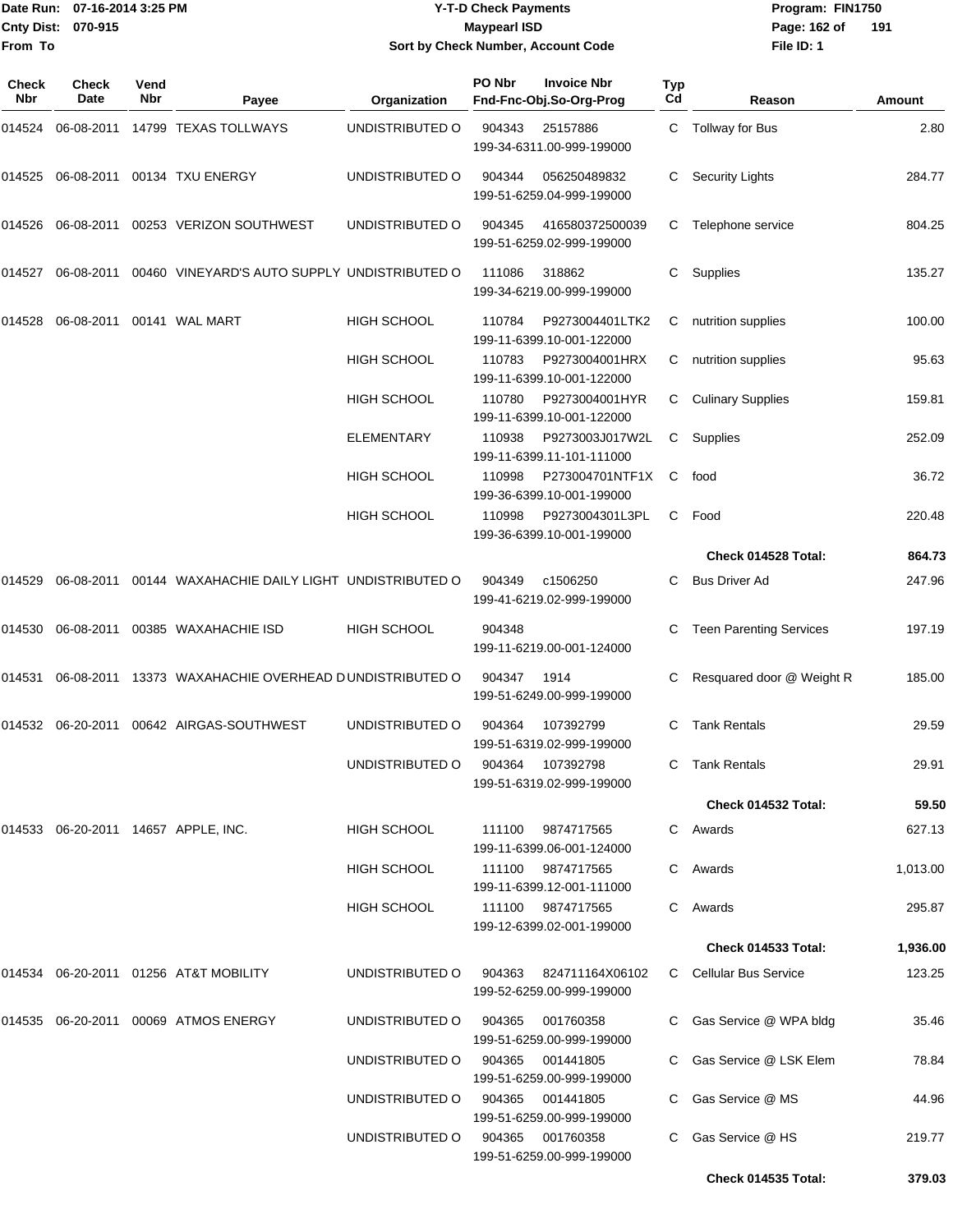# Y-T-D Check Payments

**Maypearl ISD**

Sort by Check Number, Account Code

Date Run: 07-16-2014 3:25 PM
Cnty Dist: 070-915
From To

Program: FIN1750
File ID: 1

| Check Nbr | Check Date | Vend Nbr | Payee | Organization | PO Nbr / Fnd-Fnc-Obj.So-Org-Prog | Invoice Nbr | Typ Cd | Reason | Amount |
|---|---|---|---|---|---|---|---|---|---|
| 014524 | 06-08-2011 | 14799 | TEXAS TOLLWAYS | UNDISTRIBUTED O | 904343 199-34-6311.00-999-199000 | 25157886 | C | Tollway for Bus | 2.80 |
| 014525 | 06-08-2011 | 00134 | TXU ENERGY | UNDISTRIBUTED O | 904344 199-51-6259.04-999-199000 | 056250489832 | C | Security Lights | 284.77 |
| 014526 | 06-08-2011 | 00253 | VERIZON SOUTHWEST | UNDISTRIBUTED O | 904345 199-51-6259.02-999-199000 | 416580372500039 | C | Telephone service | 804.25 |
| 014527 | 06-08-2011 | 00460 | VINEYARD'S AUTO SUPPLY | UNDISTRIBUTED O | 111086 199-34-6219.00-999-199000 | 318862 | C | Supplies | 135.27 |
| 014528 | 06-08-2011 | 00141 | WAL MART | HIGH SCHOOL | 110784 199-11-6399.10-001-122000 | P9273004401LTK2 | C | nutrition supplies | 100.00 |
| | | | | HIGH SCHOOL | 110783 199-11-6399.10-001-122000 | P9273004001HRX | C | nutrition supplies | 95.63 |
| | | | | HIGH SCHOOL | 110780 199-11-6399.10-001-122000 | P9273004001HYR | C | Culinary Supplies | 159.81 |
| | | | | ELEMENTARY | 110938 199-11-6399.11-101-111000 | P9273003J017W2L | C | Supplies | 252.09 |
| | | | | HIGH SCHOOL | 110998 199-36-6399.10-001-199000 | P273004701NTF1X | C | food | 36.72 |
| | | | | HIGH SCHOOL | 110998 199-36-6399.10-001-199000 | P9273004301L3PL | C | Food | 220.48 |
| | | | | | | | | **Check 014528 Total:** | **864.73** |
| 014529 | 06-08-2011 | 00144 | WAXAHACHIE DAILY LIGHT | UNDISTRIBUTED O | 904349 199-41-6219.02-999-199000 | c1506250 | C | Bus Driver Ad | 247.96 |
| 014530 | 06-08-2011 | 00385 | WAXAHACHIE ISD | HIGH SCHOOL | 904348 199-11-6219.00-001-124000 | | C | Teen Parenting Services | 197.19 |
| 014531 | 06-08-2011 | 13373 | WAXAHACHIE OVERHEAD D | UNDISTRIBUTED O | 904347 199-51-6249.00-999-199000 | 1914 | C | Resquared door @ Weight R | 185.00 |
| 014532 | 06-20-2011 | 00642 | AIRGAS-SOUTHWEST | UNDISTRIBUTED O | 904364 199-51-6319.02-999-199000 | 107392799 | C | Tank Rentals | 29.59 |
| | | | | UNDISTRIBUTED O | 904364 199-51-6319.02-999-199000 | 107392798 | C | Tank Rentals | 29.91 |
| | | | | | | | | **Check 014532 Total:** | **59.50** |
| 014533 | 06-20-2011 | 14657 | APPLE, INC. | HIGH SCHOOL | 111100 199-11-6399.06-001-124000 | 9874717565 | C | Awards | 627.13 |
| | | | | HIGH SCHOOL | 111100 199-11-6399.12-001-111000 | 9874717565 | C | Awards | 1,013.00 |
| | | | | HIGH SCHOOL | 111100 199-12-6399.02-001-199000 | 9874717565 | C | Awards | 295.87 |
| | | | | | | | | **Check 014533 Total:** | **1,936.00** |
| 014534 | 06-20-2011 | 01256 | AT&T MOBILITY | UNDISTRIBUTED O | 904363 199-52-6259.00-999-199000 | 824711164X06102 | C | Cellular Bus Service | 123.25 |
| 014535 | 06-20-2011 | 00069 | ATMOS ENERGY | UNDISTRIBUTED O | 904365 199-51-6259.00-999-199000 | 001760358 | C | Gas Service @ WPA bldg | 35.46 |
| | | | | UNDISTRIBUTED O | 904365 199-51-6259.00-999-199000 | 001441805 | C | Gas Service @ LSK Elem | 78.84 |
| | | | | UNDISTRIBUTED O | 904365 199-51-6259.00-999-199000 | 001441805 | C | Gas Service @ MS | 44.96 |
| | | | | UNDISTRIBUTED O | 904365 199-51-6259.00-999-199000 | 001760358 | C | Gas Service @ HS | 219.77 |
| | | | | | | | | **Check 014535 Total:** | **379.03** |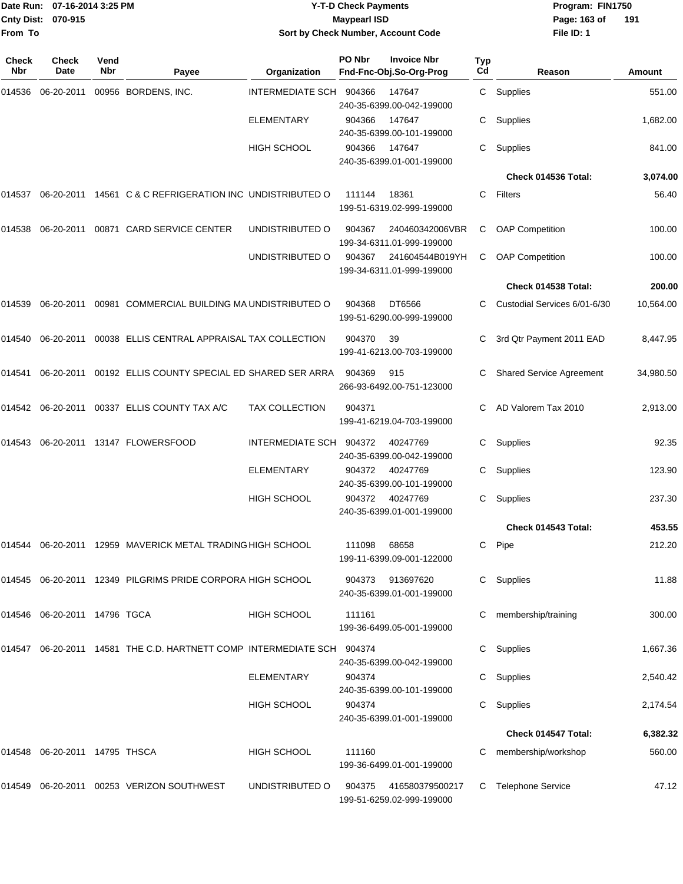# Y-T-D Check Payments

**Maypearl ISD**

**Sort by Check Number, Account Code**

Date Run: 07-16-2014 3:25 PM
Cnty Dist: 070-915
From To

Program: FIN1750
File ID: 1

| Check Nbr | Check Date | Vend Nbr | Payee | Organization | PO Nbr | Invoice Nbr / Fnd-Fnc-Obj.So-Org-Prog | Typ Cd | Reason | Amount |
|---|---|---|---|---|---|---|---|---|---|
| 014536 | 06-20-2011 | 00956 | BORDENS, INC. | INTERMEDIATE SCH | 904366 | 147647 / 240-35-6399.00-042-199000 | C | Supplies | 551.00 |
| | | | | ELEMENTARY | 904366 | 147647 / 240-35-6399.00-101-199000 | C | Supplies | 1,682.00 |
| | | | | HIGH SCHOOL | 904366 | 147647 / 240-35-6399.01-001-199000 | C | Supplies | 841.00 |
| | | | | | | | | **Check 014536 Total:** | **3,074.00** |
| 014537 | 06-20-2011 | 14561 | C & C REFRIGERATION INC | UNDISTRIBUTED O | 111144 | 18361 / 199-51-6319.02-999-199000 | C | Filters | 56.40 |
| 014538 | 06-20-2011 | 00871 | CARD SERVICE CENTER | UNDISTRIBUTED O | 904367 | 240460342006VBR / 199-34-6311.01-999-199000 | C | OAP Competition | 100.00 |
| | | | | UNDISTRIBUTED O | 904367 | 241604544B019YH / 199-34-6311.01-999-199000 | C | OAP Competition | 100.00 |
| | | | | | | | | **Check 014538 Total:** | **200.00** |
| 014539 | 06-20-2011 | 00981 | COMMERCIAL BUILDING MA | UNDISTRIBUTED O | 904368 | DT6566 / 199-51-6290.00-999-199000 | C | Custodial Services 6/01-6/30 | 10,564.00 |
| 014540 | 06-20-2011 | 00038 | ELLIS CENTRAL APPRAISAL | TAX COLLECTION | 904370 | 39 / 199-41-6213.00-703-199000 | C | 3rd Qtr Payment 2011 EAD | 8,447.95 |
| 014541 | 06-20-2011 | 00192 | ELLIS COUNTY SPECIAL ED | SHARED SER ARRA | 904369 | 915 / 266-93-6492.00-751-123000 | C | Shared Service Agreement | 34,980.50 |
| 014542 | 06-20-2011 | 00337 | ELLIS COUNTY TAX A/C | TAX COLLECTION | 904371 | 199-41-6219.04-703-199000 | C | AD Valorem Tax 2010 | 2,913.00 |
| 014543 | 06-20-2011 | 13147 | FLOWERSFOOD | INTERMEDIATE SCH | 904372 | 40247769 / 240-35-6399.00-042-199000 | C | Supplies | 92.35 |
| | | | | ELEMENTARY | 904372 | 40247769 / 240-35-6399.00-101-199000 | C | Supplies | 123.90 |
| | | | | HIGH SCHOOL | 904372 | 40247769 / 240-35-6399.01-001-199000 | C | Supplies | 237.30 |
| | | | | | | | | **Check 014543 Total:** | **453.55** |
| 014544 | 06-20-2011 | 12959 | MAVERICK METAL TRADING | HIGH SCHOOL | 111098 | 68658 / 199-11-6399.09-001-122000 | C | Pipe | 212.20 |
| 014545 | 06-20-2011 | 12349 | PILGRIMS PRIDE CORPORA | HIGH SCHOOL | 904373 | 913697620 / 240-35-6399.01-001-199000 | C | Supplies | 11.88 |
| 014546 | 06-20-2011 | 14796 | TGCA | HIGH SCHOOL | 111161 | 199-36-6499.05-001-199000 | C | membership/training | 300.00 |
| 014547 | 06-20-2011 | 14581 | THE C.D. HARTNETT COMP | INTERMEDIATE SCH | 904374 | 240-35-6399.00-042-199000 | C | Supplies | 1,667.36 |
| | | | | ELEMENTARY | 904374 | 240-35-6399.00-101-199000 | C | Supplies | 2,540.42 |
| | | | | HIGH SCHOOL | 904374 | 240-35-6399.01-001-199000 | C | Supplies | 2,174.54 |
| | | | | | | | | **Check 014547 Total:** | **6,382.32** |
| 014548 | 06-20-2011 | 14795 | THSCA | HIGH SCHOOL | 111160 | 199-36-6499.01-001-199000 | C | membership/workshop | 560.00 |
| 014549 | 06-20-2011 | 00253 | VERIZON SOUTHWEST | UNDISTRIBUTED O | 904375 | 416580379500217 / 199-51-6259.02-999-199000 | C | Telephone Service | 47.12 |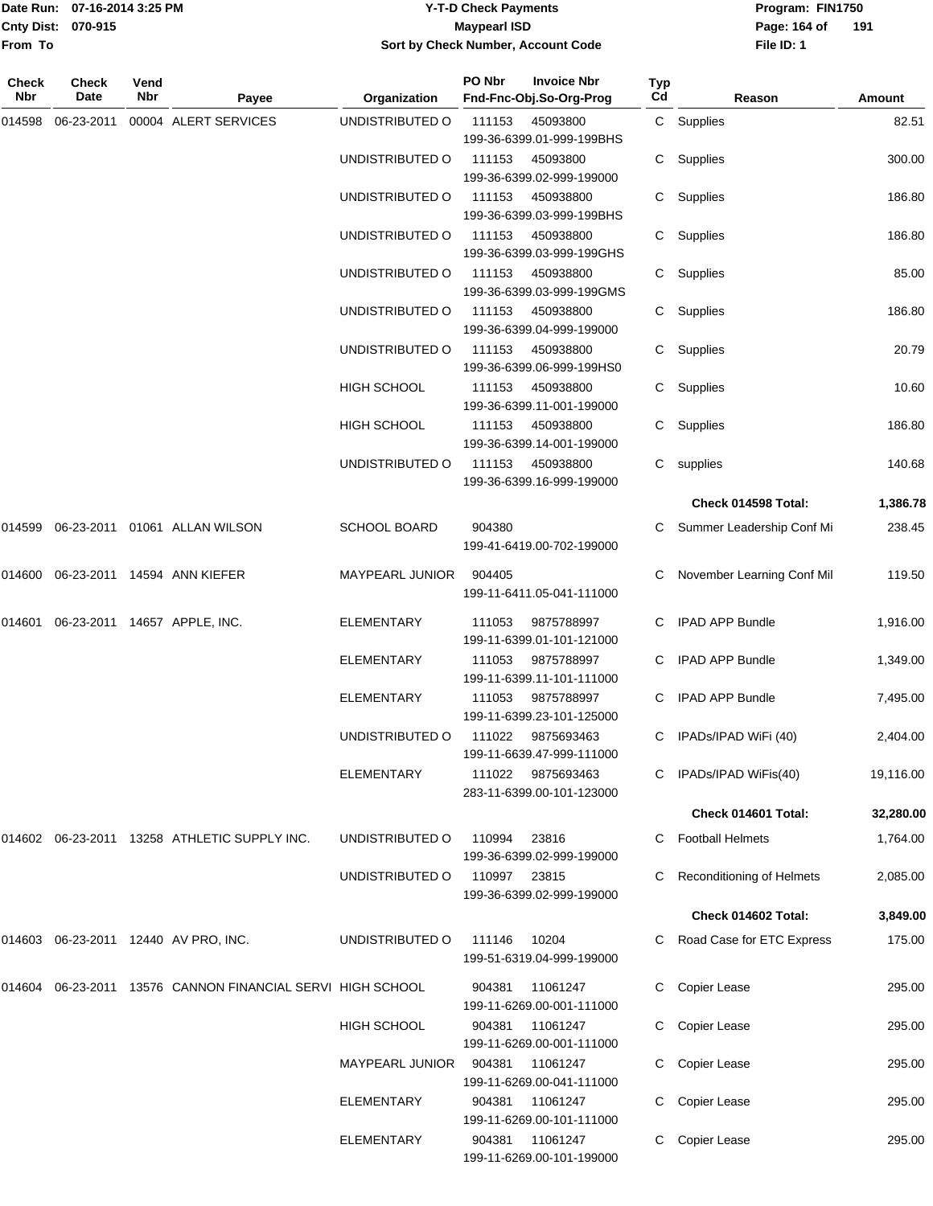**Y-T-D Check Payments**
**Maypearl ISD**
**Sort by Check Number, Account Code**

Date Run: 07-16-2014 3:25 PM
Cnty Dist: 070-915
From To

Program: FIN1750
File ID: 1

| Check Nbr | Check Date | Vend Nbr | Payee | Organization | PO Nbr | Invoice Nbr / Fnd-Fnc-Obj.So-Org-Prog | Typ Cd | Reason | Amount |
|---|---|---|---|---|---|---|---|---|---|
| 014598 | 06-23-2011 | 00004 | ALERT SERVICES | UNDISTRIBUTED O | 111153 | 45093800 199-36-6399.01-999-199BHS | C | Supplies | 82.51 |
| | | | | UNDISTRIBUTED O | 111153 | 45093800 199-36-6399.02-999-199000 | C | Supplies | 300.00 |
| | | | | UNDISTRIBUTED O | 111153 | 450938800 199-36-6399.03-999-199BHS | C | Supplies | 186.80 |
| | | | | UNDISTRIBUTED O | 111153 | 450938800 199-36-6399.03-999-199GHS | C | Supplies | 186.80 |
| | | | | UNDISTRIBUTED O | 111153 | 450938800 199-36-6399.03-999-199GMS | C | Supplies | 85.00 |
| | | | | UNDISTRIBUTED O | 111153 | 450938800 199-36-6399.04-999-199000 | C | Supplies | 186.80 |
| | | | | UNDISTRIBUTED O | 111153 | 450938800 199-36-6399.06-999-199HS0 | C | Supplies | 20.79 |
| | | | | HIGH SCHOOL | 111153 | 450938800 199-36-6399.11-001-199000 | C | Supplies | 10.60 |
| | | | | HIGH SCHOOL | 111153 | 450938800 199-36-6399.14-001-199000 | C | Supplies | 186.80 |
| | | | | UNDISTRIBUTED O | 111153 | 450938800 199-36-6399.16-999-199000 | C | supplies | 140.68 |
| | | | | | | | | **Check 014598 Total:** | **1,386.78** |
| 014599 | 06-23-2011 | 01061 | ALLAN WILSON | SCHOOL BOARD | 904380 | 199-41-6419.00-702-199000 | C | Summer Leadership Conf Mi | 238.45 |
| 014600 | 06-23-2011 | 14594 | ANN KIEFER | MAYPEARL JUNIOR | 904405 | 199-11-6411.05-041-111000 | C | November Learning Conf Mil | 119.50 |
| 014601 | 06-23-2011 | 14657 | APPLE, INC. | ELEMENTARY | 111053 | 9875788997 199-11-6399.01-101-121000 | C | IPAD APP Bundle | 1,916.00 |
| | | | | ELEMENTARY | 111053 | 9875788997 199-11-6399.11-101-111000 | C | IPAD APP Bundle | 1,349.00 |
| | | | | ELEMENTARY | 111053 | 9875788997 199-11-6399.23-101-125000 | C | IPAD APP Bundle | 7,495.00 |
| | | | | UNDISTRIBUTED O | 111022 | 9875693463 199-11-6639.47-999-111000 | C | IPADs/IPAD WiFi (40) | 2,404.00 |
| | | | | ELEMENTARY | 111022 | 9875693463 283-11-6399.00-101-123000 | C | IPADs/IPAD WiFis(40) | 19,116.00 |
| | | | | | | | | **Check 014601 Total:** | **32,280.00** |
| 014602 | 06-23-2011 | 13258 | ATHLETIC SUPPLY INC. | UNDISTRIBUTED O | 110994 | 23816 199-36-6399.02-999-199000 | C | Football Helmets | 1,764.00 |
| | | | | UNDISTRIBUTED O | 110997 | 23815 199-36-6399.02-999-199000 | C | Reconditioning of Helmets | 2,085.00 |
| | | | | | | | | **Check 014602 Total:** | **3,849.00** |
| 014603 | 06-23-2011 | 12440 | AV PRO, INC. | UNDISTRIBUTED O | 111146 | 10204 199-51-6319.04-999-199000 | C | Road Case for ETC Express | 175.00 |
| 014604 | 06-23-2011 | 13576 | CANNON FINANCIAL SERVI | HIGH SCHOOL | 904381 | 11061247 199-11-6269.00-001-111000 | C | Copier Lease | 295.00 |
| | | | | HIGH SCHOOL | 904381 | 11061247 199-11-6269.00-001-111000 | C | Copier Lease | 295.00 |
| | | | | MAYPEARL JUNIOR | 904381 | 11061247 199-11-6269.00-041-111000 | C | Copier Lease | 295.00 |
| | | | | ELEMENTARY | 904381 | 11061247 199-11-6269.00-101-111000 | C | Copier Lease | 295.00 |
| | | | | ELEMENTARY | 904381 | 11061247 199-11-6269.00-101-199000 | C | Copier Lease | 295.00 |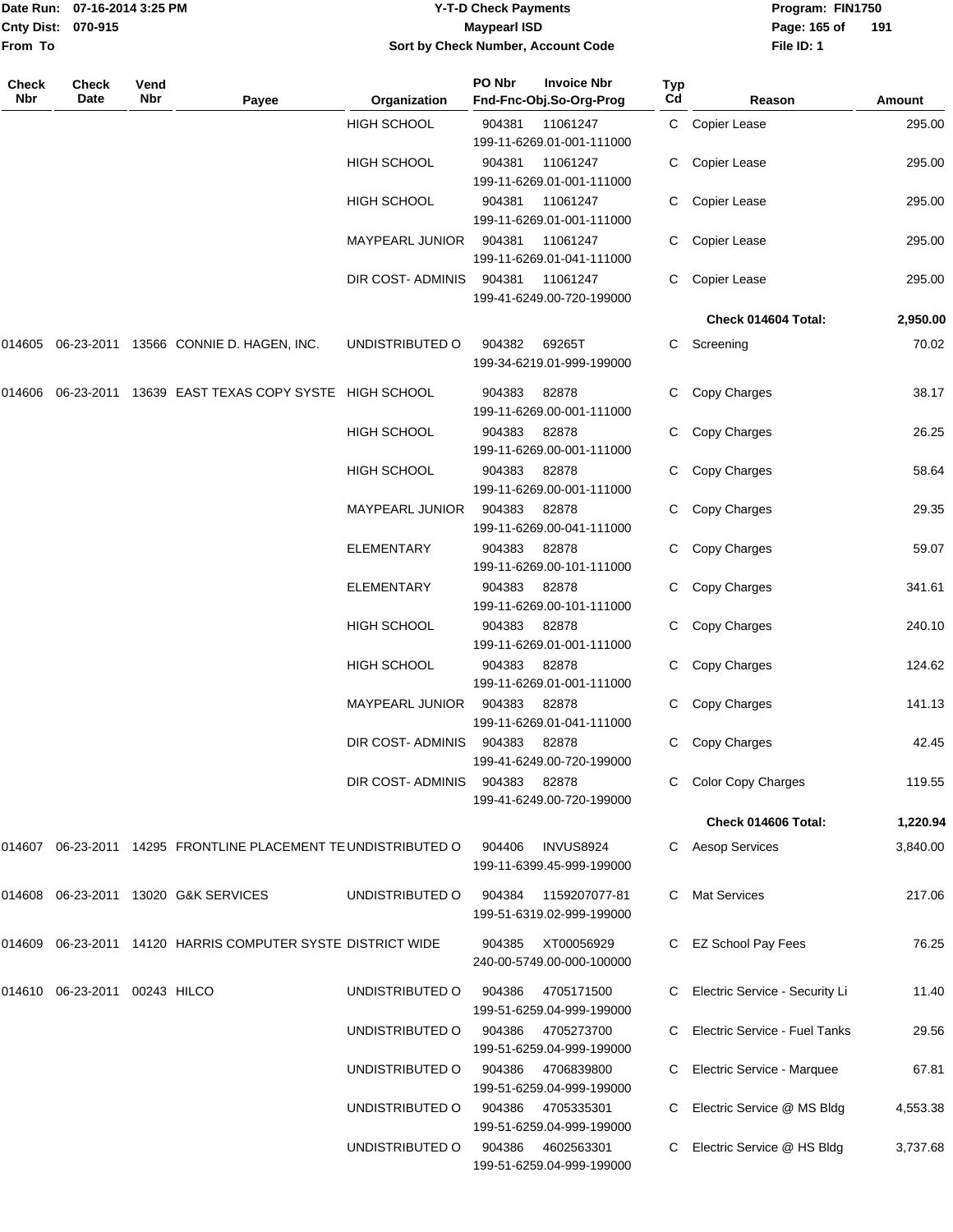| Check Nbr | Check Date | Vend Nbr | Payee | Organization | PO Nbr / Invoice Nbr / Fnd-Fnc-Obj.So-Org-Prog | Typ Cd | Reason | Amount |
|---|---|---|---|---|---|---|---|---|
| | | | | HIGH SCHOOL | 904381 11061247 199-11-6269.01-001-111000 | C | Copier Lease | 295.00 |
| | | | | HIGH SCHOOL | 904381 11061247 199-11-6269.01-001-111000 | C | Copier Lease | 295.00 |
| | | | | HIGH SCHOOL | 904381 11061247 199-11-6269.01-001-111000 | C | Copier Lease | 295.00 |
| | | | | MAYPEARL JUNIOR | 904381 11061247 199-11-6269.01-041-111000 | C | Copier Lease | 295.00 |
| | | | | DIR COST- ADMINIS | 904381 11061247 199-41-6249.00-720-199000 | C | Copier Lease | 295.00 |
| | | | | | | | **Check 014604 Total:** | **2,950.00** |
| 014605 | 06-23-2011 | 13566 | CONNIE D. HAGEN, INC. | UNDISTRIBUTED O | 904382 69265T 199-34-6219.01-999-199000 | C | Screening | 70.02 |
| 014606 | 06-23-2011 | 13639 | EAST TEXAS COPY SYSTE | HIGH SCHOOL | 904383 82878 199-11-6269.00-001-111000 | C | Copy Charges | 38.17 |
| | | | | HIGH SCHOOL | 904383 82878 199-11-6269.00-001-111000 | C | Copy Charges | 26.25 |
| | | | | HIGH SCHOOL | 904383 82878 199-11-6269.00-001-111000 | C | Copy Charges | 58.64 |
| | | | | MAYPEARL JUNIOR | 904383 82878 199-11-6269.00-041-111000 | C | Copy Charges | 29.35 |
| | | | | ELEMENTARY | 904383 82878 199-11-6269.00-101-111000 | C | Copy Charges | 59.07 |
| | | | | ELEMENTARY | 904383 82878 199-11-6269.00-101-111000 | C | Copy Charges | 341.61 |
| | | | | HIGH SCHOOL | 904383 82878 199-11-6269.01-001-111000 | C | Copy Charges | 240.10 |
| | | | | HIGH SCHOOL | 904383 82878 199-11-6269.01-001-111000 | C | Copy Charges | 124.62 |
| | | | | MAYPEARL JUNIOR | 904383 82878 199-11-6269.01-041-111000 | C | Copy Charges | 141.13 |
| | | | | DIR COST- ADMINIS | 904383 82878 199-41-6249.00-720-199000 | C | Copy Charges | 42.45 |
| | | | | DIR COST- ADMINIS | 904383 82878 199-41-6249.00-720-199000 | C | Color Copy Charges | 119.55 |
| | | | | | | | **Check 014606 Total:** | **1,220.94** |
| 014607 | 06-23-2011 | 14295 | FRONTLINE PLACEMENT TE | UNDISTRIBUTED O | 904406 INVUS8924 199-11-6399.45-999-199000 | C | Aesop Services | 3,840.00 |
| 014608 | 06-23-2011 | 13020 | G&K SERVICES | UNDISTRIBUTED O | 904384 1159207077-81 199-51-6319.02-999-199000 | C | Mat Services | 217.06 |
| 014609 | 06-23-2011 | 14120 | HARRIS COMPUTER SYSTE | DISTRICT WIDE | 904385 XT00056929 240-00-5749.00-000-100000 | C | EZ School Pay Fees | 76.25 |
| 014610 | 06-23-2011 | 00243 | HILCO | UNDISTRIBUTED O | 904386 4705171500 199-51-6259.04-999-199000 | C | Electric Service - Security Li | 11.40 |
| | | | | UNDISTRIBUTED O | 904386 4705273700 199-51-6259.04-999-199000 | C | Electric Service - Fuel Tanks | 29.56 |
| | | | | UNDISTRIBUTED O | 904386 4706839800 199-51-6259.04-999-199000 | C | Electric Service - Marquee | 67.81 |
| | | | | UNDISTRIBUTED O | 904386 4705335301 199-51-6259.04-999-199000 | C | Electric Service @ MS Bldg | 4,553.38 |
| | | | | UNDISTRIBUTED O | 904386 4602563301 199-51-6259.04-999-199000 | C | Electric Service @ HS Bldg | 3,737.68 |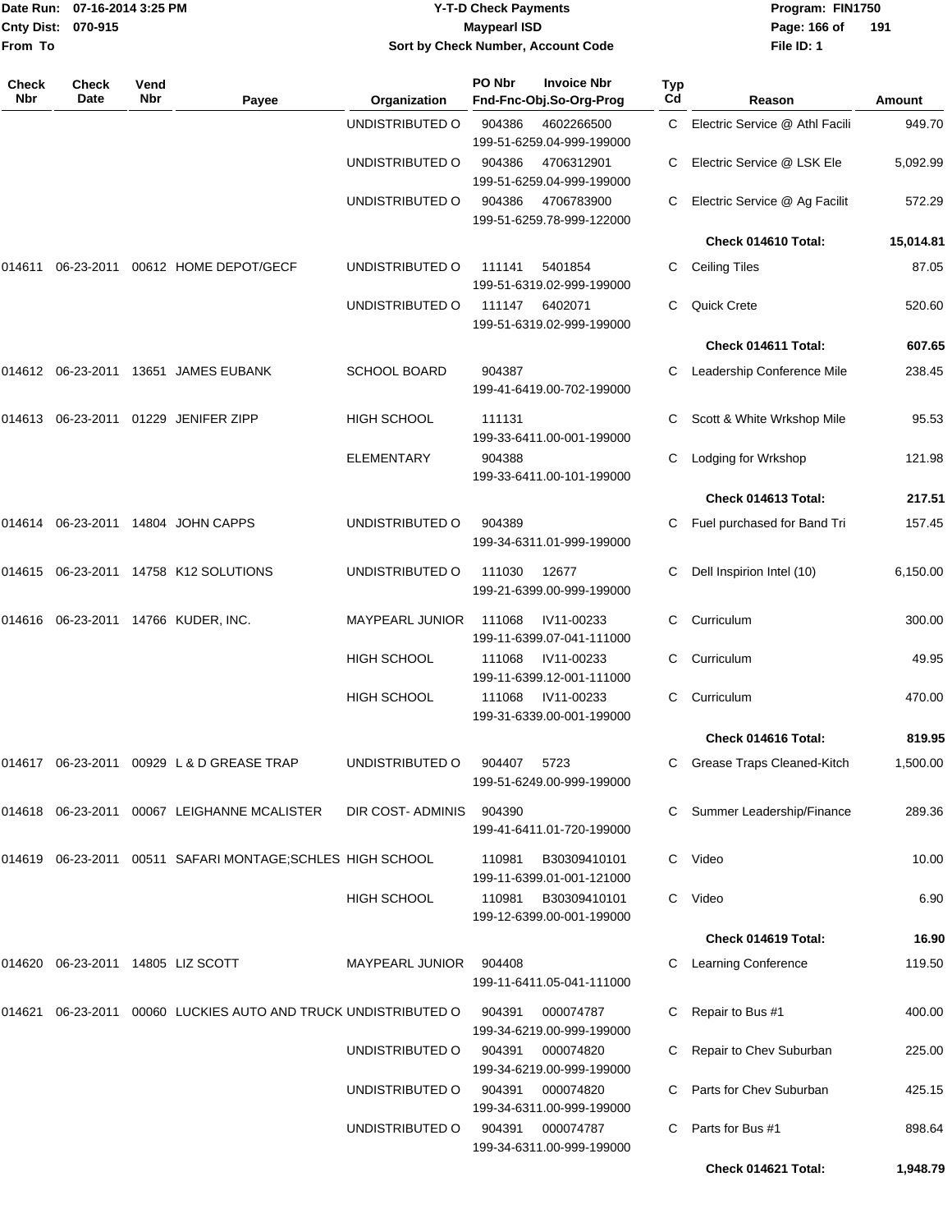| Check Nbr | Check Date | Vend Nbr | Payee | Organization | PO Nbr Invoice Nbr Fnd-Fnc-Obj.So-Org-Prog | Typ Cd | Reason | Amount |
|---|---|---|---|---|---|---|---|---|
| | | | | UNDISTRIBUTED O | 904386 4602266500 199-51-6259.04-999-199000 | C | Electric Service @ Athl Facili | 949.70 |
| | | | | UNDISTRIBUTED O | 904386 4706312901 199-51-6259.04-999-199000 | C | Electric Service @ LSK Ele | 5,092.99 |
| | | | | UNDISTRIBUTED O | 904386 4706783900 199-51-6259.78-999-122000 | C | Electric Service @ Ag Facilit | 572.29 |
| | | | | | | | **Check 014610 Total:** | **15,014.81** |
| 014611 | 06-23-2011 | 00612 | HOME DEPOT/GECF | UNDISTRIBUTED O | 111141 5401854 199-51-6319.02-999-199000 | C | Ceiling Tiles | 87.05 |
| | | | | UNDISTRIBUTED O | 111147 6402071 199-51-6319.02-999-199000 | C | Quick Crete | 520.60 |
| | | | | | | | **Check 014611 Total:** | **607.65** |
| 014612 | 06-23-2011 | 13651 | JAMES EUBANK | SCHOOL BOARD | 904387 199-41-6419.00-702-199000 | C | Leadership Conference Mile | 238.45 |
| 014613 | 06-23-2011 | 01229 | JENIFER ZIPP | HIGH SCHOOL | 111131 199-33-6411.00-001-199000 | C | Scott & White Wrkshop Mile | 95.53 |
| | | | | ELEMENTARY | 904388 199-33-6411.00-101-199000 | C | Lodging for Wrkshop | 121.98 |
| | | | | | | | **Check 014613 Total:** | **217.51** |
| 014614 | 06-23-2011 | 14804 | JOHN CAPPS | UNDISTRIBUTED O | 904389 199-34-6311.01-999-199000 | C | Fuel purchased for Band Tri | 157.45 |
| 014615 | 06-23-2011 | 14758 | K12 SOLUTIONS | UNDISTRIBUTED O | 111030 12677 199-21-6399.00-999-199000 | C | Dell Inspirion Intel (10) | 6,150.00 |
| 014616 | 06-23-2011 | 14766 | KUDER, INC. | MAYPEARL JUNIOR | 111068 IV11-00233 199-11-6399.07-041-111000 | C | Curriculum | 300.00 |
| | | | | HIGH SCHOOL | 111068 IV11-00233 199-11-6399.12-001-111000 | C | Curriculum | 49.95 |
| | | | | HIGH SCHOOL | 111068 IV11-00233 199-31-6339.00-001-199000 | C | Curriculum | 470.00 |
| | | | | | | | **Check 014616 Total:** | **819.95** |
| 014617 | 06-23-2011 | 00929 | L & D GREASE TRAP | UNDISTRIBUTED O | 904407 5723 199-51-6249.00-999-199000 | C | Grease Traps Cleaned-Kitch | 1,500.00 |
| 014618 | 06-23-2011 | 00067 | LEIGHANNE MCALISTER | DIR COST- ADMINIS | 904390 199-41-6411.01-720-199000 | C | Summer Leadership/Finance | 289.36 |
| 014619 | 06-23-2011 | 00511 | SAFARI MONTAGE;SCHLES | HIGH SCHOOL | 110981 B30309410101 199-11-6399.01-001-121000 | C | Video | 10.00 |
| | | | | HIGH SCHOOL | 110981 B30309410101 199-12-6399.00-001-199000 | C | Video | 6.90 |
| | | | | | | | **Check 014619 Total:** | **16.90** |
| 014620 | 06-23-2011 | 14805 | LIZ SCOTT | MAYPEARL JUNIOR | 904408 199-11-6411.05-041-111000 | C | Learning Conference | 119.50 |
| 014621 | 06-23-2011 | 00060 | LUCKIES AUTO AND TRUCK | UNDISTRIBUTED O | 904391 000074787 199-34-6219.00-999-199000 | C | Repair to Bus #1 | 400.00 |
| | | | | UNDISTRIBUTED O | 904391 000074820 199-34-6219.00-999-199000 | C | Repair to Chev Suburban | 225.00 |
| | | | | UNDISTRIBUTED O | 904391 000074820 199-34-6311.00-999-199000 | C | Parts for Chev Suburban | 425.15 |
| | | | | UNDISTRIBUTED O | 904391 000074787 199-34-6311.00-999-199000 | C | Parts for Bus #1 | 898.64 |
| | | | | | | | **Check 014621 Total:** | **1,948.79** |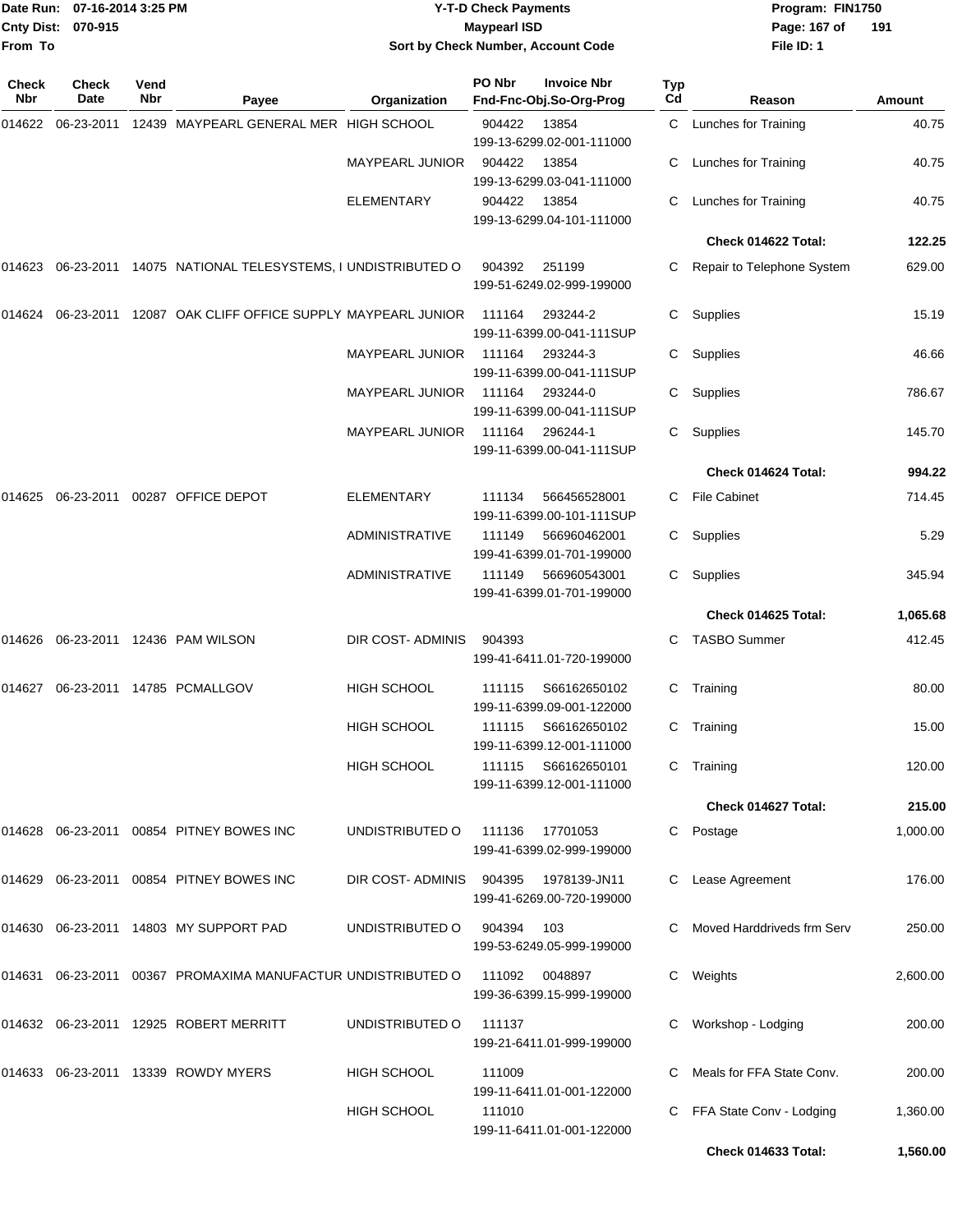Date Run: 07-16-2014 3:25 PM
Cnty Dist: 070-915
From To

**Y-T-D Check Payments**
**Maypearl ISD**
**Sort by Check Number, Account Code**

Program: FIN1750
File ID: 1

| Check Nbr | Check Date | Vend Nbr | Payee | Organization | PO Nbr | Invoice Nbr / Fnd-Fnc-Obj.So-Org-Prog | Typ Cd | Reason | Amount |
|---|---|---|---|---|---|---|---|---|---|
| 014622 | 06-23-2011 | 12439 | MAYPEARL GENERAL MER | HIGH SCHOOL | 904422 | 13854 / 199-13-6299.02-001-111000 | C | Lunches for Training | 40.75 |
| | | | | MAYPEARL JUNIOR | 904422 | 13854 / 199-13-6299.03-041-111000 | C | Lunches for Training | 40.75 |
| | | | | ELEMENTARY | 904422 | 13854 / 199-13-6299.04-101-111000 | C | Lunches for Training | 40.75 |
| | | | | | | | | **Check 014622 Total:** | **122.25** |
| 014623 | 06-23-2011 | 14075 | NATIONAL TELESYSTEMS, I | UNDISTRIBUTED O | 904392 | 251199 / 199-51-6249.02-999-199000 | C | Repair to Telephone System | 629.00 |
| 014624 | 06-23-2011 | 12087 | OAK CLIFF OFFICE SUPPLY | MAYPEARL JUNIOR | 111164 | 293244-2 / 199-11-6399.00-041-111SUP | C | Supplies | 15.19 |
| | | | | MAYPEARL JUNIOR | 111164 | 293244-3 / 199-11-6399.00-041-111SUP | C | Supplies | 46.66 |
| | | | | MAYPEARL JUNIOR | 111164 | 293244-0 / 199-11-6399.00-041-111SUP | C | Supplies | 786.67 |
| | | | | MAYPEARL JUNIOR | 111164 | 296244-1 / 199-11-6399.00-041-111SUP | C | Supplies | 145.70 |
| | | | | | | | | **Check 014624 Total:** | **994.22** |
| 014625 | 06-23-2011 | 00287 | OFFICE DEPOT | ELEMENTARY | 111134 | 566456528001 / 199-11-6399.00-101-111SUP | C | File Cabinet | 714.45 |
| | | | | ADMINISTRATIVE | 111149 | 566960462001 / 199-41-6399.01-701-199000 | C | Supplies | 5.29 |
| | | | | ADMINISTRATIVE | 111149 | 566960543001 / 199-41-6399.01-701-199000 | C | Supplies | 345.94 |
| | | | | | | | | **Check 014625 Total:** | **1,065.68** |
| 014626 | 06-23-2011 | 12436 | PAM WILSON | DIR COST- ADMINIS | 904393 | 199-41-6411.01-720-199000 | C | TASBO Summer | 412.45 |
| 014627 | 06-23-2011 | 14785 | PCMALLGOV | HIGH SCHOOL | 111115 | S66162650102 / 199-11-6399.09-001-122000 | C | Training | 80.00 |
| | | | | HIGH SCHOOL | 111115 | S66162650102 / 199-11-6399.12-001-111000 | C | Training | 15.00 |
| | | | | HIGH SCHOOL | 111115 | S66162650101 / 199-11-6399.12-001-111000 | C | Training | 120.00 |
| | | | | | | | | **Check 014627 Total:** | **215.00** |
| 014628 | 06-23-2011 | 00854 | PITNEY BOWES INC | UNDISTRIBUTED O | 111136 | 17701053 / 199-41-6399.02-999-199000 | C | Postage | 1,000.00 |
| 014629 | 06-23-2011 | 00854 | PITNEY BOWES INC | DIR COST- ADMINIS | 904395 | 1978139-JN11 / 199-41-6269.00-720-199000 | C | Lease Agreement | 176.00 |
| 014630 | 06-23-2011 | 14803 | MY SUPPORT PAD | UNDISTRIBUTED O | 904394 | 103 / 199-53-6249.05-999-199000 | C | Moved Harddriveds frm Serv | 250.00 |
| 014631 | 06-23-2011 | 00367 | PROMAXIMA MANUFACTUR | UNDISTRIBUTED O | 111092 | 0048897 / 199-36-6399.15-999-199000 | C | Weights | 2,600.00 |
| 014632 | 06-23-2011 | 12925 | ROBERT MERRITT | UNDISTRIBUTED O | 111137 | 199-21-6411.01-999-199000 | C | Workshop - Lodging | 200.00 |
| 014633 | 06-23-2011 | 13339 | ROWDY MYERS | HIGH SCHOOL | 111009 | 199-11-6411.01-001-122000 | C | Meals for FFA State Conv. | 200.00 |
| | | | | HIGH SCHOOL | 111010 | 199-11-6411.01-001-122000 | C | FFA State Conv - Lodging | 1,360.00 |
| | | | | | | | | **Check 014633 Total:** | **1,560.00** |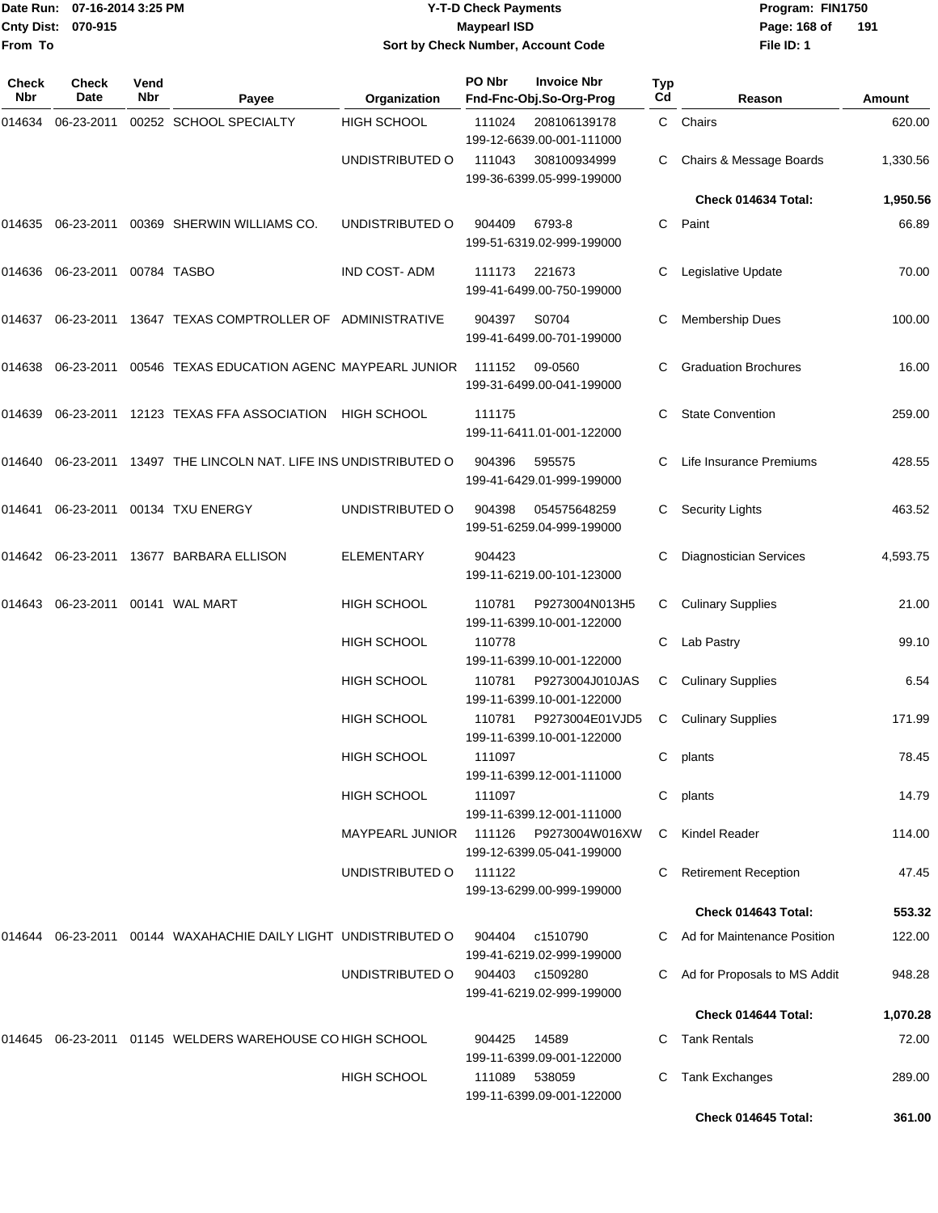Date Run: 07-16-2014 3:25 PM
Cnty Dist: 070-915
From To

# Y-T-D Check Payments
## Maypearl ISD
### Sort by Check Number, Account Code

Program: FIN1750
File ID: 1

| Check Nbr | Check Date | Vend Nbr | Payee | Organization | PO Nbr | Invoice Nbr / Fnd-Fnc-Obj.So-Org-Prog | Typ Cd | Reason | Amount |
|---|---|---|---|---|---|---|---|---|---|
| 014634 | 06-23-2011 | 00252 | SCHOOL SPECIALTY | HIGH SCHOOL | 111024 | 208106139178 199-12-6639.00-001-111000 | C | Chairs | 620.00 |
| | | | | UNDISTRIBUTED O | 111043 | 308100934999 199-36-6399.05-999-199000 | C | Chairs & Message Boards | 1,330.56 |
| | | | | | | | | **Check 014634 Total:** | **1,950.56** |
| 014635 | 06-23-2011 | 00369 | SHERWIN WILLIAMS CO. | UNDISTRIBUTED O | 904409 | 6793-8 199-51-6319.02-999-199000 | C | Paint | 66.89 |
| 014636 | 06-23-2011 | 00784 | TASBO | IND COST- ADM | 111173 | 221673 199-41-6499.00-750-199000 | C | Legislative Update | 70.00 |
| 014637 | 06-23-2011 | 13647 | TEXAS COMPTROLLER OF | ADMINISTRATIVE | 904397 | S0704 199-41-6499.00-701-199000 | C | Membership Dues | 100.00 |
| 014638 | 06-23-2011 | 00546 | TEXAS EDUCATION AGENC | MAYPEARL JUNIOR | 111152 | 09-0560 199-31-6499.00-041-199000 | C | Graduation Brochures | 16.00 |
| 014639 | 06-23-2011 | 12123 | TEXAS FFA ASSOCIATION | HIGH SCHOOL | 111175 | 199-11-6411.01-001-122000 | C | State Convention | 259.00 |
| 014640 | 06-23-2011 | 13497 | THE LINCOLN NAT. LIFE INS | UNDISTRIBUTED O | 904396 | 595575 199-41-6429.01-999-199000 | C | Life Insurance Premiums | 428.55 |
| 014641 | 06-23-2011 | 00134 | TXU ENERGY | UNDISTRIBUTED O | 904398 | 054575648259 199-51-6259.04-999-199000 | C | Security Lights | 463.52 |
| 014642 | 06-23-2011 | 13677 | BARBARA ELLISON | ELEMENTARY | 904423 | 199-11-6219.00-101-123000 | C | Diagnostician Services | 4,593.75 |
| 014643 | 06-23-2011 | 00141 | WAL MART | HIGH SCHOOL | 110781 | P9273004N013H5 199-11-6399.10-001-122000 | C | Culinary Supplies | 21.00 |
| | | | | HIGH SCHOOL | 110778 | 199-11-6399.10-001-122000 | C | Lab Pastry | 99.10 |
| | | | | HIGH SCHOOL | 110781 | P9273004J010JAS 199-11-6399.10-001-122000 | C | Culinary Supplies | 6.54 |
| | | | | HIGH SCHOOL | 110781 | P9273004E01VJD5 199-11-6399.10-001-122000 | C | Culinary Supplies | 171.99 |
| | | | | HIGH SCHOOL | 111097 | 199-11-6399.12-001-111000 | C | plants | 78.45 |
| | | | | HIGH SCHOOL | 111097 | 199-11-6399.12-001-111000 | C | plants | 14.79 |
| | | | | MAYPEARL JUNIOR | 111126 | P9273004W016XW 199-12-6399.05-041-199000 | C | Kindel Reader | 114.00 |
| | | | | UNDISTRIBUTED O | 111122 | 199-13-6299.00-999-199000 | C | Retirement Reception | 47.45 |
| | | | | | | | | **Check 014643 Total:** | **553.32** |
| 014644 | 06-23-2011 | 00144 | WAXAHACHIE DAILY LIGHT | UNDISTRIBUTED O | 904404 | c1510790 199-41-6219.02-999-199000 | C | Ad for Maintenance Position | 122.00 |
| | | | | UNDISTRIBUTED O | 904403 | c1509280 199-41-6219.02-999-199000 | C | Ad for Proposals to MS Addit | 948.28 |
| | | | | | | | | **Check 014644 Total:** | **1,070.28** |
| 014645 | 06-23-2011 | 01145 | WELDERS WAREHOUSE CO | HIGH SCHOOL | 904425 | 14589 199-11-6399.09-001-122000 | C | Tank Rentals | 72.00 |
| | | | | HIGH SCHOOL | 111089 | 538059 199-11-6399.09-001-122000 | C | Tank Exchanges | 289.00 |
| | | | | | | | | **Check 014645 Total:** | **361.00** |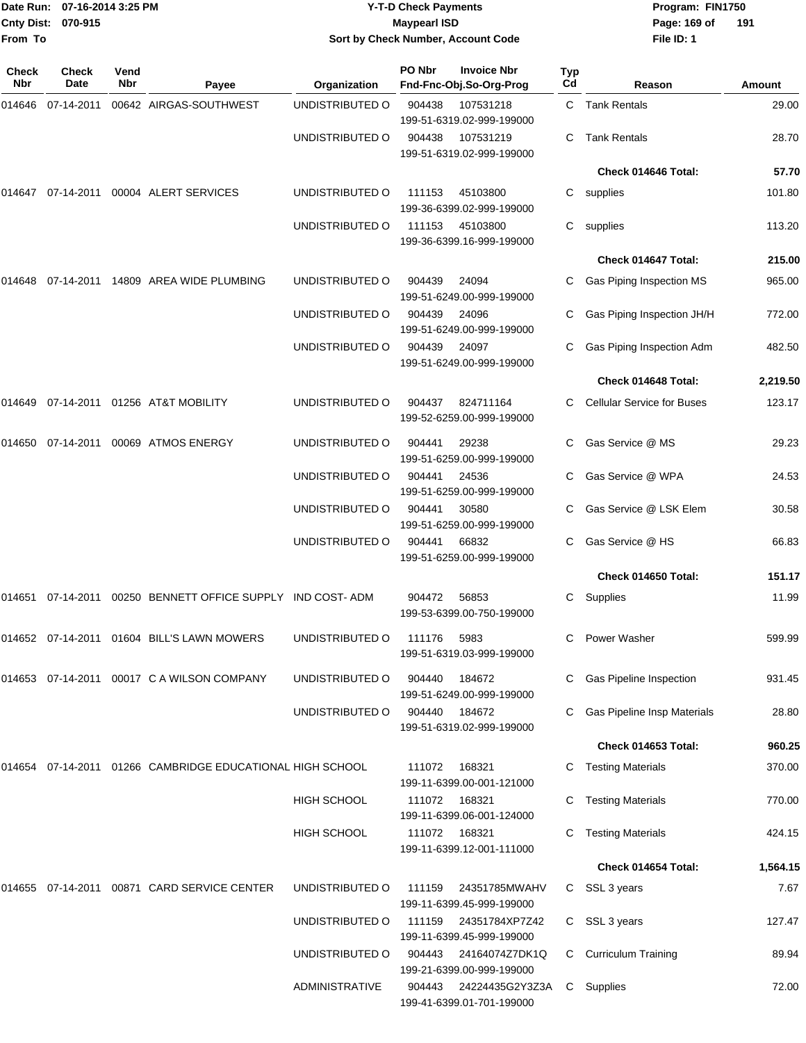**Date Run: 07-16-2014 3:25 PM**
**Cnty Dist: 070-915**
**From To**

**Y-T-D Check Payments**
**Maypearl ISD**
**Sort by Check Number, Account Code**

**Program: FIN1750**
**File ID: 1**

| Check Nbr | Check Date | Vend Nbr | Payee | Organization | PO Nbr / Fnd-Fnc-Obj.So-Org-Prog | Invoice Nbr | Typ Cd | Reason | Amount |
|---|---|---|---|---|---|---|---|---|---|
| 014646 | 07-14-2011 | 00642 | AIRGAS-SOUTHWEST | UNDISTRIBUTED O | 904438 / 199-51-6319.02-999-199000 | 107531218 | C | Tank Rentals | 29.00 |
| | | | | UNDISTRIBUTED O | 904438 / 199-51-6319.02-999-199000 | 107531219 | C | Tank Rentals | 28.70 |
| | | | | | | | | **Check 014646 Total:** | **57.70** |
| 014647 | 07-14-2011 | 00004 | ALERT SERVICES | UNDISTRIBUTED O | 111153 / 199-36-6399.02-999-199000 | 45103800 | C | supplies | 101.80 |
| | | | | UNDISTRIBUTED O | 111153 / 199-36-6399.16-999-199000 | 45103800 | C | supplies | 113.20 |
| | | | | | | | | **Check 014647 Total:** | **215.00** |
| 014648 | 07-14-2011 | 14809 | AREA WIDE PLUMBING | UNDISTRIBUTED O | 904439 / 199-51-6249.00-999-199000 | 24094 | C | Gas Piping Inspection MS | 965.00 |
| | | | | UNDISTRIBUTED O | 904439 / 199-51-6249.00-999-199000 | 24096 | C | Gas Piping Inspection JH/H | 772.00 |
| | | | | UNDISTRIBUTED O | 904439 / 199-51-6249.00-999-199000 | 24097 | C | Gas Piping Inspection Adm | 482.50 |
| | | | | | | | | **Check 014648 Total:** | **2,219.50** |
| 014649 | 07-14-2011 | 01256 | AT&T MOBILITY | UNDISTRIBUTED O | 904437 / 199-52-6259.00-999-199000 | 824711164 | C | Cellular Service for Buses | 123.17 |
| 014650 | 07-14-2011 | 00069 | ATMOS ENERGY | UNDISTRIBUTED O | 904441 / 199-51-6259.00-999-199000 | 29238 | C | Gas Service @ MS | 29.23 |
| | | | | UNDISTRIBUTED O | 904441 / 199-51-6259.00-999-199000 | 24536 | C | Gas Service @ WPA | 24.53 |
| | | | | UNDISTRIBUTED O | 904441 / 199-51-6259.00-999-199000 | 30580 | C | Gas Service @ LSK Elem | 30.58 |
| | | | | UNDISTRIBUTED O | 904441 / 199-51-6259.00-999-199000 | 66832 | C | Gas Service @ HS | 66.83 |
| | | | | | | | | **Check 014650 Total:** | **151.17** |
| 014651 | 07-14-2011 | 00250 | BENNETT OFFICE SUPPLY | IND COST- ADM | 904472 / 199-53-6399.00-750-199000 | 56853 | C | Supplies | 11.99 |
| 014652 | 07-14-2011 | 01604 | BILL'S LAWN MOWERS | UNDISTRIBUTED O | 111176 / 199-51-6319.03-999-199000 | 5983 | C | Power Washer | 599.99 |
| 014653 | 07-14-2011 | 00017 | C A WILSON COMPANY | UNDISTRIBUTED O | 904440 / 199-51-6249.00-999-199000 | 184672 | C | Gas Pipeline Inspection | 931.45 |
| | | | | UNDISTRIBUTED O | 904440 / 199-51-6319.02-999-199000 | 184672 | C | Gas Pipeline Insp Materials | 28.80 |
| | | | | | | | | **Check 014653 Total:** | **960.25** |
| 014654 | 07-14-2011 | 01266 | CAMBRIDGE EDUCATIONAL | HIGH SCHOOL | 111072 / 199-11-6399.00-001-121000 | 168321 | C | Testing Materials | 370.00 |
| | | | | HIGH SCHOOL | 111072 / 199-11-6399.06-001-124000 | 168321 | C | Testing Materials | 770.00 |
| | | | | HIGH SCHOOL | 111072 / 199-11-6399.12-001-111000 | 168321 | C | Testing Materials | 424.15 |
| | | | | | | | | **Check 014654 Total:** | **1,564.15** |
| 014655 | 07-14-2011 | 00871 | CARD SERVICE CENTER | UNDISTRIBUTED O | 111159 / 199-11-6399.45-999-199000 | 24351785MWAHV | C | SSL 3 years | 7.67 |
| | | | | UNDISTRIBUTED O | 111159 / 199-11-6399.45-999-199000 | 24351784XP7Z42 | C | SSL 3 years | 127.47 |
| | | | | UNDISTRIBUTED O | 904443 / 199-21-6399.00-999-199000 | 24164074Z7DK1Q | C | Curriculum Training | 89.94 |
| | | | | ADMINISTRATIVE | 904443 / 199-41-6399.01-701-199000 | 24224435G2Y3Z3A | C | Supplies | 72.00 |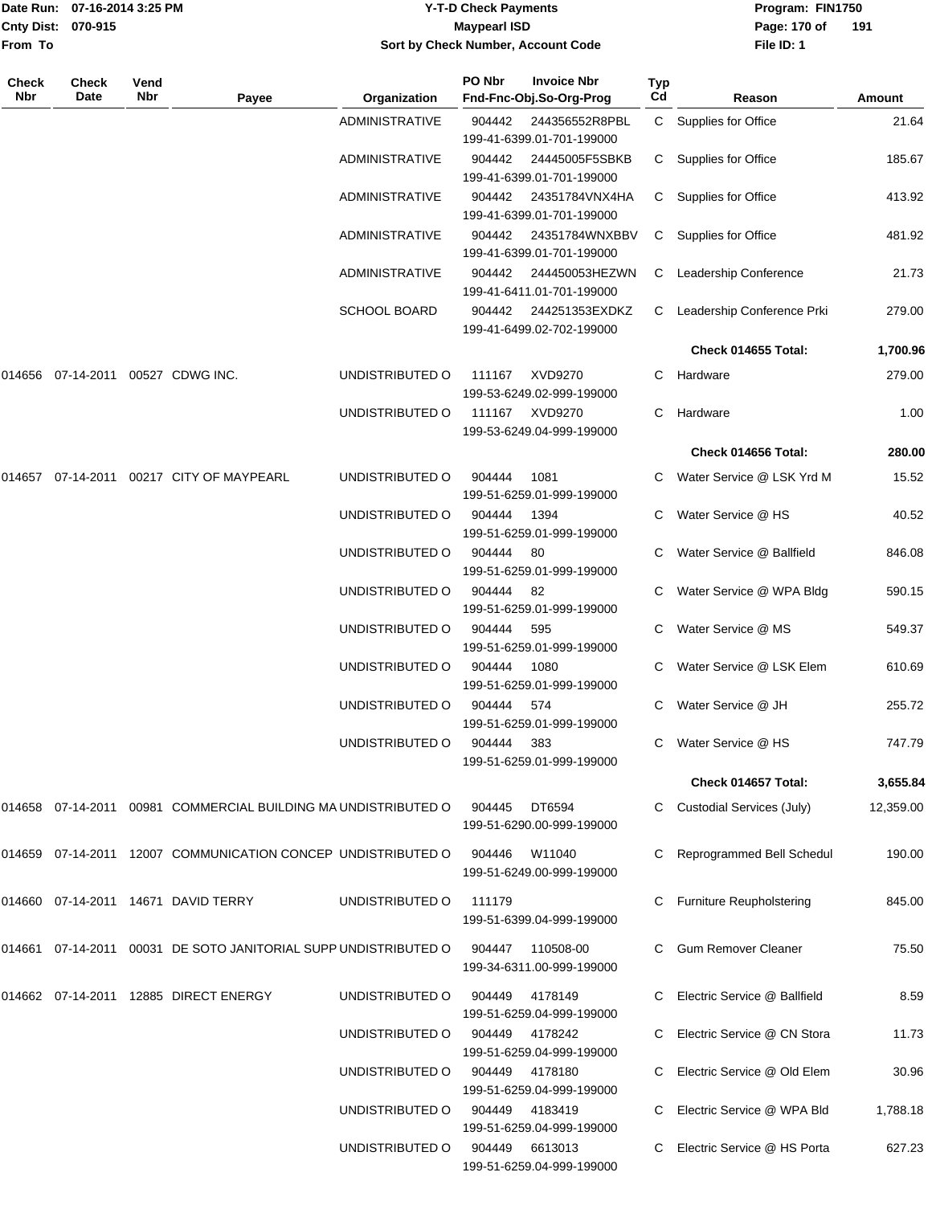| Check Nbr | Check Date | Vend Nbr | Payee | Organization | PO Nbr / Invoice Nbr / Fnd-Fnc-Obj.So-Org-Prog | Typ Cd | Reason | Amount |
|---|---|---|---|---|---|---|---|---|
| | | | | ADMINISTRATIVE | 904442 244356552R8PBL 199-41-6399.01-701-199000 | C | Supplies for Office | 21.64 |
| | | | | ADMINISTRATIVE | 904442 24445005F5SBKB 199-41-6399.01-701-199000 | C | Supplies for Office | 185.67 |
| | | | | ADMINISTRATIVE | 904442 24351784VNX4HA 199-41-6399.01-701-199000 | C | Supplies for Office | 413.92 |
| | | | | ADMINISTRATIVE | 904442 24351784WNXBBV 199-41-6399.01-701-199000 | C | Supplies for Office | 481.92 |
| | | | | ADMINISTRATIVE | 904442 244450053HEZWN 199-41-6411.01-701-199000 | C | Leadership Conference | 21.73 |
| | | | | SCHOOL BOARD | 904442 244251353EXDKZ 199-41-6499.02-702-199000 | C | Leadership Conference Prki | 279.00 |
| | | | | | | | **Check 014655 Total:** | **1,700.96** |
| 014656 | 07-14-2011 | 00527 | CDWG INC. | UNDISTRIBUTED O | 111167 XVD9270 199-53-6249.02-999-199000 | C | Hardware | 279.00 |
| | | | | UNDISTRIBUTED O | 111167 XVD9270 199-53-6249.04-999-199000 | C | Hardware | 1.00 |
| | | | | | | | **Check 014656 Total:** | **280.00** |
| 014657 | 07-14-2011 | 00217 | CITY OF MAYPEARL | UNDISTRIBUTED O | 904444 1081 199-51-6259.01-999-199000 | C | Water Service @ LSK Yrd M | 15.52 |
| | | | | UNDISTRIBUTED O | 904444 1394 199-51-6259.01-999-199000 | C | Water Service @ HS | 40.52 |
| | | | | UNDISTRIBUTED O | 904444 80 199-51-6259.01-999-199000 | C | Water Service @ Ballfield | 846.08 |
| | | | | UNDISTRIBUTED O | 904444 82 199-51-6259.01-999-199000 | C | Water Service @ WPA Bldg | 590.15 |
| | | | | UNDISTRIBUTED O | 904444 595 199-51-6259.01-999-199000 | C | Water Service @ MS | 549.37 |
| | | | | UNDISTRIBUTED O | 904444 1080 199-51-6259.01-999-199000 | C | Water Service @ LSK Elem | 610.69 |
| | | | | UNDISTRIBUTED O | 904444 574 199-51-6259.01-999-199000 | C | Water Service @ JH | 255.72 |
| | | | | UNDISTRIBUTED O | 904444 383 199-51-6259.01-999-199000 | C | Water Service @ HS | 747.79 |
| | | | | | | | **Check 014657 Total:** | **3,655.84** |
| 014658 | 07-14-2011 | 00981 | COMMERCIAL BUILDING MA | UNDISTRIBUTED O | 904445 DT6594 199-51-6290.00-999-199000 | C | Custodial Services (July) | 12,359.00 |
| 014659 | 07-14-2011 | 12007 | COMMUNICATION CONCEP | UNDISTRIBUTED O | 904446 W11040 199-51-6249.00-999-199000 | C | Reprogrammed Bell Schedul | 190.00 |
| 014660 | 07-14-2011 | 14671 | DAVID TERRY | UNDISTRIBUTED O | 111179 199-51-6399.04-999-199000 | C | Furniture Reupholstering | 845.00 |
| 014661 | 07-14-2011 | 00031 | DE SOTO JANITORIAL SUPP | UNDISTRIBUTED O | 904447 110508-00 199-34-6311.00-999-199000 | C | Gum Remover Cleaner | 75.50 |
| 014662 | 07-14-2011 | 12885 | DIRECT ENERGY | UNDISTRIBUTED O | 904449 4178149 199-51-6259.04-999-199000 | C | Electric Service @ Ballfield | 8.59 |
| | | | | UNDISTRIBUTED O | 904449 4178242 199-51-6259.04-999-199000 | C | Electric Service @ CN Stora | 11.73 |
| | | | | UNDISTRIBUTED O | 904449 4178180 199-51-6259.04-999-199000 | C | Electric Service @ Old Elem | 30.96 |
| | | | | UNDISTRIBUTED O | 904449 4183419 199-51-6259.04-999-199000 | C | Electric Service @ WPA Bld | 1,788.18 |
| | | | | UNDISTRIBUTED O | 904449 6613013 199-51-6259.04-999-199000 | C | Electric Service @ HS Porta | 627.23 |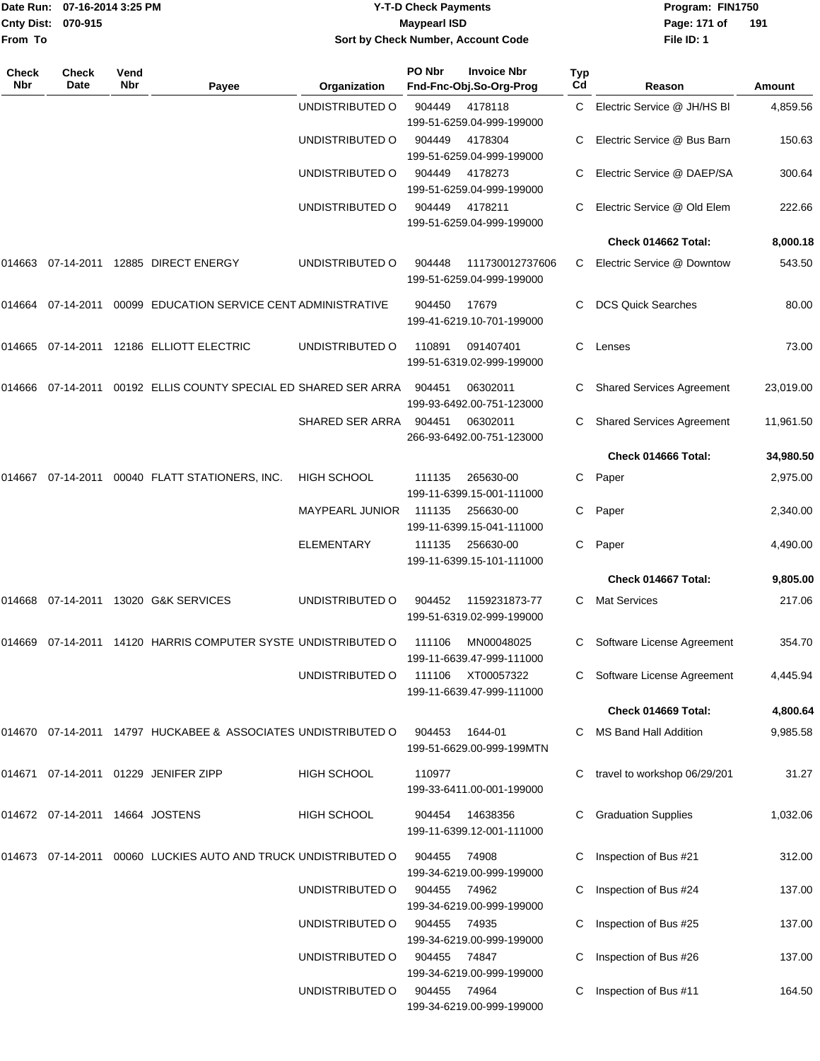# Y-T-D Check Payments

**Maypearl ISD**

**Sort by Check Number, Account Code**

Date Run: 07-16-2014 3:25 PM
Cnty Dist: 070-915
From To

Program: FIN1750
File ID: 1

| Check Nbr | Check Date | Vend Nbr | Payee | Organization | PO Nbr | Invoice Nbr / Fnd-Fnc-Obj.So-Org-Prog | Typ Cd | Reason | Amount |
|---|---|---|---|---|---|---|---|---|---|
| | | | | UNDISTRIBUTED O | 904449 | 4178118 199-51-6259.04-999-199000 | C | Electric Service @ JH/HS Bl | 4,859.56 |
| | | | | UNDISTRIBUTED O | 904449 | 4178304 199-51-6259.04-999-199000 | C | Electric Service @ Bus Barn | 150.63 |
| | | | | UNDISTRIBUTED O | 904449 | 4178273 199-51-6259.04-999-199000 | C | Electric Service @ DAEP/SA | 300.64 |
| | | | | UNDISTRIBUTED O | 904449 | 4178211 199-51-6259.04-999-199000 | C | Electric Service @ Old Elem | 222.66 |
| | | | | | | | | **Check 014662 Total:** | **8,000.18** |
| 014663 | 07-14-2011 | 12885 | DIRECT ENERGY | UNDISTRIBUTED O | 904448 | 111730012737606 199-51-6259.04-999-199000 | C | Electric Service @ Downtow | 543.50 |
| 014664 | 07-14-2011 | 00099 | EDUCATION SERVICE CENT | ADMINISTRATIVE | 904450 | 17679 199-41-6219.10-701-199000 | C | DCS Quick Searches | 80.00 |
| 014665 | 07-14-2011 | 12186 | ELLIOTT ELECTRIC | UNDISTRIBUTED O | 110891 | 091407401 199-51-6319.02-999-199000 | C | Lenses | 73.00 |
| 014666 | 07-14-2011 | 00192 | ELLIS COUNTY SPECIAL ED | SHARED SER ARRA | 904451 | 06302011 199-93-6492.00-751-123000 | C | Shared Services Agreement | 23,019.00 |
| | | | | SHARED SER ARRA | 904451 | 06302011 266-93-6492.00-751-123000 | C | Shared Services Agreement | 11,961.50 |
| | | | | | | | | **Check 014666 Total:** | **34,980.50** |
| 014667 | 07-14-2011 | 00040 | FLATT STATIONERS, INC. | HIGH SCHOOL | 111135 | 265630-00 199-11-6399.15-001-111000 | C | Paper | 2,975.00 |
| | | | | MAYPEARL JUNIOR | 111135 | 256630-00 199-11-6399.15-041-111000 | C | Paper | 2,340.00 |
| | | | | ELEMENTARY | 111135 | 256630-00 199-11-6399.15-101-111000 | C | Paper | 4,490.00 |
| | | | | | | | | **Check 014667 Total:** | **9,805.00** |
| 014668 | 07-14-2011 | 13020 | G&K SERVICES | UNDISTRIBUTED O | 904452 | 1159231873-77 199-51-6319.02-999-199000 | C | Mat Services | 217.06 |
| 014669 | 07-14-2011 | 14120 | HARRIS COMPUTER SYSTE | UNDISTRIBUTED O | 111106 | MN00048025 199-11-6639.47-999-111000 | C | Software License Agreement | 354.70 |
| | | | | UNDISTRIBUTED O | 111106 | XT00057322 199-11-6639.47-999-111000 | C | Software License Agreement | 4,445.94 |
| | | | | | | | | **Check 014669 Total:** | **4,800.64** |
| 014670 | 07-14-2011 | 14797 | HUCKABEE & ASSOCIATES | UNDISTRIBUTED O | 904453 | 1644-01 199-51-6629.00-999-199MTN | C | MS Band Hall Addition | 9,985.58 |
| 014671 | 07-14-2011 | 01229 | JENIFER ZIPP | HIGH SCHOOL | 110977 | 199-33-6411.00-001-199000 | C | travel to workshop 06/29/201 | 31.27 |
| 014672 | 07-14-2011 | 14664 | JOSTENS | HIGH SCHOOL | 904454 | 14638356 199-11-6399.12-001-111000 | C | Graduation Supplies | 1,032.06 |
| 014673 | 07-14-2011 | 00060 | LUCKIES AUTO AND TRUCK | UNDISTRIBUTED O | 904455 | 74908 199-34-6219.00-999-199000 | C | Inspection of Bus #21 | 312.00 |
| | | | | UNDISTRIBUTED O | 904455 | 74962 199-34-6219.00-999-199000 | C | Inspection of Bus #24 | 137.00 |
| | | | | UNDISTRIBUTED O | 904455 | 74935 199-34-6219.00-999-199000 | C | Inspection of Bus #25 | 137.00 |
| | | | | UNDISTRIBUTED O | 904455 | 74847 199-34-6219.00-999-199000 | C | Inspection of Bus #26 | 137.00 |
| | | | | UNDISTRIBUTED O | 904455 | 74964 199-34-6219.00-999-199000 | C | Inspection of Bus #11 | 164.50 |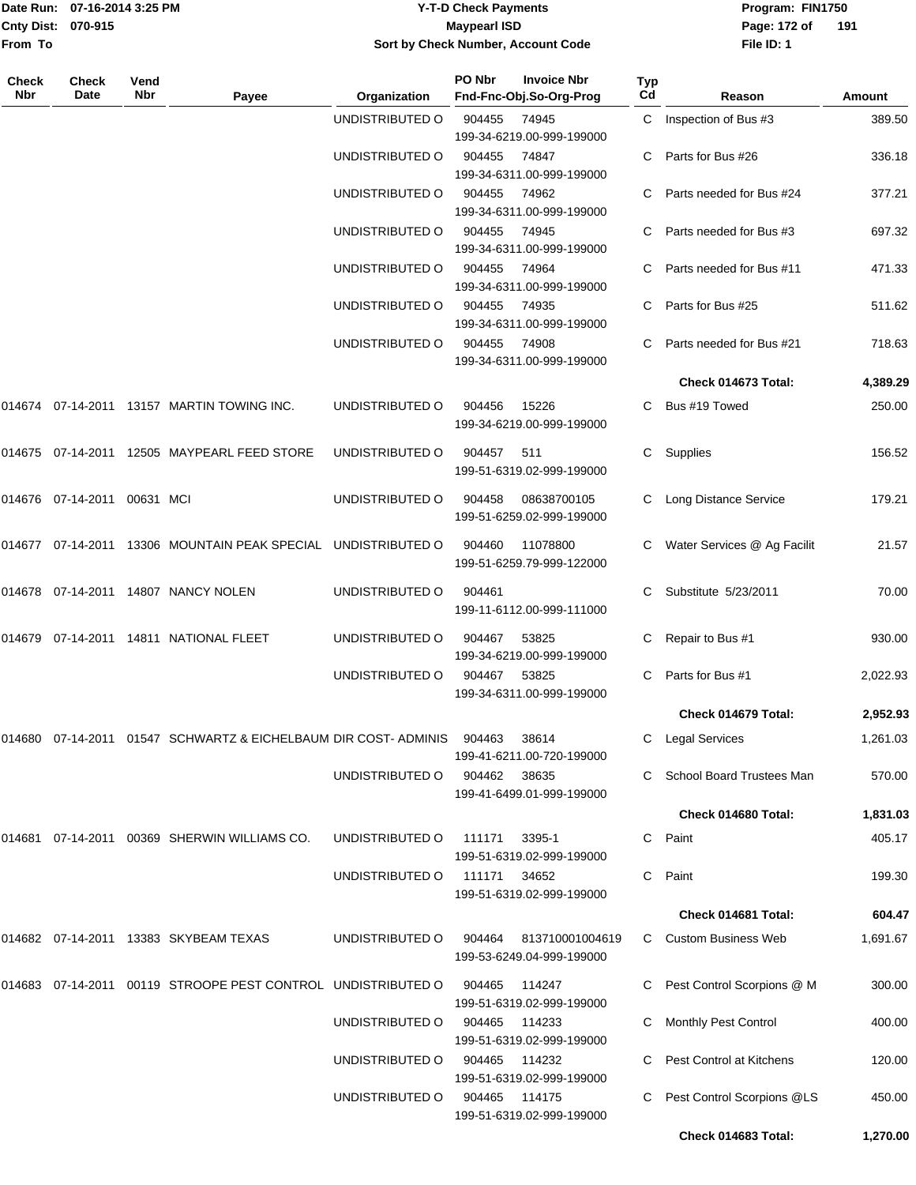| Check Nbr | Check Date | Vend Nbr | Payee | Organization | PO Nbr / Invoice Nbr / Fnd-Fnc-Obj.So-Org-Prog | Typ Cd | Reason | Amount |
|---|---|---|---|---|---|---|---|---|
| | | | | UNDISTRIBUTED O | 904455 74945 199-34-6219.00-999-199000 | C | Inspection of Bus #3 | 389.50 |
| | | | | UNDISTRIBUTED O | 904455 74847 199-34-6311.00-999-199000 | C | Parts for Bus #26 | 336.18 |
| | | | | UNDISTRIBUTED O | 904455 74962 199-34-6311.00-999-199000 | C | Parts needed for Bus #24 | 377.21 |
| | | | | UNDISTRIBUTED O | 904455 74945 199-34-6311.00-999-199000 | C | Parts needed for Bus #3 | 697.32 |
| | | | | UNDISTRIBUTED O | 904455 74964 199-34-6311.00-999-199000 | C | Parts needed for Bus #11 | 471.33 |
| | | | | UNDISTRIBUTED O | 904455 74935 199-34-6311.00-999-199000 | C | Parts for Bus #25 | 511.62 |
| | | | | UNDISTRIBUTED O | 904455 74908 199-34-6311.00-999-199000 | C | Parts needed for Bus #21 | 718.63 |
| | | | | | | | **Check 014673 Total:** | **4,389.29** |
| 014674 | 07-14-2011 | 13157 | MARTIN TOWING INC. | UNDISTRIBUTED O | 904456 15226 199-34-6219.00-999-199000 | C | Bus #19 Towed | 250.00 |
| 014675 | 07-14-2011 | 12505 | MAYPEARL FEED STORE | UNDISTRIBUTED O | 904457 511 199-51-6319.02-999-199000 | C | Supplies | 156.52 |
| 014676 | 07-14-2011 | 00631 | MCI | UNDISTRIBUTED O | 904458 08638700105 199-51-6259.02-999-199000 | C | Long Distance Service | 179.21 |
| 014677 | 07-14-2011 | 13306 | MOUNTAIN PEAK SPECIAL | UNDISTRIBUTED O | 904460 11078800 199-51-6259.79-999-122000 | C | Water Services @ Ag Facilit | 21.57 |
| 014678 | 07-14-2011 | 14807 | NANCY NOLEN | UNDISTRIBUTED O | 904461 199-11-6112.00-999-111000 | C | Substitute 5/23/2011 | 70.00 |
| 014679 | 07-14-2011 | 14811 | NATIONAL FLEET | UNDISTRIBUTED O | 904467 53825 199-34-6219.00-999-199000 | C | Repair to Bus #1 | 930.00 |
| | | | | UNDISTRIBUTED O | 904467 53825 199-34-6311.00-999-199000 | C | Parts for Bus #1 | 2,022.93 |
| | | | | | | | **Check 014679 Total:** | **2,952.93** |
| 014680 | 07-14-2011 | 01547 | SCHWARTZ & EICHELBAUM | DIR COST- ADMINIS | 904463 38614 199-41-6211.00-720-199000 | C | Legal Services | 1,261.03 |
| | | | | UNDISTRIBUTED O | 904462 38635 199-41-6499.01-999-199000 | C | School Board Trustees Man | 570.00 |
| | | | | | | | **Check 014680 Total:** | **1,831.03** |
| 014681 | 07-14-2011 | 00369 | SHERWIN WILLIAMS CO. | UNDISTRIBUTED O | 111171 3395-1 199-51-6319.02-999-199000 | C | Paint | 405.17 |
| | | | | UNDISTRIBUTED O | 111171 34652 199-51-6319.02-999-199000 | C | Paint | 199.30 |
| | | | | | | | **Check 014681 Total:** | **604.47** |
| 014682 | 07-14-2011 | 13383 | SKYBEAM TEXAS | UNDISTRIBUTED O | 904464 813710001004619 199-53-6249.04-999-199000 | C | Custom Business Web | 1,691.67 |
| 014683 | 07-14-2011 | 00119 | STROOPE PEST CONTROL | UNDISTRIBUTED O | 904465 114247 199-51-6319.02-999-199000 | C | Pest Control Scorpions @ M | 300.00 |
| | | | | UNDISTRIBUTED O | 904465 114233 199-51-6319.02-999-199000 | C | Monthly Pest Control | 400.00 |
| | | | | UNDISTRIBUTED O | 904465 114232 199-51-6319.02-999-199000 | C | Pest Control at Kitchens | 120.00 |
| | | | | UNDISTRIBUTED O | 904465 114175 199-51-6319.02-999-199000 | C | Pest Control Scorpions @LS | 450.00 |
| | | | | | | | **Check 014683 Total:** | **1,270.00** |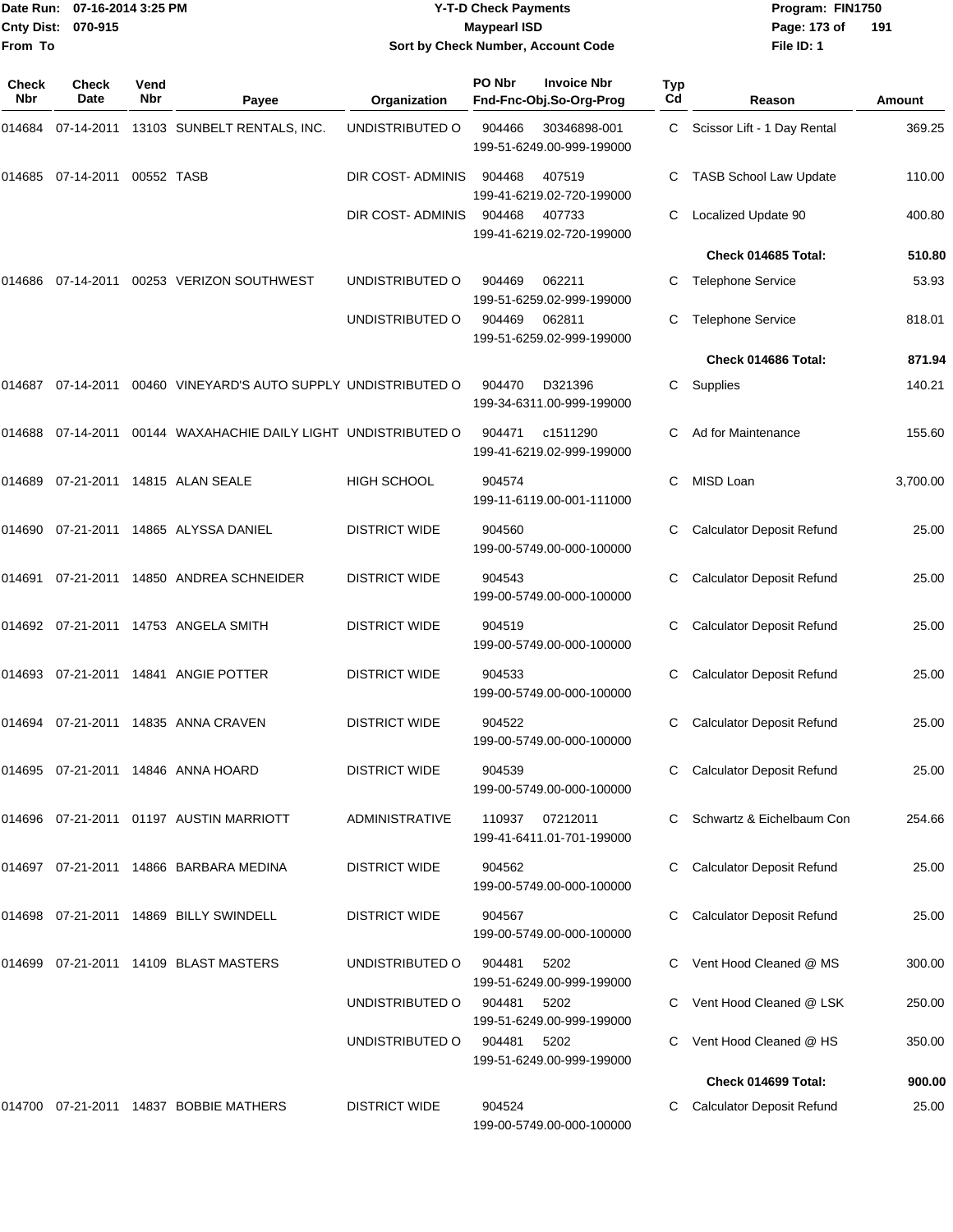Date Run: 07-16-2014 3:25 PM
Cnty Dist: 070-915
From To

# Y-T-D Check Payments
## Maypearl ISD
### Sort by Check Number, Account Code

Program: FIN1750
File ID: 1

| Check Nbr | Check Date | Vend Nbr | Payee | Organization | PO Nbr | Invoice Nbr / Fnd-Fnc-Obj.So-Org-Prog | Typ Cd | Reason | Amount |
|---|---|---|---|---|---|---|---|---|---|
| 014684 | 07-14-2011 | 13103 | SUNBELT RENTALS, INC. | UNDISTRIBUTED O | 904466 | 30346898-001 199-51-6249.00-999-199000 | C | Scissor Lift - 1 Day Rental | 369.25 |
| 014685 | 07-14-2011 | 00552 | TASB | DIR COST- ADMINIS | 904468 | 407519 199-41-6219.02-720-199000 | C | TASB School Law Update | 110.00 |
| | | | | DIR COST- ADMINIS | 904468 | 407733 199-41-6219.02-720-199000 | C | Localized Update 90 | 400.80 |
| | | | | | | | | **Check 014685 Total:** | **510.80** |
| 014686 | 07-14-2011 | 00253 | VERIZON SOUTHWEST | UNDISTRIBUTED O | 904469 | 062211 199-51-6259.02-999-199000 | C | Telephone Service | 53.93 |
| | | | | UNDISTRIBUTED O | 904469 | 062811 199-51-6259.02-999-199000 | C | Telephone Service | 818.01 |
| | | | | | | | | **Check 014686 Total:** | **871.94** |
| 014687 | 07-14-2011 | 00460 | VINEYARD'S AUTO SUPPLY | UNDISTRIBUTED O | 904470 | D321396 199-34-6311.00-999-199000 | C | Supplies | 140.21 |
| 014688 | 07-14-2011 | 00144 | WAXAHACHIE DAILY LIGHT | UNDISTRIBUTED O | 904471 | c1511290 199-41-6219.02-999-199000 | C | Ad for Maintenance | 155.60 |
| 014689 | 07-21-2011 | 14815 | ALAN SEALE | HIGH SCHOOL | 904574 | 199-11-6119.00-001-111000 | C | MISD Loan | 3,700.00 |
| 014690 | 07-21-2011 | 14865 | ALYSSA DANIEL | DISTRICT WIDE | 904560 | 199-00-5749.00-000-100000 | C | Calculator Deposit Refund | 25.00 |
| 014691 | 07-21-2011 | 14850 | ANDREA SCHNEIDER | DISTRICT WIDE | 904543 | 199-00-5749.00-000-100000 | C | Calculator Deposit Refund | 25.00 |
| 014692 | 07-21-2011 | 14753 | ANGELA SMITH | DISTRICT WIDE | 904519 | 199-00-5749.00-000-100000 | C | Calculator Deposit Refund | 25.00 |
| 014693 | 07-21-2011 | 14841 | ANGIE POTTER | DISTRICT WIDE | 904533 | 199-00-5749.00-000-100000 | C | Calculator Deposit Refund | 25.00 |
| 014694 | 07-21-2011 | 14835 | ANNA CRAVEN | DISTRICT WIDE | 904522 | 199-00-5749.00-000-100000 | C | Calculator Deposit Refund | 25.00 |
| 014695 | 07-21-2011 | 14846 | ANNA HOARD | DISTRICT WIDE | 904539 | 199-00-5749.00-000-100000 | C | Calculator Deposit Refund | 25.00 |
| 014696 | 07-21-2011 | 01197 | AUSTIN MARRIOTT | ADMINISTRATIVE | 110937 | 07212011 199-41-6411.01-701-199000 | C | Schwartz & Eichelbaum Con | 254.66 |
| 014697 | 07-21-2011 | 14866 | BARBARA MEDINA | DISTRICT WIDE | 904562 | 199-00-5749.00-000-100000 | C | Calculator Deposit Refund | 25.00 |
| 014698 | 07-21-2011 | 14869 | BILLY SWINDELL | DISTRICT WIDE | 904567 | 199-00-5749.00-000-100000 | C | Calculator Deposit Refund | 25.00 |
| 014699 | 07-21-2011 | 14109 | BLAST MASTERS | UNDISTRIBUTED O | 904481 | 5202 199-51-6249.00-999-199000 | C | Vent Hood Cleaned @ MS | 300.00 |
| | | | | UNDISTRIBUTED O | 904481 | 5202 199-51-6249.00-999-199000 | C | Vent Hood Cleaned @ LSK | 250.00 |
| | | | | UNDISTRIBUTED O | 904481 | 5202 199-51-6249.00-999-199000 | C | Vent Hood Cleaned @ HS | 350.00 |
| | | | | | | | | **Check 014699 Total:** | **900.00** |
| 014700 | 07-21-2011 | 14837 | BOBBIE MATHERS | DISTRICT WIDE | 904524 | 199-00-5749.00-000-100000 | C | Calculator Deposit Refund | 25.00 |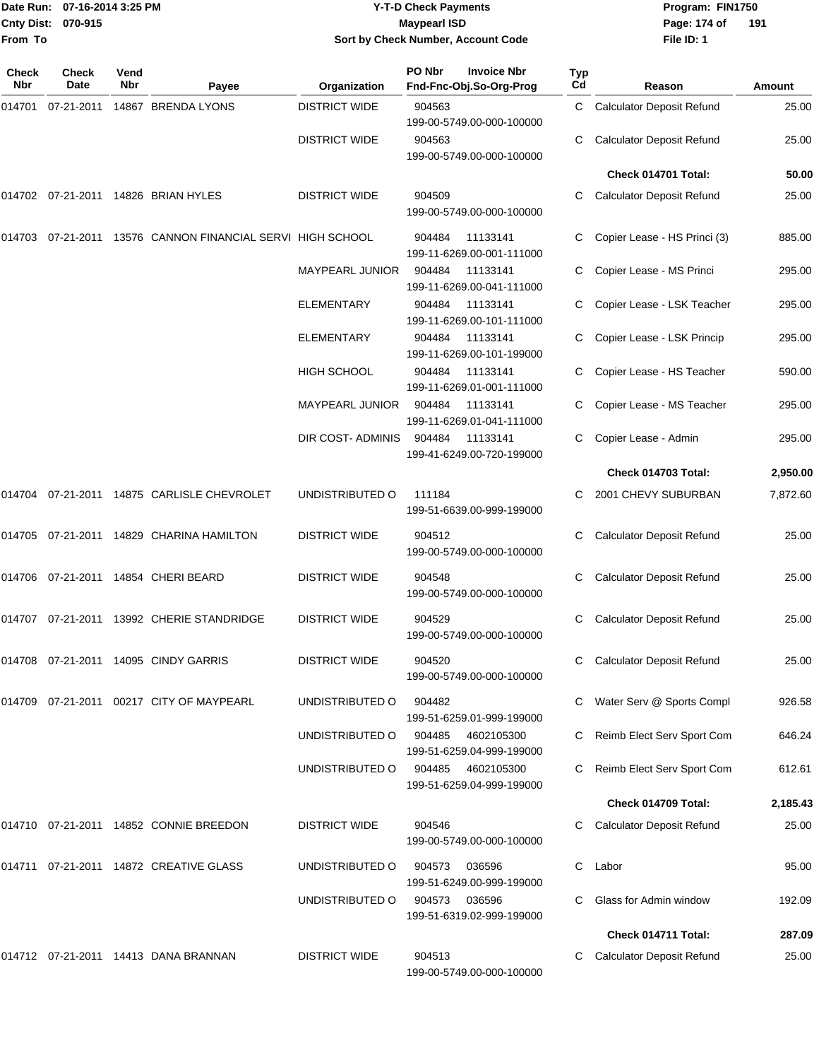**Y-T-D Check Payments**
**Maypearl ISD**
**Sort by Check Number, Account Code**

Date Run: 07-16-2014 3:25 PM
Cnty Dist: 070-915
From To

Program: FIN1750
File ID: 1

| Check Nbr | Check Date | Vend Nbr | Payee | Organization | PO Nbr / Invoice Nbr / Fnd-Fnc-Obj.So-Org-Prog | Typ Cd | Reason | Amount |
|---|---|---|---|---|---|---|---|---|
| 014701 | 07-21-2011 | 14867 | BRENDA LYONS | DISTRICT WIDE | 904563 199-00-5749.00-000-100000 | C | Calculator Deposit Refund | 25.00 |
| | | | | DISTRICT WIDE | 904563 199-00-5749.00-000-100000 | C | Calculator Deposit Refund | 25.00 |
| | | | | | | | **Check 014701 Total:** | **50.00** |
| 014702 | 07-21-2011 | 14826 | BRIAN HYLES | DISTRICT WIDE | 904509 199-00-5749.00-000-100000 | C | Calculator Deposit Refund | 25.00 |
| 014703 | 07-21-2011 | 13576 | CANNON FINANCIAL SERVI | HIGH SCHOOL | 904484 11133141 199-11-6269.00-001-111000 | C | Copier Lease - HS Princi (3) | 885.00 |
| | | | | MAYPEARL JUNIOR | 904484 11133141 199-11-6269.00-041-111000 | C | Copier Lease - MS Princi | 295.00 |
| | | | | ELEMENTARY | 904484 11133141 199-11-6269.00-101-111000 | C | Copier Lease - LSK Teacher | 295.00 |
| | | | | ELEMENTARY | 904484 11133141 199-11-6269.00-101-199000 | C | Copier Lease - LSK Princip | 295.00 |
| | | | | HIGH SCHOOL | 904484 11133141 199-11-6269.01-001-111000 | C | Copier Lease - HS Teacher | 590.00 |
| | | | | MAYPEARL JUNIOR | 904484 11133141 199-11-6269.01-041-111000 | C | Copier Lease - MS Teacher | 295.00 |
| | | | | DIR COST- ADMINIS | 904484 11133141 199-41-6249.00-720-199000 | C | Copier Lease - Admin | 295.00 |
| | | | | | | | **Check 014703 Total:** | **2,950.00** |
| 014704 | 07-21-2011 | 14875 | CARLISLE CHEVROLET | UNDISTRIBUTED O | 111184 199-51-6639.00-999-199000 | C | 2001 CHEVY SUBURBAN | 7,872.60 |
| 014705 | 07-21-2011 | 14829 | CHARINA HAMILTON | DISTRICT WIDE | 904512 199-00-5749.00-000-100000 | C | Calculator Deposit Refund | 25.00 |
| 014706 | 07-21-2011 | 14854 | CHERI BEARD | DISTRICT WIDE | 904548 199-00-5749.00-000-100000 | C | Calculator Deposit Refund | 25.00 |
| 014707 | 07-21-2011 | 13992 | CHERIE STANDRIDGE | DISTRICT WIDE | 904529 199-00-5749.00-000-100000 | C | Calculator Deposit Refund | 25.00 |
| 014708 | 07-21-2011 | 14095 | CINDY GARRIS | DISTRICT WIDE | 904520 199-00-5749.00-000-100000 | C | Calculator Deposit Refund | 25.00 |
| 014709 | 07-21-2011 | 00217 | CITY OF MAYPEARL | UNDISTRIBUTED O | 904482 199-51-6259.01-999-199000 | C | Water Serv @ Sports Compl | 926.58 |
| | | | | UNDISTRIBUTED O | 904485 4602105300 199-51-6259.04-999-199000 | C | Reimb Elect Serv Sport Com | 646.24 |
| | | | | UNDISTRIBUTED O | 904485 4602105300 199-51-6259.04-999-199000 | C | Reimb Elect Serv Sport Com | 612.61 |
| | | | | | | | **Check 014709 Total:** | **2,185.43** |
| 014710 | 07-21-2011 | 14852 | CONNIE BREEDON | DISTRICT WIDE | 904546 199-00-5749.00-000-100000 | C | Calculator Deposit Refund | 25.00 |
| 014711 | 07-21-2011 | 14872 | CREATIVE GLASS | UNDISTRIBUTED O | 904573 036596 199-51-6249.00-999-199000 | C | Labor | 95.00 |
| | | | | UNDISTRIBUTED O | 904573 036596 199-51-6319.02-999-199000 | C | Glass for Admin window | 192.09 |
| | | | | | | | **Check 014711 Total:** | **287.09** |
| 014712 | 07-21-2011 | 14413 | DANA BRANNAN | DISTRICT WIDE | 904513 199-00-5749.00-000-100000 | C | Calculator Deposit Refund | 25.00 |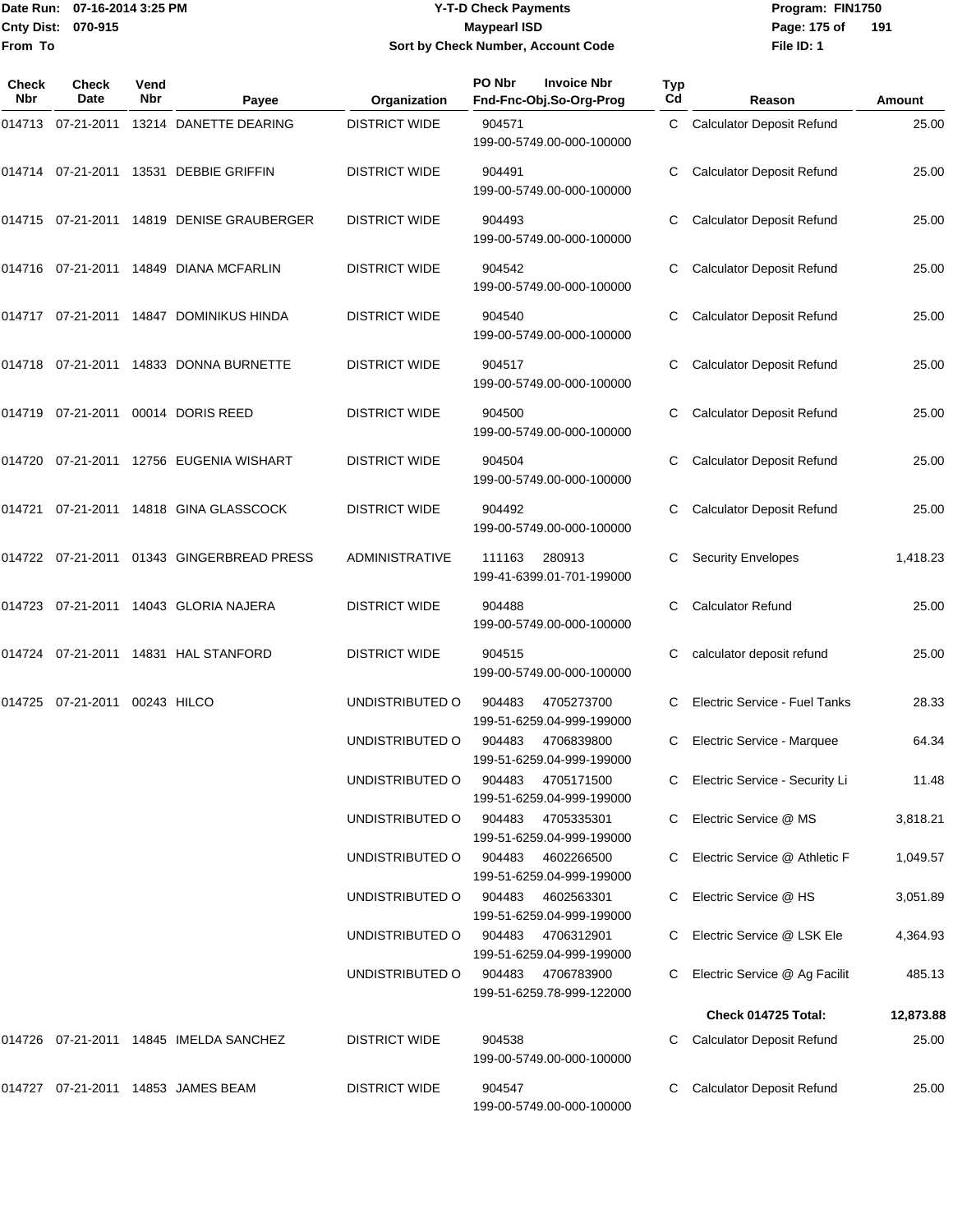# Maypearl ISD

## Y-T-D Check Payments

### Sort by Check Number, Account Code

Date Run: 07-16-2014 3:25 PM
Cnty Dist: 070-915
From To

Program: FIN1750
File ID: 1

| Check Nbr | Check Date | Vend Nbr | Payee | Organization | PO Nbr / Invoice Nbr / Fnd-Fnc-Obj.So-Org-Prog | Typ Cd | Reason | Amount |
|---|---|---|---|---|---|---|---|---|
| 014713 | 07-21-2011 | 13214 | DANETTE DEARING | DISTRICT WIDE | 904571 199-00-5749.00-000-100000 | C | Calculator Deposit Refund | 25.00 |
| 014714 | 07-21-2011 | 13531 | DEBBIE GRIFFIN | DISTRICT WIDE | 904491 199-00-5749.00-000-100000 | C | Calculator Deposit Refund | 25.00 |
| 014715 | 07-21-2011 | 14819 | DENISE GRAUBERGER | DISTRICT WIDE | 904493 199-00-5749.00-000-100000 | C | Calculator Deposit Refund | 25.00 |
| 014716 | 07-21-2011 | 14849 | DIANA MCFARLIN | DISTRICT WIDE | 904542 199-00-5749.00-000-100000 | C | Calculator Deposit Refund | 25.00 |
| 014717 | 07-21-2011 | 14847 | DOMINIKUS HINDA | DISTRICT WIDE | 904540 199-00-5749.00-000-100000 | C | Calculator Deposit Refund | 25.00 |
| 014718 | 07-21-2011 | 14833 | DONNA BURNETTE | DISTRICT WIDE | 904517 199-00-5749.00-000-100000 | C | Calculator Deposit Refund | 25.00 |
| 014719 | 07-21-2011 | 00014 | DORIS REED | DISTRICT WIDE | 904500 199-00-5749.00-000-100000 | C | Calculator Deposit Refund | 25.00 |
| 014720 | 07-21-2011 | 12756 | EUGENIA WISHART | DISTRICT WIDE | 904504 199-00-5749.00-000-100000 | C | Calculator Deposit Refund | 25.00 |
| 014721 | 07-21-2011 | 14818 | GINA GLASSCOCK | DISTRICT WIDE | 904492 199-00-5749.00-000-100000 | C | Calculator Deposit Refund | 25.00 |
| 014722 | 07-21-2011 | 01343 | GINGERBREAD PRESS | ADMINISTRATIVE | 111163 280913 199-41-6399.01-701-199000 | C | Security Envelopes | 1,418.23 |
| 014723 | 07-21-2011 | 14043 | GLORIA NAJERA | DISTRICT WIDE | 904488 199-00-5749.00-000-100000 | C | Calculator Refund | 25.00 |
| 014724 | 07-21-2011 | 14831 | HAL STANFORD | DISTRICT WIDE | 904515 199-00-5749.00-000-100000 | C | calculator deposit refund | 25.00 |
| 014725 | 07-21-2011 | 00243 | HILCO | UNDISTRIBUTED O | 904483 4705273700 199-51-6259.04-999-199000 | C | Electric Service - Fuel Tanks | 28.33 |
| | | | | UNDISTRIBUTED O | 904483 4706839800 199-51-6259.04-999-199000 | C | Electric Service - Marquee | 64.34 |
| | | | | UNDISTRIBUTED O | 904483 4705171500 199-51-6259.04-999-199000 | C | Electric Service - Security Li | 11.48 |
| | | | | UNDISTRIBUTED O | 904483 4705335301 199-51-6259.04-999-199000 | C | Electric Service @ MS | 3,818.21 |
| | | | | UNDISTRIBUTED O | 904483 4602266500 199-51-6259.04-999-199000 | C | Electric Service @ Athletic F | 1,049.57 |
| | | | | UNDISTRIBUTED O | 904483 4602563301 199-51-6259.04-999-199000 | C | Electric Service @ HS | 3,051.89 |
| | | | | UNDISTRIBUTED O | 904483 4706312901 199-51-6259.04-999-199000 | C | Electric Service @ LSK Ele | 4,364.93 |
| | | | | UNDISTRIBUTED O | 904483 4706783900 199-51-6259.78-999-122000 | C | Electric Service @ Ag Facilit | 485.13 |
| | | | | | | | **Check 014725 Total:** | **12,873.88** |
| 014726 | 07-21-2011 | 14845 | IMELDA SANCHEZ | DISTRICT WIDE | 904538 199-00-5749.00-000-100000 | C | Calculator Deposit Refund | 25.00 |
| 014727 | 07-21-2011 | 14853 | JAMES BEAM | DISTRICT WIDE | 904547 199-00-5749.00-000-100000 | C | Calculator Deposit Refund | 25.00 |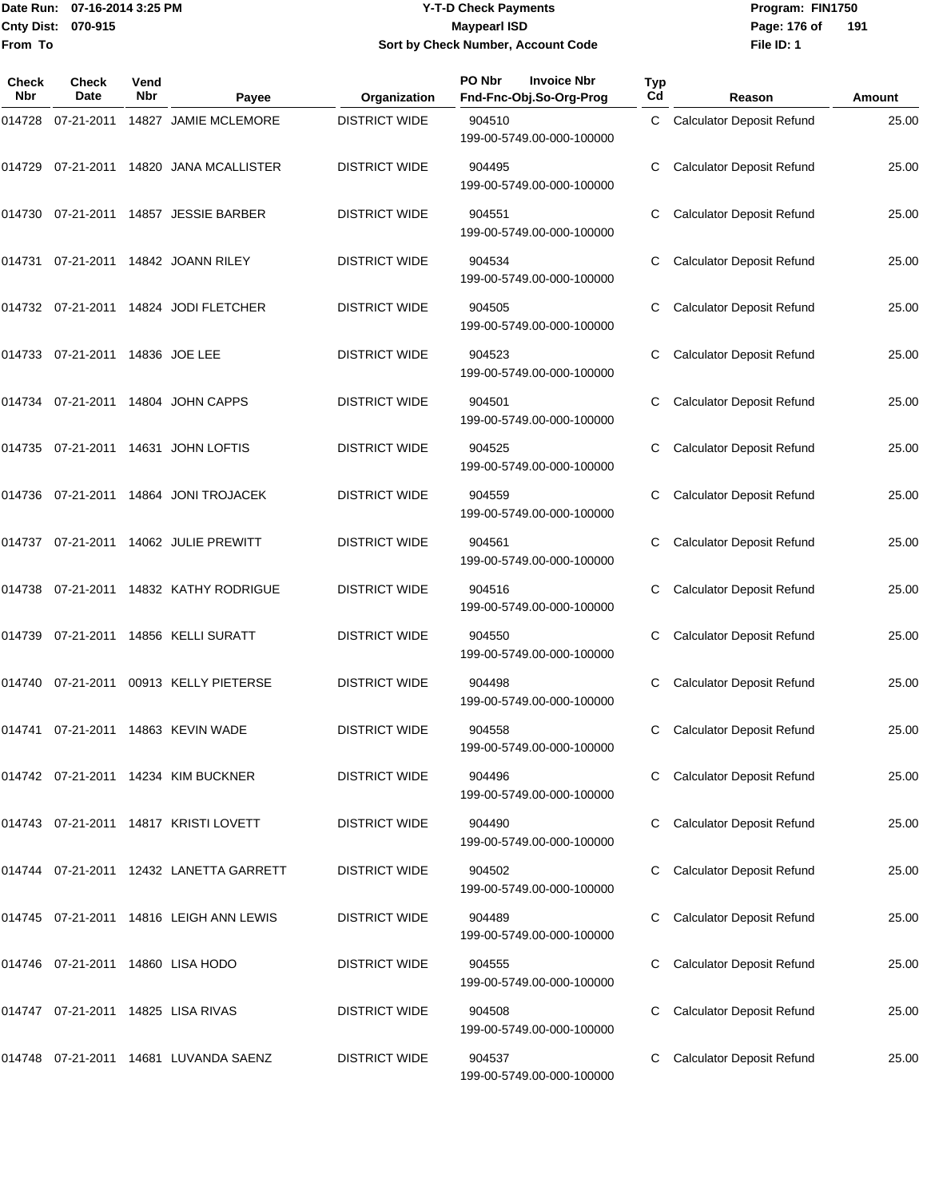Date Run: 07-16-2014 3:25 PM
Cnty Dist: 070-915
From To

# Y-T-D Check Payments
## Maypearl ISD
### Sort by Check Number, Account Code

Program: FIN1750
File ID: 1

| Check Nbr | Check Date | Vend Nbr | Payee | Organization | PO Nbr Invoice Nbr Fnd-Fnc-Obj.So-Org-Prog | Typ Cd | Reason | Amount |
|---|---|---|---|---|---|---|---|---|
| 014728 | 07-21-2011 | 14827 | JAMIE MCLEMORE | DISTRICT WIDE | 904510 199-00-5749.00-000-100000 | C | Calculator Deposit Refund | 25.00 |
| 014729 | 07-21-2011 | 14820 | JANA MCALLISTER | DISTRICT WIDE | 904495 199-00-5749.00-000-100000 | C | Calculator Deposit Refund | 25.00 |
| 014730 | 07-21-2011 | 14857 | JESSIE BARBER | DISTRICT WIDE | 904551 199-00-5749.00-000-100000 | C | Calculator Deposit Refund | 25.00 |
| 014731 | 07-21-2011 | 14842 | JOANN RILEY | DISTRICT WIDE | 904534 199-00-5749.00-000-100000 | C | Calculator Deposit Refund | 25.00 |
| 014732 | 07-21-2011 | 14824 | JODI FLETCHER | DISTRICT WIDE | 904505 199-00-5749.00-000-100000 | C | Calculator Deposit Refund | 25.00 |
| 014733 | 07-21-2011 | 14836 | JOE LEE | DISTRICT WIDE | 904523 199-00-5749.00-000-100000 | C | Calculator Deposit Refund | 25.00 |
| 014734 | 07-21-2011 | 14804 | JOHN CAPPS | DISTRICT WIDE | 904501 199-00-5749.00-000-100000 | C | Calculator Deposit Refund | 25.00 |
| 014735 | 07-21-2011 | 14631 | JOHN LOFTIS | DISTRICT WIDE | 904525 199-00-5749.00-000-100000 | C | Calculator Deposit Refund | 25.00 |
| 014736 | 07-21-2011 | 14864 | JONI TROJACEK | DISTRICT WIDE | 904559 199-00-5749.00-000-100000 | C | Calculator Deposit Refund | 25.00 |
| 014737 | 07-21-2011 | 14062 | JULIE PREWITT | DISTRICT WIDE | 904561 199-00-5749.00-000-100000 | C | Calculator Deposit Refund | 25.00 |
| 014738 | 07-21-2011 | 14832 | KATHY RODRIGUE | DISTRICT WIDE | 904516 199-00-5749.00-000-100000 | C | Calculator Deposit Refund | 25.00 |
| 014739 | 07-21-2011 | 14856 | KELLI SURATT | DISTRICT WIDE | 904550 199-00-5749.00-000-100000 | C | Calculator Deposit Refund | 25.00 |
| 014740 | 07-21-2011 | 00913 | KELLY PIETERSE | DISTRICT WIDE | 904498 199-00-5749.00-000-100000 | C | Calculator Deposit Refund | 25.00 |
| 014741 | 07-21-2011 | 14863 | KEVIN WADE | DISTRICT WIDE | 904558 199-00-5749.00-000-100000 | C | Calculator Deposit Refund | 25.00 |
| 014742 | 07-21-2011 | 14234 | KIM BUCKNER | DISTRICT WIDE | 904496 199-00-5749.00-000-100000 | C | Calculator Deposit Refund | 25.00 |
| 014743 | 07-21-2011 | 14817 | KRISTI LOVETT | DISTRICT WIDE | 904490 199-00-5749.00-000-100000 | C | Calculator Deposit Refund | 25.00 |
| 014744 | 07-21-2011 | 12432 | LANETTA GARRETT | DISTRICT WIDE | 904502 199-00-5749.00-000-100000 | C | Calculator Deposit Refund | 25.00 |
| 014745 | 07-21-2011 | 14816 | LEIGH ANN LEWIS | DISTRICT WIDE | 904489 199-00-5749.00-000-100000 | C | Calculator Deposit Refund | 25.00 |
| 014746 | 07-21-2011 | 14860 | LISA HODO | DISTRICT WIDE | 904555 199-00-5749.00-000-100000 | C | Calculator Deposit Refund | 25.00 |
| 014747 | 07-21-2011 | 14825 | LISA RIVAS | DISTRICT WIDE | 904508 199-00-5749.00-000-100000 | C | Calculator Deposit Refund | 25.00 |
| 014748 | 07-21-2011 | 14681 | LUVANDA SAENZ | DISTRICT WIDE | 904537 199-00-5749.00-000-100000 | C | Calculator Deposit Refund | 25.00 |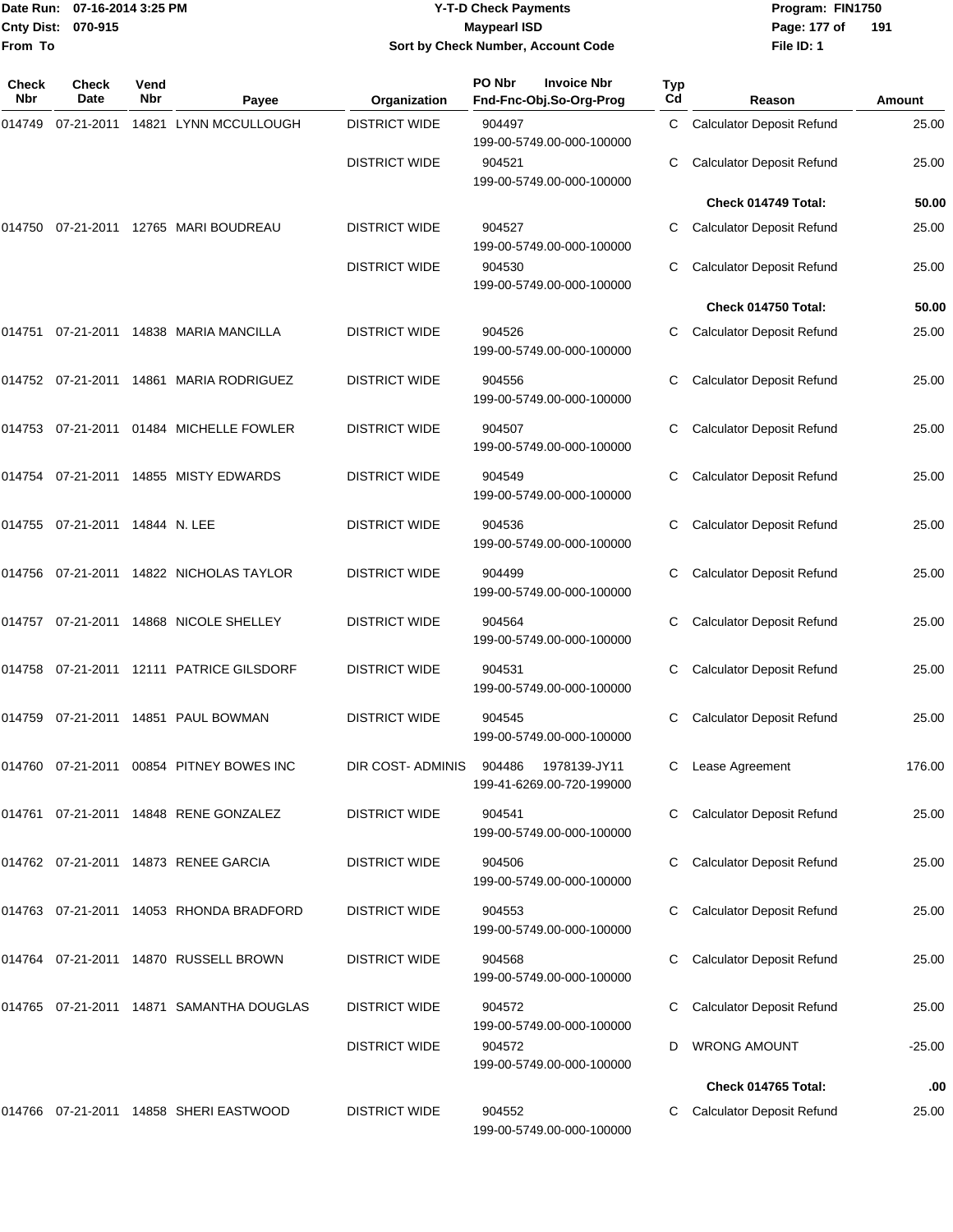Date Run: 07-16-2014 3:25 PM
Cnty Dist: 070-915
From To

# Y-T-D Check Payments
## Maypearl ISD
### Sort by Check Number, Account Code

Program: FIN1750
File ID: 1

| Check Nbr | Check Date | Vend Nbr | Payee | Organization | PO Nbr / Invoice Nbr / Fnd-Fnc-Obj.So-Org-Prog | Typ Cd | Reason | Amount |
|---|---|---|---|---|---|---|---|---|
| 014749 | 07-21-2011 | 14821 | LYNN MCCULLOUGH | DISTRICT WIDE | 904497 199-00-5749.00-000-100000 | C | Calculator Deposit Refund | 25.00 |
| | | | | DISTRICT WIDE | 904521 199-00-5749.00-000-100000 | C | Calculator Deposit Refund | 25.00 |
| | | | | | | | **Check 014749 Total:** | **50.00** |
| 014750 | 07-21-2011 | 12765 | MARI BOUDREAU | DISTRICT WIDE | 904527 199-00-5749.00-000-100000 | C | Calculator Deposit Refund | 25.00 |
| | | | | DISTRICT WIDE | 904530 199-00-5749.00-000-100000 | C | Calculator Deposit Refund | 25.00 |
| | | | | | | | **Check 014750 Total:** | **50.00** |
| 014751 | 07-21-2011 | 14838 | MARIA MANCILLA | DISTRICT WIDE | 904526 199-00-5749.00-000-100000 | C | Calculator Deposit Refund | 25.00 |
| 014752 | 07-21-2011 | 14861 | MARIA RODRIGUEZ | DISTRICT WIDE | 904556 199-00-5749.00-000-100000 | C | Calculator Deposit Refund | 25.00 |
| 014753 | 07-21-2011 | 01484 | MICHELLE FOWLER | DISTRICT WIDE | 904507 199-00-5749.00-000-100000 | C | Calculator Deposit Refund | 25.00 |
| 014754 | 07-21-2011 | 14855 | MISTY EDWARDS | DISTRICT WIDE | 904549 199-00-5749.00-000-100000 | C | Calculator Deposit Refund | 25.00 |
| 014755 | 07-21-2011 | 14844 | N. LEE | DISTRICT WIDE | 904536 199-00-5749.00-000-100000 | C | Calculator Deposit Refund | 25.00 |
| 014756 | 07-21-2011 | 14822 | NICHOLAS TAYLOR | DISTRICT WIDE | 904499 199-00-5749.00-000-100000 | C | Calculator Deposit Refund | 25.00 |
| 014757 | 07-21-2011 | 14868 | NICOLE SHELLEY | DISTRICT WIDE | 904564 199-00-5749.00-000-100000 | C | Calculator Deposit Refund | 25.00 |
| 014758 | 07-21-2011 | 12111 | PATRICE GILSDORF | DISTRICT WIDE | 904531 199-00-5749.00-000-100000 | C | Calculator Deposit Refund | 25.00 |
| 014759 | 07-21-2011 | 14851 | PAUL BOWMAN | DISTRICT WIDE | 904545 199-00-5749.00-000-100000 | C | Calculator Deposit Refund | 25.00 |
| 014760 | 07-21-2011 | 00854 | PITNEY BOWES INC | DIR COST- ADMINIS | 904486 1978139-JY11 199-41-6269.00-720-199000 | C | Lease Agreement | 176.00 |
| 014761 | 07-21-2011 | 14848 | RENE GONZALEZ | DISTRICT WIDE | 904541 199-00-5749.00-000-100000 | C | Calculator Deposit Refund | 25.00 |
| 014762 | 07-21-2011 | 14873 | RENEE GARCIA | DISTRICT WIDE | 904506 199-00-5749.00-000-100000 | C | Calculator Deposit Refund | 25.00 |
| 014763 | 07-21-2011 | 14053 | RHONDA BRADFORD | DISTRICT WIDE | 904553 199-00-5749.00-000-100000 | C | Calculator Deposit Refund | 25.00 |
| 014764 | 07-21-2011 | 14870 | RUSSELL BROWN | DISTRICT WIDE | 904568 199-00-5749.00-000-100000 | C | Calculator Deposit Refund | 25.00 |
| 014765 | 07-21-2011 | 14871 | SAMANTHA DOUGLAS | DISTRICT WIDE | 904572 199-00-5749.00-000-100000 | C | Calculator Deposit Refund | 25.00 |
| | | | | DISTRICT WIDE | 904572 199-00-5749.00-000-100000 | D | WRONG AMOUNT | -25.00 |
| | | | | | | | **Check 014765 Total:** | **.00** |
| 014766 | 07-21-2011 | 14858 | SHERI EASTWOOD | DISTRICT WIDE | 904552 199-00-5749.00-000-100000 | C | Calculator Deposit Refund | 25.00 |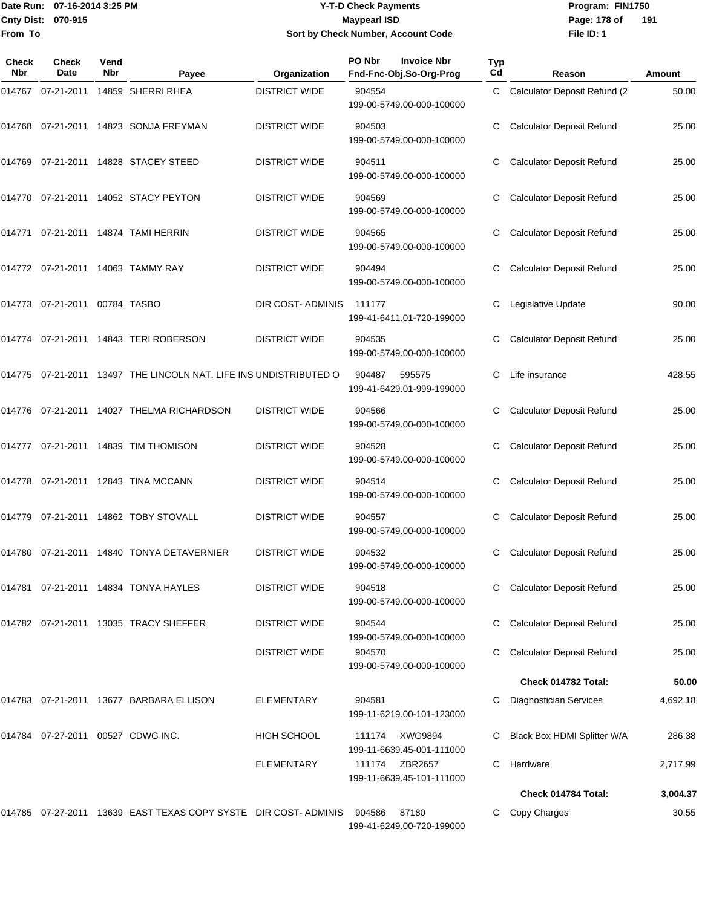| Check Nbr | Check Date | Vend Nbr | Payee | Organization | PO Nbr / Invoice Nbr / Fnd-Fnc-Obj.So-Org-Prog | Typ Cd | Reason | Amount |
|---|---|---|---|---|---|---|---|---|
| 014767 | 07-21-2011 | 14859 | SHERRI RHEA | DISTRICT WIDE | 904554 199-00-5749.00-000-100000 | C | Calculator Deposit Refund (2 | 50.00 |
| 014768 | 07-21-2011 | 14823 | SONJA FREYMAN | DISTRICT WIDE | 904503 199-00-5749.00-000-100000 | C | Calculator Deposit Refund | 25.00 |
| 014769 | 07-21-2011 | 14828 | STACEY STEED | DISTRICT WIDE | 904511 199-00-5749.00-000-100000 | C | Calculator Deposit Refund | 25.00 |
| 014770 | 07-21-2011 | 14052 | STACY PEYTON | DISTRICT WIDE | 904569 199-00-5749.00-000-100000 | C | Calculator Deposit Refund | 25.00 |
| 014771 | 07-21-2011 | 14874 | TAMI HERRIN | DISTRICT WIDE | 904565 199-00-5749.00-000-100000 | C | Calculator Deposit Refund | 25.00 |
| 014772 | 07-21-2011 | 14063 | TAMMY RAY | DISTRICT WIDE | 904494 199-00-5749.00-000-100000 | C | Calculator Deposit Refund | 25.00 |
| 014773 | 07-21-2011 | 00784 | TASBO | DIR COST- ADMINIS | 111177 199-41-6411.01-720-199000 | C | Legislative Update | 90.00 |
| 014774 | 07-21-2011 | 14843 | TERI ROBERSON | DISTRICT WIDE | 904535 199-00-5749.00-000-100000 | C | Calculator Deposit Refund | 25.00 |
| 014775 | 07-21-2011 | 13497 | THE LINCOLN NAT. LIFE INS | UNDISTRIBUTED O | 904487 595575 199-41-6429.01-999-199000 | C | Life insurance | 428.55 |
| 014776 | 07-21-2011 | 14027 | THELMA RICHARDSON | DISTRICT WIDE | 904566 199-00-5749.00-000-100000 | C | Calculator Deposit Refund | 25.00 |
| 014777 | 07-21-2011 | 14839 | TIM THOMISON | DISTRICT WIDE | 904528 199-00-5749.00-000-100000 | C | Calculator Deposit Refund | 25.00 |
| 014778 | 07-21-2011 | 12843 | TINA MCCANN | DISTRICT WIDE | 904514 199-00-5749.00-000-100000 | C | Calculator Deposit Refund | 25.00 |
| 014779 | 07-21-2011 | 14862 | TOBY STOVALL | DISTRICT WIDE | 904557 199-00-5749.00-000-100000 | C | Calculator Deposit Refund | 25.00 |
| 014780 | 07-21-2011 | 14840 | TONYA DETAVERNIER | DISTRICT WIDE | 904532 199-00-5749.00-000-100000 | C | Calculator Deposit Refund | 25.00 |
| 014781 | 07-21-2011 | 14834 | TONYA HAYLES | DISTRICT WIDE | 904518 199-00-5749.00-000-100000 | C | Calculator Deposit Refund | 25.00 |
| 014782 | 07-21-2011 | 13035 | TRACY SHEFFER | DISTRICT WIDE | 904544 199-00-5749.00-000-100000 | C | Calculator Deposit Refund | 25.00 |
| | | | | DISTRICT WIDE | 904570 199-00-5749.00-000-100000 | C | Calculator Deposit Refund | 25.00 |
| | | | | | | | **Check 014782 Total:** | **50.00** |
| 014783 | 07-21-2011 | 13677 | BARBARA ELLISON | ELEMENTARY | 904581 199-11-6219.00-101-123000 | C | Diagnostician Services | 4,692.18 |
| 014784 | 07-27-2011 | 00527 | CDWG INC. | HIGH SCHOOL | 111174 XWG9894 199-11-6639.45-001-111000 | C | Black Box HDMI Splitter W/A | 286.38 |
| | | | | ELEMENTARY | 111174 ZBR2657 199-11-6639.45-101-111000 | C | Hardware | 2,717.99 |
| | | | | | | | **Check 014784 Total:** | **3,004.37** |
| 014785 | 07-27-2011 | 13639 | EAST TEXAS COPY SYSTE | DIR COST- ADMINIS | 904586 87180 199-41-6249.00-720-199000 | C | Copy Charges | 30.55 |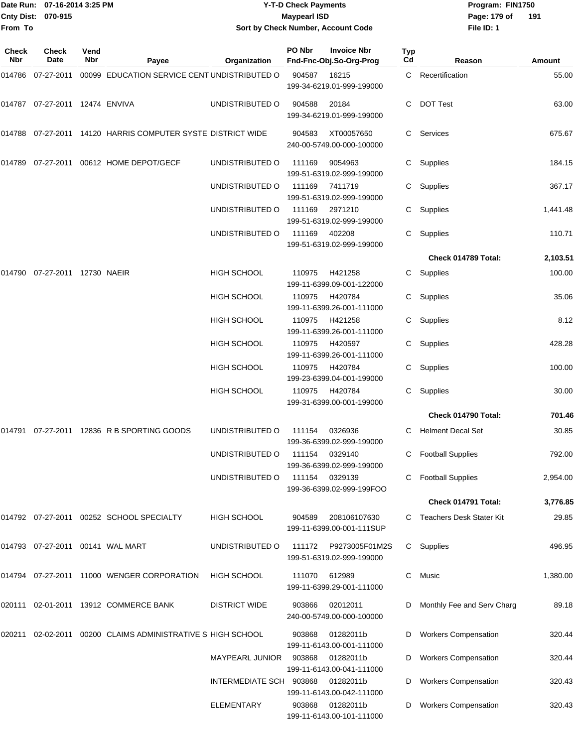Date Run: 07-16-2014 3:25 PM
Cnty Dist: 070-915
From To

# Y-T-D Check Payments
## Maypearl ISD
### Sort by Check Number, Account Code

Program: FIN1750
File ID: 1

| Check Nbr | Check Date | Vend Nbr | Payee | Organization | PO Nbr / Invoice Nbr / Fnd-Fnc-Obj.So-Org-Prog | Typ Cd | Reason | Amount |
|---|---|---|---|---|---|---|---|---|
| 014786 | 07-27-2011 | 00099 | EDUCATION SERVICE CENT | UNDISTRIBUTED O | 904587 16215 199-34-6219.01-999-199000 | C | Recertification | 55.00 |
| 014787 | 07-27-2011 | 12474 | ENVIVA | UNDISTRIBUTED O | 904588 20184 199-34-6219.01-999-199000 | C | DOT Test | 63.00 |
| 014788 | 07-27-2011 | 14120 | HARRIS COMPUTER SYSTE | DISTRICT WIDE | 904583 XT00057650 240-00-5749.00-000-100000 | C | Services | 675.67 |
| 014789 | 07-27-2011 | 00612 | HOME DEPOT/GECF | UNDISTRIBUTED O | 111169 9054963 199-51-6319.02-999-199000 | C | Supplies | 184.15 |
| | | | | UNDISTRIBUTED O | 111169 7411719 199-51-6319.02-999-199000 | C | Supplies | 367.17 |
| | | | | UNDISTRIBUTED O | 111169 2971210 199-51-6319.02-999-199000 | C | Supplies | 1,441.48 |
| | | | | UNDISTRIBUTED O | 111169 402208 199-51-6319.02-999-199000 | C | Supplies | 110.71 |
| | | | | | | | **Check 014789 Total:** | **2,103.51** |
| 014790 | 07-27-2011 | 12730 | NAEIR | HIGH SCHOOL | 110975 H421258 199-11-6399.09-001-122000 | C | Supplies | 100.00 |
| | | | | HIGH SCHOOL | 110975 H420784 199-11-6399.26-001-111000 | C | Supplies | 35.06 |
| | | | | HIGH SCHOOL | 110975 H421258 199-11-6399.26-001-111000 | C | Supplies | 8.12 |
| | | | | HIGH SCHOOL | 110975 H420597 199-11-6399.26-001-111000 | C | Supplies | 428.28 |
| | | | | HIGH SCHOOL | 110975 H420784 199-23-6399.04-001-199000 | C | Supplies | 100.00 |
| | | | | HIGH SCHOOL | 110975 H420784 199-31-6399.00-001-199000 | C | Supplies | 30.00 |
| | | | | | | | **Check 014790 Total:** | **701.46** |
| 014791 | 07-27-2011 | 12836 | R B SPORTING GOODS | UNDISTRIBUTED O | 111154 0326936 199-36-6399.02-999-199000 | C | Helment Decal Set | 30.85 |
| | | | | UNDISTRIBUTED O | 111154 0329140 199-36-6399.02-999-199000 | C | Football Supplies | 792.00 |
| | | | | UNDISTRIBUTED O | 111154 0329139 199-36-6399.02-999-199FOO | C | Football Supplies | 2,954.00 |
| | | | | | | | **Check 014791 Total:** | **3,776.85** |
| 014792 | 07-27-2011 | 00252 | SCHOOL SPECIALTY | HIGH SCHOOL | 904589 208106107630 199-11-6399.00-001-111SUP | C | Teachers Desk Stater Kit | 29.85 |
| 014793 | 07-27-2011 | 00141 | WAL MART | UNDISTRIBUTED O | 111172 P9273005F01M2S 199-51-6319.02-999-199000 | C | Supplies | 496.95 |
| 014794 | 07-27-2011 | 11000 | WENGER CORPORATION | HIGH SCHOOL | 111070 612989 199-11-6399.29-001-111000 | C | Music | 1,380.00 |
| 020111 | 02-01-2011 | 13912 | COMMERCE BANK | DISTRICT WIDE | 903866 02012011 240-00-5749.00-000-100000 | D | Monthly Fee and Serv Charg | 89.18 |
| 020211 | 02-02-2011 | 00200 | CLAIMS ADMINISTRATIVE S | HIGH SCHOOL | 903868 01282011b 199-11-6143.00-001-111000 | D | Workers Compensation | 320.44 |
| | | | | MAYPEARL JUNIOR | 903868 01282011b 199-11-6143.00-041-111000 | D | Workers Compensation | 320.44 |
| | | | | INTERMEDIATE SCH | 903868 01282011b 199-11-6143.00-042-111000 | D | Workers Compensation | 320.43 |
| | | | | ELEMENTARY | 903868 01282011b 199-11-6143.00-101-111000 | D | Workers Compensation | 320.43 |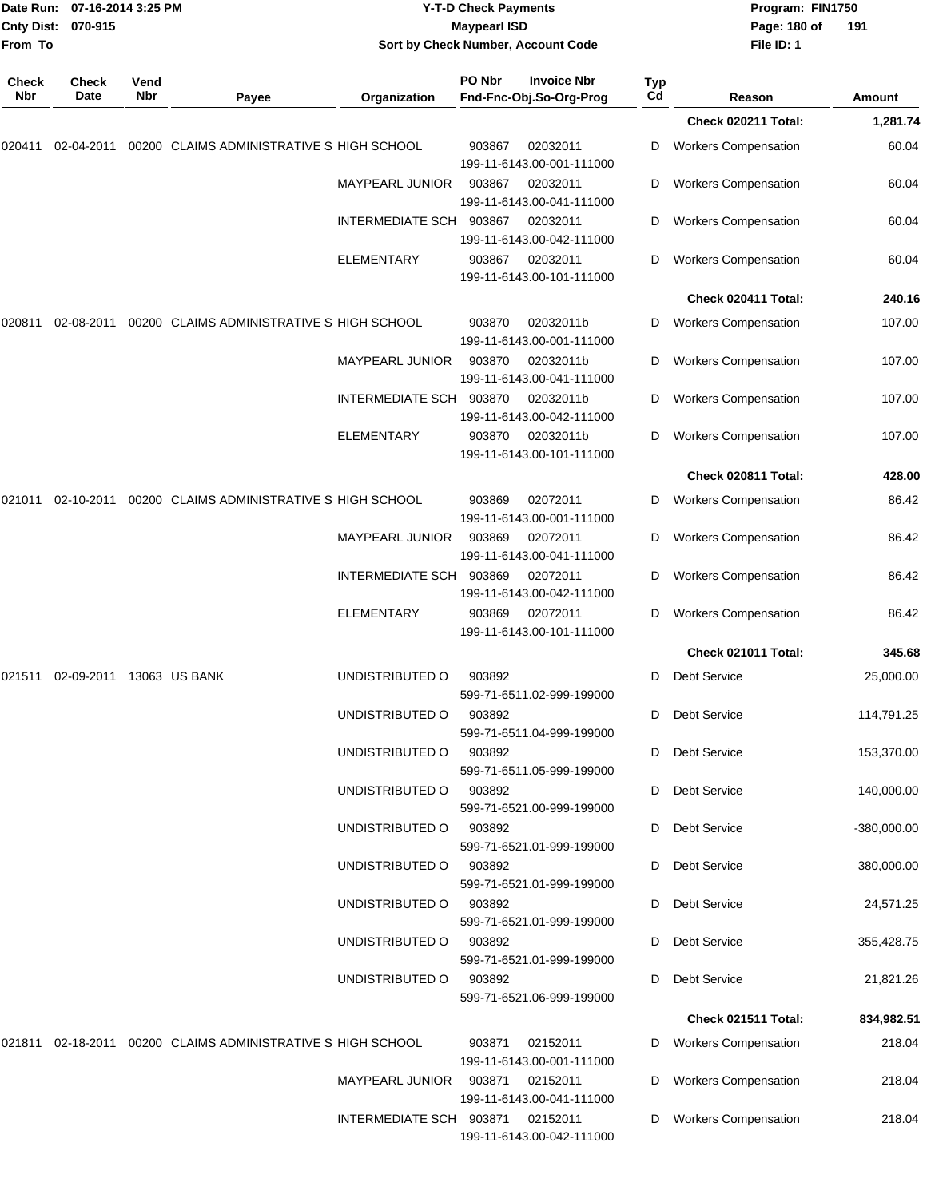**Y-T-D Check Payments**
**Maypearl ISD**
**Sort by Check Number, Account Code**

Date Run: 07-16-2014 3:25 PM
Cnty Dist: 070-915
From To

Program: FIN1750
File ID: 1

| Check Nbr | Check Date | Vend Nbr | Payee | Organization | PO Nbr / Fnd-Fnc-Obj.So-Org-Prog | Invoice Nbr | Typ Cd | Reason | Amount |
|---|---|---|---|---|---|---|---|---|---|
| | | | | | | | | **Check 020211 Total:** | **1,281.74** |
| 020411 | 02-04-2011 | 00200 | CLAIMS ADMINISTRATIVE S | HIGH SCHOOL | 903867 199-11-6143.00-001-111000 | 02032011 | D | Workers Compensation | 60.04 |
| | | | | MAYPEARL JUNIOR | 903867 199-11-6143.00-041-111000 | 02032011 | D | Workers Compensation | 60.04 |
| | | | | INTERMEDIATE SCH | 903867 199-11-6143.00-042-111000 | 02032011 | D | Workers Compensation | 60.04 |
| | | | | ELEMENTARY | 903867 199-11-6143.00-101-111000 | 02032011 | D | Workers Compensation | 60.04 |
| | | | | | | | | **Check 020411 Total:** | **240.16** |
| 020811 | 02-08-2011 | 00200 | CLAIMS ADMINISTRATIVE S | HIGH SCHOOL | 903870 199-11-6143.00-001-111000 | 02032011b | D | Workers Compensation | 107.00 |
| | | | | MAYPEARL JUNIOR | 903870 199-11-6143.00-041-111000 | 02032011b | D | Workers Compensation | 107.00 |
| | | | | INTERMEDIATE SCH | 903870 199-11-6143.00-042-111000 | 02032011b | D | Workers Compensation | 107.00 |
| | | | | ELEMENTARY | 903870 199-11-6143.00-101-111000 | 02032011b | D | Workers Compensation | 107.00 |
| | | | | | | | | **Check 020811 Total:** | **428.00** |
| 021011 | 02-10-2011 | 00200 | CLAIMS ADMINISTRATIVE S | HIGH SCHOOL | 903869 199-11-6143.00-001-111000 | 02072011 | D | Workers Compensation | 86.42 |
| | | | | MAYPEARL JUNIOR | 903869 199-11-6143.00-041-111000 | 02072011 | D | Workers Compensation | 86.42 |
| | | | | INTERMEDIATE SCH | 903869 199-11-6143.00-042-111000 | 02072011 | D | Workers Compensation | 86.42 |
| | | | | ELEMENTARY | 903869 199-11-6143.00-101-111000 | 02072011 | D | Workers Compensation | 86.42 |
| | | | | | | | | **Check 021011 Total:** | **345.68** |
| 021511 | 02-09-2011 | 13063 | US BANK | UNDISTRIBUTED O | 903892 599-71-6511.02-999-199000 | | D | Debt Service | 25,000.00 |
| | | | | UNDISTRIBUTED O | 903892 599-71-6511.04-999-199000 | | D | Debt Service | 114,791.25 |
| | | | | UNDISTRIBUTED O | 903892 599-71-6511.05-999-199000 | | D | Debt Service | 153,370.00 |
| | | | | UNDISTRIBUTED O | 903892 599-71-6521.00-999-199000 | | D | Debt Service | 140,000.00 |
| | | | | UNDISTRIBUTED O | 903892 599-71-6521.01-999-199000 | | D | Debt Service | -380,000.00 |
| | | | | UNDISTRIBUTED O | 903892 599-71-6521.01-999-199000 | | D | Debt Service | 380,000.00 |
| | | | | UNDISTRIBUTED O | 903892 599-71-6521.01-999-199000 | | D | Debt Service | 24,571.25 |
| | | | | UNDISTRIBUTED O | 903892 599-71-6521.01-999-199000 | | D | Debt Service | 355,428.75 |
| | | | | UNDISTRIBUTED O | 903892 599-71-6521.06-999-199000 | | D | Debt Service | 21,821.26 |
| | | | | | | | | **Check 021511 Total:** | **834,982.51** |
| 021811 | 02-18-2011 | 00200 | CLAIMS ADMINISTRATIVE S | HIGH SCHOOL | 903871 199-11-6143.00-001-111000 | 02152011 | D | Workers Compensation | 218.04 |
| | | | | MAYPEARL JUNIOR | 903871 199-11-6143.00-041-111000 | 02152011 | D | Workers Compensation | 218.04 |
| | | | | INTERMEDIATE SCH | 903871 199-11-6143.00-042-111000 | 02152011 | D | Workers Compensation | 218.04 |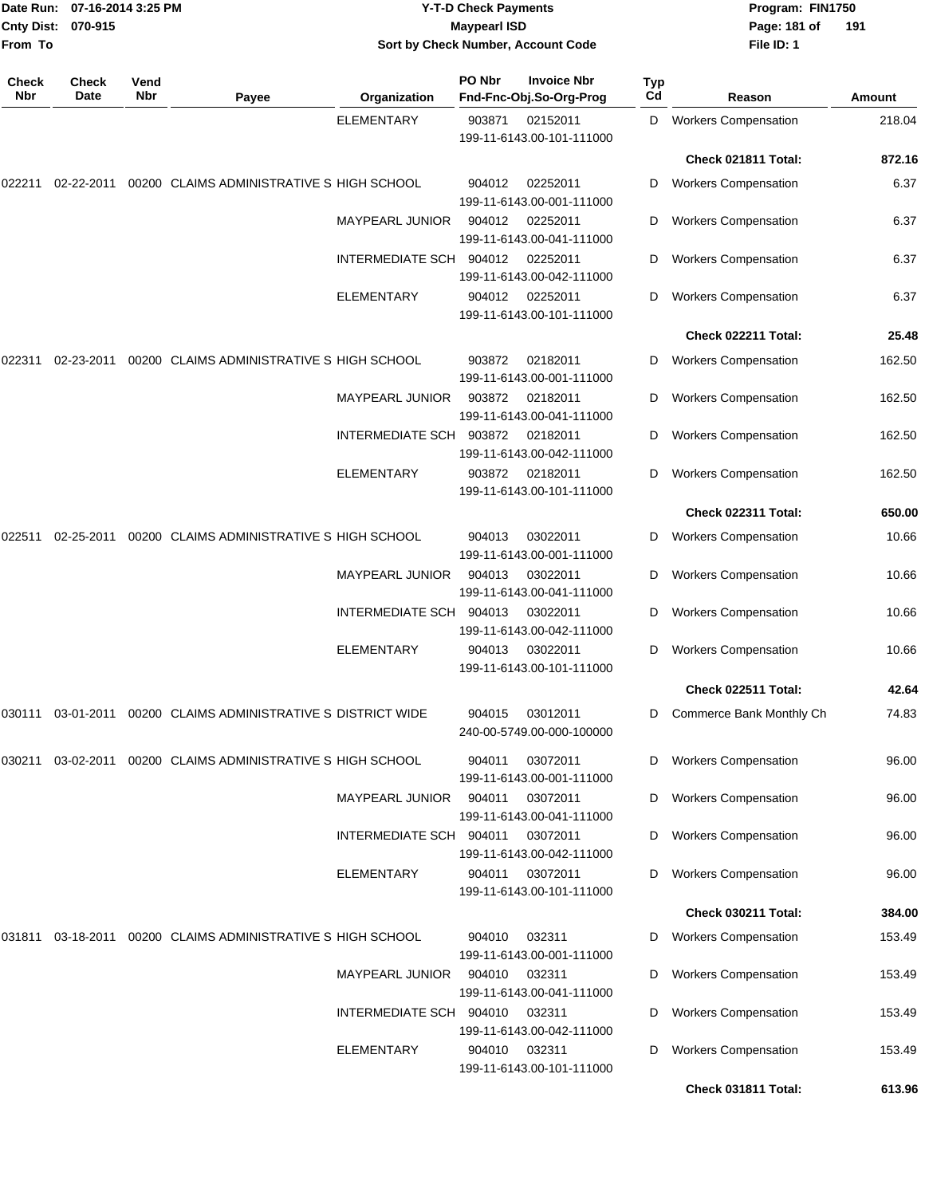Date Run: 07-16-2014 3:25 PM
Cnty Dist: 070-915
From To

**Y-T-D Check Payments**
**Maypearl ISD**
**Sort by Check Number, Account Code**

Program: FIN1750
File ID: 1

| Check Nbr | Check Date | Vend Nbr | Payee | Organization | PO Nbr | Invoice Nbr / Fnd-Fnc-Obj.So-Org-Prog | Typ Cd | Reason | Amount |
|---|---|---|---|---|---|---|---|---|---|
| | | | | ELEMENTARY | 903871 | 02152011 199-11-6143.00-101-111000 | D | Workers Compensation | 218.04 |
| | | | | | | | | **Check 021811 Total:** | **872.16** |
| 022211 | 02-22-2011 | 00200 | CLAIMS ADMINISTRATIVE S | HIGH SCHOOL | 904012 | 02252011 199-11-6143.00-001-111000 | D | Workers Compensation | 6.37 |
| | | | | MAYPEARL JUNIOR | 904012 | 02252011 199-11-6143.00-041-111000 | D | Workers Compensation | 6.37 |
| | | | | INTERMEDIATE SCH | 904012 | 02252011 199-11-6143.00-042-111000 | D | Workers Compensation | 6.37 |
| | | | | ELEMENTARY | 904012 | 02252011 199-11-6143.00-101-111000 | D | Workers Compensation | 6.37 |
| | | | | | | | | **Check 022211 Total:** | **25.48** |
| 022311 | 02-23-2011 | 00200 | CLAIMS ADMINISTRATIVE S | HIGH SCHOOL | 903872 | 02182011 199-11-6143.00-001-111000 | D | Workers Compensation | 162.50 |
| | | | | MAYPEARL JUNIOR | 903872 | 02182011 199-11-6143.00-041-111000 | D | Workers Compensation | 162.50 |
| | | | | INTERMEDIATE SCH | 903872 | 02182011 199-11-6143.00-042-111000 | D | Workers Compensation | 162.50 |
| | | | | ELEMENTARY | 903872 | 02182011 199-11-6143.00-101-111000 | D | Workers Compensation | 162.50 |
| | | | | | | | | **Check 022311 Total:** | **650.00** |
| 022511 | 02-25-2011 | 00200 | CLAIMS ADMINISTRATIVE S | HIGH SCHOOL | 904013 | 03022011 199-11-6143.00-001-111000 | D | Workers Compensation | 10.66 |
| | | | | MAYPEARL JUNIOR | 904013 | 03022011 199-11-6143.00-041-111000 | D | Workers Compensation | 10.66 |
| | | | | INTERMEDIATE SCH | 904013 | 03022011 199-11-6143.00-042-111000 | D | Workers Compensation | 10.66 |
| | | | | ELEMENTARY | 904013 | 03022011 199-11-6143.00-101-111000 | D | Workers Compensation | 10.66 |
| | | | | | | | | **Check 022511 Total:** | **42.64** |
| 030111 | 03-01-2011 | 00200 | CLAIMS ADMINISTRATIVE S | DISTRICT WIDE | 904015 | 03012011 240-00-5749.00-000-100000 | D | Commerce Bank Monthly Ch | 74.83 |
| 030211 | 03-02-2011 | 00200 | CLAIMS ADMINISTRATIVE S | HIGH SCHOOL | 904011 | 03072011 199-11-6143.00-001-111000 | D | Workers Compensation | 96.00 |
| | | | | MAYPEARL JUNIOR | 904011 | 03072011 199-11-6143.00-041-111000 | D | Workers Compensation | 96.00 |
| | | | | INTERMEDIATE SCH | 904011 | 03072011 199-11-6143.00-042-111000 | D | Workers Compensation | 96.00 |
| | | | | ELEMENTARY | 904011 | 03072011 199-11-6143.00-101-111000 | D | Workers Compensation | 96.00 |
| | | | | | | | | **Check 030211 Total:** | **384.00** |
| 031811 | 03-18-2011 | 00200 | CLAIMS ADMINISTRATIVE S | HIGH SCHOOL | 904010 | 032311 199-11-6143.00-001-111000 | D | Workers Compensation | 153.49 |
| | | | | MAYPEARL JUNIOR | 904010 | 032311 199-11-6143.00-041-111000 | D | Workers Compensation | 153.49 |
| | | | | INTERMEDIATE SCH | 904010 | 032311 199-11-6143.00-042-111000 | D | Workers Compensation | 153.49 |
| | | | | ELEMENTARY | 904010 | 032311 199-11-6143.00-101-111000 | D | Workers Compensation | 153.49 |
| | | | | | | | | **Check 031811 Total:** | **613.96** |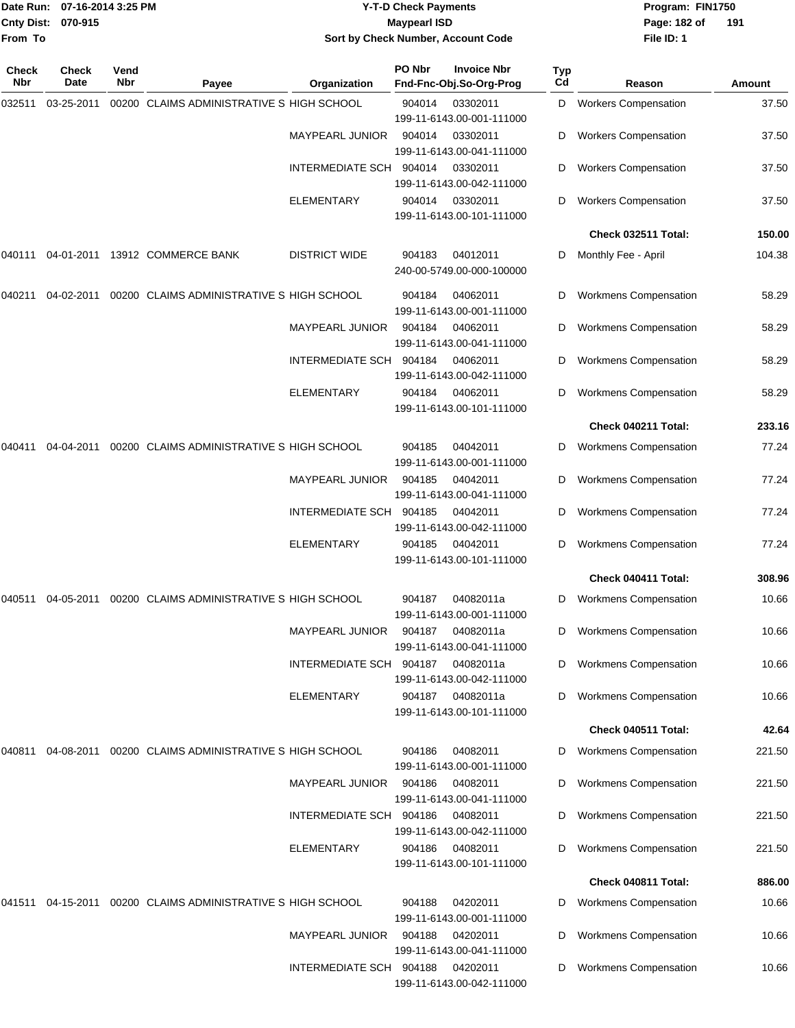**Date Run:** 07-16-2014 3:25 PM
**Cnty Dist:** 070-915
**From To**

## Y-T-D Check Payments
### Maypearl ISD
### Sort by Check Number, Account Code

**Program:** FIN1750
**File ID:** 1

| Check Nbr | Check Date | Vend Nbr | Payee | Organization | PO Nbr / Fnd-Fnc-Obj.So-Org-Prog | Invoice Nbr | Typ Cd | Reason | Amount |
|---|---|---|---|---|---|---|---|---|---|
| 032511 | 03-25-2011 | 00200 | CLAIMS ADMINISTRATIVE S | HIGH SCHOOL | 904014 199-11-6143.00-001-111000 | 03302011 | D | Workers Compensation | 37.50 |
| | | | | MAYPEARL JUNIOR | 904014 199-11-6143.00-041-111000 | 03302011 | D | Workers Compensation | 37.50 |
| | | | | INTERMEDIATE SCH | 904014 199-11-6143.00-042-111000 | 03302011 | D | Workers Compensation | 37.50 |
| | | | | ELEMENTARY | 904014 199-11-6143.00-101-111000 | 03302011 | D | Workers Compensation | 37.50 |
| | | | | | | | | **Check 032511 Total:** | **150.00** |
| 040111 | 04-01-2011 | 13912 | COMMERCE BANK | DISTRICT WIDE | 904183 240-00-5749.00-000-100000 | 04012011 | D | Monthly Fee - April | 104.38 |
| 040211 | 04-02-2011 | 00200 | CLAIMS ADMINISTRATIVE S | HIGH SCHOOL | 904184 199-11-6143.00-001-111000 | 04062011 | D | Workmens Compensation | 58.29 |
| | | | | MAYPEARL JUNIOR | 904184 199-11-6143.00-041-111000 | 04062011 | D | Workmens Compensation | 58.29 |
| | | | | INTERMEDIATE SCH | 904184 199-11-6143.00-042-111000 | 04062011 | D | Workmens Compensation | 58.29 |
| | | | | ELEMENTARY | 904184 199-11-6143.00-101-111000 | 04062011 | D | Workmens Compensation | 58.29 |
| | | | | | | | | **Check 040211 Total:** | **233.16** |
| 040411 | 04-04-2011 | 00200 | CLAIMS ADMINISTRATIVE S | HIGH SCHOOL | 904185 199-11-6143.00-001-111000 | 04042011 | D | Workmens Compensation | 77.24 |
| | | | | MAYPEARL JUNIOR | 904185 199-11-6143.00-041-111000 | 04042011 | D | Workmens Compensation | 77.24 |
| | | | | INTERMEDIATE SCH | 904185 199-11-6143.00-042-111000 | 04042011 | D | Workmens Compensation | 77.24 |
| | | | | ELEMENTARY | 904185 199-11-6143.00-101-111000 | 04042011 | D | Workmens Compensation | 77.24 |
| | | | | | | | | **Check 040411 Total:** | **308.96** |
| 040511 | 04-05-2011 | 00200 | CLAIMS ADMINISTRATIVE S | HIGH SCHOOL | 904187 199-11-6143.00-001-111000 | 04082011a | D | Workmens Compensation | 10.66 |
| | | | | MAYPEARL JUNIOR | 904187 199-11-6143.00-041-111000 | 04082011a | D | Workmens Compensation | 10.66 |
| | | | | INTERMEDIATE SCH | 904187 199-11-6143.00-042-111000 | 04082011a | D | Workmens Compensation | 10.66 |
| | | | | ELEMENTARY | 904187 199-11-6143.00-101-111000 | 04082011a | D | Workmens Compensation | 10.66 |
| | | | | | | | | **Check 040511 Total:** | **42.64** |
| 040811 | 04-08-2011 | 00200 | CLAIMS ADMINISTRATIVE S | HIGH SCHOOL | 904186 199-11-6143.00-001-111000 | 04082011 | D | Workmens Compensation | 221.50 |
| | | | | MAYPEARL JUNIOR | 904186 199-11-6143.00-041-111000 | 04082011 | D | Workmens Compensation | 221.50 |
| | | | | INTERMEDIATE SCH | 904186 199-11-6143.00-042-111000 | 04082011 | D | Workmens Compensation | 221.50 |
| | | | | ELEMENTARY | 904186 199-11-6143.00-101-111000 | 04082011 | D | Workmens Compensation | 221.50 |
| | | | | | | | | **Check 040811 Total:** | **886.00** |
| 041511 | 04-15-2011 | 00200 | CLAIMS ADMINISTRATIVE S | HIGH SCHOOL | 904188 199-11-6143.00-001-111000 | 04202011 | D | Workmens Compensation | 10.66 |
| | | | | MAYPEARL JUNIOR | 904188 199-11-6143.00-041-111000 | 04202011 | D | Workmens Compensation | 10.66 |
| | | | | INTERMEDIATE SCH | 904188 199-11-6143.00-042-111000 | 04202011 | D | Workmens Compensation | 10.66 |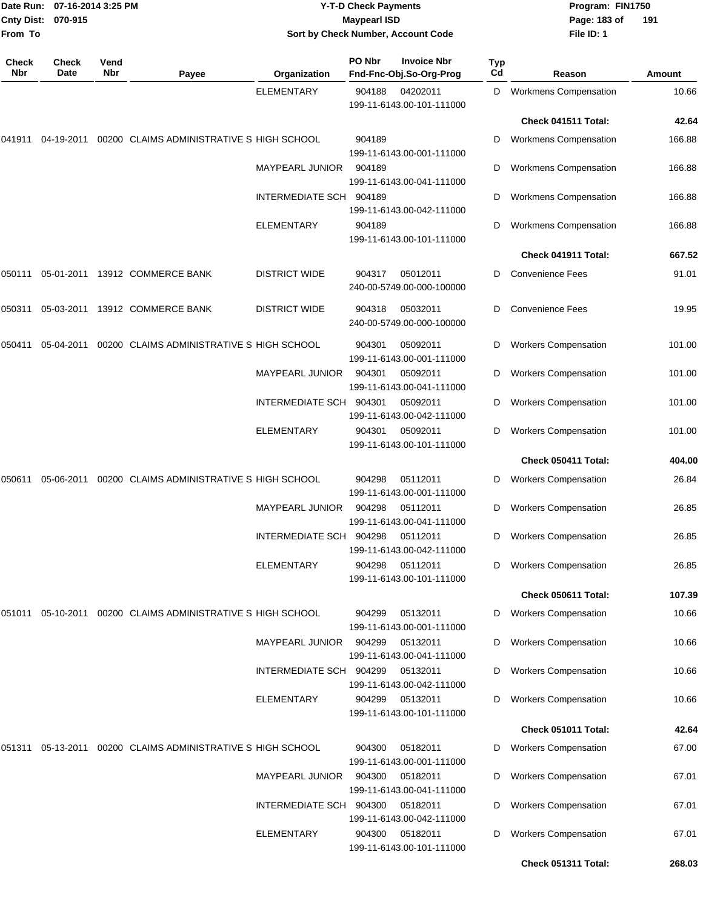Date Run: 07-16-2014 3:25 PM
Cnty Dist: 070-915
From To

# Y-T-D Check Payments
## Maypearl ISD
### Sort by Check Number, Account Code

Program: FIN1750
File ID: 1

| Check Nbr | Check Date | Vend Nbr | Payee | Organization | PO Nbr / Invoice Nbr / Fnd-Fnc-Obj.So-Org-Prog | Typ Cd | Reason | Amount |
|---|---|---|---|---|---|---|---|---|
| | | | | ELEMENTARY | 904188 04202011 199-11-6143.00-101-111000 | D | Workmens Compensation | 10.66 |
| | | | | | | | **Check 041511 Total:** | **42.64** |
| 041911 | 04-19-2011 | 00200 | CLAIMS ADMINISTRATIVE S | HIGH SCHOOL | 904189 199-11-6143.00-001-111000 | D | Workmens Compensation | 166.88 |
| | | | | MAYPEARL JUNIOR | 904189 199-11-6143.00-041-111000 | D | Workmens Compensation | 166.88 |
| | | | | INTERMEDIATE SCH | 904189 199-11-6143.00-042-111000 | D | Workmens Compensation | 166.88 |
| | | | | ELEMENTARY | 904189 199-11-6143.00-101-111000 | D | Workmens Compensation | 166.88 |
| | | | | | | | **Check 041911 Total:** | **667.52** |
| 050111 | 05-01-2011 | 13912 | COMMERCE BANK | DISTRICT WIDE | 904317 05012011 240-00-5749.00-000-100000 | D | Convenience Fees | 91.01 |
| 050311 | 05-03-2011 | 13912 | COMMERCE BANK | DISTRICT WIDE | 904318 05032011 240-00-5749.00-000-100000 | D | Convenience Fees | 19.95 |
| 050411 | 05-04-2011 | 00200 | CLAIMS ADMINISTRATIVE S | HIGH SCHOOL | 904301 05092011 199-11-6143.00-001-111000 | D | Workers Compensation | 101.00 |
| | | | | MAYPEARL JUNIOR | 904301 05092011 199-11-6143.00-041-111000 | D | Workers Compensation | 101.00 |
| | | | | INTERMEDIATE SCH | 904301 05092011 199-11-6143.00-042-111000 | D | Workers Compensation | 101.00 |
| | | | | ELEMENTARY | 904301 05092011 199-11-6143.00-101-111000 | D | Workers Compensation | 101.00 |
| | | | | | | | **Check 050411 Total:** | **404.00** |
| 050611 | 05-06-2011 | 00200 | CLAIMS ADMINISTRATIVE S | HIGH SCHOOL | 904298 05112011 199-11-6143.00-001-111000 | D | Workers Compensation | 26.84 |
| | | | | MAYPEARL JUNIOR | 904298 05112011 199-11-6143.00-041-111000 | D | Workers Compensation | 26.85 |
| | | | | INTERMEDIATE SCH | 904298 05112011 199-11-6143.00-042-111000 | D | Workers Compensation | 26.85 |
| | | | | ELEMENTARY | 904298 05112011 199-11-6143.00-101-111000 | D | Workers Compensation | 26.85 |
| | | | | | | | **Check 050611 Total:** | **107.39** |
| 051011 | 05-10-2011 | 00200 | CLAIMS ADMINISTRATIVE S | HIGH SCHOOL | 904299 05132011 199-11-6143.00-001-111000 | D | Workers Compensation | 10.66 |
| | | | | MAYPEARL JUNIOR | 904299 05132011 199-11-6143.00-041-111000 | D | Workers Compensation | 10.66 |
| | | | | INTERMEDIATE SCH | 904299 05132011 199-11-6143.00-042-111000 | D | Workers Compensation | 10.66 |
| | | | | ELEMENTARY | 904299 05132011 199-11-6143.00-101-111000 | D | Workers Compensation | 10.66 |
| | | | | | | | **Check 051011 Total:** | **42.64** |
| 051311 | 05-13-2011 | 00200 | CLAIMS ADMINISTRATIVE S | HIGH SCHOOL | 904300 05182011 199-11-6143.00-001-111000 | D | Workers Compensation | 67.00 |
| | | | | MAYPEARL JUNIOR | 904300 05182011 199-11-6143.00-041-111000 | D | Workers Compensation | 67.01 |
| | | | | INTERMEDIATE SCH | 904300 05182011 199-11-6143.00-042-111000 | D | Workers Compensation | 67.01 |
| | | | | ELEMENTARY | 904300 05182011 199-11-6143.00-101-111000 | D | Workers Compensation | 67.01 |
| | | | | | | | **Check 051311 Total:** | **268.03** |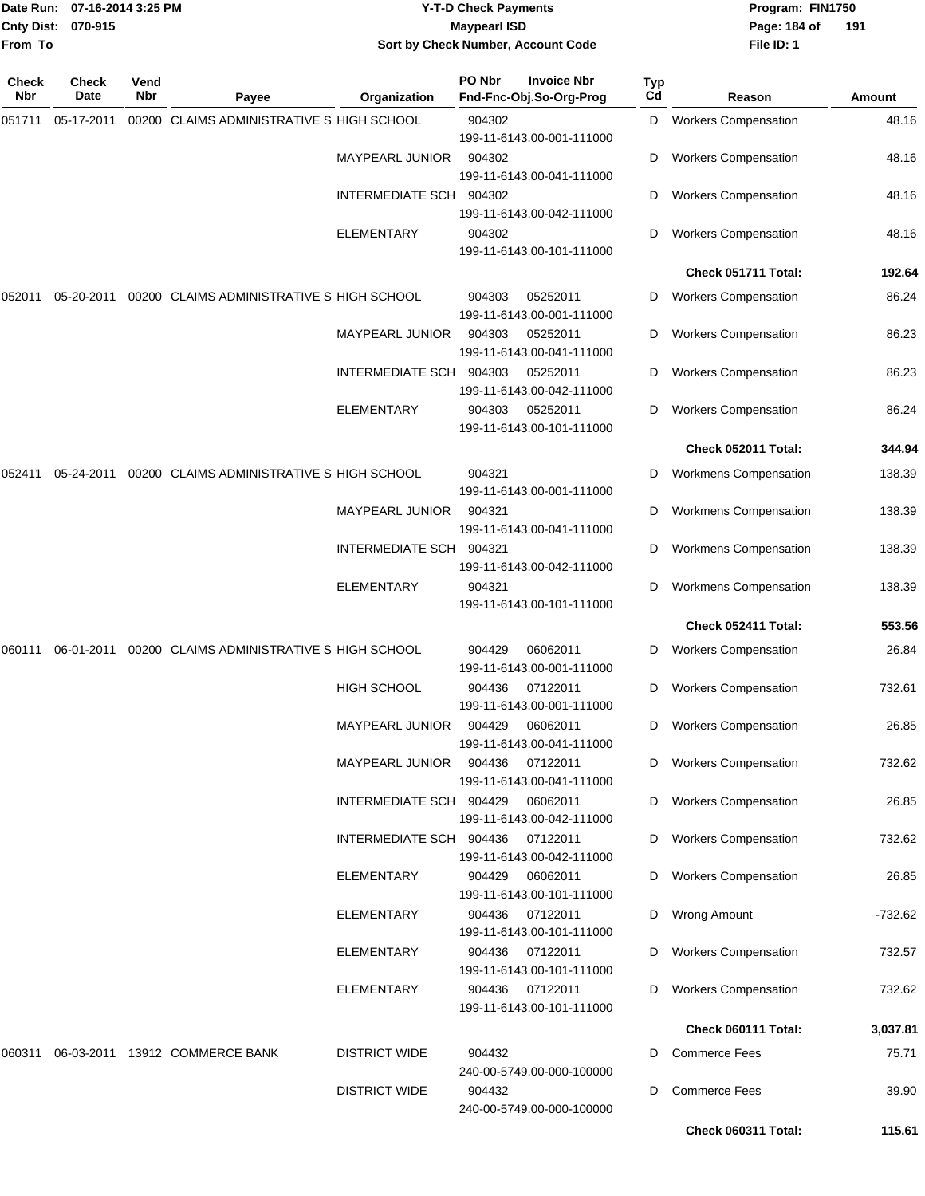| Check Nbr | Check Date | Vend Nbr | Payee | Organization | PO Nbr / Invoice Nbr / Fnd-Fnc-Obj.So-Org-Prog | Typ Cd | Reason | Amount |
|---|---|---|---|---|---|---|---|---|
| 051711 | 05-17-2011 | 00200 | CLAIMS ADMINISTRATIVE S | HIGH SCHOOL | 904302 199-11-6143.00-001-111000 | D | Workers Compensation | 48.16 |
| | | | | MAYPEARL JUNIOR | 904302 199-11-6143.00-041-111000 | D | Workers Compensation | 48.16 |
| | | | | INTERMEDIATE SCH | 904302 199-11-6143.00-042-111000 | D | Workers Compensation | 48.16 |
| | | | | ELEMENTARY | 904302 199-11-6143.00-101-111000 | D | Workers Compensation | 48.16 |
| | | | | | | | **Check 051711 Total:** | **192.64** |
| 052011 | 05-20-2011 | 00200 | CLAIMS ADMINISTRATIVE S | HIGH SCHOOL | 904303 05252011 199-11-6143.00-001-111000 | D | Workers Compensation | 86.24 |
| | | | | MAYPEARL JUNIOR | 904303 05252011 199-11-6143.00-041-111000 | D | Workers Compensation | 86.23 |
| | | | | INTERMEDIATE SCH | 904303 05252011 199-11-6143.00-042-111000 | D | Workers Compensation | 86.23 |
| | | | | ELEMENTARY | 904303 05252011 199-11-6143.00-101-111000 | D | Workers Compensation | 86.24 |
| | | | | | | | **Check 052011 Total:** | **344.94** |
| 052411 | 05-24-2011 | 00200 | CLAIMS ADMINISTRATIVE S | HIGH SCHOOL | 904321 199-11-6143.00-001-111000 | D | Workmens Compensation | 138.39 |
| | | | | MAYPEARL JUNIOR | 904321 199-11-6143.00-041-111000 | D | Workmens Compensation | 138.39 |
| | | | | INTERMEDIATE SCH | 904321 199-11-6143.00-042-111000 | D | Workmens Compensation | 138.39 |
| | | | | ELEMENTARY | 904321 199-11-6143.00-101-111000 | D | Workmens Compensation | 138.39 |
| | | | | | | | **Check 052411 Total:** | **553.56** |
| 060111 | 06-01-2011 | 00200 | CLAIMS ADMINISTRATIVE S | HIGH SCHOOL | 904429 06062011 199-11-6143.00-001-111000 | D | Workers Compensation | 26.84 |
| | | | | HIGH SCHOOL | 904436 07122011 199-11-6143.00-001-111000 | D | Workers Compensation | 732.61 |
| | | | | MAYPEARL JUNIOR | 904429 06062011 199-11-6143.00-041-111000 | D | Workers Compensation | 26.85 |
| | | | | MAYPEARL JUNIOR | 904436 07122011 199-11-6143.00-041-111000 | D | Workers Compensation | 732.62 |
| | | | | INTERMEDIATE SCH | 904429 06062011 199-11-6143.00-042-111000 | D | Workers Compensation | 26.85 |
| | | | | INTERMEDIATE SCH | 904436 07122011 199-11-6143.00-042-111000 | D | Workers Compensation | 732.62 |
| | | | | ELEMENTARY | 904429 06062011 199-11-6143.00-101-111000 | D | Workers Compensation | 26.85 |
| | | | | ELEMENTARY | 904436 07122011 199-11-6143.00-101-111000 | D | Wrong Amount | -732.62 |
| | | | | ELEMENTARY | 904436 07122011 199-11-6143.00-101-111000 | D | Workers Compensation | 732.57 |
| | | | | ELEMENTARY | 904436 07122011 199-11-6143.00-101-111000 | D | Workers Compensation | 732.62 |
| | | | | | | | **Check 060111 Total:** | **3,037.81** |
| 060311 | 06-03-2011 | 13912 | COMMERCE BANK | DISTRICT WIDE | 904432 240-00-5749.00-000-100000 | D | Commerce Fees | 75.71 |
| | | | | DISTRICT WIDE | 904432 240-00-5749.00-000-100000 | D | Commerce Fees | 39.90 |
| | | | | | | | **Check 060311 Total:** | **115.61** |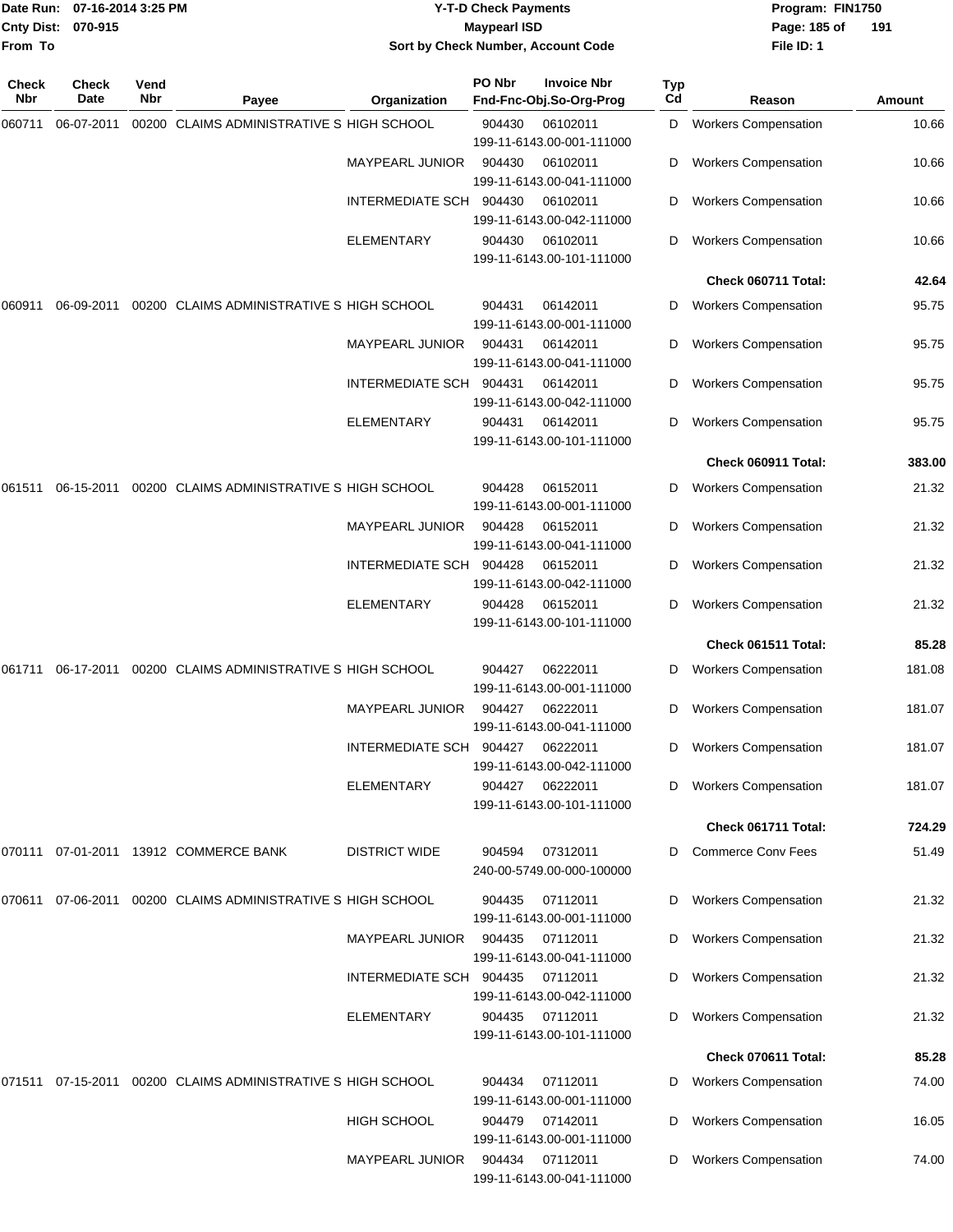Date Run: 07-16-2014 3:25 PM
Cnty Dist: 070-915
From To

# Y-T-D Check Payments
## Maypearl ISD
### Sort by Check Number, Account Code

Program: FIN1750
File ID: 1

| Check Nbr | Check Date | Vend Nbr | Payee | Organization | PO Nbr / Fnd-Fnc-Obj.So-Org-Prog | Invoice Nbr | Typ Cd | Reason | Amount |
|---|---|---|---|---|---|---|---|---|---|
| 060711 | 06-07-2011 | 00200 | CLAIMS ADMINISTRATIVE S | HIGH SCHOOL | 904430 199-11-6143.00-001-111000 | 06102011 | D | Workers Compensation | 10.66 |
| | | | | MAYPEARL JUNIOR | 904430 199-11-6143.00-041-111000 | 06102011 | D | Workers Compensation | 10.66 |
| | | | | INTERMEDIATE SCH | 904430 199-11-6143.00-042-111000 | 06102011 | D | Workers Compensation | 10.66 |
| | | | | ELEMENTARY | 904430 199-11-6143.00-101-111000 | 06102011 | D | Workers Compensation | 10.66 |
| | | | | | | | | **Check 060711 Total:** | **42.64** |
| 060911 | 06-09-2011 | 00200 | CLAIMS ADMINISTRATIVE S | HIGH SCHOOL | 904431 199-11-6143.00-001-111000 | 06142011 | D | Workers Compensation | 95.75 |
| | | | | MAYPEARL JUNIOR | 904431 199-11-6143.00-041-111000 | 06142011 | D | Workers Compensation | 95.75 |
| | | | | INTERMEDIATE SCH | 904431 199-11-6143.00-042-111000 | 06142011 | D | Workers Compensation | 95.75 |
| | | | | ELEMENTARY | 904431 199-11-6143.00-101-111000 | 06142011 | D | Workers Compensation | 95.75 |
| | | | | | | | | **Check 060911 Total:** | **383.00** |
| 061511 | 06-15-2011 | 00200 | CLAIMS ADMINISTRATIVE S | HIGH SCHOOL | 904428 199-11-6143.00-001-111000 | 06152011 | D | Workers Compensation | 21.32 |
| | | | | MAYPEARL JUNIOR | 904428 199-11-6143.00-041-111000 | 06152011 | D | Workers Compensation | 21.32 |
| | | | | INTERMEDIATE SCH | 904428 199-11-6143.00-042-111000 | 06152011 | D | Workers Compensation | 21.32 |
| | | | | ELEMENTARY | 904428 199-11-6143.00-101-111000 | 06152011 | D | Workers Compensation | 21.32 |
| | | | | | | | | **Check 061511 Total:** | **85.28** |
| 061711 | 06-17-2011 | 00200 | CLAIMS ADMINISTRATIVE S | HIGH SCHOOL | 904427 199-11-6143.00-001-111000 | 06222011 | D | Workers Compensation | 181.08 |
| | | | | MAYPEARL JUNIOR | 904427 199-11-6143.00-041-111000 | 06222011 | D | Workers Compensation | 181.07 |
| | | | | INTERMEDIATE SCH | 904427 199-11-6143.00-042-111000 | 06222011 | D | Workers Compensation | 181.07 |
| | | | | ELEMENTARY | 904427 199-11-6143.00-101-111000 | 06222011 | D | Workers Compensation | 181.07 |
| | | | | | | | | **Check 061711 Total:** | **724.29** |
| 070111 | 07-01-2011 | 13912 | COMMERCE BANK | DISTRICT WIDE | 904594 240-00-5749.00-000-100000 | 07312011 | D | Commerce Conv Fees | 51.49 |
| 070611 | 07-06-2011 | 00200 | CLAIMS ADMINISTRATIVE S | HIGH SCHOOL | 904435 199-11-6143.00-001-111000 | 07112011 | D | Workers Compensation | 21.32 |
| | | | | MAYPEARL JUNIOR | 904435 199-11-6143.00-041-111000 | 07112011 | D | Workers Compensation | 21.32 |
| | | | | INTERMEDIATE SCH | 904435 199-11-6143.00-042-111000 | 07112011 | D | Workers Compensation | 21.32 |
| | | | | ELEMENTARY | 904435 199-11-6143.00-101-111000 | 07112011 | D | Workers Compensation | 21.32 |
| | | | | | | | | **Check 070611 Total:** | **85.28** |
| 071511 | 07-15-2011 | 00200 | CLAIMS ADMINISTRATIVE S | HIGH SCHOOL | 904434 199-11-6143.00-001-111000 | 07112011 | D | Workers Compensation | 74.00 |
| | | | | HIGH SCHOOL | 904479 199-11-6143.00-001-111000 | 07142011 | D | Workers Compensation | 16.05 |
| | | | | MAYPEARL JUNIOR | 904434 199-11-6143.00-041-111000 | 07112011 | D | Workers Compensation | 74.00 |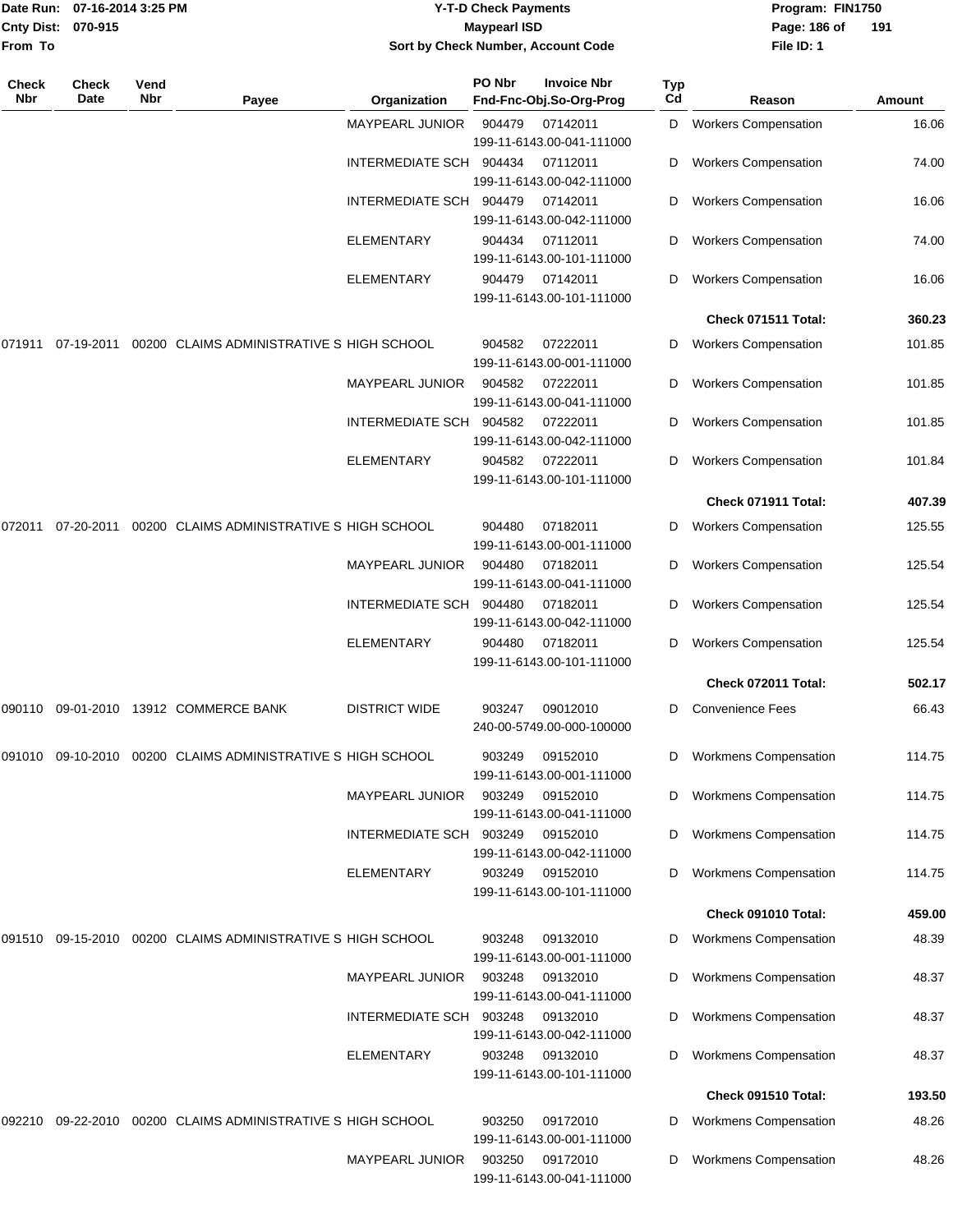**Y-T-D Check Payments**
**Maypearl ISD**
**Sort by Check Number, Account Code**

Date Run: 07-16-2014 3:25 PM
Cnty Dist: 070-915
From To

Program: FIN1750
File ID: 1

| Check Nbr | Check Date | Vend Nbr | Payee | Organization | PO Nbr / Invoice Nbr / Fnd-Fnc-Obj.So-Org-Prog | Typ Cd | Reason | Amount |
|---|---|---|---|---|---|---|---|---|
| | | | | MAYPEARL JUNIOR | 904479 07142011 199-11-6143.00-041-111000 | D | Workers Compensation | 16.06 |
| | | | | INTERMEDIATE SCH | 904434 07112011 199-11-6143.00-042-111000 | D | Workers Compensation | 74.00 |
| | | | | INTERMEDIATE SCH | 904479 07142011 199-11-6143.00-042-111000 | D | Workers Compensation | 16.06 |
| | | | | ELEMENTARY | 904434 07112011 199-11-6143.00-101-111000 | D | Workers Compensation | 74.00 |
| | | | | ELEMENTARY | 904479 07142011 199-11-6143.00-101-111000 | D | Workers Compensation | 16.06 |
| | | | | | | | **Check 071511 Total:** | **360.23** |
| 071911 | 07-19-2011 | 00200 | CLAIMS ADMINISTRATIVE S | HIGH SCHOOL | 904582 07222011 199-11-6143.00-001-111000 | D | Workers Compensation | 101.85 |
| | | | | MAYPEARL JUNIOR | 904582 07222011 199-11-6143.00-041-111000 | D | Workers Compensation | 101.85 |
| | | | | INTERMEDIATE SCH | 904582 07222011 199-11-6143.00-042-111000 | D | Workers Compensation | 101.85 |
| | | | | ELEMENTARY | 904582 07222011 199-11-6143.00-101-111000 | D | Workers Compensation | 101.84 |
| | | | | | | | **Check 071911 Total:** | **407.39** |
| 072011 | 07-20-2011 | 00200 | CLAIMS ADMINISTRATIVE S | HIGH SCHOOL | 904480 07182011 199-11-6143.00-001-111000 | D | Workers Compensation | 125.55 |
| | | | | MAYPEARL JUNIOR | 904480 07182011 199-11-6143.00-041-111000 | D | Workers Compensation | 125.54 |
| | | | | INTERMEDIATE SCH | 904480 07182011 199-11-6143.00-042-111000 | D | Workers Compensation | 125.54 |
| | | | | ELEMENTARY | 904480 07182011 199-11-6143.00-101-111000 | D | Workers Compensation | 125.54 |
| | | | | | | | **Check 072011 Total:** | **502.17** |
| 090110 | 09-01-2010 | 13912 | COMMERCE BANK | DISTRICT WIDE | 903247 09012010 240-00-5749.00-000-100000 | D | Convenience Fees | 66.43 |
| 091010 | 09-10-2010 | 00200 | CLAIMS ADMINISTRATIVE S | HIGH SCHOOL | 903249 09152010 199-11-6143.00-001-111000 | D | Workmens Compensation | 114.75 |
| | | | | MAYPEARL JUNIOR | 903249 09152010 199-11-6143.00-041-111000 | D | Workmens Compensation | 114.75 |
| | | | | INTERMEDIATE SCH | 903249 09152010 199-11-6143.00-042-111000 | D | Workmens Compensation | 114.75 |
| | | | | ELEMENTARY | 903249 09152010 199-11-6143.00-101-111000 | D | Workmens Compensation | 114.75 |
| | | | | | | | **Check 091010 Total:** | **459.00** |
| 091510 | 09-15-2010 | 00200 | CLAIMS ADMINISTRATIVE S | HIGH SCHOOL | 903248 09132010 199-11-6143.00-001-111000 | D | Workmens Compensation | 48.39 |
| | | | | MAYPEARL JUNIOR | 903248 09132010 199-11-6143.00-041-111000 | D | Workmens Compensation | 48.37 |
| | | | | INTERMEDIATE SCH | 903248 09132010 199-11-6143.00-042-111000 | D | Workmens Compensation | 48.37 |
| | | | | ELEMENTARY | 903248 09132010 199-11-6143.00-101-111000 | D | Workmens Compensation | 48.37 |
| | | | | | | | **Check 091510 Total:** | **193.50** |
| 092210 | 09-22-2010 | 00200 | CLAIMS ADMINISTRATIVE S | HIGH SCHOOL | 903250 09172010 199-11-6143.00-001-111000 | D | Workmens Compensation | 48.26 |
| | | | | MAYPEARL JUNIOR | 903250 09172010 199-11-6143.00-041-111000 | D | Workmens Compensation | 48.26 |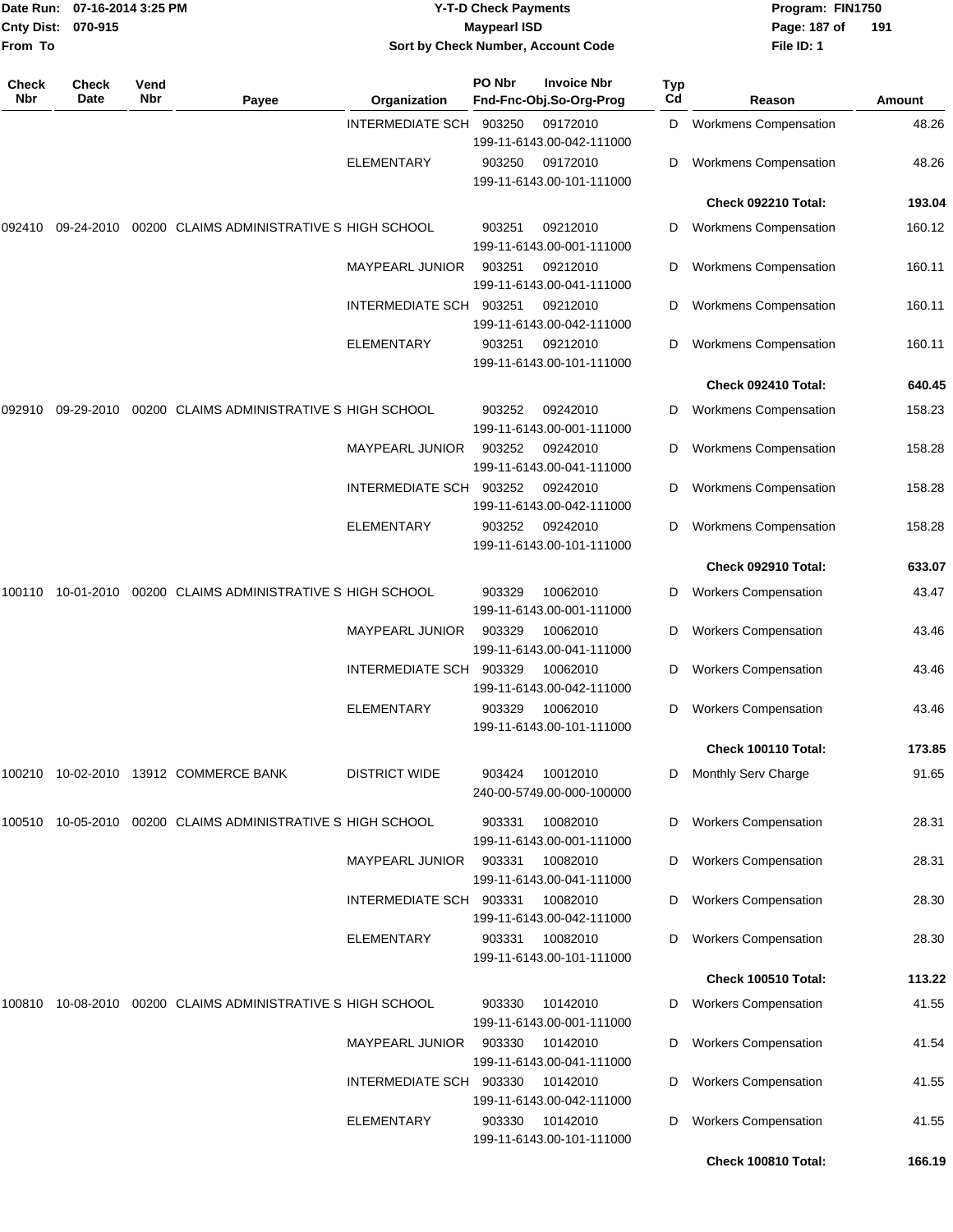Date Run: 07-16-2014 3:25 PM
Cnty Dist: 070-915
From To

**Y-T-D Check Payments**
**Maypearl ISD**
**Sort by Check Number, Account Code**

Program: FIN1750
File ID: 1

| Check Nbr | Check Date | Vend Nbr | Payee | Organization | PO Nbr | Invoice Nbr / Fnd-Fnc-Obj.So-Org-Prog | Typ Cd | Reason | Amount |
|---|---|---|---|---|---|---|---|---|---|
| | | | | INTERMEDIATE SCH | 903250 | 09172010 199-11-6143.00-042-111000 | D | Workmens Compensation | 48.26 |
| | | | | ELEMENTARY | 903250 | 09172010 199-11-6143.00-101-111000 | D | Workmens Compensation | 48.26 |
| | | | | | | | | **Check 092210 Total:** | **193.04** |
| 092410 | 09-24-2010 | 00200 | CLAIMS ADMINISTRATIVE S | HIGH SCHOOL | 903251 | 09212010 199-11-6143.00-001-111000 | D | Workmens Compensation | 160.12 |
| | | | | MAYPEARL JUNIOR | 903251 | 09212010 199-11-6143.00-041-111000 | D | Workmens Compensation | 160.11 |
| | | | | INTERMEDIATE SCH | 903251 | 09212010 199-11-6143.00-042-111000 | D | Workmens Compensation | 160.11 |
| | | | | ELEMENTARY | 903251 | 09212010 199-11-6143.00-101-111000 | D | Workmens Compensation | 160.11 |
| | | | | | | | | **Check 092410 Total:** | **640.45** |
| 092910 | 09-29-2010 | 00200 | CLAIMS ADMINISTRATIVE S | HIGH SCHOOL | 903252 | 09242010 199-11-6143.00-001-111000 | D | Workmens Compensation | 158.23 |
| | | | | MAYPEARL JUNIOR | 903252 | 09242010 199-11-6143.00-041-111000 | D | Workmens Compensation | 158.28 |
| | | | | INTERMEDIATE SCH | 903252 | 09242010 199-11-6143.00-042-111000 | D | Workmens Compensation | 158.28 |
| | | | | ELEMENTARY | 903252 | 09242010 199-11-6143.00-101-111000 | D | Workmens Compensation | 158.28 |
| | | | | | | | | **Check 092910 Total:** | **633.07** |
| 100110 | 10-01-2010 | 00200 | CLAIMS ADMINISTRATIVE S | HIGH SCHOOL | 903329 | 10062010 199-11-6143.00-001-111000 | D | Workers Compensation | 43.47 |
| | | | | MAYPEARL JUNIOR | 903329 | 10062010 199-11-6143.00-041-111000 | D | Workers Compensation | 43.46 |
| | | | | INTERMEDIATE SCH | 903329 | 10062010 199-11-6143.00-042-111000 | D | Workers Compensation | 43.46 |
| | | | | ELEMENTARY | 903329 | 10062010 199-11-6143.00-101-111000 | D | Workers Compensation | 43.46 |
| | | | | | | | | **Check 100110 Total:** | **173.85** |
| 100210 | 10-02-2010 | 13912 | COMMERCE BANK | DISTRICT WIDE | 903424 | 10012010 240-00-5749.00-000-100000 | D | Monthly Serv Charge | 91.65 |
| 100510 | 10-05-2010 | 00200 | CLAIMS ADMINISTRATIVE S | HIGH SCHOOL | 903331 | 10082010 199-11-6143.00-001-111000 | D | Workers Compensation | 28.31 |
| | | | | MAYPEARL JUNIOR | 903331 | 10082010 199-11-6143.00-041-111000 | D | Workers Compensation | 28.31 |
| | | | | INTERMEDIATE SCH | 903331 | 10082010 199-11-6143.00-042-111000 | D | Workers Compensation | 28.30 |
| | | | | ELEMENTARY | 903331 | 10082010 199-11-6143.00-101-111000 | D | Workers Compensation | 28.30 |
| | | | | | | | | **Check 100510 Total:** | **113.22** |
| 100810 | 10-08-2010 | 00200 | CLAIMS ADMINISTRATIVE S | HIGH SCHOOL | 903330 | 10142010 199-11-6143.00-001-111000 | D | Workers Compensation | 41.55 |
| | | | | MAYPEARL JUNIOR | 903330 | 10142010 199-11-6143.00-041-111000 | D | Workers Compensation | 41.54 |
| | | | | INTERMEDIATE SCH | 903330 | 10142010 199-11-6143.00-042-111000 | D | Workers Compensation | 41.55 |
| | | | | ELEMENTARY | 903330 | 10142010 199-11-6143.00-101-111000 | D | Workers Compensation | 41.55 |
| | | | | | | | | **Check 100810 Total:** | **166.19** |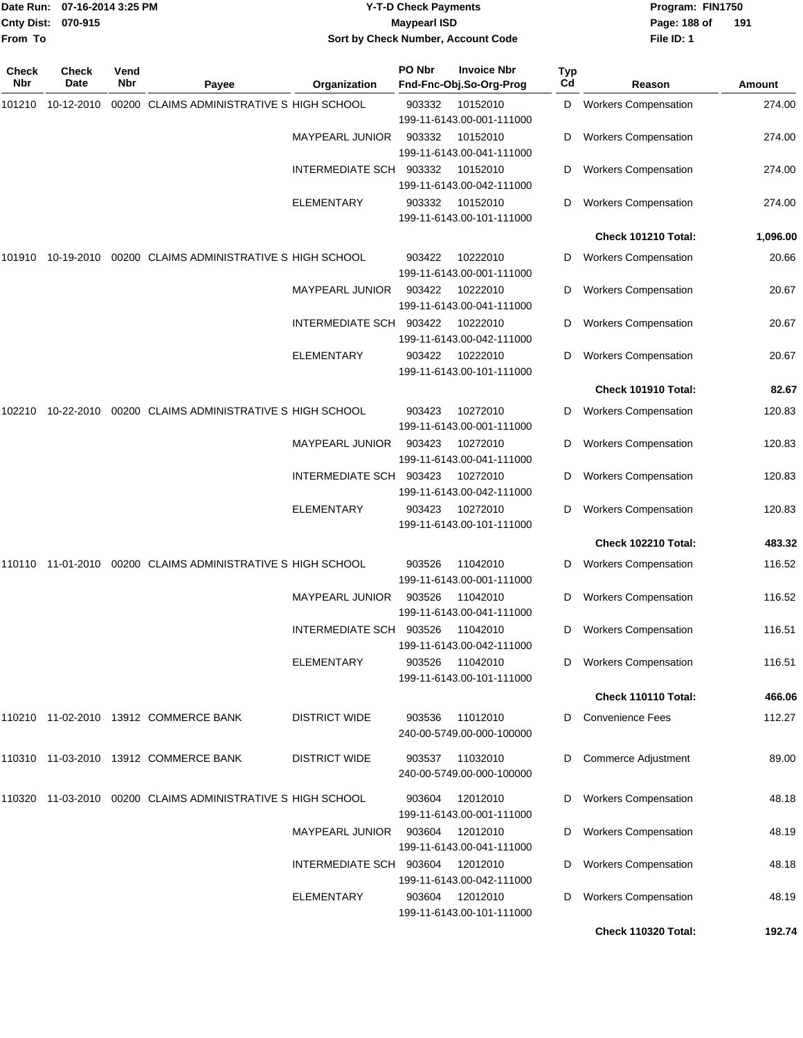**Date Run:** 07-16-2014 3:25 PM
**Cnty Dist:** 070-915
**From To**

## Y-T-D Check Payments
### Maypearl ISD
### Sort by Check Number, Account Code

**Program:** FIN1750
**File ID:** 1

| Check Nbr | Check Date | Vend Nbr | Payee | Organization | PO Nbr | Invoice Nbr / Fnd-Fnc-Obj.So-Org-Prog | Typ Cd | Reason | Amount |
|---|---|---|---|---|---|---|---|---|---|
| 101210 | 10-12-2010 | 00200 | CLAIMS ADMINISTRATIVE S | HIGH SCHOOL | 903332 | 10152010 199-11-6143.00-001-111000 | D | Workers Compensation | 274.00 |
| | | | | MAYPEARL JUNIOR | 903332 | 10152010 199-11-6143.00-041-111000 | D | Workers Compensation | 274.00 |
| | | | | INTERMEDIATE SCH | 903332 | 10152010 199-11-6143.00-042-111000 | D | Workers Compensation | 274.00 |
| | | | | ELEMENTARY | 903332 | 10152010 199-11-6143.00-101-111000 | D | Workers Compensation | 274.00 |
| | | | | | | | | **Check 101210 Total:** | **1,096.00** |
| 101910 | 10-19-2010 | 00200 | CLAIMS ADMINISTRATIVE S | HIGH SCHOOL | 903422 | 10222010 199-11-6143.00-001-111000 | D | Workers Compensation | 20.66 |
| | | | | MAYPEARL JUNIOR | 903422 | 10222010 199-11-6143.00-041-111000 | D | Workers Compensation | 20.67 |
| | | | | INTERMEDIATE SCH | 903422 | 10222010 199-11-6143.00-042-111000 | D | Workers Compensation | 20.67 |
| | | | | ELEMENTARY | 903422 | 10222010 199-11-6143.00-101-111000 | D | Workers Compensation | 20.67 |
| | | | | | | | | **Check 101910 Total:** | **82.67** |
| 102210 | 10-22-2010 | 00200 | CLAIMS ADMINISTRATIVE S | HIGH SCHOOL | 903423 | 10272010 199-11-6143.00-001-111000 | D | Workers Compensation | 120.83 |
| | | | | MAYPEARL JUNIOR | 903423 | 10272010 199-11-6143.00-041-111000 | D | Workers Compensation | 120.83 |
| | | | | INTERMEDIATE SCH | 903423 | 10272010 199-11-6143.00-042-111000 | D | Workers Compensation | 120.83 |
| | | | | ELEMENTARY | 903423 | 10272010 199-11-6143.00-101-111000 | D | Workers Compensation | 120.83 |
| | | | | | | | | **Check 102210 Total:** | **483.32** |
| 110110 | 11-01-2010 | 00200 | CLAIMS ADMINISTRATIVE S | HIGH SCHOOL | 903526 | 11042010 199-11-6143.00-001-111000 | D | Workers Compensation | 116.52 |
| | | | | MAYPEARL JUNIOR | 903526 | 11042010 199-11-6143.00-041-111000 | D | Workers Compensation | 116.52 |
| | | | | INTERMEDIATE SCH | 903526 | 11042010 199-11-6143.00-042-111000 | D | Workers Compensation | 116.51 |
| | | | | ELEMENTARY | 903526 | 11042010 199-11-6143.00-101-111000 | D | Workers Compensation | 116.51 |
| | | | | | | | | **Check 110110 Total:** | **466.06** |
| 110210 | 11-02-2010 | 13912 | COMMERCE BANK | DISTRICT WIDE | 903536 | 11012010 240-00-5749.00-000-100000 | D | Convenience Fees | 112.27 |
| 110310 | 11-03-2010 | 13912 | COMMERCE BANK | DISTRICT WIDE | 903537 | 11032010 240-00-5749.00-000-100000 | D | Commerce Adjustment | 89.00 |
| 110320 | 11-03-2010 | 00200 | CLAIMS ADMINISTRATIVE S | HIGH SCHOOL | 903604 | 12012010 199-11-6143.00-001-111000 | D | Workers Compensation | 48.18 |
| | | | | MAYPEARL JUNIOR | 903604 | 12012010 199-11-6143.00-041-111000 | D | Workers Compensation | 48.19 |
| | | | | INTERMEDIATE SCH | 903604 | 12012010 199-11-6143.00-042-111000 | D | Workers Compensation | 48.18 |
| | | | | ELEMENTARY | 903604 | 12012010 199-11-6143.00-101-111000 | D | Workers Compensation | 48.19 |
| | | | | | | | | **Check 110320 Total:** | **192.74** |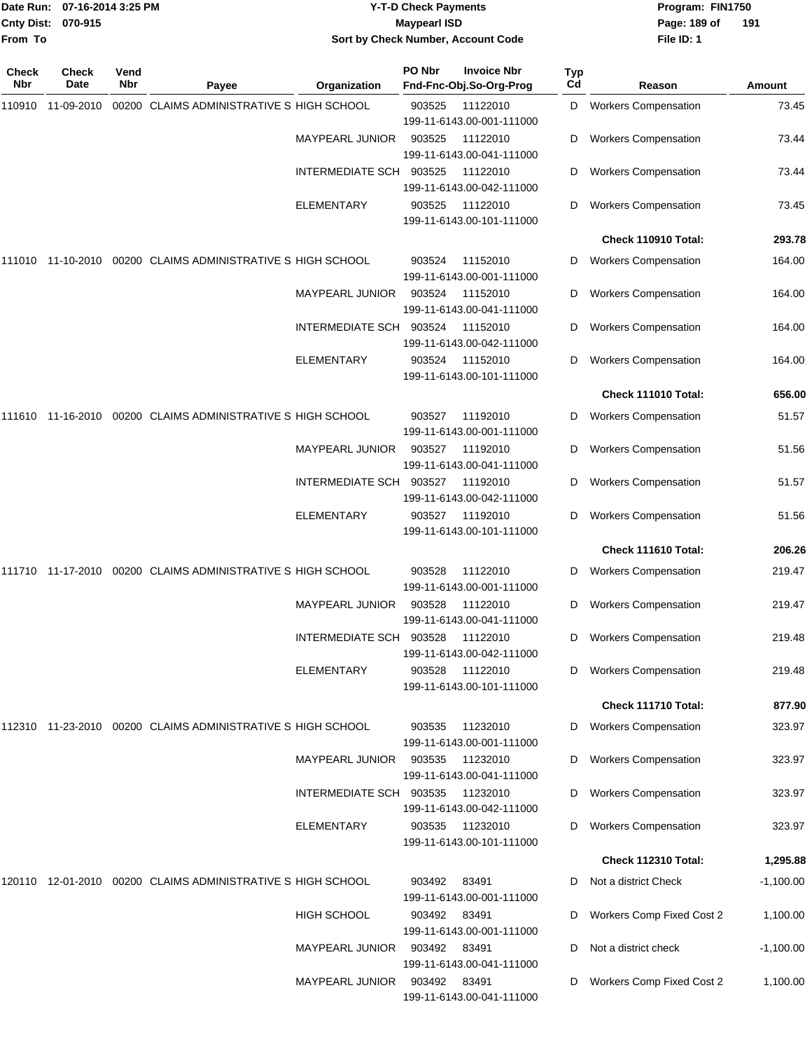Date Run: 07-16-2014 3:25 PM
Cnty Dist: 070-915
From To

# Y-T-D Check Payments
## Maypearl ISD
### Sort by Check Number, Account Code

Program: FIN1750
File ID: 1

| Check Nbr | Check Date | Vend Nbr | Payee | Organization | PO Nbr / Invoice Nbr / Fnd-Fnc-Obj.So-Org-Prog | Typ Cd | Reason | Amount |
|---|---|---|---|---|---|---|---|---|
| 110910 | 11-09-2010 | 00200 | CLAIMS ADMINISTRATIVE S | HIGH SCHOOL | 903525 11122010 199-11-6143.00-001-111000 | D | Workers Compensation | 73.45 |
| | | | | MAYPEARL JUNIOR | 903525 11122010 199-11-6143.00-041-111000 | D | Workers Compensation | 73.44 |
| | | | | INTERMEDIATE SCH | 903525 11122010 199-11-6143.00-042-111000 | D | Workers Compensation | 73.44 |
| | | | | ELEMENTARY | 903525 11122010 199-11-6143.00-101-111000 | D | Workers Compensation | 73.45 |
| | | | | | | | **Check 110910 Total:** | **293.78** |
| 111010 | 11-10-2010 | 00200 | CLAIMS ADMINISTRATIVE S | HIGH SCHOOL | 903524 11152010 199-11-6143.00-001-111000 | D | Workers Compensation | 164.00 |
| | | | | MAYPEARL JUNIOR | 903524 11152010 199-11-6143.00-041-111000 | D | Workers Compensation | 164.00 |
| | | | | INTERMEDIATE SCH | 903524 11152010 199-11-6143.00-042-111000 | D | Workers Compensation | 164.00 |
| | | | | ELEMENTARY | 903524 11152010 199-11-6143.00-101-111000 | D | Workers Compensation | 164.00 |
| | | | | | | | **Check 111010 Total:** | **656.00** |
| 111610 | 11-16-2010 | 00200 | CLAIMS ADMINISTRATIVE S | HIGH SCHOOL | 903527 11192010 199-11-6143.00-001-111000 | D | Workers Compensation | 51.57 |
| | | | | MAYPEARL JUNIOR | 903527 11192010 199-11-6143.00-041-111000 | D | Workers Compensation | 51.56 |
| | | | | INTERMEDIATE SCH | 903527 11192010 199-11-6143.00-042-111000 | D | Workers Compensation | 51.57 |
| | | | | ELEMENTARY | 903527 11192010 199-11-6143.00-101-111000 | D | Workers Compensation | 51.56 |
| | | | | | | | **Check 111610 Total:** | **206.26** |
| 111710 | 11-17-2010 | 00200 | CLAIMS ADMINISTRATIVE S | HIGH SCHOOL | 903528 11122010 199-11-6143.00-001-111000 | D | Workers Compensation | 219.47 |
| | | | | MAYPEARL JUNIOR | 903528 11122010 199-11-6143.00-041-111000 | D | Workers Compensation | 219.47 |
| | | | | INTERMEDIATE SCH | 903528 11122010 199-11-6143.00-042-111000 | D | Workers Compensation | 219.48 |
| | | | | ELEMENTARY | 903528 11122010 199-11-6143.00-101-111000 | D | Workers Compensation | 219.48 |
| | | | | | | | **Check 111710 Total:** | **877.90** |
| 112310 | 11-23-2010 | 00200 | CLAIMS ADMINISTRATIVE S | HIGH SCHOOL | 903535 11232010 199-11-6143.00-001-111000 | D | Workers Compensation | 323.97 |
| | | | | MAYPEARL JUNIOR | 903535 11232010 199-11-6143.00-041-111000 | D | Workers Compensation | 323.97 |
| | | | | INTERMEDIATE SCH | 903535 11232010 199-11-6143.00-042-111000 | D | Workers Compensation | 323.97 |
| | | | | ELEMENTARY | 903535 11232010 199-11-6143.00-101-111000 | D | Workers Compensation | 323.97 |
| | | | | | | | **Check 112310 Total:** | **1,295.88** |
| 120110 | 12-01-2010 | 00200 | CLAIMS ADMINISTRATIVE S | HIGH SCHOOL | 903492 83491 199-11-6143.00-001-111000 | D | Not a district Check | -1,100.00 |
| | | | | HIGH SCHOOL | 903492 83491 199-11-6143.00-001-111000 | D | Workers Comp Fixed Cost 2 | 1,100.00 |
| | | | | MAYPEARL JUNIOR | 903492 83491 199-11-6143.00-041-111000 | D | Not a district check | -1,100.00 |
| | | | | MAYPEARL JUNIOR | 903492 83491 199-11-6143.00-041-111000 | D | Workers Comp Fixed Cost 2 | 1,100.00 |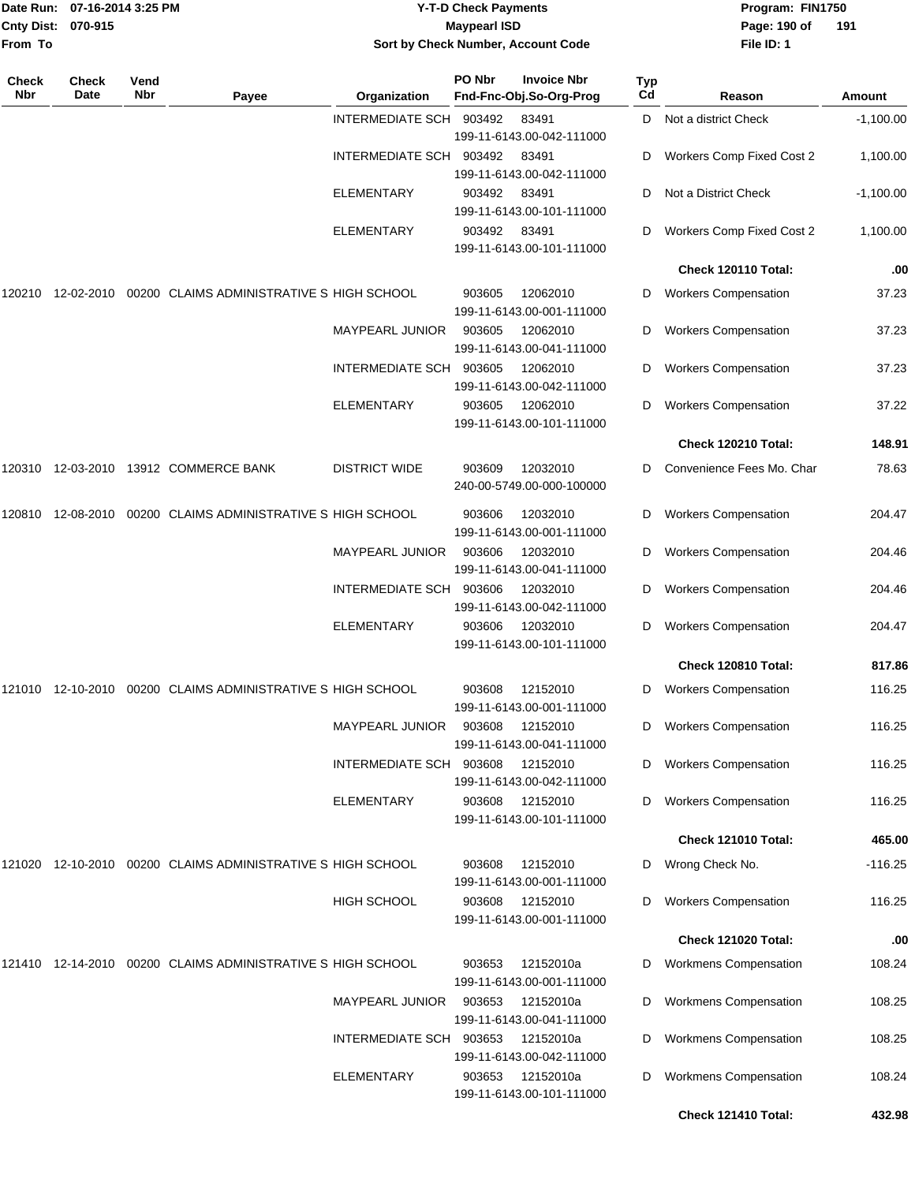| Check Nbr | Check Date | Vend Nbr | Payee | Organization | PO Nbr / Fnd-Fnc-Obj.So-Org-Prog | Invoice Nbr | Typ Cd | Reason | Amount |
|---|---|---|---|---|---|---|---|---|---|
| | | | | INTERMEDIATE SCH | 903492 199-11-6143.00-042-111000 | 83491 | D | Not a district Check | -1,100.00 |
| | | | | INTERMEDIATE SCH | 903492 199-11-6143.00-042-111000 | 83491 | D | Workers Comp Fixed Cost 2 | 1,100.00 |
| | | | | ELEMENTARY | 903492 199-11-6143.00-101-111000 | 83491 | D | Not a District Check | -1,100.00 |
| | | | | ELEMENTARY | 903492 199-11-6143.00-101-111000 | 83491 | D | Workers Comp Fixed Cost 2 | 1,100.00 |
| | | | | | | | | **Check 120110 Total:** | **.00** |
| 120210 | 12-02-2010 | 00200 | CLAIMS ADMINISTRATIVE S | HIGH SCHOOL | 903605 199-11-6143.00-001-111000 | 12062010 | D | Workers Compensation | 37.23 |
| | | | | MAYPEARL JUNIOR | 903605 199-11-6143.00-041-111000 | 12062010 | D | Workers Compensation | 37.23 |
| | | | | INTERMEDIATE SCH | 903605 199-11-6143.00-042-111000 | 12062010 | D | Workers Compensation | 37.23 |
| | | | | ELEMENTARY | 903605 199-11-6143.00-101-111000 | 12062010 | D | Workers Compensation | 37.22 |
| | | | | | | | | **Check 120210 Total:** | **148.91** |
| 120310 | 12-03-2010 | 13912 | COMMERCE BANK | DISTRICT WIDE | 903609 240-00-5749.00-000-100000 | 12032010 | D | Convenience Fees Mo. Char | 78.63 |
| 120810 | 12-08-2010 | 00200 | CLAIMS ADMINISTRATIVE S | HIGH SCHOOL | 903606 199-11-6143.00-001-111000 | 12032010 | D | Workers Compensation | 204.47 |
| | | | | MAYPEARL JUNIOR | 903606 199-11-6143.00-041-111000 | 12032010 | D | Workers Compensation | 204.46 |
| | | | | INTERMEDIATE SCH | 903606 199-11-6143.00-042-111000 | 12032010 | D | Workers Compensation | 204.46 |
| | | | | ELEMENTARY | 903606 199-11-6143.00-101-111000 | 12032010 | D | Workers Compensation | 204.47 |
| | | | | | | | | **Check 120810 Total:** | **817.86** |
| 121010 | 12-10-2010 | 00200 | CLAIMS ADMINISTRATIVE S | HIGH SCHOOL | 903608 199-11-6143.00-001-111000 | 12152010 | D | Workers Compensation | 116.25 |
| | | | | MAYPEARL JUNIOR | 903608 199-11-6143.00-041-111000 | 12152010 | D | Workers Compensation | 116.25 |
| | | | | INTERMEDIATE SCH | 903608 199-11-6143.00-042-111000 | 12152010 | D | Workers Compensation | 116.25 |
| | | | | ELEMENTARY | 903608 199-11-6143.00-101-111000 | 12152010 | D | Workers Compensation | 116.25 |
| | | | | | | | | **Check 121010 Total:** | **465.00** |
| 121020 | 12-10-2010 | 00200 | CLAIMS ADMINISTRATIVE S | HIGH SCHOOL | 903608 199-11-6143.00-001-111000 | 12152010 | D | Wrong Check No. | -116.25 |
| | | | | HIGH SCHOOL | 903608 199-11-6143.00-001-111000 | 12152010 | D | Workers Compensation | 116.25 |
| | | | | | | | | **Check 121020 Total:** | **.00** |
| 121410 | 12-14-2010 | 00200 | CLAIMS ADMINISTRATIVE S | HIGH SCHOOL | 903653 199-11-6143.00-001-111000 | 12152010a | D | Workmens Compensation | 108.24 |
| | | | | MAYPEARL JUNIOR | 903653 199-11-6143.00-041-111000 | 12152010a | D | Workmens Compensation | 108.25 |
| | | | | INTERMEDIATE SCH | 903653 199-11-6143.00-042-111000 | 12152010a | D | Workmens Compensation | 108.25 |
| | | | | ELEMENTARY | 903653 199-11-6143.00-101-111000 | 12152010a | D | Workmens Compensation | 108.24 |
| | | | | | | | | **Check 121410 Total:** | **432.98** |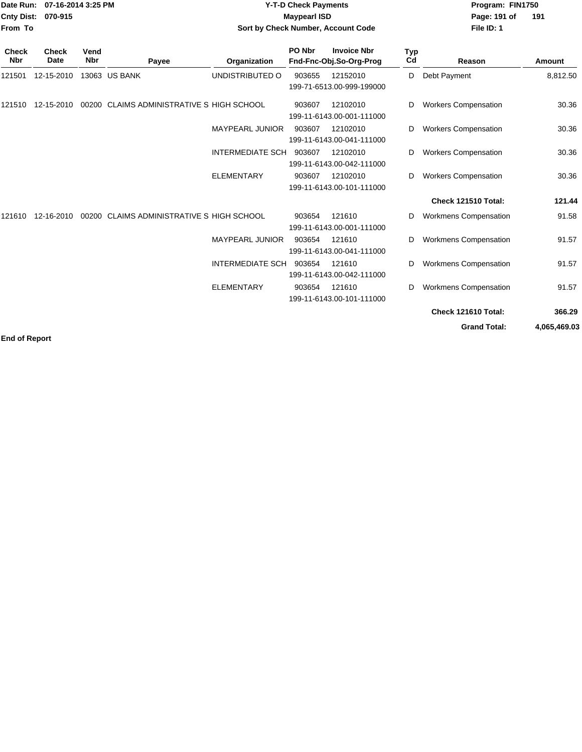Date Run: 07-16-2014 3:25 PM
Cnty Dist: 070-915
From To

# Y-T-D Check Payments
## Maypearl ISD
### Sort by Check Number, Account Code

Program: FIN1750
File ID: 1

| Check Nbr | Check Date | Vend Nbr | Payee | Organization | PO Nbr | Invoice Nbr / Fnd-Fnc-Obj.So-Org-Prog | Typ Cd | Reason | Amount |
|---|---|---|---|---|---|---|---|---|---|
| 121501 | 12-15-2010 | 13063 | US BANK | UNDISTRIBUTED O | 903655 | 12152010 199-71-6513.00-999-199000 | D | Debt Payment | 8,812.50 |
| 121510 | 12-15-2010 | 00200 | CLAIMS ADMINISTRATIVE S | HIGH SCHOOL | 903607 | 12102010 199-11-6143.00-001-111000 | D | Workers Compensation | 30.36 |
| | | | | MAYPEARL JUNIOR | 903607 | 12102010 199-11-6143.00-041-111000 | D | Workers Compensation | 30.36 |
| | | | | INTERMEDIATE SCH | 903607 | 12102010 199-11-6143.00-042-111000 | D | Workers Compensation | 30.36 |
| | | | | ELEMENTARY | 903607 | 12102010 199-11-6143.00-101-111000 | D | Workers Compensation | 30.36 |
| | | | | | | | | **Check 121510 Total:** | **121.44** |
| 121610 | 12-16-2010 | 00200 | CLAIMS ADMINISTRATIVE S | HIGH SCHOOL | 903654 | 121610 199-11-6143.00-001-111000 | D | Workmens Compensation | 91.58 |
| | | | | MAYPEARL JUNIOR | 903654 | 121610 199-11-6143.00-041-111000 | D | Workmens Compensation | 91.57 |
| | | | | INTERMEDIATE SCH | 903654 | 121610 199-11-6143.00-042-111000 | D | Workmens Compensation | 91.57 |
| | | | | ELEMENTARY | 903654 | 121610 199-11-6143.00-101-111000 | D | Workmens Compensation | 91.57 |
| | | | | | | | | **Check 121610 Total:** | **366.29** |
| | | | | | | | | **Grand Total:** | **4,065,469.03** |

**End of Report**